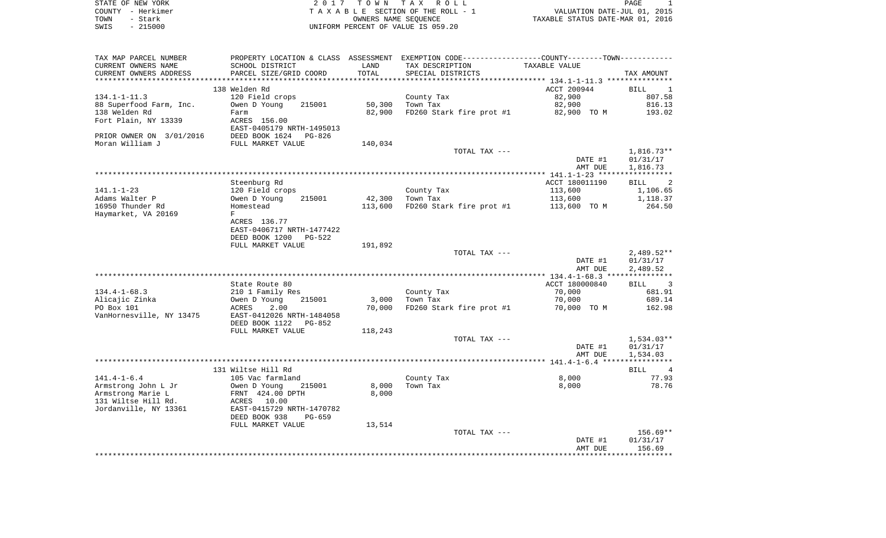STATE OF NEW YORK
COUNTY - Herkimer
TOWN - Stark
SWIS - 215000

2 0 1 7 T O W N T A X R O L L
T A X A B L E SECTION OF THE ROLL - 1
OWNERS NAME SEQUENCE
UNIFORM PERCENT OF VALUE IS 059.20

VALUATION DATE-JUL 01, 2015
TAXABLE STATUS DATE-MAR 01, 2016

| TAX MAP PARCEL NUMBER<br>CURRENT OWNERS NAME<br>CURRENT OWNERS ADDRESS | PROPERTY LOCATION & CLASS<br>SCHOOL DISTRICT<br>PARCEL SIZE/GRID COORD | ASSESSMENT<br>LAND<br>TOTAL | EXEMPTION CODE-----COUNTY--------TOWN-----<br>TAX DESCRIPTION<br>SPECIAL DISTRICTS | TAXABLE VALUE | TAX AMOUNT |
|---|---|---|---|---|---|
| 134.1-1-11.3 | 138 Welden Rd | | | ACCT 200944 | BILL 1 |
| 134.1-1-11.3 | 120 Field crops | | County Tax | 82,900 | 807.58 |
| 88 Superfood Farm, Inc. | Owen D Young 215001 | 50,300 | Town Tax | 82,900 | 816.13 |
| 138 Welden Rd | Farm | 82,900 | FD260 Stark fire prot #1 | 82,900 TO M | 193.02 |
| Fort Plain, NY 13339 | ACRES 156.00 | | | | |
| | EAST-0405179 NRTH-1495013 | | | | |
| PRIOR OWNER ON 3/01/2016 | DEED BOOK 1624 PG-826 | | | | |
| Moran William J | FULL MARKET VALUE | 140,034 | | | |
| | | | TOTAL TAX --- | | 1,816.73** |
| | | | | DATE #1 | 01/31/17 |
| | | | | AMT DUE | 1,816.73 |
| 141.1-1-23 | Steenburg Rd | | | ACCT 180011190 | BILL 2 |
| 141.1-1-23 | 120 Field crops | | County Tax | 113,600 | 1,106.65 |
| Adams Walter P | Owen D Young 215001 | 42,300 | Town Tax | 113,600 | 1,118.37 |
| 16950 Thunder Rd | Homestead | 113,600 | FD260 Stark fire prot #1 | 113,600 TO M | 264.50 |
| Haymarket, VA 20169 | F | | | | |
| | ACRES 136.77 | | | | |
| | EAST-0406717 NRTH-1477422 | | | | |
| | DEED BOOK 1200 PG-522 | | | | |
| | FULL MARKET VALUE | 191,892 | | | |
| | | | TOTAL TAX --- | | 2,489.52** |
| | | | | DATE #1 | 01/31/17 |
| | | | | AMT DUE | 2,489.52 |
| 134.4-1-68.3 | State Route 80 | | | ACCT 180000840 | BILL 3 |
| 134.4-1-68.3 | 210 1 Family Res | | County Tax | 70,000 | 681.91 |
| Alicajic Zinka | Owen D Young 215001 | 3,000 | Town Tax | 70,000 | 689.14 |
| PO Box 101 | ACRES 2.00 | 70,000 | FD260 Stark fire prot #1 | 70,000 TO M | 162.98 |
| VanHornesville, NY 13475 | EAST-0412026 NRTH-1484058 | | | | |
| | DEED BOOK 1122 PG-852 | | | | |
| | FULL MARKET VALUE | 118,243 | | | |
| | | | TOTAL TAX --- | | 1,534.03** |
| | | | | DATE #1 | 01/31/17 |
| | | | | AMT DUE | 1,534.03 |
| 141.4-1-6.4 | 131 Wiltse Hill Rd | | | | BILL 4 |
| 141.4-1-6.4 | 105 Vac farmland | | County Tax | 8,000 | 77.93 |
| Armstrong John L Jr | Owen D Young 215001 | 8,000 | Town Tax | 8,000 | 78.76 |
| Armstrong Marie L | FRNT 424.00 DPTH | 8,000 | | | |
| 131 Wiltse Hill Rd. | ACRES 10.00 | | | | |
| Jordanville, NY 13361 | EAST-0415729 NRTH-1470782 | | | | |
| | DEED BOOK 938 PG-659 | | | | |
| | FULL MARKET VALUE | 13,514 | | | |
| | | | TOTAL TAX --- | | 156.69** |
| | | | | DATE #1 | 01/31/17 |
| | | | | AMT DUE | 156.69 |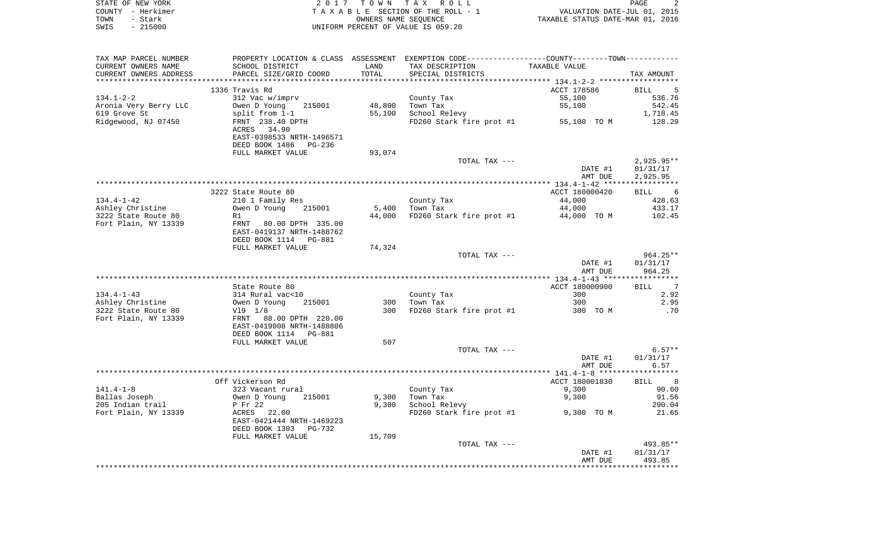STATE OF NEW YORK　　　　2 0 1 7　T O W N　T A X　R O L L　　　　PAGE 2
COUNTY - Herkimer　　　　T A X A B L E SECTION OF THE ROLL - 1　　　　VALUATION DATE-JUL 01, 2015
TOWN - Stark　　　　OWNERS NAME SEQUENCE　　　　TAXABLE STATUS DATE-MAR 01, 2016
SWIS - 215000　　　　UNIFORM PERCENT OF VALUE IS 059.20

| TAX MAP PARCEL NUMBER / CURRENT OWNERS NAME / CURRENT OWNERS ADDRESS | PROPERTY LOCATION & CLASS / SCHOOL DISTRICT / PARCEL SIZE/GRID COORD | ASSESSMENT LAND / TOTAL | EXEMPTION CODE / TAX DESCRIPTION / SPECIAL DISTRICTS | COUNTY--------TOWN / TAXABLE VALUE | TAX AMOUNT |
|---|---|---|---|---|---|
| **134.1-2-2** | 1336 Travis Rd | | | ACCT 178586 | BILL 5 |
| | 312 Vac w/imprv | | County Tax | 55,100 | 536.76 |
| Aronia Very Berry LLC | Owen D Young 215001 | 48,800 | Town Tax | 55,100 | 542.45 |
| 619 Grove St | split from 1-1 | 55,100 | School Relevy | | 1,718.45 |
| Ridgewood, NJ 07450 | FRNT 238.40 DPTH | | FD260 Stark fire prot #1 | 55,100 TO M | 128.29 |
| | ACRES 34.90 | | | | |
| | EAST-0398533 NRTH-1496571 | | | | |
| | DEED BOOK 1486 PG-236 | | | | |
| | FULL MARKET VALUE | 93,074 | | | |
| | | | TOTAL TAX --- | | 2,925.95** |
| | | | | DATE #1 | 01/31/17 |
| | | | | AMT DUE | 2,925.95 |
| **134.4-1-42** | 3222 State Route 80 | | | ACCT 180000420 | BILL 6 |
| | 210 1 Family Res | | County Tax | 44,000 | 428.63 |
| Ashley Christine | Owen D Young 215001 | 5,400 | Town Tax | 44,000 | 433.17 |
| 3222 State Route 80 | R1 | 44,000 | FD260 Stark fire prot #1 | 44,000 TO M | 102.45 |
| Fort Plain, NY 13339 | FRNT 80.00 DPTH 335.00 | | | | |
| | EAST-0419137 NRTH-1488762 | | | | |
| | DEED BOOK 1114 PG-881 | | | | |
| | FULL MARKET VALUE | 74,324 | | | |
| | | | TOTAL TAX --- | | 964.25** |
| | | | | DATE #1 | 01/31/17 |
| | | | | AMT DUE | 964.25 |
| **134.4-1-43** | State Route 80 | | | ACCT 180000900 | BILL 7 |
| | 314 Rural vac<10 | | County Tax | 300 | 2.92 |
| Ashley Christine | Owen D Young 215001 | 300 | Town Tax | 300 | 2.95 |
| 3222 State Route 80 | Vl9 1/8 | 300 | FD260 Stark fire prot #1 | 300 TO M | .70 |
| Fort Plain, NY 13339 | FRNT 88.00 DPTH 220.00 | | | | |
| | EAST-0419008 NRTH-1488806 | | | | |
| | DEED BOOK 1114 PG-881 | | | | |
| | FULL MARKET VALUE | 507 | | | |
| | | | TOTAL TAX --- | | 6.57** |
| | | | | DATE #1 | 01/31/17 |
| | | | | AMT DUE | 6.57 |
| **141.4-1-8** | Off Vickerson Rd | | | ACCT 180001830 | BILL 8 |
| | 323 Vacant rural | | County Tax | 9,300 | 90.60 |
| Ballas Joseph | Owen D Young 215001 | 9,300 | Town Tax | 9,300 | 91.56 |
| 205 Indian trail | P Fr 22 | 9,300 | School Relevy | | 290.04 |
| Fort Plain, NY 13339 | ACRES 22.00 | | FD260 Stark fire prot #1 | 9,300 TO M | 21.65 |
| | EAST-0421444 NRTH-1469223 | | | | |
| | DEED BOOK 1303 PG-732 | | | | |
| | FULL MARKET VALUE | 15,709 | | | |
| | | | TOTAL TAX --- | | 493.85** |
| | | | | DATE #1 | 01/31/17 |
| | | | | AMT DUE | 493.85 |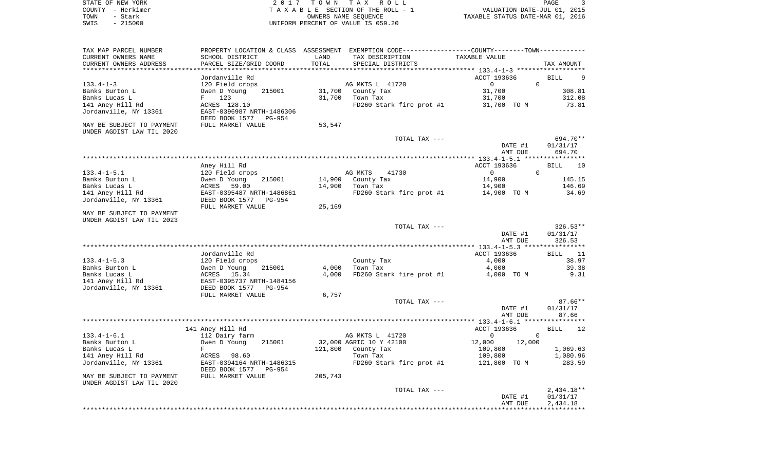STATE OF NEW YORK — 2017 TOWN TAX ROLL
COUNTY - Herkimer — TAXABLE SECTION OF THE ROLL - 1 — VALUATION DATE-JUL 01, 2015
TOWN - Stark — OWNERS NAME SEQUENCE — TAXABLE STATUS DATE-MAR 01, 2016
SWIS - 215000 — UNIFORM PERCENT OF VALUE IS 059.20

| TAX MAP PARCEL NUMBER / CURRENT OWNERS NAME / CURRENT OWNERS ADDRESS | PROPERTY LOCATION & CLASS / SCHOOL DISTRICT / PARCEL SIZE/GRID COORD | ASSESSMENT LAND / TOTAL | EXEMPTION CODE / TAX DESCRIPTION / SPECIAL DISTRICTS | COUNTY / TOWN TAXABLE VALUE | TAX AMOUNT |
|---|---|---|---|---|---|
| **133.4-1-3** | Jordanville Rd | | | ACCT 193636 | BILL 9 |
| | 120 Field crops | | AG MKTS L 41720 | 0 / 0 | |
| Banks Burton L | Owen D Young 215001 | 31,700 | County Tax | 31,700 | 308.81 |
| Banks Lucas L | F 123 | 31,700 | Town Tax | 31,700 | 312.08 |
| 141 Aney Hill Rd | ACRES 128.10 | | FD260 Stark fire prot #1 | 31,700 TO M | 73.81 |
| Jordanville, NY 13361 | EAST-0396987 NRTH-1486306 | | | | |
| | DEED BOOK 1577 PG-954 | | | | |
| MAY BE SUBJECT TO PAYMENT UNDER AGDIST LAW TIL 2020 | FULL MARKET VALUE | 53,547 | | | |
| | | | TOTAL TAX --- | | 694.70** |
| | | | | DATE #1 | 01/31/17 |
| | | | | AMT DUE | 694.70 |
| **133.4-1-5.1** | Aney Hill Rd | | | ACCT 193636 | BILL 10 |
| | 120 Field crops | | AG MKTS 41730 | 0 / 0 | |
| Banks Burton L | Owen D Young 215001 | 14,900 | County Tax | 14,900 | 145.15 |
| Banks Lucas L | ACRES 59.00 | 14,900 | Town Tax | 14,900 | 146.69 |
| 141 Aney Hill Rd | EAST-0395487 NRTH-1486861 | | FD260 Stark fire prot #1 | 14,900 TO M | 34.69 |
| Jordanville, NY 13361 | DEED BOOK 1577 PG-954 | | | | |
| | FULL MARKET VALUE | 25,169 | | | |
| MAY BE SUBJECT TO PAYMENT UNDER AGDIST LAW TIL 2023 | | | | | |
| | | | TOTAL TAX --- | | 326.53** |
| | | | | DATE #1 | 01/31/17 |
| | | | | AMT DUE | 326.53 |
| **133.4-1-5.3** | Jordanville Rd | | | ACCT 193636 | BILL 11 |
| | 120 Field crops | | County Tax | 4,000 | 38.97 |
| Banks Burton L | Owen D Young 215001 | 4,000 | Town Tax | 4,000 | 39.38 |
| Banks Lucas L | ACRES 15.34 | 4,000 | FD260 Stark fire prot #1 | 4,000 TO M | 9.31 |
| 141 Aney Hill Rd | EAST-0395737 NRTH-1484156 | | | | |
| Jordanville, NY 13361 | DEED BOOK 1577 PG-954 | | | | |
| | FULL MARKET VALUE | 6,757 | | | |
| | | | TOTAL TAX --- | | 87.66** |
| | | | | DATE #1 | 01/31/17 |
| | | | | AMT DUE | 87.66 |
| **133.4-1-6.1** | 141 Aney Hill Rd | | | ACCT 193636 | BILL 12 |
| | 112 Dairy farm | | AG MKTS L 41720 | 0 / 0 | |
| Banks Burton L | Owen D Young 215001 | 32,000 | AGRIC 10 Y 42100 | 12,000 / 12,000 | |
| Banks Lucas L | F | 121,800 | County Tax | 109,800 | 1,069.63 |
| 141 Aney Hill Rd | ACRES 98.60 | | Town Tax | 109,800 | 1,080.96 |
| Jordanville, NY 13361 | EAST-0394164 NRTH-1486315 | | FD260 Stark fire prot #1 | 121,800 TO M | 283.59 |
| | DEED BOOK 1577 PG-954 | | | | |
| MAY BE SUBJECT TO PAYMENT UNDER AGDIST LAW TIL 2020 | FULL MARKET VALUE | 205,743 | | | |
| | | | TOTAL TAX --- | | 2,434.18** |
| | | | | DATE #1 | 01/31/17 |
| | | | | AMT DUE | 2,434.18 |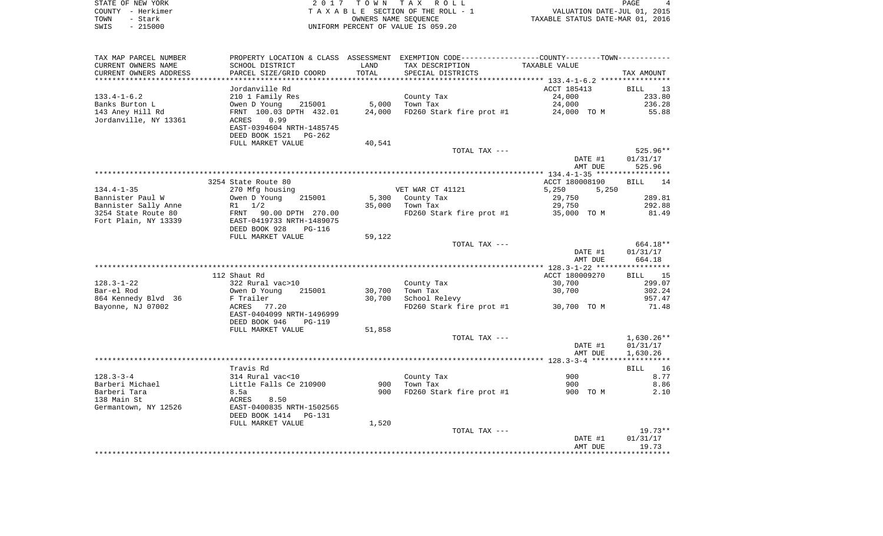STATE OF NEW YORK
COUNTY - Herkimer
TOWN - Stark
SWIS - 215000

2 0 1 7 T O W N T A X R O L L
T A X A B L E SECTION OF THE ROLL - 1
OWNERS NAME SEQUENCE
UNIFORM PERCENT OF VALUE IS 059.20

VALUATION DATE-JUL 01, 2015
TAXABLE STATUS DATE-MAR 01, 2016

| TAX MAP PARCEL NUMBER<br>CURRENT OWNERS NAME<br>CURRENT OWNERS ADDRESS | PROPERTY LOCATION & CLASS<br>SCHOOL DISTRICT<br>PARCEL SIZE/GRID COORD | ASSESSMENT<br>LAND<br>TOTAL | EXEMPTION CODE-----COUNTY-----TOWN-----<br>TAX DESCRIPTION<br>SPECIAL DISTRICTS | TAXABLE VALUE | TAX AMOUNT |
|---|---|---|---|---|---|
| | Jordanville Rd | | | ACCT 185413 | BILL 13 |
| 133.4-1-6.2 | 210 1 Family Res | | County Tax | 24,000 | 233.80 |
| Banks Burton L | Owen D Young 215001 | 5,000 | Town Tax | 24,000 | 236.28 |
| 143 Aney Hill Rd | FRNT 100.03 DPTH 432.01 | 24,000 | FD260 Stark fire prot #1 | 24,000 TO M | 55.88 |
| Jordanville, NY 13361 | ACRES 0.99 | | | | |
| | EAST-0394604 NRTH-1485745 | | | | |
| | DEED BOOK 1521 PG-262 | | | | |
| | FULL MARKET VALUE | 40,541 | | | |
| | | | TOTAL TAX --- | | 525.96** |
| | | | | DATE #1 | 01/31/17 |
| | | | | AMT DUE | 525.96 |
| | 3254 State Route 80 | | | ACCT 180008190 | BILL 14 |
| 134.4-1-35 | 270 Mfg housing | | VET WAR CT 41121 | 5,250 5,250 | |
| Bannister Paul W | Owen D Young 215001 | 5,300 | County Tax | 29,750 | 289.81 |
| Bannister Sally Anne | R1 1/2 | 35,000 | Town Tax | 29,750 | 292.88 |
| 3254 State Route 80 | FRNT 90.00 DPTH 270.00 | | FD260 Stark fire prot #1 | 35,000 TO M | 81.49 |
| Fort Plain, NY 13339 | EAST-0419733 NRTH-1489075 | | | | |
| | DEED BOOK 928 PG-116 | | | | |
| | FULL MARKET VALUE | 59,122 | | | |
| | | | TOTAL TAX --- | | 664.18** |
| | | | | DATE #1 | 01/31/17 |
| | | | | AMT DUE | 664.18 |
| | 112 Shaut Rd | | | ACCT 180009270 | BILL 15 |
| 128.3-1-22 | 322 Rural vac>10 | | County Tax | 30,700 | 299.07 |
| Bar-el Rod | Owen D Young 215001 | 30,700 | Town Tax | 30,700 | 302.24 |
| 864 Kennedy Blvd 36 | F Trailer | 30,700 | School Relevy | | 957.47 |
| Bayonne, NJ 07002 | ACRES 77.20 | | FD260 Stark fire prot #1 | 30,700 TO M | 71.48 |
| | EAST-0404099 NRTH-1496999 | | | | |
| | DEED BOOK 946 PG-119 | | | | |
| | FULL MARKET VALUE | 51,858 | | | |
| | | | TOTAL TAX --- | | 1,630.26** |
| | | | | DATE #1 | 01/31/17 |
| | | | | AMT DUE | 1,630.26 |
| | Travis Rd | | | | BILL 16 |
| 128.3-3-4 | 314 Rural vac<10 | | County Tax | 900 | 8.77 |
| Barberi Michael | Little Falls Ce 210900 | 900 | Town Tax | 900 | 8.86 |
| Barberi Tara | 8.5a | 900 | FD260 Stark fire prot #1 | 900 TO M | 2.10 |
| 138 Main St | ACRES 8.50 | | | | |
| Germantown, NY 12526 | EAST-0400835 NRTH-1502565 | | | | |
| | DEED BOOK 1414 PG-131 | | | | |
| | FULL MARKET VALUE | 1,520 | | | |
| | | | TOTAL TAX --- | | 19.73** |
| | | | | DATE #1 | 01/31/17 |
| | | | | AMT DUE | 19.73 |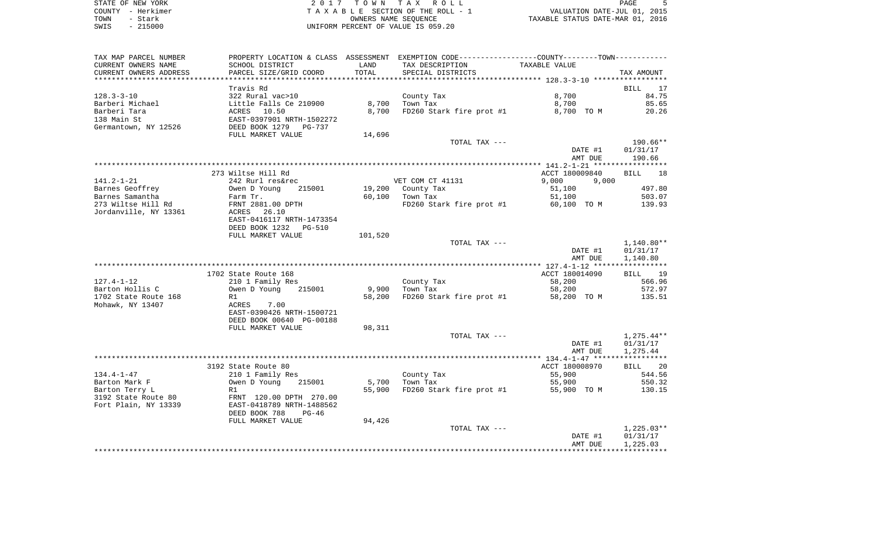STATE OF NEW YORK — 2017 TOWN TAX ROLL
COUNTY - Herkimer — TAXABLE SECTION OF THE ROLL - 1 — VALUATION DATE-JUL 01, 2015
TOWN - Stark — OWNERS NAME SEQUENCE — TAXABLE STATUS DATE-MAR 01, 2016
SWIS - 215000 — UNIFORM PERCENT OF VALUE IS 059.20

| TAX MAP PARCEL NUMBER / CURRENT OWNERS NAME / CURRENT OWNERS ADDRESS | PROPERTY LOCATION & CLASS / SCHOOL DISTRICT / PARCEL SIZE/GRID COORD | ASSESSMENT LAND | TOTAL | EXEMPTION CODE / TAX DESCRIPTION / SPECIAL DISTRICTS | COUNTY / TOWN TAXABLE VALUE | TAX AMOUNT |
|---|---|---|---|---|---|---|
| **128.3-3-10** | Travis Rd | | | | | BILL 17 |
| | 322 Rural vac>10 | | | County Tax | 8,700 | 84.75 |
| Barberi Michael | Little Falls Ce 210900 | 8,700 | | Town Tax | 8,700 | 85.65 |
| Barberi Tara | ACRES 10.50 | | 8,700 | FD260 Stark fire prot #1 | 8,700 TO M | 20.26 |
| 138 Main St | EAST-0397901 NRTH-1502272 | | | | | |
| Germantown, NY 12526 | DEED BOOK 1279 PG-737 | | | | | |
| | FULL MARKET VALUE | 14,696 | | | | |
| | | | | TOTAL TAX --- | | 190.66** |
| | | | | | DATE #1 | 01/31/17 |
| | | | | | AMT DUE | 190.66 |
| **141.2-1-21** | 273 Wiltse Hill Rd | | | | ACCT 180009840 | BILL 18 |
| | 242 Rurl res&rec | | | VET COM CT 41131 | 9,000 9,000 | |
| Barnes Geoffrey | Owen D Young 215001 | 19,200 | | County Tax | 51,100 | 497.80 |
| Barnes Samantha | Farm Tr. | | 60,100 | Town Tax | 51,100 | 503.07 |
| 273 Wiltse Hill Rd | FRNT 2881.00 DPTH | | | FD260 Stark fire prot #1 | 60,100 TO M | 139.93 |
| Jordanville, NY 13361 | ACRES 26.10 | | | | | |
| | EAST-0416117 NRTH-1473354 | | | | | |
| | DEED BOOK 1232 PG-510 | | | | | |
| | FULL MARKET VALUE | 101,520 | | | | |
| | | | | TOTAL TAX --- | | 1,140.80** |
| | | | | | DATE #1 | 01/31/17 |
| | | | | | AMT DUE | 1,140.80 |
| **127.4-1-12** | 1702 State Route 168 | | | | ACCT 180014090 | BILL 19 |
| | 210 1 Family Res | | | County Tax | 58,200 | 566.96 |
| Barton Hollis C | Owen D Young 215001 | 9,900 | | Town Tax | 58,200 | 572.97 |
| 1702 State Route 168 | R1 | | 58,200 | FD260 Stark fire prot #1 | 58,200 TO M | 135.51 |
| Mohawk, NY 13407 | ACRES 7.00 | | | | | |
| | EAST-0390426 NRTH-1500721 | | | | | |
| | DEED BOOK 00640 PG-00188 | | | | | |
| | FULL MARKET VALUE | 98,311 | | | | |
| | | | | TOTAL TAX --- | | 1,275.44** |
| | | | | | DATE #1 | 01/31/17 |
| | | | | | AMT DUE | 1,275.44 |
| **134.4-1-47** | 3192 State Route 80 | | | | ACCT 180008970 | BILL 20 |
| | 210 1 Family Res | | | County Tax | 55,900 | 544.56 |
| Barton Mark F | Owen D Young 215001 | 5,700 | | Town Tax | 55,900 | 550.32 |
| Barton Terry L | R1 | | 55,900 | FD260 Stark fire prot #1 | 55,900 TO M | 130.15 |
| 3192 State Route 80 | FRNT 120.00 DPTH 270.00 | | | | | |
| Fort Plain, NY 13339 | EAST-0418789 NRTH-1488562 | | | | | |
| | DEED BOOK 788 PG-46 | | | | | |
| | FULL MARKET VALUE | 94,426 | | | | |
| | | | | TOTAL TAX --- | | 1,225.03** |
| | | | | | DATE #1 | 01/31/17 |
| | | | | | AMT DUE | 1,225.03 |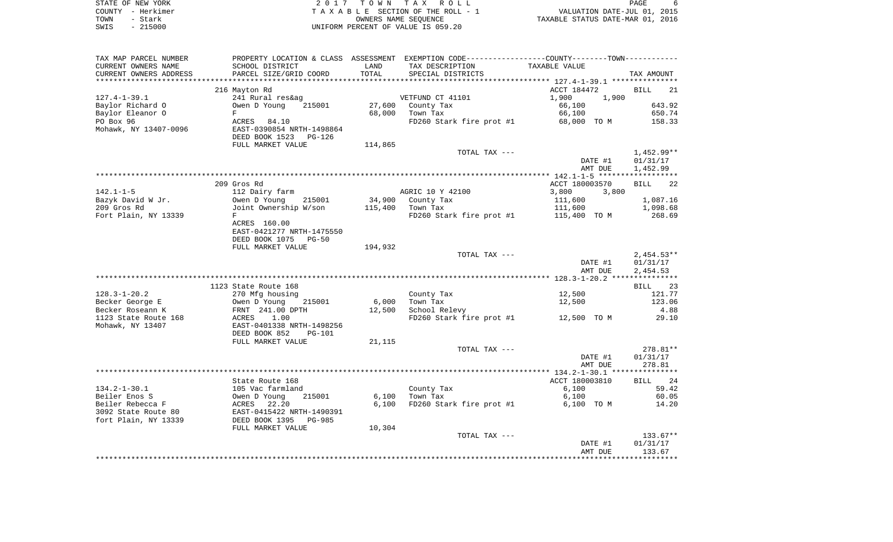STATE OF NEW YORK — 2017 TOWN TAX ROLL
COUNTY - Herkimer — TAXABLE SECTION OF THE ROLL - 1 — VALUATION DATE-JUL 01, 2015
TOWN - Stark — OWNERS NAME SEQUENCE — TAXABLE STATUS DATE-MAR 01, 2016
SWIS - 215000 — UNIFORM PERCENT OF VALUE IS 059.20

| TAX MAP PARCEL NUMBER / CURRENT OWNERS NAME / CURRENT OWNERS ADDRESS | PROPERTY LOCATION & CLASS / SCHOOL DISTRICT / PARCEL SIZE/GRID COORD | ASSESSMENT LAND | TOTAL | EXEMPTION CODE / TAX DESCRIPTION / SPECIAL DISTRICTS | COUNTY / TOWN TAXABLE VALUE | TAX AMOUNT |
|---|---|---|---|---|---|---|
| **127.4-1-39.1** | 216 Mayton Rd | | | | ACCT 184472 | BILL 21 |
| 127.4-1-39.1 | 241 Rural res&ag | | | VETFUND CT 41101 | 1,900 1,900 | |
| Baylor Richard O | Owen D Young 215001 | 27,600 | | County Tax | 66,100 | 643.92 |
| Baylor Eleanor O | F | | 68,000 | Town Tax | 66,100 | 650.74 |
| PO Box 96 | ACRES 84.10 | | | FD260 Stark fire prot #1 | 68,000 TO M | 158.33 |
| Mohawk, NY 13407-0096 | EAST-0390854 NRTH-1498864 | | | | | |
| | DEED BOOK 1523 PG-126 | | | | | |
| | FULL MARKET VALUE | 114,865 | | | | |
| | | | | TOTAL TAX --- | | 1,452.99** |
| | | | | | DATE #1 | 01/31/17 |
| | | | | | AMT DUE | 1,452.99 |
| **142.1-1-5** | 209 Gros Rd | | | | ACCT 180003570 | BILL 22 |
| 142.1-1-5 | 112 Dairy farm | | | AGRIC 10 Y 42100 | 3,800 3,800 | |
| Bazyk David W Jr. | Owen D Young 215001 | 34,900 | | County Tax | 111,600 | 1,087.16 |
| 209 Gros Rd | Joint Ownership W/son | | 115,400 | Town Tax | 111,600 | 1,098.68 |
| Fort Plain, NY 13339 | F | | | FD260 Stark fire prot #1 | 115,400 TO M | 268.69 |
| | ACRES 160.00 | | | | | |
| | EAST-0421277 NRTH-1475550 | | | | | |
| | DEED BOOK 1075 PG-50 | | | | | |
| | FULL MARKET VALUE | 194,932 | | | | |
| | | | | TOTAL TAX --- | | 2,454.53** |
| | | | | | DATE #1 | 01/31/17 |
| | | | | | AMT DUE | 2,454.53 |
| **128.3-1-20.2** | 1123 State Route 168 | | | | | BILL 23 |
| 128.3-1-20.2 | 270 Mfg housing | | | County Tax | 12,500 | 121.77 |
| Becker George E | Owen D Young 215001 | 6,000 | | Town Tax | 12,500 | 123.06 |
| Becker Roseann K | FRNT 241.00 DPTH | | 12,500 | School Relevy | | 4.88 |
| 1123 State Route 168 | ACRES 1.00 | | | FD260 Stark fire prot #1 | 12,500 TO M | 29.10 |
| Mohawk, NY 13407 | EAST-0401338 NRTH-1498256 | | | | | |
| | DEED BOOK 852 PG-101 | | | | | |
| | FULL MARKET VALUE | 21,115 | | | | |
| | | | | TOTAL TAX --- | | 278.81** |
| | | | | | DATE #1 | 01/31/17 |
| | | | | | AMT DUE | 278.81 |
| **134.2-1-30.1** | State Route 168 | | | | ACCT 180003810 | BILL 24 |
| 134.2-1-30.1 | 105 Vac farmland | | | County Tax | 6,100 | 59.42 |
| Beiler Enos S | Owen D Young 215001 | 6,100 | | Town Tax | 6,100 | 60.05 |
| Beiler Rebecca F | ACRES 22.20 | | 6,100 | FD260 Stark fire prot #1 | 6,100 TO M | 14.20 |
| 3092 State Route 80 | EAST-0415422 NRTH-1490391 | | | | | |
| fort Plain, NY 13339 | DEED BOOK 1395 PG-985 | | | | | |
| | FULL MARKET VALUE | 10,304 | | | | |
| | | | | TOTAL TAX --- | | 133.67** |
| | | | | | DATE #1 | 01/31/17 |
| | | | | | AMT DUE | 133.67 |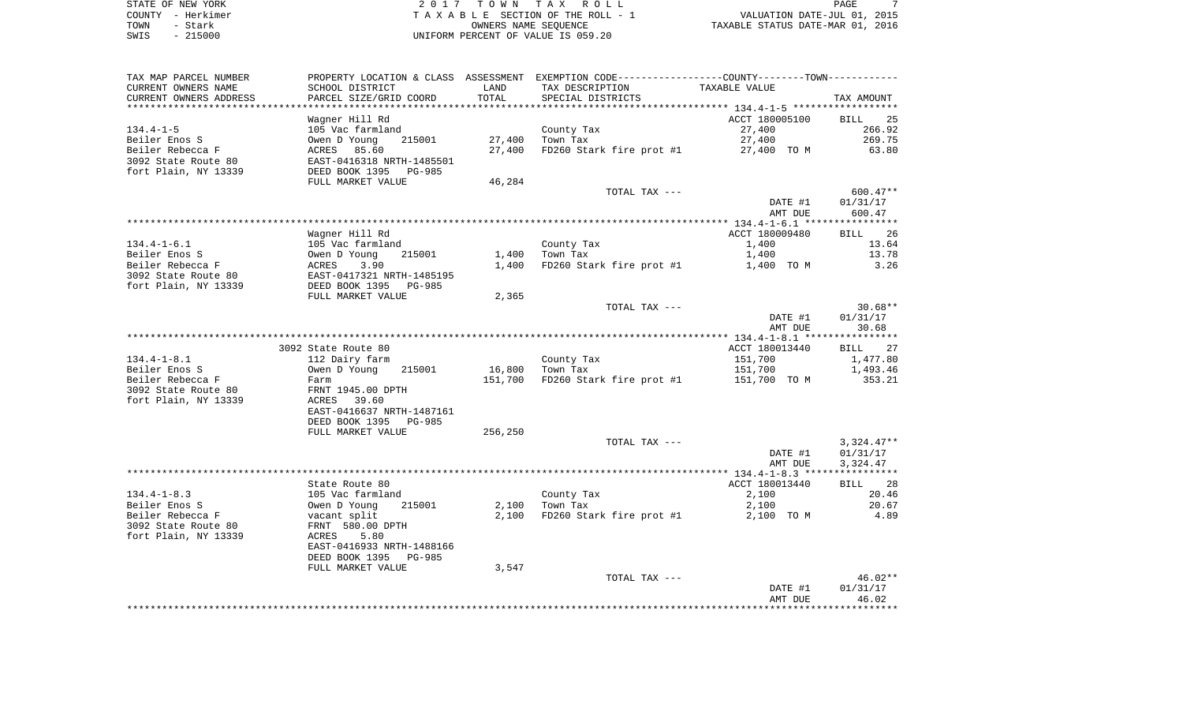STATE OF NEW YORK
COUNTY - Herkimer
TOWN - Stark
SWIS - 215000

2 0 1 7 T O W N T A X R O L L
T A X A B L E SECTION OF THE ROLL - 1
OWNERS NAME SEQUENCE
UNIFORM PERCENT OF VALUE IS 059.20

VALUATION DATE-JUL 01, 2015
TAXABLE STATUS DATE-MAR 01, 2016

| TAX MAP PARCEL NUMBER / CURRENT OWNERS NAME / CURRENT OWNERS ADDRESS | PROPERTY LOCATION & CLASS / SCHOOL DISTRICT / PARCEL SIZE/GRID COORD | ASSESSMENT LAND / TOTAL | EXEMPTION CODE / TAX DESCRIPTION / SPECIAL DISTRICTS | TAXABLE VALUE | TAX AMOUNT |
|---|---|---|---|---|---|
| **134.4-1-5** | Wagner Hill Rd | | | ACCT 180005100 | BILL 25 |
| 134.4-1-5 | 105 Vac farmland | | County Tax | 27,400 | 266.92 |
| Beiler Enos S | Owen D Young 215001 | 27,400 | Town Tax | 27,400 | 269.75 |
| Beiler Rebecca F | ACRES 85.60 | 27,400 | FD260 Stark fire prot #1 | 27,400 TO M | 63.80 |
| 3092 State Route 80 | EAST-0416318 NRTH-1485501 | | | | |
| fort Plain, NY 13339 | DEED BOOK 1395 PG-985 | | | | |
| | FULL MARKET VALUE | 46,284 | | | |
| | | | TOTAL TAX --- | | 600.47** |
| | | | | DATE #1 | 01/31/17 |
| | | | | AMT DUE | 600.47 |
| **134.4-1-6.1** | Wagner Hill Rd | | | ACCT 180009480 | BILL 26 |
| 134.4-1-6.1 | 105 Vac farmland | | County Tax | 1,400 | 13.64 |
| Beiler Enos S | Owen D Young 215001 | 1,400 | Town Tax | 1,400 | 13.78 |
| Beiler Rebecca F | ACRES 3.90 | 1,400 | FD260 Stark fire prot #1 | 1,400 TO M | 3.26 |
| 3092 State Route 80 | EAST-0417321 NRTH-1485195 | | | | |
| fort Plain, NY 13339 | DEED BOOK 1395 PG-985 | | | | |
| | FULL MARKET VALUE | 2,365 | | | |
| | | | TOTAL TAX --- | | 30.68** |
| | | | | DATE #1 | 01/31/17 |
| | | | | AMT DUE | 30.68 |
| **134.4-1-8.1** | 3092 State Route 80 | | | ACCT 180013440 | BILL 27 |
| 134.4-1-8.1 | 112 Dairy farm | | County Tax | 151,700 | 1,477.80 |
| Beiler Enos S | Owen D Young 215001 | 16,800 | Town Tax | 151,700 | 1,493.46 |
| Beiler Rebecca F | Farm | 151,700 | FD260 Stark fire prot #1 | 151,700 TO M | 353.21 |
| 3092 State Route 80 | FRNT 1945.00 DPTH | | | | |
| fort Plain, NY 13339 | ACRES 39.60 | | | | |
| | EAST-0416637 NRTH-1487161 | | | | |
| | DEED BOOK 1395 PG-985 | | | | |
| | FULL MARKET VALUE | 256,250 | | | |
| | | | TOTAL TAX --- | | 3,324.47** |
| | | | | DATE #1 | 01/31/17 |
| | | | | AMT DUE | 3,324.47 |
| **134.4-1-8.3** | State Route 80 | | | ACCT 180013440 | BILL 28 |
| 134.4-1-8.3 | 105 Vac farmland | | County Tax | 2,100 | 20.46 |
| Beiler Enos S | Owen D Young 215001 | 2,100 | Town Tax | 2,100 | 20.67 |
| Beiler Rebecca F | vacant split | 2,100 | FD260 Stark fire prot #1 | 2,100 TO M | 4.89 |
| 3092 State Route 80 | FRNT 580.00 DPTH | | | | |
| fort Plain, NY 13339 | ACRES 5.80 | | | | |
| | EAST-0416933 NRTH-1488166 | | | | |
| | DEED BOOK 1395 PG-985 | | | | |
| | FULL MARKET VALUE | 3,547 | | | |
| | | | TOTAL TAX --- | | 46.02** |
| | | | | DATE #1 | 01/31/17 |
| | | | | AMT DUE | 46.02 |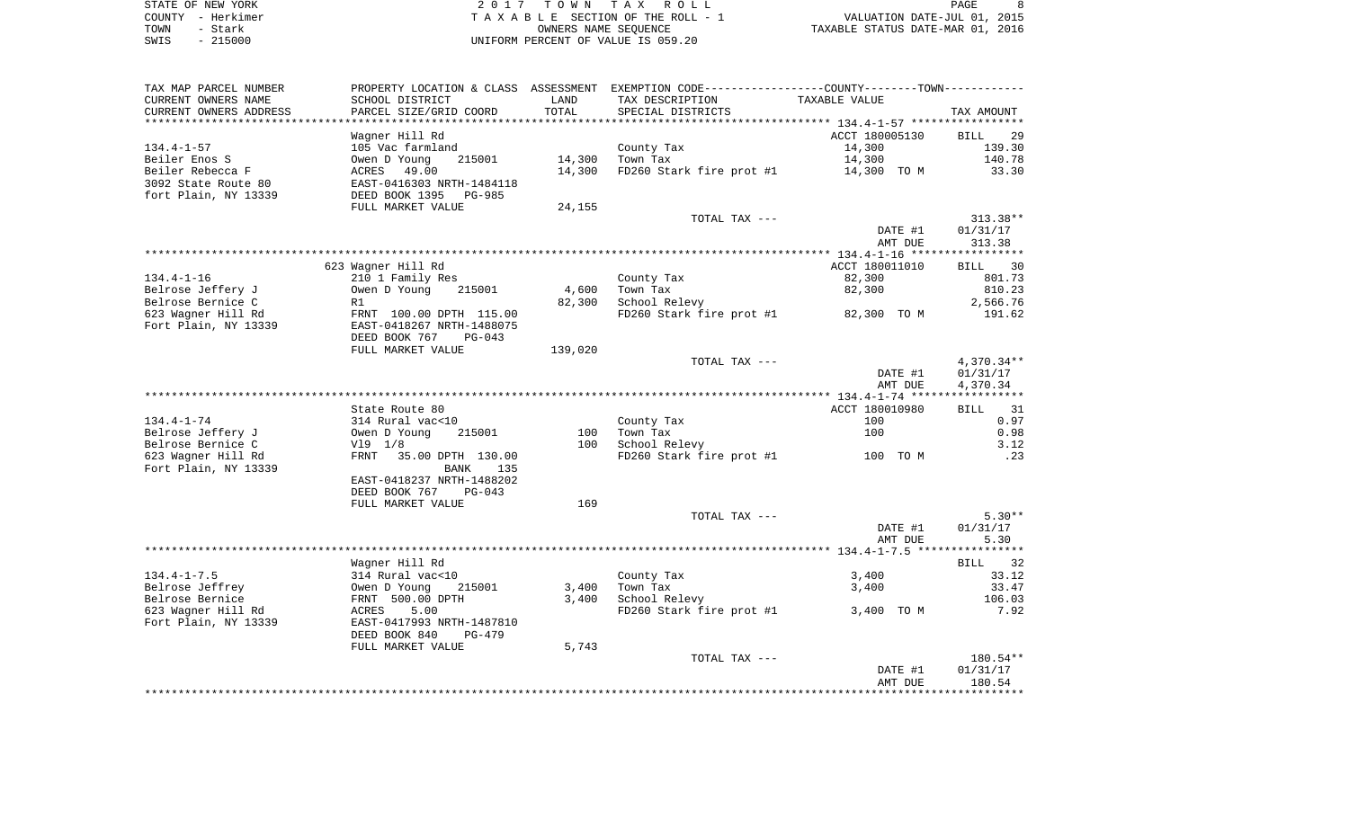STATE OF NEW YORK | 2017 TOWN TAX ROLL
COUNTY - Herkimer | TAXABLE SECTION OF THE ROLL - 1 | VALUATION DATE-JUL 01, 2015
TOWN - Stark | OWNERS NAME SEQUENCE | TAXABLE STATUS DATE-MAR 01, 2016
SWIS - 215000 | UNIFORM PERCENT OF VALUE IS 059.20

| TAX MAP PARCEL NUMBER<br>CURRENT OWNERS NAME<br>CURRENT OWNERS ADDRESS | PROPERTY LOCATION & CLASS<br>SCHOOL DISTRICT<br>PARCEL SIZE/GRID COORD | ASSESSMENT<br>LAND<br>TOTAL | EXEMPTION CODE---COUNTY---TOWN---<br>TAX DESCRIPTION<br>SPECIAL DISTRICTS | TAXABLE VALUE | TAX AMOUNT |
|---|---|---|---|---|---|
| **134.4-1-57** | Wagner Hill Rd | | | ACCT 180005130 | BILL 29 |
| 134.4-1-57 | 105 Vac farmland | | County Tax | 14,300 | 139.30 |
| Beiler Enos S | Owen D Young 215001 | 14,300 | Town Tax | 14,300 | 140.78 |
| Beiler Rebecca F | ACRES 49.00 | 14,300 | FD260 Stark fire prot #1 | 14,300 TO M | 33.30 |
| 3092 State Route 80 | EAST-0416303 NRTH-1484118 | | | | |
| fort Plain, NY 13339 | DEED BOOK 1395 PG-985 | | | | |
| | FULL MARKET VALUE | 24,155 | | | |
| | | | TOTAL TAX --- | | 313.38** |
| | | | | DATE #1 | 01/31/17 |
| | | | | AMT DUE | 313.38 |
| **134.4-1-16** | 623 Wagner Hill Rd | | | ACCT 180011010 | BILL 30 |
| 134.4-1-16 | 210 1 Family Res | | County Tax | 82,300 | 801.73 |
| Belrose Jeffery J | Owen D Young 215001 | 4,600 | Town Tax | 82,300 | 810.23 |
| Belrose Bernice C | R1 | 82,300 | School Relevy | | 2,566.76 |
| 623 Wagner Hill Rd | FRNT 100.00 DPTH 115.00 | | FD260 Stark fire prot #1 | 82,300 TO M | 191.62 |
| Fort Plain, NY 13339 | EAST-0418267 NRTH-1488075 | | | | |
| | DEED BOOK 767 PG-043 | | | | |
| | FULL MARKET VALUE | 139,020 | | | |
| | | | TOTAL TAX --- | | 4,370.34** |
| | | | | DATE #1 | 01/31/17 |
| | | | | AMT DUE | 4,370.34 |
| **134.4-1-74** | State Route 80 | | | ACCT 180010980 | BILL 31 |
| 134.4-1-74 | 314 Rural vac<10 | | County Tax | 100 | 0.97 |
| Belrose Jeffery J | Owen D Young 215001 | 100 | Town Tax | 100 | 0.98 |
| Belrose Bernice C | Vl9 1/8 | 100 | School Relevy | | 3.12 |
| 623 Wagner Hill Rd | FRNT 35.00 DPTH 130.00 | | FD260 Stark fire prot #1 | 100 TO M | .23 |
| Fort Plain, NY 13339 | BANK 135 | | | | |
| | EAST-0418237 NRTH-1488202 | | | | |
| | DEED BOOK 767 PG-043 | | | | |
| | FULL MARKET VALUE | 169 | | | |
| | | | TOTAL TAX --- | | 5.30** |
| | | | | DATE #1 | 01/31/17 |
| | | | | AMT DUE | 5.30 |
| **134.4-1-7.5** | Wagner Hill Rd | | | | BILL 32 |
| 134.4-1-7.5 | 314 Rural vac<10 | | County Tax | 3,400 | 33.12 |
| Belrose Jeffrey | Owen D Young 215001 | 3,400 | Town Tax | 3,400 | 33.47 |
| Belrose Bernice | FRNT 500.00 DPTH | 3,400 | School Relevy | | 106.03 |
| 623 Wagner Hill Rd | ACRES 5.00 | | FD260 Stark fire prot #1 | 3,400 TO M | 7.92 |
| Fort Plain, NY 13339 | EAST-0417993 NRTH-1487810 | | | | |
| | DEED BOOK 840 PG-479 | | | | |
| | FULL MARKET VALUE | 5,743 | | | |
| | | | TOTAL TAX --- | | 180.54** |
| | | | | DATE #1 | 01/31/17 |
| | | | | AMT DUE | 180.54 |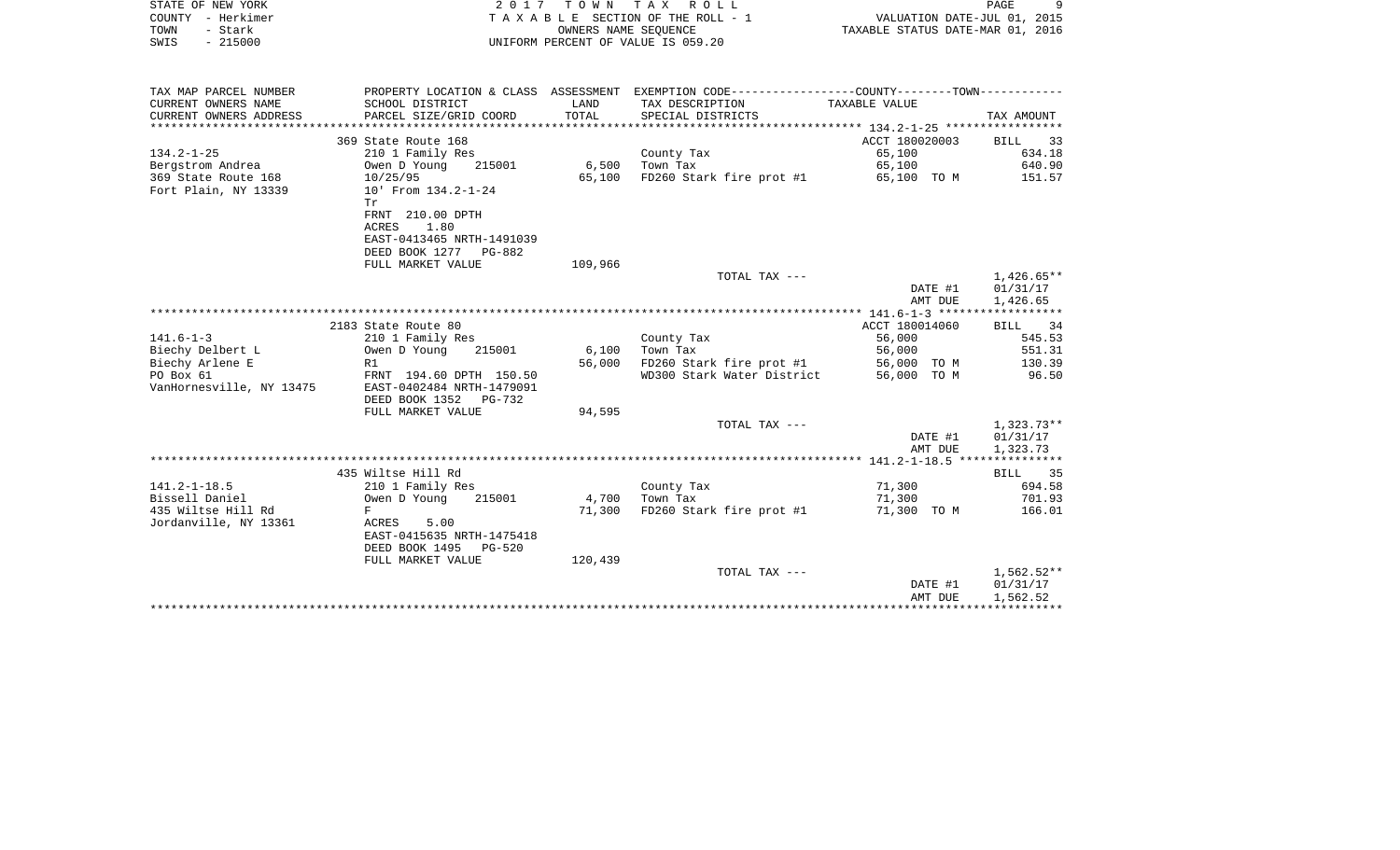STATE OF NEW YORK
COUNTY - Herkimer
TOWN - Stark
SWIS - 215000

2017 TOWN TAX ROLL
TAXABLE SECTION OF THE ROLL - 1
OWNERS NAME SEQUENCE
UNIFORM PERCENT OF VALUE IS 059.20

VALUATION DATE-JUL 01, 2015
TAXABLE STATUS DATE-MAR 01, 2016

| TAX MAP PARCEL NUMBER / CURRENT OWNERS NAME / CURRENT OWNERS ADDRESS | PROPERTY LOCATION & CLASS / SCHOOL DISTRICT / PARCEL SIZE/GRID COORD | ASSESSMENT LAND / TOTAL | EXEMPTION CODE / TAX DESCRIPTION / SPECIAL DISTRICTS | COUNTY--------TOWN TAXABLE VALUE | TAX AMOUNT |
|---|---|---|---|---|---|
| **134.2-1-25** | 369 State Route 168 | | | ACCT 180020003 | BILL 33 |
| 134.2-1-25 | 210 1 Family Res | | County Tax | 65,100 | 634.18 |
| Bergstrom Andrea | Owen D Young 215001 | 6,500 | Town Tax | 65,100 | 640.90 |
| 369 State Route 168 | 10/25/95 | 65,100 | FD260 Stark fire prot #1 | 65,100 TO M | 151.57 |
| Fort Plain, NY 13339 | 10' From 134.2-1-24 | | | | |
| | Tr | | | | |
| | FRNT 210.00 DPTH | | | | |
| | ACRES 1.80 | | | | |
| | EAST-0413465 NRTH-1491039 | | | | |
| | DEED BOOK 1277 PG-882 | | | | |
| | FULL MARKET VALUE | 109,966 | | | |
| | | | TOTAL TAX --- | | 1,426.65** |
| | | | | DATE #1 | 01/31/17 |
| | | | | AMT DUE | 1,426.65 |
| **141.6-1-3** | 2183 State Route 80 | | | ACCT 180014060 | BILL 34 |
| 141.6-1-3 | 210 1 Family Res | | County Tax | 56,000 | 545.53 |
| Biechy Delbert L | Owen D Young 215001 | 6,100 | Town Tax | 56,000 | 551.31 |
| Biechy Arlene E | R1 | 56,000 | FD260 Stark fire prot #1 | 56,000 TO M | 130.39 |
| PO Box 61 | FRNT 194.60 DPTH 150.50 | | WD300 Stark Water District | 56,000 TO M | 96.50 |
| VanHornesville, NY 13475 | EAST-0402484 NRTH-1479091 | | | | |
| | DEED BOOK 1352 PG-732 | | | | |
| | FULL MARKET VALUE | 94,595 | | | |
| | | | TOTAL TAX --- | | 1,323.73** |
| | | | | DATE #1 | 01/31/17 |
| | | | | AMT DUE | 1,323.73 |
| **141.2-1-18.5** | 435 Wiltse Hill Rd | | | | BILL 35 |
| 141.2-1-18.5 | 210 1 Family Res | | County Tax | 71,300 | 694.58 |
| Bissell Daniel | Owen D Young 215001 | 4,700 | Town Tax | 71,300 | 701.93 |
| 435 Wiltse Hill Rd | F | 71,300 | FD260 Stark fire prot #1 | 71,300 TO M | 166.01 |
| Jordanville, NY 13361 | ACRES 5.00 | | | | |
| | EAST-0415635 NRTH-1475418 | | | | |
| | DEED BOOK 1495 PG-520 | | | | |
| | FULL MARKET VALUE | 120,439 | | | |
| | | | TOTAL TAX --- | | 1,562.52** |
| | | | | DATE #1 | 01/31/17 |
| | | | | AMT DUE | 1,562.52 |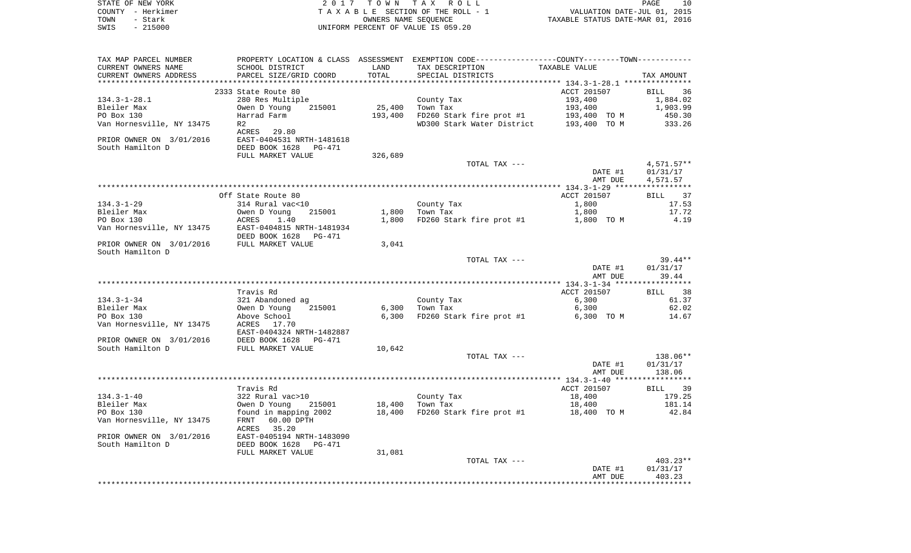STATE OF NEW YORK — 2017 TOWN TAX ROLL
COUNTY - Herkimer — TAXABLE SECTION OF THE ROLL - 1 — VALUATION DATE-JUL 01, 2015
TOWN - Stark — OWNERS NAME SEQUENCE — TAXABLE STATUS DATE-MAR 01, 2016
SWIS - 215000 — UNIFORM PERCENT OF VALUE IS 059.20

| TAX MAP PARCEL NUMBER / CURRENT OWNERS NAME / CURRENT OWNERS ADDRESS | PROPERTY LOCATION & CLASS / SCHOOL DISTRICT / PARCEL SIZE/GRID COORD | ASSESSMENT LAND / TOTAL | EXEMPTION CODE / TAX DESCRIPTION / SPECIAL DISTRICTS | COUNTY / TOWN TAXABLE VALUE | TAX AMOUNT |
|---|---|---|---|---|---|
| **134.3-1-28.1** | 2333 State Route 80 | | | ACCT 201507 | BILL 36 |
| 134.3-1-28.1 | 280 Res Multiple | | County Tax | 193,400 | 1,884.02 |
| Bleiler Max | Owen D Young 215001 | 25,400 | Town Tax | 193,400 | 1,903.99 |
| PO Box 130 | Harrad Farm | 193,400 | FD260 Stark fire prot #1 | 193,400 TO M | 450.30 |
| Van Hornesville, NY 13475 | R2 | | WD300 Stark Water District | 193,400 TO M | 333.26 |
| | ACRES 29.80 | | | | |
| PRIOR OWNER ON 3/01/2016 | EAST-0404531 NRTH-1481618 | | | | |
| South Hamilton D | DEED BOOK 1628 PG-471 | | | | |
| | FULL MARKET VALUE | 326,689 | | | |
| | | | TOTAL TAX --- | | 4,571.57** |
| | | | | DATE #1 | 01/31/17 |
| | | | | AMT DUE | 4,571.57 |
| **134.3-1-29** | Off State Route 80 | | | ACCT 201507 | BILL 37 |
| 134.3-1-29 | 314 Rural vac<10 | | County Tax | 1,800 | 17.53 |
| Bleiler Max | Owen D Young 215001 | 1,800 | Town Tax | 1,800 | 17.72 |
| PO Box 130 | ACRES 1.40 | 1,800 | FD260 Stark fire prot #1 | 1,800 TO M | 4.19 |
| Van Hornesville, NY 13475 | EAST-0404815 NRTH-1481934 | | | | |
| | DEED BOOK 1628 PG-471 | | | | |
| PRIOR OWNER ON 3/01/2016 | FULL MARKET VALUE | 3,041 | | | |
| South Hamilton D | | | | | |
| | | | TOTAL TAX --- | | 39.44** |
| | | | | DATE #1 | 01/31/17 |
| | | | | AMT DUE | 39.44 |
| **134.3-1-34** | Travis Rd | | | ACCT 201507 | BILL 38 |
| 134.3-1-34 | 321 Abandoned ag | | County Tax | 6,300 | 61.37 |
| Bleiler Max | Owen D Young 215001 | 6,300 | Town Tax | 6,300 | 62.02 |
| PO Box 130 | Above School | 6,300 | FD260 Stark fire prot #1 | 6,300 TO M | 14.67 |
| Van Hornesville, NY 13475 | ACRES 17.70 | | | | |
| | EAST-0404324 NRTH-1482887 | | | | |
| PRIOR OWNER ON 3/01/2016 | DEED BOOK 1628 PG-471 | | | | |
| South Hamilton D | FULL MARKET VALUE | 10,642 | | | |
| | | | TOTAL TAX --- | | 138.06** |
| | | | | DATE #1 | 01/31/17 |
| | | | | AMT DUE | 138.06 |
| **134.3-1-40** | Travis Rd | | | ACCT 201507 | BILL 39 |
| 134.3-1-40 | 322 Rural vac>10 | | County Tax | 18,400 | 179.25 |
| Bleiler Max | Owen D Young 215001 | 18,400 | Town Tax | 18,400 | 181.14 |
| PO Box 130 | found in mapping 2002 | 18,400 | FD260 Stark fire prot #1 | 18,400 TO M | 42.84 |
| Van Hornesville, NY 13475 | FRNT 60.00 DPTH | | | | |
| | ACRES 35.20 | | | | |
| PRIOR OWNER ON 3/01/2016 | EAST-0405194 NRTH-1483090 | | | | |
| South Hamilton D | DEED BOOK 1628 PG-471 | | | | |
| | FULL MARKET VALUE | 31,081 | | | |
| | | | TOTAL TAX --- | | 403.23** |
| | | | | DATE #1 | 01/31/17 |
| | | | | AMT DUE | 403.23 |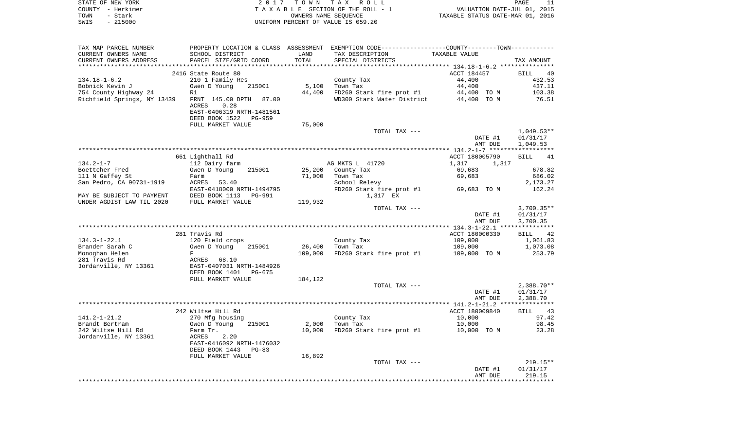STATE OF NEW YORK
COUNTY - Herkimer
TOWN - Stark
SWIS - 215000

2 0 1 7 T O W N T A X R O L L
T A X A B L E SECTION OF THE ROLL - 1
OWNERS NAME SEQUENCE
UNIFORM PERCENT OF VALUE IS 059.20

VALUATION DATE-JUL 01, 2015
TAXABLE STATUS DATE-MAR 01, 2016

| TAX MAP PARCEL NUMBER / CURRENT OWNERS NAME / CURRENT OWNERS ADDRESS | PROPERTY LOCATION & CLASS / SCHOOL DISTRICT / PARCEL SIZE/GRID COORD | ASSESSMENT LAND / TOTAL | EXEMPTION CODE / TAX DESCRIPTION / SPECIAL DISTRICTS | TAXABLE VALUE | TAX AMOUNT |
|---|---|---|---|---|---|
| | 2416 State Route 80 | | | ACCT 184457 | BILL 40 |
| 134.18-1-6.2 | 210 1 Family Res | | County Tax | 44,400 | 432.53 |
| Bobnick Kevin J | Owen D Young 215001 | 5,100 | Town Tax | 44,400 | 437.11 |
| 754 County Highway 24 | R1 | 44,400 | FD260 Stark fire prot #1 | 44,400 TO M | 103.38 |
| Richfield Springs, NY 13439 | FRNT 145.00 DPTH 87.00 | | WD300 Stark Water District | 44,400 TO M | 76.51 |
| | ACRES 0.28 | | | | |
| | EAST-0406319 NRTH-1481561 | | | | |
| | DEED BOOK 1522 PG-959 | | | | |
| | FULL MARKET VALUE | 75,000 | | | |
| | | | TOTAL TAX --- | | 1,049.53** |
| | | | | DATE #1 | 01/31/17 |
| | | | | AMT DUE | 1,049.53 |
| | 661 Lighthall Rd | | | ACCT 180005790 | BILL 41 |
| 134.2-1-7 | 112 Dairy farm | | AG MKTS L 41720 | 1,317 1,317 | |
| Boettcher Fred | Owen D Young 215001 | 25,200 | County Tax | 69,683 | 678.82 |
| 111 N Gaffey St | Farm | 71,000 | Town Tax | 69,683 | 686.02 |
| San Pedro, CA 90731-1919 | ACRES 53.40 | | School Relevy | | 2,173.27 |
| | EAST-0418000 NRTH-1494795 | | FD260 Stark fire prot #1 | 69,683 TO M | 162.24 |
| MAY BE SUBJECT TO PAYMENT | DEED BOOK 1113 PG-991 | | 1,317 EX | | |
| UNDER AGDIST LAW TIL 2020 | FULL MARKET VALUE | 119,932 | | | |
| | | | TOTAL TAX --- | | 3,700.35** |
| | | | | DATE #1 | 01/31/17 |
| | | | | AMT DUE | 3,700.35 |
| | 281 Travis Rd | | | ACCT 180000330 | BILL 42 |
| 134.3-1-22.1 | 120 Field crops | | County Tax | 109,000 | 1,061.83 |
| Brander Sarah C | Owen D Young 215001 | 26,400 | Town Tax | 109,000 | 1,073.08 |
| Monoghan Helen | F | 109,000 | FD260 Stark fire prot #1 | 109,000 TO M | 253.79 |
| 281 Travis Rd | ACRES 68.10 | | | | |
| Jordanville, NY 13361 | EAST-0407031 NRTH-1484926 | | | | |
| | DEED BOOK 1401 PG-675 | | | | |
| | FULL MARKET VALUE | 184,122 | | | |
| | | | TOTAL TAX --- | | 2,388.70** |
| | | | | DATE #1 | 01/31/17 |
| | | | | AMT DUE | 2,388.70 |
| | 242 Wiltse Hill Rd | | | ACCT 180009840 | BILL 43 |
| 141.2-1-21.2 | 270 Mfg housing | | County Tax | 10,000 | 97.42 |
| Brandt Bertram | Owen D Young 215001 | 2,000 | Town Tax | 10,000 | 98.45 |
| 242 Wiltse Hill Rd | Farm Tr. | 10,000 | FD260 Stark fire prot #1 | 10,000 TO M | 23.28 |
| Jordanville, NY 13361 | ACRES 2.20 | | | | |
| | EAST-0416092 NRTH-1476032 | | | | |
| | DEED BOOK 1443 PG-83 | | | | |
| | FULL MARKET VALUE | 16,892 | | | |
| | | | TOTAL TAX --- | | 219.15** |
| | | | | DATE #1 | 01/31/17 |
| | | | | AMT DUE | 219.15 |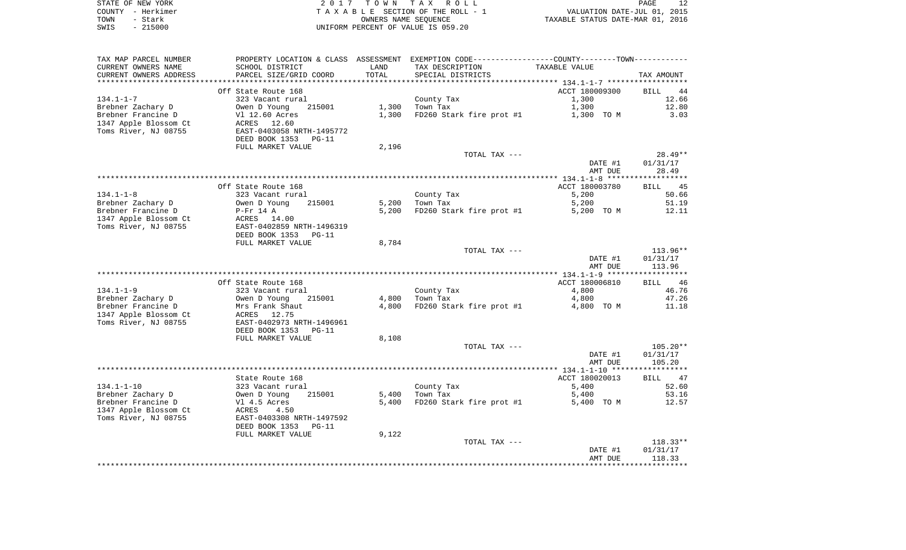STATE OF NEW YORK — 2017 TOWN TAX ROLL — PAGE 12
COUNTY - Herkimer — TAXABLE SECTION OF THE ROLL - 1 — VALUATION DATE-JUL 01, 2015
TOWN - Stark — OWNERS NAME SEQUENCE — TAXABLE STATUS DATE-MAR 01, 2016
SWIS - 215000 — UNIFORM PERCENT OF VALUE IS 059.20

| TAX MAP PARCEL NUMBER / CURRENT OWNERS NAME / CURRENT OWNERS ADDRESS | PROPERTY LOCATION & CLASS / SCHOOL DISTRICT / PARCEL SIZE/GRID COORD | ASSESSMENT LAND / TOTAL | EXEMPTION CODE / TAX DESCRIPTION / SPECIAL DISTRICTS | TAXABLE VALUE | TAX AMOUNT |
|---|---|---|---|---|---|
| | Off State Route 168 | | | ACCT 180009300 | BILL 44 |
| 134.1-1-7 | 323 Vacant rural | | County Tax | 1,300 | 12.66 |
| Brebner Zachary D | Owen D Young 215001 | 1,300 | Town Tax | 1,300 | 12.80 |
| Brebner Francine D | Vl 12.60 Acres | 1,300 | FD260 Stark fire prot #1 | 1,300 TO M | 3.03 |
| 1347 Apple Blossom Ct | ACRES 12.60 | | | | |
| Toms River, NJ 08755 | EAST-0403058 NRTH-1495772 | | | | |
| | DEED BOOK 1353 PG-11 | | | | |
| | FULL MARKET VALUE | 2,196 | | | |
| | | | TOTAL TAX --- | | 28.49** |
| | | | | DATE #1 | 01/31/17 |
| | | | | AMT DUE | 28.49 |
| | Off State Route 168 | | | ACCT 180003780 | BILL 45 |
| 134.1-1-8 | 323 Vacant rural | | County Tax | 5,200 | 50.66 |
| Brebner Zachary D | Owen D Young 215001 | 5,200 | Town Tax | 5,200 | 51.19 |
| Brebner Francine D | P-Fr 14 A | 5,200 | FD260 Stark fire prot #1 | 5,200 TO M | 12.11 |
| 1347 Apple Blossom Ct | ACRES 14.00 | | | | |
| Toms River, NJ 08755 | EAST-0402859 NRTH-1496319 | | | | |
| | DEED BOOK 1353 PG-11 | | | | |
| | FULL MARKET VALUE | 8,784 | | | |
| | | | TOTAL TAX --- | | 113.96** |
| | | | | DATE #1 | 01/31/17 |
| | | | | AMT DUE | 113.96 |
| | Off State Route 168 | | | ACCT 180006810 | BILL 46 |
| 134.1-1-9 | 323 Vacant rural | | County Tax | 4,800 | 46.76 |
| Brebner Zachary D | Owen D Young 215001 | 4,800 | Town Tax | 4,800 | 47.26 |
| Brebner Francine D | Mrs Frank Shaut | 4,800 | FD260 Stark fire prot #1 | 4,800 TO M | 11.18 |
| 1347 Apple Blossom Ct | ACRES 12.75 | | | | |
| Toms River, NJ 08755 | EAST-0402973 NRTH-1496961 | | | | |
| | DEED BOOK 1353 PG-11 | | | | |
| | FULL MARKET VALUE | 8,108 | | | |
| | | | TOTAL TAX --- | | 105.20** |
| | | | | DATE #1 | 01/31/17 |
| | | | | AMT DUE | 105.20 |
| | State Route 168 | | | ACCT 180020013 | BILL 47 |
| 134.1-1-10 | 323 Vacant rural | | County Tax | 5,400 | 52.60 |
| Brebner Zachary D | Owen D Young 215001 | 5,400 | Town Tax | 5,400 | 53.16 |
| Brebner Francine D | Vl 4.5 Acres | 5,400 | FD260 Stark fire prot #1 | 5,400 TO M | 12.57 |
| 1347 Apple Blossom Ct | ACRES 4.50 | | | | |
| Toms River, NJ 08755 | EAST-0403308 NRTH-1497592 | | | | |
| | DEED BOOK 1353 PG-11 | | | | |
| | FULL MARKET VALUE | 9,122 | | | |
| | | | TOTAL TAX --- | | 118.33** |
| | | | | DATE #1 | 01/31/17 |
| | | | | AMT DUE | 118.33 |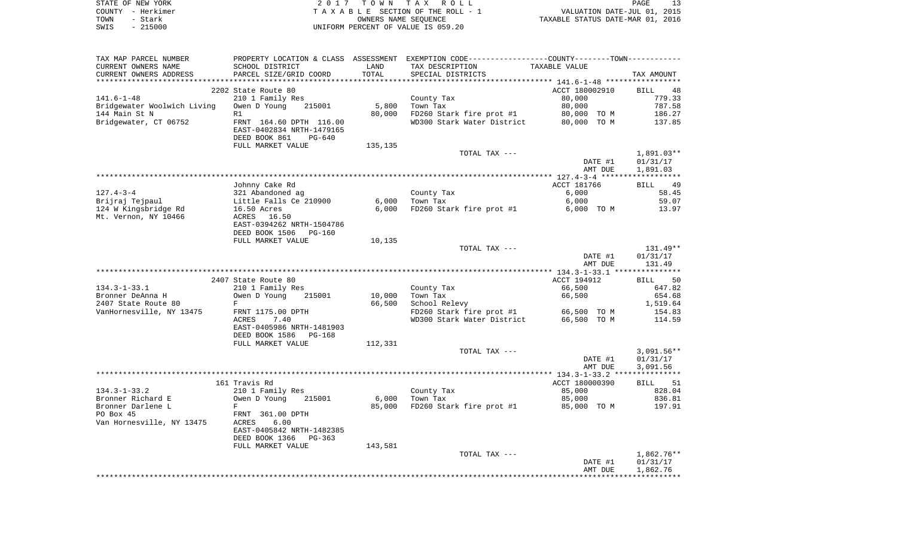STATE OF NEW YORK
COUNTY - Herkimer
TOWN - Stark
SWIS - 215000

2017 TOWN TAX ROLL
TAXABLE SECTION OF THE ROLL - 1
OWNERS NAME SEQUENCE
UNIFORM PERCENT OF VALUE IS 059.20

VALUATION DATE-JUL 01, 2015
TAXABLE STATUS DATE-MAR 01, 2016

| TAX MAP PARCEL NUMBER / CURRENT OWNERS NAME / CURRENT OWNERS ADDRESS | PROPERTY LOCATION & CLASS / SCHOOL DISTRICT / PARCEL SIZE/GRID COORD | ASSESSMENT LAND / TOTAL | EXEMPTION CODE / TAX DESCRIPTION / SPECIAL DISTRICTS | COUNTY--TOWN TAXABLE VALUE | TAX AMOUNT |
|---|---|---|---|---|---|
| 141.6-1-48 | 2202 State Route 80 | | | ACCT 180002910 | BILL 48 |
| Bridgewater Woolwich Living | 210 1 Family Res | | County Tax | 80,000 | 779.33 |
| 144 Main St N | Owen D Young 215001 | 5,800 | Town Tax | 80,000 | 787.58 |
| Bridgewater, CT 06752 | R1 | 80,000 | FD260 Stark fire prot #1 | 80,000 TO M | 186.27 |
| | FRNT 164.60 DPTH 116.00 | | WD300 Stark Water District | 80,000 TO M | 137.85 |
| | EAST-0402834 NRTH-1479165 | | | | |
| | DEED BOOK 861 PG-640 | | | | |
| | FULL MARKET VALUE | 135,135 | | | |
| | | | TOTAL TAX --- | | 1,891.03** |
| | | | | DATE #1 | 01/31/17 |
| | | | | AMT DUE | 1,891.03 |
| 127.4-3-4 | Johnny Cake Rd | | | ACCT 181766 | BILL 49 |
| Brijraj Tejpaul | 321 Abandoned ag | | County Tax | 6,000 | 58.45 |
| 124 W Kingsbridge Rd | Little Falls Ce 210900 | 6,000 | Town Tax | 6,000 | 59.07 |
| Mt. Vernon, NY 10466 | 16.50 Acres | 6,000 | FD260 Stark fire prot #1 | 6,000 TO M | 13.97 |
| | ACRES 16.50 | | | | |
| | EAST-0394262 NRTH-1504786 | | | | |
| | DEED BOOK 1506 PG-160 | | | | |
| | FULL MARKET VALUE | 10,135 | | | |
| | | | TOTAL TAX --- | | 131.49** |
| | | | | DATE #1 | 01/31/17 |
| | | | | AMT DUE | 131.49 |
| 134.3-1-33.1 | 2407 State Route 80 | | | ACCT 194912 | BILL 50 |
| Bronner DeAnna H | 210 1 Family Res | | County Tax | 66,500 | 647.82 |
| 2407 State Route 80 | Owen D Young 215001 | 10,000 | Town Tax | 66,500 | 654.68 |
| VanHornesville, NY 13475 | F | 66,500 | School Relevy | | 1,519.64 |
| | FRNT 1175.00 DPTH | | FD260 Stark fire prot #1 | 66,500 TO M | 154.83 |
| | ACRES 7.40 | | WD300 Stark Water District | 66,500 TO M | 114.59 |
| | EAST-0405986 NRTH-1481903 | | | | |
| | DEED BOOK 1586 PG-168 | | | | |
| | FULL MARKET VALUE | 112,331 | | | |
| | | | TOTAL TAX --- | | 3,091.56** |
| | | | | DATE #1 | 01/31/17 |
| | | | | AMT DUE | 3,091.56 |
| 134.3-1-33.2 | 161 Travis Rd | | | ACCT 180000390 | BILL 51 |
| Bronner Richard E | 210 1 Family Res | | County Tax | 85,000 | 828.04 |
| Bronner Darlene L | Owen D Young 215001 | 6,000 | Town Tax | 85,000 | 836.81 |
| PO Box 45 | F | 85,000 | FD260 Stark fire prot #1 | 85,000 TO M | 197.91 |
| Van Hornesville, NY 13475 | FRNT 361.00 DPTH | | | | |
| | ACRES 6.00 | | | | |
| | EAST-0405842 NRTH-1482385 | | | | |
| | DEED BOOK 1366 PG-363 | | | | |
| | FULL MARKET VALUE | 143,581 | | | |
| | | | TOTAL TAX --- | | 1,862.76** |
| | | | | DATE #1 | 01/31/17 |
| | | | | AMT DUE | 1,862.76 |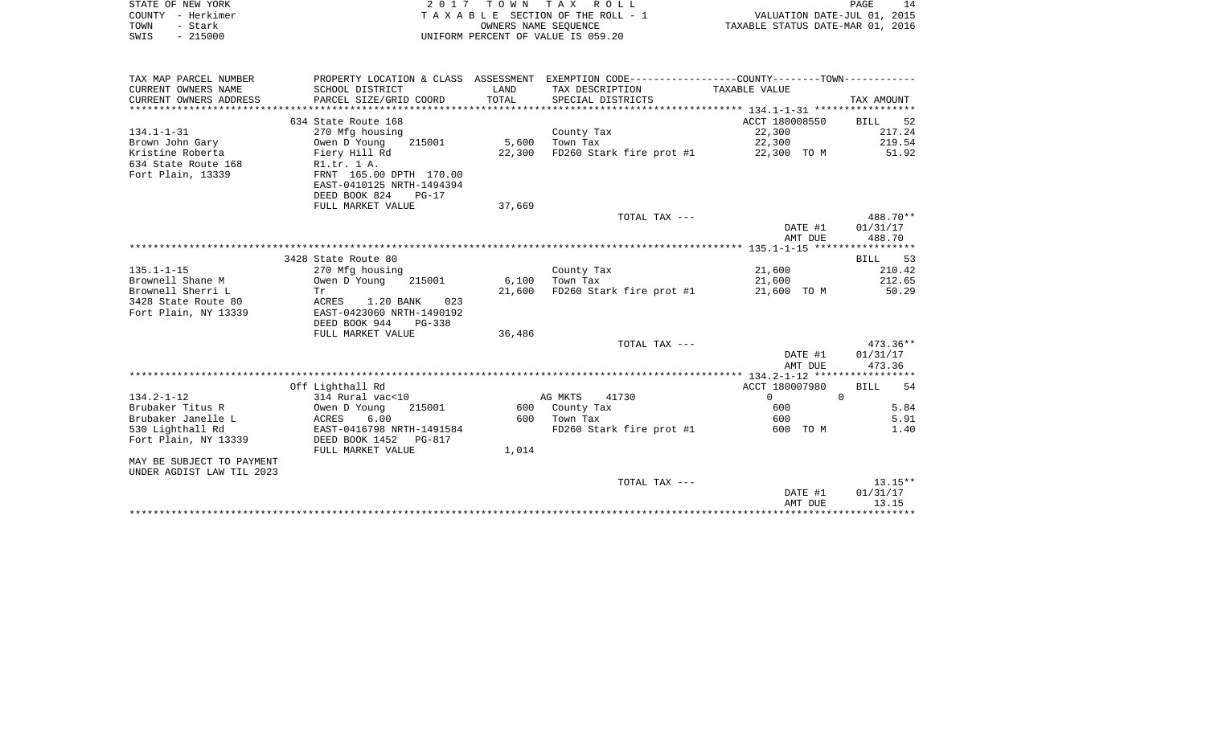STATE OF NEW YORK | COUNTY - Herkimer | TOWN - Stark | SWIS - 215000

**2017 TOWN TAX ROLL**
TAXABLE SECTION OF THE ROLL - 1
OWNERS NAME SEQUENCE
UNIFORM PERCENT OF VALUE IS 059.20

VALUATION DATE-JUL 01, 2015
TAXABLE STATUS DATE-MAR 01, 2016

| TAX MAP PARCEL NUMBER / CURRENT OWNERS NAME / CURRENT OWNERS ADDRESS | PROPERTY LOCATION & CLASS / SCHOOL DISTRICT / PARCEL SIZE/GRID COORD | ASSESSMENT LAND | ASSESSMENT TOTAL | EXEMPTION CODE / TAX DESCRIPTION / SPECIAL DISTRICTS | TAXABLE VALUE | TAX AMOUNT |
|---|---|---|---|---|---|---|
| **134.1-1-31** | 634 State Route 168 | | | | ACCT 180008550 | BILL 52 |
| Brown John Gary | 270 Mfg housing | | | County Tax | 22,300 | 217.24 |
| Kristine Roberta | Owen D Young 215001 | 5,600 | | Town Tax | 22,300 | 219.54 |
| 634 State Route 168 | Fiery Hill Rd | | 22,300 | FD260 Stark fire prot #1 | 22,300 TO M | 51.92 |
| Fort Plain, 13339 | R1.tr. 1 A. | | | | | |
| | FRNT 165.00 DPTH 170.00 | | | | | |
| | EAST-0410125 NRTH-1494394 | | | | | |
| | DEED BOOK 824 PG-17 | | | | | |
| | FULL MARKET VALUE | 37,669 | | | | |
| | | | | TOTAL TAX --- | | 488.70** |
| | | | | | DATE #1 | 01/31/17 |
| | | | | | AMT DUE | 488.70 |
| **135.1-1-15** | 3428 State Route 80 | | | | | BILL 53 |
| Brownell Shane M | 270 Mfg housing | | | County Tax | 21,600 | 210.42 |
| Brownell Sherri L | Owen D Young 215001 | 6,100 | | Town Tax | 21,600 | 212.65 |
| 3428 State Route 80 | Tr | | 21,600 | FD260 Stark fire prot #1 | 21,600 TO M | 50.29 |
| Fort Plain, NY 13339 | ACRES 1.20 BANK 023 | | | | | |
| | EAST-0423060 NRTH-1490192 | | | | | |
| | DEED BOOK 944 PG-338 | | | | | |
| | FULL MARKET VALUE | 36,486 | | | | |
| | | | | TOTAL TAX --- | | 473.36** |
| | | | | | DATE #1 | 01/31/17 |
| | | | | | AMT DUE | 473.36 |
| **134.2-1-12** | Off Lighthall Rd | | | | ACCT 180007980 | BILL 54 |
| Brubaker Titus R | 314 Rural vac<10 | | | AG MKTS 41730 | 0 | 0 |
| Brubaker Janelle L | Owen D Young 215001 | 600 | | County Tax | 600 | 5.84 |
| 530 Lighthall Rd | ACRES 6.00 | | 600 | Town Tax | 600 | 5.91 |
| Fort Plain, NY 13339 | EAST-0416798 NRTH-1491584 | | | FD260 Stark fire prot #1 | 600 TO M | 1.40 |
| | DEED BOOK 1452 PG-817 | | | | | |
| | FULL MARKET VALUE | 1,014 | | | | |
| MAY BE SUBJECT TO PAYMENT UNDER AGDIST LAW TIL 2023 | | | | | | |
| | | | | TOTAL TAX --- | | 13.15** |
| | | | | | DATE #1 | 01/31/17 |
| | | | | | AMT DUE | 13.15 |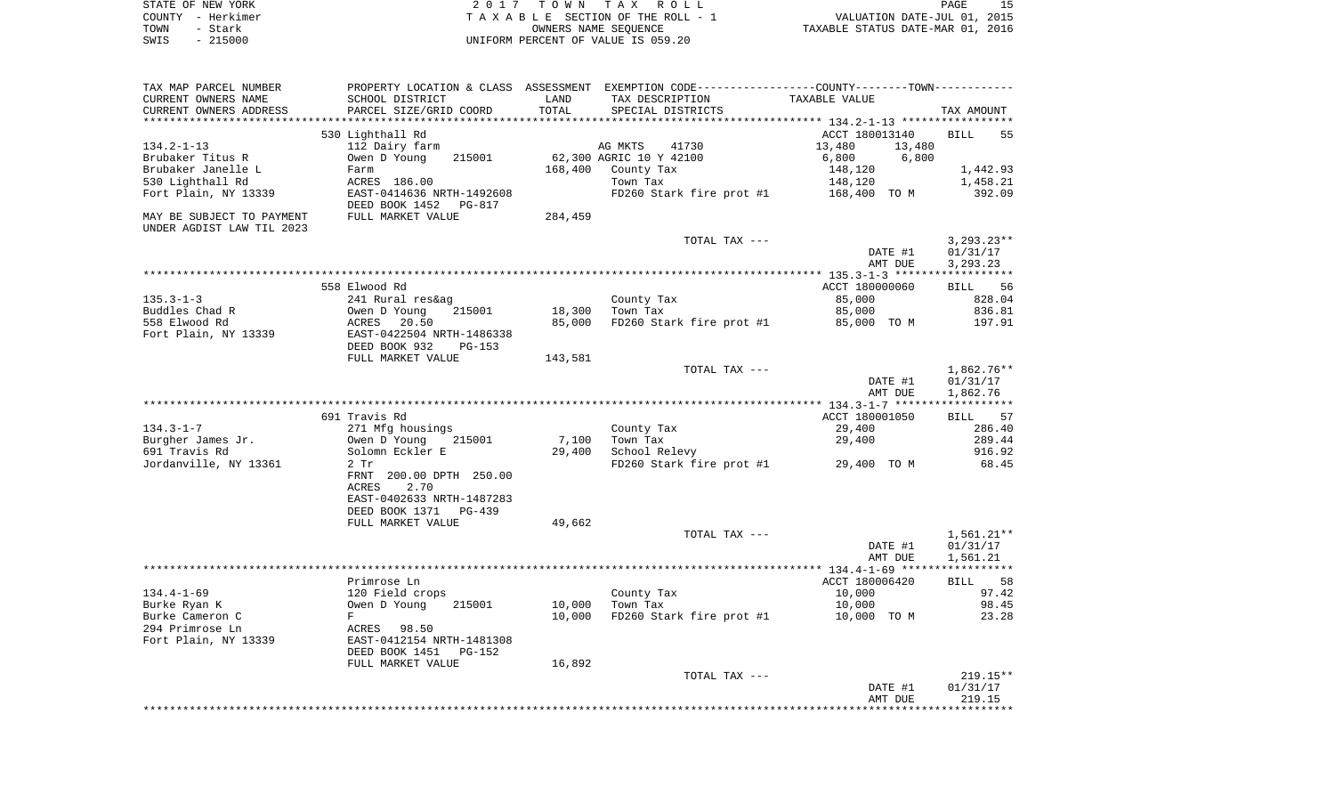STATE OF NEW YORK — 2017 TOWN TAX ROLL
COUNTY - Herkimer — TAXABLE SECTION OF THE ROLL - 1 — VALUATION DATE-JUL 01, 2015
TOWN - Stark — OWNERS NAME SEQUENCE — TAXABLE STATUS DATE-MAR 01, 2016
SWIS - 215000 — UNIFORM PERCENT OF VALUE IS 059.20

| TAX MAP PARCEL NUMBER / CURRENT OWNERS NAME / CURRENT OWNERS ADDRESS | PROPERTY LOCATION & CLASS / SCHOOL DISTRICT / PARCEL SIZE/GRID COORD | ASSESSMENT LAND / TOTAL | EXEMPTION CODE / TAX DESCRIPTION / SPECIAL DISTRICTS | COUNTY / TAXABLE VALUE | TOWN | TAX AMOUNT |
|---|---|---|---|---|---|---|
| **134.2-1-13** | 530 Lighthall Rd | | | ACCT 180013140 | | BILL 55 |
| 134.2-1-13 | 112 Dairy farm | | AG MKTS 41730 | 13,480 | 13,480 | |
| Brubaker Titus R | Owen D Young 215001 | 62,300 | AGRIC 10 Y 42100 | 6,800 | 6,800 | |
| Brubaker Janelle L | Farm | 168,400 | County Tax | 148,120 | | 1,442.93 |
| 530 Lighthall Rd | ACRES 186.00 | | Town Tax | 148,120 | | 1,458.21 |
| Fort Plain, NY 13339 | EAST-0414636 NRTH-1492608 | | FD260 Stark fire prot #1 | 168,400 TO M | | 392.09 |
| | DEED BOOK 1452 PG-817 | | | | | |
| MAY BE SUBJECT TO PAYMENT UNDER AGDIST LAW TIL 2023 | FULL MARKET VALUE | 284,459 | | | | |
| | | | TOTAL TAX --- | | | 3,293.23** |
| | | | | DATE #1 | | 01/31/17 |
| | | | | AMT DUE | | 3,293.23 |
| **135.3-1-3** | 558 Elwood Rd | | | ACCT 180000060 | | BILL 56 |
| 135.3-1-3 | 241 Rural res&ag | | County Tax | 85,000 | | 828.04 |
| Buddles Chad R | Owen D Young 215001 | 18,300 | Town Tax | 85,000 | | 836.81 |
| 558 Elwood Rd | ACRES 20.50 | 85,000 | FD260 Stark fire prot #1 | 85,000 TO M | | 197.91 |
| Fort Plain, NY 13339 | EAST-0422504 NRTH-1486338 | | | | | |
| | DEED BOOK 932 PG-153 | | | | | |
| | FULL MARKET VALUE | 143,581 | | | | |
| | | | TOTAL TAX --- | | | 1,862.76** |
| | | | | DATE #1 | | 01/31/17 |
| | | | | AMT DUE | | 1,862.76 |
| **134.3-1-7** | 691 Travis Rd | | | ACCT 180001050 | | BILL 57 |
| 134.3-1-7 | 271 Mfg housings | | County Tax | 29,400 | | 286.40 |
| Burgher James Jr. | Owen D Young 215001 | 7,100 | Town Tax | 29,400 | | 289.44 |
| 691 Travis Rd | Solomn Eckler E | 29,400 | School Relevy | | | 916.92 |
| Jordanville, NY 13361 | 2 Tr | | FD260 Stark fire prot #1 | 29,400 TO M | | 68.45 |
| | FRNT 200.00 DPTH 250.00 | | | | | |
| | ACRES 2.70 | | | | | |
| | EAST-0402633 NRTH-1487283 | | | | | |
| | DEED BOOK 1371 PG-439 | | | | | |
| | FULL MARKET VALUE | 49,662 | | | | |
| | | | TOTAL TAX --- | | | 1,561.21** |
| | | | | DATE #1 | | 01/31/17 |
| | | | | AMT DUE | | 1,561.21 |
| **134.4-1-69** | Primrose Ln | | | ACCT 180006420 | | BILL 58 |
| 134.4-1-69 | 120 Field crops | | County Tax | 10,000 | | 97.42 |
| Burke Ryan K | Owen D Young 215001 | 10,000 | Town Tax | 10,000 | | 98.45 |
| Burke Cameron C | F | 10,000 | FD260 Stark fire prot #1 | 10,000 TO M | | 23.28 |
| 294 Primrose Ln | ACRES 98.50 | | | | | |
| Fort Plain, NY 13339 | EAST-0412154 NRTH-1481308 | | | | | |
| | DEED BOOK 1451 PG-152 | | | | | |
| | FULL MARKET VALUE | 16,892 | | | | |
| | | | TOTAL TAX --- | | | 219.15** |
| | | | | DATE #1 | | 01/31/17 |
| | | | | AMT DUE | | 219.15 |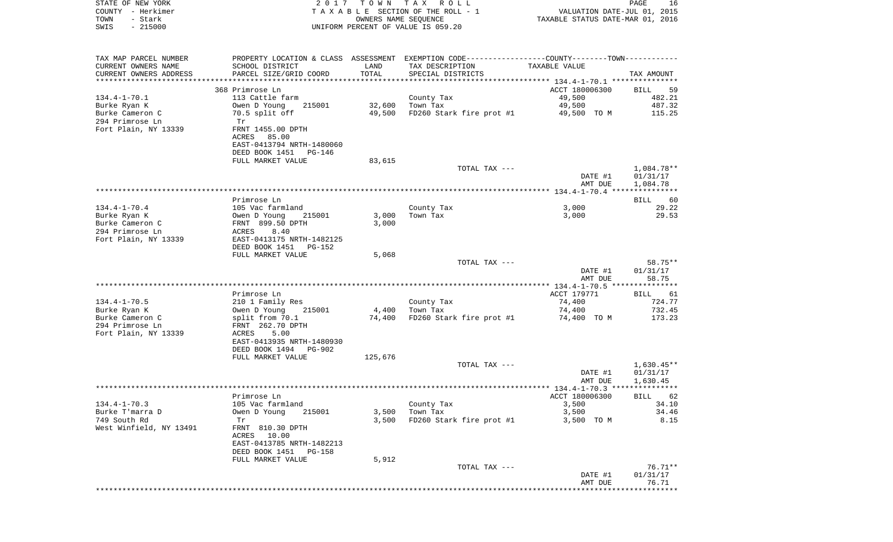STATE OF NEW YORK　　　　　　　　2017 TOWN TAX ROLL
COUNTY - Herkimer　　　　　　　T A X A B L E SECTION OF THE ROLL - 1　　　　　VALUATION DATE-JUL 01, 2015
TOWN - Stark　　　　　　　　　　OWNERS NAME SEQUENCE　　　　　　　　TAXABLE STATUS DATE-MAR 01, 2016
SWIS - 215000　　　　　　　　UNIFORM PERCENT OF VALUE IS 059.20

| TAX MAP PARCEL NUMBER / CURRENT OWNERS NAME / CURRENT OWNERS ADDRESS | PROPERTY LOCATION & CLASS / SCHOOL DISTRICT / PARCEL SIZE/GRID COORD | ASSESSMENT LAND | TOTAL | EXEMPTION CODE / TAX DESCRIPTION / SPECIAL DISTRICTS | TAXABLE VALUE | TAX AMOUNT |
|---|---|---|---|---|---|---|
| | 368 Primrose Ln | | | | ACCT 180006300 | BILL 59 |
| 134.4-1-70.1 | 113 Cattle farm | | | County Tax | 49,500 | 482.21 |
| Burke Ryan K | Owen D Young 215001 | 32,600 | | Town Tax | 49,500 | 487.32 |
| Burke Cameron C | 70.5 split off | | 49,500 | FD260 Stark fire prot #1 | 49,500 TO M | 115.25 |
| 294 Primrose Ln | Tr | | | | | |
| Fort Plain, NY 13339 | FRNT 1455.00 DPTH | | | | | |
| | ACRES 85.00 | | | | | |
| | EAST-0413794 NRTH-1480060 | | | | | |
| | DEED BOOK 1451 PG-146 | | | | | |
| | FULL MARKET VALUE | | 83,615 | | | |
| | | | | TOTAL TAX --- | | 1,084.78** |
| | | | | | DATE #1 | 01/31/17 |
| | | | | | AMT DUE | 1,084.78 |
| | Primrose Ln | | | | | BILL 60 |
| 134.4-1-70.4 | 105 Vac farmland | | | County Tax | 3,000 | 29.22 |
| Burke Ryan K | Owen D Young 215001 | 3,000 | | Town Tax | 3,000 | 29.53 |
| Burke Cameron C | FRNT 899.50 DPTH | | 3,000 | | | |
| 294 Primrose Ln | ACRES 8.40 | | | | | |
| Fort Plain, NY 13339 | EAST-0413175 NRTH-1482125 | | | | | |
| | DEED BOOK 1451 PG-152 | | | | | |
| | FULL MARKET VALUE | | 5,068 | | | |
| | | | | TOTAL TAX --- | | 58.75** |
| | | | | | DATE #1 | 01/31/17 |
| | | | | | AMT DUE | 58.75 |
| | Primrose Ln | | | | ACCT 179771 | BILL 61 |
| 134.4-1-70.5 | 210 1 Family Res | | | County Tax | 74,400 | 724.77 |
| Burke Ryan K | Owen D Young 215001 | 4,400 | | Town Tax | 74,400 | 732.45 |
| Burke Cameron C | split from 70.1 | | 74,400 | FD260 Stark fire prot #1 | 74,400 TO M | 173.23 |
| 294 Primrose Ln | FRNT 262.70 DPTH | | | | | |
| Fort Plain, NY 13339 | ACRES 5.00 | | | | | |
| | EAST-0413935 NRTH-1480930 | | | | | |
| | DEED BOOK 1494 PG-902 | | | | | |
| | FULL MARKET VALUE | | 125,676 | | | |
| | | | | TOTAL TAX --- | | 1,630.45** |
| | | | | | DATE #1 | 01/31/17 |
| | | | | | AMT DUE | 1,630.45 |
| | Primrose Ln | | | | ACCT 180006300 | BILL 62 |
| 134.4-1-70.3 | 105 Vac farmland | | | County Tax | 3,500 | 34.10 |
| Burke T'marra D | Owen D Young 215001 | 3,500 | | Town Tax | 3,500 | 34.46 |
| 749 South Rd | Tr | | 3,500 | FD260 Stark fire prot #1 | 3,500 TO M | 8.15 |
| West Winfield, NY 13491 | FRNT 810.30 DPTH | | | | | |
| | ACRES 10.00 | | | | | |
| | EAST-0413785 NRTH-1482213 | | | | | |
| | DEED BOOK 1451 PG-158 | | | | | |
| | FULL MARKET VALUE | | 5,912 | | | |
| | | | | TOTAL TAX --- | | 76.71** |
| | | | | | DATE #1 | 01/31/17 |
| | | | | | AMT DUE | 76.71 |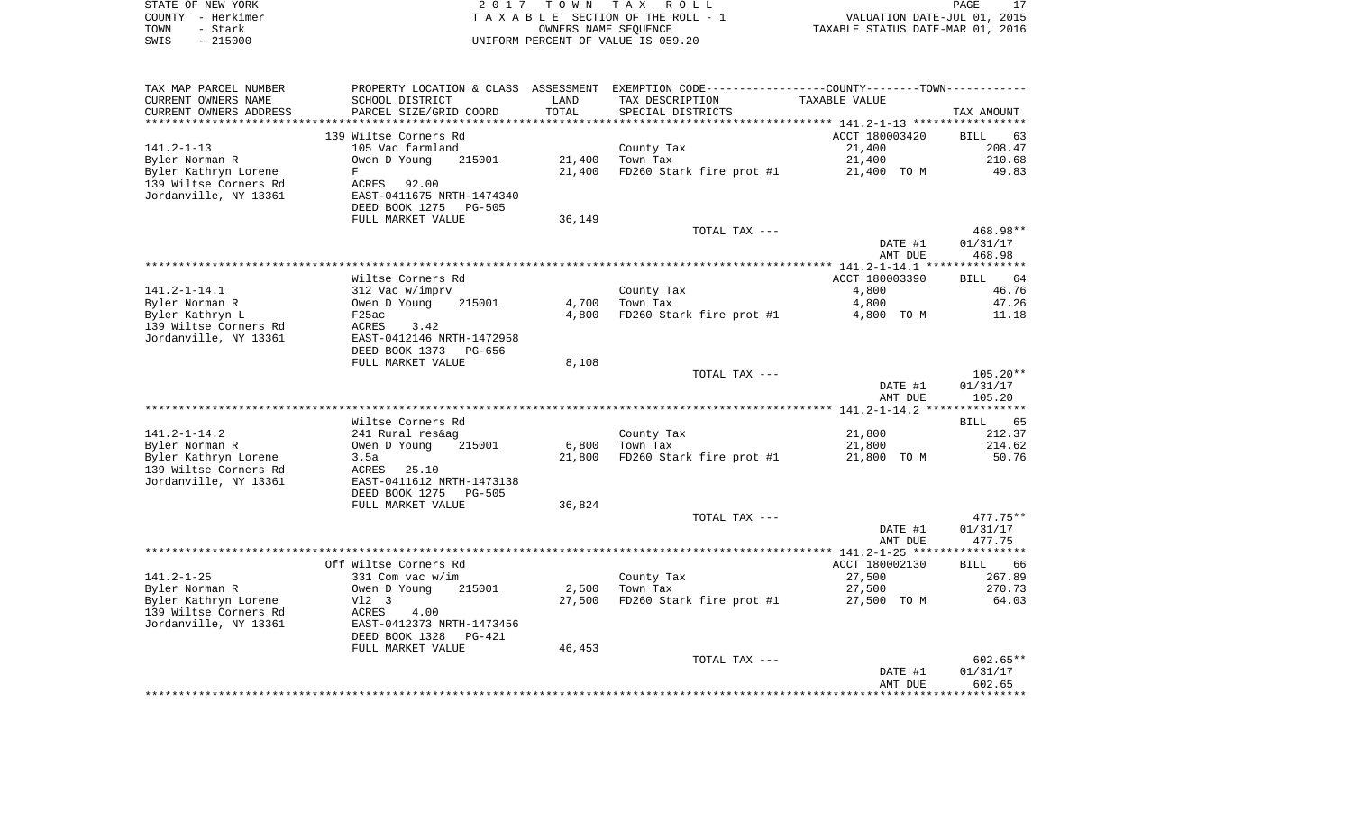STATE OF NEW YORK
COUNTY - Herkimer
TOWN - Stark
SWIS - 215000

2 0 1 7 T O W N T A X R O L L
T A X A B L E SECTION OF THE ROLL - 1
OWNERS NAME SEQUENCE
UNIFORM PERCENT OF VALUE IS 059.20

VALUATION DATE-JUL 01, 2015
TAXABLE STATUS DATE-MAR 01, 2016

| TAX MAP PARCEL NUMBER<br>CURRENT OWNERS NAME<br>CURRENT OWNERS ADDRESS | PROPERTY LOCATION & CLASS<br>SCHOOL DISTRICT<br>PARCEL SIZE/GRID COORD | ASSESSMENT<br>LAND<br>TOTAL | EXEMPTION CODE<br>TAX DESCRIPTION<br>SPECIAL DISTRICTS | COUNTY--------TOWN<br>TAXABLE VALUE | TAX AMOUNT |
|---|---|---|---|---|---|
| | 139 Wiltse Corners Rd | | | ACCT 180003420 | BILL 63 |
| 141.2-1-13 | 105 Vac farmland | | County Tax | 21,400 | 208.47 |
| Byler Norman R | Owen D Young 215001 | 21,400 | Town Tax | 21,400 | 210.68 |
| Byler Kathryn Lorene | F | 21,400 | FD260 Stark fire prot #1 | 21,400 TO M | 49.83 |
| 139 Wiltse Corners Rd | ACRES 92.00 | | | | |
| Jordanville, NY 13361 | EAST-0411675 NRTH-1474340 | | | | |
| | DEED BOOK 1275 PG-505 | | | | |
| | FULL MARKET VALUE | 36,149 | | | |
| | | | TOTAL TAX --- | | 468.98** |
| | | | | DATE #1 | 01/31/17 |
| | | | | AMT DUE | 468.98 |
| | Wiltse Corners Rd | | | ACCT 180003390 | BILL 64 |
| 141.2-1-14.1 | 312 Vac w/imprv | | County Tax | 4,800 | 46.76 |
| Byler Norman R | Owen D Young 215001 | 4,700 | Town Tax | 4,800 | 47.26 |
| Byler Kathryn L | F25ac | 4,800 | FD260 Stark fire prot #1 | 4,800 TO M | 11.18 |
| 139 Wiltse Corners Rd | ACRES 3.42 | | | | |
| Jordanville, NY 13361 | EAST-0412146 NRTH-1472958 | | | | |
| | DEED BOOK 1373 PG-656 | | | | |
| | FULL MARKET VALUE | 8,108 | | | |
| | | | TOTAL TAX --- | | 105.20** |
| | | | | DATE #1 | 01/31/17 |
| | | | | AMT DUE | 105.20 |
| | Wiltse Corners Rd | | | | BILL 65 |
| 141.2-1-14.2 | 241 Rural res&ag | | County Tax | 21,800 | 212.37 |
| Byler Norman R | Owen D Young 215001 | 6,800 | Town Tax | 21,800 | 214.62 |
| Byler Kathryn Lorene | 3.5a | 21,800 | FD260 Stark fire prot #1 | 21,800 TO M | 50.76 |
| 139 Wiltse Corners Rd | ACRES 25.10 | | | | |
| Jordanville, NY 13361 | EAST-0411612 NRTH-1473138 | | | | |
| | DEED BOOK 1275 PG-505 | | | | |
| | FULL MARKET VALUE | 36,824 | | | |
| | | | TOTAL TAX --- | | 477.75** |
| | | | | DATE #1 | 01/31/17 |
| | | | | AMT DUE | 477.75 |
| | Off Wiltse Corners Rd | | | ACCT 180002130 | BILL 66 |
| 141.2-1-25 | 331 Com vac w/im | | County Tax | 27,500 | 267.89 |
| Byler Norman R | Owen D Young 215001 | 2,500 | Town Tax | 27,500 | 270.73 |
| Byler Kathryn Lorene | Vl2 3 | 27,500 | FD260 Stark fire prot #1 | 27,500 TO M | 64.03 |
| 139 Wiltse Corners Rd | ACRES 4.00 | | | | |
| Jordanville, NY 13361 | EAST-0412373 NRTH-1473456 | | | | |
| | DEED BOOK 1328 PG-421 | | | | |
| | FULL MARKET VALUE | 46,453 | | | |
| | | | TOTAL TAX --- | | 602.65** |
| | | | | DATE #1 | 01/31/17 |
| | | | | AMT DUE | 602.65 |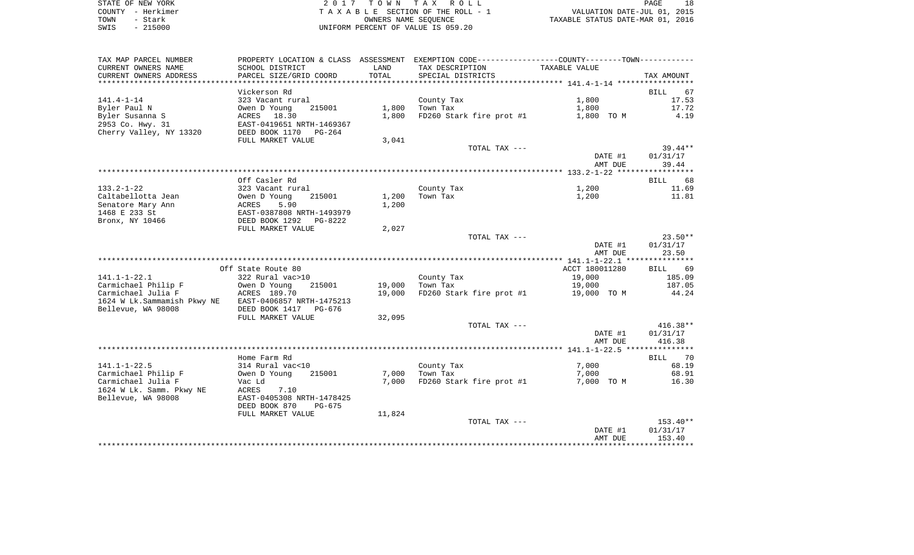STATE OF NEW YORK
COUNTY - Herkimer
TOWN - Stark
SWIS - 215000

2 0 1 7 T O W N T A X R O L L
T A X A B L E SECTION OF THE ROLL - 1
OWNERS NAME SEQUENCE
UNIFORM PERCENT OF VALUE IS 059.20

VALUATION DATE-JUL 01, 2015
TAXABLE STATUS DATE-MAR 01, 2016

| TAX MAP PARCEL NUMBER / CURRENT OWNERS NAME / CURRENT OWNERS ADDRESS | PROPERTY LOCATION & CLASS / SCHOOL DISTRICT / PARCEL SIZE/GRID COORD | ASSESSMENT LAND / TOTAL | EXEMPTION CODE / TAX DESCRIPTION / SPECIAL DISTRICTS | TAXABLE VALUE | TAX AMOUNT |
|---|---|---|---|---|---|
| **141.4-1-14** | Vickerson Rd | | | | BILL 67 |
| 141.4-1-14 | 323 Vacant rural | | County Tax | 1,800 | 17.53 |
| Byler Paul N | Owen D Young 215001 | 1,800 | Town Tax | 1,800 | 17.72 |
| Byler Susanna S | ACRES 18.30 | 1,800 | FD260 Stark fire prot #1 | 1,800 TO M | 4.19 |
| 2953 Co. Hwy. 31 | EAST-0419651 NRTH-1469367 | | | | |
| Cherry Valley, NY 13320 | DEED BOOK 1170 PG-264 | | | | |
| | FULL MARKET VALUE | 3,041 | | | |
| | | | TOTAL TAX --- | | 39.44** |
| | | | | DATE #1 | 01/31/17 |
| | | | | AMT DUE | 39.44 |
| **133.2-1-22** | Off Casler Rd | | | | BILL 68 |
| 133.2-1-22 | 323 Vacant rural | | County Tax | 1,200 | 11.69 |
| Caltabellotta Jean | Owen D Young 215001 | 1,200 | Town Tax | 1,200 | 11.81 |
| Senatore Mary Ann | ACRES 5.90 | 1,200 | | | |
| 1468 E 233 St | EAST-0387808 NRTH-1493979 | | | | |
| Bronx, NY 10466 | DEED BOOK 1292 PG-8222 | | | | |
| | FULL MARKET VALUE | 2,027 | | | |
| | | | TOTAL TAX --- | | 23.50** |
| | | | | DATE #1 | 01/31/17 |
| | | | | AMT DUE | 23.50 |
| **141.1-1-22.1** | Off State Route 80 | | | ACCT 180011280 | BILL 69 |
| 141.1-1-22.1 | 322 Rural vac>10 | | County Tax | 19,000 | 185.09 |
| Carmichael Philip F | Owen D Young 215001 | 19,000 | Town Tax | 19,000 | 187.05 |
| Carmichael Julia F | ACRES 189.70 | 19,000 | FD260 Stark fire prot #1 | 19,000 TO M | 44.24 |
| 1624 W Lk.Sammamish Pkwy NE | EAST-0406857 NRTH-1475213 | | | | |
| Bellevue, WA 98008 | DEED BOOK 1417 PG-676 | | | | |
| | FULL MARKET VALUE | 32,095 | | | |
| | | | TOTAL TAX --- | | 416.38** |
| | | | | DATE #1 | 01/31/17 |
| | | | | AMT DUE | 416.38 |
| **141.1-1-22.5** | Home Farm Rd | | | | BILL 70 |
| 141.1-1-22.5 | 314 Rural vac<10 | | County Tax | 7,000 | 68.19 |
| Carmichael Philip F | Owen D Young 215001 | 7,000 | Town Tax | 7,000 | 68.91 |
| Carmichael Julia F | Vac Ld | 7,000 | FD260 Stark fire prot #1 | 7,000 TO M | 16.30 |
| 1624 W Lk. Samm. Pkwy NE | ACRES 7.10 | | | | |
| Bellevue, WA 98008 | EAST-0405308 NRTH-1478425 | | | | |
| | DEED BOOK 870 PG-675 | | | | |
| | FULL MARKET VALUE | 11,824 | | | |
| | | | TOTAL TAX --- | | 153.40** |
| | | | | DATE #1 | 01/31/17 |
| | | | | AMT DUE | 153.40 |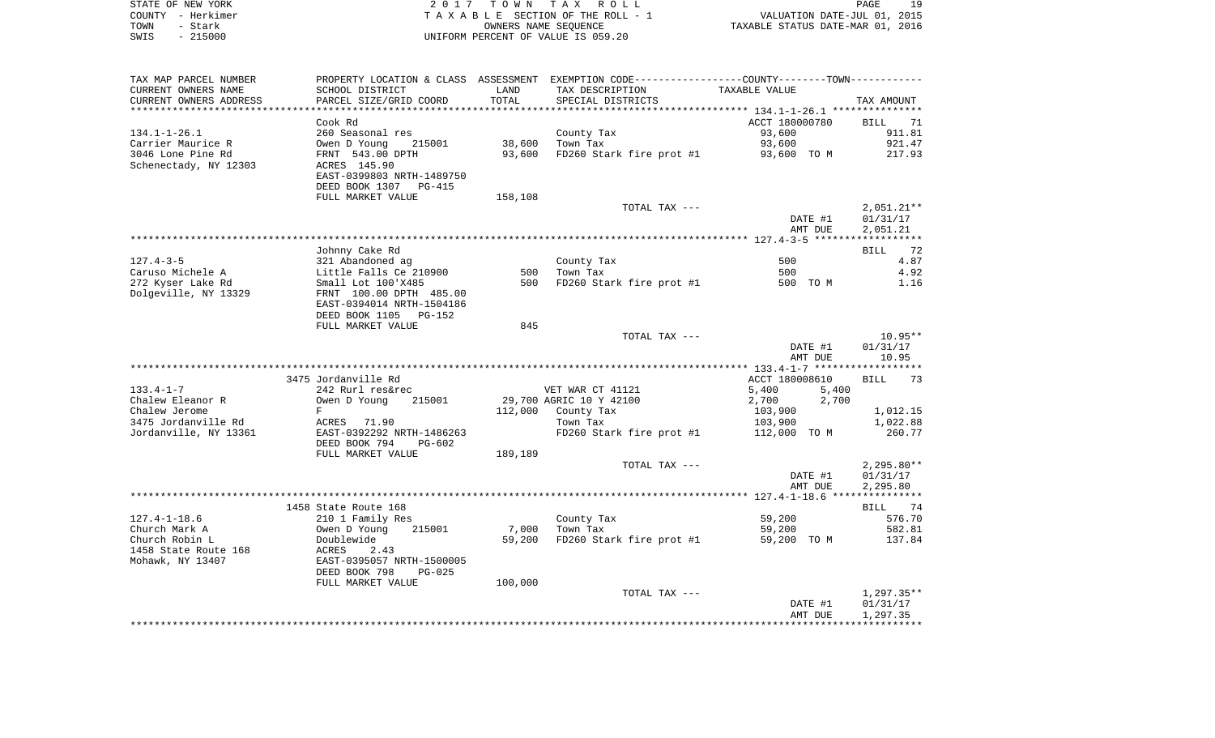STATE OF NEW YORK
COUNTY - Herkimer
TOWN - Stark
SWIS - 215000

2017 TOWN TAX ROLL
TAXABLE SECTION OF THE ROLL - 1
OWNERS NAME SEQUENCE
UNIFORM PERCENT OF VALUE IS 059.20

VALUATION DATE-JUL 01, 2015
TAXABLE STATUS DATE-MAR 01, 2016

| TAX MAP PARCEL NUMBER / CURRENT OWNERS NAME / CURRENT OWNERS ADDRESS | PROPERTY LOCATION & CLASS / SCHOOL DISTRICT / PARCEL SIZE/GRID COORD | ASSESSMENT LAND / TOTAL | EXEMPTION CODE / TAX DESCRIPTION / SPECIAL DISTRICTS | COUNTY / TOWN TAXABLE VALUE | TAX AMOUNT |
|---|---|---|---|---|---|
| **134.1-1-26.1** | Cook Rd | | | ACCT 180000780 | BILL 71 |
| | 260 Seasonal res | | County Tax | 93,600 | 911.81 |
| Carrier Maurice R | Owen D Young 215001 | 38,600 | Town Tax | 93,600 | 921.47 |
| 3046 Lone Pine Rd | FRNT 543.00 DPTH | 93,600 | FD260 Stark fire prot #1 | 93,600 TO M | 217.93 |
| Schenectady, NY 12303 | ACRES 145.90 | | | | |
| | EAST-0399803 NRTH-1489750 | | | | |
| | DEED BOOK 1307 PG-415 | | | | |
| | FULL MARKET VALUE | 158,108 | | | |
| | | | TOTAL TAX --- | | 2,051.21** |
| | | | | DATE #1 | 01/31/17 |
| | | | | AMT DUE | 2,051.21 |
| **127.4-3-5** | Johnny Cake Rd | | | | BILL 72 |
| | 321 Abandoned ag | | County Tax | 500 | 4.87 |
| Caruso Michele A | Little Falls Ce 210900 | 500 | Town Tax | 500 | 4.92 |
| 272 Kyser Lake Rd | Small Lot 100'X485 | 500 | FD260 Stark fire prot #1 | 500 TO M | 1.16 |
| Dolgeville, NY 13329 | FRNT 100.00 DPTH 485.00 | | | | |
| | EAST-0394014 NRTH-1504186 | | | | |
| | DEED BOOK 1105 PG-152 | | | | |
| | FULL MARKET VALUE | 845 | | | |
| | | | TOTAL TAX --- | | 10.95** |
| | | | | DATE #1 | 01/31/17 |
| | | | | AMT DUE | 10.95 |
| **133.4-1-7** | 3475 Jordanville Rd | | | ACCT 180008610 | BILL 73 |
| | 242 Rurl res&rec | | VET WAR CT 41121 | 5,400 5,400 | |
| Chalew Eleanor R | Owen D Young 215001 | 29,700 | AGRIC 10 Y 42100 | 2,700 2,700 | |
| Chalew Jerome | F | 112,000 | County Tax | 103,900 | 1,012.15 |
| 3475 Jordanville Rd | ACRES 71.90 | | Town Tax | 103,900 | 1,022.88 |
| Jordanville, NY 13361 | EAST-0392292 NRTH-1486263 | | FD260 Stark fire prot #1 | 112,000 TO M | 260.77 |
| | DEED BOOK 794 PG-602 | | | | |
| | FULL MARKET VALUE | 189,189 | | | |
| | | | TOTAL TAX --- | | 2,295.80** |
| | | | | DATE #1 | 01/31/17 |
| | | | | AMT DUE | 2,295.80 |
| **127.4-1-18.6** | 1458 State Route 168 | | | | BILL 74 |
| | 210 1 Family Res | | County Tax | 59,200 | 576.70 |
| Church Mark A | Owen D Young 215001 | 7,000 | Town Tax | 59,200 | 582.81 |
| Church Robin L | Doublewide | 59,200 | FD260 Stark fire prot #1 | 59,200 TO M | 137.84 |
| 1458 State Route 168 | ACRES 2.43 | | | | |
| Mohawk, NY 13407 | EAST-0395057 NRTH-1500005 | | | | |
| | DEED BOOK 798 PG-025 | | | | |
| | FULL MARKET VALUE | 100,000 | | | |
| | | | TOTAL TAX --- | | 1,297.35** |
| | | | | DATE #1 | 01/31/17 |
| | | | | AMT DUE | 1,297.35 |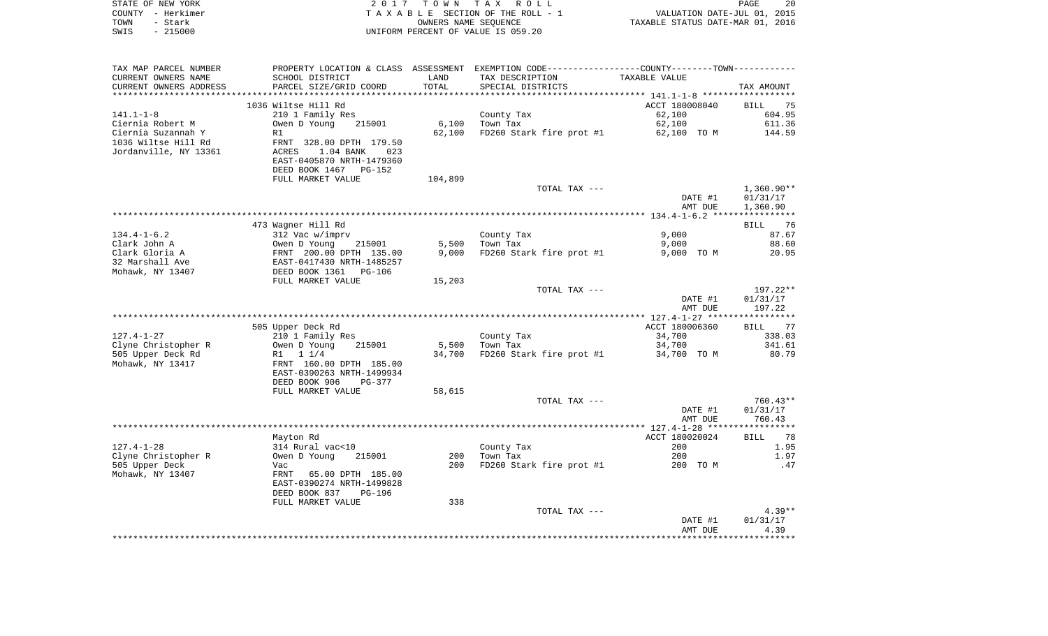STATE OF NEW YORK | 2017 TOWN TAX ROLL | VALUATION DATE-JUL 01, 2015
COUNTY - Herkimer | TAXABLE SECTION OF THE ROLL - 1 | TAXABLE STATUS DATE-MAR 01, 2016
TOWN - Stark | OWNERS NAME SEQUENCE
SWIS - 215000 | UNIFORM PERCENT OF VALUE IS 059.20

| TAX MAP PARCEL NUMBER / CURRENT OWNERS NAME / CURRENT OWNERS ADDRESS | PROPERTY LOCATION & CLASS / SCHOOL DISTRICT / PARCEL SIZE/GRID COORD | ASSESSMENT LAND | TOTAL | EXEMPTION CODE / TAX DESCRIPTION / SPECIAL DISTRICTS | TAXABLE VALUE | TAX AMOUNT |
|---|---|---|---|---|---|---|
| | 1036 Wiltse Hill Rd | | | | ACCT 180008040 | BILL 75 |
| 141.1-1-8 | 210 1 Family Res | | | County Tax | 62,100 | 604.95 |
| Ciernia Robert M | Owen D Young 215001 | 6,100 | | Town Tax | 62,100 | 611.36 |
| Ciernia Suzannah Y | R1 | | 62,100 | FD260 Stark fire prot #1 | 62,100 TO M | 144.59 |
| 1036 Wiltse Hill Rd | FRNT 328.00 DPTH 179.50 | | | | | |
| Jordanville, NY 13361 | ACRES 1.04 BANK 023 | | | | | |
| | EAST-0405870 NRTH-1479360 | | | | | |
| | DEED BOOK 1467 PG-152 | | | | | |
| | FULL MARKET VALUE | | 104,899 | | | |
| | | | | TOTAL TAX --- | | 1,360.90** |
| | | | | | DATE #1 | 01/31/17 |
| | | | | | AMT DUE | 1,360.90 |
| | 473 Wagner Hill Rd | | | | | BILL 76 |
| 134.4-1-6.2 | 312 Vac w/imprv | | | County Tax | 9,000 | 87.67 |
| Clark John A | Owen D Young 215001 | 5,500 | | Town Tax | 9,000 | 88.60 |
| Clark Gloria A | FRNT 200.00 DPTH 135.00 | | 9,000 | FD260 Stark fire prot #1 | 9,000 TO M | 20.95 |
| 32 Marshall Ave | EAST-0417430 NRTH-1485257 | | | | | |
| Mohawk, NY 13407 | DEED BOOK 1361 PG-106 | | | | | |
| | FULL MARKET VALUE | | 15,203 | | | |
| | | | | TOTAL TAX --- | | 197.22** |
| | | | | | DATE #1 | 01/31/17 |
| | | | | | AMT DUE | 197.22 |
| | 505 Upper Deck Rd | | | | ACCT 180006360 | BILL 77 |
| 127.4-1-27 | 210 1 Family Res | | | County Tax | 34,700 | 338.03 |
| Clyne Christopher R | Owen D Young 215001 | 5,500 | | Town Tax | 34,700 | 341.61 |
| 505 Upper Deck Rd | R1 1 1/4 | | 34,700 | FD260 Stark fire prot #1 | 34,700 TO M | 80.79 |
| Mohawk, NY 13417 | FRNT 160.00 DPTH 185.00 | | | | | |
| | EAST-0390263 NRTH-1499934 | | | | | |
| | DEED BOOK 906 PG-377 | | | | | |
| | FULL MARKET VALUE | | 58,615 | | | |
| | | | | TOTAL TAX --- | | 760.43** |
| | | | | | DATE #1 | 01/31/17 |
| | | | | | AMT DUE | 760.43 |
| | Mayton Rd | | | | ACCT 180020024 | BILL 78 |
| 127.4-1-28 | 314 Rural vac<10 | | | County Tax | 200 | 1.95 |
| Clyne Christopher R | Owen D Young 215001 | 200 | | Town Tax | 200 | 1.97 |
| 505 Upper Deck | Vac | | 200 | FD260 Stark fire prot #1 | 200 TO M | .47 |
| Mohawk, NY 13407 | FRNT 65.00 DPTH 185.00 | | | | | |
| | EAST-0390274 NRTH-1499828 | | | | | |
| | DEED BOOK 837 PG-196 | | | | | |
| | FULL MARKET VALUE | | 338 | | | |
| | | | | TOTAL TAX --- | | 4.39** |
| | | | | | DATE #1 | 01/31/17 |
| | | | | | AMT DUE | 4.39 |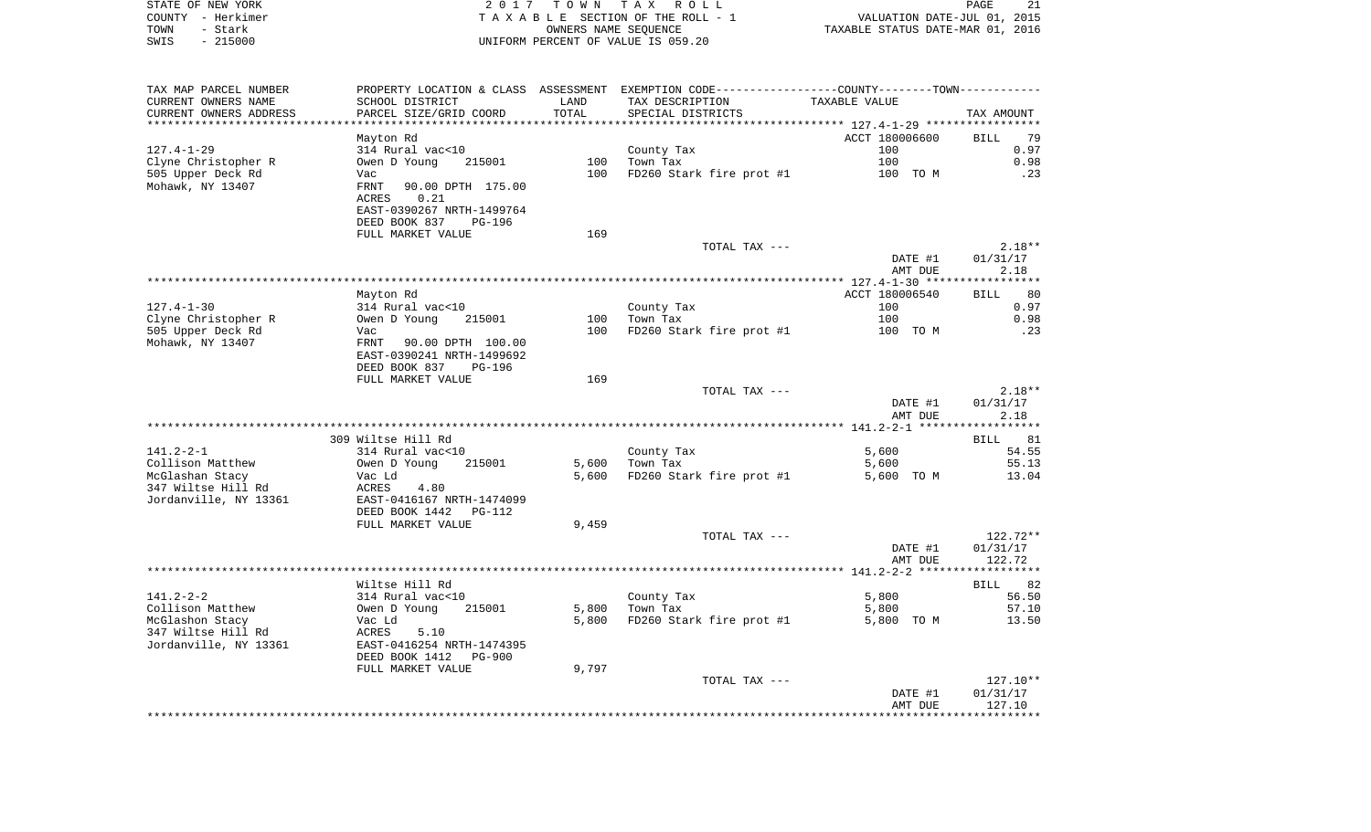STATE OF NEW YORK — 2017 TOWN TAX ROLL
COUNTY - Herkimer — TAXABLE SECTION OF THE ROLL - 1 — VALUATION DATE-JUL 01, 2015
TOWN - Stark — OWNERS NAME SEQUENCE — TAXABLE STATUS DATE-MAR 01, 2016
SWIS - 215000 — UNIFORM PERCENT OF VALUE IS 059.20

| TAX MAP PARCEL NUMBER / CURRENT OWNERS NAME / CURRENT OWNERS ADDRESS | PROPERTY LOCATION & CLASS / SCHOOL DISTRICT / PARCEL SIZE/GRID COORD | ASSESSMENT LAND / TOTAL | EXEMPTION CODE / TAX DESCRIPTION / SPECIAL DISTRICTS | COUNTY--------TOWN TAXABLE VALUE | TAX AMOUNT |
|---|---|---|---|---|---|
| **127.4-1-29** | Mayton Rd | | | ACCT 180006600 | BILL 79 |
| 127.4-1-29 | 314 Rural vac<10 | | County Tax | 100 | 0.97 |
| Clyne Christopher R | Owen D Young 215001 | 100 | Town Tax | 100 | 0.98 |
| 505 Upper Deck Rd | Vac | 100 | FD260 Stark fire prot #1 | 100 TO M | .23 |
| Mohawk, NY 13407 | FRNT 90.00 DPTH 175.00 | | | | |
| | ACRES 0.21 | | | | |
| | EAST-0390267 NRTH-1499764 | | | | |
| | DEED BOOK 837 PG-196 | | | | |
| | FULL MARKET VALUE | 169 | | | |
| | | | TOTAL TAX --- | | 2.18** |
| | | | | DATE #1 | 01/31/17 |
| | | | | AMT DUE | 2.18 |
| **127.4-1-30** | Mayton Rd | | | ACCT 180006540 | BILL 80 |
| 127.4-1-30 | 314 Rural vac<10 | | County Tax | 100 | 0.97 |
| Clyne Christopher R | Owen D Young 215001 | 100 | Town Tax | 100 | 0.98 |
| 505 Upper Deck Rd | Vac | 100 | FD260 Stark fire prot #1 | 100 TO M | .23 |
| Mohawk, NY 13407 | FRNT 90.00 DPTH 100.00 | | | | |
| | EAST-0390241 NRTH-1499692 | | | | |
| | DEED BOOK 837 PG-196 | | | | |
| | FULL MARKET VALUE | 169 | | | |
| | | | TOTAL TAX --- | | 2.18** |
| | | | | DATE #1 | 01/31/17 |
| | | | | AMT DUE | 2.18 |
| **141.2-2-1** | 309 Wiltse Hill Rd | | | | BILL 81 |
| 141.2-2-1 | 314 Rural vac<10 | | County Tax | 5,600 | 54.55 |
| Collison Matthew | Owen D Young 215001 | 5,600 | Town Tax | 5,600 | 55.13 |
| McGlashan Stacy | Vac Ld | 5,600 | FD260 Stark fire prot #1 | 5,600 TO M | 13.04 |
| 347 Wiltse Hill Rd | ACRES 4.80 | | | | |
| Jordanville, NY 13361 | EAST-0416167 NRTH-1474099 | | | | |
| | DEED BOOK 1442 PG-112 | | | | |
| | FULL MARKET VALUE | 9,459 | | | |
| | | | TOTAL TAX --- | | 122.72** |
| | | | | DATE #1 | 01/31/17 |
| | | | | AMT DUE | 122.72 |
| **141.2-2-2** | Wiltse Hill Rd | | | | BILL 82 |
| 141.2-2-2 | 314 Rural vac<10 | | County Tax | 5,800 | 56.50 |
| Collison Matthew | Owen D Young 215001 | 5,800 | Town Tax | 5,800 | 57.10 |
| McGlashon Stacy | Vac Ld | 5,800 | FD260 Stark fire prot #1 | 5,800 TO M | 13.50 |
| 347 Wiltse Hill Rd | ACRES 5.10 | | | | |
| Jordanville, NY 13361 | EAST-0416254 NRTH-1474395 | | | | |
| | DEED BOOK 1412 PG-900 | | | | |
| | FULL MARKET VALUE | 9,797 | | | |
| | | | TOTAL TAX --- | | 127.10** |
| | | | | DATE #1 | 01/31/17 |
| | | | | AMT DUE | 127.10 |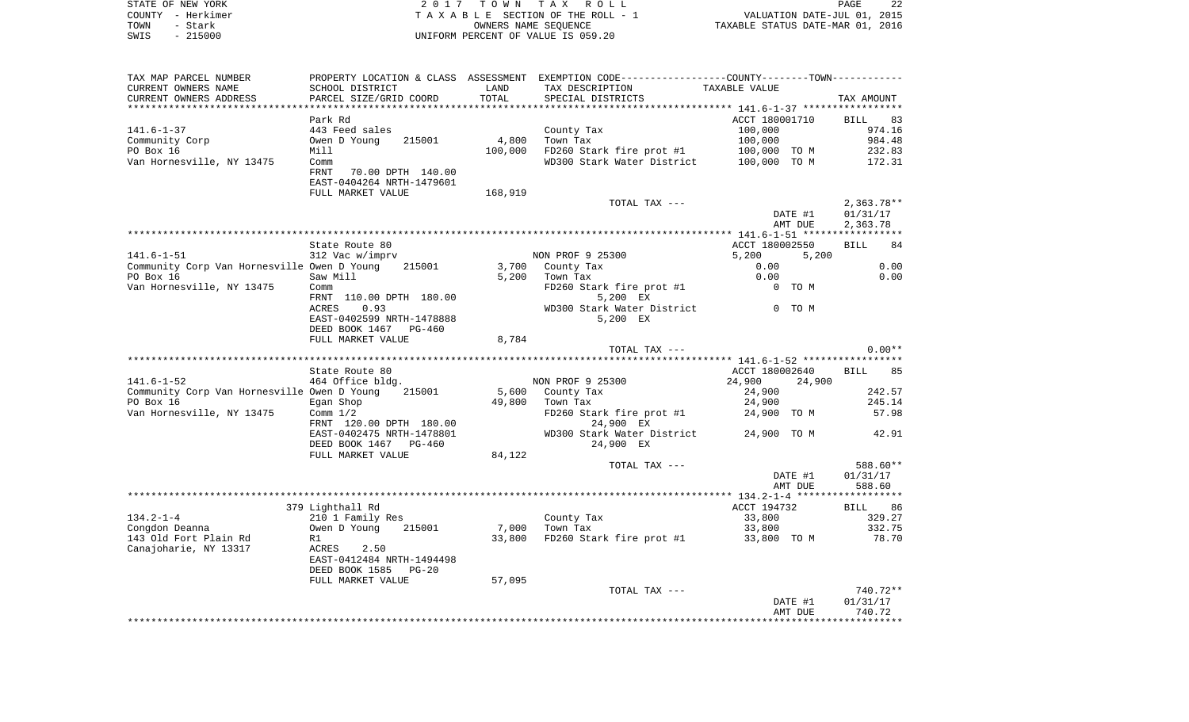STATE OF NEW YORK | 2 0 1 7 T O W N T A X R O L L
COUNTY - Herkimer | T A X A B L E SECTION OF THE ROLL - 1 | VALUATION DATE-JUL 01, 2015
TOWN - Stark | OWNERS NAME SEQUENCE | TAXABLE STATUS DATE-MAR 01, 2016
SWIS - 215000 | UNIFORM PERCENT OF VALUE IS 059.20

| TAX MAP PARCEL NUMBER / CURRENT OWNERS NAME / CURRENT OWNERS ADDRESS | PROPERTY LOCATION & CLASS / SCHOOL DISTRICT / PARCEL SIZE/GRID COORD | ASSESSMENT LAND / TOTAL | EXEMPTION CODE / TAX DESCRIPTION / SPECIAL DISTRICTS | COUNTY / TOWN TAXABLE VALUE | TAX AMOUNT |
|---|---|---|---|---|---|
| | Park Rd | | | ACCT 180001710 | BILL 83 |
| 141.6-1-37 | 443 Feed sales | | County Tax | 100,000 | 974.16 |
| Community Corp | Owen D Young 215001 | 4,800 | Town Tax | 100,000 | 984.48 |
| PO Box 16 | Mill | 100,000 | FD260 Stark fire prot #1 | 100,000 TO M | 232.83 |
| Van Hornesville, NY 13475 | Comm | | WD300 Stark Water District | 100,000 TO M | 172.31 |
| | FRNT 70.00 DPTH 140.00 | | | | |
| | EAST-0404264 NRTH-1479601 | | | | |
| | FULL MARKET VALUE | 168,919 | | | |
| | | | TOTAL TAX --- | | 2,363.78** |
| | | | | DATE #1 | 01/31/17 |
| | | | | AMT DUE | 2,363.78 |
| | State Route 80 | | | ACCT 180002550 | BILL 84 |
| 141.6-1-51 | 312 Vac w/imprv | | NON PROF 9 25300 | 5,200 5,200 | |
| Community Corp Van Hornesville | Owen D Young 215001 | 3,700 | County Tax | 0.00 | 0.00 |
| PO Box 16 | Saw Mill | 5,200 | Town Tax | 0.00 | 0.00 |
| Van Hornesville, NY 13475 | Comm | | FD260 Stark fire prot #1 | 0 TO M | |
| | FRNT 110.00 DPTH 180.00 | | 5,200 EX | | |
| | ACRES 0.93 | | WD300 Stark Water District | 0 TO M | |
| | EAST-0402599 NRTH-1478888 | | 5,200 EX | | |
| | DEED BOOK 1467 PG-460 | | | | |
| | FULL MARKET VALUE | 8,784 | | | |
| | | | TOTAL TAX --- | | 0.00** |
| | State Route 80 | | | ACCT 180002640 | BILL 85 |
| 141.6-1-52 | 464 Office bldg. | | NON PROF 9 25300 | 24,900 24,900 | |
| Community Corp Van Hornesville | Owen D Young 215001 | 5,600 | County Tax | 24,900 | 242.57 |
| PO Box 16 | Egan Shop | 49,800 | Town Tax | 24,900 | 245.14 |
| Van Hornesville, NY 13475 | Comm 1/2 | | FD260 Stark fire prot #1 | 24,900 TO M | 57.98 |
| | FRNT 120.00 DPTH 180.00 | | 24,900 EX | | |
| | EAST-0402475 NRTH-1478801 | | WD300 Stark Water District | 24,900 TO M | 42.91 |
| | DEED BOOK 1467 PG-460 | | 24,900 EX | | |
| | FULL MARKET VALUE | 84,122 | | | |
| | | | TOTAL TAX --- | | 588.60** |
| | | | | DATE #1 | 01/31/17 |
| | | | | AMT DUE | 588.60 |
| | 379 Lighthall Rd | | | ACCT 194732 | BILL 86 |
| 134.2-1-4 | 210 1 Family Res | | County Tax | 33,800 | 329.27 |
| Congdon Deanna | Owen D Young 215001 | 7,000 | Town Tax | 33,800 | 332.75 |
| 143 Old Fort Plain Rd | R1 | 33,800 | FD260 Stark fire prot #1 | 33,800 TO M | 78.70 |
| Canajoharie, NY 13317 | ACRES 2.50 | | | | |
| | EAST-0412484 NRTH-1494498 | | | | |
| | DEED BOOK 1585 PG-20 | | | | |
| | FULL MARKET VALUE | 57,095 | | | |
| | | | TOTAL TAX --- | | 740.72** |
| | | | | DATE #1 | 01/31/17 |
| | | | | AMT DUE | 740.72 |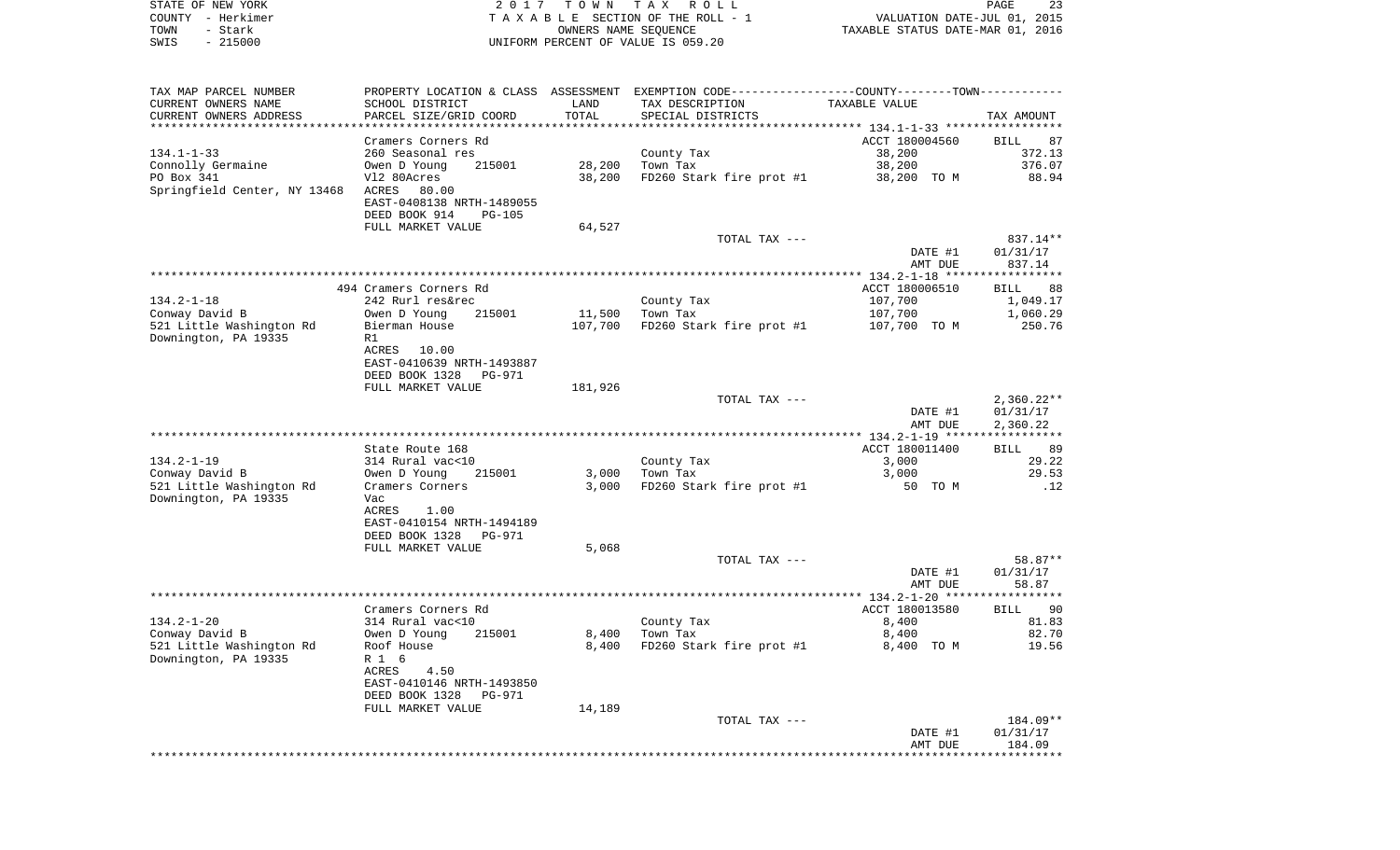STATE OF NEW YORK — 2017 TOWN TAX ROLL
COUNTY - Herkimer — TAXABLE SECTION OF THE ROLL - 1 — VALUATION DATE-JUL 01, 2015
TOWN - Stark — OWNERS NAME SEQUENCE — TAXABLE STATUS DATE-MAR 01, 2016
SWIS - 215000 — UNIFORM PERCENT OF VALUE IS 059.20

| TAX MAP PARCEL NUMBER / CURRENT OWNERS NAME / CURRENT OWNERS ADDRESS | PROPERTY LOCATION & CLASS / SCHOOL DISTRICT / PARCEL SIZE/GRID COORD | ASSESSMENT LAND | TOTAL | EXEMPTION CODE / TAX DESCRIPTION / SPECIAL DISTRICTS | TAXABLE VALUE | TAX AMOUNT |
|---|---|---|---|---|---|---|
| | Cramers Corners Rd | | | | ACCT 180004560 | BILL 87 |
| 134.1-1-33 | 260 Seasonal res | | | County Tax | 38,200 | 372.13 |
| Connolly Germaine | Owen D Young 215001 | 28,200 | | Town Tax | 38,200 | 376.07 |
| PO Box 341 | Vl2 80Acres | | 38,200 | FD260 Stark fire prot #1 | 38,200 TO M | 88.94 |
| Springfield Center, NY 13468 | ACRES 80.00 | | | | | |
| | EAST-0408138 NRTH-1489055 | | | | | |
| | DEED BOOK 914 PG-105 | | | | | |
| | FULL MARKET VALUE | | 64,527 | | | |
| | | | | TOTAL TAX --- | | 837.14** |
| | | | | | DATE #1 | 01/31/17 |
| | | | | | AMT DUE | 837.14 |
| | 494 Cramers Corners Rd | | | | ACCT 180006510 | BILL 88 |
| 134.2-1-18 | 242 Rurl res&rec | | | County Tax | 107,700 | 1,049.17 |
| Conway David B | Owen D Young 215001 | 11,500 | | Town Tax | 107,700 | 1,060.29 |
| 521 Little Washington Rd | Bierman House | | 107,700 | FD260 Stark fire prot #1 | 107,700 TO M | 250.76 |
| Downington, PA 19335 | R1 | | | | | |
| | ACRES 10.00 | | | | | |
| | EAST-0410639 NRTH-1493887 | | | | | |
| | DEED BOOK 1328 PG-971 | | | | | |
| | FULL MARKET VALUE | | 181,926 | | | |
| | | | | TOTAL TAX --- | | 2,360.22** |
| | | | | | DATE #1 | 01/31/17 |
| | | | | | AMT DUE | 2,360.22 |
| | State Route 168 | | | | ACCT 180011400 | BILL 89 |
| 134.2-1-19 | 314 Rural vac<10 | | | County Tax | 3,000 | 29.22 |
| Conway David B | Owen D Young 215001 | 3,000 | | Town Tax | 3,000 | 29.53 |
| 521 Little Washington Rd | Cramers Corners | | 3,000 | FD260 Stark fire prot #1 | 50 TO M | .12 |
| Downington, PA 19335 | Vac | | | | | |
| | ACRES 1.00 | | | | | |
| | EAST-0410154 NRTH-1494189 | | | | | |
| | DEED BOOK 1328 PG-971 | | | | | |
| | FULL MARKET VALUE | | 5,068 | | | |
| | | | | TOTAL TAX --- | | 58.87** |
| | | | | | DATE #1 | 01/31/17 |
| | | | | | AMT DUE | 58.87 |
| | Cramers Corners Rd | | | | ACCT 180013580 | BILL 90 |
| 134.2-1-20 | 314 Rural vac<10 | | | County Tax | 8,400 | 81.83 |
| Conway David B | Owen D Young 215001 | 8,400 | | Town Tax | 8,400 | 82.70 |
| 521 Little Washington Rd | Roof House | | 8,400 | FD260 Stark fire prot #1 | 8,400 TO M | 19.56 |
| Downington, PA 19335 | R 1 6 | | | | | |
| | ACRES 4.50 | | | | | |
| | EAST-0410146 NRTH-1493850 | | | | | |
| | DEED BOOK 1328 PG-971 | | | | | |
| | FULL MARKET VALUE | | 14,189 | | | |
| | | | | TOTAL TAX --- | | 184.09** |
| | | | | | DATE #1 | 01/31/17 |
| | | | | | AMT DUE | 184.09 |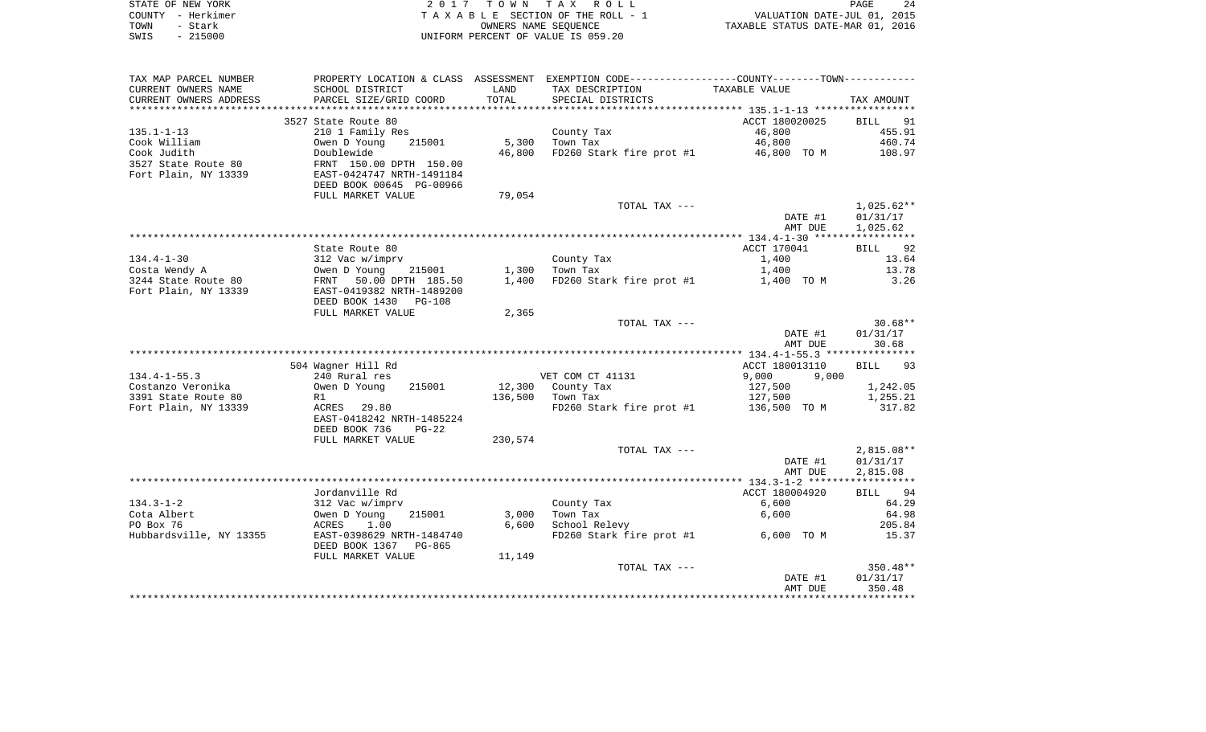STATE OF NEW YORK — 2017 TOWN TAX ROLL
COUNTY - Herkimer — TAXABLE SECTION OF THE ROLL - 1 — VALUATION DATE-JUL 01, 2015
TOWN - Stark — OWNERS NAME SEQUENCE — TAXABLE STATUS DATE-MAR 01, 2016
SWIS - 215000 — UNIFORM PERCENT OF VALUE IS 059.20

| TAX MAP PARCEL NUMBER / CURRENT OWNERS NAME / CURRENT OWNERS ADDRESS | PROPERTY LOCATION & CLASS / SCHOOL DISTRICT / PARCEL SIZE/GRID COORD | ASSESSMENT LAND / TOTAL | EXEMPTION CODE / TAX DESCRIPTION / SPECIAL DISTRICTS | COUNTY / TOWN TAXABLE VALUE | TAX AMOUNT |
|---|---|---|---|---|---|
| 135.1-1-13 | 3527 State Route 80 | | | ACCT 180020025 | BILL 91 |
| | 210 1 Family Res | | County Tax | 46,800 | 455.91 |
| Cook William | Owen D Young 215001 | 5,300 | Town Tax | 46,800 | 460.74 |
| Cook Judith | Doublewide | 46,800 | FD260 Stark fire prot #1 | 46,800 TO M | 108.97 |
| 3527 State Route 80 | FRNT 150.00 DPTH 150.00 | | | | |
| Fort Plain, NY 13339 | EAST-0424747 NRTH-1491184 | | | | |
| | DEED BOOK 00645 PG-00966 | | | | |
| | FULL MARKET VALUE | 79,054 | | | |
| | | | TOTAL TAX --- | | 1,025.62** |
| | | | | DATE #1 | 01/31/17 |
| | | | | AMT DUE | 1,025.62 |
| 134.4-1-30 | State Route 80 | | | ACCT 170041 | BILL 92 |
| | 312 Vac w/imprv | | County Tax | 1,400 | 13.64 |
| Costa Wendy A | Owen D Young 215001 | 1,300 | Town Tax | 1,400 | 13.78 |
| 3244 State Route 80 | FRNT 50.00 DPTH 185.50 | 1,400 | FD260 Stark fire prot #1 | 1,400 TO M | 3.26 |
| Fort Plain, NY 13339 | EAST-0419382 NRTH-1489200 | | | | |
| | DEED BOOK 1430 PG-108 | | | | |
| | FULL MARKET VALUE | 2,365 | | | |
| | | | TOTAL TAX --- | | 30.68** |
| | | | | DATE #1 | 01/31/17 |
| | | | | AMT DUE | 30.68 |
| 134.4-1-55.3 | 504 Wagner Hill Rd | | | ACCT 180013110 | BILL 93 |
| | 240 Rural res | | VET COM CT 41131 | 9,000 9,000 | |
| Costanzo Veronika | Owen D Young 215001 | 12,300 | County Tax | 127,500 | 1,242.05 |
| 3391 State Route 80 | R1 | 136,500 | Town Tax | 127,500 | 1,255.21 |
| Fort Plain, NY 13339 | ACRES 29.80 | | FD260 Stark fire prot #1 | 136,500 TO M | 317.82 |
| | EAST-0418242 NRTH-1485224 | | | | |
| | DEED BOOK 736 PG-22 | | | | |
| | FULL MARKET VALUE | 230,574 | | | |
| | | | TOTAL TAX --- | | 2,815.08** |
| | | | | DATE #1 | 01/31/17 |
| | | | | AMT DUE | 2,815.08 |
| 134.3-1-2 | Jordanville Rd | | | ACCT 180004920 | BILL 94 |
| | 312 Vac w/imprv | | County Tax | 6,600 | 64.29 |
| Cota Albert | Owen D Young 215001 | 3,000 | Town Tax | 6,600 | 64.98 |
| PO Box 76 | ACRES 1.00 | 6,600 | School Relevy | | 205.84 |
| Hubbardsville, NY 13355 | EAST-0398629 NRTH-1484740 | | FD260 Stark fire prot #1 | 6,600 TO M | 15.37 |
| | DEED BOOK 1367 PG-865 | | | | |
| | FULL MARKET VALUE | 11,149 | | | |
| | | | TOTAL TAX --- | | 350.48** |
| | | | | DATE #1 | 01/31/17 |
| | | | | AMT DUE | 350.48 |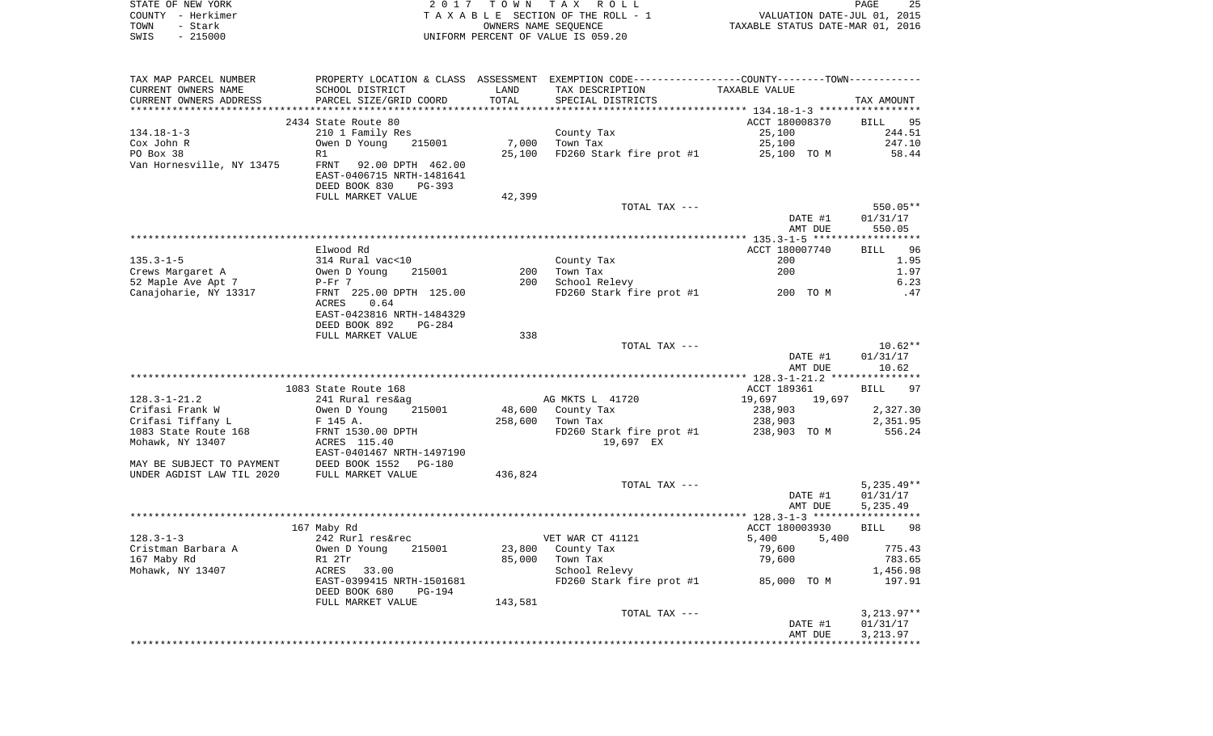STATE OF NEW YORK — COUNTY - Herkimer — TOWN - Stark — SWIS - 215000

2 0 1 7 T O W N T A X R O L L
T A X A B L E SECTION OF THE ROLL - 1
OWNERS NAME SEQUENCE
UNIFORM PERCENT OF VALUE IS 059.20

VALUATION DATE-JUL 01, 2015
TAXABLE STATUS DATE-MAR 01, 2016

| TAX MAP PARCEL NUMBER / CURRENT OWNERS NAME / CURRENT OWNERS ADDRESS | PROPERTY LOCATION & CLASS / SCHOOL DISTRICT / PARCEL SIZE/GRID COORD | ASSESSMENT LAND | TOTAL | EXEMPTION CODE / TAX DESCRIPTION / SPECIAL DISTRICTS | COUNTY--------TOWN TAXABLE VALUE | TAX AMOUNT |
|---|---|---|---|---|---|---|
| 134.18-1-3 | 2434 State Route 80 | | | | ACCT 180008370 | BILL 95 |
| Cox John R | 210 1 Family Res | | | County Tax | 25,100 | 244.51 |
| PO Box 38 | Owen D Young 215001 | 7,000 | | Town Tax | 25,100 | 247.10 |
| Van Hornesville, NY 13475 | R1 | | 25,100 | FD260 Stark fire prot #1 | 25,100 TO M | 58.44 |
| | FRNT 92.00 DPTH 462.00 | | | | | |
| | EAST-0406715 NRTH-1481641 | | | | | |
| | DEED BOOK 830 PG-393 | | | | | |
| | FULL MARKET VALUE | | 42,399 | | | |
| | | | | TOTAL TAX --- | | 550.05** |
| | | | | | DATE #1 | 01/31/17 |
| | | | | | AMT DUE | 550.05 |
| 135.3-1-5 | Elwood Rd | | | | ACCT 180007740 | BILL 96 |
| Crews Margaret A | 314 Rural vac<10 | | | County Tax | 200 | 1.95 |
| 52 Maple Ave Apt 7 | Owen D Young 215001 | 200 | | Town Tax | 200 | 1.97 |
| Canajoharie, NY 13317 | P-Fr 7 | | 200 | School Relevy | | 6.23 |
| | FRNT 225.00 DPTH 125.00 | | | FD260 Stark fire prot #1 | 200 TO M | .47 |
| | ACRES 0.64 | | | | | |
| | EAST-0423816 NRTH-1484329 | | | | | |
| | DEED BOOK 892 PG-284 | | | | | |
| | FULL MARKET VALUE | | 338 | | | |
| | | | | TOTAL TAX --- | | 10.62** |
| | | | | | DATE #1 | 01/31/17 |
| | | | | | AMT DUE | 10.62 |
| 128.3-1-21.2 | 1083 State Route 168 | | | | ACCT 189361 | BILL 97 |
| Crifasi Frank W | 241 Rural res&ag | | | AG MKTS L 41720 | 19,697 19,697 | |
| Crifasi Tiffany L | Owen D Young 215001 | 48,600 | | County Tax | 238,903 | 2,327.30 |
| 1083 State Route 168 | F 145 A. | | 258,600 | Town Tax | 238,903 | 2,351.95 |
| Mohawk, NY 13407 | FRNT 1530.00 DPTH | | | FD260 Stark fire prot #1 | 238,903 TO M | 556.24 |
| | ACRES 115.40 | | | 19,697 EX | | |
| | EAST-0401467 NRTH-1497190 | | | | | |
| MAY BE SUBJECT TO PAYMENT | DEED BOOK 1552 PG-180 | | | | | |
| UNDER AGDIST LAW TIL 2020 | FULL MARKET VALUE | | 436,824 | | | |
| | | | | TOTAL TAX --- | | 5,235.49** |
| | | | | | DATE #1 | 01/31/17 |
| | | | | | AMT DUE | 5,235.49 |
| 128.3-1-3 | 167 Maby Rd | | | | ACCT 180003930 | BILL 98 |
| Cristman Barbara A | 242 Rurl res&rec | | | VET WAR CT 41121 | 5,400 5,400 | |
| 167 Maby Rd | Owen D Young 215001 | 23,800 | | County Tax | 79,600 | 775.43 |
| Mohawk, NY 13407 | R1 2Tr | | 85,000 | Town Tax | 79,600 | 783.65 |
| | ACRES 33.00 | | | School Relevy | | 1,456.98 |
| | EAST-0399415 NRTH-1501681 | | | FD260 Stark fire prot #1 | 85,000 TO M | 197.91 |
| | DEED BOOK 680 PG-194 | | | | | |
| | FULL MARKET VALUE | | 143,581 | | | |
| | | | | TOTAL TAX --- | | 3,213.97** |
| | | | | | DATE #1 | 01/31/17 |
| | | | | | AMT DUE | 3,213.97 |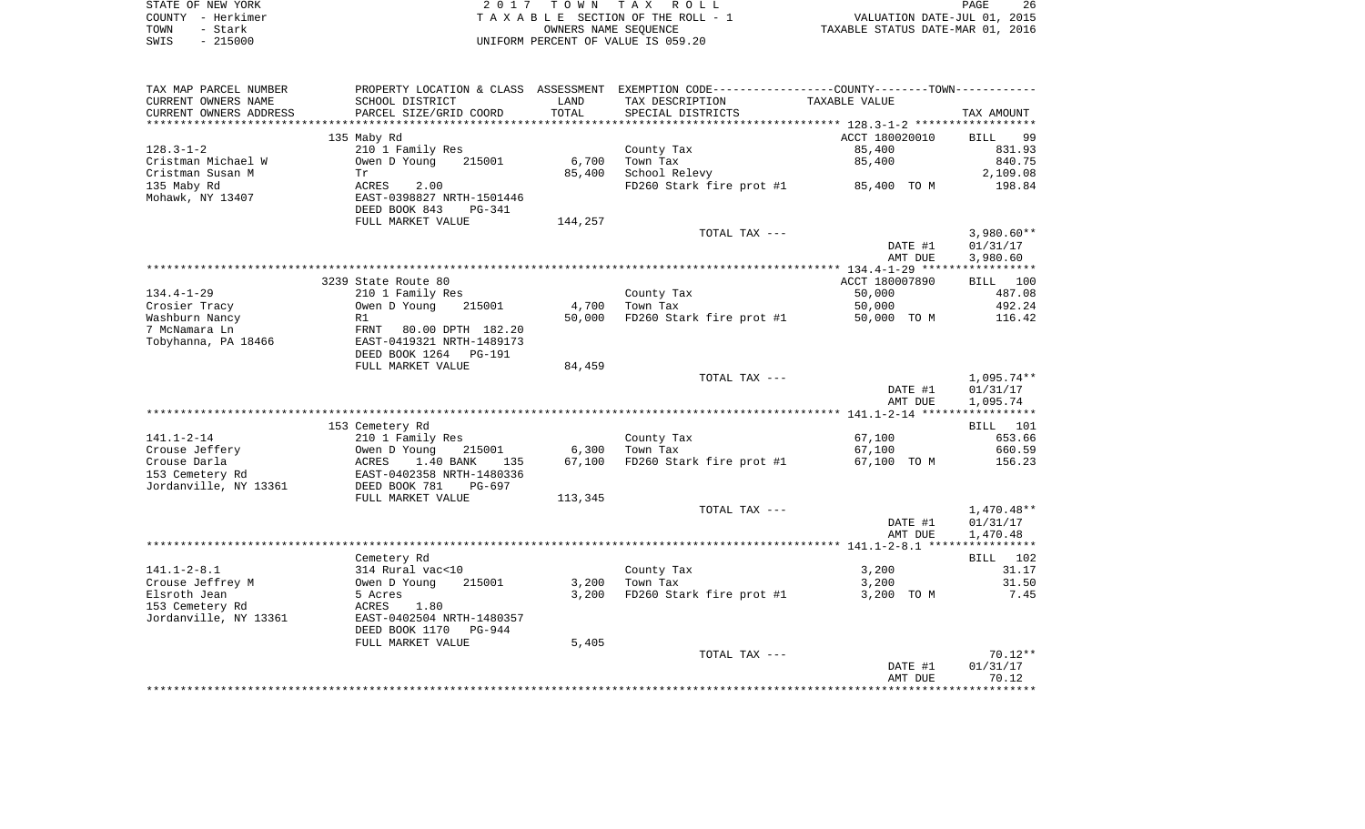STATE OF NEW YORK
COUNTY - Herkimer
TOWN - Stark
SWIS - 215000

2017 TOWN TAX ROLL
TAXABLE SECTION OF THE ROLL - 1
OWNERS NAME SEQUENCE
UNIFORM PERCENT OF VALUE IS 059.20

VALUATION DATE-JUL 01, 2015
TAXABLE STATUS DATE-MAR 01, 2016

| TAX MAP PARCEL NUMBER<br>CURRENT OWNERS NAME<br>CURRENT OWNERS ADDRESS | PROPERTY LOCATION & CLASS<br>SCHOOL DISTRICT<br>PARCEL SIZE/GRID COORD | ASSESSMENT<br>LAND<br>TOTAL | EXEMPTION CODE-----COUNTY-----TOWN<br>TAX DESCRIPTION<br>SPECIAL DISTRICTS | TAXABLE VALUE | TAX AMOUNT |
|---|---|---|---|---|---|
| | 135 Maby Rd | | | ACCT 180020010 | BILL 99 |
| 128.3-1-2 | 210 1 Family Res | | County Tax | 85,400 | 831.93 |
| Cristman Michael W | Owen D Young 215001 | 6,700 | Town Tax | 85,400 | 840.75 |
| Cristman Susan M | Tr | 85,400 | School Relevy | | 2,109.08 |
| 135 Maby Rd | ACRES 2.00 | | FD260 Stark fire prot #1 | 85,400 TO M | 198.84 |
| Mohawk, NY 13407 | EAST-0398827 NRTH-1501446 | | | | |
| | DEED BOOK 843 PG-341 | | | | |
| | FULL MARKET VALUE | 144,257 | | | |
| | | | TOTAL TAX --- | | 3,980.60** |
| | | | | DATE #1 | 01/31/17 |
| | | | | AMT DUE | 3,980.60 |
| | 3239 State Route 80 | | | ACCT 180007890 | BILL 100 |
| 134.4-1-29 | 210 1 Family Res | | County Tax | 50,000 | 487.08 |
| Crosier Tracy | Owen D Young 215001 | 4,700 | Town Tax | 50,000 | 492.24 |
| Washburn Nancy | R1 | 50,000 | FD260 Stark fire prot #1 | 50,000 TO M | 116.42 |
| 7 McNamara Ln | FRNT 80.00 DPTH 182.20 | | | | |
| Tobyhanna, PA 18466 | EAST-0419321 NRTH-1489173 | | | | |
| | DEED BOOK 1264 PG-191 | | | | |
| | FULL MARKET VALUE | 84,459 | | | |
| | | | TOTAL TAX --- | | 1,095.74** |
| | | | | DATE #1 | 01/31/17 |
| | | | | AMT DUE | 1,095.74 |
| | 153 Cemetery Rd | | | | BILL 101 |
| 141.1-2-14 | 210 1 Family Res | | County Tax | 67,100 | 653.66 |
| Crouse Jeffery | Owen D Young 215001 | 6,300 | Town Tax | 67,100 | 660.59 |
| Crouse Darla | ACRES 1.40 BANK 135 | 67,100 | FD260 Stark fire prot #1 | 67,100 TO M | 156.23 |
| 153 Cemetery Rd | EAST-0402358 NRTH-1480336 | | | | |
| Jordanville, NY 13361 | DEED BOOK 781 PG-697 | | | | |
| | FULL MARKET VALUE | 113,345 | | | |
| | | | TOTAL TAX --- | | 1,470.48** |
| | | | | DATE #1 | 01/31/17 |
| | | | | AMT DUE | 1,470.48 |
| | Cemetery Rd | | | | BILL 102 |
| 141.1-2-8.1 | 314 Rural vac<10 | | County Tax | 3,200 | 31.17 |
| Crouse Jeffrey M | Owen D Young 215001 | 3,200 | Town Tax | 3,200 | 31.50 |
| Elsroth Jean | 5 Acres | 3,200 | FD260 Stark fire prot #1 | 3,200 TO M | 7.45 |
| 153 Cemetery Rd | ACRES 1.80 | | | | |
| Jordanville, NY 13361 | EAST-0402504 NRTH-1480357 | | | | |
| | DEED BOOK 1170 PG-944 | | | | |
| | FULL MARKET VALUE | 5,405 | | | |
| | | | TOTAL TAX --- | | 70.12** |
| | | | | DATE #1 | 01/31/17 |
| | | | | AMT DUE | 70.12 |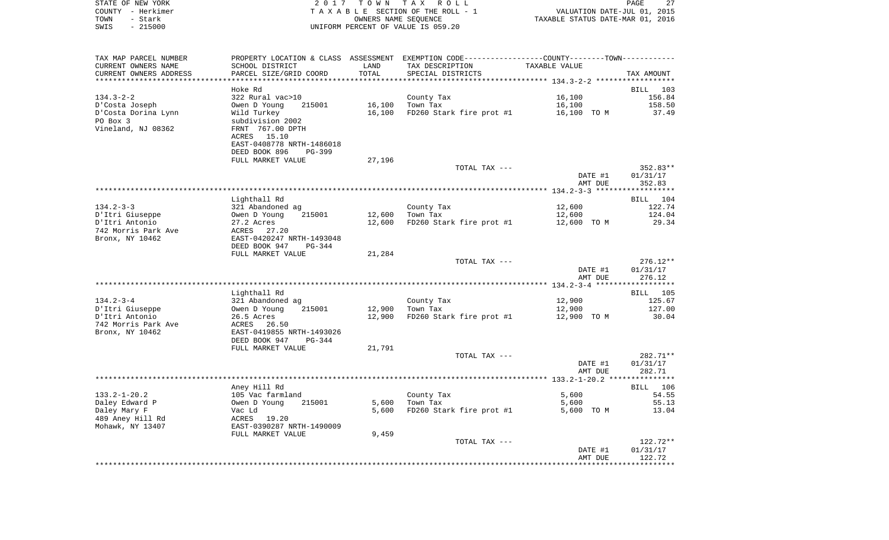STATE OF NEW YORK | 2017 TOWN TAX ROLL
COUNTY - Herkimer | TAXABLE SECTION OF THE ROLL - 1 | VALUATION DATE-JUL 01, 2015
TOWN - Stark | OWNERS NAME SEQUENCE | TAXABLE STATUS DATE-MAR 01, 2016
SWIS - 215000 | UNIFORM PERCENT OF VALUE IS 059.20

| TAX MAP PARCEL NUMBER / CURRENT OWNERS NAME / CURRENT OWNERS ADDRESS | PROPERTY LOCATION & CLASS / SCHOOL DISTRICT / PARCEL SIZE/GRID COORD | ASSESSMENT LAND / TOTAL | EXEMPTION CODE / TAX DESCRIPTION / SPECIAL DISTRICTS | COUNTY--------TOWN TAXABLE VALUE | TAX AMOUNT |
|---|---|---|---|---|---|
| | Hoke Rd | | | | BILL 103 |
| 134.3-2-2 | 322 Rural vac>10 | | County Tax | 16,100 | 156.84 |
| D'Costa Joseph | Owen D Young 215001 | 16,100 | Town Tax | 16,100 | 158.50 |
| D'Costa Dorina Lynn | Wild Turkey | 16,100 | FD260 Stark fire prot #1 | 16,100 TO M | 37.49 |
| PO Box 3 | subdivision 2002 | | | | |
| Vineland, NJ 08362 | FRNT 767.00 DPTH | | | | |
| | ACRES 15.10 | | | | |
| | EAST-0408778 NRTH-1486018 | | | | |
| | DEED BOOK 896 PG-399 | | | | |
| | FULL MARKET VALUE | 27,196 | | | |
| | | | TOTAL TAX --- | | 352.83** |
| | | | | DATE #1 | 01/31/17 |
| | | | | AMT DUE | 352.83 |
| | Lighthall Rd | | | | BILL 104 |
| 134.2-3-3 | 321 Abandoned ag | | County Tax | 12,600 | 122.74 |
| D'Itri Giuseppe | Owen D Young 215001 | 12,600 | Town Tax | 12,600 | 124.04 |
| D'Itri Antonio | 27.2 Acres | 12,600 | FD260 Stark fire prot #1 | 12,600 TO M | 29.34 |
| 742 Morris Park Ave | ACRES 27.20 | | | | |
| Bronx, NY 10462 | EAST-0420247 NRTH-1493048 | | | | |
| | DEED BOOK 947 PG-344 | | | | |
| | FULL MARKET VALUE | 21,284 | | | |
| | | | TOTAL TAX --- | | 276.12** |
| | | | | DATE #1 | 01/31/17 |
| | | | | AMT DUE | 276.12 |
| | Lighthall Rd | | | | BILL 105 |
| 134.2-3-4 | 321 Abandoned ag | | County Tax | 12,900 | 125.67 |
| D'Itri Giuseppe | Owen D Young 215001 | 12,900 | Town Tax | 12,900 | 127.00 |
| D'Itri Antonio | 26.5 Acres | 12,900 | FD260 Stark fire prot #1 | 12,900 TO M | 30.04 |
| 742 Morris Park Ave | ACRES 26.50 | | | | |
| Bronx, NY 10462 | EAST-0419855 NRTH-1493026 | | | | |
| | DEED BOOK 947 PG-344 | | | | |
| | FULL MARKET VALUE | 21,791 | | | |
| | | | TOTAL TAX --- | | 282.71** |
| | | | | DATE #1 | 01/31/17 |
| | | | | AMT DUE | 282.71 |
| | Aney Hill Rd | | | | BILL 106 |
| 133.2-1-20.2 | 105 Vac farmland | | County Tax | 5,600 | 54.55 |
| Daley Edward P | Owen D Young 215001 | 5,600 | Town Tax | 5,600 | 55.13 |
| Daley Mary F | Vac Ld | 5,600 | FD260 Stark fire prot #1 | 5,600 TO M | 13.04 |
| 489 Aney Hill Rd | ACRES 19.20 | | | | |
| Mohawk, NY 13407 | EAST-0390287 NRTH-1490009 | | | | |
| | FULL MARKET VALUE | 9,459 | | | |
| | | | TOTAL TAX --- | | 122.72** |
| | | | | DATE #1 | 01/31/17 |
| | | | | AMT DUE | 122.72 |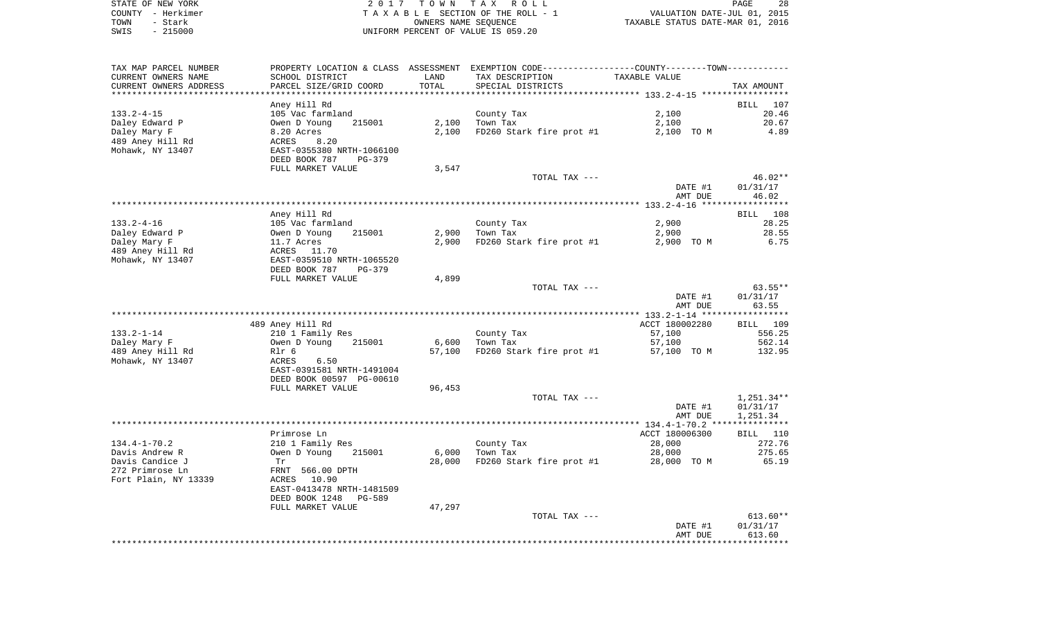STATE OF NEW YORK — COUNTY - Herkimer — TOWN - Stark — SWIS - 215000

2017 TOWN TAX ROLL
TAXABLE SECTION OF THE ROLL - 1
OWNERS NAME SEQUENCE
UNIFORM PERCENT OF VALUE IS 059.20

VALUATION DATE-JUL 01, 2015
TAXABLE STATUS DATE-MAR 01, 2016

| TAX MAP PARCEL NUMBER / CURRENT OWNERS NAME / CURRENT OWNERS ADDRESS | PROPERTY LOCATION & CLASS / SCHOOL DISTRICT / PARCEL SIZE/GRID COORD | ASSESSMENT LAND | ASSESSMENT TOTAL | EXEMPTION CODE / TAX DESCRIPTION / SPECIAL DISTRICTS | TAXABLE VALUE (COUNTY / TOWN) | TAX AMOUNT |
|---|---|---|---|---|---|---|
| | Aney Hill Rd | | | | | BILL 107 |
| 133.2-4-15 | 105 Vac farmland | | | County Tax | 2,100 | 20.46 |
| Daley Edward P | Owen D Young 215001 | 2,100 | | Town Tax | 2,100 | 20.67 |
| Daley Mary F | 8.20 Acres | | 2,100 | FD260 Stark fire prot #1 | 2,100 TO M | 4.89 |
| 489 Aney Hill Rd | ACRES 8.20 | | | | | |
| Mohawk, NY 13407 | EAST-0355380 NRTH-1066100 | | | | | |
| | DEED BOOK 787 PG-379 | | | | | |
| | FULL MARKET VALUE | 3,547 | | | | |
| | | | | TOTAL TAX --- | | 46.02** |
| | | | | | DATE #1 | 01/31/17 |
| | | | | | AMT DUE | 46.02 |
| | Aney Hill Rd | | | | | BILL 108 |
| 133.2-4-16 | 105 Vac farmland | | | County Tax | 2,900 | 28.25 |
| Daley Edward P | Owen D Young 215001 | 2,900 | | Town Tax | 2,900 | 28.55 |
| Daley Mary F | 11.7 Acres | | 2,900 | FD260 Stark fire prot #1 | 2,900 TO M | 6.75 |
| 489 Aney Hill Rd | ACRES 11.70 | | | | | |
| Mohawk, NY 13407 | EAST-0359510 NRTH-1065520 | | | | | |
| | DEED BOOK 787 PG-379 | | | | | |
| | FULL MARKET VALUE | 4,899 | | | | |
| | | | | TOTAL TAX --- | | 63.55** |
| | | | | | DATE #1 | 01/31/17 |
| | | | | | AMT DUE | 63.55 |
| | 489 Aney Hill Rd | | | | ACCT 180002280 | BILL 109 |
| 133.2-1-14 | 210 1 Family Res | | | County Tax | 57,100 | 556.25 |
| Daley Mary F | Owen D Young 215001 | 6,600 | | Town Tax | 57,100 | 562.14 |
| 489 Aney Hill Rd | Rlr 6 | | 57,100 | FD260 Stark fire prot #1 | 57,100 TO M | 132.95 |
| Mohawk, NY 13407 | ACRES 6.50 | | | | | |
| | EAST-0391581 NRTH-1491004 | | | | | |
| | DEED BOOK 00597 PG-00610 | | | | | |
| | FULL MARKET VALUE | 96,453 | | | | |
| | | | | TOTAL TAX --- | | 1,251.34** |
| | | | | | DATE #1 | 01/31/17 |
| | | | | | AMT DUE | 1,251.34 |
| | Primrose Ln | | | | ACCT 180006300 | BILL 110 |
| 134.4-1-70.2 | 210 1 Family Res | | | County Tax | 28,000 | 272.76 |
| Davis Andrew R | Owen D Young 215001 | 6,000 | | Town Tax | 28,000 | 275.65 |
| Davis Candice J | Tr | | 28,000 | FD260 Stark fire prot #1 | 28,000 TO M | 65.19 |
| 272 Primrose Ln | FRNT 566.00 DPTH | | | | | |
| Fort Plain, NY 13339 | ACRES 10.90 | | | | | |
| | EAST-0413478 NRTH-1481509 | | | | | |
| | DEED BOOK 1248 PG-589 | | | | | |
| | FULL MARKET VALUE | 47,297 | | | | |
| | | | | TOTAL TAX --- | | 613.60** |
| | | | | | DATE #1 | 01/31/17 |
| | | | | | AMT DUE | 613.60 |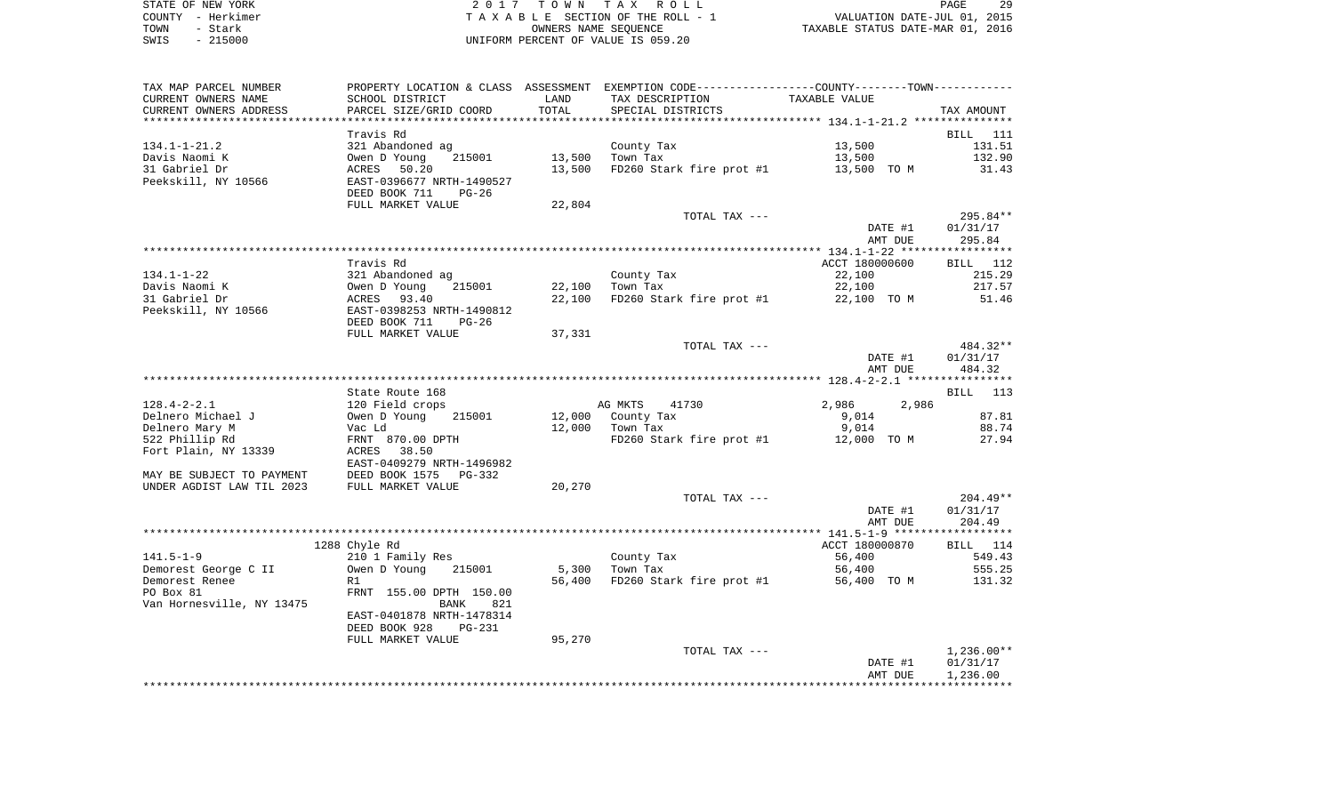STATE OF NEW YORK — COUNTY - Herkimer — TOWN - Stark — SWIS - 215000

2017 TOWN TAX ROLL
TAXABLE SECTION OF THE ROLL - 1
OWNERS NAME SEQUENCE
UNIFORM PERCENT OF VALUE IS 059.20

VALUATION DATE-JUL 01, 2015
TAXABLE STATUS DATE-MAR 01, 2016

| TAX MAP PARCEL NUMBER / CURRENT OWNERS NAME / CURRENT OWNERS ADDRESS | PROPERTY LOCATION & CLASS / SCHOOL DISTRICT / PARCEL SIZE/GRID COORD | ASSESSMENT LAND / TOTAL | EXEMPTION CODE / TAX DESCRIPTION / SPECIAL DISTRICTS | COUNTY / TOWN TAXABLE VALUE | TAX AMOUNT |
|---|---|---|---|---|---|
| 134.1-1-21.2 | Travis Rd | | | | BILL 111 |
| 134.1-1-21.2 | 321 Abandoned ag | | County Tax | 13,500 | 131.51 |
| Davis Naomi K | Owen D Young 215001 | 13,500 | Town Tax | 13,500 | 132.90 |
| 31 Gabriel Dr | ACRES 50.20 | 13,500 | FD260 Stark fire prot #1 | 13,500 TO M | 31.43 |
| Peekskill, NY 10566 | EAST-0396677 NRTH-1490527 | | | | |
| | DEED BOOK 711 PG-26 | | | | |
| | FULL MARKET VALUE | 22,804 | | | |
| | | | TOTAL TAX --- | | 295.84** |
| | | | | DATE #1 | 01/31/17 |
| | | | | AMT DUE | 295.84 |
| 134.1-1-22 | Travis Rd | | | ACCT 180000600 | BILL 112 |
| 134.1-1-22 | 321 Abandoned ag | | County Tax | 22,100 | 215.29 |
| Davis Naomi K | Owen D Young 215001 | 22,100 | Town Tax | 22,100 | 217.57 |
| 31 Gabriel Dr | ACRES 93.40 | 22,100 | FD260 Stark fire prot #1 | 22,100 TO M | 51.46 |
| Peekskill, NY 10566 | EAST-0398253 NRTH-1490812 | | | | |
| | DEED BOOK 711 PG-26 | | | | |
| | FULL MARKET VALUE | 37,331 | | | |
| | | | TOTAL TAX --- | | 484.32** |
| | | | | DATE #1 | 01/31/17 |
| | | | | AMT DUE | 484.32 |
| 128.4-2-2.1 | State Route 168 | | | | BILL 113 |
| 128.4-2-2.1 | 120 Field crops | | AG MKTS 41730 | 2,986 2,986 | |
| Delnero Michael J | Owen D Young 215001 | 12,000 | County Tax | 9,014 | 87.81 |
| Delnero Mary M | Vac Ld | 12,000 | Town Tax | 9,014 | 88.74 |
| 522 Phillip Rd | FRNT 870.00 DPTH | | FD260 Stark fire prot #1 | 12,000 TO M | 27.94 |
| Fort Plain, NY 13339 | ACRES 38.50 | | | | |
| | EAST-0409279 NRTH-1496982 | | | | |
| MAY BE SUBJECT TO PAYMENT | DEED BOOK 1575 PG-332 | | | | |
| UNDER AGDIST LAW TIL 2023 | FULL MARKET VALUE | 20,270 | | | |
| | | | TOTAL TAX --- | | 204.49** |
| | | | | DATE #1 | 01/31/17 |
| | | | | AMT DUE | 204.49 |
| 141.5-1-9 | 1288 Chyle Rd | | | ACCT 180000870 | BILL 114 |
| 141.5-1-9 | 210 1 Family Res | | County Tax | 56,400 | 549.43 |
| Demorest George C II | Owen D Young 215001 | 5,300 | Town Tax | 56,400 | 555.25 |
| Demorest Renee | R1 | 56,400 | FD260 Stark fire prot #1 | 56,400 TO M | 131.32 |
| PO Box 81 | FRNT 155.00 DPTH 150.00 | | | | |
| Van Hornesville, NY 13475 | BANK 821 | | | | |
| | EAST-0401878 NRTH-1478314 | | | | |
| | DEED BOOK 928 PG-231 | | | | |
| | FULL MARKET VALUE | 95,270 | | | |
| | | | TOTAL TAX --- | | 1,236.00** |
| | | | | DATE #1 | 01/31/17 |
| | | | | AMT DUE | 1,236.00 |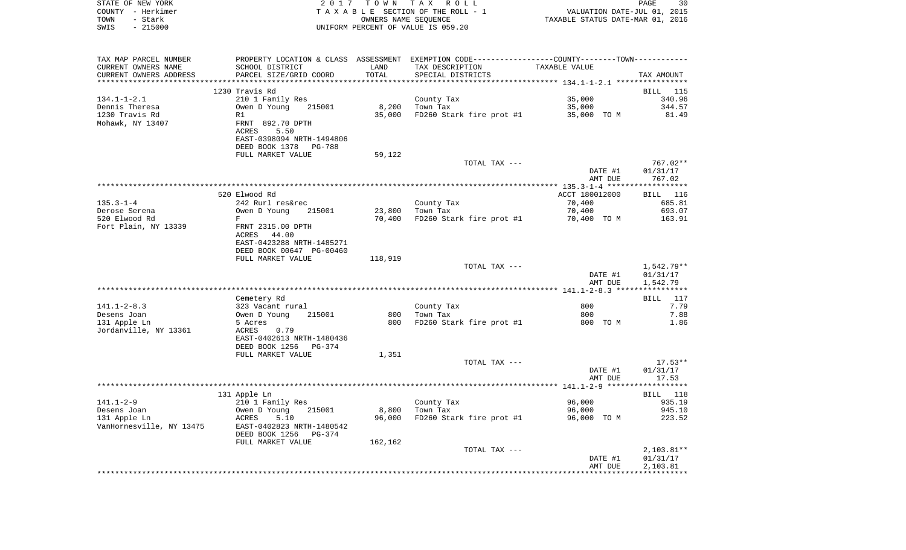STATE OF NEW YORK | COUNTY - Herkimer | TOWN - Stark | SWIS - 215000

2 0 1 7 T O W N T A X R O L L
T A X A B L E SECTION OF THE ROLL - 1
OWNERS NAME SEQUENCE
UNIFORM PERCENT OF VALUE IS 059.20

VALUATION DATE-JUL 01, 2015
TAXABLE STATUS DATE-MAR 01, 2016

| TAX MAP PARCEL NUMBER<br>CURRENT OWNERS NAME<br>CURRENT OWNERS ADDRESS | PROPERTY LOCATION & CLASS<br>SCHOOL DISTRICT<br>PARCEL SIZE/GRID COORD | ASSESSMENT<br>LAND<br>TOTAL | EXEMPTION CODE-----COUNTY-----TOWN<br>TAX DESCRIPTION<br>SPECIAL DISTRICTS | TAXABLE VALUE | TAX AMOUNT |
|---|---|---|---|---|---|
| | 1230 Travis Rd | | | | BILL 115 |
| 134.1-1-2.1 | 210 1 Family Res | | County Tax | 35,000 | 340.96 |
| Dennis Theresa | Owen D Young 215001 | 8,200 | Town Tax | 35,000 | 344.57 |
| 1230 Travis Rd | R1 | 35,000 | FD260 Stark fire prot #1 | 35,000 TO M | 81.49 |
| Mohawk, NY 13407 | FRNT 892.70 DPTH | | | | |
| | ACRES 5.50 | | | | |
| | EAST-0398094 NRTH-1494806 | | | | |
| | DEED BOOK 1378 PG-788 | | | | |
| | FULL MARKET VALUE | 59,122 | | | |
| | | | TOTAL TAX --- | | 767.02** |
| | | | | DATE #1 | 01/31/17 |
| | | | | AMT DUE | 767.02 |
| | 520 Elwood Rd | | | ACCT 180012000 | BILL 116 |
| 135.3-1-4 | 242 Rurl res&rec | | County Tax | 70,400 | 685.81 |
| Derose Serena | Owen D Young 215001 | 23,800 | Town Tax | 70,400 | 693.07 |
| 520 Elwood Rd | F | 70,400 | FD260 Stark fire prot #1 | 70,400 TO M | 163.91 |
| Fort Plain, NY 13339 | FRNT 2315.00 DPTH | | | | |
| | ACRES 44.00 | | | | |
| | EAST-0423288 NRTH-1485271 | | | | |
| | DEED BOOK 00647 PG-00460 | | | | |
| | FULL MARKET VALUE | 118,919 | | | |
| | | | TOTAL TAX --- | | 1,542.79** |
| | | | | DATE #1 | 01/31/17 |
| | | | | AMT DUE | 1,542.79 |
| | Cemetery Rd | | | | BILL 117 |
| 141.1-2-8.3 | 323 Vacant rural | | County Tax | 800 | 7.79 |
| Desens Joan | Owen D Young 215001 | 800 | Town Tax | 800 | 7.88 |
| 131 Apple Ln | 5 Acres | 800 | FD260 Stark fire prot #1 | 800 TO M | 1.86 |
| Jordanville, NY 13361 | ACRES 0.79 | | | | |
| | EAST-0402613 NRTH-1480436 | | | | |
| | DEED BOOK 1256 PG-374 | | | | |
| | FULL MARKET VALUE | 1,351 | | | |
| | | | TOTAL TAX --- | | 17.53** |
| | | | | DATE #1 | 01/31/17 |
| | | | | AMT DUE | 17.53 |
| | 131 Apple Ln | | | | BILL 118 |
| 141.1-2-9 | 210 1 Family Res | | County Tax | 96,000 | 935.19 |
| Desens Joan | Owen D Young 215001 | 8,800 | Town Tax | 96,000 | 945.10 |
| 131 Apple Ln | ACRES 5.10 | 96,000 | FD260 Stark fire prot #1 | 96,000 TO M | 223.52 |
| VanHornesville, NY 13475 | EAST-0402823 NRTH-1480542 | | | | |
| | DEED BOOK 1256 PG-374 | | | | |
| | FULL MARKET VALUE | 162,162 | | | |
| | | | TOTAL TAX --- | | 2,103.81** |
| | | | | DATE #1 | 01/31/17 |
| | | | | AMT DUE | 2,103.81 |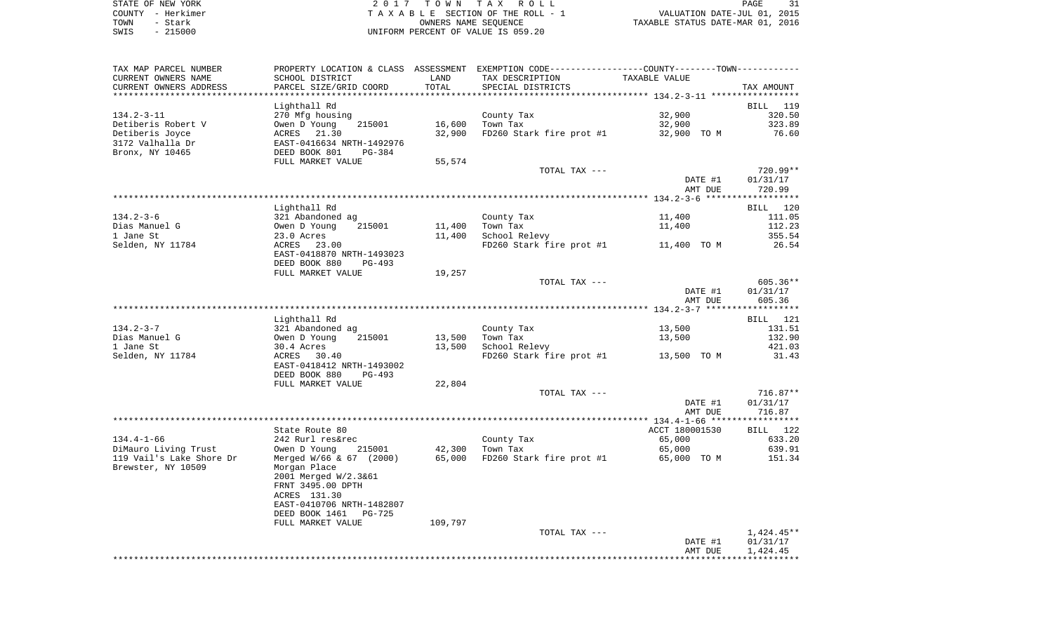STATE OF NEW YORK — 2 0 1 7 T O W N T A X R O L L — PAGE 31
COUNTY - Herkimer — T A X A B L E SECTION OF THE ROLL - 1 — VALUATION DATE-JUL 01, 2015
TOWN - Stark — OWNERS NAME SEQUENCE — TAXABLE STATUS DATE-MAR 01, 2016
SWIS - 215000 — UNIFORM PERCENT OF VALUE IS 059.20

| TAX MAP PARCEL NUMBER / CURRENT OWNERS NAME / CURRENT OWNERS ADDRESS | PROPERTY LOCATION & CLASS / SCHOOL DISTRICT / PARCEL SIZE/GRID COORD | ASSESSMENT LAND / TOTAL | EXEMPTION CODE / TAX DESCRIPTION / SPECIAL DISTRICTS | TAXABLE VALUE | TAX AMOUNT |
|---|---|---|---|---|---|
| | Lighthall Rd | | | | BILL 119 |
| 134.2-3-11 | 270 Mfg housing | | County Tax | 32,900 | 320.50 |
| Detiberis Robert V | Owen D Young 215001 | 16,600 | Town Tax | 32,900 | 323.89 |
| Detiberis Joyce | ACRES 21.30 | 32,900 | FD260 Stark fire prot #1 | 32,900 TO M | 76.60 |
| 3172 Valhalla Dr | EAST-0416634 NRTH-1492976 | | | | |
| Bronx, NY 10465 | DEED BOOK 801 PG-384 | | | | |
| | FULL MARKET VALUE | 55,574 | | | |
| | | | TOTAL TAX --- | | 720.99** |
| | | | | DATE #1 | 01/31/17 |
| | | | | AMT DUE | 720.99 |
| | Lighthall Rd | | | | BILL 120 |
| 134.2-3-6 | 321 Abandoned ag | | County Tax | 11,400 | 111.05 |
| Dias Manuel G | Owen D Young 215001 | 11,400 | Town Tax | 11,400 | 112.23 |
| 1 Jane St | 23.0 Acres | 11,400 | School Relevy | | 355.54 |
| Selden, NY 11784 | ACRES 23.00 | | FD260 Stark fire prot #1 | 11,400 TO M | 26.54 |
| | EAST-0418870 NRTH-1493023 | | | | |
| | DEED BOOK 880 PG-493 | | | | |
| | FULL MARKET VALUE | 19,257 | | | |
| | | | TOTAL TAX --- | | 605.36** |
| | | | | DATE #1 | 01/31/17 |
| | | | | AMT DUE | 605.36 |
| | Lighthall Rd | | | | BILL 121 |
| 134.2-3-7 | 321 Abandoned ag | | County Tax | 13,500 | 131.51 |
| Dias Manuel G | Owen D Young 215001 | 13,500 | Town Tax | 13,500 | 132.90 |
| 1 Jane St | 30.4 Acres | 13,500 | School Relevy | | 421.03 |
| Selden, NY 11784 | ACRES 30.40 | | FD260 Stark fire prot #1 | 13,500 TO M | 31.43 |
| | EAST-0418412 NRTH-1493002 | | | | |
| | DEED BOOK 880 PG-493 | | | | |
| | FULL MARKET VALUE | 22,804 | | | |
| | | | TOTAL TAX --- | | 716.87** |
| | | | | DATE #1 | 01/31/17 |
| | | | | AMT DUE | 716.87 |
| | State Route 80 | | | ACCT 180001530 | BILL 122 |
| 134.4-1-66 | 242 Rurl res&rec | | County Tax | 65,000 | 633.20 |
| DiMauro Living Trust | Owen D Young 215001 | 42,300 | Town Tax | 65,000 | 639.91 |
| 119 Vail's Lake Shore Dr | Merged W/66 & 67 (2000) | 65,000 | FD260 Stark fire prot #1 | 65,000 TO M | 151.34 |
| Brewster, NY 10509 | Morgan Place | | | | |
| | 2001 Merged W/2.3&61 | | | | |
| | FRNT 3495.00 DPTH | | | | |
| | ACRES 131.30 | | | | |
| | EAST-0410706 NRTH-1482807 | | | | |
| | DEED BOOK 1461 PG-725 | | | | |
| | FULL MARKET VALUE | 109,797 | | | |
| | | | TOTAL TAX --- | | 1,424.45** |
| | | | | DATE #1 | 01/31/17 |
| | | | | AMT DUE | 1,424.45 |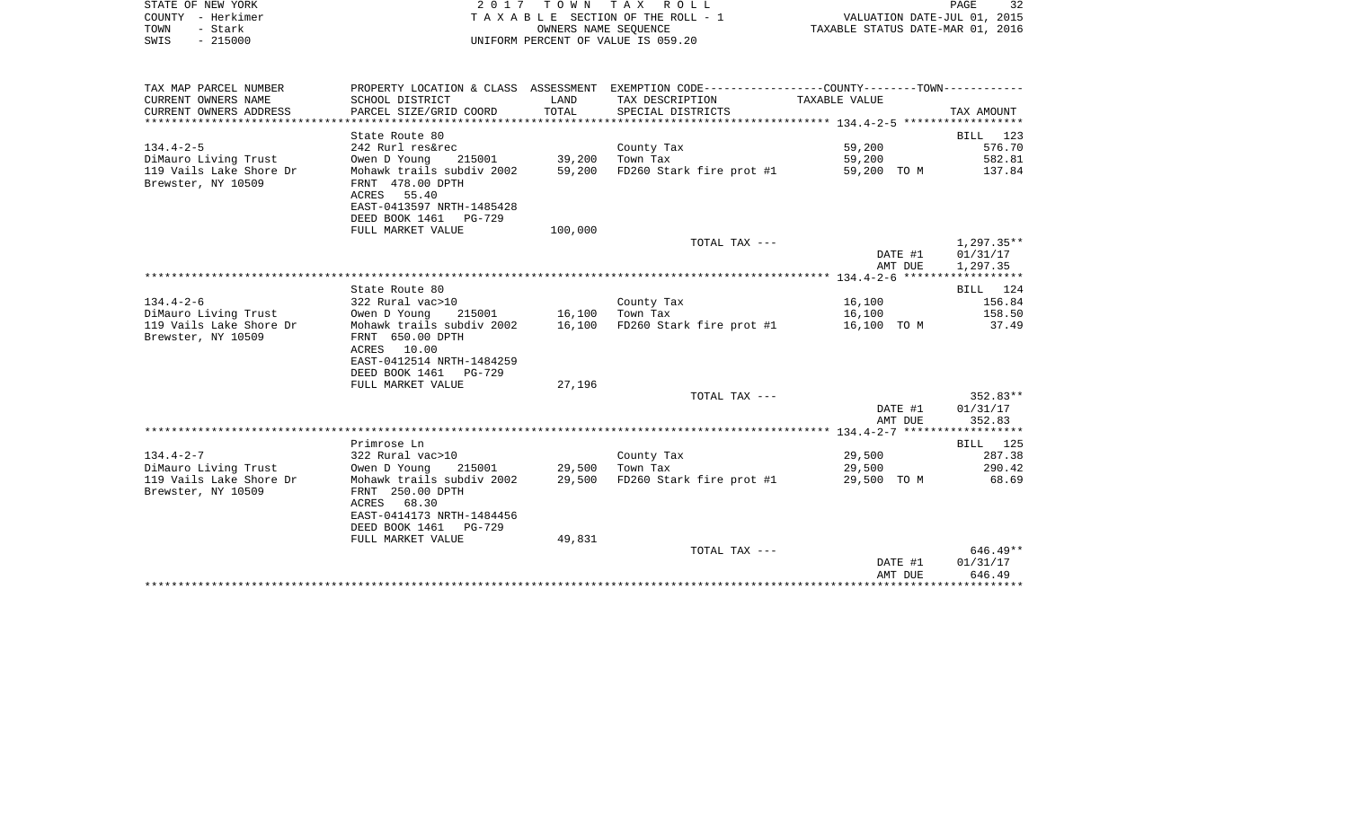STATE OF NEW YORK
COUNTY - Herkimer
TOWN - Stark
SWIS - 215000

2 0 1 7 T O W N T A X R O L L
T A X A B L E SECTION OF THE ROLL - 1
OWNERS NAME SEQUENCE
UNIFORM PERCENT OF VALUE IS 059.20

VALUATION DATE-JUL 01, 2015
TAXABLE STATUS DATE-MAR 01, 2016

| TAX MAP PARCEL NUMBER / CURRENT OWNERS NAME / CURRENT OWNERS ADDRESS | PROPERTY LOCATION & CLASS / SCHOOL DISTRICT / PARCEL SIZE/GRID COORD | ASSESSMENT LAND / TOTAL | EXEMPTION CODE / TAX DESCRIPTION / SPECIAL DISTRICTS | COUNTY--------TOWN TAXABLE VALUE | TAX AMOUNT |
|---|---|---|---|---|---|
| **134.4-2-5** | State Route 80 | | | | BILL 123 |
| 134.4-2-5 | 242 Rurl res&rec | | County Tax | 59,200 | 576.70 |
| DiMauro Living Trust | Owen D Young 215001 | 39,200 | Town Tax | 59,200 | 582.81 |
| 119 Vails Lake Shore Dr | Mohawk trails subdiv 2002 | 59,200 | FD260 Stark fire prot #1 | 59,200 TO M | 137.84 |
| Brewster, NY 10509 | FRNT 478.00 DPTH | | | | |
| | ACRES 55.40 | | | | |
| | EAST-0413597 NRTH-1485428 | | | | |
| | DEED BOOK 1461 PG-729 | | | | |
| | FULL MARKET VALUE | 100,000 | | | |
| | | | TOTAL TAX --- | | 1,297.35** |
| | | | | DATE #1 | 01/31/17 |
| | | | | AMT DUE | 1,297.35 |
| **134.4-2-6** | State Route 80 | | | | BILL 124 |
| 134.4-2-6 | 322 Rural vac>10 | | County Tax | 16,100 | 156.84 |
| DiMauro Living Trust | Owen D Young 215001 | 16,100 | Town Tax | 16,100 | 158.50 |
| 119 Vails Lake Shore Dr | Mohawk trails subdiv 2002 | 16,100 | FD260 Stark fire prot #1 | 16,100 TO M | 37.49 |
| Brewster, NY 10509 | FRNT 650.00 DPTH | | | | |
| | ACRES 10.00 | | | | |
| | EAST-0412514 NRTH-1484259 | | | | |
| | DEED BOOK 1461 PG-729 | | | | |
| | FULL MARKET VALUE | 27,196 | | | |
| | | | TOTAL TAX --- | | 352.83** |
| | | | | DATE #1 | 01/31/17 |
| | | | | AMT DUE | 352.83 |
| **134.4-2-7** | Primrose Ln | | | | BILL 125 |
| 134.4-2-7 | 322 Rural vac>10 | | County Tax | 29,500 | 287.38 |
| DiMauro Living Trust | Owen D Young 215001 | 29,500 | Town Tax | 29,500 | 290.42 |
| 119 Vails Lake Shore Dr | Mohawk trails subdiv 2002 | 29,500 | FD260 Stark fire prot #1 | 29,500 TO M | 68.69 |
| Brewster, NY 10509 | FRNT 250.00 DPTH | | | | |
| | ACRES 68.30 | | | | |
| | EAST-0414173 NRTH-1484456 | | | | |
| | DEED BOOK 1461 PG-729 | | | | |
| | FULL MARKET VALUE | 49,831 | | | |
| | | | TOTAL TAX --- | | 646.49** |
| | | | | DATE #1 | 01/31/17 |
| | | | | AMT DUE | 646.49 |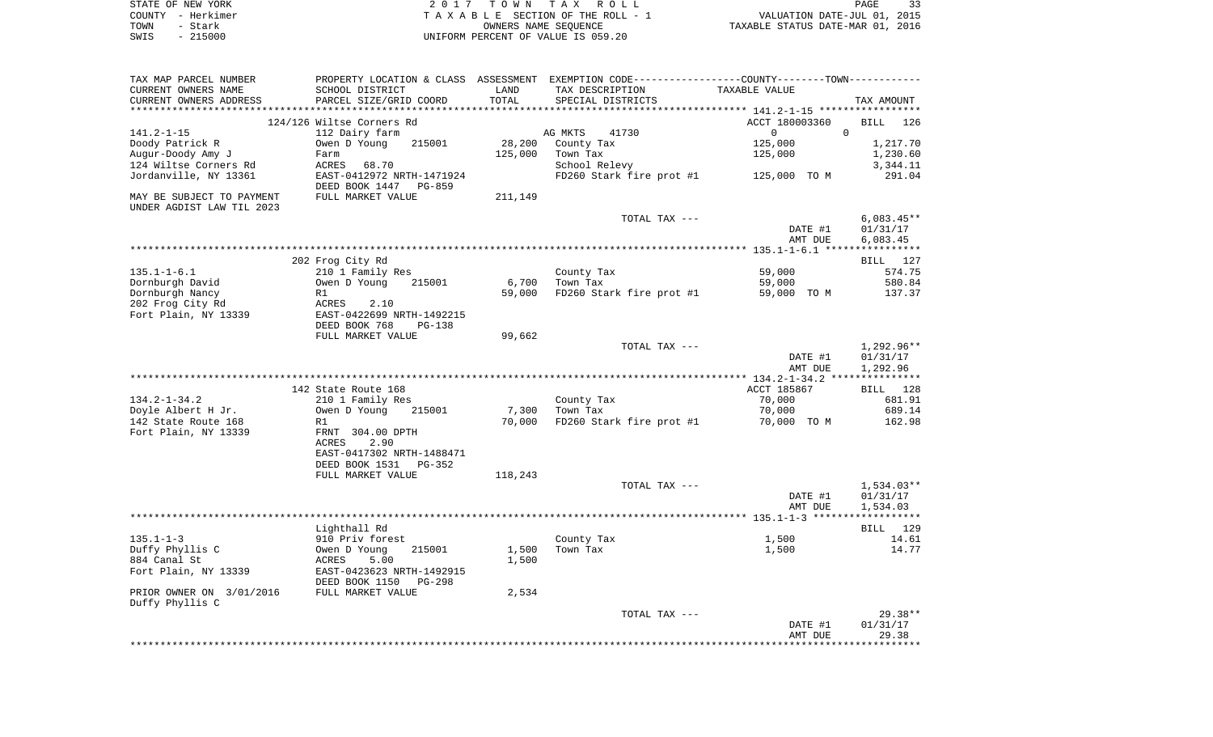STATE OF NEW YORK · COUNTY - Herkimer · TOWN - Stark · SWIS - 215000

2 0 1 7 T O W N T A X R O L L
T A X A B L E SECTION OF THE ROLL - 1
OWNERS NAME SEQUENCE
UNIFORM PERCENT OF VALUE IS 059.20

VALUATION DATE-JUL 01, 2015
TAXABLE STATUS DATE-MAR 01, 2016

| TAX MAP PARCEL NUMBER / CURRENT OWNERS NAME / CURRENT OWNERS ADDRESS | PROPERTY LOCATION & CLASS / SCHOOL DISTRICT / PARCEL SIZE/GRID COORD | ASSESSMENT LAND / TOTAL | EXEMPTION CODE / TAX DESCRIPTION / SPECIAL DISTRICTS | COUNTY--------TOWN / TAXABLE VALUE | TAX AMOUNT |
|---|---|---|---|---|---|
| 141.2-1-15 | 124/126 Wiltse Corners Rd | | | ACCT 180003360 | BILL 126 |
| | 112 Dairy farm | | AG MKTS 41730 | 0 0 | |
| Doody Patrick R | Owen D Young 215001 | 28,200 | County Tax | 125,000 | 1,217.70 |
| Augur-Doody Amy J | Farm | 125,000 | Town Tax | 125,000 | 1,230.60 |
| 124 Wiltse Corners Rd | ACRES 68.70 | | School Relevy | | 3,344.11 |
| Jordanville, NY 13361 | EAST-0412972 NRTH-1471924 | | FD260 Stark fire prot #1 | 125,000 TO M | 291.04 |
| | DEED BOOK 1447 PG-859 | | | | |
| MAY BE SUBJECT TO PAYMENT | FULL MARKET VALUE | 211,149 | | | |
| UNDER AGDIST LAW TIL 2023 | | | | | |
| | | | TOTAL TAX --- | | 6,083.45** |
| | | | | DATE #1 | 01/31/17 |
| | | | | AMT DUE | 6,083.45 |
| 135.1-1-6.1 | 202 Frog City Rd | | | | BILL 127 |
| | 210 1 Family Res | | County Tax | 59,000 | 574.75 |
| Dornburgh David | Owen D Young 215001 | 6,700 | Town Tax | 59,000 | 580.84 |
| Dornburgh Nancy | R1 | 59,000 | FD260 Stark fire prot #1 | 59,000 TO M | 137.37 |
| 202 Frog City Rd | ACRES 2.10 | | | | |
| Fort Plain, NY 13339 | EAST-0422699 NRTH-1492215 | | | | |
| | DEED BOOK 768 PG-138 | | | | |
| | FULL MARKET VALUE | 99,662 | | | |
| | | | TOTAL TAX --- | | 1,292.96** |
| | | | | DATE #1 | 01/31/17 |
| | | | | AMT DUE | 1,292.96 |
| 134.2-1-34.2 | 142 State Route 168 | | | ACCT 185867 | BILL 128 |
| | 210 1 Family Res | | County Tax | 70,000 | 681.91 |
| Doyle Albert H Jr. | Owen D Young 215001 | 7,300 | Town Tax | 70,000 | 689.14 |
| 142 State Route 168 | R1 | 70,000 | FD260 Stark fire prot #1 | 70,000 TO M | 162.98 |
| Fort Plain, NY 13339 | FRNT 304.00 DPTH | | | | |
| | ACRES 2.90 | | | | |
| | EAST-0417302 NRTH-1488471 | | | | |
| | DEED BOOK 1531 PG-352 | | | | |
| | FULL MARKET VALUE | 118,243 | | | |
| | | | TOTAL TAX --- | | 1,534.03** |
| | | | | DATE #1 | 01/31/17 |
| | | | | AMT DUE | 1,534.03 |
| 135.1-1-3 | Lighthall Rd | | | | BILL 129 |
| | 910 Priv forest | | County Tax | 1,500 | 14.61 |
| Duffy Phyllis C | Owen D Young 215001 | 1,500 | Town Tax | 1,500 | 14.77 |
| 884 Canal St | ACRES 5.00 | 1,500 | | | |
| Fort Plain, NY 13339 | EAST-0423623 NRTH-1492915 | | | | |
| | DEED BOOK 1150 PG-298 | | | | |
| PRIOR OWNER ON 3/01/2016 | FULL MARKET VALUE | 2,534 | | | |
| Duffy Phyllis C | | | | | |
| | | | TOTAL TAX --- | | 29.38** |
| | | | | DATE #1 | 01/31/17 |
| | | | | AMT DUE | 29.38 |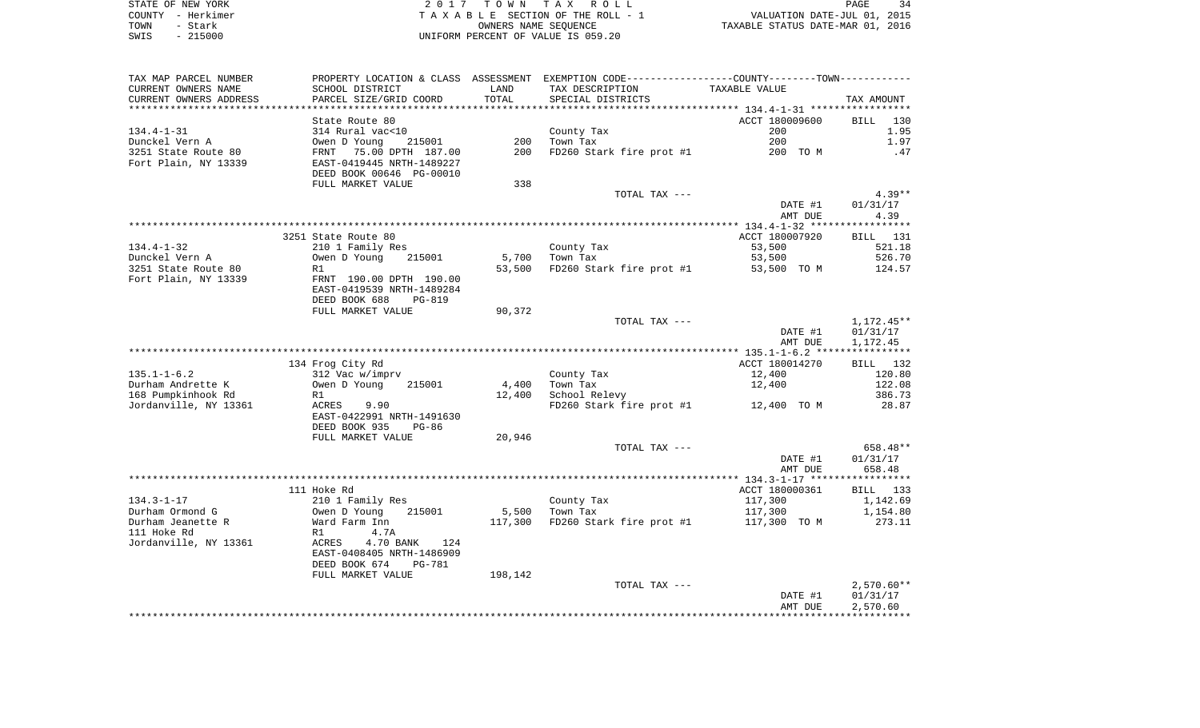STATE OF NEW YORK — 2017 TOWN TAX ROLL
COUNTY - Herkimer — TAXABLE SECTION OF THE ROLL - 1 — VALUATION DATE-JUL 01, 2015
TOWN - Stark — OWNERS NAME SEQUENCE — TAXABLE STATUS DATE-MAR 01, 2016
SWIS - 215000 — UNIFORM PERCENT OF VALUE IS 059.20

| TAX MAP PARCEL NUMBER / CURRENT OWNERS NAME / CURRENT OWNERS ADDRESS | PROPERTY LOCATION & CLASS / SCHOOL DISTRICT / PARCEL SIZE/GRID COORD | ASSESSMENT LAND / TOTAL | EXEMPTION CODE / TAX DESCRIPTION / SPECIAL DISTRICTS | TAXABLE VALUE | TAX AMOUNT |
|---|---|---|---|---|---|
| | State Route 80 | | | ACCT 180009600 | BILL 130 |
| 134.4-1-31 | 314 Rural vac<10 | | County Tax | 200 | 1.95 |
| Dunckel Vern A | Owen D Young 215001 | 200 | Town Tax | 200 | 1.97 |
| 3251 State Route 80 | FRNT 75.00 DPTH 187.00 | 200 | FD260 Stark fire prot #1 | 200 TO M | .47 |
| Fort Plain, NY 13339 | EAST-0419445 NRTH-1489227 | | | | |
| | DEED BOOK 00646 PG-00010 | | | | |
| | FULL MARKET VALUE | 338 | | | |
| | | | TOTAL TAX --- | | 4.39** |
| | | | | DATE #1 | 01/31/17 |
| | | | | AMT DUE | 4.39 |
| | 3251 State Route 80 | | | ACCT 180007920 | BILL 131 |
| 134.4-1-32 | 210 1 Family Res | | County Tax | 53,500 | 521.18 |
| Dunckel Vern A | Owen D Young 215001 | 5,700 | Town Tax | 53,500 | 526.70 |
| 3251 State Route 80 | R1 | 53,500 | FD260 Stark fire prot #1 | 53,500 TO M | 124.57 |
| Fort Plain, NY 13339 | FRNT 190.00 DPTH 190.00 | | | | |
| | EAST-0419539 NRTH-1489284 | | | | |
| | DEED BOOK 688 PG-819 | | | | |
| | FULL MARKET VALUE | 90,372 | | | |
| | | | TOTAL TAX --- | | 1,172.45** |
| | | | | DATE #1 | 01/31/17 |
| | | | | AMT DUE | 1,172.45 |
| | 134 Frog City Rd | | | ACCT 180014270 | BILL 132 |
| 135.1-1-6.2 | 312 Vac w/imprv | | County Tax | 12,400 | 120.80 |
| Durham Andrette K | Owen D Young 215001 | 4,400 | Town Tax | 12,400 | 122.08 |
| 168 Pumpkinhook Rd | R1 | 12,400 | School Relevy | | 386.73 |
| Jordanville, NY 13361 | ACRES 9.90 | | FD260 Stark fire prot #1 | 12,400 TO M | 28.87 |
| | EAST-0422991 NRTH-1491630 | | | | |
| | DEED BOOK 935 PG-86 | | | | |
| | FULL MARKET VALUE | 20,946 | | | |
| | | | TOTAL TAX --- | | 658.48** |
| | | | | DATE #1 | 01/31/17 |
| | | | | AMT DUE | 658.48 |
| | 111 Hoke Rd | | | ACCT 180000361 | BILL 133 |
| 134.3-1-17 | 210 1 Family Res | | County Tax | 117,300 | 1,142.69 |
| Durham Ormond G | Owen D Young 215001 | 5,500 | Town Tax | 117,300 | 1,154.80 |
| Durham Jeanette R | Ward Farm Inn | 117,300 | FD260 Stark fire prot #1 | 117,300 TO M | 273.11 |
| 111 Hoke Rd | R1 4.7A | | | | |
| Jordanville, NY 13361 | ACRES 4.70 BANK 124 | | | | |
| | EAST-0408405 NRTH-1486909 | | | | |
| | DEED BOOK 674 PG-781 | | | | |
| | FULL MARKET VALUE | 198,142 | | | |
| | | | TOTAL TAX --- | | 2,570.60** |
| | | | | DATE #1 | 01/31/17 |
| | | | | AMT DUE | 2,570.60 |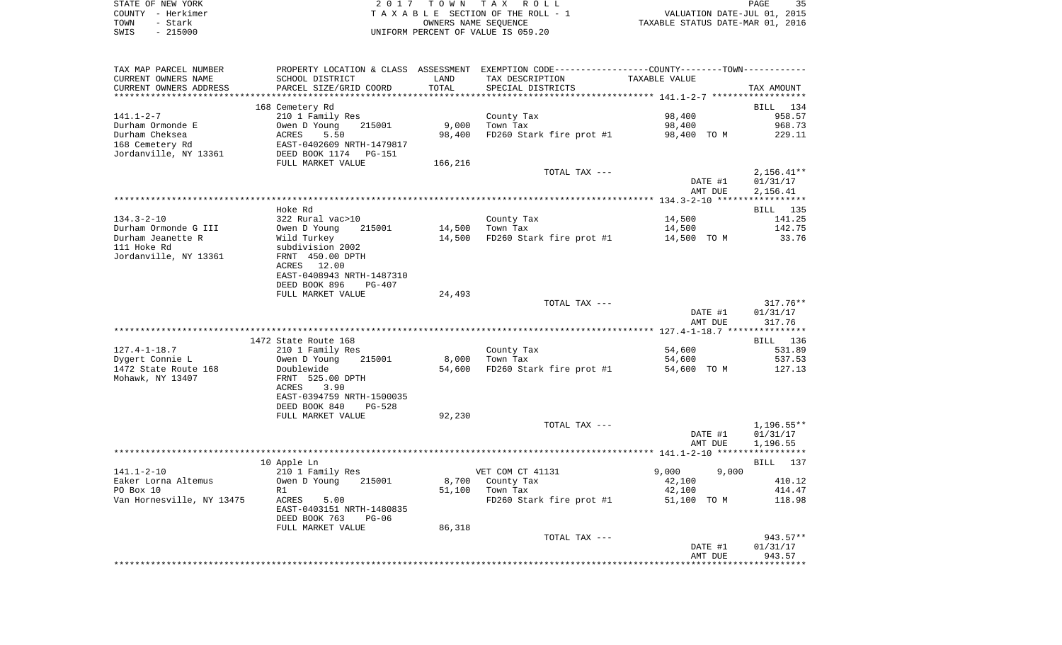STATE OF NEW YORK | 2017 TOWN TAX ROLL | PAGE 35
COUNTY - Herkimer | TAXABLE SECTION OF THE ROLL - 1 | VALUATION DATE-JUL 01, 2015
TOWN - Stark | OWNERS NAME SEQUENCE | TAXABLE STATUS DATE-MAR 01, 2016
SWIS - 215000 | UNIFORM PERCENT OF VALUE IS 059.20

| TAX MAP PARCEL NUMBER / CURRENT OWNERS NAME / CURRENT OWNERS ADDRESS | PROPERTY LOCATION & CLASS / SCHOOL DISTRICT / PARCEL SIZE/GRID COORD | ASSESSMENT LAND / TOTAL | EXEMPTION CODE / TAX DESCRIPTION / SPECIAL DISTRICTS | COUNTY--------TOWN / TAXABLE VALUE | TAX AMOUNT |
|---|---|---|---|---|---|
| | 168 Cemetery Rd | | | | BILL 134 |
| 141.1-2-7 | 210 1 Family Res | | County Tax | 98,400 | 958.57 |
| Durham Ormonde E | Owen D Young 215001 | 9,000 | Town Tax | 98,400 | 968.73 |
| Durham Cheksea | ACRES 5.50 | 98,400 | FD260 Stark fire prot #1 | 98,400 TO M | 229.11 |
| 168 Cemetery Rd | EAST-0402609 NRTH-1479817 | | | | |
| Jordanville, NY 13361 | DEED BOOK 1174 PG-151 | | | | |
| | FULL MARKET VALUE | 166,216 | | | |
| | | | TOTAL TAX --- | | 2,156.41** |
| | | | | DATE #1 | 01/31/17 |
| | | | | AMT DUE | 2,156.41 |
| | Hoke Rd | | | | BILL 135 |
| 134.3-2-10 | 322 Rural vac>10 | | County Tax | 14,500 | 141.25 |
| Durham Ormonde G III | Owen D Young 215001 | 14,500 | Town Tax | 14,500 | 142.75 |
| Durham Jeanette R | Wild Turkey | 14,500 | FD260 Stark fire prot #1 | 14,500 TO M | 33.76 |
| 111 Hoke Rd | subdivision 2002 | | | | |
| Jordanville, NY 13361 | FRNT 450.00 DPTH | | | | |
| | ACRES 12.00 | | | | |
| | EAST-0408943 NRTH-1487310 | | | | |
| | DEED BOOK 896 PG-407 | | | | |
| | FULL MARKET VALUE | 24,493 | | | |
| | | | TOTAL TAX --- | | 317.76** |
| | | | | DATE #1 | 01/31/17 |
| | | | | AMT DUE | 317.76 |
| | 1472 State Route 168 | | | | BILL 136 |
| 127.4-1-18.7 | 210 1 Family Res | | County Tax | 54,600 | 531.89 |
| Dygert Connie L | Owen D Young 215001 | 8,000 | Town Tax | 54,600 | 537.53 |
| 1472 State Route 168 | Doublewide | 54,600 | FD260 Stark fire prot #1 | 54,600 TO M | 127.13 |
| Mohawk, NY 13407 | FRNT 525.00 DPTH | | | | |
| | ACRES 3.90 | | | | |
| | EAST-0394759 NRTH-1500035 | | | | |
| | DEED BOOK 840 PG-528 | | | | |
| | FULL MARKET VALUE | 92,230 | | | |
| | | | TOTAL TAX --- | | 1,196.55** |
| | | | | DATE #1 | 01/31/17 |
| | | | | AMT DUE | 1,196.55 |
| | 10 Apple Ln | | | | BILL 137 |
| 141.1-2-10 | 210 1 Family Res | | VET COM CT 41131 | 9,000 9,000 | |
| Eaker Lorna Altemus | Owen D Young 215001 | 8,700 | County Tax | 42,100 | 410.12 |
| PO Box 10 | R1 | 51,100 | Town Tax | 42,100 | 414.47 |
| Van Hornesville, NY 13475 | ACRES 5.00 | | FD260 Stark fire prot #1 | 51,100 TO M | 118.98 |
| | EAST-0403151 NRTH-1480835 | | | | |
| | DEED BOOK 763 PG-06 | | | | |
| | FULL MARKET VALUE | 86,318 | | | |
| | | | TOTAL TAX --- | | 943.57** |
| | | | | DATE #1 | 01/31/17 |
| | | | | AMT DUE | 943.57 |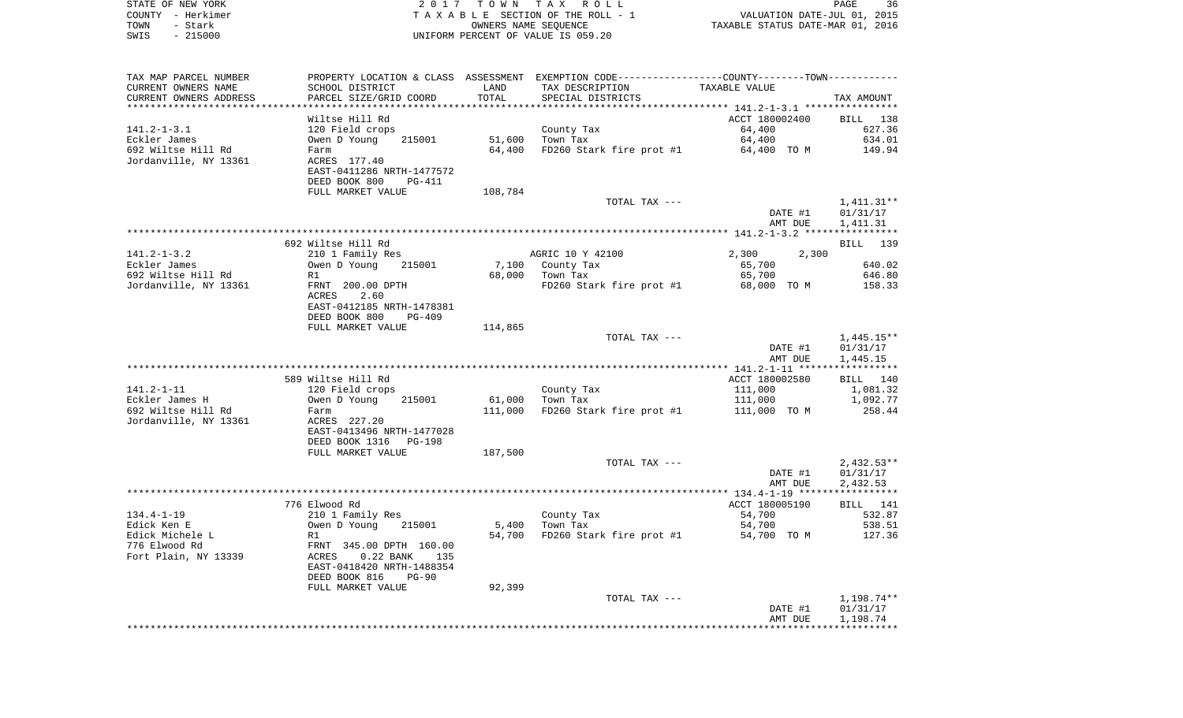STATE OF NEW YORK
COUNTY - Herkimer
TOWN - Stark
SWIS - 215000

2 0 1 7 T O W N T A X R O L L
T A X A B L E SECTION OF THE ROLL - 1
OWNERS NAME SEQUENCE
UNIFORM PERCENT OF VALUE IS 059.20

VALUATION DATE-JUL 01, 2015
TAXABLE STATUS DATE-MAR 01, 2016

| TAX MAP PARCEL NUMBER / CURRENT OWNERS NAME / CURRENT OWNERS ADDRESS | PROPERTY LOCATION & CLASS / SCHOOL DISTRICT / PARCEL SIZE/GRID COORD | ASSESSMENT LAND | TOTAL | EXEMPTION CODE / TAX DESCRIPTION / SPECIAL DISTRICTS | TAXABLE VALUE | TAX AMOUNT |
|---|---|---|---|---|---|---|
| **141.2-1-3.1** | Wiltse Hill Rd | | | | ACCT 180002400 | BILL 138 |
| Eckler James | 120 Field crops | | | County Tax | 64,400 | 627.36 |
| 692 Wiltse Hill Rd | Owen D Young 215001 | 51,600 | | Town Tax | 64,400 | 634.01 |
| Jordanville, NY 13361 | Farm | | 64,400 | FD260 Stark fire prot #1 | 64,400 TO M | 149.94 |
| | ACRES 177.40 | | | | | |
| | EAST-0411286 NRTH-1477572 | | | | | |
| | DEED BOOK 800 PG-411 | | | | | |
| | FULL MARKET VALUE | | 108,784 | | | |
| | | | | TOTAL TAX --- | | 1,411.31** |
| | | | | | DATE #1 | 01/31/17 |
| | | | | | AMT DUE | 1,411.31 |
| **141.2-1-3.2** | 692 Wiltse Hill Rd | | | | | BILL 139 |
| Eckler James | 210 1 Family Res | | | AGRIC 10 Y 42100 | 2,300 2,300 | |
| 692 Wiltse Hill Rd | Owen D Young 215001 | 7,100 | | County Tax | 65,700 | 640.02 |
| Jordanville, NY 13361 | R1 | | 68,000 | Town Tax | 65,700 | 646.80 |
| | FRNT 200.00 DPTH | | | FD260 Stark fire prot #1 | 68,000 TO M | 158.33 |
| | ACRES 2.60 | | | | | |
| | EAST-0412185 NRTH-1478381 | | | | | |
| | DEED BOOK 800 PG-409 | | | | | |
| | FULL MARKET VALUE | | 114,865 | | | |
| | | | | TOTAL TAX --- | | 1,445.15** |
| | | | | | DATE #1 | 01/31/17 |
| | | | | | AMT DUE | 1,445.15 |
| **141.2-1-11** | 589 Wiltse Hill Rd | | | | ACCT 180002580 | BILL 140 |
| Eckler James H | 120 Field crops | | | County Tax | 111,000 | 1,081.32 |
| 692 Wiltse Hill Rd | Owen D Young 215001 | 61,000 | | Town Tax | 111,000 | 1,092.77 |
| Jordanville, NY 13361 | Farm | | 111,000 | FD260 Stark fire prot #1 | 111,000 TO M | 258.44 |
| | ACRES 227.20 | | | | | |
| | EAST-0413496 NRTH-1477028 | | | | | |
| | DEED BOOK 1316 PG-198 | | | | | |
| | FULL MARKET VALUE | | 187,500 | | | |
| | | | | TOTAL TAX --- | | 2,432.53** |
| | | | | | DATE #1 | 01/31/17 |
| | | | | | AMT DUE | 2,432.53 |
| **134.4-1-19** | 776 Elwood Rd | | | | ACCT 180005190 | BILL 141 |
| Edick Ken E | 210 1 Family Res | | | County Tax | 54,700 | 532.87 |
| Edick Michele L | Owen D Young 215001 | 5,400 | | Town Tax | 54,700 | 538.51 |
| 776 Elwood Rd | R1 | | 54,700 | FD260 Stark fire prot #1 | 54,700 TO M | 127.36 |
| Fort Plain, NY 13339 | FRNT 345.00 DPTH 160.00 | | | | | |
| | ACRES 0.22 BANK 135 | | | | | |
| | EAST-0418420 NRTH-1488354 | | | | | |
| | DEED BOOK 816 PG-90 | | | | | |
| | FULL MARKET VALUE | | 92,399 | | | |
| | | | | TOTAL TAX --- | | 1,198.74** |
| | | | | | DATE #1 | 01/31/17 |
| | | | | | AMT DUE | 1,198.74 |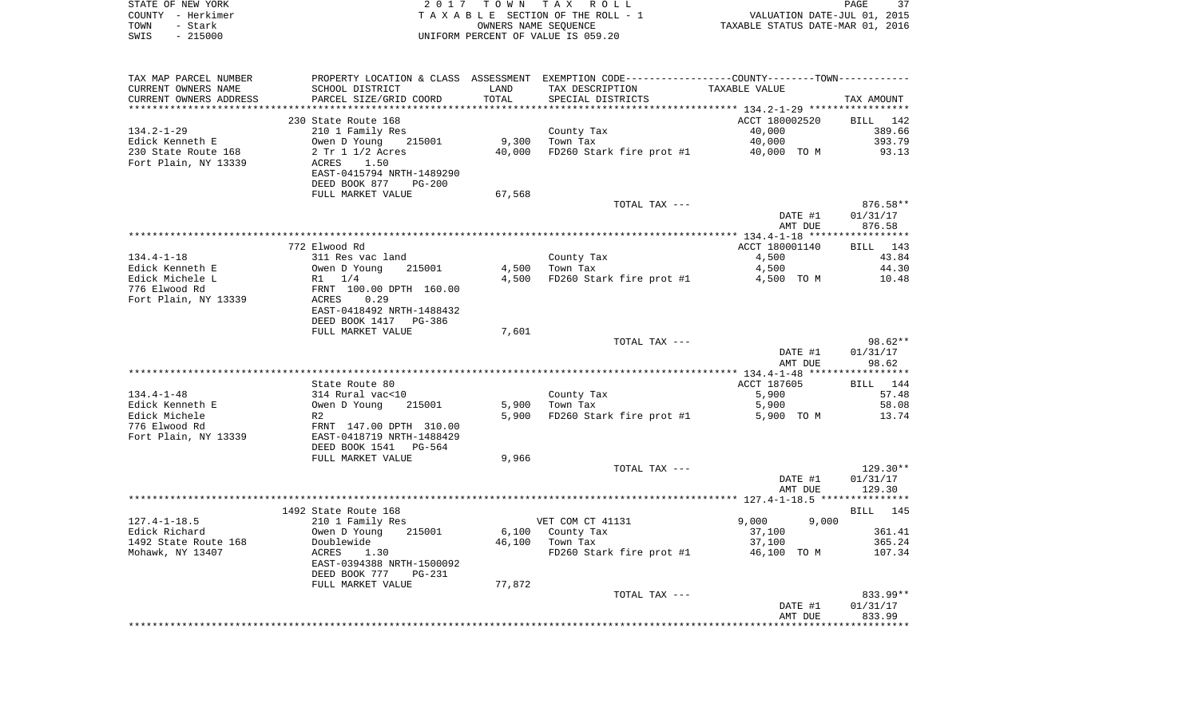STATE OF NEW YORK | 2 0 1 7 T O W N T A X R O L L | PAGE 37
COUNTY - Herkimer | T A X A B L E SECTION OF THE ROLL - 1 | VALUATION DATE-JUL 01, 2015
TOWN - Stark | OWNERS NAME SEQUENCE | TAXABLE STATUS DATE-MAR 01, 2016
SWIS - 215000 | UNIFORM PERCENT OF VALUE IS 059.20

| TAX MAP PARCEL NUMBER / CURRENT OWNERS NAME / CURRENT OWNERS ADDRESS | PROPERTY LOCATION & CLASS / SCHOOL DISTRICT / PARCEL SIZE/GRID COORD | ASSESSMENT LAND / TOTAL | EXEMPTION CODE / TAX DESCRIPTION / SPECIAL DISTRICTS | COUNTY--------TOWN / TAXABLE VALUE | TAX AMOUNT |
|---|---|---|---|---|---|
| | 230 State Route 168 | | | ACCT 180002520 | BILL 142 |
| 134.2-1-29 | 210 1 Family Res | | County Tax | 40,000 | 389.66 |
| Edick Kenneth E | Owen D Young 215001 | 9,300 | Town Tax | 40,000 | 393.79 |
| 230 State Route 168 | 2 Tr 1 1/2 Acres | 40,000 | FD260 Stark fire prot #1 | 40,000 TO M | 93.13 |
| Fort Plain, NY 13339 | ACRES 1.50 | | | | |
| | EAST-0415794 NRTH-1489290 | | | | |
| | DEED BOOK 877 PG-200 | | | | |
| | FULL MARKET VALUE | 67,568 | | | |
| | | | TOTAL TAX --- | | 876.58** |
| | | | | DATE #1 | 01/31/17 |
| | | | | AMT DUE | 876.58 |
| | 772 Elwood Rd | | | ACCT 180001140 | BILL 143 |
| 134.4-1-18 | 311 Res vac land | | County Tax | 4,500 | 43.84 |
| Edick Kenneth E | Owen D Young 215001 | 4,500 | Town Tax | 4,500 | 44.30 |
| Edick Michele L | R1 1/4 | 4,500 | FD260 Stark fire prot #1 | 4,500 TO M | 10.48 |
| 776 Elwood Rd | FRNT 100.00 DPTH 160.00 | | | | |
| Fort Plain, NY 13339 | ACRES 0.29 | | | | |
| | EAST-0418492 NRTH-1488432 | | | | |
| | DEED BOOK 1417 PG-386 | | | | |
| | FULL MARKET VALUE | 7,601 | | | |
| | | | TOTAL TAX --- | | 98.62** |
| | | | | DATE #1 | 01/31/17 |
| | | | | AMT DUE | 98.62 |
| | State Route 80 | | | ACCT 187605 | BILL 144 |
| 134.4-1-48 | 314 Rural vac<10 | | County Tax | 5,900 | 57.48 |
| Edick Kenneth E | Owen D Young 215001 | 5,900 | Town Tax | 5,900 | 58.08 |
| Edick Michele | R2 | 5,900 | FD260 Stark fire prot #1 | 5,900 TO M | 13.74 |
| 776 Elwood Rd | FRNT 147.00 DPTH 310.00 | | | | |
| Fort Plain, NY 13339 | EAST-0418719 NRTH-1488429 | | | | |
| | DEED BOOK 1541 PG-564 | | | | |
| | FULL MARKET VALUE | 9,966 | | | |
| | | | TOTAL TAX --- | | 129.30** |
| | | | | DATE #1 | 01/31/17 |
| | | | | AMT DUE | 129.30 |
| | 1492 State Route 168 | | | | BILL 145 |
| 127.4-1-18.5 | 210 1 Family Res | | VET COM CT 41131 | 9,000 9,000 | |
| Edick Richard | Owen D Young 215001 | 6,100 | County Tax | 37,100 | 361.41 |
| 1492 State Route 168 | Doublewide | 46,100 | Town Tax | 37,100 | 365.24 |
| Mohawk, NY 13407 | ACRES 1.30 | | FD260 Stark fire prot #1 | 46,100 TO M | 107.34 |
| | EAST-0394388 NRTH-1500092 | | | | |
| | DEED BOOK 777 PG-231 | | | | |
| | FULL MARKET VALUE | 77,872 | | | |
| | | | TOTAL TAX --- | | 833.99** |
| | | | | DATE #1 | 01/31/17 |
| | | | | AMT DUE | 833.99 |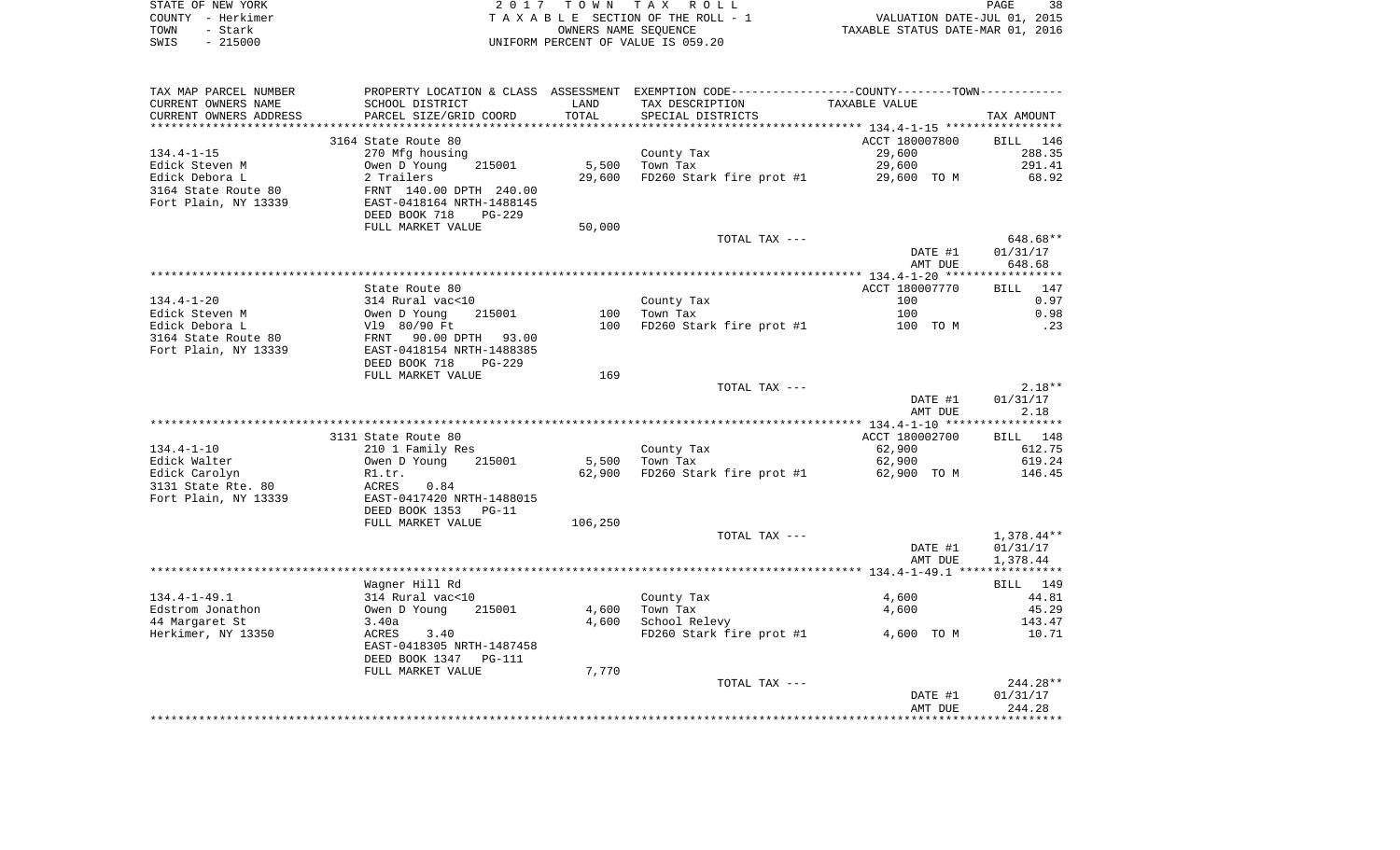STATE OF NEW YORK
COUNTY - Herkimer
TOWN - Stark
SWIS - 215000

2017 TOWN TAX ROLL
TAXABLE SECTION OF THE ROLL - 1
OWNERS NAME SEQUENCE
UNIFORM PERCENT OF VALUE IS 059.20

VALUATION DATE-JUL 01, 2015
TAXABLE STATUS DATE-MAR 01, 2016

| TAX MAP PARCEL NUMBER<br>CURRENT OWNERS NAME<br>CURRENT OWNERS ADDRESS | PROPERTY LOCATION & CLASS<br>SCHOOL DISTRICT<br>PARCEL SIZE/GRID COORD | ASSESSMENT<br>LAND<br>TOTAL | EXEMPTION CODE<br>TAX DESCRIPTION<br>SPECIAL DISTRICTS | COUNTY--------TOWN<br>TAXABLE VALUE | TAX AMOUNT |
|---|---|---|---|---|---|
| | 3164 State Route 80 | | | ACCT 180007800 | BILL 146 |
| 134.4-1-15 | 270 Mfg housing | | County Tax | 29,600 | 288.35 |
| Edick Steven M | Owen D Young 215001 | 5,500 | Town Tax | 29,600 | 291.41 |
| Edick Debora L | 2 Trailers | 29,600 | FD260 Stark fire prot #1 | 29,600 TO M | 68.92 |
| 3164 State Route 80 | FRNT 140.00 DPTH 240.00 | | | | |
| Fort Plain, NY 13339 | EAST-0418164 NRTH-1488145 | | | | |
| | DEED BOOK 718 PG-229 | | | | |
| | FULL MARKET VALUE | 50,000 | | | |
| | | | TOTAL TAX --- | | 648.68** |
| | | | | DATE #1 | 01/31/17 |
| | | | | AMT DUE | 648.68 |
| | State Route 80 | | | ACCT 180007770 | BILL 147 |
| 134.4-1-20 | 314 Rural vac<10 | | County Tax | 100 | 0.97 |
| Edick Steven M | Owen D Young 215001 | 100 | Town Tax | 100 | 0.98 |
| Edick Debora L | Vl9 80/90 Ft | 100 | FD260 Stark fire prot #1 | 100 TO M | .23 |
| 3164 State Route 80 | FRNT 90.00 DPTH 93.00 | | | | |
| Fort Plain, NY 13339 | EAST-0418154 NRTH-1488385 | | | | |
| | DEED BOOK 718 PG-229 | | | | |
| | FULL MARKET VALUE | 169 | | | |
| | | | TOTAL TAX --- | | 2.18** |
| | | | | DATE #1 | 01/31/17 |
| | | | | AMT DUE | 2.18 |
| | 3131 State Route 80 | | | ACCT 180002700 | BILL 148 |
| 134.4-1-10 | 210 1 Family Res | | County Tax | 62,900 | 612.75 |
| Edick Walter | Owen D Young 215001 | 5,500 | Town Tax | 62,900 | 619.24 |
| Edick Carolyn | R1.tr. | 62,900 | FD260 Stark fire prot #1 | 62,900 TO M | 146.45 |
| 3131 State Rte. 80 | ACRES 0.84 | | | | |
| Fort Plain, NY 13339 | EAST-0417420 NRTH-1488015 | | | | |
| | DEED BOOK 1353 PG-11 | | | | |
| | FULL MARKET VALUE | 106,250 | | | |
| | | | TOTAL TAX --- | | 1,378.44** |
| | | | | DATE #1 | 01/31/17 |
| | | | | AMT DUE | 1,378.44 |
| | Wagner Hill Rd | | | | BILL 149 |
| 134.4-1-49.1 | 314 Rural vac<10 | | County Tax | 4,600 | 44.81 |
| Edstrom Jonathon | Owen D Young 215001 | 4,600 | Town Tax | 4,600 | 45.29 |
| 44 Margaret St | 3.40a | 4,600 | School Relevy | | 143.47 |
| Herkimer, NY 13350 | ACRES 3.40 | | FD260 Stark fire prot #1 | 4,600 TO M | 10.71 |
| | EAST-0418305 NRTH-1487458 | | | | |
| | DEED BOOK 1347 PG-111 | | | | |
| | FULL MARKET VALUE | 7,770 | | | |
| | | | TOTAL TAX --- | | 244.28** |
| | | | | DATE #1 | 01/31/17 |
| | | | | AMT DUE | 244.28 |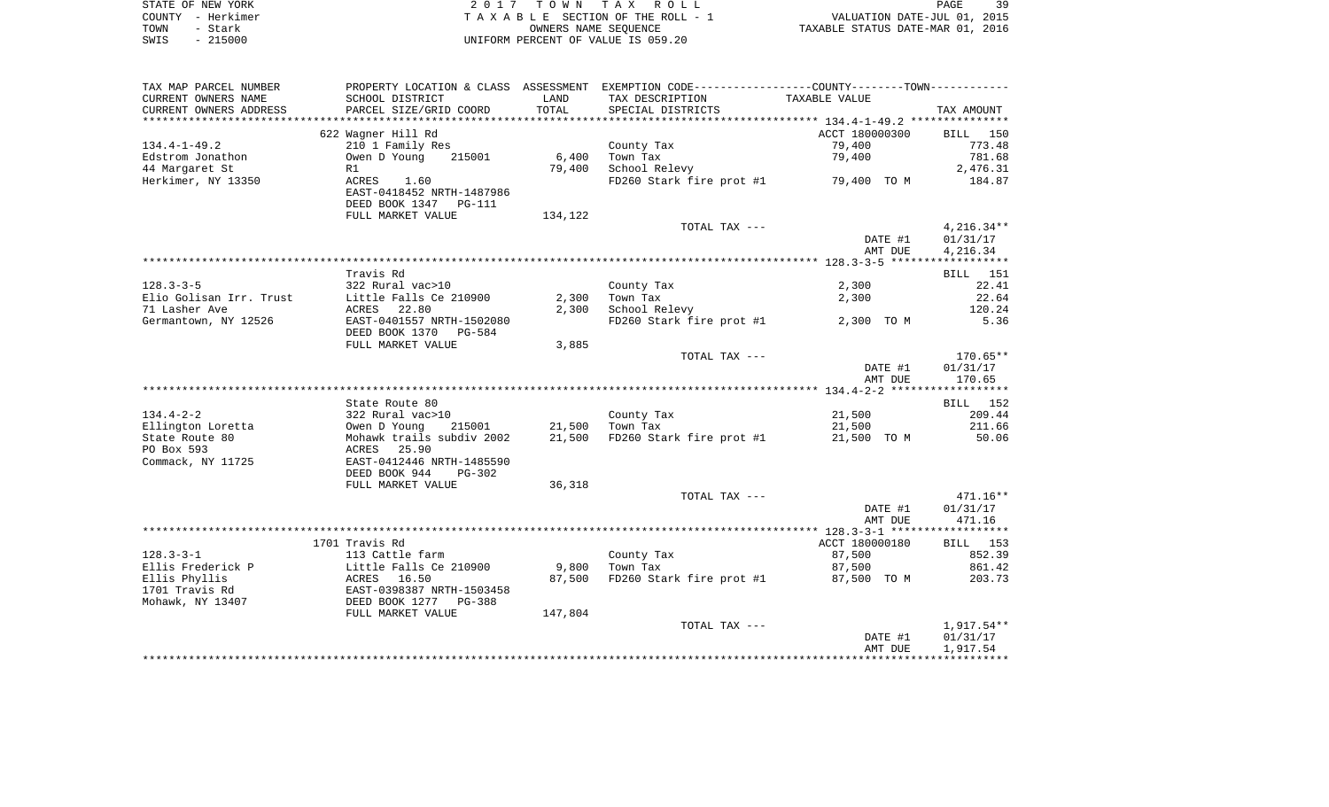STATE OF NEW YORK — 2017 TOWN TAX ROLL
COUNTY - Herkimer — TAXABLE SECTION OF THE ROLL - 1 — VALUATION DATE-JUL 01, 2015
TOWN - Stark — OWNERS NAME SEQUENCE — TAXABLE STATUS DATE-MAR 01, 2016
SWIS - 215000 — UNIFORM PERCENT OF VALUE IS 059.20

| TAX MAP PARCEL NUMBER / CURRENT OWNERS NAME / CURRENT OWNERS ADDRESS | PROPERTY LOCATION & CLASS / SCHOOL DISTRICT / PARCEL SIZE/GRID COORD | ASSESSMENT LAND / TOTAL | EXEMPTION CODE / TAX DESCRIPTION / SPECIAL DISTRICTS | COUNTY--TOWN TAXABLE VALUE | TAX AMOUNT |
|---|---|---|---|---|---|
| 134.4-1-49.2 | 622 Wagner Hill Rd | | | ACCT 180000300 | BILL 150 |
| 134.4-1-49.2 | 210 1 Family Res | | County Tax | 79,400 | 773.48 |
| Edstrom Jonathon | Owen D Young 215001 | 6,400 | Town Tax | 79,400 | 781.68 |
| 44 Margaret St | R1 | 79,400 | School Relevy | | 2,476.31 |
| Herkimer, NY 13350 | ACRES 1.60 | | FD260 Stark fire prot #1 | 79,400 TO M | 184.87 |
| | EAST-0418452 NRTH-1487986 | | | | |
| | DEED BOOK 1347 PG-111 | | | | |
| | FULL MARKET VALUE | 134,122 | | | |
| | | | TOTAL TAX --- | | 4,216.34** |
| | | | | DATE #1 | 01/31/17 |
| | | | | AMT DUE | 4,216.34 |
| 128.3-3-5 | Travis Rd | | | | BILL 151 |
| 128.3-3-5 | 322 Rural vac>10 | | County Tax | 2,300 | 22.41 |
| Elio Golisan Irr. Trust | Little Falls Ce 210900 | 2,300 | Town Tax | 2,300 | 22.64 |
| 71 Lasher Ave | ACRES 22.80 | 2,300 | School Relevy | | 120.24 |
| Germantown, NY 12526 | EAST-0401557 NRTH-1502080 | | FD260 Stark fire prot #1 | 2,300 TO M | 5.36 |
| | DEED BOOK 1370 PG-584 | | | | |
| | FULL MARKET VALUE | 3,885 | | | |
| | | | TOTAL TAX --- | | 170.65** |
| | | | | DATE #1 | 01/31/17 |
| | | | | AMT DUE | 170.65 |
| 134.4-2-2 | State Route 80 | | | | BILL 152 |
| 134.4-2-2 | 322 Rural vac>10 | | County Tax | 21,500 | 209.44 |
| Ellington Loretta | Owen D Young 215001 | 21,500 | Town Tax | 21,500 | 211.66 |
| State Route 80 | Mohawk trails subdiv 2002 | 21,500 | FD260 Stark fire prot #1 | 21,500 TO M | 50.06 |
| PO Box 593 | ACRES 25.90 | | | | |
| Commack, NY 11725 | EAST-0412446 NRTH-1485590 | | | | |
| | DEED BOOK 944 PG-302 | | | | |
| | FULL MARKET VALUE | 36,318 | | | |
| | | | TOTAL TAX --- | | 471.16** |
| | | | | DATE #1 | 01/31/17 |
| | | | | AMT DUE | 471.16 |
| 128.3-3-1 | 1701 Travis Rd | | | ACCT 180000180 | BILL 153 |
| 128.3-3-1 | 113 Cattle farm | | County Tax | 87,500 | 852.39 |
| Ellis Frederick P | Little Falls Ce 210900 | 9,800 | Town Tax | 87,500 | 861.42 |
| Ellis Phyllis | ACRES 16.50 | 87,500 | FD260 Stark fire prot #1 | 87,500 TO M | 203.73 |
| 1701 Travis Rd | EAST-0398387 NRTH-1503458 | | | | |
| Mohawk, NY 13407 | DEED BOOK 1277 PG-388 | | | | |
| | FULL MARKET VALUE | 147,804 | | | |
| | | | TOTAL TAX --- | | 1,917.54** |
| | | | | DATE #1 | 01/31/17 |
| | | | | AMT DUE | 1,917.54 |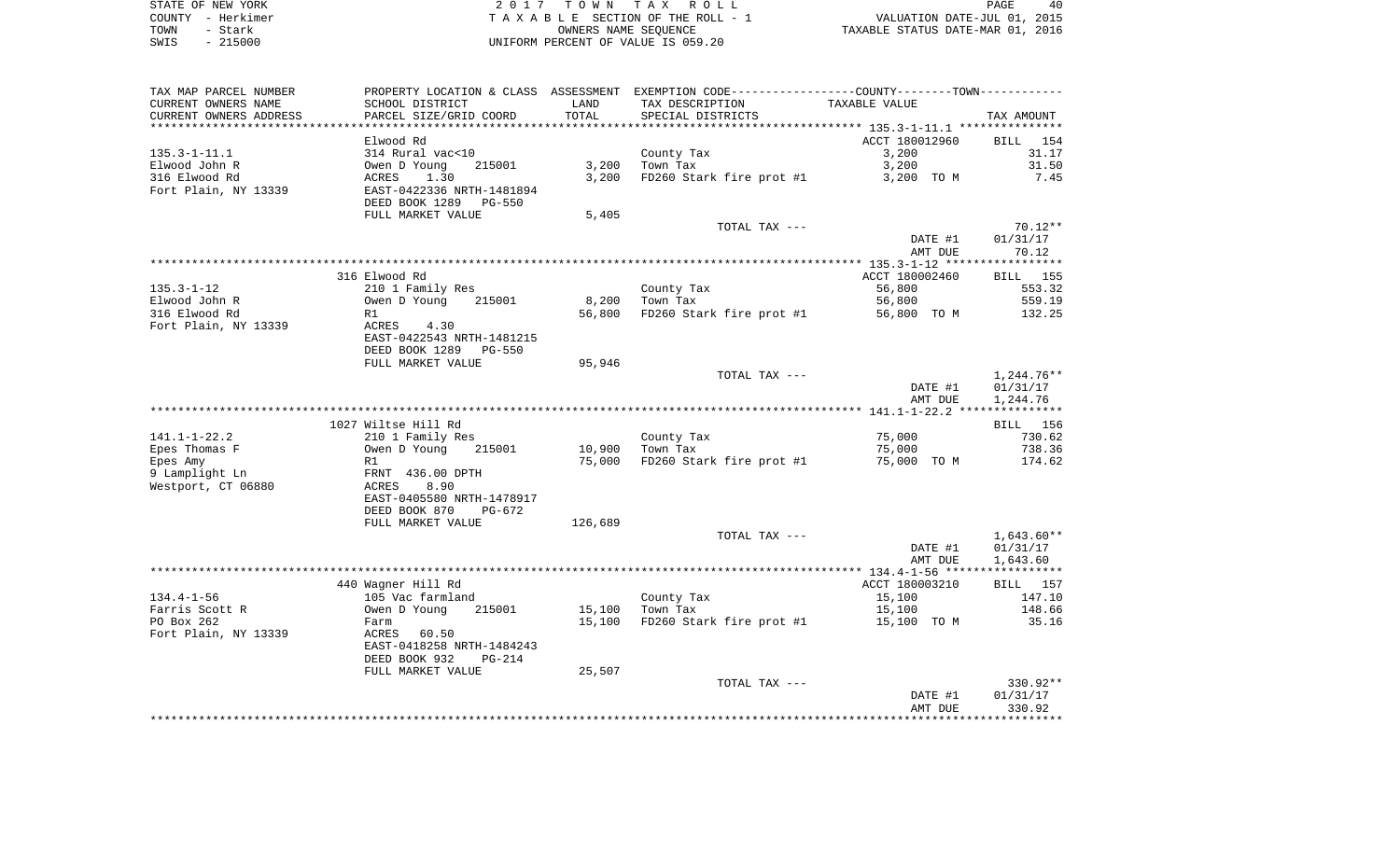STATE OF NEW YORK
COUNTY - Herkimer
TOWN - Stark
SWIS - 215000

2 0 1 7 T O W N T A X R O L L
T A X A B L E SECTION OF THE ROLL - 1
OWNERS NAME SEQUENCE
UNIFORM PERCENT OF VALUE IS 059.20

VALUATION DATE-JUL 01, 2015
TAXABLE STATUS DATE-MAR 01, 2016

| TAX MAP PARCEL NUMBER / CURRENT OWNERS NAME / CURRENT OWNERS ADDRESS | PROPERTY LOCATION & CLASS / SCHOOL DISTRICT / PARCEL SIZE/GRID COORD | ASSESSMENT LAND | TOTAL | EXEMPTION CODE / TAX DESCRIPTION / SPECIAL DISTRICTS | TAXABLE VALUE (COUNTY / TOWN) | TAX AMOUNT |
|---|---|---|---|---|---|---|
| 135.3-1-11.1 | Elwood Rd | | | | ACCT 180012960 | BILL 154 |
| Elwood John R | 314 Rural vac<10 | | | County Tax | 3,200 | 31.17 |
| 316 Elwood Rd | Owen D Young 215001 | 3,200 | | Town Tax | 3,200 | 31.50 |
| Fort Plain, NY 13339 | ACRES 1.30 | | 3,200 | FD260 Stark fire prot #1 | 3,200 TO M | 7.45 |
| | EAST-0422336 NRTH-1481894 | | | | | |
| | DEED BOOK 1289 PG-550 | | | | | |
| | FULL MARKET VALUE | 5,405 | | | | |
| | | | | TOTAL TAX --- | | 70.12** |
| | | | | | DATE #1 | 01/31/17 |
| | | | | | AMT DUE | 70.12 |
| 135.3-1-12 | 316 Elwood Rd | | | | ACCT 180002460 | BILL 155 |
| Elwood John R | 210 1 Family Res | | | County Tax | 56,800 | 553.32 |
| 316 Elwood Rd | Owen D Young 215001 | 8,200 | | Town Tax | 56,800 | 559.19 |
| Fort Plain, NY 13339 | R1 | | 56,800 | FD260 Stark fire prot #1 | 56,800 TO M | 132.25 |
| | ACRES 4.30 | | | | | |
| | EAST-0422543 NRTH-1481215 | | | | | |
| | DEED BOOK 1289 PG-550 | | | | | |
| | FULL MARKET VALUE | 95,946 | | | | |
| | | | | TOTAL TAX --- | | 1,244.76** |
| | | | | | DATE #1 | 01/31/17 |
| | | | | | AMT DUE | 1,244.76 |
| 141.1-1-22.2 | 1027 Wiltse Hill Rd | | | | | BILL 156 |
| Epes Thomas F | 210 1 Family Res | | | County Tax | 75,000 | 730.62 |
| Epes Amy | Owen D Young 215001 | 10,900 | | Town Tax | 75,000 | 738.36 |
| 9 Lamplight Ln | R1 | | 75,000 | FD260 Stark fire prot #1 | 75,000 TO M | 174.62 |
| Westport, CT 06880 | FRNT 436.00 DPTH | | | | | |
| | ACRES 8.90 | | | | | |
| | EAST-0405580 NRTH-1478917 | | | | | |
| | DEED BOOK 870 PG-672 | | | | | |
| | FULL MARKET VALUE | 126,689 | | | | |
| | | | | TOTAL TAX --- | | 1,643.60** |
| | | | | | DATE #1 | 01/31/17 |
| | | | | | AMT DUE | 1,643.60 |
| 134.4-1-56 | 440 Wagner Hill Rd | | | | ACCT 180003210 | BILL 157 |
| Farris Scott R | 105 Vac farmland | | | County Tax | 15,100 | 147.10 |
| PO Box 262 | Owen D Young 215001 | 15,100 | | Town Tax | 15,100 | 148.66 |
| Fort Plain, NY 13339 | Farm | | 15,100 | FD260 Stark fire prot #1 | 15,100 TO M | 35.16 |
| | ACRES 60.50 | | | | | |
| | EAST-0418258 NRTH-1484243 | | | | | |
| | DEED BOOK 932 PG-214 | | | | | |
| | FULL MARKET VALUE | 25,507 | | | | |
| | | | | TOTAL TAX --- | | 330.92** |
| | | | | | DATE #1 | 01/31/17 |
| | | | | | AMT DUE | 330.92 |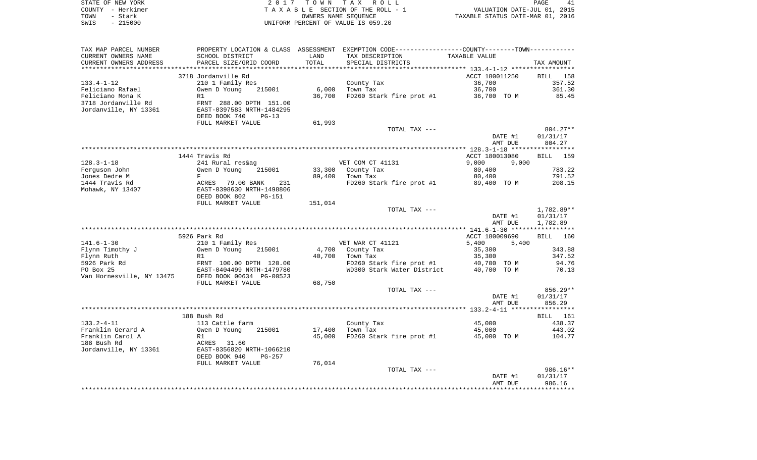STATE OF NEW YORK — 2017 TOWN TAX ROLL
COUNTY - Herkimer — TAXABLE SECTION OF THE ROLL - 1 — VALUATION DATE-JUL 01, 2015
TOWN - Stark — OWNERS NAME SEQUENCE — TAXABLE STATUS DATE-MAR 01, 2016
SWIS - 215000 — UNIFORM PERCENT OF VALUE IS 059.20

| TAX MAP PARCEL NUMBER / CURRENT OWNERS NAME / CURRENT OWNERS ADDRESS | PROPERTY LOCATION & CLASS / SCHOOL DISTRICT / PARCEL SIZE/GRID COORD | ASSESSMENT LAND / TOTAL | EXEMPTION CODE / TAX DESCRIPTION / SPECIAL DISTRICTS | COUNTY / TOWN TAXABLE VALUE | TAX AMOUNT |
|---|---|---|---|---|---|
| | 3718 Jordanville Rd | | | ACCT 180011250 | BILL 158 |
| 133.4-1-12 | 210 1 Family Res | | County Tax | 36,700 | 357.52 |
| Feliciano Rafael | Owen D Young 215001 | 6,000 | Town Tax | 36,700 | 361.30 |
| Feliciano Mona K | R1 | 36,700 | FD260 Stark fire prot #1 | 36,700 TO M | 85.45 |
| 3718 Jordanville Rd | FRNT 288.00 DPTH 151.00 | | | | |
| Jordanville, NY 13361 | EAST-0397583 NRTH-1484295 | | | | |
| | DEED BOOK 740 PG-13 | | | | |
| | FULL MARKET VALUE | 61,993 | | | |
| | | | TOTAL TAX --- | | 804.27** |
| | | | | DATE #1 | 01/31/17 |
| | | | | AMT DUE | 804.27 |
| | 1444 Travis Rd | | | ACCT 180013080 | BILL 159 |
| 128.3-1-18 | 241 Rural res&ag | | VET COM CT 41131 | 9,000 9,000 | |
| Ferguson John | Owen D Young 215001 | 33,300 | County Tax | 80,400 | 783.22 |
| Jones Dedre M | F | 89,400 | Town Tax | 80,400 | 791.52 |
| 1444 Travis Rd | ACRES 79.00 BANK 231 | | FD260 Stark fire prot #1 | 89,400 TO M | 208.15 |
| Mohawk, NY 13407 | EAST-0398630 NRTH-1498806 | | | | |
| | DEED BOOK 802 PG-151 | | | | |
| | FULL MARKET VALUE | 151,014 | | | |
| | | | TOTAL TAX --- | | 1,782.89** |
| | | | | DATE #1 | 01/31/17 |
| | | | | AMT DUE | 1,782.89 |
| | 5926 Park Rd | | | ACCT 180009690 | BILL 160 |
| 141.6-1-30 | 210 1 Family Res | | VET WAR CT 41121 | 5,400 5,400 | |
| Flynn Timothy J | Owen D Young 215001 | 4,700 | County Tax | 35,300 | 343.88 |
| Flynn Ruth | R1 | 40,700 | Town Tax | 35,300 | 347.52 |
| 5926 Park Rd | FRNT 100.00 DPTH 120.00 | | FD260 Stark fire prot #1 | 40,700 TO M | 94.76 |
| PO Box 25 | EAST-0404499 NRTH-1479780 | | WD300 Stark Water District | 40,700 TO M | 70.13 |
| Van Hornesville, NY 13475 | DEED BOOK 00634 PG-00523 | | | | |
| | FULL MARKET VALUE | 68,750 | | | |
| | | | TOTAL TAX --- | | 856.29** |
| | | | | DATE #1 | 01/31/17 |
| | | | | AMT DUE | 856.29 |
| | 188 Bush Rd | | | | BILL 161 |
| 133.2-4-11 | 113 Cattle farm | | County Tax | 45,000 | 438.37 |
| Franklin Gerard A | Owen D Young 215001 | 17,400 | Town Tax | 45,000 | 443.02 |
| Franklin Carol A | R1 | 45,000 | FD260 Stark fire prot #1 | 45,000 TO M | 104.77 |
| 188 Bush Rd | ACRES 31.60 | | | | |
| Jordanville, NY 13361 | EAST-0356820 NRTH-1066210 | | | | |
| | DEED BOOK 940 PG-257 | | | | |
| | FULL MARKET VALUE | 76,014 | | | |
| | | | TOTAL TAX --- | | 986.16** |
| | | | | DATE #1 | 01/31/17 |
| | | | | AMT DUE | 986.16 |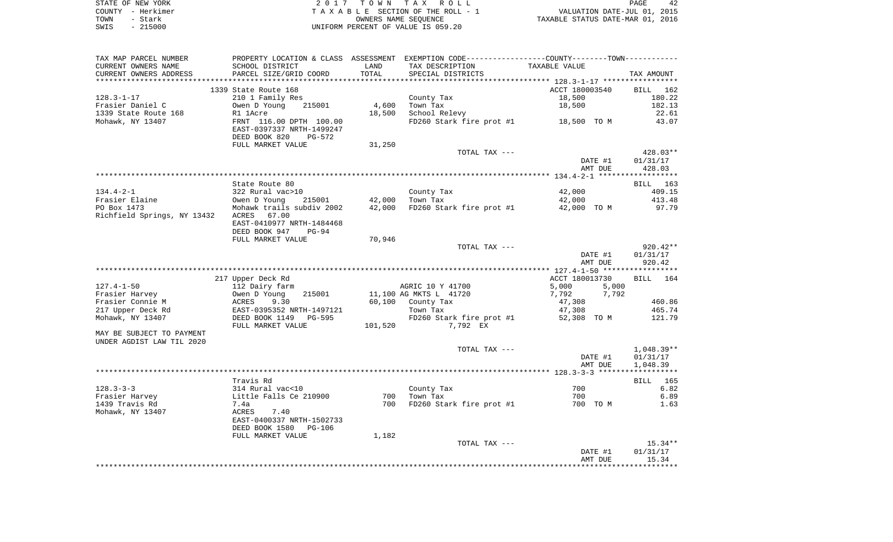STATE OF NEW YORK — COUNTY - Herkimer — TOWN - Stark — SWIS - 215000

2017 TOWN TAX ROLL
TAXABLE SECTION OF THE ROLL - 1
OWNERS NAME SEQUENCE
UNIFORM PERCENT OF VALUE IS 059.20

VALUATION DATE-JUL 01, 2015
TAXABLE STATUS DATE-MAR 01, 2016

| TAX MAP PARCEL NUMBER / CURRENT OWNERS NAME / CURRENT OWNERS ADDRESS | PROPERTY LOCATION & CLASS / SCHOOL DISTRICT / PARCEL SIZE/GRID COORD | ASSESSMENT LAND / TOTAL | EXEMPTION CODE / TAX DESCRIPTION / SPECIAL DISTRICTS | COUNTY / TOWN TAXABLE VALUE | TAX AMOUNT |
|---|---|---|---|---|---|
| | 1339 State Route 168 | | | ACCT 180003540 | BILL 162 |
| 128.3-1-17 | 210 1 Family Res | | County Tax | 18,500 | 180.22 |
| Frasier Daniel C | Owen D Young 215001 | 4,600 | Town Tax | 18,500 | 182.13 |
| 1339 State Route 168 | R1 1Acre | 18,500 | School Relevy | | 22.61 |
| Mohawk, NY 13407 | FRNT 116.00 DPTH 100.00 | | FD260 Stark fire prot #1 | 18,500 TO M | 43.07 |
| | EAST-0397337 NRTH-1499247 | | | | |
| | DEED BOOK 820 PG-572 | | | | |
| | FULL MARKET VALUE | 31,250 | | | |
| | | | TOTAL TAX --- | | 428.03** |
| | | | | DATE #1 | 01/31/17 |
| | | | | AMT DUE | 428.03 |
| | State Route 80 | | | | BILL 163 |
| 134.4-2-1 | 322 Rural vac>10 | | County Tax | 42,000 | 409.15 |
| Frasier Elaine | Owen D Young 215001 | 42,000 | Town Tax | 42,000 | 413.48 |
| PO Box 1473 | Mohawk trails subdiv 2002 | 42,000 | FD260 Stark fire prot #1 | 42,000 TO M | 97.79 |
| Richfield Springs, NY 13432 | ACRES 67.00 | | | | |
| | EAST-0410977 NRTH-1484468 | | | | |
| | DEED BOOK 947 PG-94 | | | | |
| | FULL MARKET VALUE | 70,946 | | | |
| | | | TOTAL TAX --- | | 920.42** |
| | | | | DATE #1 | 01/31/17 |
| | | | | AMT DUE | 920.42 |
| | 217 Upper Deck Rd | | | ACCT 180013730 | BILL 164 |
| 127.4-1-50 | 112 Dairy farm | | AGRIC 10 Y 41700 | 5,000 5,000 | |
| Frasier Harvey | Owen D Young 215001 | 11,100 | AG MKTS L 41720 | 7,792 7,792 | |
| Frasier Connie M | ACRES 9.30 | 60,100 | County Tax | 47,308 | 460.86 |
| 217 Upper Deck Rd | EAST-0395352 NRTH-1497121 | | Town Tax | 47,308 | 465.74 |
| Mohawk, NY 13407 | DEED BOOK 1149 PG-595 | | FD260 Stark fire prot #1 | 52,308 TO M | 121.79 |
| | FULL MARKET VALUE | 101,520 | 7,792 EX | | |
| MAY BE SUBJECT TO PAYMENT | | | | | |
| UNDER AGDIST LAW TIL 2020 | | | | | |
| | | | TOTAL TAX --- | | 1,048.39** |
| | | | | DATE #1 | 01/31/17 |
| | | | | AMT DUE | 1,048.39 |
| | Travis Rd | | | | BILL 165 |
| 128.3-3-3 | 314 Rural vac<10 | | County Tax | 700 | 6.82 |
| Frasier Harvey | Little Falls Ce 210900 | 700 | Town Tax | 700 | 6.89 |
| 1439 Travis Rd | 7.4a | 700 | FD260 Stark fire prot #1 | 700 TO M | 1.63 |
| Mohawk, NY 13407 | ACRES 7.40 | | | | |
| | EAST-0400337 NRTH-1502733 | | | | |
| | DEED BOOK 1580 PG-106 | | | | |
| | FULL MARKET VALUE | 1,182 | | | |
| | | | TOTAL TAX --- | | 15.34** |
| | | | | DATE #1 | 01/31/17 |
| | | | | AMT DUE | 15.34 |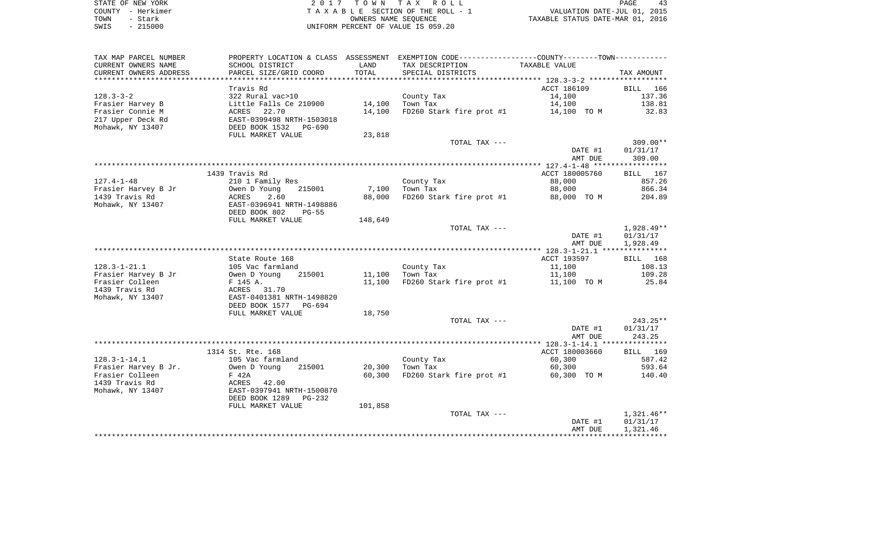STATE OF NEW YORK
COUNTY - Herkimer
TOWN - Stark
SWIS - 215000

2 0 1 7  T O W N  T A X  R O L L
T A X A B L E SECTION OF THE ROLL - 1
OWNERS NAME SEQUENCE
UNIFORM PERCENT OF VALUE IS 059.20

VALUATION DATE-JUL 01, 2015
TAXABLE STATUS DATE-MAR 01, 2016

| TAX MAP PARCEL NUMBER / CURRENT OWNERS NAME / CURRENT OWNERS ADDRESS | PROPERTY LOCATION & CLASS / SCHOOL DISTRICT / PARCEL SIZE/GRID COORD | ASSESSMENT LAND / TOTAL | EXEMPTION CODE / TAX DESCRIPTION / SPECIAL DISTRICTS | TAXABLE VALUE | TAX AMOUNT |
|---|---|---|---|---|---|
| | Travis Rd | | | ACCT 186109 | BILL 166 |
| 128.3-3-2 | 322 Rural vac>10 | | County Tax | 14,100 | 137.36 |
| Frasier Harvey B | Little Falls Ce 210900 | 14,100 | Town Tax | 14,100 | 138.81 |
| Frasier Connie M | ACRES 22.70 | 14,100 | FD260 Stark fire prot #1 | 14,100 TO M | 32.83 |
| 217 Upper Deck Rd | EAST-0399498 NRTH-1503018 | | | | |
| Mohawk, NY 13407 | DEED BOOK 1532 PG-690 | | | | |
| | FULL MARKET VALUE | 23,818 | | | |
| | | | TOTAL TAX --- | | 309.00** |
| | | | | DATE #1 | 01/31/17 |
| | | | | AMT DUE | 309.00 |
| | 1439 Travis Rd | | | ACCT 180005760 | BILL 167 |
| 127.4-1-48 | 210 1 Family Res | | County Tax | 88,000 | 857.26 |
| Frasier Harvey B Jr | Owen D Young 215001 | 7,100 | Town Tax | 88,000 | 866.34 |
| 1439 Travis Rd | ACRES 2.60 | 88,000 | FD260 Stark fire prot #1 | 88,000 TO M | 204.89 |
| Mohawk, NY 13407 | EAST-0396941 NRTH-1498886 | | | | |
| | DEED BOOK 802 PG-55 | | | | |
| | FULL MARKET VALUE | 148,649 | | | |
| | | | TOTAL TAX --- | | 1,928.49** |
| | | | | DATE #1 | 01/31/17 |
| | | | | AMT DUE | 1,928.49 |
| | State Route 168 | | | ACCT 193597 | BILL 168 |
| 128.3-1-21.1 | 105 Vac farmland | | County Tax | 11,100 | 108.13 |
| Frasier Harvey B Jr | Owen D Young 215001 | 11,100 | Town Tax | 11,100 | 109.28 |
| Frasier Colleen | F 145 A. | 11,100 | FD260 Stark fire prot #1 | 11,100 TO M | 25.84 |
| 1439 Travis Rd | ACRES 31.70 | | | | |
| Mohawk, NY 13407 | EAST-0401381 NRTH-1498820 | | | | |
| | DEED BOOK 1577 PG-694 | | | | |
| | FULL MARKET VALUE | 18,750 | | | |
| | | | TOTAL TAX --- | | 243.25** |
| | | | | DATE #1 | 01/31/17 |
| | | | | AMT DUE | 243.25 |
| | 1314 St. Rte. 168 | | | ACCT 180003660 | BILL 169 |
| 128.3-1-14.1 | 105 Vac farmland | | County Tax | 60,300 | 587.42 |
| Frasier Harvey B Jr. | Owen D Young 215001 | 20,300 | Town Tax | 60,300 | 593.64 |
| Frasier Colleen | F 42A | 60,300 | FD260 Stark fire prot #1 | 60,300 TO M | 140.40 |
| 1439 Travis Rd | ACRES 42.00 | | | | |
| Mohawk, NY 13407 | EAST-0397941 NRTH-1500870 | | | | |
| | DEED BOOK 1289 PG-232 | | | | |
| | FULL MARKET VALUE | 101,858 | | | |
| | | | TOTAL TAX --- | | 1,321.46** |
| | | | | DATE #1 | 01/31/17 |
| | | | | AMT DUE | 1,321.46 |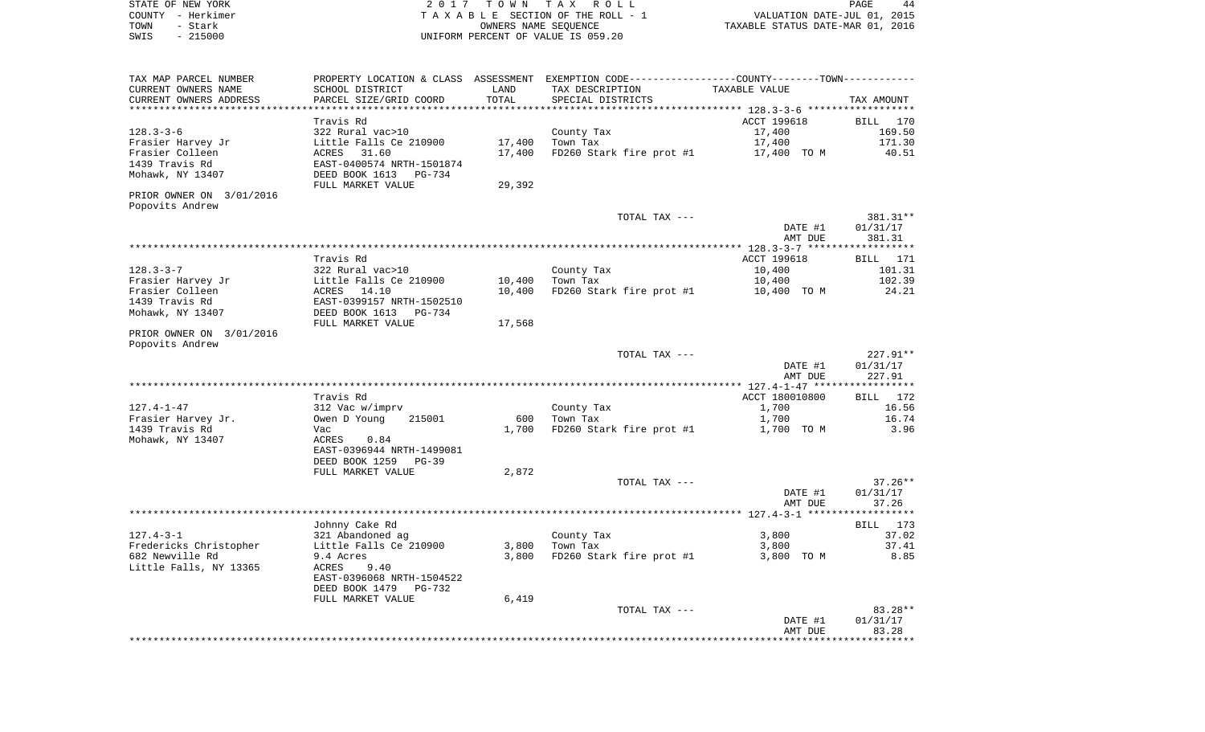STATE OF NEW YORK — COUNTY - Herkimer — TOWN - Stark — SWIS - 215000

2017 TOWN TAX ROLL
TAXABLE SECTION OF THE ROLL - 1
OWNERS NAME SEQUENCE
UNIFORM PERCENT OF VALUE IS 059.20

VALUATION DATE-JUL 01, 2015
TAXABLE STATUS DATE-MAR 01, 2016

| TAX MAP PARCEL NUMBER / CURRENT OWNERS NAME / CURRENT OWNERS ADDRESS | PROPERTY LOCATION & CLASS / SCHOOL DISTRICT / PARCEL SIZE/GRID COORD | ASSESSMENT LAND | TOTAL | EXEMPTION CODE / TAX DESCRIPTION / SPECIAL DISTRICTS | TAXABLE VALUE | TAX AMOUNT |
|---|---|---|---|---|---|---|
| **128.3-3-6** | Travis Rd | | | | ACCT 199618 | BILL 170 |
| 128.3-3-6 | 322 Rural vac>10 | | | County Tax | 17,400 | 169.50 |
| Frasier Harvey Jr | Little Falls Ce 210900 | 17,400 | | Town Tax | 17,400 | 171.30 |
| Frasier Colleen | ACRES 31.60 | | 17,400 | FD260 Stark fire prot #1 | 17,400 TO M | 40.51 |
| 1439 Travis Rd | EAST-0400574 NRTH-1501874 | | | | | |
| Mohawk, NY 13407 | DEED BOOK 1613 PG-734 | | | | | |
| | FULL MARKET VALUE | | 29,392 | | | |
| PRIOR OWNER ON 3/01/2016 | | | | | | |
| Popovits Andrew | | | | | | |
| | | | | TOTAL TAX --- | | 381.31** |
| | | | | | DATE #1 | 01/31/17 |
| | | | | | AMT DUE | 381.31 |
| **128.3-3-7** | Travis Rd | | | | ACCT 199618 | BILL 171 |
| 128.3-3-7 | 322 Rural vac>10 | | | County Tax | 10,400 | 101.31 |
| Frasier Harvey Jr | Little Falls Ce 210900 | 10,400 | | Town Tax | 10,400 | 102.39 |
| Frasier Colleen | ACRES 14.10 | | 10,400 | FD260 Stark fire prot #1 | 10,400 TO M | 24.21 |
| 1439 Travis Rd | EAST-0399157 NRTH-1502510 | | | | | |
| Mohawk, NY 13407 | DEED BOOK 1613 PG-734 | | | | | |
| | FULL MARKET VALUE | | 17,568 | | | |
| PRIOR OWNER ON 3/01/2016 | | | | | | |
| Popovits Andrew | | | | | | |
| | | | | TOTAL TAX --- | | 227.91** |
| | | | | | DATE #1 | 01/31/17 |
| | | | | | AMT DUE | 227.91 |
| **127.4-1-47** | Travis Rd | | | | ACCT 180010800 | BILL 172 |
| 127.4-1-47 | 312 Vac w/imprv | | | County Tax | 1,700 | 16.56 |
| Frasier Harvey Jr. | Owen D Young 215001 | 600 | | Town Tax | 1,700 | 16.74 |
| 1439 Travis Rd | Vac | | 1,700 | FD260 Stark fire prot #1 | 1,700 TO M | 3.96 |
| Mohawk, NY 13407 | ACRES 0.84 | | | | | |
| | EAST-0396944 NRTH-1499081 | | | | | |
| | DEED BOOK 1259 PG-39 | | | | | |
| | FULL MARKET VALUE | | 2,872 | | | |
| | | | | TOTAL TAX --- | | 37.26** |
| | | | | | DATE #1 | 01/31/17 |
| | | | | | AMT DUE | 37.26 |
| **127.4-3-1** | Johnny Cake Rd | | | | | BILL 173 |
| 127.4-3-1 | 321 Abandoned ag | | | County Tax | 3,800 | 37.02 |
| Fredericks Christopher | Little Falls Ce 210900 | 3,800 | | Town Tax | 3,800 | 37.41 |
| 682 Newville Rd | 9.4 Acres | | 3,800 | FD260 Stark fire prot #1 | 3,800 TO M | 8.85 |
| Little Falls, NY 13365 | ACRES 9.40 | | | | | |
| | EAST-0396068 NRTH-1504522 | | | | | |
| | DEED BOOK 1479 PG-732 | | | | | |
| | FULL MARKET VALUE | | 6,419 | | | |
| | | | | TOTAL TAX --- | | 83.28** |
| | | | | | DATE #1 | 01/31/17 |
| | | | | | AMT DUE | 83.28 |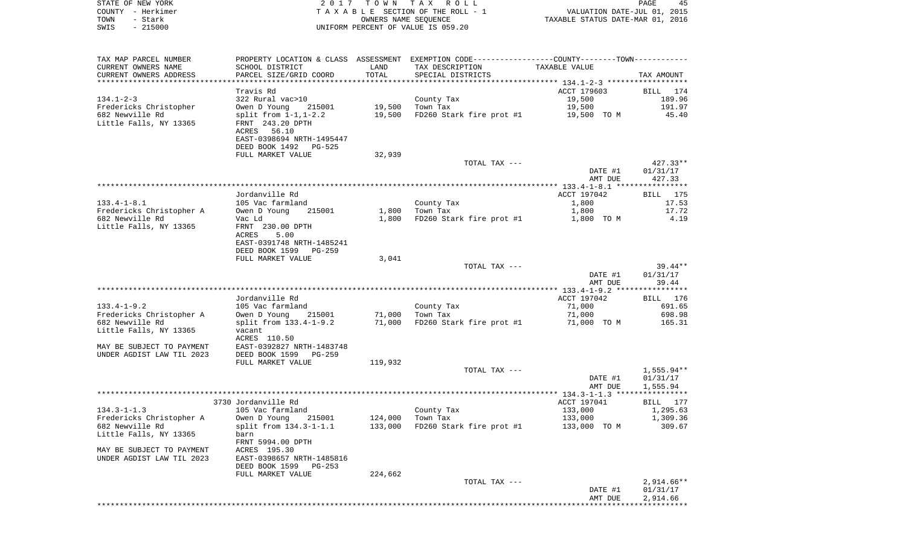STATE OF NEW YORK | 2017 TOWN TAX ROLL
COUNTY - Herkimer | TAXABLE SECTION OF THE ROLL - 1 | VALUATION DATE-JUL 01, 2015
TOWN - Stark | OWNERS NAME SEQUENCE | TAXABLE STATUS DATE-MAR 01, 2016
SWIS - 215000 | UNIFORM PERCENT OF VALUE IS 059.20

| TAX MAP PARCEL NUMBER<br>CURRENT OWNERS NAME<br>CURRENT OWNERS ADDRESS | PROPERTY LOCATION & CLASS<br>SCHOOL DISTRICT<br>PARCEL SIZE/GRID COORD | ASSESSMENT<br>LAND<br>TOTAL | EXEMPTION CODE<br>TAX DESCRIPTION<br>SPECIAL DISTRICTS | COUNTY--------TOWN<br>TAXABLE VALUE | TAX AMOUNT |
|---|---|---|---|---|---|
| **134.1-2-3** | Travis Rd | | | ACCT 179603 | BILL 174 |
| 134.1-2-3 | 322 Rural vac>10 | | County Tax | 19,500 | 189.96 |
| Fredericks Christopher | Owen D Young 215001 | 19,500 | Town Tax | 19,500 | 191.97 |
| 682 Newville Rd | split from 1-1,1-2.2 | 19,500 | FD260 Stark fire prot #1 | 19,500 TO M | 45.40 |
| Little Falls, NY 13365 | FRNT 243.20 DPTH | | | | |
| | ACRES 56.10 | | | | |
| | EAST-0398694 NRTH-1495447 | | | | |
| | DEED BOOK 1492 PG-525 | | | | |
| | FULL MARKET VALUE | 32,939 | | | |
| | | | TOTAL TAX --- | | 427.33** |
| | | | | DATE #1 | 01/31/17 |
| | | | | AMT DUE | 427.33 |
| **133.4-1-8.1** | Jordanville Rd | | | ACCT 197042 | BILL 175 |
| 133.4-1-8.1 | 105 Vac farmland | | County Tax | 1,800 | 17.53 |
| Fredericks Christopher A | Owen D Young 215001 | 1,800 | Town Tax | 1,800 | 17.72 |
| 682 Newville Rd | Vac Ld | 1,800 | FD260 Stark fire prot #1 | 1,800 TO M | 4.19 |
| Little Falls, NY 13365 | FRNT 230.00 DPTH | | | | |
| | ACRES 5.00 | | | | |
| | EAST-0391748 NRTH-1485241 | | | | |
| | DEED BOOK 1599 PG-259 | | | | |
| | FULL MARKET VALUE | 3,041 | | | |
| | | | TOTAL TAX --- | | 39.44** |
| | | | | DATE #1 | 01/31/17 |
| | | | | AMT DUE | 39.44 |
| **133.4-1-9.2** | Jordanville Rd | | | ACCT 197042 | BILL 176 |
| 133.4-1-9.2 | 105 Vac farmland | | County Tax | 71,000 | 691.65 |
| Fredericks Christopher A | Owen D Young 215001 | 71,000 | Town Tax | 71,000 | 698.98 |
| 682 Newville Rd | split from 133.4-1-9.2 | 71,000 | FD260 Stark fire prot #1 | 71,000 TO M | 165.31 |
| Little Falls, NY 13365 | vacant | | | | |
| | ACRES 110.50 | | | | |
| MAY BE SUBJECT TO PAYMENT | EAST-0392827 NRTH-1483748 | | | | |
| UNDER AGDIST LAW TIL 2023 | DEED BOOK 1599 PG-259 | | | | |
| | FULL MARKET VALUE | 119,932 | | | |
| | | | TOTAL TAX --- | | 1,555.94** |
| | | | | DATE #1 | 01/31/17 |
| | | | | AMT DUE | 1,555.94 |
| **134.3-1-1.3** | 3730 Jordanville Rd | | | ACCT 197041 | BILL 177 |
| 134.3-1-1.3 | 105 Vac farmland | | County Tax | 133,000 | 1,295.63 |
| Fredericks Christopher A | Owen D Young 215001 | 124,000 | Town Tax | 133,000 | 1,309.36 |
| 682 Newville Rd | split from 134.3-1-1.1 | 133,000 | FD260 Stark fire prot #1 | 133,000 TO M | 309.67 |
| Little Falls, NY 13365 | barn | | | | |
| | FRNT 5994.00 DPTH | | | | |
| MAY BE SUBJECT TO PAYMENT | ACRES 195.30 | | | | |
| UNDER AGDIST LAW TIL 2023 | EAST-0398657 NRTH-1485816 | | | | |
| | DEED BOOK 1599 PG-253 | | | | |
| | FULL MARKET VALUE | 224,662 | | | |
| | | | TOTAL TAX --- | | 2,914.66** |
| | | | | DATE #1 | 01/31/17 |
| | | | | AMT DUE | 2,914.66 |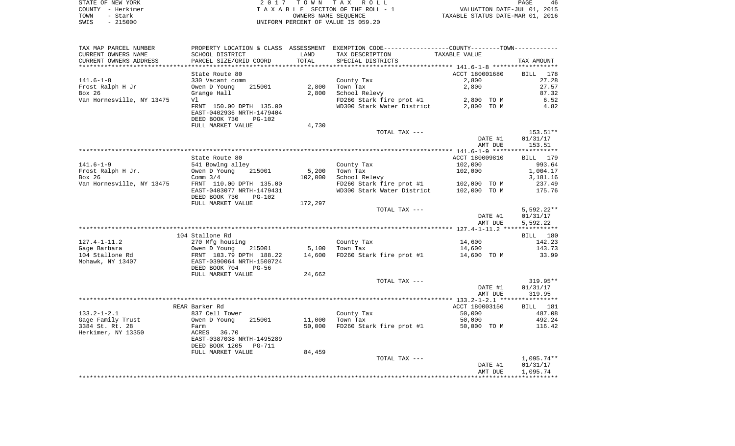STATE OF NEW YORK
COUNTY - Herkimer
TOWN - Stark
SWIS - 215000

2 0 1 7 T O W N T A X R O L L
T A X A B L E SECTION OF THE ROLL - 1
OWNERS NAME SEQUENCE
UNIFORM PERCENT OF VALUE IS 059.20

VALUATION DATE-JUL 01, 2015
TAXABLE STATUS DATE-MAR 01, 2016

| TAX MAP PARCEL NUMBER / CURRENT OWNERS NAME / CURRENT OWNERS ADDRESS | PROPERTY LOCATION & CLASS / SCHOOL DISTRICT / PARCEL SIZE/GRID COORD | ASSESSMENT LAND / TOTAL | EXEMPTION CODE / TAX DESCRIPTION / SPECIAL DISTRICTS | TAXABLE VALUE | TAX AMOUNT |
|---|---|---|---|---|---|
| **141.6-1-8** | State Route 80 | | | ACCT 180001680 | BILL 178 |
| 141.6-1-8 | 330 Vacant comm | | County Tax | 2,800 | 27.28 |
| Frost Ralph H Jr | Owen D Young 215001 | 2,800 | Town Tax | 2,800 | 27.57 |
| Box 26 | Grange Hall | 2,800 | School Relevy | | 87.32 |
| Van Hornesville, NY 13475 | Vl | | FD260 Stark fire prot #1 | 2,800 TO M | 6.52 |
| | FRNT 150.00 DPTH 135.00 | | WD300 Stark Water District | 2,800 TO M | 4.82 |
| | EAST-0402936 NRTH-1479404 | | | | |
| | DEED BOOK 730 PG-102 | | | | |
| | FULL MARKET VALUE | 4,730 | | | |
| | | | TOTAL TAX --- | | 153.51** |
| | | | | DATE #1 | 01/31/17 |
| | | | | AMT DUE | 153.51 |
| **141.6-1-9** | State Route 80 | | | ACCT 180009810 | BILL 179 |
| 141.6-1-9 | 541 Bowlng alley | | County Tax | 102,000 | 993.64 |
| Frost Ralph H Jr. | Owen D Young 215001 | 5,200 | Town Tax | 102,000 | 1,004.17 |
| Box 26 | Comm 3/4 | 102,000 | School Relevy | | 3,181.16 |
| Van Hornesville, NY 13475 | FRNT 110.00 DPTH 135.00 | | FD260 Stark fire prot #1 | 102,000 TO M | 237.49 |
| | EAST-0403077 NRTH-1479431 | | WD300 Stark Water District | 102,000 TO M | 175.76 |
| | DEED BOOK 730 PG-102 | | | | |
| | FULL MARKET VALUE | 172,297 | | | |
| | | | TOTAL TAX --- | | 5,592.22** |
| | | | | DATE #1 | 01/31/17 |
| | | | | AMT DUE | 5,592.22 |
| **127.4-1-11.2** | 104 Stallone Rd | | | | BILL 180 |
| 127.4-1-11.2 | 270 Mfg housing | | County Tax | 14,600 | 142.23 |
| Gage Barbara | Owen D Young 215001 | 5,100 | Town Tax | 14,600 | 143.73 |
| 104 Stallone Rd | FRNT 103.79 DPTH 188.22 | 14,600 | FD260 Stark fire prot #1 | 14,600 TO M | 33.99 |
| Mohawk, NY 13407 | EAST-0390064 NRTH-1500724 | | | | |
| | DEED BOOK 704 PG-56 | | | | |
| | FULL MARKET VALUE | 24,662 | | | |
| | | | TOTAL TAX --- | | 319.95** |
| | | | | DATE #1 | 01/31/17 |
| | | | | AMT DUE | 319.95 |
| **133.2-1-2.1** | REAR Barker Rd | | | ACCT 180003150 | BILL 181 |
| 133.2-1-2.1 | 837 Cell Tower | | County Tax | 50,000 | 487.08 |
| Gage Family Trust | Owen D Young 215001 | 11,000 | Town Tax | 50,000 | 492.24 |
| 3384 St. Rt. 28 | Farm | 50,000 | FD260 Stark fire prot #1 | 50,000 TO M | 116.42 |
| Herkimer, NY 13350 | ACRES 36.70 | | | | |
| | EAST-0387038 NRTH-1495289 | | | | |
| | DEED BOOK 1205 PG-711 | | | | |
| | FULL MARKET VALUE | 84,459 | | | |
| | | | TOTAL TAX --- | | 1,095.74** |
| | | | | DATE #1 | 01/31/17 |
| | | | | AMT DUE | 1,095.74 |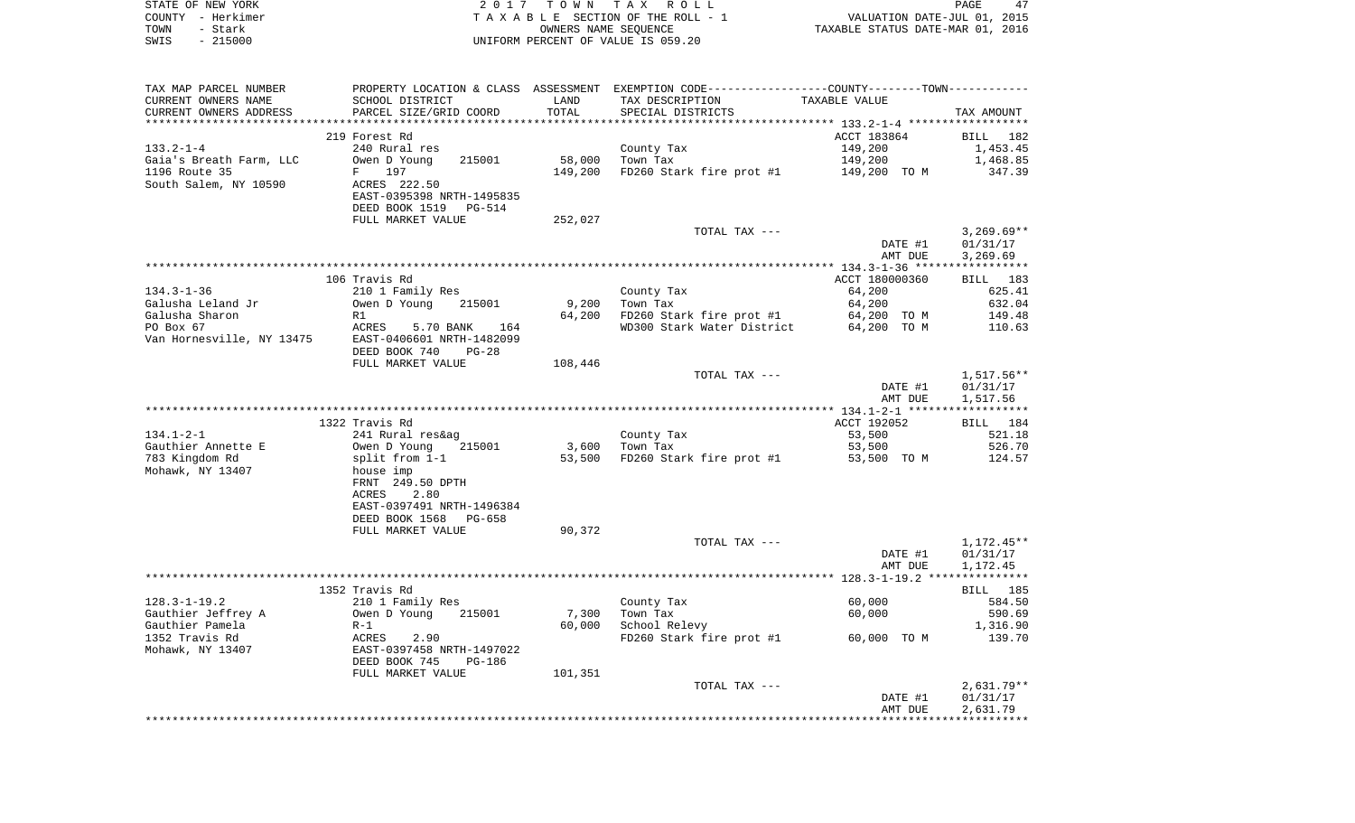STATE OF NEW YORK — 2017 TOWN TAX ROLL
COUNTY - Herkimer — TAXABLE SECTION OF THE ROLL - 1 — VALUATION DATE-JUL 01, 2015
TOWN - Stark — OWNERS NAME SEQUENCE — TAXABLE STATUS DATE-MAR 01, 2016
SWIS - 215000 — UNIFORM PERCENT OF VALUE IS 059.20

| TAX MAP PARCEL NUMBER / CURRENT OWNERS NAME / CURRENT OWNERS ADDRESS | PROPERTY LOCATION & CLASS / SCHOOL DISTRICT / PARCEL SIZE/GRID COORD | ASSESSMENT LAND | TOTAL | EXEMPTION CODE / TAX DESCRIPTION / SPECIAL DISTRICTS | TAXABLE VALUE (COUNTY--TOWN) | TAX AMOUNT |
|---|---|---|---|---|---|---|
| | 219 Forest Rd | | | | ACCT 183864 | BILL 182 |
| 133.2-1-4 | 240 Rural res | | | County Tax | 149,200 | 1,453.45 |
| Gaia's Breath Farm, LLC | Owen D Young 215001 | 58,000 | | Town Tax | 149,200 | 1,468.85 |
| 1196 Route 35 | F 197 | | 149,200 | FD260 Stark fire prot #1 | 149,200 TO M | 347.39 |
| South Salem, NY 10590 | ACRES 222.50 | | | | | |
| | EAST-0395398 NRTH-1495835 | | | | | |
| | DEED BOOK 1519 PG-514 | | | | | |
| | FULL MARKET VALUE | | 252,027 | | | |
| | | | | TOTAL TAX --- | | 3,269.69** |
| | | | | | DATE #1 | 01/31/17 |
| | | | | | AMT DUE | 3,269.69 |
| | 106 Travis Rd | | | | ACCT 180000360 | BILL 183 |
| 134.3-1-36 | 210 1 Family Res | | | County Tax | 64,200 | 625.41 |
| Galusha Leland Jr | Owen D Young 215001 | 9,200 | | Town Tax | 64,200 | 632.04 |
| Galusha Sharon | R1 | | 64,200 | FD260 Stark fire prot #1 | 64,200 TO M | 149.48 |
| PO Box 67 | ACRES 5.70 BANK 164 | | | WD300 Stark Water District | 64,200 TO M | 110.63 |
| Van Hornesville, NY 13475 | EAST-0406601 NRTH-1482099 | | | | | |
| | DEED BOOK 740 PG-28 | | | | | |
| | FULL MARKET VALUE | | 108,446 | | | |
| | | | | TOTAL TAX --- | | 1,517.56** |
| | | | | | DATE #1 | 01/31/17 |
| | | | | | AMT DUE | 1,517.56 |
| | 1322 Travis Rd | | | | ACCT 192052 | BILL 184 |
| 134.1-2-1 | 241 Rural res&ag | | | County Tax | 53,500 | 521.18 |
| Gauthier Annette E | Owen D Young 215001 | 3,600 | | Town Tax | 53,500 | 526.70 |
| 783 Kingdom Rd | split from 1-1 | | 53,500 | FD260 Stark fire prot #1 | 53,500 TO M | 124.57 |
| Mohawk, NY 13407 | house imp | | | | | |
| | FRNT 249.50 DPTH | | | | | |
| | ACRES 2.80 | | | | | |
| | EAST-0397491 NRTH-1496384 | | | | | |
| | DEED BOOK 1568 PG-658 | | | | | |
| | FULL MARKET VALUE | | 90,372 | | | |
| | | | | TOTAL TAX --- | | 1,172.45** |
| | | | | | DATE #1 | 01/31/17 |
| | | | | | AMT DUE | 1,172.45 |
| | 1352 Travis Rd | | | | | BILL 185 |
| 128.3-1-19.2 | 210 1 Family Res | | | County Tax | 60,000 | 584.50 |
| Gauthier Jeffrey A | Owen D Young 215001 | 7,300 | | Town Tax | 60,000 | 590.69 |
| Gauthier Pamela | R-1 | | 60,000 | School Relevy | | 1,316.90 |
| 1352 Travis Rd | ACRES 2.90 | | | FD260 Stark fire prot #1 | 60,000 TO M | 139.70 |
| Mohawk, NY 13407 | EAST-0397458 NRTH-1497022 | | | | | |
| | DEED BOOK 745 PG-186 | | | | | |
| | FULL MARKET VALUE | | 101,351 | | | |
| | | | | TOTAL TAX --- | | 2,631.79** |
| | | | | | DATE #1 | 01/31/17 |
| | | | | | AMT DUE | 2,631.79 |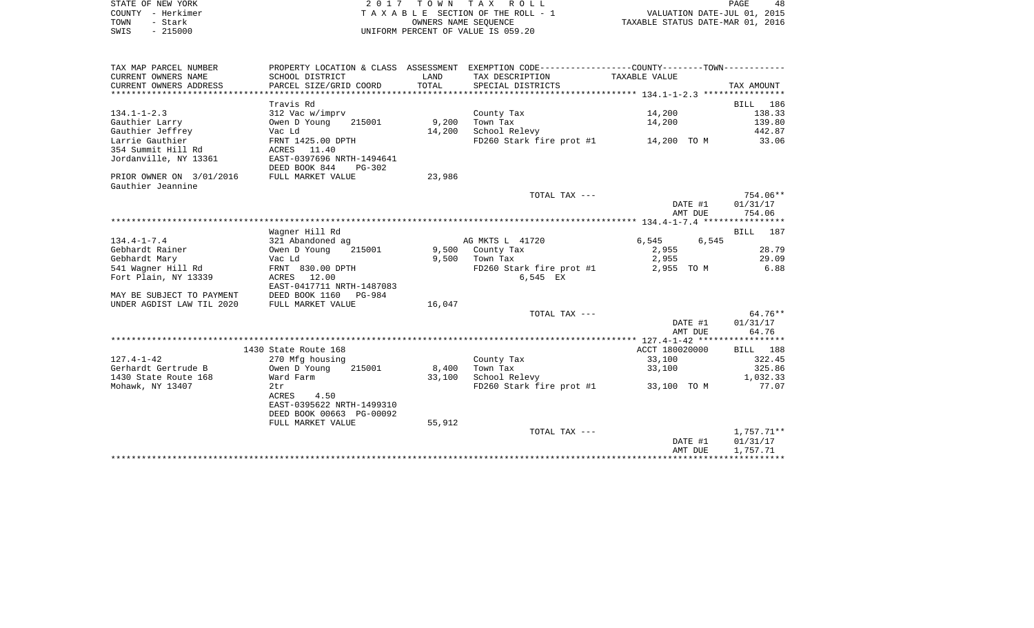STATE OF NEW YORK
COUNTY - Herkimer
TOWN - Stark
SWIS - 215000

2 0 1 7 T O W N T A X R O L L
T A X A B L E SECTION OF THE ROLL - 1
OWNERS NAME SEQUENCE
UNIFORM PERCENT OF VALUE IS 059.20

VALUATION DATE-JUL 01, 2015
TAXABLE STATUS DATE-MAR 01, 2016

| TAX MAP PARCEL NUMBER<br>CURRENT OWNERS NAME<br>CURRENT OWNERS ADDRESS | PROPERTY LOCATION & CLASS<br>SCHOOL DISTRICT<br>PARCEL SIZE/GRID COORD | ASSESSMENT<br>LAND<br>TOTAL | EXEMPTION CODE-----COUNTY-----TOWN-----<br>TAX DESCRIPTION<br>SPECIAL DISTRICTS | TAXABLE VALUE | TAX AMOUNT |
|---|---|---|---|---|---|
| | Travis Rd | | | | BILL 186 |
| 134.1-1-2.3 | 312 Vac w/imprv | | County Tax | 14,200 | 138.33 |
| Gauthier Larry | Owen D Young 215001 | 9,200 | Town Tax | 14,200 | 139.80 |
| Gauthier Jeffrey | Vac Ld | 14,200 | School Relevy | | 442.87 |
| Larrie Gauthier | FRNT 1425.00 DPTH | | FD260 Stark fire prot #1 | 14,200 TO M | 33.06 |
| 354 Summit Hill Rd | ACRES 11.40 | | | | |
| Jordanville, NY 13361 | EAST-0397696 NRTH-1494641 | | | | |
| | DEED BOOK 844 PG-302 | | | | |
| PRIOR OWNER ON 3/01/2016 | FULL MARKET VALUE | 23,986 | | | |
| Gauthier Jeannine | | | | | |
| | | | TOTAL TAX --- | | 754.06** |
| | | | | DATE #1 | 01/31/17 |
| | | | | AMT DUE | 754.06 |
| | Wagner Hill Rd | | | | BILL 187 |
| 134.4-1-7.4 | 321 Abandoned ag | | AG MKTS L 41720 | 6,545 6,545 | |
| Gebhardt Rainer | Owen D Young 215001 | 9,500 | County Tax | 2,955 | 28.79 |
| Gebhardt Mary | Vac Ld | 9,500 | Town Tax | 2,955 | 29.09 |
| 541 Wagner Hill Rd | FRNT 830.00 DPTH | | FD260 Stark fire prot #1 | 2,955 TO M | 6.88 |
| Fort Plain, NY 13339 | ACRES 12.00 | | 6,545 EX | | |
| | EAST-0417711 NRTH-1487083 | | | | |
| MAY BE SUBJECT TO PAYMENT | DEED BOOK 1160 PG-984 | | | | |
| UNDER AGDIST LAW TIL 2020 | FULL MARKET VALUE | 16,047 | | | |
| | | | TOTAL TAX --- | | 64.76** |
| | | | | DATE #1 | 01/31/17 |
| | | | | AMT DUE | 64.76 |
| | 1430 State Route 168 | | | ACCT 180020000 | BILL 188 |
| 127.4-1-42 | 270 Mfg housing | | County Tax | 33,100 | 322.45 |
| Gerhardt Gertrude B | Owen D Young 215001 | 8,400 | Town Tax | 33,100 | 325.86 |
| 1430 State Route 168 | Ward Farm | 33,100 | School Relevy | | 1,032.33 |
| Mohawk, NY 13407 | 2tr | | FD260 Stark fire prot #1 | 33,100 TO M | 77.07 |
| | ACRES 4.50 | | | | |
| | EAST-0395622 NRTH-1499310 | | | | |
| | DEED BOOK 00663 PG-00092 | | | | |
| | FULL MARKET VALUE | 55,912 | | | |
| | | | TOTAL TAX --- | | 1,757.71** |
| | | | | DATE #1 | 01/31/17 |
| | | | | AMT DUE | 1,757.71 |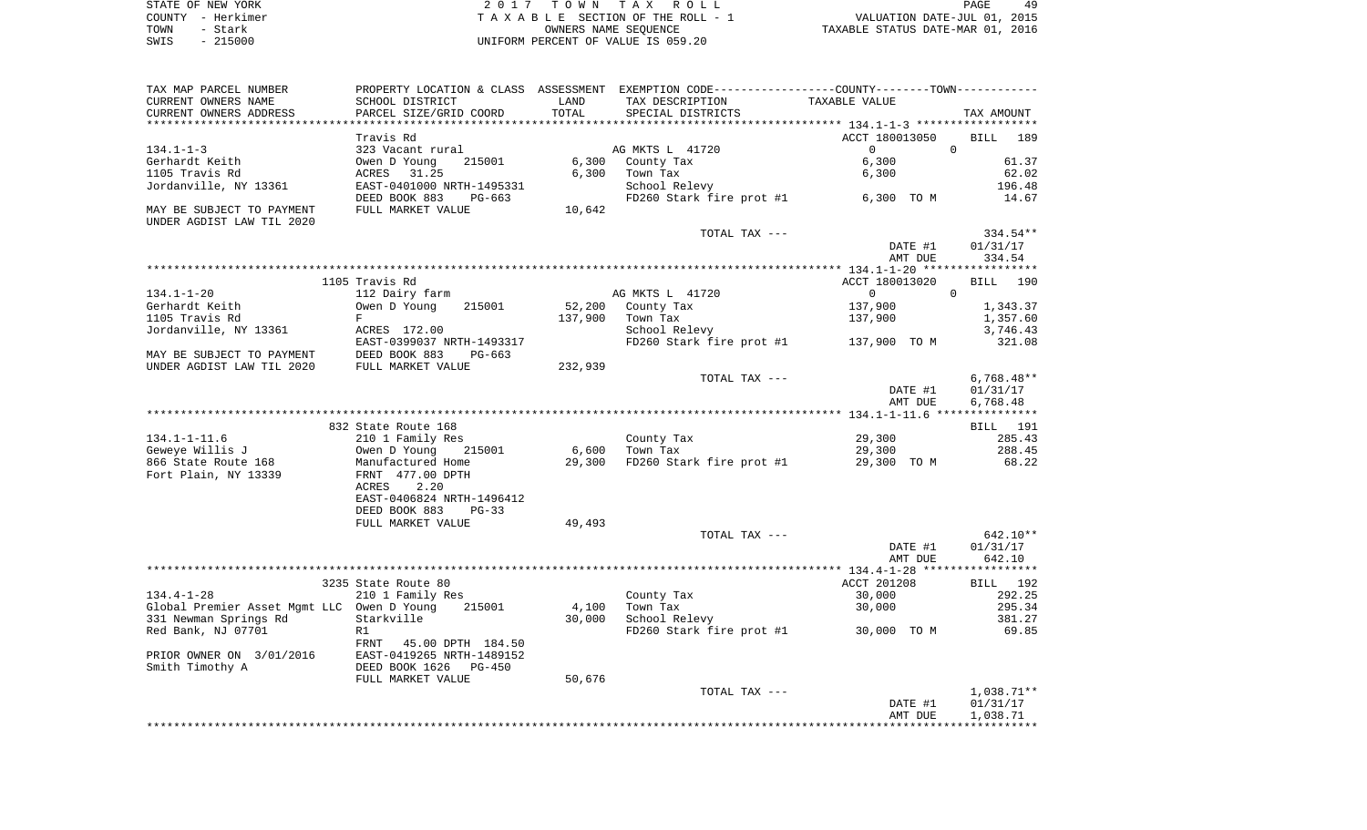STATE OF NEW YORK
COUNTY - Herkimer
TOWN - Stark
SWIS - 215000

2 0 1 7 T O W N T A X R O L L
T A X A B L E SECTION OF THE ROLL - 1
OWNERS NAME SEQUENCE
UNIFORM PERCENT OF VALUE IS 059.20

VALUATION DATE-JUL 01, 2015
TAXABLE STATUS DATE-MAR 01, 2016

| TAX MAP PARCEL NUMBER / CURRENT OWNERS NAME / CURRENT OWNERS ADDRESS | PROPERTY LOCATION & CLASS / SCHOOL DISTRICT / PARCEL SIZE/GRID COORD | ASSESSMENT LAND | TOTAL | EXEMPTION CODE / TAX DESCRIPTION / SPECIAL DISTRICTS | COUNTY TAXABLE VALUE | TOWN TAXABLE VALUE | TAX AMOUNT |
|---|---|---|---|---|---|---|---|
| | Travis Rd | | | | ACCT 180013050 | | BILL 189 |
| 134.1-1-3 | 323 Vacant rural | | | AG MKTS L 41720 | 0 | 0 | |
| Gerhardt Keith | Owen D Young 215001 | 6,300 | | County Tax | 6,300 | | 61.37 |
| 1105 Travis Rd | ACRES 31.25 | | 6,300 | Town Tax | 6,300 | | 62.02 |
| Jordanville, NY 13361 | EAST-0401000 NRTH-1495331 | | | School Relevy | | | 196.48 |
| | DEED BOOK 883 PG-663 | | | FD260 Stark fire prot #1 | 6,300 TO M | | 14.67 |
| MAY BE SUBJECT TO PAYMENT | FULL MARKET VALUE | | 10,642 | | | | |
| UNDER AGDIST LAW TIL 2020 | | | | | | | |
| | | | | TOTAL TAX --- | | | 334.54** |
| | | | | | DATE #1 | | 01/31/17 |
| | | | | | AMT DUE | | 334.54 |
| | 1105 Travis Rd | | | | ACCT 180013020 | | BILL 190 |
| 134.1-1-20 | 112 Dairy farm | | | AG MKTS L 41720 | 0 | 0 | |
| Gerhardt Keith | Owen D Young 215001 | 52,200 | | County Tax | 137,900 | | 1,343.37 |
| 1105 Travis Rd | F | | 137,900 | Town Tax | 137,900 | | 1,357.60 |
| Jordanville, NY 13361 | ACRES 172.00 | | | School Relevy | | | 3,746.43 |
| | EAST-0399037 NRTH-1493317 | | | FD260 Stark fire prot #1 | 137,900 TO M | | 321.08 |
| MAY BE SUBJECT TO PAYMENT | DEED BOOK 883 PG-663 | | | | | | |
| UNDER AGDIST LAW TIL 2020 | FULL MARKET VALUE | | 232,939 | | | | |
| | | | | TOTAL TAX --- | | | 6,768.48** |
| | | | | | DATE #1 | | 01/31/17 |
| | | | | | AMT DUE | | 6,768.48 |
| | 832 State Route 168 | | | | | | BILL 191 |
| 134.1-1-11.6 | 210 1 Family Res | | | County Tax | 29,300 | | 285.43 |
| Geweye Willis J | Owen D Young 215001 | 6,600 | | Town Tax | 29,300 | | 288.45 |
| 866 State Route 168 | Manufactured Home | | 29,300 | FD260 Stark fire prot #1 | 29,300 TO M | | 68.22 |
| Fort Plain, NY 13339 | FRNT 477.00 DPTH | | | | | | |
| | ACRES 2.20 | | | | | | |
| | EAST-0406824 NRTH-1496412 | | | | | | |
| | DEED BOOK 883 PG-33 | | | | | | |
| | FULL MARKET VALUE | | 49,493 | | | | |
| | | | | TOTAL TAX --- | | | 642.10** |
| | | | | | DATE #1 | | 01/31/17 |
| | | | | | AMT DUE | | 642.10 |
| | 3235 State Route 80 | | | | ACCT 201208 | | BILL 192 |
| 134.4-1-28 | 210 1 Family Res | | | County Tax | 30,000 | | 292.25 |
| Global Premier Asset Mgmt LLC | Owen D Young 215001 | 4,100 | | Town Tax | 30,000 | | 295.34 |
| 331 Newman Springs Rd | Starkville | | 30,000 | School Relevy | | | 381.27 |
| Red Bank, NJ 07701 | R1 | | | FD260 Stark fire prot #1 | 30,000 TO M | | 69.85 |
| | FRNT 45.00 DPTH 184.50 | | | | | | |
| PRIOR OWNER ON 3/01/2016 | EAST-0419265 NRTH-1489152 | | | | | | |
| Smith Timothy A | DEED BOOK 1626 PG-450 | | | | | | |
| | FULL MARKET VALUE | | 50,676 | | | | |
| | | | | TOTAL TAX --- | | | 1,038.71** |
| | | | | | DATE #1 | | 01/31/17 |
| | | | | | AMT DUE | | 1,038.71 |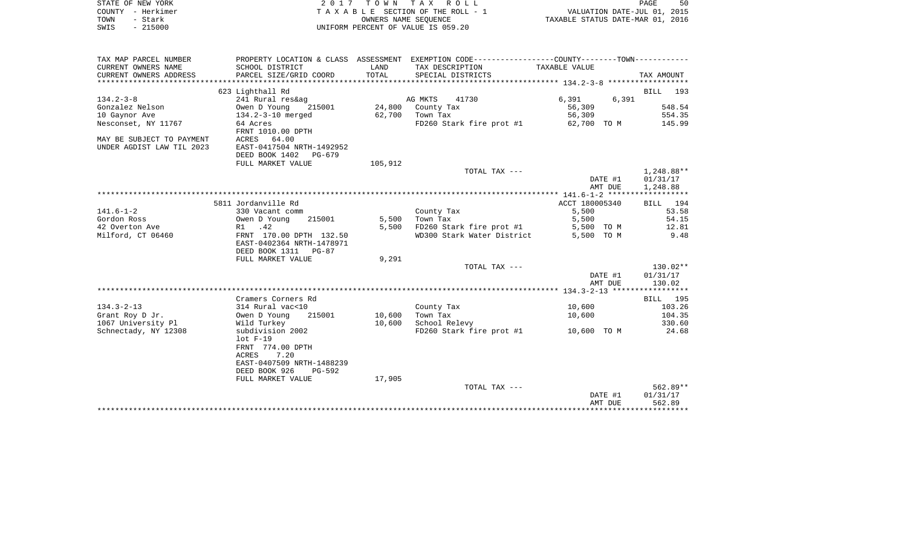STATE OF NEW YORK
COUNTY - Herkimer
TOWN - Stark
SWIS - 215000

2 0 1 7 T O W N T A X R O L L
T A X A B L E SECTION OF THE ROLL - 1
OWNERS NAME SEQUENCE
UNIFORM PERCENT OF VALUE IS 059.20

VALUATION DATE-JUL 01, 2015
TAXABLE STATUS DATE-MAR 01, 2016

| TAX MAP PARCEL NUMBER / CURRENT OWNERS NAME / CURRENT OWNERS ADDRESS | PROPERTY LOCATION & CLASS / SCHOOL DISTRICT / PARCEL SIZE/GRID COORD | ASSESSMENT LAND / TOTAL | EXEMPTION CODE / TAX DESCRIPTION / SPECIAL DISTRICTS | COUNTY TAXABLE VALUE | TOWN | TAX AMOUNT |
|---|---|---|---|---|---|---|
| **134.2-3-8** | 623 Lighthall Rd | | | | | BILL 193 |
| | 241 Rural res&ag | | AG MKTS 41730 | 6,391 | 6,391 | |
| Gonzalez Nelson | Owen D Young 215001 | 24,800 | County Tax | 56,309 | | 548.54 |
| 10 Gaynor Ave | 134.2-3-10 merged | 62,700 | Town Tax | 56,309 | | 554.35 |
| Nesconset, NY 11767 | 64 Acres | | FD260 Stark fire prot #1 | 62,700 TO M | | 145.99 |
| | FRNT 1010.00 DPTH | | | | | |
| MAY BE SUBJECT TO PAYMENT | ACRES 64.00 | | | | | |
| UNDER AGDIST LAW TIL 2023 | EAST-0417504 NRTH-1492952 | | | | | |
| | DEED BOOK 1402 PG-679 | | | | | |
| | FULL MARKET VALUE | 105,912 | | | | |
| | | | TOTAL TAX --- | | | 1,248.88** |
| | | | | | DATE #1 | 01/31/17 |
| | | | | | AMT DUE | 1,248.88 |
| **141.6-1-2** | 5811 Jordanville Rd | | | ACCT 180005340 | | BILL 194 |
| | 330 Vacant comm | | County Tax | 5,500 | | 53.58 |
| Gordon Ross | Owen D Young 215001 | 5,500 | Town Tax | 5,500 | | 54.15 |
| 42 Overton Ave | R1 .42 | 5,500 | FD260 Stark fire prot #1 | 5,500 TO M | | 12.81 |
| Milford, CT 06460 | FRNT 170.00 DPTH 132.50 | | WD300 Stark Water District | 5,500 TO M | | 9.48 |
| | EAST-0402364 NRTH-1478971 | | | | | |
| | DEED BOOK 1311 PG-87 | | | | | |
| | FULL MARKET VALUE | 9,291 | | | | |
| | | | TOTAL TAX --- | | | 130.02** |
| | | | | | DATE #1 | 01/31/17 |
| | | | | | AMT DUE | 130.02 |
| **134.3-2-13** | Cramers Corners Rd | | | | | BILL 195 |
| | 314 Rural vac<10 | | County Tax | 10,600 | | 103.26 |
| Grant Roy D Jr. | Owen D Young 215001 | 10,600 | Town Tax | 10,600 | | 104.35 |
| 1067 University Pl | Wild Turkey | 10,600 | School Relevy | | | 330.60 |
| Schnectady, NY 12308 | subdivision 2002 | | FD260 Stark fire prot #1 | 10,600 TO M | | 24.68 |
| | lot F-19 | | | | | |
| | FRNT 774.00 DPTH | | | | | |
| | ACRES 7.20 | | | | | |
| | EAST-0407509 NRTH-1488239 | | | | | |
| | DEED BOOK 926 PG-592 | | | | | |
| | FULL MARKET VALUE | 17,905 | | | | |
| | | | TOTAL TAX --- | | | 562.89** |
| | | | | | DATE #1 | 01/31/17 |
| | | | | | AMT DUE | 562.89 |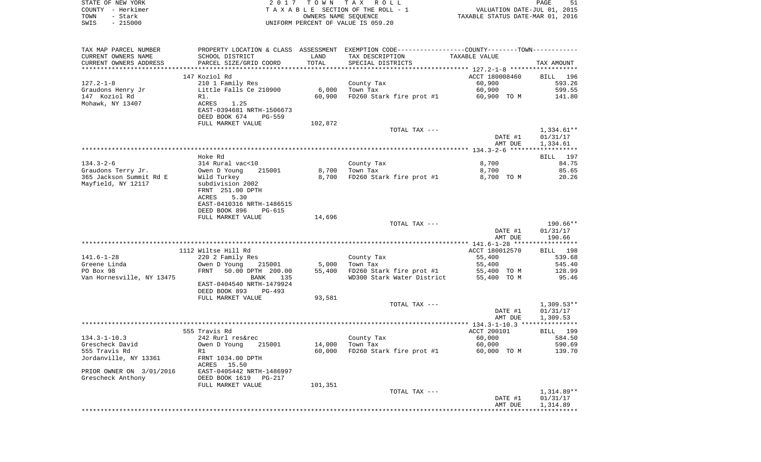STATE OF NEW YORK | 2017 TOWN TAX ROLL | VALUATION DATE-JUL 01, 2015
COUNTY - Herkimer | TAXABLE SECTION OF THE ROLL - 1 | TAXABLE STATUS DATE-MAR 01, 2016
TOWN - Stark | OWNERS NAME SEQUENCE
SWIS - 215000 | UNIFORM PERCENT OF VALUE IS 059.20

| TAX MAP PARCEL NUMBER / CURRENT OWNERS NAME / CURRENT OWNERS ADDRESS | PROPERTY LOCATION & CLASS / SCHOOL DISTRICT / PARCEL SIZE/GRID COORD | ASSESSMENT LAND | TOTAL | EXEMPTION CODE / TAX DESCRIPTION / SPECIAL DISTRICTS | TAXABLE VALUE | TAX AMOUNT |
|---|---|---|---|---|---|---|
| | 147 Koziol Rd | | | | ACCT 180008460 | BILL 196 |
| 127.2-1-8 | 210 1 Family Res | | | County Tax | 60,900 | 593.26 |
| Graudons Henry Jr | Little Falls Ce 210900 | 6,000 | | Town Tax | 60,900 | 599.55 |
| 147 Koziol Rd | R1. | | 60,900 | FD260 Stark fire prot #1 | 60,900 TO M | 141.80 |
| Mohawk, NY 13407 | ACRES 1.25 | | | | | |
| | EAST-0394681 NRTH-1506673 | | | | | |
| | DEED BOOK 674 PG-559 | | | | | |
| | FULL MARKET VALUE | | 102,872 | | | |
| | | | | TOTAL TAX --- | | 1,334.61** |
| | | | | | DATE #1 | 01/31/17 |
| | | | | | AMT DUE | 1,334.61 |
| | Hoke Rd | | | | | BILL 197 |
| 134.3-2-6 | 314 Rural vac<10 | | | County Tax | 8,700 | 84.75 |
| Graudons Terry Jr. | Owen D Young 215001 | 8,700 | | Town Tax | 8,700 | 85.65 |
| 365 Jackson Summit Rd E | Wild Turkey | | 8,700 | FD260 Stark fire prot #1 | 8,700 TO M | 20.26 |
| Mayfield, NY 12117 | subdivision 2002 | | | | | |
| | FRNT 251.00 DPTH | | | | | |
| | ACRES 5.30 | | | | | |
| | EAST-0410316 NRTH-1486515 | | | | | |
| | DEED BOOK 896 PG-615 | | | | | |
| | FULL MARKET VALUE | | 14,696 | | | |
| | | | | TOTAL TAX --- | | 190.66** |
| | | | | | DATE #1 | 01/31/17 |
| | | | | | AMT DUE | 190.66 |
| | 1112 Wiltse Hill Rd | | | | ACCT 180012570 | BILL 198 |
| 141.6-1-28 | 220 2 Family Res | | | County Tax | 55,400 | 539.68 |
| Greene Linda | Owen D Young 215001 | 5,000 | | Town Tax | 55,400 | 545.40 |
| PO Box 98 | FRNT 50.00 DPTH 200.00 | | 55,400 | FD260 Stark fire prot #1 | 55,400 TO M | 128.99 |
| Van Hornesville, NY 13475 | BANK 135 | | | WD300 Stark Water District | 55,400 TO M | 95.46 |
| | EAST-0404540 NRTH-1479924 | | | | | |
| | DEED BOOK 893 PG-493 | | | | | |
| | FULL MARKET VALUE | | 93,581 | | | |
| | | | | TOTAL TAX --- | | 1,309.53** |
| | | | | | DATE #1 | 01/31/17 |
| | | | | | AMT DUE | 1,309.53 |
| | 555 Travis Rd | | | | ACCT 200101 | BILL 199 |
| 134.3-1-10.3 | 242 Rurl res&rec | | | County Tax | 60,000 | 584.50 |
| Grescheck David | Owen D Young 215001 | 14,000 | | Town Tax | 60,000 | 590.69 |
| 555 Travis Rd | R1 | | 60,000 | FD260 Stark fire prot #1 | 60,000 TO M | 139.70 |
| Jordanville, NY 13361 | FRNT 1034.00 DPTH | | | | | |
| | ACRES 15.50 | | | | | |
| PRIOR OWNER ON 3/01/2016 | EAST-0405442 NRTH-1486997 | | | | | |
| Grescheck Anthony | DEED BOOK 1619 PG-217 | | | | | |
| | FULL MARKET VALUE | | 101,351 | | | |
| | | | | TOTAL TAX --- | | 1,314.89** |
| | | | | | DATE #1 | 01/31/17 |
| | | | | | AMT DUE | 1,314.89 |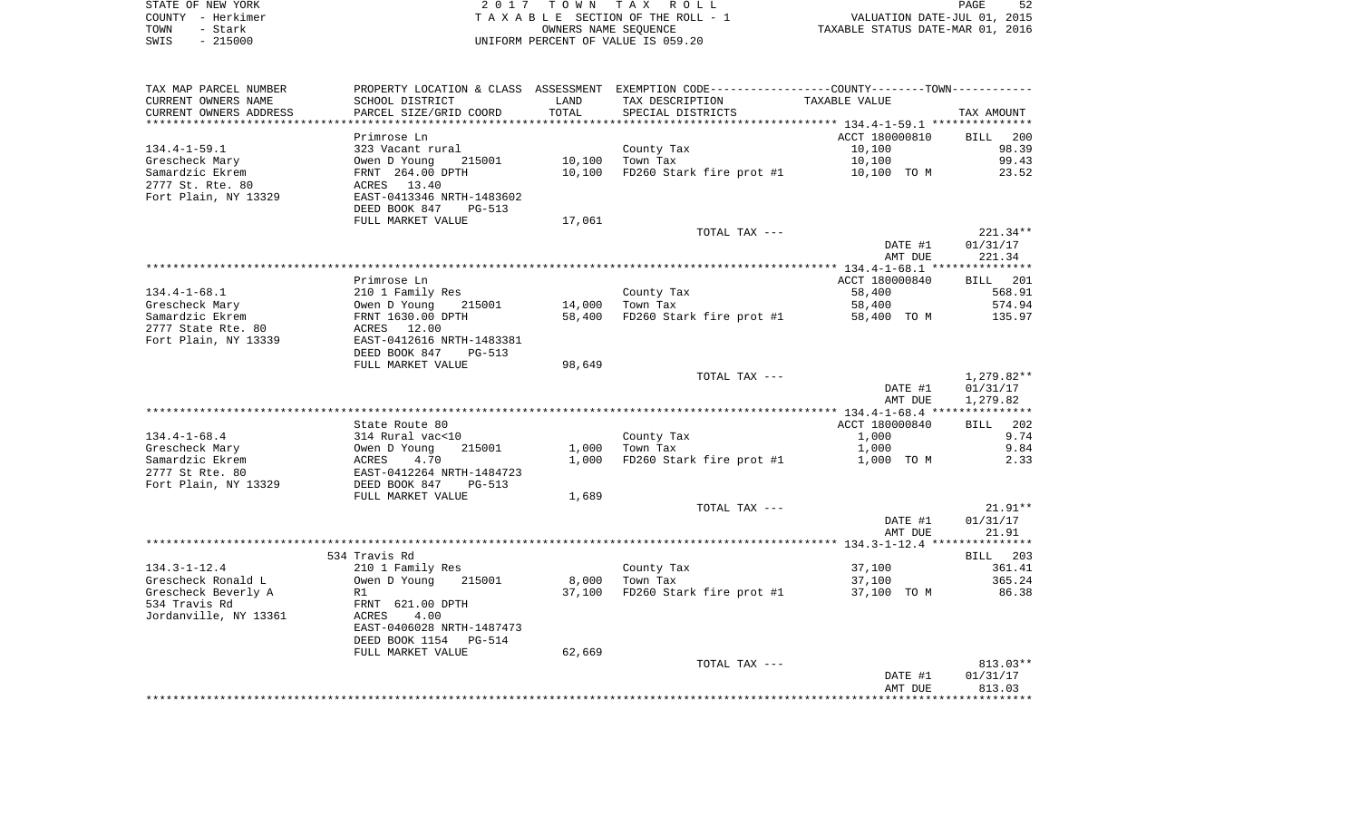STATE OF NEW YORK
COUNTY - Herkimer
TOWN - Stark
SWIS - 215000

2 0 1 7 T O W N T A X R O L L
T A X A B L E SECTION OF THE ROLL - 1
OWNERS NAME SEQUENCE
UNIFORM PERCENT OF VALUE IS 059.20

VALUATION DATE-JUL 01, 2015
TAXABLE STATUS DATE-MAR 01, 2016

| TAX MAP PARCEL NUMBER / CURRENT OWNERS NAME / CURRENT OWNERS ADDRESS | PROPERTY LOCATION & CLASS / SCHOOL DISTRICT / PARCEL SIZE/GRID COORD | ASSESSMENT LAND / TOTAL | EXEMPTION CODE / TAX DESCRIPTION / SPECIAL DISTRICTS | TAXABLE VALUE | TAX AMOUNT |
|---|---|---|---|---|---|
| 134.4-1-59.1 | Primrose Ln | | | ACCT 180000810 | BILL 200 |
| 134.4-1-59.1 | 323 Vacant rural | | County Tax | 10,100 | 98.39 |
| Grescheck Mary | Owen D Young 215001 | 10,100 | Town Tax | 10,100 | 99.43 |
| Samardzic Ekrem | FRNT 264.00 DPTH | 10,100 | FD260 Stark fire prot #1 | 10,100 TO M | 23.52 |
| 2777 St. Rte. 80 | ACRES 13.40 | | | | |
| Fort Plain, NY 13329 | EAST-0413346 NRTH-1483602 | | | | |
| | DEED BOOK 847 PG-513 | | | | |
| | FULL MARKET VALUE | 17,061 | | | |
| | | | TOTAL TAX --- | | 221.34** |
| | | | | DATE #1 | 01/31/17 |
| | | | | AMT DUE | 221.34 |
| 134.4-1-68.1 | Primrose Ln | | | ACCT 180000840 | BILL 201 |
| 134.4-1-68.1 | 210 1 Family Res | | County Tax | 58,400 | 568.91 |
| Grescheck Mary | Owen D Young 215001 | 14,000 | Town Tax | 58,400 | 574.94 |
| Samardzic Ekrem | FRNT 1630.00 DPTH | 58,400 | FD260 Stark fire prot #1 | 58,400 TO M | 135.97 |
| 2777 State Rte. 80 | ACRES 12.00 | | | | |
| Fort Plain, NY 13339 | EAST-0412616 NRTH-1483381 | | | | |
| | DEED BOOK 847 PG-513 | | | | |
| | FULL MARKET VALUE | 98,649 | | | |
| | | | TOTAL TAX --- | | 1,279.82** |
| | | | | DATE #1 | 01/31/17 |
| | | | | AMT DUE | 1,279.82 |
| 134.4-1-68.4 | State Route 80 | | | ACCT 180000840 | BILL 202 |
| 134.4-1-68.4 | 314 Rural vac<10 | | County Tax | 1,000 | 9.74 |
| Grescheck Mary | Owen D Young 215001 | 1,000 | Town Tax | 1,000 | 9.84 |
| Samardzic Ekrem | ACRES 4.70 | 1,000 | FD260 Stark fire prot #1 | 1,000 TO M | 2.33 |
| 2777 St Rte. 80 | EAST-0412264 NRTH-1484723 | | | | |
| Fort Plain, NY 13329 | DEED BOOK 847 PG-513 | | | | |
| | FULL MARKET VALUE | 1,689 | | | |
| | | | TOTAL TAX --- | | 21.91** |
| | | | | DATE #1 | 01/31/17 |
| | | | | AMT DUE | 21.91 |
| 134.3-1-12.4 | 534 Travis Rd | | | | BILL 203 |
| 134.3-1-12.4 | 210 1 Family Res | | County Tax | 37,100 | 361.41 |
| Grescheck Ronald L | Owen D Young 215001 | 8,000 | Town Tax | 37,100 | 365.24 |
| Grescheck Beverly A | R1 | 37,100 | FD260 Stark fire prot #1 | 37,100 TO M | 86.38 |
| 534 Travis Rd | FRNT 621.00 DPTH | | | | |
| Jordanville, NY 13361 | ACRES 4.00 | | | | |
| | EAST-0406028 NRTH-1487473 | | | | |
| | DEED BOOK 1154 PG-514 | | | | |
| | FULL MARKET VALUE | 62,669 | | | |
| | | | TOTAL TAX --- | | 813.03** |
| | | | | DATE #1 | 01/31/17 |
| | | | | AMT DUE | 813.03 |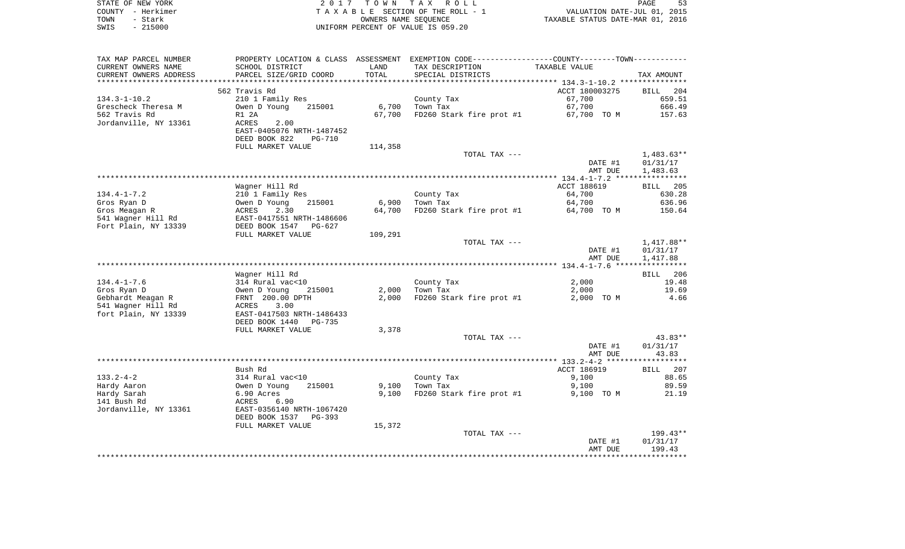STATE OF NEW YORK | 2 0 1 7 T O W N T A X R O L L
COUNTY - Herkimer | T A X A B L E SECTION OF THE ROLL - 1 | VALUATION DATE-JUL 01, 2015
TOWN - Stark | OWNERS NAME SEQUENCE | TAXABLE STATUS DATE-MAR 01, 2016
SWIS - 215000 | UNIFORM PERCENT OF VALUE IS 059.20

| TAX MAP PARCEL NUMBER<br>CURRENT OWNERS NAME<br>CURRENT OWNERS ADDRESS | PROPERTY LOCATION & CLASS<br>SCHOOL DISTRICT<br>PARCEL SIZE/GRID COORD | ASSESSMENT<br>LAND<br>TOTAL | EXEMPTION CODE-----COUNTY--------TOWN------<br>TAX DESCRIPTION<br>SPECIAL DISTRICTS | TAXABLE VALUE | TAX AMOUNT |
|---|---|---|---|---|---|
| **134.3-1-10.2** | 562 Travis Rd | | | ACCT 180003275 | BILL 204 |
| 134.3-1-10.2 | 210 1 Family Res | | County Tax | 67,700 | 659.51 |
| Grescheck Theresa M | Owen D Young 215001 | 6,700 | Town Tax | 67,700 | 666.49 |
| 562 Travis Rd | R1 2A | 67,700 | FD260 Stark fire prot #1 | 67,700 TO M | 157.63 |
| Jordanville, NY 13361 | ACRES 2.00 | | | | |
| | EAST-0405076 NRTH-1487452 | | | | |
| | DEED BOOK 822 PG-710 | | | | |
| | FULL MARKET VALUE | 114,358 | | | |
| | | | TOTAL TAX --- | | 1,483.63** |
| | | | | DATE #1 | 01/31/17 |
| | | | | AMT DUE | 1,483.63 |
| **134.4-1-7.2** | Wagner Hill Rd | | | ACCT 188619 | BILL 205 |
| 134.4-1-7.2 | 210 1 Family Res | | County Tax | 64,700 | 630.28 |
| Gros Ryan D | Owen D Young 215001 | 6,900 | Town Tax | 64,700 | 636.96 |
| Gros Meagan R | ACRES 2.30 | 64,700 | FD260 Stark fire prot #1 | 64,700 TO M | 150.64 |
| 541 Wagner Hill Rd | EAST-0417551 NRTH-1486606 | | | | |
| Fort Plain, NY 13339 | DEED BOOK 1547 PG-627 | | | | |
| | FULL MARKET VALUE | 109,291 | | | |
| | | | TOTAL TAX --- | | 1,417.88** |
| | | | | DATE #1 | 01/31/17 |
| | | | | AMT DUE | 1,417.88 |
| **134.4-1-7.6** | Wagner Hill Rd | | | | BILL 206 |
| 134.4-1-7.6 | 314 Rural vac<10 | | County Tax | 2,000 | 19.48 |
| Gros Ryan D | Owen D Young 215001 | 2,000 | Town Tax | 2,000 | 19.69 |
| Gebhardt Meagan R | FRNT 200.00 DPTH | 2,000 | FD260 Stark fire prot #1 | 2,000 TO M | 4.66 |
| 541 Wagner Hill Rd | ACRES 3.00 | | | | |
| fort Plain, NY 13339 | EAST-0417503 NRTH-1486433 | | | | |
| | DEED BOOK 1440 PG-735 | | | | |
| | FULL MARKET VALUE | 3,378 | | | |
| | | | TOTAL TAX --- | | 43.83** |
| | | | | DATE #1 | 01/31/17 |
| | | | | AMT DUE | 43.83 |
| **133.2-4-2** | Bush Rd | | | ACCT 186919 | BILL 207 |
| 133.2-4-2 | 314 Rural vac<10 | | County Tax | 9,100 | 88.65 |
| Hardy Aaron | Owen D Young 215001 | 9,100 | Town Tax | 9,100 | 89.59 |
| Hardy Sarah | 6.90 Acres | 9,100 | FD260 Stark fire prot #1 | 9,100 TO M | 21.19 |
| 141 Bush Rd | ACRES 6.90 | | | | |
| Jordanville, NY 13361 | EAST-0356140 NRTH-1067420 | | | | |
| | DEED BOOK 1537 PG-393 | | | | |
| | FULL MARKET VALUE | 15,372 | | | |
| | | | TOTAL TAX --- | | 199.43** |
| | | | | DATE #1 | 01/31/17 |
| | | | | AMT DUE | 199.43 |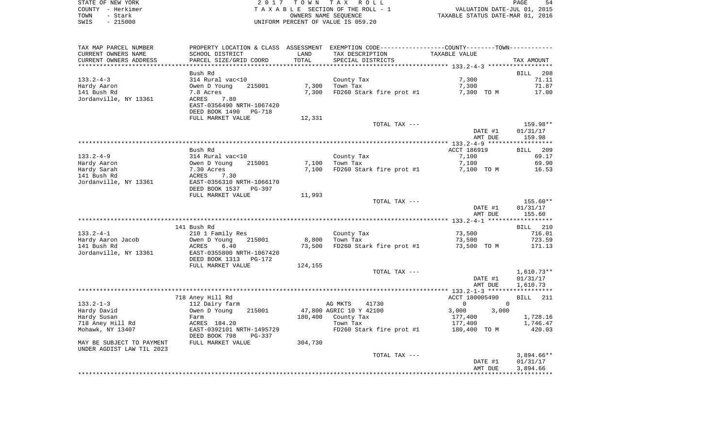STATE OF NEW YORK
COUNTY - Herkimer
TOWN - Stark
SWIS - 215000

2017 TOWN TAX ROLL
TAXABLE SECTION OF THE ROLL - 1
OWNERS NAME SEQUENCE
UNIFORM PERCENT OF VALUE IS 059.20

VALUATION DATE-JUL 01, 2015
TAXABLE STATUS DATE-MAR 01, 2016

| TAX MAP PARCEL NUMBER / CURRENT OWNERS NAME / CURRENT OWNERS ADDRESS | PROPERTY LOCATION & CLASS / SCHOOL DISTRICT / PARCEL SIZE/GRID COORD | ASSESSMENT LAND / TOTAL | EXEMPTION CODE / TAX DESCRIPTION / SPECIAL DISTRICTS | COUNTY / TOWN TAXABLE VALUE | TAX AMOUNT |
|---|---|---|---|---|---|
| | Bush Rd | | | | BILL 208 |
| 133.2-4-3 | 314 Rural vac<10 | | County Tax | 7,300 | 71.11 |
| Hardy Aaron | Owen D Young 215001 | 7,300 | Town Tax | 7,300 | 71.87 |
| 141 Bush Rd | 7.8 Acres | 7,300 | FD260 Stark fire prot #1 | 7,300 TO M | 17.00 |
| Jordanville, NY 13361 | ACRES 7.80 | | | | |
| | EAST-0356490 NRTH-1067420 | | | | |
| | DEED BOOK 1490 PG-718 | | | | |
| | FULL MARKET VALUE | 12,331 | | | |
| | | | TOTAL TAX --- | | 159.98** |
| | | | | DATE #1 | 01/31/17 |
| | | | | AMT DUE | 159.98 |
| | Bush Rd | | | ACCT 186919 | BILL 209 |
| 133.2-4-9 | 314 Rural vac<10 | | County Tax | 7,100 | 69.17 |
| Hardy Aaron | Owen D Young 215001 | 7,100 | Town Tax | 7,100 | 69.90 |
| Hardy Sarah | 7.30 Acres | 7,100 | FD260 Stark fire prot #1 | 7,100 TO M | 16.53 |
| 141 Bush Rd | ACRES 7.30 | | | | |
| Jordanville, NY 13361 | EAST-0356310 NRTH-1066170 | | | | |
| | DEED BOOK 1537 PG-397 | | | | |
| | FULL MARKET VALUE | 11,993 | | | |
| | | | TOTAL TAX --- | | 155.60** |
| | | | | DATE #1 | 01/31/17 |
| | | | | AMT DUE | 155.60 |
| | 141 Bush Rd | | | | BILL 210 |
| 133.2-4-1 | 210 1 Family Res | | County Tax | 73,500 | 716.01 |
| Hardy Aaron Jacob | Owen D Young 215001 | 8,800 | Town Tax | 73,500 | 723.59 |
| 141 Bush Rd | ACRES 6.40 | 73,500 | FD260 Stark fire prot #1 | 73,500 TO M | 171.13 |
| Jordanville, NY 13361 | EAST-0355800 NRTH-1067420 | | | | |
| | DEED BOOK 1313 PG-172 | | | | |
| | FULL MARKET VALUE | 124,155 | | | |
| | | | TOTAL TAX --- | | 1,610.73** |
| | | | | DATE #1 | 01/31/17 |
| | | | | AMT DUE | 1,610.73 |
| | 718 Aney Hill Rd | | | ACCT 180005490 | BILL 211 |
| 133.2-1-3 | 112 Dairy farm | | AG MKTS 41730 | 0 0 | |
| Hardy David | Owen D Young 215001 | 47,800 | AGRIC 10 Y 42100 | 3,000 3,000 | |
| Hardy Susan | Farm | 180,400 | County Tax | 177,400 | 1,728.16 |
| 718 Aney Hill Rd | ACRES 184.20 | | Town Tax | 177,400 | 1,746.47 |
| Mohawk, NY 13407 | EAST-0392101 NRTH-1495729 | | FD260 Stark fire prot #1 | 180,400 TO M | 420.03 |
| | DEED BOOK 798 PG-337 | | | | |
| MAY BE SUBJECT TO PAYMENT | FULL MARKET VALUE | 304,730 | | | |
| UNDER AGDIST LAW TIL 2023 | | | | | |
| | | | TOTAL TAX --- | | 3,894.66** |
| | | | | DATE #1 | 01/31/17 |
| | | | | AMT DUE | 3,894.66 |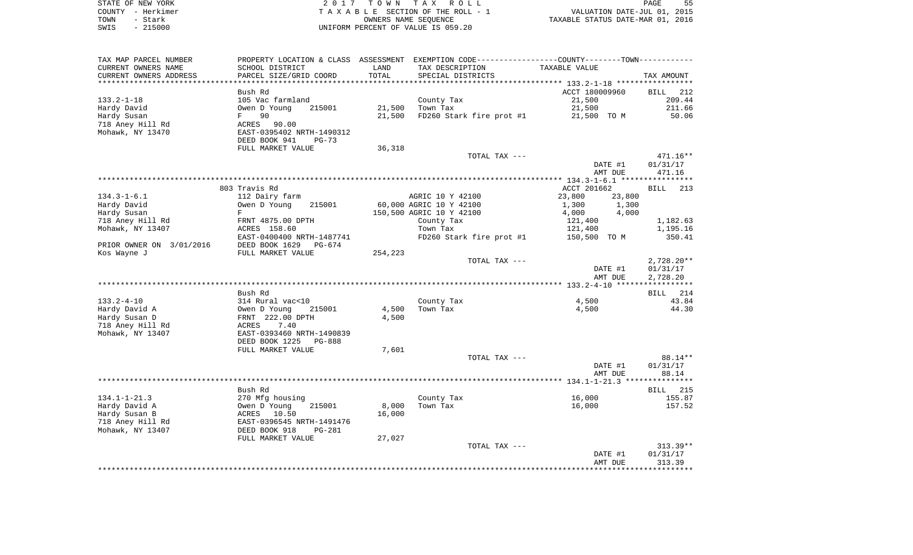STATE OF NEW YORK
COUNTY - Herkimer
TOWN - Stark
SWIS - 215000

2017 TOWN TAX ROLL
TAXABLE SECTION OF THE ROLL - 1
OWNERS NAME SEQUENCE
UNIFORM PERCENT OF VALUE IS 059.20

VALUATION DATE-JUL 01, 2015
TAXABLE STATUS DATE-MAR 01, 2016

| TAX MAP PARCEL NUMBER / CURRENT OWNERS NAME / CURRENT OWNERS ADDRESS | PROPERTY LOCATION & CLASS / SCHOOL DISTRICT / PARCEL SIZE/GRID COORD | ASSESSMENT LAND / TOTAL | EXEMPTION CODE / TAX DESCRIPTION / SPECIAL DISTRICTS | COUNTY / TOWN TAXABLE VALUE | TAX AMOUNT |
|---|---|---|---|---|---|
| **133.2-1-18** | Bush Rd | | | ACCT 180009960 | BILL 212 |
| Hardy David | 105 Vac farmland | | County Tax | 21,500 | 209.44 |
| Hardy Susan | Owen D Young 215001 | 21,500 | Town Tax | 21,500 | 211.66 |
| 718 Aney Hill Rd | F 90 | 21,500 | FD260 Stark fire prot #1 | 21,500 TO M | 50.06 |
| Mohawk, NY 13470 | ACRES 90.00 | | | | |
| | EAST-0395402 NRTH-1490312 | | | | |
| | DEED BOOK 941 PG-73 | | | | |
| | FULL MARKET VALUE | 36,318 | | | |
| | | | TOTAL TAX --- | | 471.16** |
| | | | | DATE #1 | 01/31/17 |
| | | | | AMT DUE | 471.16 |
| **134.3-1-6.1** | 803 Travis Rd | | | ACCT 201662 | BILL 213 |
| Hardy David | 112 Dairy farm | | AGRIC 10 Y 42100 | 23,800 23,800 | |
| Hardy Susan | Owen D Young 215001 | 60,000 | AGRIC 10 Y 42100 | 1,300 1,300 | |
| 718 Aney Hill Rd | F | 150,500 | AGRIC 10 Y 42100 | 4,000 4,000 | |
| Mohawk, NY 13407 | FRNT 4875.00 DPTH | | County Tax | 121,400 | 1,182.63 |
| | ACRES 158.60 | | Town Tax | 121,400 | 1,195.16 |
| | EAST-0400400 NRTH-1487741 | | FD260 Stark fire prot #1 | 150,500 TO M | 350.41 |
| PRIOR OWNER ON 3/01/2016 | DEED BOOK 1629 PG-674 | | | | |
| Kos Wayne J | FULL MARKET VALUE | 254,223 | | | |
| | | | TOTAL TAX --- | | 2,728.20** |
| | | | | DATE #1 | 01/31/17 |
| | | | | AMT DUE | 2,728.20 |
| **133.2-4-10** | Bush Rd | | | | BILL 214 |
| Hardy David A | 314 Rural vac<10 | | County Tax | 4,500 | 43.84 |
| Hardy Susan D | Owen D Young 215001 | 4,500 | Town Tax | 4,500 | 44.30 |
| 718 Aney Hill Rd | FRNT 222.00 DPTH | 4,500 | | | |
| Mohawk, NY 13407 | ACRES 7.40 | | | | |
| | EAST-0393460 NRTH-1490839 | | | | |
| | DEED BOOK 1225 PG-888 | | | | |
| | FULL MARKET VALUE | 7,601 | | | |
| | | | TOTAL TAX --- | | 88.14** |
| | | | | DATE #1 | 01/31/17 |
| | | | | AMT DUE | 88.14 |
| **134.1-1-21.3** | Bush Rd | | | | BILL 215 |
| Hardy David A | 270 Mfg housing | | County Tax | 16,000 | 155.87 |
| Hardy Susan B | Owen D Young 215001 | 8,000 | Town Tax | 16,000 | 157.52 |
| 718 Aney Hill Rd | ACRES 10.50 | 16,000 | | | |
| Mohawk, NY 13407 | EAST-0396545 NRTH-1491476 | | | | |
| | DEED BOOK 918 PG-281 | | | | |
| | FULL MARKET VALUE | 27,027 | | | |
| | | | TOTAL TAX --- | | 313.39** |
| | | | | DATE #1 | 01/31/17 |
| | | | | AMT DUE | 313.39 |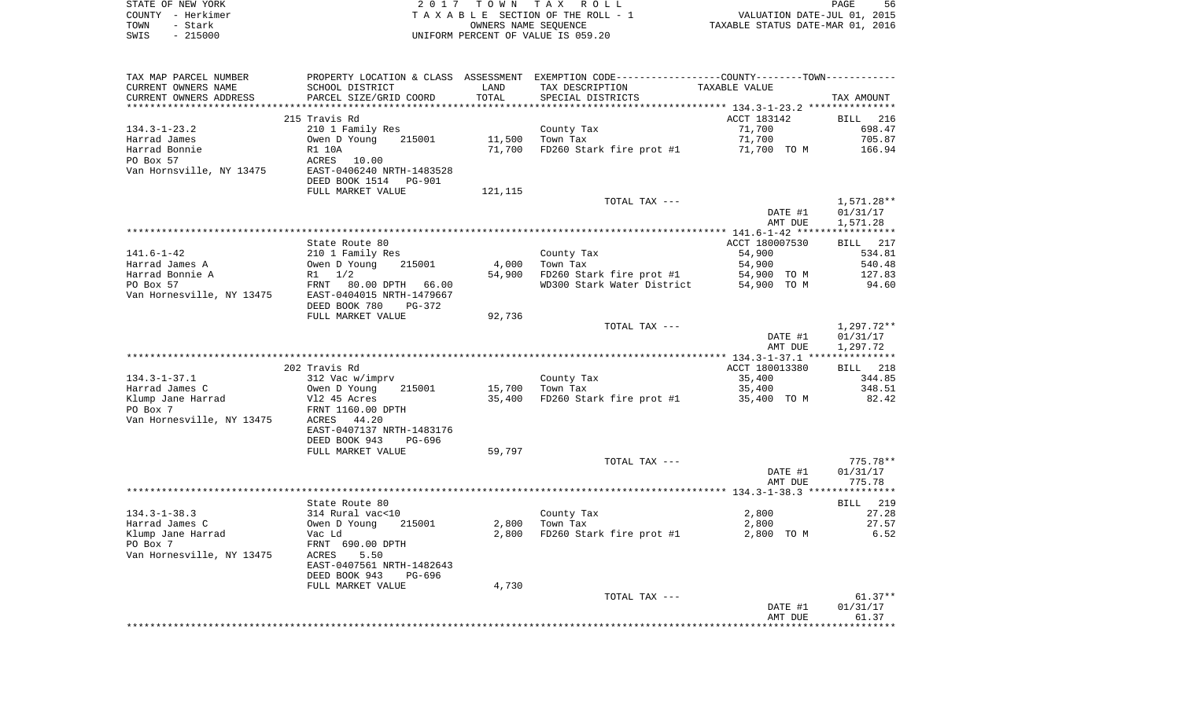STATE OF NEW YORK
COUNTY - Herkimer
TOWN - Stark
SWIS - 215000

2 0 1 7 T O W N T A X R O L L
T A X A B L E SECTION OF THE ROLL - 1
OWNERS NAME SEQUENCE
UNIFORM PERCENT OF VALUE IS 059.20

VALUATION DATE-JUL 01, 2015
TAXABLE STATUS DATE-MAR 01, 2016

| TAX MAP PARCEL NUMBER / CURRENT OWNERS NAME / CURRENT OWNERS ADDRESS | PROPERTY LOCATION & CLASS / SCHOOL DISTRICT / PARCEL SIZE/GRID COORD | ASSESSMENT LAND | TOTAL | EXEMPTION CODE / TAX DESCRIPTION / SPECIAL DISTRICTS | TAXABLE VALUE | TAX AMOUNT |
|---|---|---|---|---|---|---|
| | 215 Travis Rd | | | | ACCT 183142 | BILL 216 |
| 134.3-1-23.2 | 210 1 Family Res | | | County Tax | 71,700 | 698.47 |
| Harrad James | Owen D Young 215001 | 11,500 | | Town Tax | 71,700 | 705.87 |
| Harrad Bonnie | R1 10A | | 71,700 | FD260 Stark fire prot #1 | 71,700 TO M | 166.94 |
| PO Box 57 | ACRES 10.00 | | | | | |
| Van Hornsville, NY 13475 | EAST-0406240 NRTH-1483528 | | | | | |
| | DEED BOOK 1514 PG-901 | | | | | |
| | FULL MARKET VALUE | | 121,115 | | | |
| | | | | TOTAL TAX --- | | 1,571.28** |
| | | | | | DATE #1 | 01/31/17 |
| | | | | | AMT DUE | 1,571.28 |
| | State Route 80 | | | | ACCT 180007530 | BILL 217 |
| 141.6-1-42 | 210 1 Family Res | | | County Tax | 54,900 | 534.81 |
| Harrad James A | Owen D Young 215001 | 4,000 | | Town Tax | 54,900 | 540.48 |
| Harrad Bonnie A | R1 1/2 | | 54,900 | FD260 Stark fire prot #1 | 54,900 TO M | 127.83 |
| PO Box 57 | FRNT 80.00 DPTH 66.00 | | | WD300 Stark Water District | 54,900 TO M | 94.60 |
| Van Hornesville, NY 13475 | EAST-0404015 NRTH-1479667 | | | | | |
| | DEED BOOK 780 PG-372 | | | | | |
| | FULL MARKET VALUE | | 92,736 | | | |
| | | | | TOTAL TAX --- | | 1,297.72** |
| | | | | | DATE #1 | 01/31/17 |
| | | | | | AMT DUE | 1,297.72 |
| | 202 Travis Rd | | | | ACCT 180013380 | BILL 218 |
| 134.3-1-37.1 | 312 Vac w/imprv | | | County Tax | 35,400 | 344.85 |
| Harrad James C | Owen D Young 215001 | 15,700 | | Town Tax | 35,400 | 348.51 |
| Klump Jane Harrad | Vl2 45 Acres | | 35,400 | FD260 Stark fire prot #1 | 35,400 TO M | 82.42 |
| PO Box 7 | FRNT 1160.00 DPTH | | | | | |
| Van Hornesville, NY 13475 | ACRES 44.20 | | | | | |
| | EAST-0407137 NRTH-1483176 | | | | | |
| | DEED BOOK 943 PG-696 | | | | | |
| | FULL MARKET VALUE | | 59,797 | | | |
| | | | | TOTAL TAX --- | | 775.78** |
| | | | | | DATE #1 | 01/31/17 |
| | | | | | AMT DUE | 775.78 |
| | State Route 80 | | | | | BILL 219 |
| 134.3-1-38.3 | 314 Rural vac<10 | | | County Tax | 2,800 | 27.28 |
| Harrad James C | Owen D Young 215001 | 2,800 | | Town Tax | 2,800 | 27.57 |
| Klump Jane Harrad | Vac Ld | | 2,800 | FD260 Stark fire prot #1 | 2,800 TO M | 6.52 |
| PO Box 7 | FRNT 690.00 DPTH | | | | | |
| Van Hornesville, NY 13475 | ACRES 5.50 | | | | | |
| | EAST-0407561 NRTH-1482643 | | | | | |
| | DEED BOOK 943 PG-696 | | | | | |
| | FULL MARKET VALUE | | 4,730 | | | |
| | | | | TOTAL TAX --- | | 61.37** |
| | | | | | DATE #1 | 01/31/17 |
| | | | | | AMT DUE | 61.37 |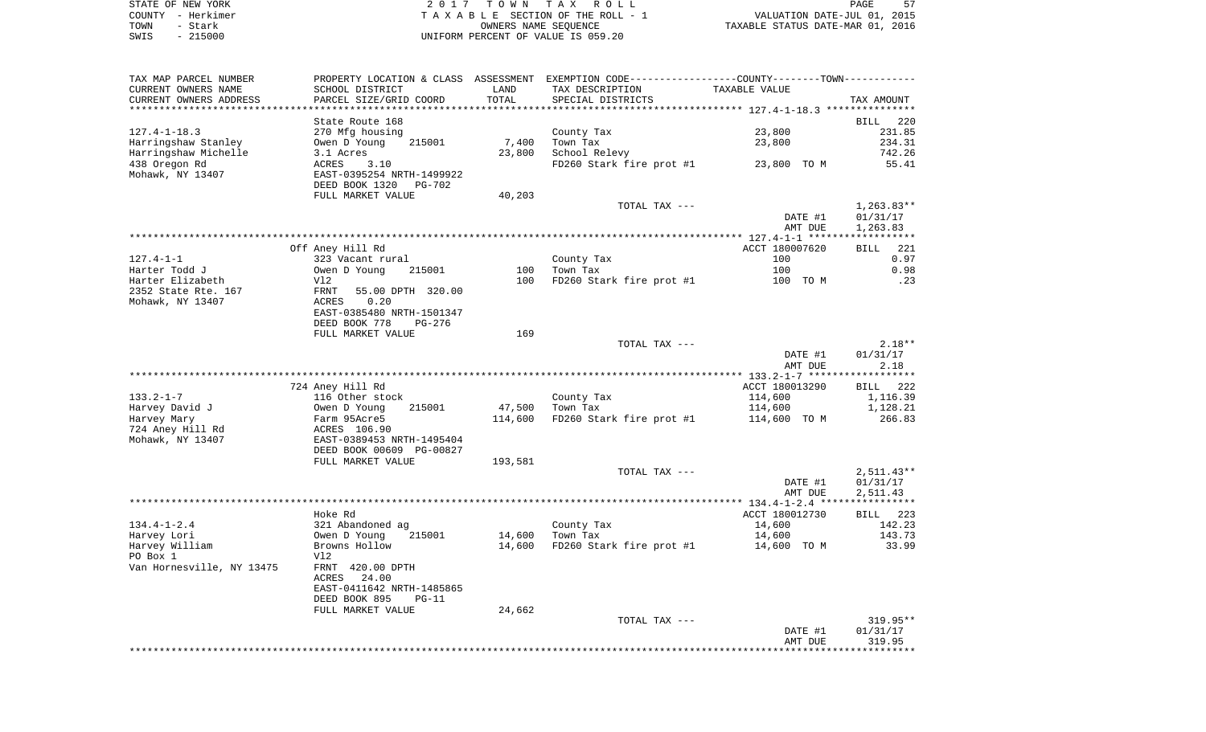STATE OF NEW YORK
COUNTY - Herkimer
TOWN - Stark
SWIS - 215000

2017 TOWN TAX ROLL
TAXABLE SECTION OF THE ROLL - 1
OWNERS NAME SEQUENCE
UNIFORM PERCENT OF VALUE IS 059.20

VALUATION DATE-JUL 01, 2015
TAXABLE STATUS DATE-MAR 01, 2016

| TAX MAP PARCEL NUMBER / CURRENT OWNERS NAME / CURRENT OWNERS ADDRESS | PROPERTY LOCATION & CLASS / SCHOOL DISTRICT / PARCEL SIZE/GRID COORD | ASSESSMENT LAND | TOTAL | EXEMPTION CODE / TAX DESCRIPTION / SPECIAL DISTRICTS | TAXABLE VALUE | TAX AMOUNT |
|---|---|---|---|---|---|---|
| 127.4-1-18.3 | State Route 168 | | | | | BILL 220 |
| | 270 Mfg housing | | | County Tax | 23,800 | 231.85 |
| Harringshaw Stanley | Owen D Young 215001 | 7,400 | | Town Tax | 23,800 | 234.31 |
| Harringshaw Michelle | 3.1 Acres | | 23,800 | School Relevy | | 742.26 |
| 438 Oregon Rd | ACRES 3.10 | | | FD260 Stark fire prot #1 | 23,800 TO M | 55.41 |
| Mohawk, NY 13407 | EAST-0395254 NRTH-1499922 | | | | | |
| | DEED BOOK 1320 PG-702 | | | | | |
| | FULL MARKET VALUE | 40,203 | | | | |
| | | | | TOTAL TAX --- | | 1,263.83** |
| | | | | | DATE #1 | 01/31/17 |
| | | | | | AMT DUE | 1,263.83 |
| 127.4-1-1 | Off Aney Hill Rd | | | | ACCT 180007620 | BILL 221 |
| | 323 Vacant rural | | | County Tax | 100 | 0.97 |
| Harter Todd J | Owen D Young 215001 | 100 | | Town Tax | 100 | 0.98 |
| Harter Elizabeth | Vl2 | | 100 | FD260 Stark fire prot #1 | 100 TO M | .23 |
| 2352 State Rte. 167 | FRNT 55.00 DPTH 320.00 | | | | | |
| Mohawk, NY 13407 | ACRES 0.20 | | | | | |
| | EAST-0385480 NRTH-1501347 | | | | | |
| | DEED BOOK 778 PG-276 | | | | | |
| | FULL MARKET VALUE | 169 | | | | |
| | | | | TOTAL TAX --- | | 2.18** |
| | | | | | DATE #1 | 01/31/17 |
| | | | | | AMT DUE | 2.18 |
| 133.2-1-7 | 724 Aney Hill Rd | | | | ACCT 180013290 | BILL 222 |
| | 116 Other stock | | | County Tax | 114,600 | 1,116.39 |
| Harvey David J | Owen D Young 215001 | 47,500 | | Town Tax | 114,600 | 1,128.21 |
| Harvey Mary | Farm 95Acre5 | | 114,600 | FD260 Stark fire prot #1 | 114,600 TO M | 266.83 |
| 724 Aney Hill Rd | ACRES 106.90 | | | | | |
| Mohawk, NY 13407 | EAST-0389453 NRTH-1495404 | | | | | |
| | DEED BOOK 00609 PG-00827 | | | | | |
| | FULL MARKET VALUE | 193,581 | | | | |
| | | | | TOTAL TAX --- | | 2,511.43** |
| | | | | | DATE #1 | 01/31/17 |
| | | | | | AMT DUE | 2,511.43 |
| 134.4-1-2.4 | Hoke Rd | | | | ACCT 180012730 | BILL 223 |
| | 321 Abandoned ag | | | County Tax | 14,600 | 142.23 |
| Harvey Lori | Owen D Young 215001 | 14,600 | | Town Tax | 14,600 | 143.73 |
| Harvey William | Browns Hollow | | 14,600 | FD260 Stark fire prot #1 | 14,600 TO M | 33.99 |
| PO Box 1 | Vl2 | | | | | |
| Van Hornesville, NY 13475 | FRNT 420.00 DPTH | | | | | |
| | ACRES 24.00 | | | | | |
| | EAST-0411642 NRTH-1485865 | | | | | |
| | DEED BOOK 895 PG-11 | | | | | |
| | FULL MARKET VALUE | 24,662 | | | | |
| | | | | TOTAL TAX --- | | 319.95** |
| | | | | | DATE #1 | 01/31/17 |
| | | | | | AMT DUE | 319.95 |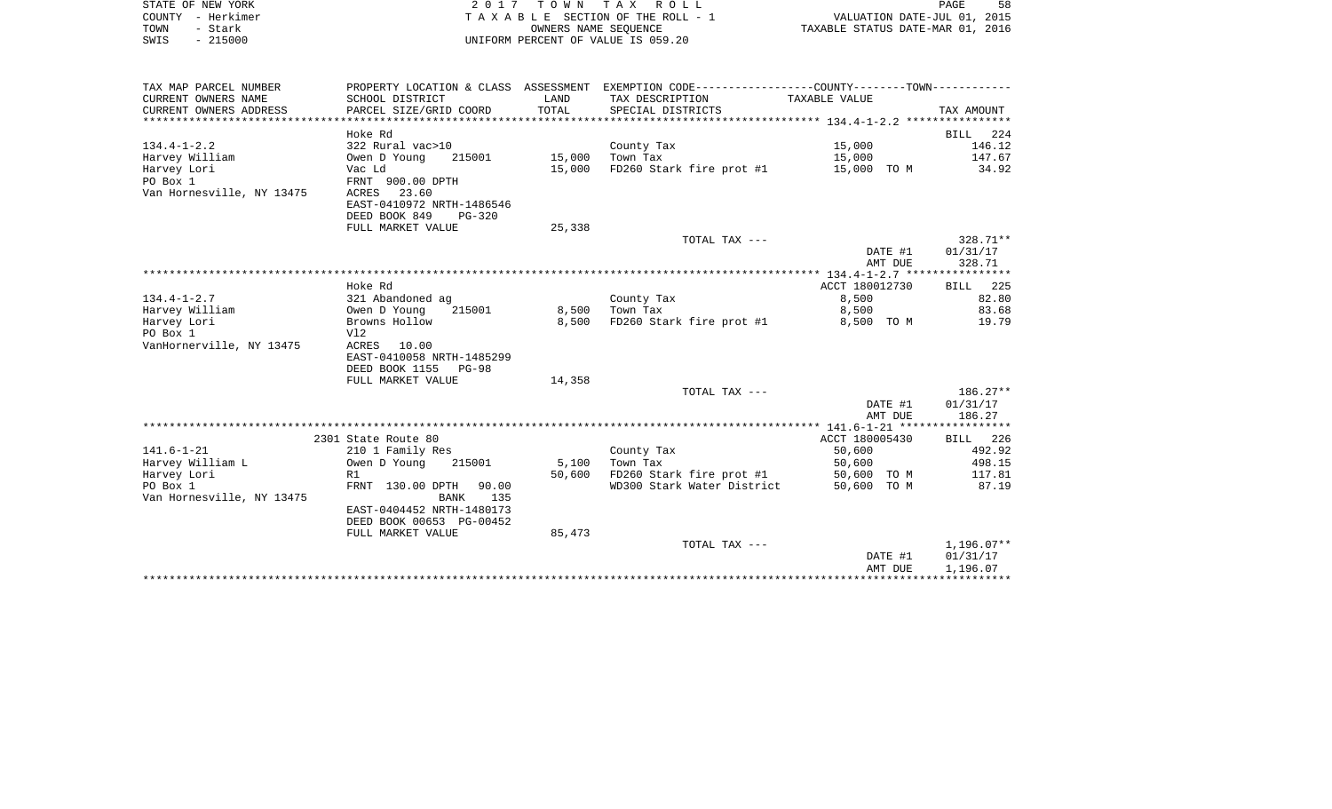STATE OF NEW YORK
COUNTY - Herkimer
TOWN - Stark
SWIS - 215000

2017 TOWN TAX ROLL
TAXABLE SECTION OF THE ROLL - 1
OWNERS NAME SEQUENCE
UNIFORM PERCENT OF VALUE IS 059.20

VALUATION DATE-JUL 01, 2015
TAXABLE STATUS DATE-MAR 01, 2016

| TAX MAP PARCEL NUMBER / CURRENT OWNERS NAME / CURRENT OWNERS ADDRESS | PROPERTY LOCATION & CLASS / SCHOOL DISTRICT / PARCEL SIZE/GRID COORD | ASSESSMENT LAND / TOTAL | EXEMPTION CODE / TAX DESCRIPTION / SPECIAL DISTRICTS | TAXABLE VALUE | TAX AMOUNT |
|---|---|---|---|---|---|
| **134.4-1-2.2** | Hoke Rd | | | | BILL 224 |
| 134.4-1-2.2 | 322 Rural vac>10 | | County Tax | 15,000 | 146.12 |
| Harvey William | Owen D Young 215001 | 15,000 | Town Tax | 15,000 | 147.67 |
| Harvey Lori | Vac Ld | 15,000 | FD260 Stark fire prot #1 | 15,000 TO M | 34.92 |
| PO Box 1 | FRNT 900.00 DPTH | | | | |
| Van Hornesville, NY 13475 | ACRES 23.60 | | | | |
| | EAST-0410972 NRTH-1486546 | | | | |
| | DEED BOOK 849 PG-320 | | | | |
| | FULL MARKET VALUE | 25,338 | | | |
| | | | TOTAL TAX --- | | 328.71** |
| | | | | DATE #1 | 01/31/17 |
| | | | | AMT DUE | 328.71 |
| **134.4-1-2.7** | Hoke Rd | | | ACCT 180012730 | BILL 225 |
| 134.4-1-2.7 | 321 Abandoned ag | | County Tax | 8,500 | 82.80 |
| Harvey William | Owen D Young 215001 | 8,500 | Town Tax | 8,500 | 83.68 |
| Harvey Lori | Browns Hollow | 8,500 | FD260 Stark fire prot #1 | 8,500 TO M | 19.79 |
| PO Box 1 | Vl2 | | | | |
| VanHornerville, NY 13475 | ACRES 10.00 | | | | |
| | EAST-0410058 NRTH-1485299 | | | | |
| | DEED BOOK 1155 PG-98 | | | | |
| | FULL MARKET VALUE | 14,358 | | | |
| | | | TOTAL TAX --- | | 186.27** |
| | | | | DATE #1 | 01/31/17 |
| | | | | AMT DUE | 186.27 |
| **141.6-1-21** | 2301 State Route 80 | | | ACCT 180005430 | BILL 226 |
| 141.6-1-21 | 210 1 Family Res | | County Tax | 50,600 | 492.92 |
| Harvey William L | Owen D Young 215001 | 5,100 | Town Tax | 50,600 | 498.15 |
| Harvey Lori | R1 | 50,600 | FD260 Stark fire prot #1 | 50,600 TO M | 117.81 |
| PO Box 1 | FRNT 130.00 DPTH 90.00 | | WD300 Stark Water District | 50,600 TO M | 87.19 |
| Van Hornesville, NY 13475 | BANK 135 | | | | |
| | EAST-0404452 NRTH-1480173 | | | | |
| | DEED BOOK 00653 PG-00452 | | | | |
| | FULL MARKET VALUE | 85,473 | | | |
| | | | TOTAL TAX --- | | 1,196.07** |
| | | | | DATE #1 | 01/31/17 |
| | | | | AMT DUE | 1,196.07 |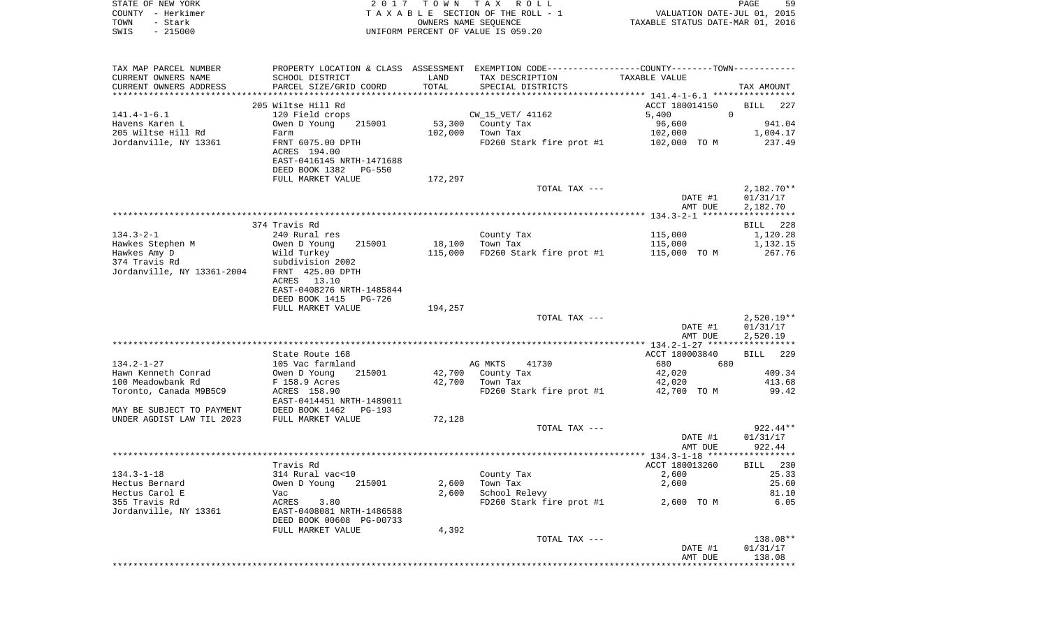STATE OF NEW YORK | COUNTY - Herkimer | TOWN - Stark | SWIS - 215000

2017 TOWN TAX ROLL
TAXABLE SECTION OF THE ROLL - 1
OWNERS NAME SEQUENCE
UNIFORM PERCENT OF VALUE IS 059.20

VALUATION DATE-JUL 01, 2015
TAXABLE STATUS DATE-MAR 01, 2016

| TAX MAP PARCEL NUMBER / CURRENT OWNERS NAME / CURRENT OWNERS ADDRESS | PROPERTY LOCATION & CLASS / SCHOOL DISTRICT / PARCEL SIZE/GRID COORD | ASSESSMENT LAND / TOTAL | EXEMPTION CODE / TAX DESCRIPTION / SPECIAL DISTRICTS | COUNTY / TOWN TAXABLE VALUE | TAX AMOUNT |
|---|---|---|---|---|---|
| | 205 Wiltse Hill Rd | | | ACCT 180014150 | BILL 227 |
| 141.4-1-6.1 | 120 Field crops | | CW_15_VET/ 41162 | 5,400 0 | |
| Havens Karen L | Owen D Young 215001 | 53,300 | County Tax | 96,600 | 941.04 |
| 205 Wiltse Hill Rd | Farm | 102,000 | Town Tax | 102,000 | 1,004.17 |
| Jordanville, NY 13361 | FRNT 6075.00 DPTH | | FD260 Stark fire prot #1 | 102,000 TO M | 237.49 |
| | ACRES 194.00 | | | | |
| | EAST-0416145 NRTH-1471688 | | | | |
| | DEED BOOK 1382 PG-550 | | | | |
| | FULL MARKET VALUE | 172,297 | | | |
| | | | TOTAL TAX --- | | 2,182.70** |
| | | | | DATE #1 | 01/31/17 |
| | | | | AMT DUE | 2,182.70 |
| | 374 Travis Rd | | | | BILL 228 |
| 134.3-2-1 | 240 Rural res | | County Tax | 115,000 | 1,120.28 |
| Hawkes Stephen M | Owen D Young 215001 | 18,100 | Town Tax | 115,000 | 1,132.15 |
| Hawkes Amy D | Wild Turkey | 115,000 | FD260 Stark fire prot #1 | 115,000 TO M | 267.76 |
| 374 Travis Rd | subdivision 2002 | | | | |
| Jordanville, NY 13361-2004 | FRNT 425.00 DPTH | | | | |
| | ACRES 13.10 | | | | |
| | EAST-0408276 NRTH-1485844 | | | | |
| | DEED BOOK 1415 PG-726 | | | | |
| | FULL MARKET VALUE | 194,257 | | | |
| | | | TOTAL TAX --- | | 2,520.19** |
| | | | | DATE #1 | 01/31/17 |
| | | | | AMT DUE | 2,520.19 |
| | State Route 168 | | | ACCT 180003840 | BILL 229 |
| 134.2-1-27 | 105 Vac farmland | | AG MKTS 41730 | 680 680 | |
| Hawn Kenneth Conrad | Owen D Young 215001 | 42,700 | County Tax | 42,020 | 409.34 |
| 100 Meadowbank Rd | F 158.9 Acres | 42,700 | Town Tax | 42,020 | 413.68 |
| Toronto, Canada M9B5C9 | ACRES 158.90 | | FD260 Stark fire prot #1 | 42,700 TO M | 99.42 |
| | EAST-0414451 NRTH-1489011 | | | | |
| MAY BE SUBJECT TO PAYMENT | DEED BOOK 1462 PG-193 | | | | |
| UNDER AGDIST LAW TIL 2023 | FULL MARKET VALUE | 72,128 | | | |
| | | | TOTAL TAX --- | | 922.44** |
| | | | | DATE #1 | 01/31/17 |
| | | | | AMT DUE | 922.44 |
| | Travis Rd | | | ACCT 180013260 | BILL 230 |
| 134.3-1-18 | 314 Rural vac<10 | | County Tax | 2,600 | 25.33 |
| Hectus Bernard | Owen D Young 215001 | 2,600 | Town Tax | 2,600 | 25.60 |
| Hectus Carol E | Vac | 2,600 | School Relevy | | 81.10 |
| 355 Travis Rd | ACRES 3.80 | | FD260 Stark fire prot #1 | 2,600 TO M | 6.05 |
| Jordanville, NY 13361 | EAST-0408081 NRTH-1486588 | | | | |
| | DEED BOOK 00608 PG-00733 | | | | |
| | FULL MARKET VALUE | 4,392 | | | |
| | | | TOTAL TAX --- | | 138.08** |
| | | | | DATE #1 | 01/31/17 |
| | | | | AMT DUE | 138.08 |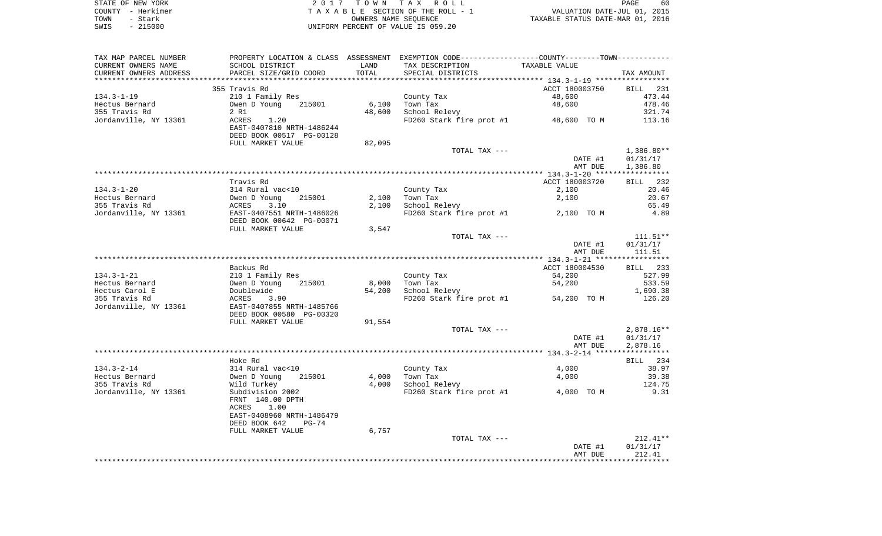STATE OF NEW YORK
COUNTY - Herkimer
TOWN - Stark
SWIS - 215000

2017 TOWN TAX ROLL
TAXABLE SECTION OF THE ROLL - 1
OWNERS NAME SEQUENCE
UNIFORM PERCENT OF VALUE IS 059.20

VALUATION DATE-JUL 01, 2015
TAXABLE STATUS DATE-MAR 01, 2016

| TAX MAP PARCEL NUMBER / CURRENT OWNERS NAME / CURRENT OWNERS ADDRESS | PROPERTY LOCATION & CLASS / SCHOOL DISTRICT / PARCEL SIZE/GRID COORD | ASSESSMENT LAND | TOTAL | EXEMPTION CODE / TAX DESCRIPTION / SPECIAL DISTRICTS | TAXABLE VALUE | TAX AMOUNT |
|---|---|---|---|---|---|---|
| | 355 Travis Rd | | | | ACCT 180003750 | BILL 231 |
| 134.3-1-19 | 210 1 Family Res | | | County Tax | 48,600 | 473.44 |
| Hectus Bernard | Owen D Young 215001 | 6,100 | | Town Tax | 48,600 | 478.46 |
| 355 Travis Rd | 2 R1 | | 48,600 | School Relevy | | 321.74 |
| Jordanville, NY 13361 | ACRES 1.20 | | | FD260 Stark fire prot #1 | 48,600 TO M | 113.16 |
| | EAST-0407810 NRTH-1486244 | | | | | |
| | DEED BOOK 00517 PG-00128 | | | | | |
| | FULL MARKET VALUE | 82,095 | | | | |
| | | | | TOTAL TAX --- | | 1,386.80** |
| | | | | | DATE #1 | 01/31/17 |
| | | | | | AMT DUE | 1,386.80 |
| | Travis Rd | | | | ACCT 180003720 | BILL 232 |
| 134.3-1-20 | 314 Rural vac<10 | | | County Tax | 2,100 | 20.46 |
| Hectus Bernard | Owen D Young 215001 | 2,100 | | Town Tax | 2,100 | 20.67 |
| 355 Travis Rd | ACRES 3.10 | | 2,100 | School Relevy | | 65.49 |
| Jordanville, NY 13361 | EAST-0407551 NRTH-1486026 | | | FD260 Stark fire prot #1 | 2,100 TO M | 4.89 |
| | DEED BOOK 00642 PG-00071 | | | | | |
| | FULL MARKET VALUE | 3,547 | | | | |
| | | | | TOTAL TAX --- | | 111.51** |
| | | | | | DATE #1 | 01/31/17 |
| | | | | | AMT DUE | 111.51 |
| | Backus Rd | | | | ACCT 180004530 | BILL 233 |
| 134.3-1-21 | 210 1 Family Res | | | County Tax | 54,200 | 527.99 |
| Hectus Bernard | Owen D Young 215001 | 8,000 | | Town Tax | 54,200 | 533.59 |
| Hectus Carol E | Doublewide | | 54,200 | School Relevy | | 1,690.38 |
| 355 Travis Rd | ACRES 3.90 | | | FD260 Stark fire prot #1 | 54,200 TO M | 126.20 |
| Jordanville, NY 13361 | EAST-0407855 NRTH-1485766 | | | | | |
| | DEED BOOK 00580 PG-00320 | | | | | |
| | FULL MARKET VALUE | 91,554 | | | | |
| | | | | TOTAL TAX --- | | 2,878.16** |
| | | | | | DATE #1 | 01/31/17 |
| | | | | | AMT DUE | 2,878.16 |
| | Hoke Rd | | | | | BILL 234 |
| 134.3-2-14 | 314 Rural vac<10 | | | County Tax | 4,000 | 38.97 |
| Hectus Bernard | Owen D Young 215001 | 4,000 | | Town Tax | 4,000 | 39.38 |
| 355 Travis Rd | Wild Turkey | | 4,000 | School Relevy | | 124.75 |
| Jordanville, NY 13361 | Subdivision 2002 | | | FD260 Stark fire prot #1 | 4,000 TO M | 9.31 |
| | FRNT 140.00 DPTH | | | | | |
| | ACRES 1.00 | | | | | |
| | EAST-0408960 NRTH-1486479 | | | | | |
| | DEED BOOK 642 PG-74 | | | | | |
| | FULL MARKET VALUE | 6,757 | | | | |
| | | | | TOTAL TAX --- | | 212.41** |
| | | | | | DATE #1 | 01/31/17 |
| | | | | | AMT DUE | 212.41 |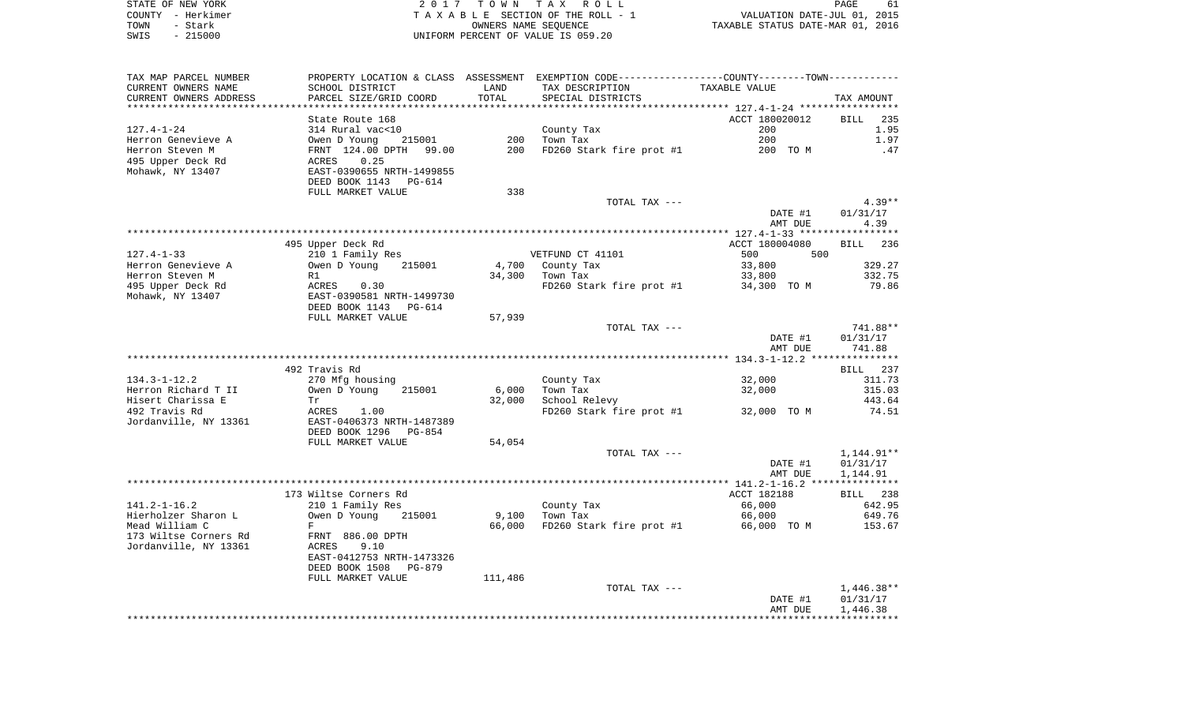STATE OF NEW YORK
COUNTY - Herkimer
TOWN - Stark
SWIS - 215000

2 0 1 7 T O W N T A X R O L L
T A X A B L E SECTION OF THE ROLL - 1
OWNERS NAME SEQUENCE
UNIFORM PERCENT OF VALUE IS 059.20

VALUATION DATE-JUL 01, 2015
TAXABLE STATUS DATE-MAR 01, 2016

| TAX MAP PARCEL NUMBER<br>CURRENT OWNERS NAME<br>CURRENT OWNERS ADDRESS | PROPERTY LOCATION & CLASS<br>SCHOOL DISTRICT<br>PARCEL SIZE/GRID COORD | ASSESSMENT<br>LAND<br>TOTAL | EXEMPTION CODE-----COUNTY-----TOWN-----<br>TAX DESCRIPTION<br>SPECIAL DISTRICTS | TAXABLE VALUE | TAX AMOUNT |
|---|---|---|---|---|---|
| **127.4-1-24** | State Route 168 | | | ACCT 180020012 | BILL 235 |
| 127.4-1-24 | 314 Rural vac<10 | | County Tax | 200 | 1.95 |
| Herron Genevieve A | Owen D Young 215001 | 200 | Town Tax | 200 | 1.97 |
| Herron Steven M | FRNT 124.00 DPTH 99.00 | 200 | FD260 Stark fire prot #1 | 200 TO M | .47 |
| 495 Upper Deck Rd | ACRES 0.25 | | | | |
| Mohawk, NY 13407 | EAST-0390655 NRTH-1499855 | | | | |
| | DEED BOOK 1143 PG-614 | | | | |
| | FULL MARKET VALUE | 338 | | | |
| | | | TOTAL TAX --- | | 4.39** |
| | | | | DATE #1 | 01/31/17 |
| | | | | AMT DUE | 4.39 |
| **127.4-1-33** | 495 Upper Deck Rd | | | ACCT 180004080 | BILL 236 |
| 127.4-1-33 | 210 1 Family Res | | VETFUND CT 41101 | 500 500 | |
| Herron Genevieve A | Owen D Young 215001 | 4,700 | County Tax | 33,800 | 329.27 |
| Herron Steven M | R1 | 34,300 | Town Tax | 33,800 | 332.75 |
| 495 Upper Deck Rd | ACRES 0.30 | | FD260 Stark fire prot #1 | 34,300 TO M | 79.86 |
| Mohawk, NY 13407 | EAST-0390581 NRTH-1499730 | | | | |
| | DEED BOOK 1143 PG-614 | | | | |
| | FULL MARKET VALUE | 57,939 | | | |
| | | | TOTAL TAX --- | | 741.88** |
| | | | | DATE #1 | 01/31/17 |
| | | | | AMT DUE | 741.88 |
| **134.3-1-12.2** | 492 Travis Rd | | | | BILL 237 |
| 134.3-1-12.2 | 270 Mfg housing | | County Tax | 32,000 | 311.73 |
| Herron Richard T II | Owen D Young 215001 | 6,000 | Town Tax | 32,000 | 315.03 |
| Hisert Charissa E | Tr | 32,000 | School Relevy | | 443.64 |
| 492 Travis Rd | ACRES 1.00 | | FD260 Stark fire prot #1 | 32,000 TO M | 74.51 |
| Jordanville, NY 13361 | EAST-0406373 NRTH-1487389 | | | | |
| | DEED BOOK 1296 PG-854 | | | | |
| | FULL MARKET VALUE | 54,054 | | | |
| | | | TOTAL TAX --- | | 1,144.91** |
| | | | | DATE #1 | 01/31/17 |
| | | | | AMT DUE | 1,144.91 |
| **141.2-1-16.2** | 173 Wiltse Corners Rd | | | ACCT 182188 | BILL 238 |
| 141.2-1-16.2 | 210 1 Family Res | | County Tax | 66,000 | 642.95 |
| Hierholzer Sharon L | Owen D Young 215001 | 9,100 | Town Tax | 66,000 | 649.76 |
| Mead William C | F | 66,000 | FD260 Stark fire prot #1 | 66,000 TO M | 153.67 |
| 173 Wiltse Corners Rd | FRNT 886.00 DPTH | | | | |
| Jordanville, NY 13361 | ACRES 9.10 | | | | |
| | EAST-0412753 NRTH-1473326 | | | | |
| | DEED BOOK 1508 PG-879 | | | | |
| | FULL MARKET VALUE | 111,486 | | | |
| | | | TOTAL TAX --- | | 1,446.38** |
| | | | | DATE #1 | 01/31/17 |
| | | | | AMT DUE | 1,446.38 |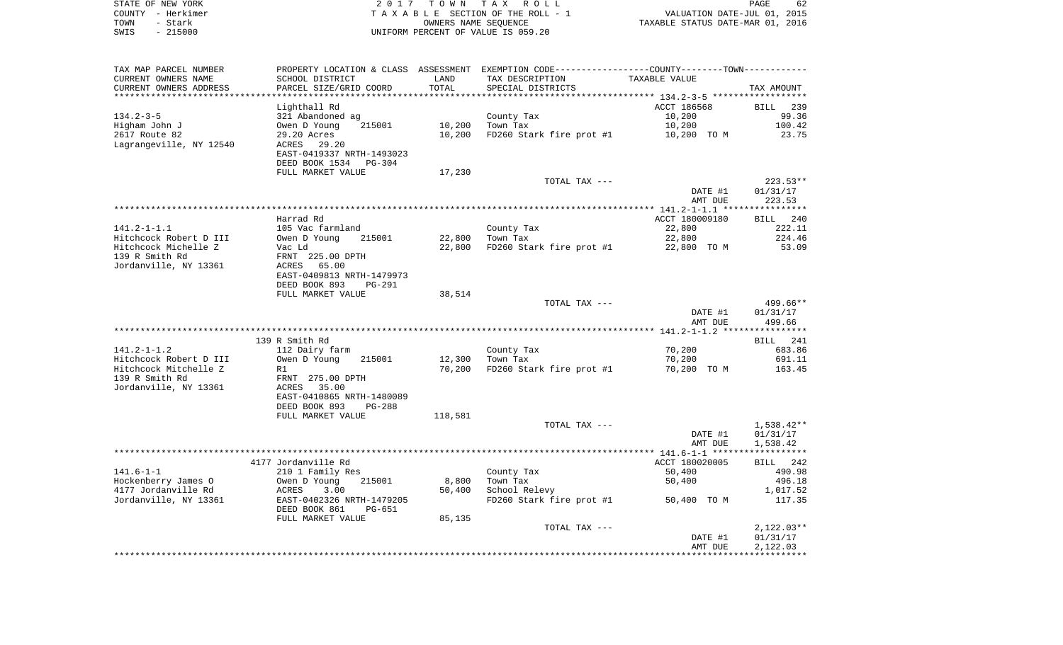STATE OF NEW YORK | COUNTY - Herkimer | TOWN - Stark | SWIS - 215000

2017 TOWN TAX ROLL
TAXABLE SECTION OF THE ROLL - 1
OWNERS NAME SEQUENCE
UNIFORM PERCENT OF VALUE IS 059.20

VALUATION DATE-JUL 01, 2015
TAXABLE STATUS DATE-MAR 01, 2016

| TAX MAP PARCEL NUMBER / CURRENT OWNERS NAME / CURRENT OWNERS ADDRESS | PROPERTY LOCATION & CLASS / SCHOOL DISTRICT / PARCEL SIZE/GRID COORD | ASSESSMENT LAND / TOTAL | EXEMPTION CODE / TAX DESCRIPTION / SPECIAL DISTRICTS | COUNTY--------TOWN TAXABLE VALUE | TAX AMOUNT |
|---|---|---|---|---|---|
| | Lighthall Rd | | | ACCT 186568 | BILL 239 |
| 134.2-3-5 | 321 Abandoned ag | | County Tax | 10,200 | 99.36 |
| Higham John J | Owen D Young 215001 | 10,200 | Town Tax | 10,200 | 100.42 |
| 2617 Route 82 | 29.20 Acres | 10,200 | FD260 Stark fire prot #1 | 10,200 TO M | 23.75 |
| Lagrangeville, NY 12540 | ACRES 29.20 | | | | |
| | EAST-0419337 NRTH-1493023 | | | | |
| | DEED BOOK 1534 PG-304 | | | | |
| | FULL MARKET VALUE | 17,230 | | | |
| | | | TOTAL TAX --- | | 223.53** |
| | | | | DATE #1 | 01/31/17 |
| | | | | AMT DUE | 223.53 |
| | Harrad Rd | | | ACCT 180009180 | BILL 240 |
| 141.2-1-1.1 | 105 Vac farmland | | County Tax | 22,800 | 222.11 |
| Hitchcock Robert D III | Owen D Young 215001 | 22,800 | Town Tax | 22,800 | 224.46 |
| Hitchcock Michelle Z | Vac Ld | 22,800 | FD260 Stark fire prot #1 | 22,800 TO M | 53.09 |
| 139 R Smith Rd | FRNT 225.00 DPTH | | | | |
| Jordanville, NY 13361 | ACRES 65.00 | | | | |
| | EAST-0409813 NRTH-1479973 | | | | |
| | DEED BOOK 893 PG-291 | | | | |
| | FULL MARKET VALUE | 38,514 | | | |
| | | | TOTAL TAX --- | | 499.66** |
| | | | | DATE #1 | 01/31/17 |
| | | | | AMT DUE | 499.66 |
| | 139 R Smith Rd | | | | BILL 241 |
| 141.2-1-1.2 | 112 Dairy farm | | County Tax | 70,200 | 683.86 |
| Hitchcock Robert D III | Owen D Young 215001 | 12,300 | Town Tax | 70,200 | 691.11 |
| Hitchcock Mitchelle Z | R1 | 70,200 | FD260 Stark fire prot #1 | 70,200 TO M | 163.45 |
| 139 R Smith Rd | FRNT 275.00 DPTH | | | | |
| Jordanville, NY 13361 | ACRES 35.00 | | | | |
| | EAST-0410865 NRTH-1480089 | | | | |
| | DEED BOOK 893 PG-288 | | | | |
| | FULL MARKET VALUE | 118,581 | | | |
| | | | TOTAL TAX --- | | 1,538.42** |
| | | | | DATE #1 | 01/31/17 |
| | | | | AMT DUE | 1,538.42 |
| | 4177 Jordanville Rd | | | ACCT 180020005 | BILL 242 |
| 141.6-1-1 | 210 1 Family Res | | County Tax | 50,400 | 490.98 |
| Hockenberry James O | Owen D Young 215001 | 8,800 | Town Tax | 50,400 | 496.18 |
| 4177 Jordanville Rd | ACRES 3.00 | 50,400 | School Relevy | | 1,017.52 |
| Jordanville, NY 13361 | EAST-0402326 NRTH-1479205 | | FD260 Stark fire prot #1 | 50,400 TO M | 117.35 |
| | DEED BOOK 861 PG-651 | | | | |
| | FULL MARKET VALUE | 85,135 | | | |
| | | | TOTAL TAX --- | | 2,122.03** |
| | | | | DATE #1 | 01/31/17 |
| | | | | AMT DUE | 2,122.03 |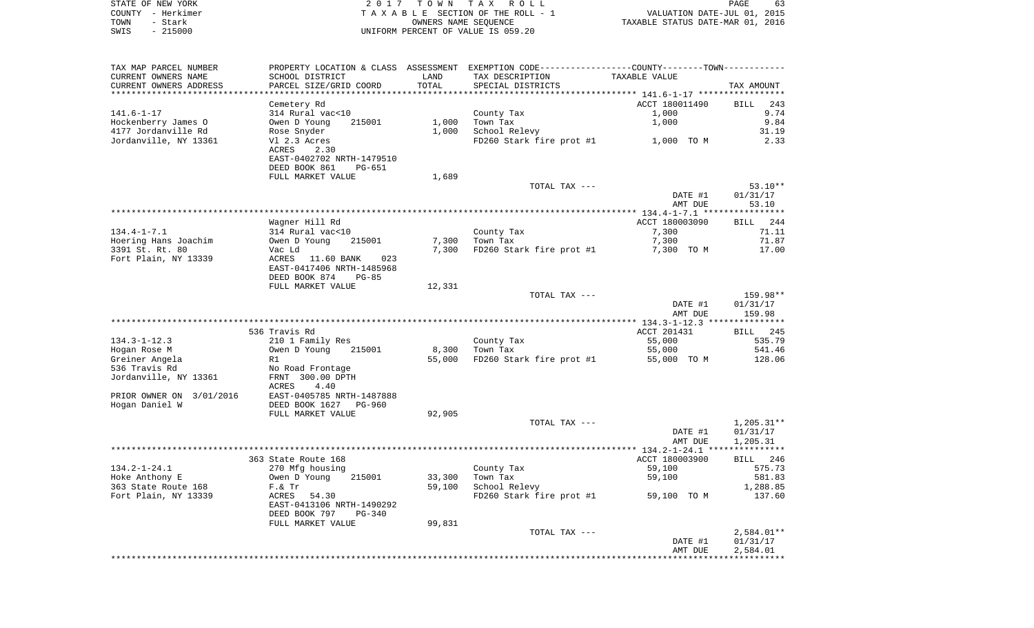STATE OF NEW YORK — 2017 TOWN TAX ROLL
COUNTY - Herkimer — TAXABLE SECTION OF THE ROLL - 1 — VALUATION DATE-JUL 01, 2015
TOWN - Stark — OWNERS NAME SEQUENCE — TAXABLE STATUS DATE-MAR 01, 2016
SWIS - 215000 — UNIFORM PERCENT OF VALUE IS 059.20

| TAX MAP PARCEL NUMBER / CURRENT OWNERS NAME / CURRENT OWNERS ADDRESS | PROPERTY LOCATION & CLASS / SCHOOL DISTRICT / PARCEL SIZE/GRID COORD | ASSESSMENT LAND / TOTAL | EXEMPTION CODE / TAX DESCRIPTION / SPECIAL DISTRICTS | TAXABLE VALUE | TAX AMOUNT |
|---|---|---|---|---|---|
| | Cemetery Rd | | | ACCT 180011490 | BILL 243 |
| 141.6-1-17 | 314 Rural vac<10 | | County Tax | 1,000 | 9.74 |
| Hockenberry James O | Owen D Young 215001 | 1,000 | Town Tax | 1,000 | 9.84 |
| 4177 Jordanville Rd | Rose Snyder | 1,000 | School Relevy | | 31.19 |
| Jordanville, NY 13361 | Vl 2.3 Acres | | FD260 Stark fire prot #1 | 1,000 TO M | 2.33 |
| | ACRES 2.30 | | | | |
| | EAST-0402702 NRTH-1479510 | | | | |
| | DEED BOOK 861 PG-651 | | | | |
| | FULL MARKET VALUE | 1,689 | | | |
| | | | TOTAL TAX --- | | 53.10** |
| | | | | DATE #1 | 01/31/17 |
| | | | | AMT DUE | 53.10 |
| | Wagner Hill Rd | | | ACCT 180003090 | BILL 244 |
| 134.4-1-7.1 | 314 Rural vac<10 | | County Tax | 7,300 | 71.11 |
| Hoering Hans Joachim | Owen D Young 215001 | 7,300 | Town Tax | 7,300 | 71.87 |
| 3391 St. Rt. 80 | Vac Ld | 7,300 | FD260 Stark fire prot #1 | 7,300 TO M | 17.00 |
| Fort Plain, NY 13339 | ACRES 11.60 BANK 023 | | | | |
| | EAST-0417406 NRTH-1485968 | | | | |
| | DEED BOOK 874 PG-85 | | | | |
| | FULL MARKET VALUE | 12,331 | | | |
| | | | TOTAL TAX --- | | 159.98** |
| | | | | DATE #1 | 01/31/17 |
| | | | | AMT DUE | 159.98 |
| | 536 Travis Rd | | | ACCT 201431 | BILL 245 |
| 134.3-1-12.3 | 210 1 Family Res | | County Tax | 55,000 | 535.79 |
| Hogan Rose M | Owen D Young 215001 | 8,300 | Town Tax | 55,000 | 541.46 |
| Greiner Angela | R1 | 55,000 | FD260 Stark fire prot #1 | 55,000 TO M | 128.06 |
| 536 Travis Rd | No Road Frontage | | | | |
| Jordanville, NY 13361 | FRNT 300.00 DPTH | | | | |
| | ACRES 4.40 | | | | |
| PRIOR OWNER ON 3/01/2016 | EAST-0405785 NRTH-1487888 | | | | |
| Hogan Daniel W | DEED BOOK 1627 PG-960 | | | | |
| | FULL MARKET VALUE | 92,905 | | | |
| | | | TOTAL TAX --- | | 1,205.31** |
| | | | | DATE #1 | 01/31/17 |
| | | | | AMT DUE | 1,205.31 |
| | 363 State Route 168 | | | ACCT 180003900 | BILL 246 |
| 134.2-1-24.1 | 270 Mfg housing | | County Tax | 59,100 | 575.73 |
| Hoke Anthony E | Owen D Young 215001 | 33,300 | Town Tax | 59,100 | 581.83 |
| 363 State Route 168 | F.& Tr | 59,100 | School Relevy | | 1,288.85 |
| Fort Plain, NY 13339 | ACRES 54.30 | | FD260 Stark fire prot #1 | 59,100 TO M | 137.60 |
| | EAST-0413106 NRTH-1490292 | | | | |
| | DEED BOOK 797 PG-340 | | | | |
| | FULL MARKET VALUE | 99,831 | | | |
| | | | TOTAL TAX --- | | 2,584.01** |
| | | | | DATE #1 | 01/31/17 |
| | | | | AMT DUE | 2,584.01 |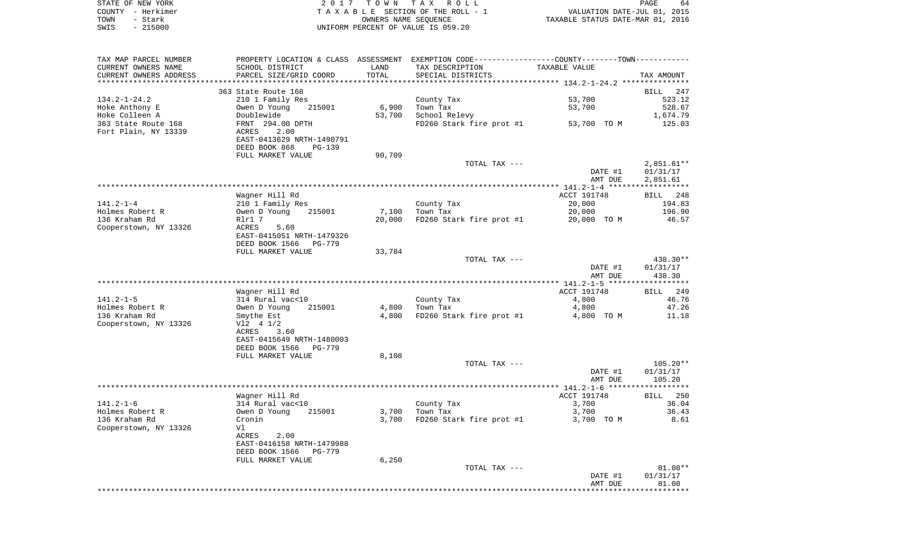STATE OF NEW YORK | COUNTY - Herkimer | TOWN - Stark | SWIS - 215000

**2017 TOWN TAX ROLL**
TAXABLE SECTION OF THE ROLL - 1
OWNERS NAME SEQUENCE
UNIFORM PERCENT OF VALUE IS 059.20

VALUATION DATE-JUL 01, 2015
TAXABLE STATUS DATE-MAR 01, 2016

| TAX MAP PARCEL NUMBER / CURRENT OWNERS NAME / CURRENT OWNERS ADDRESS | PROPERTY LOCATION & CLASS / SCHOOL DISTRICT / PARCEL SIZE/GRID COORD | ASSESSMENT LAND | TOTAL | EXEMPTION CODE / TAX DESCRIPTION / SPECIAL DISTRICTS | TAXABLE VALUE | TAX AMOUNT |
|---|---|---|---|---|---|---|
| 134.2-1-24.2 | 363 State Route 168 | | | | | BILL 247 |
| Hoke Anthony E | 210 1 Family Res | | | County Tax | 53,700 | 523.12 |
| Hoke Colleen A | Owen D Young 215001 | 6,900 | | Town Tax | 53,700 | 528.67 |
| 363 State Route 168 | Doublewide | | 53,700 | School Relevy | | 1,674.79 |
| Fort Plain, NY 13339 | FRNT 294.00 DPTH | | | FD260 Stark fire prot #1 | 53,700 TO M | 125.03 |
| | ACRES 2.00 | | | | | |
| | EAST-0413629 NRTH-1490791 | | | | | |
| | DEED BOOK 868 PG-139 | | | | | |
| | FULL MARKET VALUE | | 90,709 | | | |
| | | | | TOTAL TAX --- | | 2,851.61** |
| | | | | | DATE #1 | 01/31/17 |
| | | | | | AMT DUE | 2,851.61 |
| 141.2-1-4 | Wagner Hill Rd | | | | ACCT 191748 | BILL 248 |
| Holmes Robert R | 210 1 Family Res | | | County Tax | 20,000 | 194.83 |
| 136 Kraham Rd | Owen D Young 215001 | 7,100 | | Town Tax | 20,000 | 196.90 |
| Cooperstown, NY 13326 | Rlr1 7 | | 20,000 | FD260 Stark fire prot #1 | 20,000 TO M | 46.57 |
| | ACRES 5.60 | | | | | |
| | EAST-0415051 NRTH-1479326 | | | | | |
| | DEED BOOK 1566 PG-779 | | | | | |
| | FULL MARKET VALUE | | 33,784 | | | |
| | | | | TOTAL TAX --- | | 438.30** |
| | | | | | DATE #1 | 01/31/17 |
| | | | | | AMT DUE | 438.30 |
| 141.2-1-5 | Wagner Hill Rd | | | | ACCT 191748 | BILL 249 |
| Holmes Robert R | 314 Rural vac<10 | | | County Tax | 4,800 | 46.76 |
| 136 Kraham Rd | Owen D Young 215001 | 4,800 | | Town Tax | 4,800 | 47.26 |
| Cooperstown, NY 13326 | Smythe Est | | 4,800 | FD260 Stark fire prot #1 | 4,800 TO M | 11.18 |
| | Vl2 4 1/2 | | | | | |
| | ACRES 3.60 | | | | | |
| | EAST-0415649 NRTH-1480003 | | | | | |
| | DEED BOOK 1566 PG-779 | | | | | |
| | FULL MARKET VALUE | | 8,108 | | | |
| | | | | TOTAL TAX --- | | 105.20** |
| | | | | | DATE #1 | 01/31/17 |
| | | | | | AMT DUE | 105.20 |
| 141.2-1-6 | Wagner Hill Rd | | | | ACCT 191748 | BILL 250 |
| Holmes Robert R | 314 Rural vac<10 | | | County Tax | 3,700 | 36.04 |
| 136 Kraham Rd | Owen D Young 215001 | 3,700 | | Town Tax | 3,700 | 36.43 |
| Cooperstown, NY 13326 | Cronin | | 3,700 | FD260 Stark fire prot #1 | 3,700 TO M | 8.61 |
| | Vl | | | | | |
| | ACRES 2.00 | | | | | |
| | EAST-0416158 NRTH-1479988 | | | | | |
| | DEED BOOK 1566 PG-779 | | | | | |
| | FULL MARKET VALUE | | 6,250 | | | |
| | | | | TOTAL TAX --- | | 81.08** |
| | | | | | DATE #1 | 01/31/17 |
| | | | | | AMT DUE | 81.08 |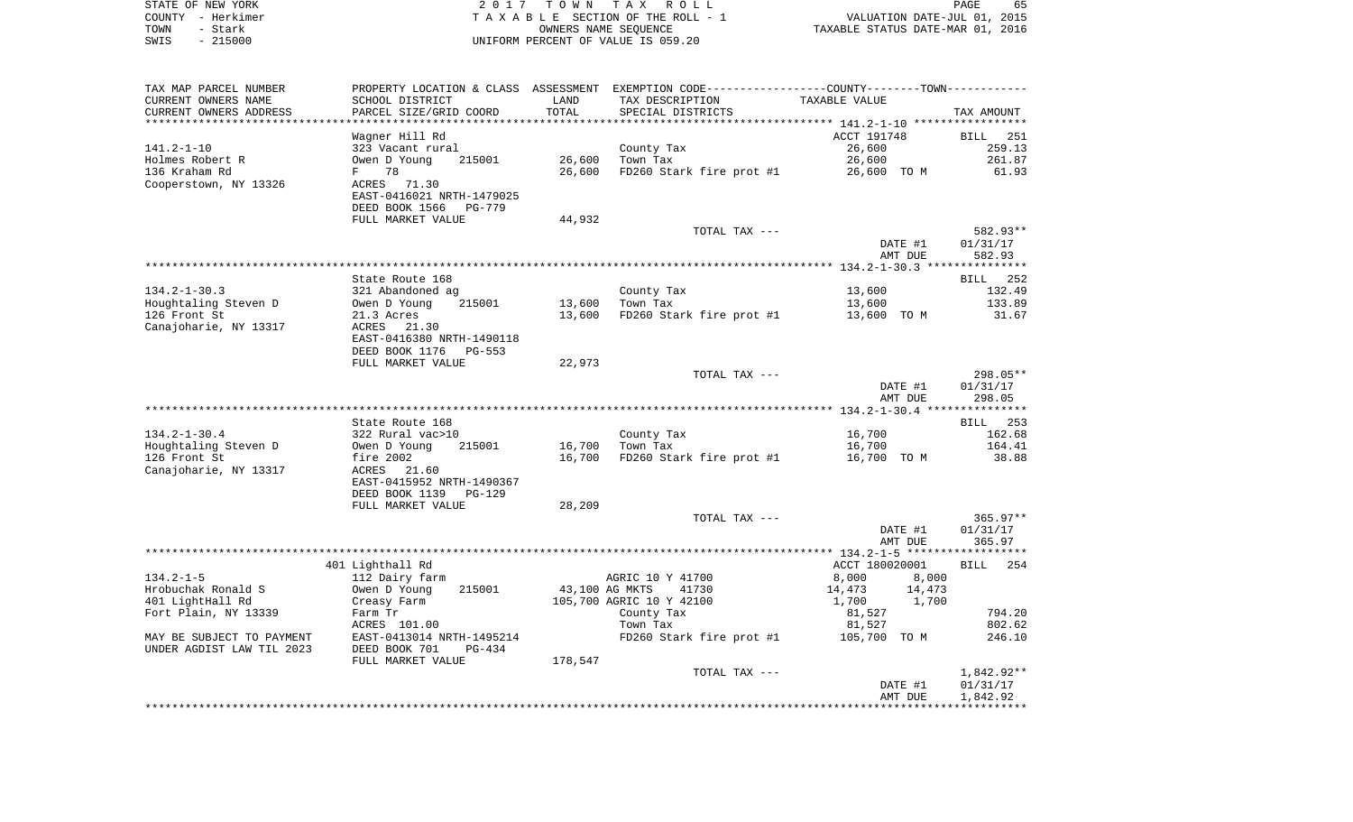STATE OF NEW YORK  
COUNTY - Herkimer  
TOWN - Stark  
SWIS - 215000

2017 TOWN TAX ROLL  
TAXABLE SECTION OF THE ROLL - 1  
OWNERS NAME SEQUENCE  
UNIFORM PERCENT OF VALUE IS 059.20

VALUATION DATE-JUL 01, 2015  
TAXABLE STATUS DATE-MAR 01, 2016

| TAX MAP PARCEL NUMBER / CURRENT OWNERS NAME / CURRENT OWNERS ADDRESS | PROPERTY LOCATION & CLASS / SCHOOL DISTRICT / PARCEL SIZE/GRID COORD | ASSESSMENT LAND / TOTAL | EXEMPTION CODE / TAX DESCRIPTION / SPECIAL DISTRICTS | COUNTY / TOWN TAXABLE VALUE | TAX AMOUNT |
|---|---|---|---|---|---|
| | Wagner Hill Rd | | | ACCT 191748 | BILL 251 |
| 141.2-1-10 | 323 Vacant rural | | County Tax | 26,600 | 259.13 |
| Holmes Robert R | Owen D Young 215001 | 26,600 | Town Tax | 26,600 | 261.87 |
| 136 Kraham Rd | F 78 | 26,600 | FD260 Stark fire prot #1 | 26,600 TO M | 61.93 |
| Cooperstown, NY 13326 | ACRES 71.30 | | | | |
| | EAST-0416021 NRTH-1479025 | | | | |
| | DEED BOOK 1566 PG-779 | | | | |
| | FULL MARKET VALUE | 44,932 | | | |
| | | | TOTAL TAX --- | | 582.93** |
| | | | | DATE #1 | 01/31/17 |
| | | | | AMT DUE | 582.93 |
| | State Route 168 | | | | BILL 252 |
| 134.2-1-30.3 | 321 Abandoned ag | | County Tax | 13,600 | 132.49 |
| Houghtaling Steven D | Owen D Young 215001 | 13,600 | Town Tax | 13,600 | 133.89 |
| 126 Front St | 21.3 Acres | 13,600 | FD260 Stark fire prot #1 | 13,600 TO M | 31.67 |
| Canajoharie, NY 13317 | ACRES 21.30 | | | | |
| | EAST-0416380 NRTH-1490118 | | | | |
| | DEED BOOK 1176 PG-553 | | | | |
| | FULL MARKET VALUE | 22,973 | | | |
| | | | TOTAL TAX --- | | 298.05** |
| | | | | DATE #1 | 01/31/17 |
| | | | | AMT DUE | 298.05 |
| | State Route 168 | | | | BILL 253 |
| 134.2-1-30.4 | 322 Rural vac>10 | | County Tax | 16,700 | 162.68 |
| Houghtaling Steven D | Owen D Young 215001 | 16,700 | Town Tax | 16,700 | 164.41 |
| 126 Front St | fire 2002 | 16,700 | FD260 Stark fire prot #1 | 16,700 TO M | 38.88 |
| Canajoharie, NY 13317 | ACRES 21.60 | | | | |
| | EAST-0415952 NRTH-1490367 | | | | |
| | DEED BOOK 1139 PG-129 | | | | |
| | FULL MARKET VALUE | 28,209 | | | |
| | | | TOTAL TAX --- | | 365.97** |
| | | | | DATE #1 | 01/31/17 |
| | | | | AMT DUE | 365.97 |
| | 401 Lighthall Rd | | | ACCT 180020001 | BILL 254 |
| 134.2-1-5 | 112 Dairy farm | | AGRIC 10 Y 41700 | 8,000 8,000 | |
| Hrobuchak Ronald S | Owen D Young 215001 | 43,100 | AG MKTS 41730 | 14,473 14,473 | |
| 401 LightHall Rd | Creasy Farm | 105,700 | AGRIC 10 Y 42100 | 1,700 1,700 | |
| Fort Plain, NY 13339 | Farm Tr | | County Tax | 81,527 | 794.20 |
| | ACRES 101.00 | | Town Tax | 81,527 | 802.62 |
| MAY BE SUBJECT TO PAYMENT | EAST-0413014 NRTH-1495214 | | FD260 Stark fire prot #1 | 105,700 TO M | 246.10 |
| UNDER AGDIST LAW TIL 2023 | DEED BOOK 701 PG-434 | | | | |
| | FULL MARKET VALUE | 178,547 | | | |
| | | | TOTAL TAX --- | | 1,842.92** |
| | | | | DATE #1 | 01/31/17 |
| | | | | AMT DUE | 1,842.92 |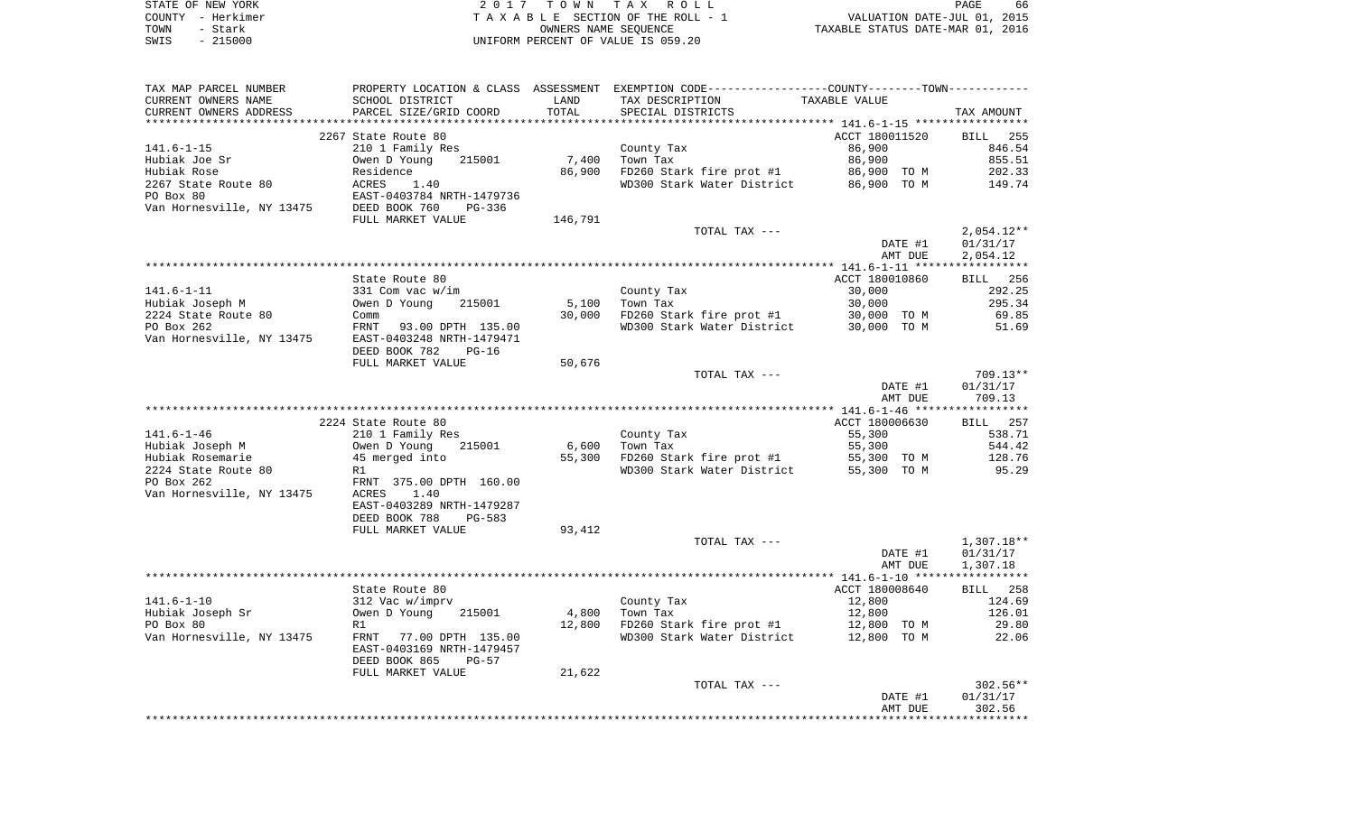STATE OF NEW YORK
COUNTY - Herkimer
TOWN - Stark
SWIS - 215000

2 0 1 7 T O W N T A X R O L L
T A X A B L E SECTION OF THE ROLL - 1
OWNERS NAME SEQUENCE
UNIFORM PERCENT OF VALUE IS 059.20

VALUATION DATE-JUL 01, 2015
TAXABLE STATUS DATE-MAR 01, 2016

| TAX MAP PARCEL NUMBER / CURRENT OWNERS NAME / CURRENT OWNERS ADDRESS | PROPERTY LOCATION & CLASS / SCHOOL DISTRICT / PARCEL SIZE/GRID COORD | ASSESSMENT LAND / TOTAL | EXEMPTION CODE / TAX DESCRIPTION / SPECIAL DISTRICTS | COUNTY / TOWN TAXABLE VALUE | TAX AMOUNT |
|---|---|---|---|---|---|
| **141.6-1-15** | 2267 State Route 80 | | | ACCT 180011520 | BILL 255 |
| Hubiak Joe Sr | 210 1 Family Res | | County Tax | 86,900 | 846.54 |
| Hubiak Rose | Owen D Young 215001 | 7,400 | Town Tax | 86,900 | 855.51 |
| 2267 State Route 80 | Residence | 86,900 | FD260 Stark fire prot #1 | 86,900 TO M | 202.33 |
| PO Box 80 | ACRES 1.40 | | WD300 Stark Water District | 86,900 TO M | 149.74 |
| Van Hornesville, NY 13475 | EAST-0403784 NRTH-1479736 | | | | |
| | DEED BOOK 760 PG-336 | | | | |
| | FULL MARKET VALUE | 146,791 | | | |
| | | | TOTAL TAX --- | | 2,054.12** |
| | | | | DATE #1 | 01/31/17 |
| | | | | AMT DUE | 2,054.12 |
| **141.6-1-11** | State Route 80 | | | ACCT 180010860 | BILL 256 |
| Hubiak Joseph M | 331 Com vac w/im | | County Tax | 30,000 | 292.25 |
| 2224 State Route 80 | Owen D Young 215001 | 5,100 | Town Tax | 30,000 | 295.34 |
| PO Box 262 | Comm | 30,000 | FD260 Stark fire prot #1 | 30,000 TO M | 69.85 |
| Van Hornesville, NY 13475 | FRNT 93.00 DPTH 135.00 | | WD300 Stark Water District | 30,000 TO M | 51.69 |
| | EAST-0403248 NRTH-1479471 | | | | |
| | DEED BOOK 782 PG-16 | | | | |
| | FULL MARKET VALUE | 50,676 | | | |
| | | | TOTAL TAX --- | | 709.13** |
| | | | | DATE #1 | 01/31/17 |
| | | | | AMT DUE | 709.13 |
| **141.6-1-46** | 2224 State Route 80 | | | ACCT 180006630 | BILL 257 |
| Hubiak Joseph M | 210 1 Family Res | | County Tax | 55,300 | 538.71 |
| Hubiak Rosemarie | Owen D Young 215001 | 6,600 | Town Tax | 55,300 | 544.42 |
| 2224 State Route 80 | 45 merged into | 55,300 | FD260 Stark fire prot #1 | 55,300 TO M | 128.76 |
| PO Box 262 | R1 | | WD300 Stark Water District | 55,300 TO M | 95.29 |
| Van Hornesville, NY 13475 | FRNT 375.00 DPTH 160.00 | | | | |
| | ACRES 1.40 | | | | |
| | EAST-0403289 NRTH-1479287 | | | | |
| | DEED BOOK 788 PG-583 | | | | |
| | FULL MARKET VALUE | 93,412 | | | |
| | | | TOTAL TAX --- | | 1,307.18** |
| | | | | DATE #1 | 01/31/17 |
| | | | | AMT DUE | 1,307.18 |
| **141.6-1-10** | State Route 80 | | | ACCT 180008640 | BILL 258 |
| Hubiak Joseph Sr | 312 Vac w/imprv | | County Tax | 12,800 | 124.69 |
| PO Box 80 | Owen D Young 215001 | 4,800 | Town Tax | 12,800 | 126.01 |
| Van Hornesville, NY 13475 | R1 | 12,800 | FD260 Stark fire prot #1 | 12,800 TO M | 29.80 |
| | FRNT 77.00 DPTH 135.00 | | WD300 Stark Water District | 12,800 TO M | 22.06 |
| | EAST-0403169 NRTH-1479457 | | | | |
| | DEED BOOK 865 PG-57 | | | | |
| | FULL MARKET VALUE | 21,622 | | | |
| | | | TOTAL TAX --- | | 302.56** |
| | | | | DATE #1 | 01/31/17 |
| | | | | AMT DUE | 302.56 |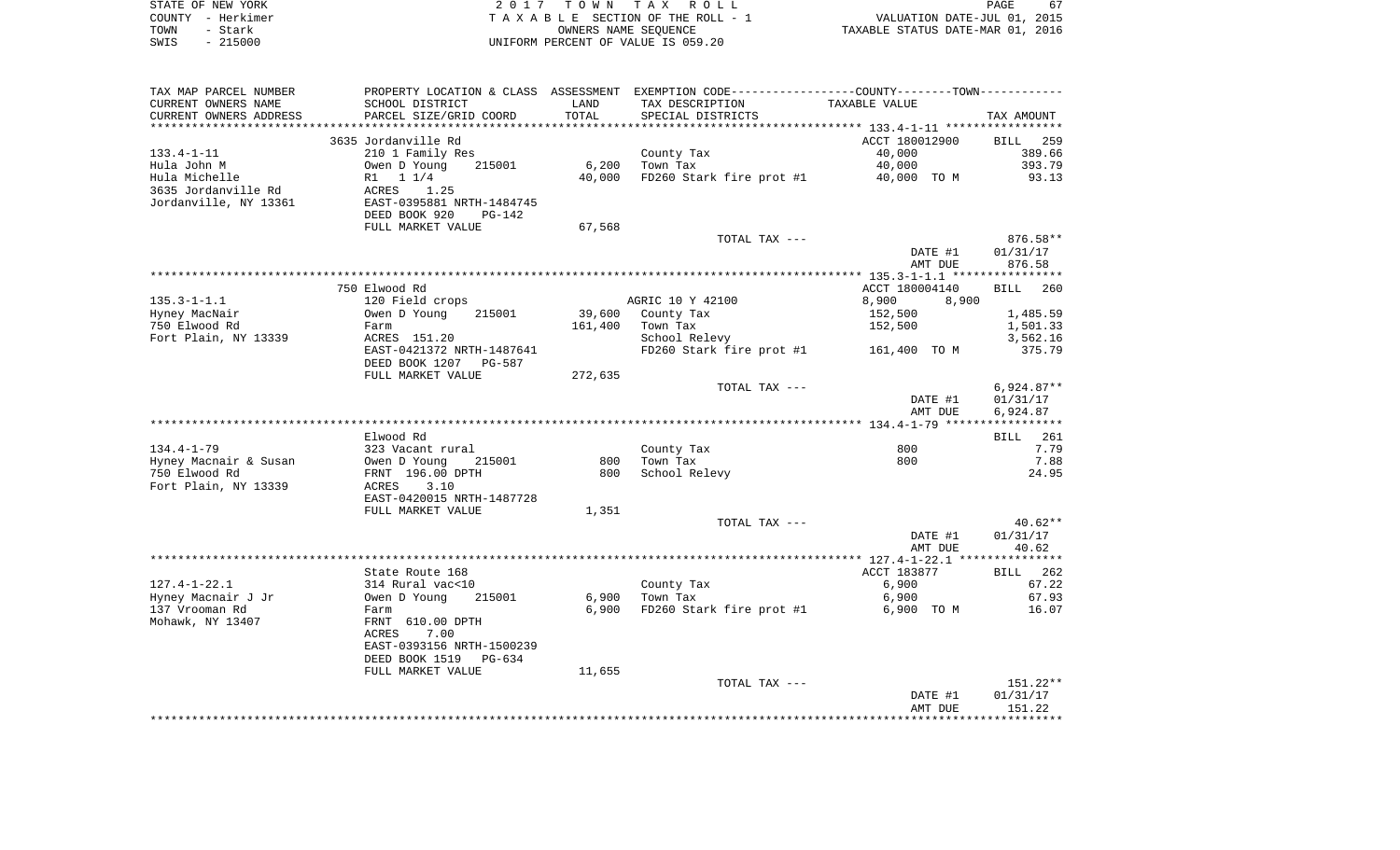STATE OF NEW YORK — 2017 TOWN TAX ROLL
COUNTY - Herkimer — TAXABLE SECTION OF THE ROLL - 1 — VALUATION DATE-JUL 01, 2015
TOWN - Stark — OWNERS NAME SEQUENCE — TAXABLE STATUS DATE-MAR 01, 2016
SWIS - 215000 — UNIFORM PERCENT OF VALUE IS 059.20

| TAX MAP PARCEL NUMBER / CURRENT OWNERS NAME / CURRENT OWNERS ADDRESS | PROPERTY LOCATION & CLASS / SCHOOL DISTRICT / PARCEL SIZE/GRID COORD | ASSESSMENT LAND / TOTAL | EXEMPTION CODE / TAX DESCRIPTION / SPECIAL DISTRICTS | COUNTY--------TOWN / TAXABLE VALUE | TAX AMOUNT |
|---|---|---|---|---|---|
| 133.4-1-11 | 3635 Jordanville Rd | | | ACCT 180012900 | BILL 259 |
| | 210 1 Family Res | | County Tax | 40,000 | 389.66 |
| Hula John M | Owen D Young 215001 | 6,200 | Town Tax | 40,000 | 393.79 |
| Hula Michelle | R1 1 1/4 | 40,000 | FD260 Stark fire prot #1 | 40,000 TO M | 93.13 |
| 3635 Jordanville Rd | ACRES 1.25 | | | | |
| Jordanville, NY 13361 | EAST-0395881 NRTH-1484745 | | | | |
| | DEED BOOK 920 PG-142 | | | | |
| | FULL MARKET VALUE | 67,568 | | | |
| | | | TOTAL TAX --- | | 876.58** |
| | | | | DATE #1 | 01/31/17 |
| | | | | AMT DUE | 876.58 |
| 135.3-1-1.1 | 750 Elwood Rd | | | ACCT 180004140 | BILL 260 |
| | 120 Field crops | | AGRIC 10 Y 42100 | 8,900 8,900 | |
| Hyney MacNair | Owen D Young 215001 | 39,600 | County Tax | 152,500 | 1,485.59 |
| 750 Elwood Rd | Farm | 161,400 | Town Tax | 152,500 | 1,501.33 |
| Fort Plain, NY 13339 | ACRES 151.20 | | School Relevy | | 3,562.16 |
| | EAST-0421372 NRTH-1487641 | | FD260 Stark fire prot #1 | 161,400 TO M | 375.79 |
| | DEED BOOK 1207 PG-587 | | | | |
| | FULL MARKET VALUE | 272,635 | | | |
| | | | TOTAL TAX --- | | 6,924.87** |
| | | | | DATE #1 | 01/31/17 |
| | | | | AMT DUE | 6,924.87 |
| 134.4-1-79 | Elwood Rd | | | | BILL 261 |
| | 323 Vacant rural | | County Tax | 800 | 7.79 |
| Hyney Macnair & Susan | Owen D Young 215001 | 800 | Town Tax | 800 | 7.88 |
| 750 Elwood Rd | FRNT 196.00 DPTH | 800 | School Relevy | | 24.95 |
| Fort Plain, NY 13339 | ACRES 3.10 | | | | |
| | EAST-0420015 NRTH-1487728 | | | | |
| | FULL MARKET VALUE | 1,351 | | | |
| | | | TOTAL TAX --- | | 40.62** |
| | | | | DATE #1 | 01/31/17 |
| | | | | AMT DUE | 40.62 |
| 127.4-1-22.1 | State Route 168 | | | ACCT 183877 | BILL 262 |
| | 314 Rural vac<10 | | County Tax | 6,900 | 67.22 |
| Hyney Macnair J Jr | Owen D Young 215001 | 6,900 | Town Tax | 6,900 | 67.93 |
| 137 Vrooman Rd | Farm | 6,900 | FD260 Stark fire prot #1 | 6,900 TO M | 16.07 |
| Mohawk, NY 13407 | FRNT 610.00 DPTH | | | | |
| | ACRES 7.00 | | | | |
| | EAST-0393156 NRTH-1500239 | | | | |
| | DEED BOOK 1519 PG-634 | | | | |
| | FULL MARKET VALUE | 11,655 | | | |
| | | | TOTAL TAX --- | | 151.22** |
| | | | | DATE #1 | 01/31/17 |
| | | | | AMT DUE | 151.22 |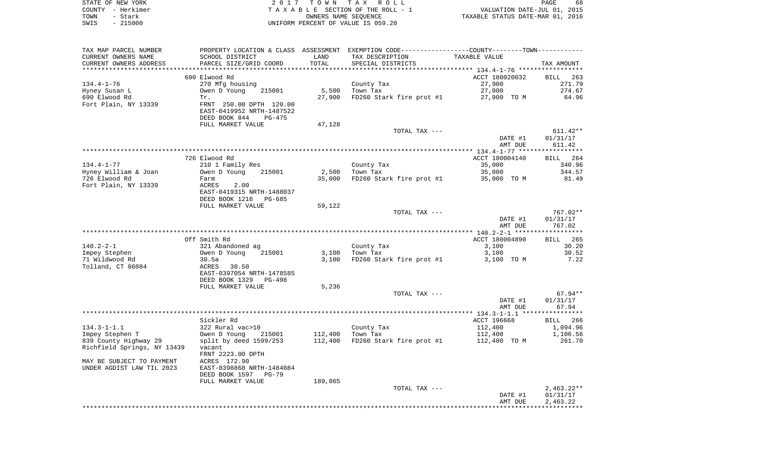STATE OF NEW YORK
COUNTY - Herkimer
TOWN - Stark
SWIS - 215000

2 0 1 7   T O W N   T A X   R O L L
T A X A B L E  SECTION OF THE ROLL - 1
OWNERS NAME SEQUENCE
UNIFORM PERCENT OF VALUE IS 059.20

VALUATION DATE-JUL 01, 2015
TAXABLE STATUS DATE-MAR 01, 2016

| TAX MAP PARCEL NUMBER / CURRENT OWNERS NAME / CURRENT OWNERS ADDRESS | PROPERTY LOCATION & CLASS / SCHOOL DISTRICT / PARCEL SIZE/GRID COORD | ASSESSMENT LAND | TOTAL | EXEMPTION CODE / TAX DESCRIPTION / SPECIAL DISTRICTS | TAXABLE VALUE (COUNTY--------TOWN) | TAX AMOUNT |
|---|---|---|---|---|---|---|
| **134.4-1-76** | 690 Elwood Rd | | | | ACCT 180020032 | BILL 263 |
| 134.4-1-76 | 270 Mfg housing | | | County Tax | 27,900 | 271.79 |
| Hyney Susan L | Owen D Young 215001 | 5,500 | | Town Tax | 27,900 | 274.67 |
| 690 Elwood Rd | Tr. | | 27,900 | FD260 Stark fire prot #1 | 27,900 TO M | 64.96 |
| Fort Plain, NY 13339 | FRNT 250.00 DPTH 120.00 | | | | | |
| | EAST-0419952 NRTH-1487522 | | | | | |
| | DEED BOOK 844 PG-475 | | | | | |
| | FULL MARKET VALUE | 47,128 | | | | |
| | | | | TOTAL TAX --- | | 611.42** |
| | | | | | DATE #1 | 01/31/17 |
| | | | | | AMT DUE | 611.42 |
| **134.4-1-77** | 726 Elwood Rd | | | | ACCT 180004140 | BILL 264 |
| 134.4-1-77 | 210 1 Family Res | | | County Tax | 35,000 | 340.96 |
| Hyney William & Joan | Owen D Young 215001 | 2,500 | | Town Tax | 35,000 | 344.57 |
| 726 Elwood Rd | Farm | | 35,000 | FD260 Stark fire prot #1 | 35,000 TO M | 81.49 |
| Fort Plain, NY 13339 | ACRES 2.00 | | | | | |
| | EAST-0419315 NRTH-1488037 | | | | | |
| | DEED BOOK 1216 PG-685 | | | | | |
| | FULL MARKET VALUE | 59,122 | | | | |
| | | | | TOTAL TAX --- | | 767.02** |
| | | | | | DATE #1 | 01/31/17 |
| | | | | | AMT DUE | 767.02 |
| **140.2-2-1** | Off Smith Rd | | | | ACCT 180004890 | BILL 265 |
| 140.2-2-1 | 321 Abandoned ag | | | County Tax | 3,100 | 30.20 |
| Impey Stephen | Owen D Young 215001 | 3,100 | | Town Tax | 3,100 | 30.52 |
| 71 Wildwood Rd | 30.5a | | 3,100 | FD260 Stark fire prot #1 | 3,100 TO M | 7.22 |
| Tolland, CT 06084 | ACRES 30.50 | | | | | |
| | EAST-0397054 NRTH-1478585 | | | | | |
| | DEED BOOK 1329 PG-498 | | | | | |
| | FULL MARKET VALUE | 5,236 | | | | |
| | | | | TOTAL TAX --- | | 67.94** |
| | | | | | DATE #1 | 01/31/17 |
| | | | | | AMT DUE | 67.94 |
| **134.3-1-1.1** | Sickler Rd | | | | ACCT 196668 | BILL 266 |
| 134.3-1-1.1 | 322 Rural vac>10 | | | County Tax | 112,400 | 1,094.96 |
| Impey Stephen T | Owen D Young 215001 | 112,400 | | Town Tax | 112,400 | 1,106.56 |
| 839 County Highway 29 | split by deed 1599/253 | | 112,400 | FD260 Stark fire prot #1 | 112,400 TO M | 261.70 |
| Richfield Springs, NY 13439 | vacant | | | | | |
| | FRNT 2223.00 DPTH | | | | | |
| MAY BE SUBJECT TO PAYMENT | ACRES 172.90 | | | | | |
| UNDER AGDIST LAW TIL 2023 | EAST-0398868 NRTH-1484084 | | | | | |
| | DEED BOOK 1597 PG-79 | | | | | |
| | FULL MARKET VALUE | 189,865 | | | | |
| | | | | TOTAL TAX --- | | 2,463.22** |
| | | | | | DATE #1 | 01/31/17 |
| | | | | | AMT DUE | 2,463.22 |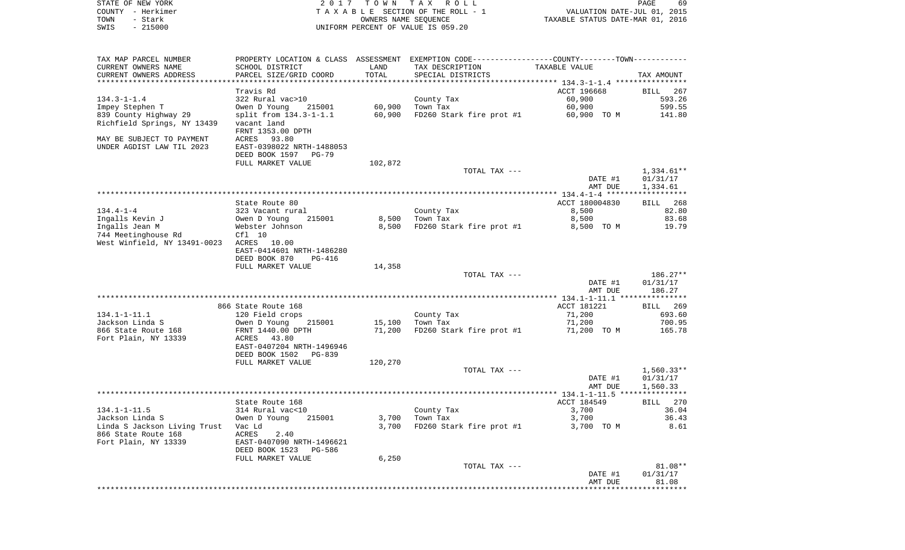STATE OF NEW YORK
COUNTY - Herkimer
TOWN - Stark
SWIS - 215000

2 0 1 7 T O W N T A X R O L L
T A X A B L E SECTION OF THE ROLL - 1
OWNERS NAME SEQUENCE
UNIFORM PERCENT OF VALUE IS 059.20

VALUATION DATE-JUL 01, 2015
TAXABLE STATUS DATE-MAR 01, 2016

| TAX MAP PARCEL NUMBER<br>CURRENT OWNERS NAME<br>CURRENT OWNERS ADDRESS | PROPERTY LOCATION & CLASS<br>SCHOOL DISTRICT<br>PARCEL SIZE/GRID COORD | ASSESSMENT<br>LAND<br>TOTAL | EXEMPTION CODE-----COUNTY-----TOWN-----<br>TAX DESCRIPTION<br>SPECIAL DISTRICTS | TAXABLE VALUE | TAX AMOUNT |
|---|---|---|---|---|---|
| | Travis Rd | | | ACCT 196668 | BILL 267 |
| 134.3-1-1.4 | 322 Rural vac>10 | | County Tax | 60,900 | 593.26 |
| Impey Stephen T | Owen D Young 215001 | 60,900 | Town Tax | 60,900 | 599.55 |
| 839 County Highway 29 | split from 134.3-1-1.1 | 60,900 | FD260 Stark fire prot #1 | 60,900 TO M | 141.80 |
| Richfield Springs, NY 13439 | vacant land | | | | |
| | FRNT 1353.00 DPTH | | | | |
| MAY BE SUBJECT TO PAYMENT | ACRES 93.80 | | | | |
| UNDER AGDIST LAW TIL 2023 | EAST-0398022 NRTH-1488053 | | | | |
| | DEED BOOK 1597 PG-79 | | | | |
| | FULL MARKET VALUE | 102,872 | | | |
| | | | TOTAL TAX --- | | 1,334.61** |
| | | | | DATE #1 | 01/31/17 |
| | | | | AMT DUE | 1,334.61 |
| | State Route 80 | | | ACCT 180004830 | BILL 268 |
| 134.4-1-4 | 323 Vacant rural | | County Tax | 8,500 | 82.80 |
| Ingalls Kevin J | Owen D Young 215001 | 8,500 | Town Tax | 8,500 | 83.68 |
| Ingalls Jean M | Webster Johnson | 8,500 | FD260 Stark fire prot #1 | 8,500 TO M | 19.79 |
| 744 Meetinghouse Rd | Cfl 10 | | | | |
| West Winfield, NY 13491-0023 | ACRES 10.00 | | | | |
| | EAST-0414601 NRTH-1486280 | | | | |
| | DEED BOOK 870 PG-416 | | | | |
| | FULL MARKET VALUE | 14,358 | | | |
| | | | TOTAL TAX --- | | 186.27** |
| | | | | DATE #1 | 01/31/17 |
| | | | | AMT DUE | 186.27 |
| | 866 State Route 168 | | | ACCT 181221 | BILL 269 |
| 134.1-1-11.1 | 120 Field crops | | County Tax | 71,200 | 693.60 |
| Jackson Linda S | Owen D Young 215001 | 15,100 | Town Tax | 71,200 | 700.95 |
| 866 State Route 168 | FRNT 1440.00 DPTH | 71,200 | FD260 Stark fire prot #1 | 71,200 TO M | 165.78 |
| Fort Plain, NY 13339 | ACRES 43.80 | | | | |
| | EAST-0407204 NRTH-1496946 | | | | |
| | DEED BOOK 1502 PG-839 | | | | |
| | FULL MARKET VALUE | 120,270 | | | |
| | | | TOTAL TAX --- | | 1,560.33** |
| | | | | DATE #1 | 01/31/17 |
| | | | | AMT DUE | 1,560.33 |
| | State Route 168 | | | ACCT 184549 | BILL 270 |
| 134.1-1-11.5 | 314 Rural vac<10 | | County Tax | 3,700 | 36.04 |
| Jackson Linda S | Owen D Young 215001 | 3,700 | Town Tax | 3,700 | 36.43 |
| Linda S Jackson Living Trust | Vac Ld | 3,700 | FD260 Stark fire prot #1 | 3,700 TO M | 8.61 |
| 866 State Route 168 | ACRES 2.40 | | | | |
| Fort Plain, NY 13339 | EAST-0407090 NRTH-1496621 | | | | |
| | DEED BOOK 1523 PG-586 | | | | |
| | FULL MARKET VALUE | 6,250 | | | |
| | | | TOTAL TAX --- | | 81.08** |
| | | | | DATE #1 | 01/31/17 |
| | | | | AMT DUE | 81.08 |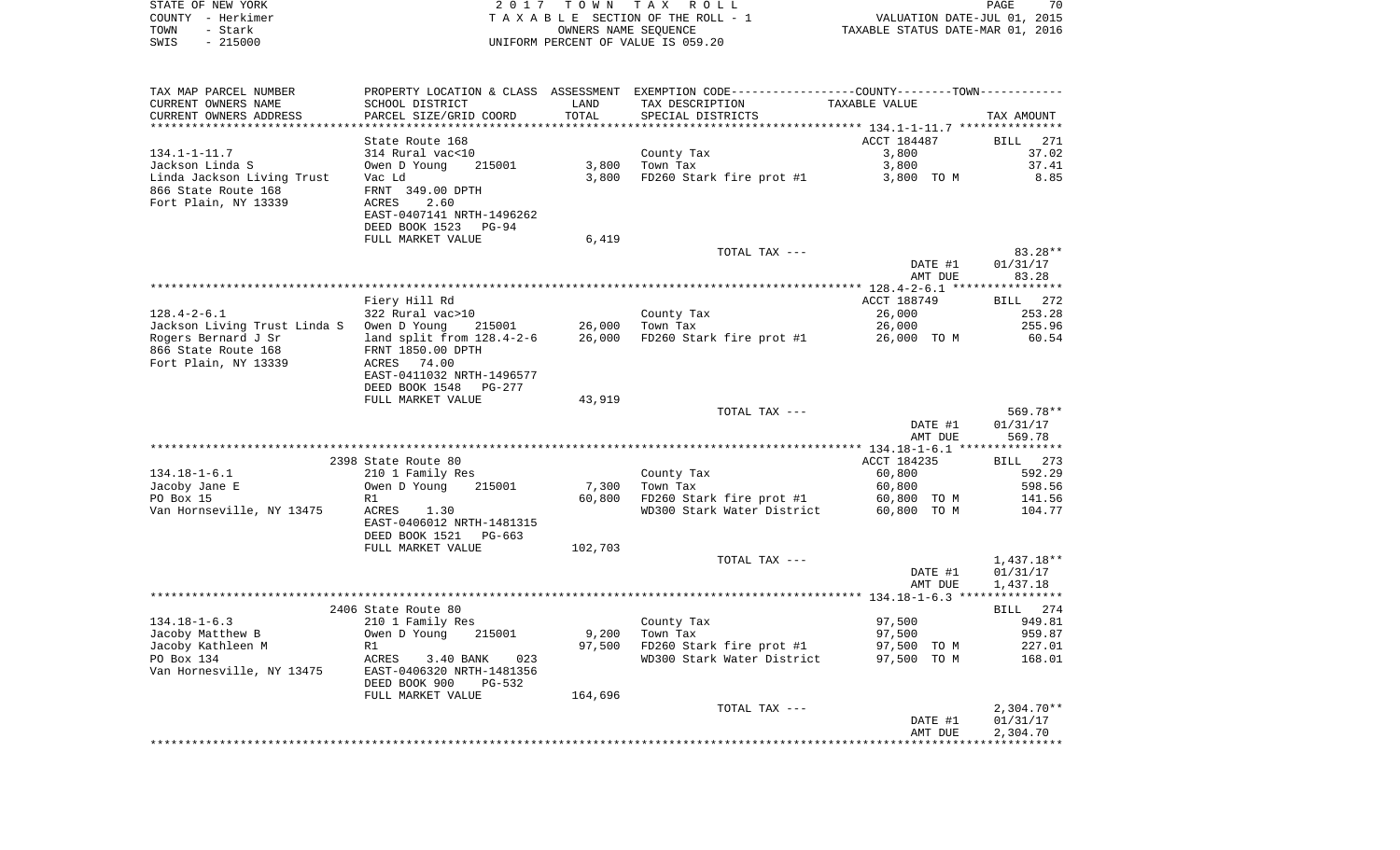STATE OF NEW YORK — 2017 TOWN TAX ROLL
COUNTY - Herkimer — TAXABLE SECTION OF THE ROLL - 1 — VALUATION DATE-JUL 01, 2015
TOWN - Stark — OWNERS NAME SEQUENCE — TAXABLE STATUS DATE-MAR 01, 2016
SWIS - 215000 — UNIFORM PERCENT OF VALUE IS 059.20

| TAX MAP PARCEL NUMBER / CURRENT OWNERS NAME / CURRENT OWNERS ADDRESS | PROPERTY LOCATION & CLASS / SCHOOL DISTRICT / PARCEL SIZE/GRID COORD | ASSESSMENT LAND | TOTAL | EXEMPTION CODE / TAX DESCRIPTION / SPECIAL DISTRICTS | TAXABLE VALUE (COUNTY--------TOWN) | TAX AMOUNT |
|---|---|---|---|---|---|---|
| 134.1-1-11.7 | State Route 168 | | | | ACCT 184487 | BILL 271 |
| | 314 Rural vac<10 | | | County Tax | 3,800 | 37.02 |
| Jackson Linda S | Owen D Young 215001 | 3,800 | | Town Tax | 3,800 | 37.41 |
| Linda Jackson Living Trust | Vac Ld | | 3,800 | FD260 Stark fire prot #1 | 3,800 TO M | 8.85 |
| 866 State Route 168 | FRNT 349.00 DPTH | | | | | |
| Fort Plain, NY 13339 | ACRES 2.60 | | | | | |
| | EAST-0407141 NRTH-1496262 | | | | | |
| | DEED BOOK 1523 PG-94 | | | | | |
| | FULL MARKET VALUE | | 6,419 | | | |
| | | | | TOTAL TAX --- | | 83.28** |
| | | | | | DATE #1 | 01/31/17 |
| | | | | | AMT DUE | 83.28 |
| 128.4-2-6.1 | Fiery Hill Rd | | | | ACCT 188749 | BILL 272 |
| | 322 Rural vac>10 | | | County Tax | 26,000 | 253.28 |
| Jackson Living Trust Linda S | Owen D Young 215001 | 26,000 | | Town Tax | 26,000 | 255.96 |
| Rogers Bernard J Sr | land split from 128.4-2-6 | | 26,000 | FD260 Stark fire prot #1 | 26,000 TO M | 60.54 |
| 866 State Route 168 | FRNT 1850.00 DPTH | | | | | |
| Fort Plain, NY 13339 | ACRES 74.00 | | | | | |
| | EAST-0411032 NRTH-1496577 | | | | | |
| | DEED BOOK 1548 PG-277 | | | | | |
| | FULL MARKET VALUE | | 43,919 | | | |
| | | | | TOTAL TAX --- | | 569.78** |
| | | | | | DATE #1 | 01/31/17 |
| | | | | | AMT DUE | 569.78 |
| 134.18-1-6.1 | 2398 State Route 80 | | | | ACCT 184235 | BILL 273 |
| | 210 1 Family Res | | | County Tax | 60,800 | 592.29 |
| Jacoby Jane E | Owen D Young 215001 | 7,300 | | Town Tax | 60,800 | 598.56 |
| PO Box 15 | R1 | | 60,800 | FD260 Stark fire prot #1 | 60,800 TO M | 141.56 |
| Van Hornseville, NY 13475 | ACRES 1.30 | | | WD300 Stark Water District | 60,800 TO M | 104.77 |
| | EAST-0406012 NRTH-1481315 | | | | | |
| | DEED BOOK 1521 PG-663 | | | | | |
| | FULL MARKET VALUE | | 102,703 | | | |
| | | | | TOTAL TAX --- | | 1,437.18** |
| | | | | | DATE #1 | 01/31/17 |
| | | | | | AMT DUE | 1,437.18 |
| 134.18-1-6.3 | 2406 State Route 80 | | | | | BILL 274 |
| | 210 1 Family Res | | | County Tax | 97,500 | 949.81 |
| Jacoby Matthew B | Owen D Young 215001 | 9,200 | | Town Tax | 97,500 | 959.87 |
| Jacoby Kathleen M | R1 | | 97,500 | FD260 Stark fire prot #1 | 97,500 TO M | 227.01 |
| PO Box 134 | ACRES 3.40 BANK 023 | | | WD300 Stark Water District | 97,500 TO M | 168.01 |
| Van Hornesville, NY 13475 | EAST-0406320 NRTH-1481356 | | | | | |
| | DEED BOOK 900 PG-532 | | | | | |
| | FULL MARKET VALUE | | 164,696 | | | |
| | | | | TOTAL TAX --- | | 2,304.70** |
| | | | | | DATE #1 | 01/31/17 |
| | | | | | AMT DUE | 2,304.70 |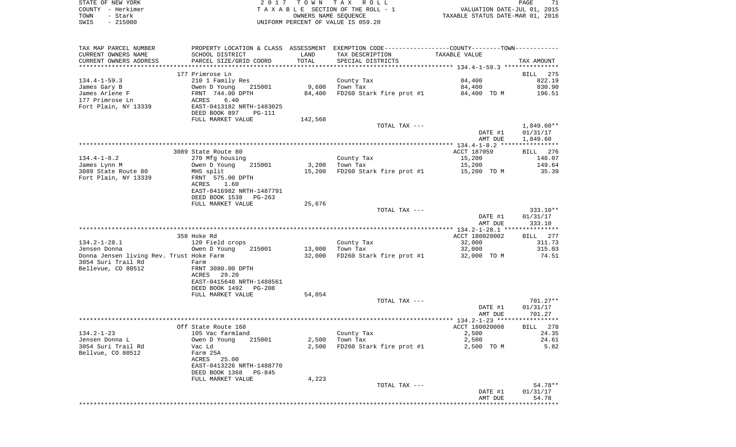STATE OF NEW YORK — COUNTY - Herkimer — TOWN - Stark — SWIS - 215000

2017 TOWN TAX ROLL
TAXABLE SECTION OF THE ROLL - 1
OWNERS NAME SEQUENCE
UNIFORM PERCENT OF VALUE IS 059.20

VALUATION DATE-JUL 01, 2015
TAXABLE STATUS DATE-MAR 01, 2016

| TAX MAP PARCEL NUMBER / CURRENT OWNERS NAME / CURRENT OWNERS ADDRESS | PROPERTY LOCATION & CLASS / SCHOOL DISTRICT / PARCEL SIZE/GRID COORD | ASSESSMENT LAND / TOTAL | EXEMPTION CODE / TAX DESCRIPTION / SPECIAL DISTRICTS | TAXABLE VALUE | TAX AMOUNT |
|---|---|---|---|---|---|
| **134.4-1-59.3** | 177 Primrose Ln | | | | BILL 275 |
| James Gary B | 210 1 Family Res | | County Tax | 84,400 | 822.19 |
| James Arlene F | Owen D Young 215001 | 9,600 | Town Tax | 84,400 | 830.90 |
| 177 Primrose Ln | FRNT 744.00 DPTH | 84,400 | FD260 Stark fire prot #1 | 84,400 TO M | 196.51 |
| Fort Plain, NY 13339 | ACRES 6.40 | | | | |
| | EAST-0413182 NRTH-1483025 | | | | |
| | DEED BOOK 897 PG-111 | | | | |
| | FULL MARKET VALUE | 142,568 | | | |
| | | | TOTAL TAX --- | | 1,849.60** |
| | | | | DATE #1 | 01/31/17 |
| | | | | AMT DUE | 1,849.60 |
| **134.4-1-8.2** | 3089 State Route 80 | | | ACCT 187059 | BILL 276 |
| James Lynn M | 270 Mfg housing | | County Tax | 15,200 | 148.07 |
| 3089 State Route 80 | Owen D Young 215001 | 3,200 | Town Tax | 15,200 | 149.64 |
| Fort Plain, NY 13339 | MH5 split | 15,200 | FD260 Stark fire prot #1 | 15,200 TO M | 35.39 |
| | FRNT 575.00 DPTH | | | | |
| | ACRES 1.60 | | | | |
| | EAST-0416982 NRTH-1487791 | | | | |
| | DEED BOOK 1538 PG-263 | | | | |
| | FULL MARKET VALUE | 25,676 | | | |
| | | | TOTAL TAX --- | | 333.10** |
| | | | | DATE #1 | 01/31/17 |
| | | | | AMT DUE | 333.10 |
| **134.2-1-28.1** | 358 Hoke Rd | | | ACCT 180020002 | BILL 277 |
| Jensen Donna | 120 Field crops | | County Tax | 32,000 | 311.73 |
| Donna Jensen living Rev. Trust | Owen D Young 215001 | 13,000 | Town Tax | 32,000 | 315.03 |
| 3054 Suri Trail Rd | Hoke Farm | 32,000 | FD260 Stark fire prot #1 | 32,000 TO M | 74.51 |
| Bellevue, CO 80512 | Farm | | | | |
| | FRNT 3080.00 DPTH | | | | |
| | ACRES 29.20 | | | | |
| | EAST-0415648 NRTH-1488561 | | | | |
| | DEED BOOK 1492 PG-208 | | | | |
| | FULL MARKET VALUE | 54,054 | | | |
| | | | TOTAL TAX --- | | 701.27** |
| | | | | DATE #1 | 01/31/17 |
| | | | | AMT DUE | 701.27 |
| **134.2-1-23** | Off State Route 168 | | | ACCT 180020008 | BILL 278 |
| Jensen Donna L | 105 Vac farmland | | County Tax | 2,500 | 24.35 |
| 3054 Suri Trail Rd | Owen D Young 215001 | 2,500 | Town Tax | 2,500 | 24.61 |
| Bellvue, CO 80512 | Vac Ld | 2,500 | FD260 Stark fire prot #1 | 2,500 TO M | 5.82 |
| | Farm 25A | | | | |
| | ACRES 25.00 | | | | |
| | EAST-0413226 NRTH-1488770 | | | | |
| | DEED BOOK 1368 PG-845 | | | | |
| | FULL MARKET VALUE | 4,223 | | | |
| | | | TOTAL TAX --- | | 54.78** |
| | | | | DATE #1 | 01/31/17 |
| | | | | AMT DUE | 54.78 |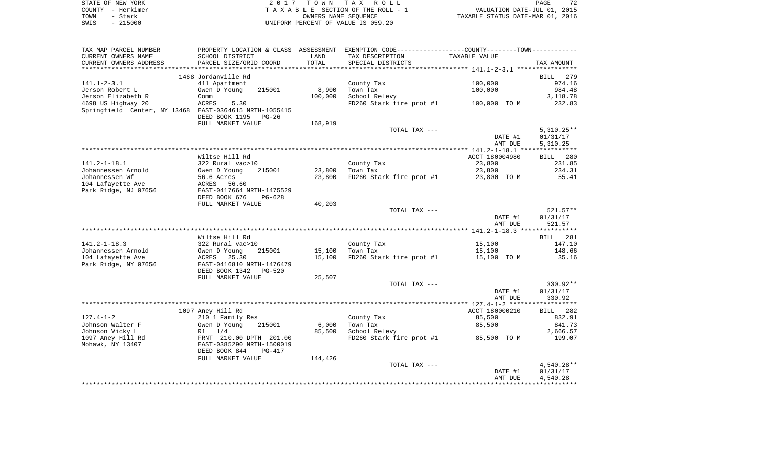STATE OF NEW YORK | 2017 TOWN TAX ROLL
COUNTY - Herkimer | TAXABLE SECTION OF THE ROLL - 1 | VALUATION DATE-JUL 01, 2015
TOWN - Stark | OWNERS NAME SEQUENCE | TAXABLE STATUS DATE-MAR 01, 2016
SWIS - 215000 | UNIFORM PERCENT OF VALUE IS 059.20

| TAX MAP PARCEL NUMBER / CURRENT OWNERS NAME / CURRENT OWNERS ADDRESS | PROPERTY LOCATION & CLASS / SCHOOL DISTRICT / PARCEL SIZE/GRID COORD | ASSESSMENT LAND / TOTAL | EXEMPTION CODE / TAX DESCRIPTION / SPECIAL DISTRICTS | COUNTY--------TOWN / TAXABLE VALUE | TAX AMOUNT |
|---|---|---|---|---|---|
| **141.1-2-3.1** | 1468 Jordanville Rd | | | | BILL 279 |
| 141.1-2-3.1 | 411 Apartment | | County Tax | 100,000 | 974.16 |
| Jerson Robert L | Owen D Young 215001 | 8,900 | Town Tax | 100,000 | 984.48 |
| Jerson Elizabeth R | Comm | 100,000 | School Relevy | | 3,118.78 |
| 4698 US Highway 20 | ACRES 5.30 | | FD260 Stark fire prot #1 | 100,000 TO M | 232.83 |
| Springfield Center, NY 13468 | EAST-0364615 NRTH-1055415 | | | | |
| | DEED BOOK 1195 PG-26 | | | | |
| | FULL MARKET VALUE | 168,919 | | | |
| | | | TOTAL TAX --- | | 5,310.25** |
| | | | | DATE #1 | 01/31/17 |
| | | | | AMT DUE | 5,310.25 |
| **141.2-1-18.1** | Wiltse Hill Rd | | | ACCT 180004980 | BILL 280 |
| 141.2-1-18.1 | 322 Rural vac>10 | | County Tax | 23,800 | 231.85 |
| Johannessen Arnold | Owen D Young 215001 | 23,800 | Town Tax | 23,800 | 234.31 |
| Johannessen Wf | 56.6 Acres | 23,800 | FD260 Stark fire prot #1 | 23,800 TO M | 55.41 |
| 104 Lafayette Ave | ACRES 56.60 | | | | |
| Park Ridge, NJ 07656 | EAST-0417664 NRTH-1475529 | | | | |
| | DEED BOOK 676 PG-628 | | | | |
| | FULL MARKET VALUE | 40,203 | | | |
| | | | TOTAL TAX --- | | 521.57** |
| | | | | DATE #1 | 01/31/17 |
| | | | | AMT DUE | 521.57 |
| **141.2-1-18.3** | Wiltse Hill Rd | | | | BILL 281 |
| 141.2-1-18.3 | 322 Rural vac>10 | | County Tax | 15,100 | 147.10 |
| Johannessen Arnold | Owen D Young 215001 | 15,100 | Town Tax | 15,100 | 148.66 |
| 104 Lafayette Ave | ACRES 25.30 | 15,100 | FD260 Stark fire prot #1 | 15,100 TO M | 35.16 |
| Park Ridge, NY 07656 | EAST-0416810 NRTH-1476479 | | | | |
| | DEED BOOK 1342 PG-520 | | | | |
| | FULL MARKET VALUE | 25,507 | | | |
| | | | TOTAL TAX --- | | 330.92** |
| | | | | DATE #1 | 01/31/17 |
| | | | | AMT DUE | 330.92 |
| **127.4-1-2** | 1097 Aney Hill Rd | | | ACCT 180000210 | BILL 282 |
| 127.4-1-2 | 210 1 Family Res | | County Tax | 85,500 | 832.91 |
| Johnson Walter F | Owen D Young 215001 | 6,000 | Town Tax | 85,500 | 841.73 |
| Johnson Vicky L | R1 1/4 | 85,500 | School Relevy | | 2,666.57 |
| 1097 Aney Hill Rd | FRNT 210.00 DPTH 201.00 | | FD260 Stark fire prot #1 | 85,500 TO M | 199.07 |
| Mohawk, NY 13407 | EAST-0385290 NRTH-1500019 | | | | |
| | DEED BOOK 844 PG-417 | | | | |
| | FULL MARKET VALUE | 144,426 | | | |
| | | | TOTAL TAX --- | | 4,540.28** |
| | | | | DATE #1 | 01/31/17 |
| | | | | AMT DUE | 4,540.28 |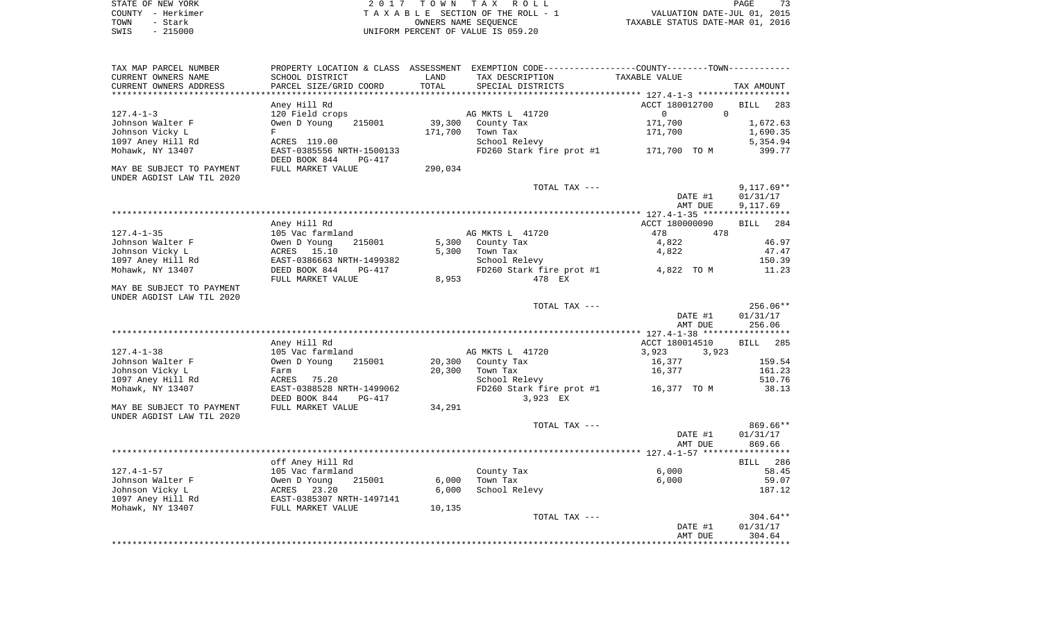STATE OF NEW YORK | 2 0 1 7 T O W N T A X R O L L
COUNTY - Herkimer | T A X A B L E SECTION OF THE ROLL - 1 | VALUATION DATE-JUL 01, 2015
TOWN - Stark | OWNERS NAME SEQUENCE | TAXABLE STATUS DATE-MAR 01, 2016
SWIS - 215000 | UNIFORM PERCENT OF VALUE IS 059.20

| TAX MAP PARCEL NUMBER / CURRENT OWNERS NAME / CURRENT OWNERS ADDRESS | PROPERTY LOCATION & CLASS / SCHOOL DISTRICT / PARCEL SIZE/GRID COORD | ASSESSMENT LAND / TOTAL | EXEMPTION CODE / TAX DESCRIPTION / SPECIAL DISTRICTS | COUNTY / TOWN TAXABLE VALUE | TAX AMOUNT |
|---|---|---|---|---|---|
| | Aney Hill Rd | | | ACCT 180012700 | BILL 283 |
| 127.4-1-3 | 120 Field crops | | AG MKTS L 41720 | 0 0 | |
| Johnson Walter F | Owen D Young 215001 | 39,300 | County Tax | 171,700 | 1,672.63 |
| Johnson Vicky L | F | 171,700 | Town Tax | 171,700 | 1,690.35 |
| 1097 Aney Hill Rd | ACRES 119.00 | | School Relevy | | 5,354.94 |
| Mohawk, NY 13407 | EAST-0385556 NRTH-1500133 | | FD260 Stark fire prot #1 | 171,700 TO M | 399.77 |
| | DEED BOOK 844 PG-417 | | | | |
| MAY BE SUBJECT TO PAYMENT | FULL MARKET VALUE | 290,034 | | | |
| UNDER AGDIST LAW TIL 2020 | | | | | |
| | | | TOTAL TAX --- | | 9,117.69** |
| | | | | DATE #1 | 01/31/17 |
| | | | | AMT DUE | 9,117.69 |
| | Aney Hill Rd | | | ACCT 180000090 | BILL 284 |
| 127.4-1-35 | 105 Vac farmland | | AG MKTS L 41720 | 478 478 | |
| Johnson Walter F | Owen D Young 215001 | 5,300 | County Tax | 4,822 | 46.97 |
| Johnson Vicky L | ACRES 15.10 | 5,300 | Town Tax | 4,822 | 47.47 |
| 1097 Aney Hill Rd | EAST-0386663 NRTH-1499382 | | School Relevy | | 150.39 |
| Mohawk, NY 13407 | DEED BOOK 844 PG-417 | | FD260 Stark fire prot #1 | 4,822 TO M | 11.23 |
| | FULL MARKET VALUE | 8,953 | 478 EX | | |
| MAY BE SUBJECT TO PAYMENT | | | | | |
| UNDER AGDIST LAW TIL 2020 | | | | | |
| | | | TOTAL TAX --- | | 256.06** |
| | | | | DATE #1 | 01/31/17 |
| | | | | AMT DUE | 256.06 |
| | Aney Hill Rd | | | ACCT 180014510 | BILL 285 |
| 127.4-1-38 | 105 Vac farmland | | AG MKTS L 41720 | 3,923 3,923 | |
| Johnson Walter F | Owen D Young 215001 | 20,300 | County Tax | 16,377 | 159.54 |
| Johnson Vicky L | Farm | 20,300 | Town Tax | 16,377 | 161.23 |
| 1097 Aney Hill Rd | ACRES 75.20 | | School Relevy | | 510.76 |
| Mohawk, NY 13407 | EAST-0388528 NRTH-1499062 | | FD260 Stark fire prot #1 | 16,377 TO M | 38.13 |
| | DEED BOOK 844 PG-417 | | 3,923 EX | | |
| MAY BE SUBJECT TO PAYMENT | FULL MARKET VALUE | 34,291 | | | |
| UNDER AGDIST LAW TIL 2020 | | | | | |
| | | | TOTAL TAX --- | | 869.66** |
| | | | | DATE #1 | 01/31/17 |
| | | | | AMT DUE | 869.66 |
| | off Aney Hill Rd | | | | BILL 286 |
| 127.4-1-57 | 105 Vac farmland | | County Tax | 6,000 | 58.45 |
| Johnson Walter F | Owen D Young 215001 | 6,000 | Town Tax | 6,000 | 59.07 |
| Johnson Vicky L | ACRES 23.20 | 6,000 | School Relevy | | 187.12 |
| 1097 Aney Hill Rd | EAST-0385307 NRTH-1497141 | | | | |
| Mohawk, NY 13407 | FULL MARKET VALUE | 10,135 | | | |
| | | | TOTAL TAX --- | | 304.64** |
| | | | | DATE #1 | 01/31/17 |
| | | | | AMT DUE | 304.64 |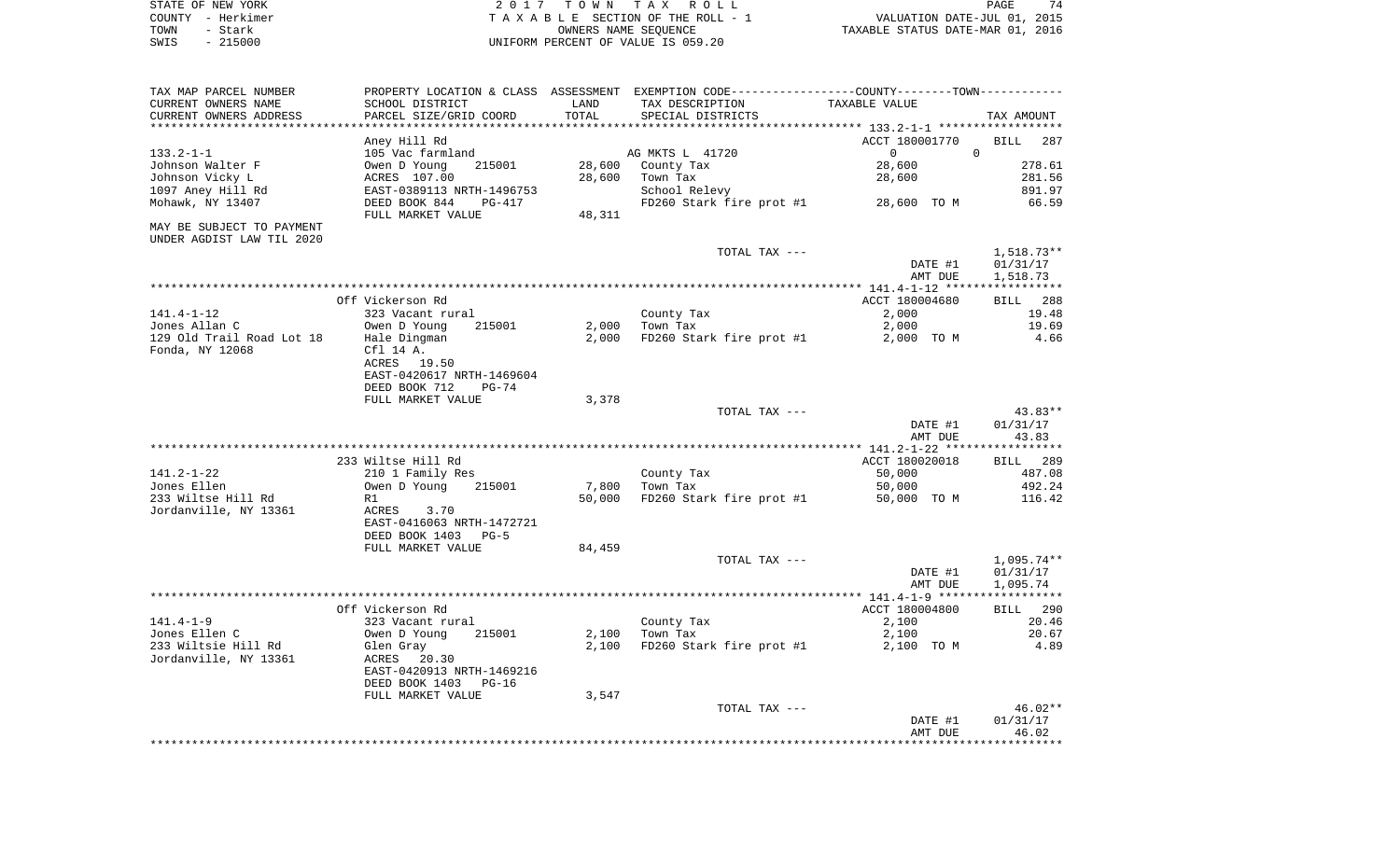STATE OF NEW YORK — 2017 TOWN TAX ROLL
COUNTY - Herkimer — TAXABLE SECTION OF THE ROLL - 1 — VALUATION DATE-JUL 01, 2015
TOWN - Stark — OWNERS NAME SEQUENCE — TAXABLE STATUS DATE-MAR 01, 2016
SWIS - 215000 — UNIFORM PERCENT OF VALUE IS 059.20

| TAX MAP PARCEL NUMBER / CURRENT OWNERS NAME / CURRENT OWNERS ADDRESS | PROPERTY LOCATION & CLASS / SCHOOL DISTRICT / PARCEL SIZE/GRID COORD | ASSESSMENT LAND / TOTAL | EXEMPTION CODE / TAX DESCRIPTION / SPECIAL DISTRICTS | COUNTY--------TOWN / TAXABLE VALUE | TAX AMOUNT |
|---|---|---|---|---|---|
| 133.2-1-1 | Aney Hill Rd | | | ACCT 180001770 | BILL 287 |
| | 105 Vac farmland | | AG MKTS L 41720 | 0 0 | |
| Johnson Walter F | Owen D Young 215001 | 28,600 | County Tax | 28,600 | 278.61 |
| Johnson Vicky L | ACRES 107.00 | 28,600 | Town Tax | 28,600 | 281.56 |
| 1097 Aney Hill Rd | EAST-0389113 NRTH-1496753 | | School Relevy | | 891.97 |
| Mohawk, NY 13407 | DEED BOOK 844 PG-417 | | FD260 Stark fire prot #1 | 28,600 TO M | 66.59 |
| | FULL MARKET VALUE | 48,311 | | | |
| MAY BE SUBJECT TO PAYMENT UNDER AGDIST LAW TIL 2020 | | | | | |
| | | | TOTAL TAX --- | | 1,518.73** |
| | | | | DATE #1 | 01/31/17 |
| | | | | AMT DUE | 1,518.73 |
| 141.4-1-12 | Off Vickerson Rd | | | ACCT 180004680 | BILL 288 |
| | 323 Vacant rural | | County Tax | 2,000 | 19.48 |
| Jones Allan C | Owen D Young 215001 | 2,000 | Town Tax | 2,000 | 19.69 |
| 129 Old Trail Road Lot 18 | Hale Dingman | 2,000 | FD260 Stark fire prot #1 | 2,000 TO M | 4.66 |
| Fonda, NY 12068 | Cfl 14 A. | | | | |
| | ACRES 19.50 | | | | |
| | EAST-0420617 NRTH-1469604 | | | | |
| | DEED BOOK 712 PG-74 | | | | |
| | FULL MARKET VALUE | 3,378 | | | |
| | | | TOTAL TAX --- | | 43.83** |
| | | | | DATE #1 | 01/31/17 |
| | | | | AMT DUE | 43.83 |
| 141.2-1-22 | 233 Wiltse Hill Rd | | | ACCT 180020018 | BILL 289 |
| | 210 1 Family Res | | County Tax | 50,000 | 487.08 |
| Jones Ellen | Owen D Young 215001 | 7,800 | Town Tax | 50,000 | 492.24 |
| 233 Wiltse Hill Rd | R1 | 50,000 | FD260 Stark fire prot #1 | 50,000 TO M | 116.42 |
| Jordanville, NY 13361 | ACRES 3.70 | | | | |
| | EAST-0416063 NRTH-1472721 | | | | |
| | DEED BOOK 1403 PG-5 | | | | |
| | FULL MARKET VALUE | 84,459 | | | |
| | | | TOTAL TAX --- | | 1,095.74** |
| | | | | DATE #1 | 01/31/17 |
| | | | | AMT DUE | 1,095.74 |
| 141.4-1-9 | Off Vickerson Rd | | | ACCT 180004800 | BILL 290 |
| | 323 Vacant rural | | County Tax | 2,100 | 20.46 |
| Jones Ellen C | Owen D Young 215001 | 2,100 | Town Tax | 2,100 | 20.67 |
| 233 Wiltsie Hill Rd | Glen Gray | 2,100 | FD260 Stark fire prot #1 | 2,100 TO M | 4.89 |
| Jordanville, NY 13361 | ACRES 20.30 | | | | |
| | EAST-0420913 NRTH-1469216 | | | | |
| | DEED BOOK 1403 PG-16 | | | | |
| | FULL MARKET VALUE | 3,547 | | | |
| | | | TOTAL TAX --- | | 46.02** |
| | | | | DATE #1 | 01/31/17 |
| | | | | AMT DUE | 46.02 |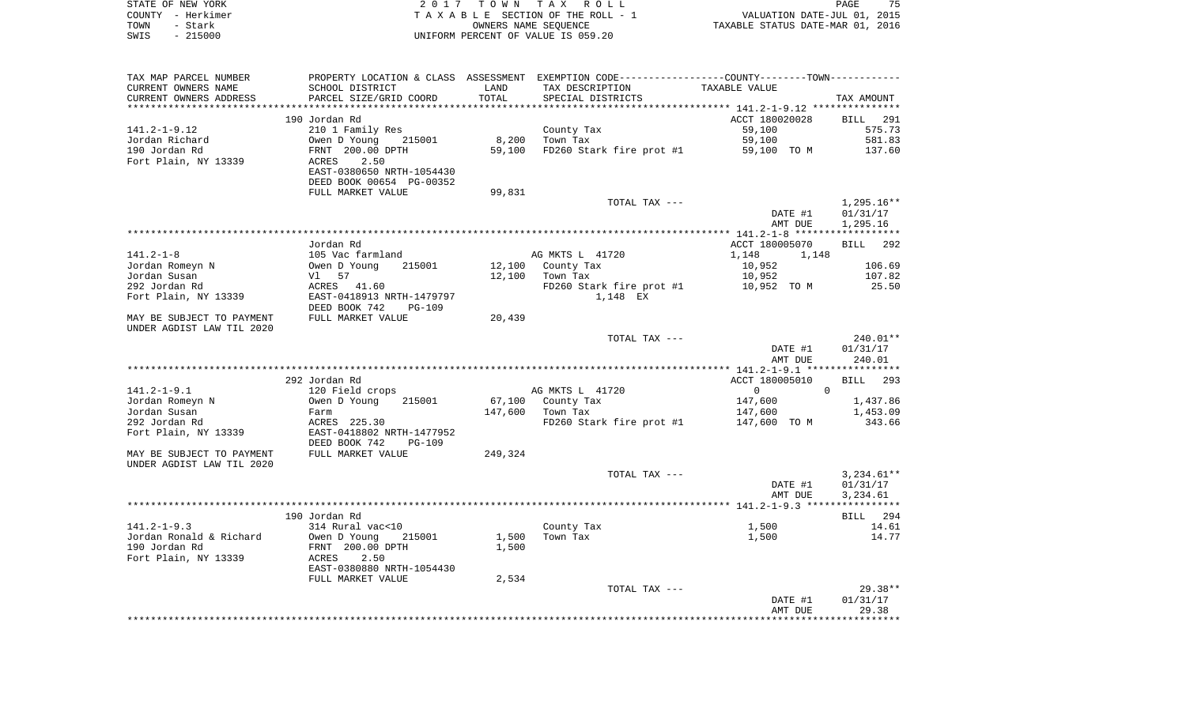STATE OF NEW YORK — 2017 TOWN TAX ROLL
COUNTY - Herkimer — TAXABLE SECTION OF THE ROLL - 1 — VALUATION DATE-JUL 01, 2015
TOWN - Stark — OWNERS NAME SEQUENCE — TAXABLE STATUS DATE-MAR 01, 2016
SWIS - 215000 — UNIFORM PERCENT OF VALUE IS 059.20

| TAX MAP PARCEL NUMBER<br>CURRENT OWNERS NAME<br>CURRENT OWNERS ADDRESS | PROPERTY LOCATION & CLASS<br>SCHOOL DISTRICT<br>PARCEL SIZE/GRID COORD | ASSESSMENT<br>LAND<br>TOTAL | EXEMPTION CODE<br>TAX DESCRIPTION<br>SPECIAL DISTRICTS | COUNTY--------TOWN<br>TAXABLE VALUE | TAX AMOUNT |
|---|---|---|---|---|---|
| | 190 Jordan Rd | | | ACCT 180020028 | BILL 291 |
| 141.2-1-9.12 | 210 1 Family Res | | County Tax | 59,100 | 575.73 |
| Jordan Richard | Owen D Young 215001 | 8,200 | Town Tax | 59,100 | 581.83 |
| 190 Jordan Rd | FRNT 200.00 DPTH | 59,100 | FD260 Stark fire prot #1 | 59,100 TO M | 137.60 |
| Fort Plain, NY 13339 | ACRES 2.50 | | | | |
| | EAST-0380650 NRTH-1054430 | | | | |
| | DEED BOOK 00654 PG-00352 | | | | |
| | FULL MARKET VALUE | 99,831 | | | |
| | | | TOTAL TAX --- | | 1,295.16** |
| | | | | DATE #1 | 01/31/17 |
| | | | | AMT DUE | 1,295.16 |
| | Jordan Rd | | | ACCT 180005070 | BILL 292 |
| 141.2-1-8 | 105 Vac farmland | | AG MKTS L 41720 | 1,148 1,148 | |
| Jordan Romeyn N | Owen D Young 215001 | 12,100 | County Tax | 10,952 | 106.69 |
| Jordan Susan | Vl 57 | 12,100 | Town Tax | 10,952 | 107.82 |
| 292 Jordan Rd | ACRES 41.60 | | FD260 Stark fire prot #1 | 10,952 TO M | 25.50 |
| Fort Plain, NY 13339 | EAST-0418913 NRTH-1479797 | | 1,148 EX | | |
| | DEED BOOK 742 PG-109 | | | | |
| MAY BE SUBJECT TO PAYMENT | FULL MARKET VALUE | 20,439 | | | |
| UNDER AGDIST LAW TIL 2020 | | | | | |
| | | | TOTAL TAX --- | | 240.01** |
| | | | | DATE #1 | 01/31/17 |
| | | | | AMT DUE | 240.01 |
| | 292 Jordan Rd | | | ACCT 180005010 | BILL 293 |
| 141.2-1-9.1 | 120 Field crops | | AG MKTS L 41720 | 0 0 | |
| Jordan Romeyn N | Owen D Young 215001 | 67,100 | County Tax | 147,600 | 1,437.86 |
| Jordan Susan | Farm | 147,600 | Town Tax | 147,600 | 1,453.09 |
| 292 Jordan Rd | ACRES 225.30 | | FD260 Stark fire prot #1 | 147,600 TO M | 343.66 |
| Fort Plain, NY 13339 | EAST-0418802 NRTH-1477952 | | | | |
| | DEED BOOK 742 PG-109 | | | | |
| MAY BE SUBJECT TO PAYMENT | FULL MARKET VALUE | 249,324 | | | |
| UNDER AGDIST LAW TIL 2020 | | | | | |
| | | | TOTAL TAX --- | | 3,234.61** |
| | | | | DATE #1 | 01/31/17 |
| | | | | AMT DUE | 3,234.61 |
| | 190 Jordan Rd | | | | BILL 294 |
| 141.2-1-9.3 | 314 Rural vac<10 | | County Tax | 1,500 | 14.61 |
| Jordan Ronald & Richard | Owen D Young 215001 | 1,500 | Town Tax | 1,500 | 14.77 |
| 190 Jordan Rd | FRNT 200.00 DPTH | 1,500 | | | |
| Fort Plain, NY 13339 | ACRES 2.50 | | | | |
| | EAST-0380880 NRTH-1054430 | | | | |
| | FULL MARKET VALUE | 2,534 | | | |
| | | | TOTAL TAX --- | | 29.38** |
| | | | | DATE #1 | 01/31/17 |
| | | | | AMT DUE | 29.38 |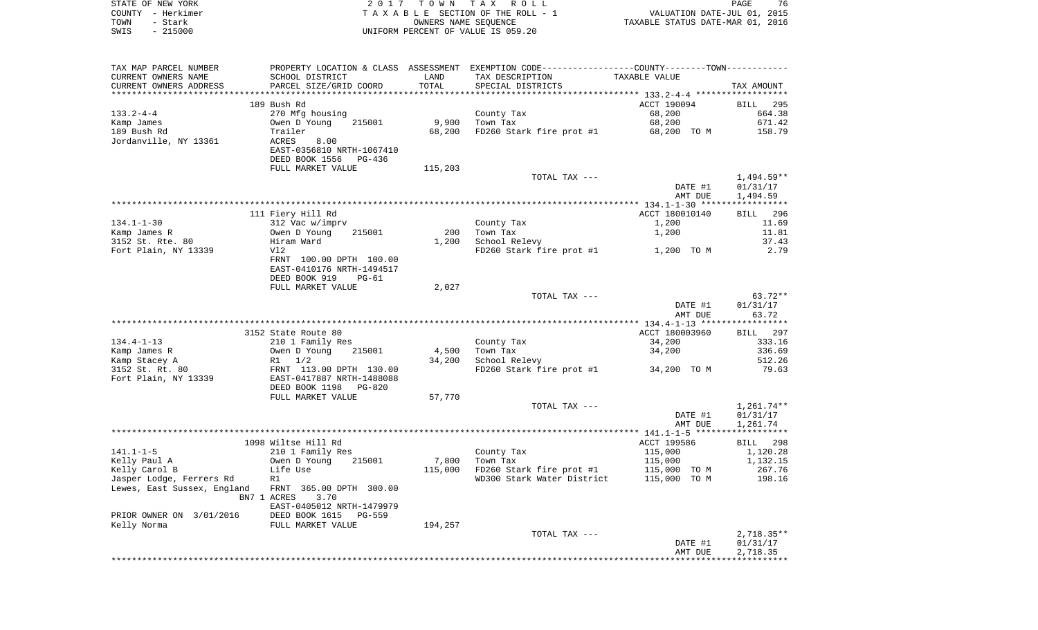STATE OF NEW YORK  2 0 1 7  T O W N  T A X  R O L L
COUNTY - Herkimer  T A X A B L E SECTION OF THE ROLL - 1  VALUATION DATE-JUL 01, 2015
TOWN - Stark  OWNERS NAME SEQUENCE  TAXABLE STATUS DATE-MAR 01, 2016
SWIS - 215000  UNIFORM PERCENT OF VALUE IS 059.20

| TAX MAP PARCEL NUMBER / CURRENT OWNERS NAME / CURRENT OWNERS ADDRESS | PROPERTY LOCATION & CLASS / SCHOOL DISTRICT / PARCEL SIZE/GRID COORD | ASSESSMENT LAND | TOTAL | EXEMPTION CODE / TAX DESCRIPTION / SPECIAL DISTRICTS | COUNTY/TOWN TAXABLE VALUE | TAX AMOUNT |
|---|---|---|---|---|---|---|
| 133.2-4-4 | 189 Bush Rd | | | | ACCT 190094 | BILL 295 |
| | 270 Mfg housing | | | County Tax | 68,200 | 664.38 |
| Kamp James | Owen D Young 215001 | 9,900 | | Town Tax | 68,200 | 671.42 |
| 189 Bush Rd | Trailer | | 68,200 | FD260 Stark fire prot #1 | 68,200 TO M | 158.79 |
| Jordanville, NY 13361 | ACRES 8.00 | | | | | |
| | EAST-0356810 NRTH-1067410 | | | | | |
| | DEED BOOK 1556 PG-436 | | | | | |
| | FULL MARKET VALUE | | 115,203 | | | |
| | | | | TOTAL TAX --- | | 1,494.59** |
| | | | | | DATE #1 | 01/31/17 |
| | | | | | AMT DUE | 1,494.59 |
| 134.1-1-30 | 111 Fiery Hill Rd | | | | ACCT 180010140 | BILL 296 |
| | 312 Vac w/imprv | | | County Tax | 1,200 | 11.69 |
| Kamp James R | Owen D Young 215001 | 200 | | Town Tax | 1,200 | 11.81 |
| 3152 St. Rte. 80 | Hiram Ward | | 1,200 | School Relevy | | 37.43 |
| Fort Plain, NY 13339 | Vl2 | | | FD260 Stark fire prot #1 | 1,200 TO M | 2.79 |
| | FRNT 100.00 DPTH 100.00 | | | | | |
| | EAST-0410176 NRTH-1494517 | | | | | |
| | DEED BOOK 919 PG-61 | | | | | |
| | FULL MARKET VALUE | | 2,027 | | | |
| | | | | TOTAL TAX --- | | 63.72** |
| | | | | | DATE #1 | 01/31/17 |
| | | | | | AMT DUE | 63.72 |
| 134.4-1-13 | 3152 State Route 80 | | | | ACCT 180003960 | BILL 297 |
| | 210 1 Family Res | | | County Tax | 34,200 | 333.16 |
| Kamp James R | Owen D Young 215001 | 4,500 | | Town Tax | 34,200 | 336.69 |
| Kamp Stacey A | R1 1/2 | | 34,200 | School Relevy | | 512.26 |
| 3152 St. Rt. 80 | FRNT 113.00 DPTH 130.00 | | | FD260 Stark fire prot #1 | 34,200 TO M | 79.63 |
| Fort Plain, NY 13339 | EAST-0417887 NRTH-1488088 | | | | | |
| | DEED BOOK 1198 PG-820 | | | | | |
| | FULL MARKET VALUE | | 57,770 | | | |
| | | | | TOTAL TAX --- | | 1,261.74** |
| | | | | | DATE #1 | 01/31/17 |
| | | | | | AMT DUE | 1,261.74 |
| 141.1-1-5 | 1098 Wiltse Hill Rd | | | | ACCT 199586 | BILL 298 |
| | 210 1 Family Res | | | County Tax | 115,000 | 1,120.28 |
| Kelly Paul A | Owen D Young 215001 | 7,800 | | Town Tax | 115,000 | 1,132.15 |
| Kelly Carol B | Life Use | | 115,000 | FD260 Stark fire prot #1 | 115,000 TO M | 267.76 |
| Jasper Lodge, Ferrers Rd | R1 | | | WD300 Stark Water District | 115,000 TO M | 198.16 |
| Lewes, East Sussex, England | FRNT 365.00 DPTH 300.00 | | | | | |
| BN7 1 | ACRES 3.70 | | | | | |
| | EAST-0405012 NRTH-1479979 | | | | | |
| PRIOR OWNER ON 3/01/2016 | DEED BOOK 1615 PG-559 | | | | | |
| Kelly Norma | FULL MARKET VALUE | | 194,257 | | | |
| | | | | TOTAL TAX --- | | 2,718.35** |
| | | | | | DATE #1 | 01/31/17 |
| | | | | | AMT DUE | 2,718.35 |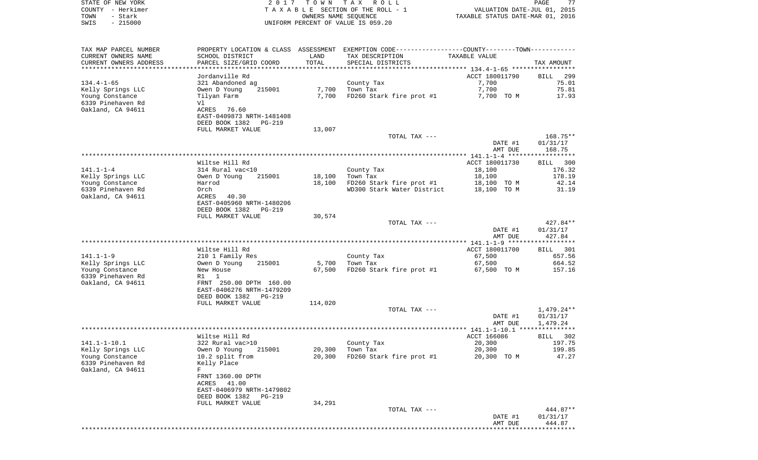STATE OF NEW YORK — 2017 TOWN TAX ROLL — PAGE 77
COUNTY - Herkimer — TAXABLE SECTION OF THE ROLL - 1 — VALUATION DATE-JUL 01, 2015
TOWN - Stark — OWNERS NAME SEQUENCE — TAXABLE STATUS DATE-MAR 01, 2016
SWIS - 215000 — UNIFORM PERCENT OF VALUE IS 059.20

| TAX MAP PARCEL NUMBER / CURRENT OWNERS NAME / CURRENT OWNERS ADDRESS | PROPERTY LOCATION & CLASS / SCHOOL DISTRICT / PARCEL SIZE/GRID COORD | ASSESSMENT LAND / TOTAL | EXEMPTION CODE / TAX DESCRIPTION / SPECIAL DISTRICTS | COUNTY--------TOWN / TAXABLE VALUE | TAX AMOUNT |
|---|---|---|---|---|---|
| | Jordanville Rd | | | ACCT 180011790 | BILL 299 |
| 134.4-1-65 | 321 Abandoned ag | | County Tax | 7,700 | 75.01 |
| Kelly Springs LLC | Owen D Young 215001 | 7,700 | Town Tax | 7,700 | 75.81 |
| Young Constance | Tilyan Farm | 7,700 | FD260 Stark fire prot #1 | 7,700 TO M | 17.93 |
| 6339 Pinehaven Rd | Vl | | | | |
| Oakland, CA 94611 | ACRES 76.60 | | | | |
| | EAST-0409873 NRTH-1481408 | | | | |
| | DEED BOOK 1382 PG-219 | | | | |
| | FULL MARKET VALUE | 13,007 | | | |
| | | | TOTAL TAX --- | | 168.75** |
| | | | | DATE #1 | 01/31/17 |
| | | | | AMT DUE | 168.75 |
| | Wiltse Hill Rd | | | ACCT 180011730 | BILL 300 |
| 141.1-1-4 | 314 Rural vac<10 | | County Tax | 18,100 | 176.32 |
| Kelly Springs LLC | Owen D Young 215001 | 18,100 | Town Tax | 18,100 | 178.19 |
| Young Constance | Harrod | 18,100 | FD260 Stark fire prot #1 | 18,100 TO M | 42.14 |
| 6339 Pinehaven Rd | Orch | | WD300 Stark Water District | 18,100 TO M | 31.19 |
| Oakland, CA 94611 | ACRES 40.30 | | | | |
| | EAST-0405960 NRTH-1480206 | | | | |
| | DEED BOOK 1382 PG-219 | | | | |
| | FULL MARKET VALUE | 30,574 | | | |
| | | | TOTAL TAX --- | | 427.84** |
| | | | | DATE #1 | 01/31/17 |
| | | | | AMT DUE | 427.84 |
| | Wiltse Hill Rd | | | ACCT 180011700 | BILL 301 |
| 141.1-1-9 | 210 1 Family Res | | County Tax | 67,500 | 657.56 |
| Kelly Springs LLC | Owen D Young 215001 | 5,700 | Town Tax | 67,500 | 664.52 |
| Young Constance | New House | 67,500 | FD260 Stark fire prot #1 | 67,500 TO M | 157.16 |
| 6339 Pinehaven Rd | R1 1 | | | | |
| Oakland, CA 94611 | FRNT 250.00 DPTH 160.00 | | | | |
| | EAST-0406276 NRTH-1479209 | | | | |
| | DEED BOOK 1382 PG-219 | | | | |
| | FULL MARKET VALUE | 114,020 | | | |
| | | | TOTAL TAX --- | | 1,479.24** |
| | | | | DATE #1 | 01/31/17 |
| | | | | AMT DUE | 1,479.24 |
| | Wiltse Hill Rd | | | ACCT 166086 | BILL 302 |
| 141.1-1-10.1 | 322 Rural vac>10 | | County Tax | 20,300 | 197.75 |
| Kelly Springs LLC | Owen D Young 215001 | 20,300 | Town Tax | 20,300 | 199.85 |
| Young Constance | 10.2 split from | 20,300 | FD260 Stark fire prot #1 | 20,300 TO M | 47.27 |
| 6339 Pinehaven Rd | Kelly Place | | | | |
| Oakland, CA 94611 | F | | | | |
| | FRNT 1360.00 DPTH | | | | |
| | ACRES 41.00 | | | | |
| | EAST-0406979 NRTH-1479802 | | | | |
| | DEED BOOK 1382 PG-219 | | | | |
| | FULL MARKET VALUE | 34,291 | | | |
| | | | TOTAL TAX --- | | 444.87** |
| | | | | DATE #1 | 01/31/17 |
| | | | | AMT DUE | 444.87 |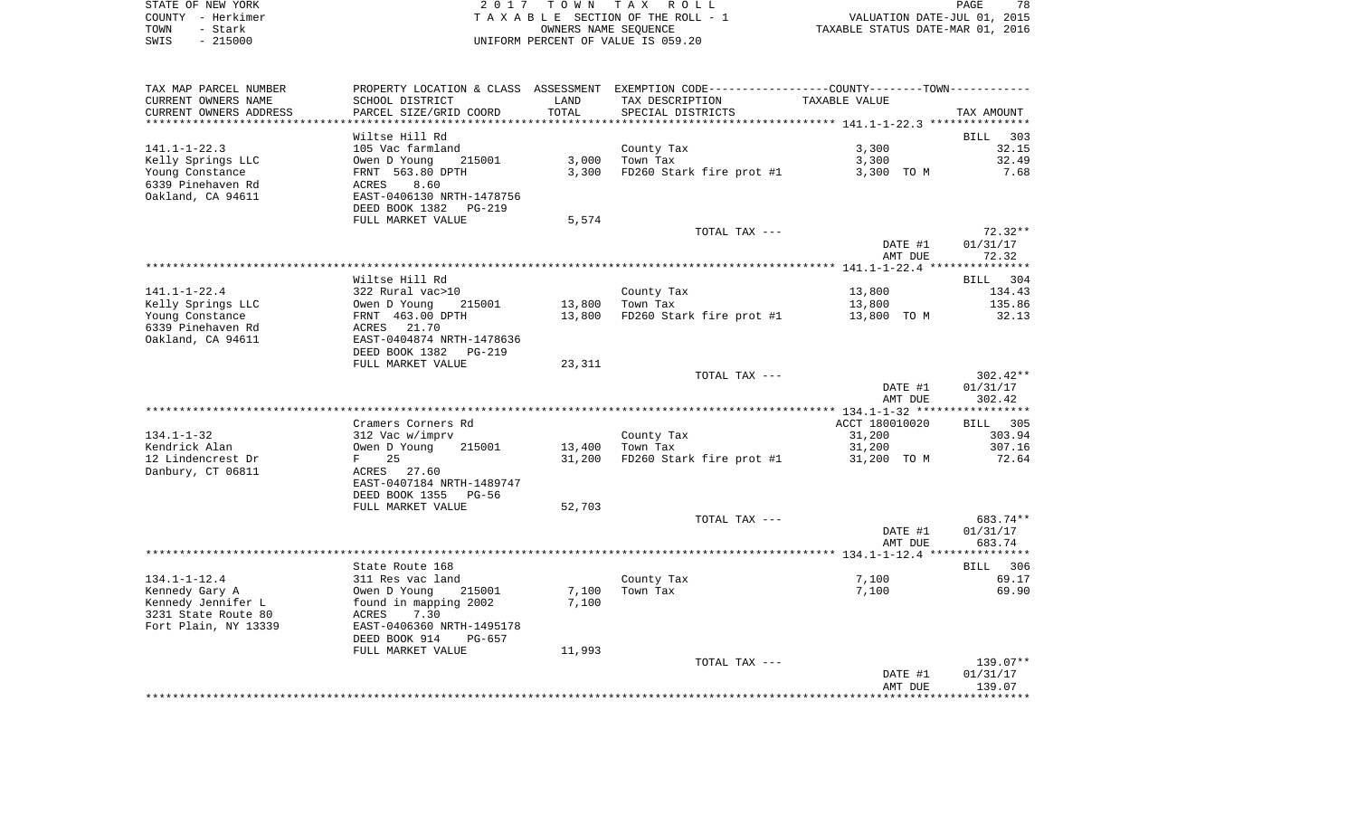STATE OF NEW YORK　　　　　　　　2017 TOWN TAX ROLL
COUNTY - Herkimer　　　　　　　　TAXABLE SECTION OF THE ROLL - 1　　　　VALUATION DATE-JUL 01, 2015
TOWN - Stark　　　　　　　　　　　OWNERS NAME SEQUENCE　　　　　　　　TAXABLE STATUS DATE-MAR 01, 2016
SWIS - 215000　　　　　　　　　　UNIFORM PERCENT OF VALUE IS 059.20

| TAX MAP PARCEL NUMBER / CURRENT OWNERS NAME / CURRENT OWNERS ADDRESS | PROPERTY LOCATION & CLASS / SCHOOL DISTRICT / PARCEL SIZE/GRID COORD | ASSESSMENT LAND | TOTAL | EXEMPTION CODE / TAX DESCRIPTION / SPECIAL DISTRICTS | TAXABLE VALUE | TAX AMOUNT |
|---|---|---|---|---|---|---|
| | Wiltse Hill Rd | | | | | BILL 303 |
| 141.1-1-22.3 | 105 Vac farmland | | | County Tax | 3,300 | 32.15 |
| Kelly Springs LLC | Owen D Young 215001 | 3,000 | | Town Tax | 3,300 | 32.49 |
| Young Constance | FRNT 563.80 DPTH | | 3,300 | FD260 Stark fire prot #1 | 3,300 TO M | 7.68 |
| 6339 Pinehaven Rd | ACRES 8.60 | | | | | |
| Oakland, CA 94611 | EAST-0406130 NRTH-1478756 | | | | | |
| | DEED BOOK 1382 PG-219 | | | | | |
| | FULL MARKET VALUE | 5,574 | | | | |
| | | | | TOTAL TAX --- | | 72.32** |
| | | | | | DATE #1 | 01/31/17 |
| | | | | | AMT DUE | 72.32 |
| | Wiltse Hill Rd | | | | | BILL 304 |
| 141.1-1-22.4 | 322 Rural vac>10 | | | County Tax | 13,800 | 134.43 |
| Kelly Springs LLC | Owen D Young 215001 | 13,800 | | Town Tax | 13,800 | 135.86 |
| Young Constance | FRNT 463.00 DPTH | | 13,800 | FD260 Stark fire prot #1 | 13,800 TO M | 32.13 |
| 6339 Pinehaven Rd | ACRES 21.70 | | | | | |
| Oakland, CA 94611 | EAST-0404874 NRTH-1478636 | | | | | |
| | DEED BOOK 1382 PG-219 | | | | | |
| | FULL MARKET VALUE | 23,311 | | | | |
| | | | | TOTAL TAX --- | | 302.42** |
| | | | | | DATE #1 | 01/31/17 |
| | | | | | AMT DUE | 302.42 |
| | Cramers Corners Rd | | | | ACCT 180010020 | BILL 305 |
| 134.1-1-32 | 312 Vac w/imprv | | | County Tax | 31,200 | 303.94 |
| Kendrick Alan | Owen D Young 215001 | 13,400 | | Town Tax | 31,200 | 307.16 |
| 12 Lindencrest Dr | F 25 | | 31,200 | FD260 Stark fire prot #1 | 31,200 TO M | 72.64 |
| Danbury, CT 06811 | ACRES 27.60 | | | | | |
| | EAST-0407184 NRTH-1489747 | | | | | |
| | DEED BOOK 1355 PG-56 | | | | | |
| | FULL MARKET VALUE | 52,703 | | | | |
| | | | | TOTAL TAX --- | | 683.74** |
| | | | | | DATE #1 | 01/31/17 |
| | | | | | AMT DUE | 683.74 |
| | State Route 168 | | | | | BILL 306 |
| 134.1-1-12.4 | 311 Res vac land | | | County Tax | 7,100 | 69.17 |
| Kennedy Gary A | Owen D Young 215001 | 7,100 | | Town Tax | 7,100 | 69.90 |
| Kennedy Jennifer L | found in mapping 2002 | | 7,100 | | | |
| 3231 State Route 80 | ACRES 7.30 | | | | | |
| Fort Plain, NY 13339 | EAST-0406360 NRTH-1495178 | | | | | |
| | DEED BOOK 914 PG-657 | | | | | |
| | FULL MARKET VALUE | 11,993 | | | | |
| | | | | TOTAL TAX --- | | 139.07** |
| | | | | | DATE #1 | 01/31/17 |
| | | | | | AMT DUE | 139.07 |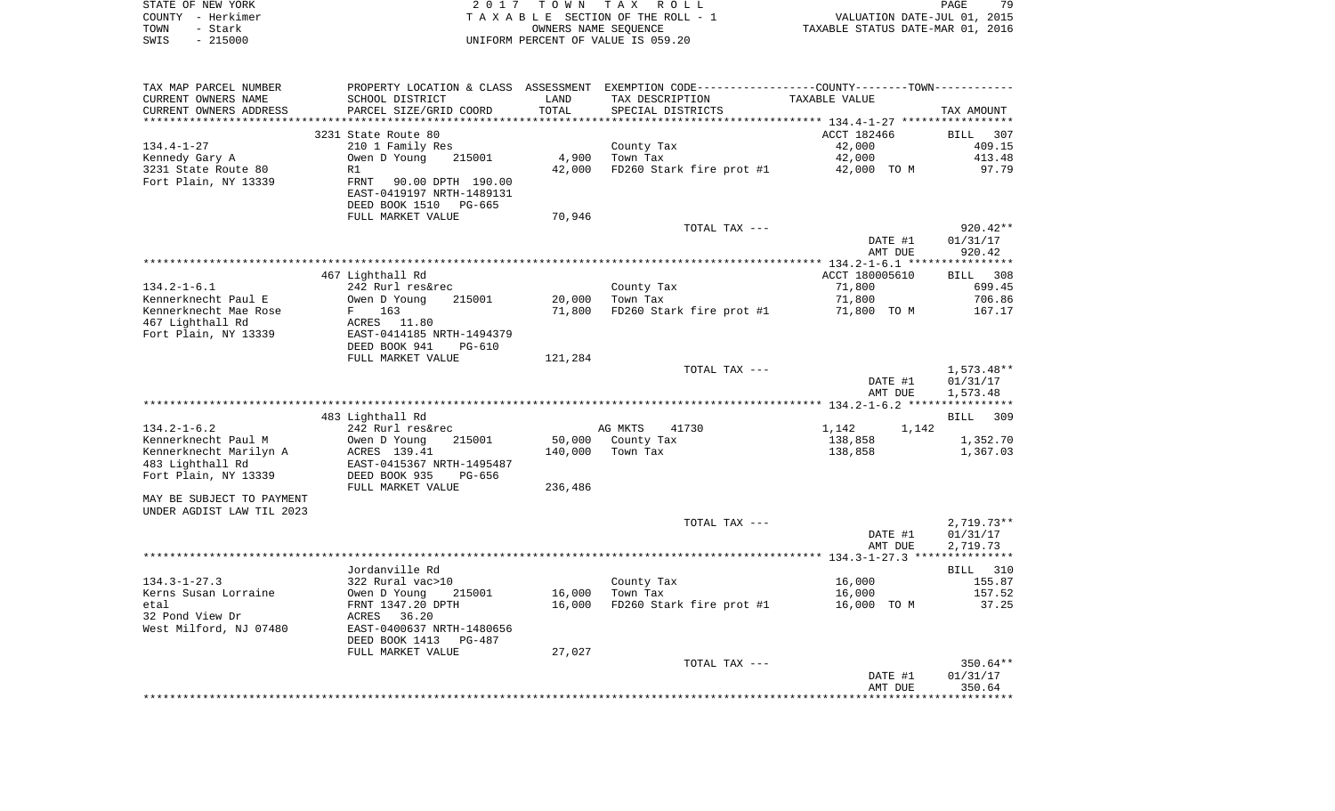STATE OF NEW YORK — 2017 TOWN TAX ROLL
COUNTY - Herkimer — TAXABLE SECTION OF THE ROLL - 1 — VALUATION DATE-JUL 01, 2015
TOWN - Stark — OWNERS NAME SEQUENCE — TAXABLE STATUS DATE-MAR 01, 2016
SWIS - 215000 — UNIFORM PERCENT OF VALUE IS 059.20

| TAX MAP PARCEL NUMBER / CURRENT OWNERS NAME / CURRENT OWNERS ADDRESS | PROPERTY LOCATION & CLASS / SCHOOL DISTRICT / PARCEL SIZE/GRID COORD | ASSESSMENT LAND | TOTAL | EXEMPTION CODE / TAX DESCRIPTION / SPECIAL DISTRICTS | COUNTY--------TOWN TAXABLE VALUE | TAX AMOUNT |
|---|---|---|---|---|---|---|
| **134.4-1-27** | 3231 State Route 80 | | | | ACCT 182466 | BILL 307 |
| Kennedy Gary A | 210 1 Family Res | | | County Tax | 42,000 | 409.15 |
| 3231 State Route 80 | Owen D Young 215001 | 4,900 | | Town Tax | 42,000 | 413.48 |
| Fort Plain, NY 13339 | R1 | | 42,000 | FD260 Stark fire prot #1 | 42,000 TO M | 97.79 |
| | FRNT 90.00 DPTH 190.00 | | | | | |
| | EAST-0419197 NRTH-1489131 | | | | | |
| | DEED BOOK 1510 PG-665 | | | | | |
| | FULL MARKET VALUE | | 70,946 | | | |
| | | | | TOTAL TAX --- | | 920.42** |
| | | | | | DATE #1 | 01/31/17 |
| | | | | | AMT DUE | 920.42 |
| **134.2-1-6.1** | 467 Lighthall Rd | | | | ACCT 180005610 | BILL 308 |
| Kennerknecht Paul E | 242 Rurl res&rec | | | County Tax | 71,800 | 699.45 |
| Kennerknecht Mae Rose | Owen D Young 215001 | 20,000 | | Town Tax | 71,800 | 706.86 |
| 467 Lighthall Rd | F 163 | | 71,800 | FD260 Stark fire prot #1 | 71,800 TO M | 167.17 |
| Fort Plain, NY 13339 | ACRES 11.80 | | | | | |
| | EAST-0414185 NRTH-1494379 | | | | | |
| | DEED BOOK 941 PG-610 | | | | | |
| | FULL MARKET VALUE | | 121,284 | | | |
| | | | | TOTAL TAX --- | | 1,573.48** |
| | | | | | DATE #1 | 01/31/17 |
| | | | | | AMT DUE | 1,573.48 |
| **134.2-1-6.2** | 483 Lighthall Rd | | | | | BILL 309 |
| Kennerknecht Paul M | 242 Rurl res&rec | | | AG MKTS 41730 | 1,142 1,142 | |
| Kennerknecht Marilyn A | Owen D Young 215001 | 50,000 | | County Tax | 138,858 | 1,352.70 |
| 483 Lighthall Rd | ACRES 139.41 | | 140,000 | Town Tax | 138,858 | 1,367.03 |
| Fort Plain, NY 13339 | EAST-0415367 NRTH-1495487 | | | | | |
| | DEED BOOK 935 PG-656 | | | | | |
| | FULL MARKET VALUE | | 236,486 | | | |
| MAY BE SUBJECT TO PAYMENT | | | | | | |
| UNDER AGDIST LAW TIL 2023 | | | | | | |
| | | | | TOTAL TAX --- | | 2,719.73** |
| | | | | | DATE #1 | 01/31/17 |
| | | | | | AMT DUE | 2,719.73 |
| **134.3-1-27.3** | Jordanville Rd | | | | | BILL 310 |
| Kerns Susan Lorraine | 322 Rural vac>10 | | | County Tax | 16,000 | 155.87 |
| etal | Owen D Young 215001 | 16,000 | | Town Tax | 16,000 | 157.52 |
| 32 Pond View Dr | FRNT 1347.20 DPTH | | 16,000 | FD260 Stark fire prot #1 | 16,000 TO M | 37.25 |
| West Milford, NJ 07480 | ACRES 36.20 | | | | | |
| | EAST-0400637 NRTH-1480656 | | | | | |
| | DEED BOOK 1413 PG-487 | | | | | |
| | FULL MARKET VALUE | | 27,027 | | | |
| | | | | TOTAL TAX --- | | 350.64** |
| | | | | | DATE #1 | 01/31/17 |
| | | | | | AMT DUE | 350.64 |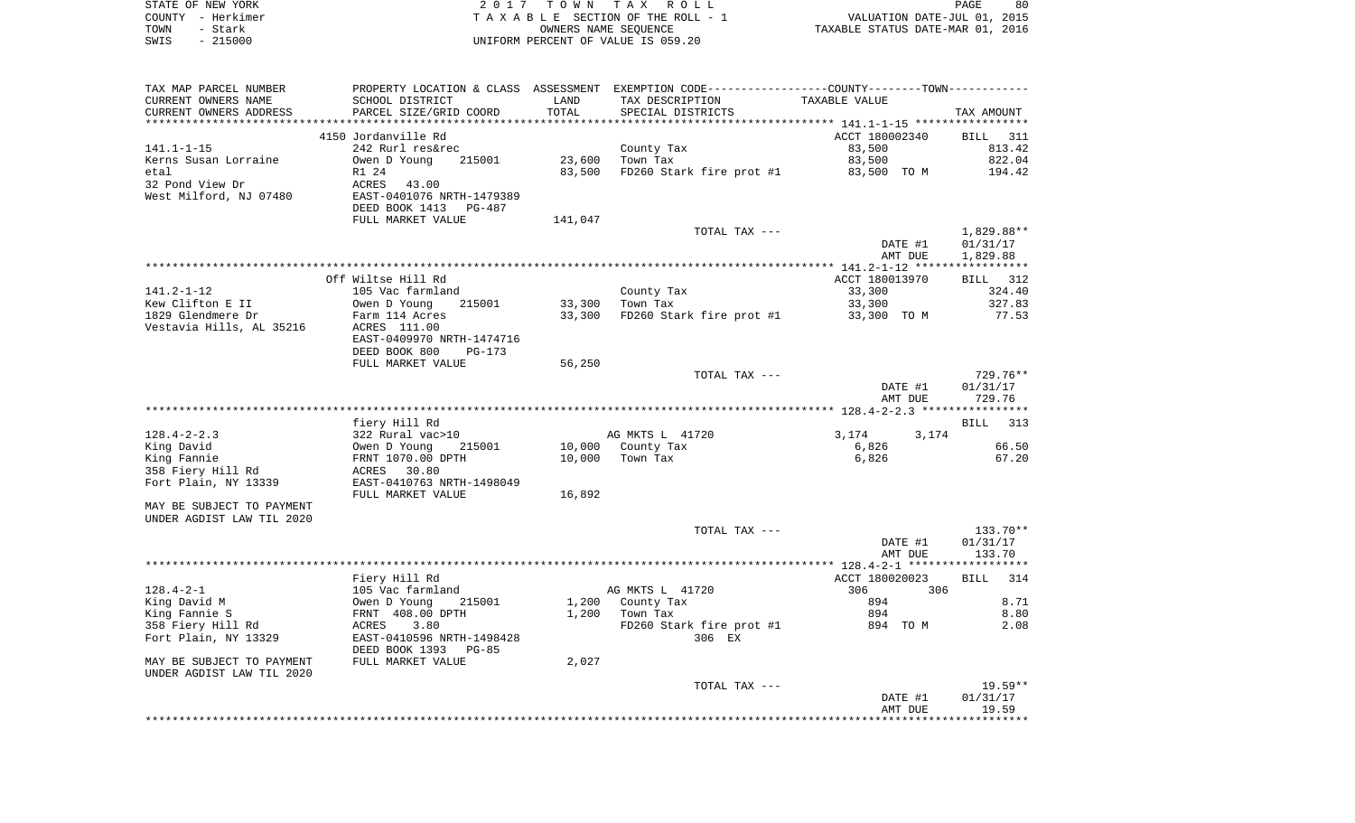STATE OF NEW YORK | 2 0 1 7 T O W N T A X R O L L
COUNTY - Herkimer | T A X A B L E SECTION OF THE ROLL - 1 | VALUATION DATE-JUL 01, 2015
TOWN - Stark | OWNERS NAME SEQUENCE | TAXABLE STATUS DATE-MAR 01, 2016
SWIS - 215000 | UNIFORM PERCENT OF VALUE IS 059.20

| TAX MAP PARCEL NUMBER / CURRENT OWNERS NAME / CURRENT OWNERS ADDRESS | PROPERTY LOCATION & CLASS / SCHOOL DISTRICT / PARCEL SIZE/GRID COORD | ASSESSMENT LAND | ASSESSMENT TOTAL | EXEMPTION CODE / TAX DESCRIPTION / SPECIAL DISTRICTS | COUNTY TAXABLE VALUE | TOWN TAXABLE VALUE | TAX AMOUNT |
|---|---|---|---|---|---|---|---|
| | 4150 Jordanville Rd | | | | ACCT 180002340 | | BILL 311 |
| 141.1-1-15 | 242 Rurl res&rec | | | County Tax | 83,500 | | 813.42 |
| Kerns Susan Lorraine | Owen D Young 215001 | 23,600 | | Town Tax | 83,500 | | 822.04 |
| etal | R1 24 | | 83,500 | FD260 Stark fire prot #1 | 83,500 TO M | | 194.42 |
| 32 Pond View Dr | ACRES 43.00 | | | | | | |
| West Milford, NJ 07480 | EAST-0401076 NRTH-1479389 | | | | | | |
| | DEED BOOK 1413 PG-487 | | | | | | |
| | FULL MARKET VALUE | 141,047 | | | | | |
| | | | | TOTAL TAX --- | | | 1,829.88** |
| | | | | | DATE #1 | | 01/31/17 |
| | | | | | AMT DUE | | 1,829.88 |
| | Off Wiltse Hill Rd | | | | ACCT 180013970 | | BILL 312 |
| 141.2-1-12 | 105 Vac farmland | | | County Tax | 33,300 | | 324.40 |
| Kew Clifton E II | Owen D Young 215001 | 33,300 | | Town Tax | 33,300 | | 327.83 |
| 1829 Glendmere Dr | Farm 114 Acres | | 33,300 | FD260 Stark fire prot #1 | 33,300 TO M | | 77.53 |
| Vestavia Hills, AL 35216 | ACRES 111.00 | | | | | | |
| | EAST-0409970 NRTH-1474716 | | | | | | |
| | DEED BOOK 800 PG-173 | | | | | | |
| | FULL MARKET VALUE | 56,250 | | | | | |
| | | | | TOTAL TAX --- | | | 729.76** |
| | | | | | DATE #1 | | 01/31/17 |
| | | | | | AMT DUE | | 729.76 |
| | fiery Hill Rd | | | | | | BILL 313 |
| 128.4-2-2.3 | 322 Rural vac>10 | | | AG MKTS L 41720 | 3,174 | 3,174 | |
| King David | Owen D Young 215001 | 10,000 | | County Tax | 6,826 | | 66.50 |
| King Fannie | FRNT 1070.00 DPTH | | 10,000 | Town Tax | 6,826 | | 67.20 |
| 358 Fiery Hill Rd | ACRES 30.80 | | | | | | |
| Fort Plain, NY 13339 | EAST-0410763 NRTH-1498049 | | | | | | |
| | FULL MARKET VALUE | 16,892 | | | | | |
| MAY BE SUBJECT TO PAYMENT | | | | | | | |
| UNDER AGDIST LAW TIL 2020 | | | | | | | |
| | | | | TOTAL TAX --- | | | 133.70** |
| | | | | | DATE #1 | | 01/31/17 |
| | | | | | AMT DUE | | 133.70 |
| | Fiery Hill Rd | | | | ACCT 180020023 | | BILL 314 |
| 128.4-2-1 | 105 Vac farmland | | | AG MKTS L 41720 | 306 | 306 | |
| King David M | Owen D Young 215001 | 1,200 | | County Tax | 894 | | 8.71 |
| King Fannie S | FRNT 408.00 DPTH | | 1,200 | Town Tax | 894 | | 8.80 |
| 358 Fiery Hill Rd | ACRES 3.80 | | | FD260 Stark fire prot #1 | 894 TO M | | 2.08 |
| Fort Plain, NY 13329 | EAST-0410596 NRTH-1498428 | | | 306 EX | | | |
| | DEED BOOK 1393 PG-85 | | | | | | |
| MAY BE SUBJECT TO PAYMENT | FULL MARKET VALUE | 2,027 | | | | | |
| UNDER AGDIST LAW TIL 2020 | | | | | | | |
| | | | | TOTAL TAX --- | | | 19.59** |
| | | | | | DATE #1 | | 01/31/17 |
| | | | | | AMT DUE | | 19.59 |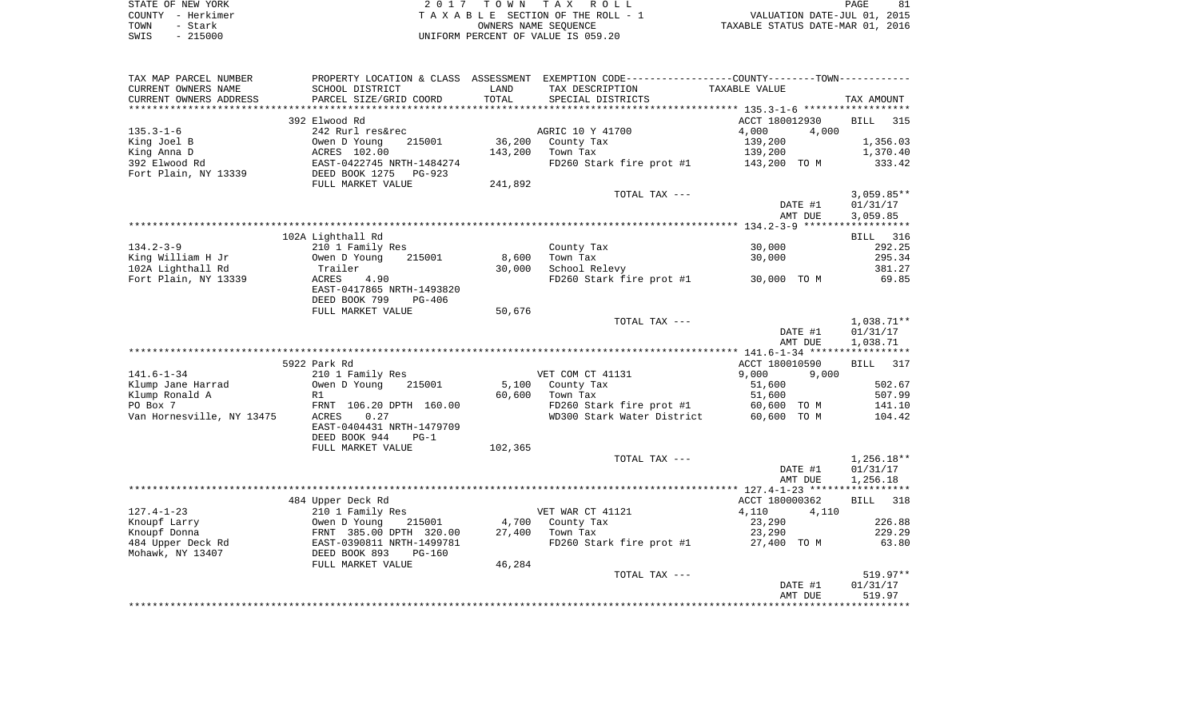STATE OF NEW YORK — 2017 TOWN TAX ROLL
COUNTY - Herkimer — TAXABLE SECTION OF THE ROLL - 1 — VALUATION DATE-JUL 01, 2015
TOWN - Stark — OWNERS NAME SEQUENCE — TAXABLE STATUS DATE-MAR 01, 2016
SWIS - 215000 — UNIFORM PERCENT OF VALUE IS 059.20

| TAX MAP PARCEL NUMBER / CURRENT OWNERS NAME / CURRENT OWNERS ADDRESS | PROPERTY LOCATION & CLASS / SCHOOL DISTRICT / PARCEL SIZE/GRID COORD | ASSESSMENT LAND / TOTAL | EXEMPTION CODE / TAX DESCRIPTION / SPECIAL DISTRICTS | COUNTY / TOWN TAXABLE VALUE | TAX AMOUNT |
|---|---|---|---|---|---|
| | 392 Elwood Rd | | | ACCT 180012930 | BILL 315 |
| 135.3-1-6 | 242 Rurl res&rec | | AGRIC 10 Y 41700 | 4,000 4,000 | |
| King Joel B | Owen D Young 215001 | 36,200 | County Tax | 139,200 | 1,356.03 |
| King Anna D | ACRES 102.00 | 143,200 | Town Tax | 139,200 | 1,370.40 |
| 392 Elwood Rd | EAST-0422745 NRTH-1484274 | | FD260 Stark fire prot #1 | 143,200 TO M | 333.42 |
| Fort Plain, NY 13339 | DEED BOOK 1275 PG-923 | | | | |
| | FULL MARKET VALUE | 241,892 | | | |
| | | | TOTAL TAX --- | | 3,059.85** |
| | | | | DATE #1 | 01/31/17 |
| | | | | AMT DUE | 3,059.85 |
| | 102A Lighthall Rd | | | | BILL 316 |
| 134.2-3-9 | 210 1 Family Res | | County Tax | 30,000 | 292.25 |
| King William H Jr | Owen D Young 215001 | 8,600 | Town Tax | 30,000 | 295.34 |
| 102A Lighthall Rd | Trailer | 30,000 | School Relevy | | 381.27 |
| Fort Plain, NY 13339 | ACRES 4.90 | | FD260 Stark fire prot #1 | 30,000 TO M | 69.85 |
| | EAST-0417865 NRTH-1493820 | | | | |
| | DEED BOOK 799 PG-406 | | | | |
| | FULL MARKET VALUE | 50,676 | | | |
| | | | TOTAL TAX --- | | 1,038.71** |
| | | | | DATE #1 | 01/31/17 |
| | | | | AMT DUE | 1,038.71 |
| | 5922 Park Rd | | | ACCT 180010590 | BILL 317 |
| 141.6-1-34 | 210 1 Family Res | | VET COM CT 41131 | 9,000 9,000 | |
| Klump Jane Harrad | Owen D Young 215001 | 5,100 | County Tax | 51,600 | 502.67 |
| Klump Ronald A | R1 | 60,600 | Town Tax | 51,600 | 507.99 |
| PO Box 7 | FRNT 106.20 DPTH 160.00 | | FD260 Stark fire prot #1 | 60,600 TO M | 141.10 |
| Van Hornesville, NY 13475 | ACRES 0.27 | | WD300 Stark Water District | 60,600 TO M | 104.42 |
| | EAST-0404431 NRTH-1479709 | | | | |
| | DEED BOOK 944 PG-1 | | | | |
| | FULL MARKET VALUE | 102,365 | | | |
| | | | TOTAL TAX --- | | 1,256.18** |
| | | | | DATE #1 | 01/31/17 |
| | | | | AMT DUE | 1,256.18 |
| | 484 Upper Deck Rd | | | ACCT 180000362 | BILL 318 |
| 127.4-1-23 | 210 1 Family Res | | VET WAR CT 41121 | 4,110 4,110 | |
| Knoupf Larry | Owen D Young 215001 | 4,700 | County Tax | 23,290 | 226.88 |
| Knoupf Donna | FRNT 385.00 DPTH 320.00 | 27,400 | Town Tax | 23,290 | 229.29 |
| 484 Upper Deck Rd | EAST-0390811 NRTH-1499781 | | FD260 Stark fire prot #1 | 27,400 TO M | 63.80 |
| Mohawk, NY 13407 | DEED BOOK 893 PG-160 | | | | |
| | FULL MARKET VALUE | 46,284 | | | |
| | | | TOTAL TAX --- | | 519.97** |
| | | | | DATE #1 | 01/31/17 |
| | | | | AMT DUE | 519.97 |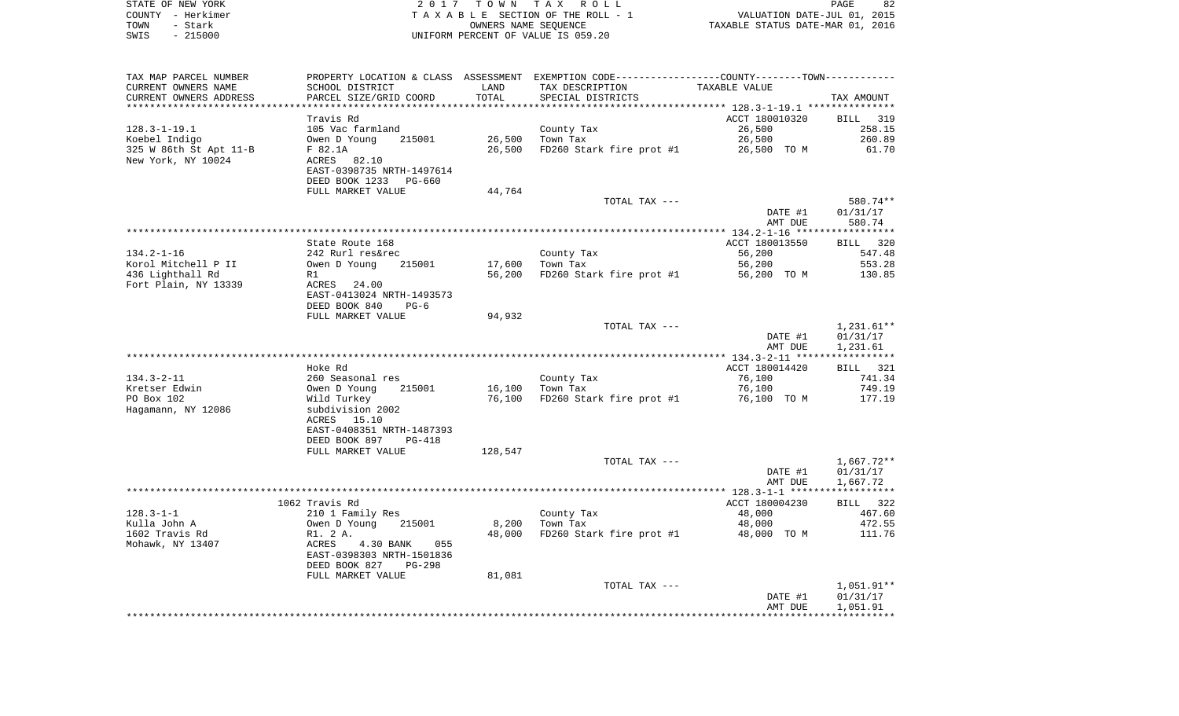STATE OF NEW YORK
COUNTY - Herkimer
TOWN - Stark
SWIS - 215000

2017 TOWN TAX ROLL
TAXABLE SECTION OF THE ROLL - 1
OWNERS NAME SEQUENCE
UNIFORM PERCENT OF VALUE IS 059.20

VALUATION DATE-JUL 01, 2015
TAXABLE STATUS DATE-MAR 01, 2016

| TAX MAP PARCEL NUMBER / CURRENT OWNERS NAME / CURRENT OWNERS ADDRESS | PROPERTY LOCATION & CLASS / SCHOOL DISTRICT / PARCEL SIZE/GRID COORD | ASSESSMENT LAND / TOTAL | EXEMPTION CODE / TAX DESCRIPTION / SPECIAL DISTRICTS | COUNTY--TOWN TAXABLE VALUE | TAX AMOUNT |
|---|---|---|---|---|---|
| 128.3-1-19.1 | Travis Rd | | | ACCT 180010320 | BILL 319 |
| Koebel Indigo | 105 Vac farmland | | County Tax | 26,500 | 258.15 |
| 325 W 86th St Apt 11-B | Owen D Young 215001 | 26,500 | Town Tax | 26,500 | 260.89 |
| New York, NY 10024 | F 82.1A | 26,500 | FD260 Stark fire prot #1 | 26,500 TO M | 61.70 |
| | ACRES 82.10 | | | | |
| | EAST-0398735 NRTH-1497614 | | | | |
| | DEED BOOK 1233 PG-660 | | | | |
| | FULL MARKET VALUE | 44,764 | | | |
| | | | TOTAL TAX --- | | 580.74** |
| | | | | DATE #1 | 01/31/17 |
| | | | | AMT DUE | 580.74 |
| 134.2-1-16 | State Route 168 | | | ACCT 180013550 | BILL 320 |
| Korol Mitchell P II | 242 Rurl res&rec | | County Tax | 56,200 | 547.48 |
| 436 Lighthall Rd | Owen D Young 215001 | 17,600 | Town Tax | 56,200 | 553.28 |
| Fort Plain, NY 13339 | R1 | 56,200 | FD260 Stark fire prot #1 | 56,200 TO M | 130.85 |
| | ACRES 24.00 | | | | |
| | EAST-0413024 NRTH-1493573 | | | | |
| | DEED BOOK 840 PG-6 | | | | |
| | FULL MARKET VALUE | 94,932 | | | |
| | | | TOTAL TAX --- | | 1,231.61** |
| | | | | DATE #1 | 01/31/17 |
| | | | | AMT DUE | 1,231.61 |
| 134.3-2-11 | Hoke Rd | | | ACCT 180014420 | BILL 321 |
| Kretser Edwin | 260 Seasonal res | | County Tax | 76,100 | 741.34 |
| PO Box 102 | Owen D Young 215001 | 16,100 | Town Tax | 76,100 | 749.19 |
| Hagamann, NY 12086 | Wild Turkey | 76,100 | FD260 Stark fire prot #1 | 76,100 TO M | 177.19 |
| | subdivision 2002 | | | | |
| | ACRES 15.10 | | | | |
| | EAST-0408351 NRTH-1487393 | | | | |
| | DEED BOOK 897 PG-418 | | | | |
| | FULL MARKET VALUE | 128,547 | | | |
| | | | TOTAL TAX --- | | 1,667.72** |
| | | | | DATE #1 | 01/31/17 |
| | | | | AMT DUE | 1,667.72 |
| 128.3-1-1 | 1062 Travis Rd | | | ACCT 180004230 | BILL 322 |
| Kulla John A | 210 1 Family Res | | County Tax | 48,000 | 467.60 |
| 1602 Travis Rd | Owen D Young 215001 | 8,200 | Town Tax | 48,000 | 472.55 |
| Mohawk, NY 13407 | R1. 2 A. | 48,000 | FD260 Stark fire prot #1 | 48,000 TO M | 111.76 |
| | ACRES 4.30 BANK 055 | | | | |
| | EAST-0398303 NRTH-1501836 | | | | |
| | DEED BOOK 827 PG-298 | | | | |
| | FULL MARKET VALUE | 81,081 | | | |
| | | | TOTAL TAX --- | | 1,051.91** |
| | | | | DATE #1 | 01/31/17 |
| | | | | AMT DUE | 1,051.91 |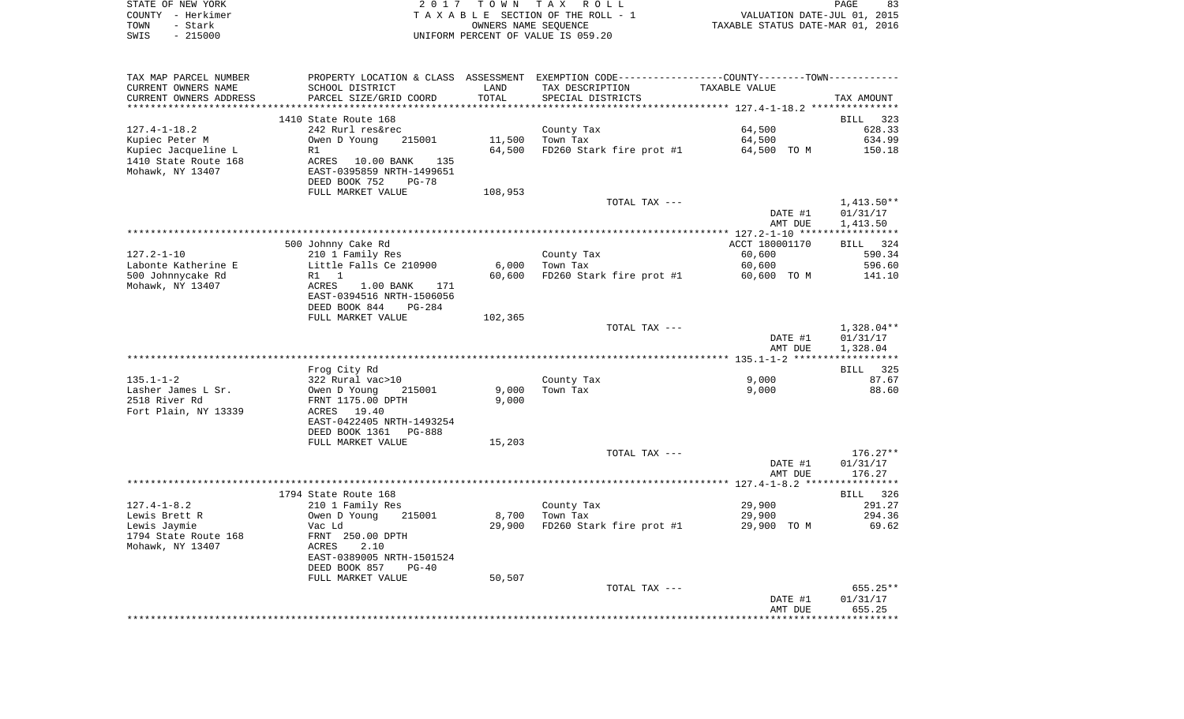STATE OF NEW YORK — 2 0 1 7 T O W N T A X R O L L
COUNTY - Herkimer — T A X A B L E SECTION OF THE ROLL - 1 — VALUATION DATE-JUL 01, 2015
TOWN - Stark — OWNERS NAME SEQUENCE — TAXABLE STATUS DATE-MAR 01, 2016
SWIS - 215000 — UNIFORM PERCENT OF VALUE IS 059.20

| TAX MAP PARCEL NUMBER<br>CURRENT OWNERS NAME<br>CURRENT OWNERS ADDRESS | PROPERTY LOCATION & CLASS<br>SCHOOL DISTRICT<br>PARCEL SIZE/GRID COORD | ASSESSMENT<br>LAND<br>TOTAL | EXEMPTION CODE-----COUNTY-----TOWN<br>TAX DESCRIPTION<br>SPECIAL DISTRICTS | TAXABLE VALUE | TAX AMOUNT |
|---|---|---|---|---|---|
| **127.4-1-18.2** | 1410 State Route 168 | | | | BILL 323 |
| 127.4-1-18.2 | 242 Rurl res&rec | | County Tax | 64,500 | 628.33 |
| Kupiec Peter M | Owen D Young 215001 | 11,500 | Town Tax | 64,500 | 634.99 |
| Kupiec Jacqueline L | R1 | 64,500 | FD260 Stark fire prot #1 | 64,500 TO M | 150.18 |
| 1410 State Route 168 | ACRES 10.00 BANK 135 | | | | |
| Mohawk, NY 13407 | EAST-0395859 NRTH-1499651 | | | | |
| | DEED BOOK 752 PG-78 | | | | |
| | FULL MARKET VALUE | 108,953 | | | |
| | | | TOTAL TAX --- | | 1,413.50** |
| | | | | DATE #1 | 01/31/17 |
| | | | | AMT DUE | 1,413.50 |
| **127.2-1-10** | 500 Johnny Cake Rd | | | ACCT 180001170 | BILL 324 |
| 127.2-1-10 | 210 1 Family Res | | County Tax | 60,600 | 590.34 |
| Labonte Katherine E | Little Falls Ce 210900 | 6,000 | Town Tax | 60,600 | 596.60 |
| 500 Johnnycake Rd | R1 1 | 60,600 | FD260 Stark fire prot #1 | 60,600 TO M | 141.10 |
| Mohawk, NY 13407 | ACRES 1.00 BANK 171 | | | | |
| | EAST-0394516 NRTH-1506056 | | | | |
| | DEED BOOK 844 PG-284 | | | | |
| | FULL MARKET VALUE | 102,365 | | | |
| | | | TOTAL TAX --- | | 1,328.04** |
| | | | | DATE #1 | 01/31/17 |
| | | | | AMT DUE | 1,328.04 |
| **135.1-1-2** | Frog City Rd | | | | BILL 325 |
| 135.1-1-2 | 322 Rural vac>10 | | County Tax | 9,000 | 87.67 |
| Lasher James L Sr. | Owen D Young 215001 | 9,000 | Town Tax | 9,000 | 88.60 |
| 2518 River Rd | FRNT 1175.00 DPTH | 9,000 | | | |
| Fort Plain, NY 13339 | ACRES 19.40 | | | | |
| | EAST-0422405 NRTH-1493254 | | | | |
| | DEED BOOK 1361 PG-888 | | | | |
| | FULL MARKET VALUE | 15,203 | | | |
| | | | TOTAL TAX --- | | 176.27** |
| | | | | DATE #1 | 01/31/17 |
| | | | | AMT DUE | 176.27 |
| **127.4-1-8.2** | 1794 State Route 168 | | | | BILL 326 |
| 127.4-1-8.2 | 210 1 Family Res | | County Tax | 29,900 | 291.27 |
| Lewis Brett R | Owen D Young 215001 | 8,700 | Town Tax | 29,900 | 294.36 |
| Lewis Jaymie | Vac Ld | 29,900 | FD260 Stark fire prot #1 | 29,900 TO M | 69.62 |
| 1794 State Route 168 | FRNT 250.00 DPTH | | | | |
| Mohawk, NY 13407 | ACRES 2.10 | | | | |
| | EAST-0389005 NRTH-1501524 | | | | |
| | DEED BOOK 857 PG-40 | | | | |
| | FULL MARKET VALUE | 50,507 | | | |
| | | | TOTAL TAX --- | | 655.25** |
| | | | | DATE #1 | 01/31/17 |
| | | | | AMT DUE | 655.25 |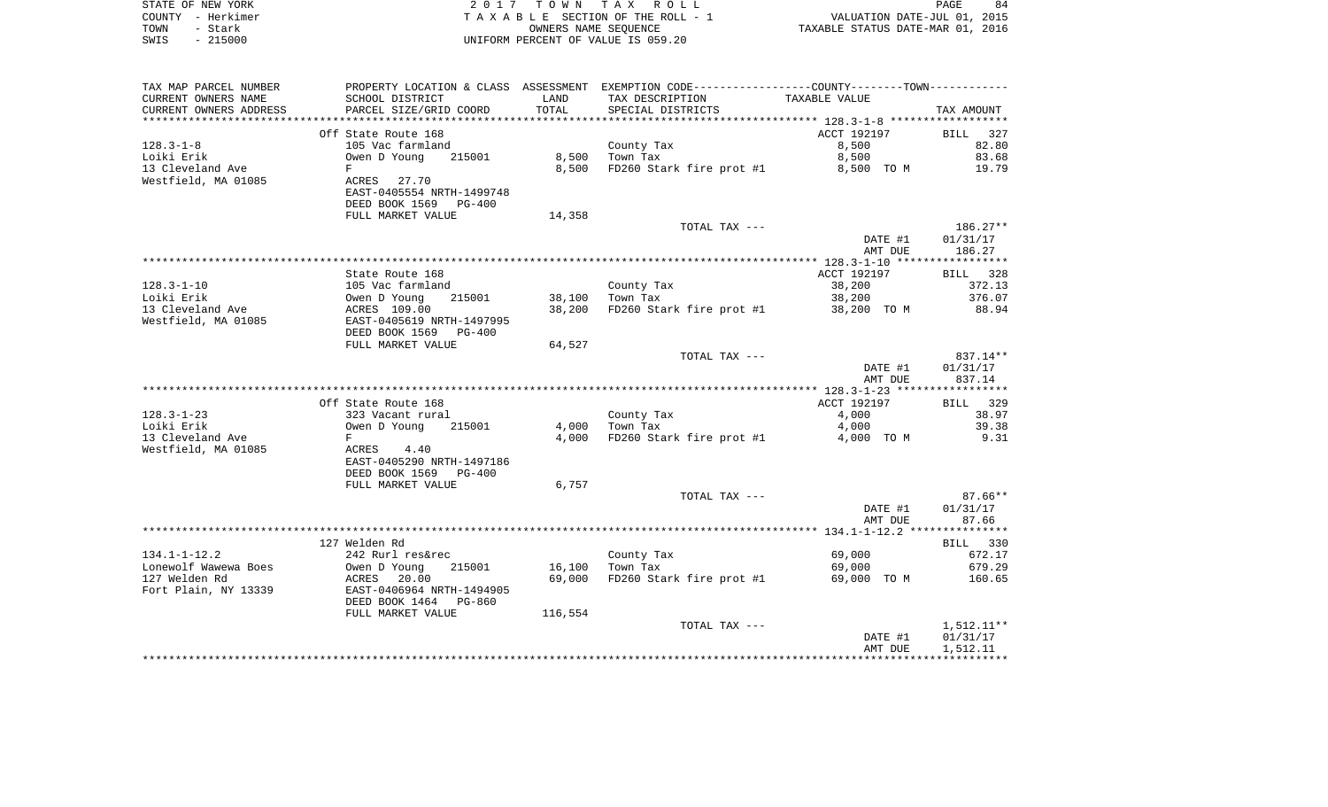STATE OF NEW YORK
COUNTY - Herkimer
TOWN - Stark
SWIS - 215000

2 0 1 7 T O W N T A X R O L L
T A X A B L E SECTION OF THE ROLL - 1
OWNERS NAME SEQUENCE
UNIFORM PERCENT OF VALUE IS 059.20

VALUATION DATE-JUL 01, 2015
TAXABLE STATUS DATE-MAR 01, 2016

| TAX MAP PARCEL NUMBER / CURRENT OWNERS NAME / CURRENT OWNERS ADDRESS | PROPERTY LOCATION & CLASS / SCHOOL DISTRICT / PARCEL SIZE/GRID COORD | ASSESSMENT LAND / TOTAL | EXEMPTION CODE / TAX DESCRIPTION / SPECIAL DISTRICTS | COUNTY-TOWN TAXABLE VALUE | TAX AMOUNT |
|---|---|---|---|---|---|
| **128.3-1-8** | Off State Route 168 | | | ACCT 192197 | BILL 327 |
| 128.3-1-8 | 105 Vac farmland | | County Tax | 8,500 | 82.80 |
| Loiki Erik | Owen D Young 215001 | 8,500 | Town Tax | 8,500 | 83.68 |
| 13 Cleveland Ave | F | 8,500 | FD260 Stark fire prot #1 | 8,500 TO M | 19.79 |
| Westfield, MA 01085 | ACRES 27.70 | | | | |
| | EAST-0405554 NRTH-1499748 | | | | |
| | DEED BOOK 1569 PG-400 | | | | |
| | FULL MARKET VALUE | 14,358 | | | |
| | | | TOTAL TAX --- | | 186.27** |
| | | | | DATE #1 | 01/31/17 |
| | | | | AMT DUE | 186.27 |
| **128.3-1-10** | State Route 168 | | | ACCT 192197 | BILL 328 |
| 128.3-1-10 | 105 Vac farmland | | County Tax | 38,200 | 372.13 |
| Loiki Erik | Owen D Young 215001 | 38,100 | Town Tax | 38,200 | 376.07 |
| 13 Cleveland Ave | ACRES 109.00 | 38,200 | FD260 Stark fire prot #1 | 38,200 TO M | 88.94 |
| Westfield, MA 01085 | EAST-0405619 NRTH-1497995 | | | | |
| | DEED BOOK 1569 PG-400 | | | | |
| | FULL MARKET VALUE | 64,527 | | | |
| | | | TOTAL TAX --- | | 837.14** |
| | | | | DATE #1 | 01/31/17 |
| | | | | AMT DUE | 837.14 |
| **128.3-1-23** | Off State Route 168 | | | ACCT 192197 | BILL 329 |
| 128.3-1-23 | 323 Vacant rural | | County Tax | 4,000 | 38.97 |
| Loiki Erik | Owen D Young 215001 | 4,000 | Town Tax | 4,000 | 39.38 |
| 13 Cleveland Ave | F | 4,000 | FD260 Stark fire prot #1 | 4,000 TO M | 9.31 |
| Westfield, MA 01085 | ACRES 4.40 | | | | |
| | EAST-0405290 NRTH-1497186 | | | | |
| | DEED BOOK 1569 PG-400 | | | | |
| | FULL MARKET VALUE | 6,757 | | | |
| | | | TOTAL TAX --- | | 87.66** |
| | | | | DATE #1 | 01/31/17 |
| | | | | AMT DUE | 87.66 |
| **134.1-1-12.2** | 127 Welden Rd | | | | BILL 330 |
| 134.1-1-12.2 | 242 Rurl res&rec | | County Tax | 69,000 | 672.17 |
| Lonewolf Wawewa Boes | Owen D Young 215001 | 16,100 | Town Tax | 69,000 | 679.29 |
| 127 Welden Rd | ACRES 20.00 | 69,000 | FD260 Stark fire prot #1 | 69,000 TO M | 160.65 |
| Fort Plain, NY 13339 | EAST-0406964 NRTH-1494905 | | | | |
| | DEED BOOK 1464 PG-860 | | | | |
| | FULL MARKET VALUE | 116,554 | | | |
| | | | TOTAL TAX --- | | 1,512.11** |
| | | | | DATE #1 | 01/31/17 |
| | | | | AMT DUE | 1,512.11 |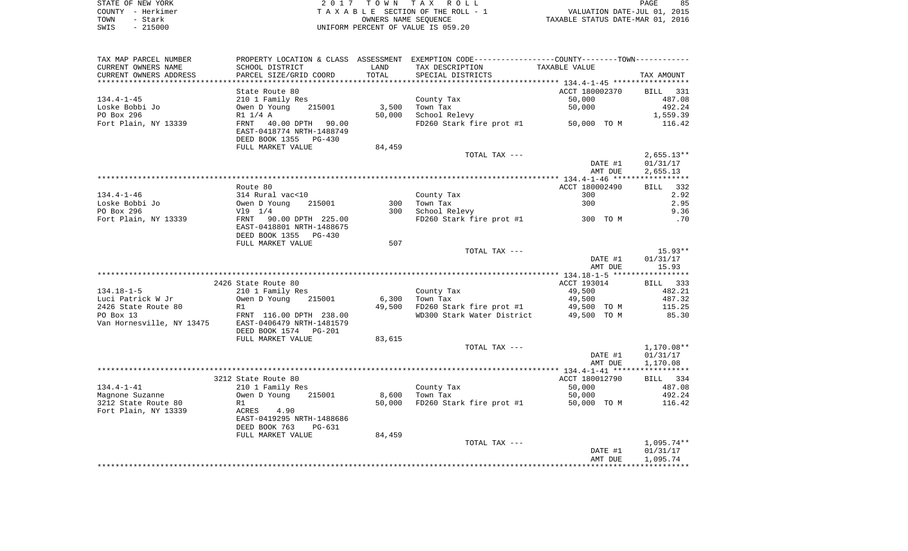STATE OF NEW YORK — 2017 TOWN TAX ROLL
COUNTY - Herkimer — TAXABLE SECTION OF THE ROLL - 1 — VALUATION DATE-JUL 01, 2015
TOWN - Stark — OWNERS NAME SEQUENCE — TAXABLE STATUS DATE-MAR 01, 2016
SWIS - 215000 — UNIFORM PERCENT OF VALUE IS 059.20

| TAX MAP PARCEL NUMBER / CURRENT OWNERS NAME / CURRENT OWNERS ADDRESS | PROPERTY LOCATION & CLASS / SCHOOL DISTRICT / PARCEL SIZE/GRID COORD | ASSESSMENT LAND | TOTAL | EXEMPTION CODE / TAX DESCRIPTION / SPECIAL DISTRICTS | TAXABLE VALUE | TAX AMOUNT |
|---|---|---|---|---|---|---|
| | State Route 80 | | | | ACCT 180002370 | BILL 331 |
| 134.4-1-45 | 210 1 Family Res | | | County Tax | 50,000 | 487.08 |
| Loske Bobbi Jo | Owen D Young 215001 | 3,500 | | Town Tax | 50,000 | 492.24 |
| PO Box 296 | R1 1/4 A | | 50,000 | School Relevy | | 1,559.39 |
| Fort Plain, NY 13339 | FRNT 40.00 DPTH 90.00 | | | FD260 Stark fire prot #1 | 50,000 TO M | 116.42 |
| | EAST-0418774 NRTH-1488749 | | | | | |
| | DEED BOOK 1355 PG-430 | | | | | |
| | FULL MARKET VALUE | | 84,459 | | | |
| | | | | TOTAL TAX --- | | 2,655.13** |
| | | | | | DATE #1 | 01/31/17 |
| | | | | | AMT DUE | 2,655.13 |
| | Route 80 | | | | ACCT 180002490 | BILL 332 |
| 134.4-1-46 | 314 Rural vac<10 | | | County Tax | 300 | 2.92 |
| Loske Bobbi Jo | Owen D Young 215001 | 300 | | Town Tax | 300 | 2.95 |
| PO Box 296 | Vl9 1/4 | | 300 | School Relevy | | 9.36 |
| Fort Plain, NY 13339 | FRNT 90.00 DPTH 225.00 | | | FD260 Stark fire prot #1 | 300 TO M | .70 |
| | EAST-0418801 NRTH-1488675 | | | | | |
| | DEED BOOK 1355 PG-430 | | | | | |
| | FULL MARKET VALUE | | 507 | | | |
| | | | | TOTAL TAX --- | | 15.93** |
| | | | | | DATE #1 | 01/31/17 |
| | | | | | AMT DUE | 15.93 |
| | 2426 State Route 80 | | | | ACCT 193014 | BILL 333 |
| 134.18-1-5 | 210 1 Family Res | | | County Tax | 49,500 | 482.21 |
| Luci Patrick W Jr | Owen D Young 215001 | 6,300 | | Town Tax | 49,500 | 487.32 |
| 2426 State Route 80 | R1 | | 49,500 | FD260 Stark fire prot #1 | 49,500 TO M | 115.25 |
| PO Box 13 | FRNT 116.00 DPTH 238.00 | | | WD300 Stark Water District | 49,500 TO M | 85.30 |
| Van Hornesville, NY 13475 | EAST-0406479 NRTH-1481579 | | | | | |
| | DEED BOOK 1574 PG-201 | | | | | |
| | FULL MARKET VALUE | | 83,615 | | | |
| | | | | TOTAL TAX --- | | 1,170.08** |
| | | | | | DATE #1 | 01/31/17 |
| | | | | | AMT DUE | 1,170.08 |
| | 3212 State Route 80 | | | | ACCT 180012790 | BILL 334 |
| 134.4-1-41 | 210 1 Family Res | | | County Tax | 50,000 | 487.08 |
| Magnone Suzanne | Owen D Young 215001 | 8,600 | | Town Tax | 50,000 | 492.24 |
| 3212 State Route 80 | R1 | | 50,000 | FD260 Stark fire prot #1 | 50,000 TO M | 116.42 |
| Fort Plain, NY 13339 | ACRES 4.90 | | | | | |
| | EAST-0419295 NRTH-1488686 | | | | | |
| | DEED BOOK 763 PG-631 | | | | | |
| | FULL MARKET VALUE | | 84,459 | | | |
| | | | | TOTAL TAX --- | | 1,095.74** |
| | | | | | DATE #1 | 01/31/17 |
| | | | | | AMT DUE | 1,095.74 |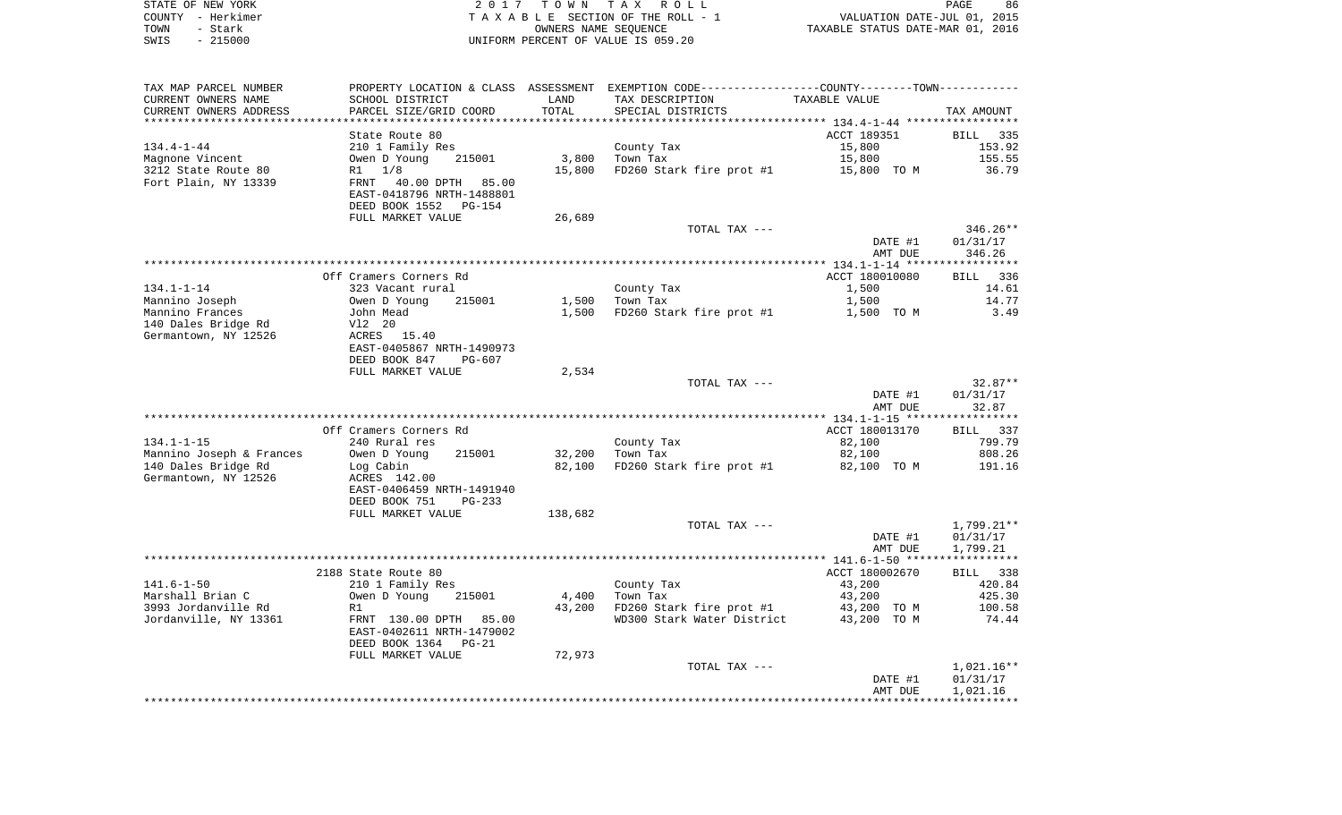STATE OF NEW YORK — 2017 TOWN TAX ROLL
COUNTY - Herkimer — TAXABLE SECTION OF THE ROLL - 1 — VALUATION DATE-JUL 01, 2015
TOWN - Stark — OWNERS NAME SEQUENCE — TAXABLE STATUS DATE-MAR 01, 2016
SWIS - 215000 — UNIFORM PERCENT OF VALUE IS 059.20

| TAX MAP PARCEL NUMBER<br>CURRENT OWNERS NAME<br>CURRENT OWNERS ADDRESS | PROPERTY LOCATION & CLASS<br>SCHOOL DISTRICT<br>PARCEL SIZE/GRID COORD | ASSESSMENT<br>LAND<br>TOTAL | EXEMPTION CODE-----COUNTY-----TOWN<br>TAX DESCRIPTION<br>SPECIAL DISTRICTS | TAXABLE VALUE | TAX AMOUNT |
|---|---|---|---|---|---|
| **134.4-1-44** | State Route 80 | | | ACCT 189351 | BILL 335 |
| 134.4-1-44 | 210 1 Family Res | | County Tax | 15,800 | 153.92 |
| Magnone Vincent | Owen D Young 215001 | 3,800 | Town Tax | 15,800 | 155.55 |
| 3212 State Route 80 | R1 1/8 | 15,800 | FD260 Stark fire prot #1 | 15,800 TO M | 36.79 |
| Fort Plain, NY 13339 | FRNT 40.00 DPTH 85.00 | | | | |
| | EAST-0418796 NRTH-1488801 | | | | |
| | DEED BOOK 1552 PG-154 | | | | |
| | FULL MARKET VALUE | 26,689 | | | |
| | | | TOTAL TAX --- | | 346.26** |
| | | | | DATE #1 | 01/31/17 |
| | | | | AMT DUE | 346.26 |
| **134.1-1-14** | Off Cramers Corners Rd | | | ACCT 180010080 | BILL 336 |
| 134.1-1-14 | 323 Vacant rural | | County Tax | 1,500 | 14.61 |
| Mannino Joseph | Owen D Young 215001 | 1,500 | Town Tax | 1,500 | 14.77 |
| Mannino Frances | John Mead | 1,500 | FD260 Stark fire prot #1 | 1,500 TO M | 3.49 |
| 140 Dales Bridge Rd | Vl2 20 | | | | |
| Germantown, NY 12526 | ACRES 15.40 | | | | |
| | EAST-0405867 NRTH-1490973 | | | | |
| | DEED BOOK 847 PG-607 | | | | |
| | FULL MARKET VALUE | 2,534 | | | |
| | | | TOTAL TAX --- | | 32.87** |
| | | | | DATE #1 | 01/31/17 |
| | | | | AMT DUE | 32.87 |
| **134.1-1-15** | Off Cramers Corners Rd | | | ACCT 180013170 | BILL 337 |
| 134.1-1-15 | 240 Rural res | | County Tax | 82,100 | 799.79 |
| Mannino Joseph & Frances | Owen D Young 215001 | 32,200 | Town Tax | 82,100 | 808.26 |
| 140 Dales Bridge Rd | Log Cabin | 82,100 | FD260 Stark fire prot #1 | 82,100 TO M | 191.16 |
| Germantown, NY 12526 | ACRES 142.00 | | | | |
| | EAST-0406459 NRTH-1491940 | | | | |
| | DEED BOOK 751 PG-233 | | | | |
| | FULL MARKET VALUE | 138,682 | | | |
| | | | TOTAL TAX --- | | 1,799.21** |
| | | | | DATE #1 | 01/31/17 |
| | | | | AMT DUE | 1,799.21 |
| **141.6-1-50** | 2188 State Route 80 | | | ACCT 180002670 | BILL 338 |
| 141.6-1-50 | 210 1 Family Res | | County Tax | 43,200 | 420.84 |
| Marshall Brian C | Owen D Young 215001 | 4,400 | Town Tax | 43,200 | 425.30 |
| 3993 Jordanville Rd | R1 | 43,200 | FD260 Stark fire prot #1 | 43,200 TO M | 100.58 |
| Jordanville, NY 13361 | FRNT 130.00 DPTH 85.00 | | WD300 Stark Water District | 43,200 TO M | 74.44 |
| | EAST-0402611 NRTH-1479002 | | | | |
| | DEED BOOK 1364 PG-21 | | | | |
| | FULL MARKET VALUE | 72,973 | | | |
| | | | TOTAL TAX --- | | 1,021.16** |
| | | | | DATE #1 | 01/31/17 |
| | | | | AMT DUE | 1,021.16 |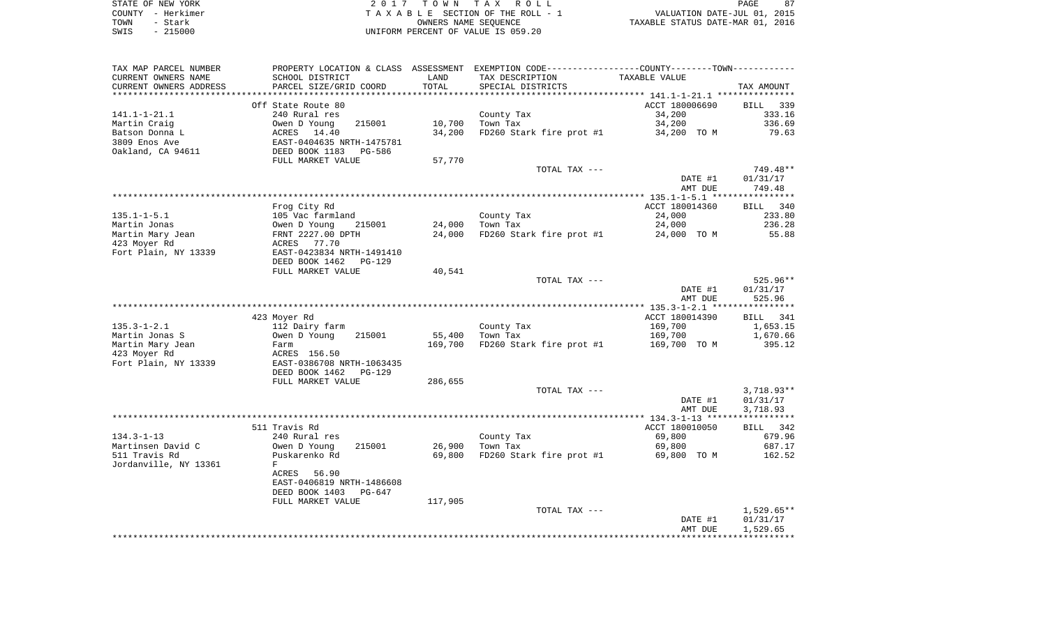STATE OF NEW YORK
COUNTY - Herkimer
TOWN - Stark
SWIS - 215000

2 0 1 7 T O W N T A X R O L L
T A X A B L E SECTION OF THE ROLL - 1
OWNERS NAME SEQUENCE
UNIFORM PERCENT OF VALUE IS 059.20

VALUATION DATE-JUL 01, 2015
TAXABLE STATUS DATE-MAR 01, 2016

| TAX MAP PARCEL NUMBER<br>CURRENT OWNERS NAME<br>CURRENT OWNERS ADDRESS | PROPERTY LOCATION & CLASS<br>SCHOOL DISTRICT<br>PARCEL SIZE/GRID COORD | ASSESSMENT<br>LAND<br>TOTAL | EXEMPTION CODE-----COUNTY-----TOWN<br>TAX DESCRIPTION<br>SPECIAL DISTRICTS | TAXABLE VALUE | TAX AMOUNT |
|---|---|---|---|---|---|
| | Off State Route 80 | | | ACCT 180006690 | BILL 339 |
| 141.1-1-21.1 | 240 Rural res | | County Tax | 34,200 | 333.16 |
| Martin Craig | Owen D Young 215001 | 10,700 | Town Tax | 34,200 | 336.69 |
| Batson Donna L | ACRES 14.40 | 34,200 | FD260 Stark fire prot #1 | 34,200 TO M | 79.63 |
| 3809 Enos Ave | EAST-0404635 NRTH-1475781 | | | | |
| Oakland, CA 94611 | DEED BOOK 1183 PG-586 | | | | |
| | FULL MARKET VALUE | 57,770 | | | |
| | | | TOTAL TAX --- | | 749.48** |
| | | | | DATE #1 | 01/31/17 |
| | | | | AMT DUE | 749.48 |
| | Frog City Rd | | | ACCT 180014360 | BILL 340 |
| 135.1-1-5.1 | 105 Vac farmland | | County Tax | 24,000 | 233.80 |
| Martin Jonas | Owen D Young 215001 | 24,000 | Town Tax | 24,000 | 236.28 |
| Martin Mary Jean | FRNT 2227.00 DPTH | 24,000 | FD260 Stark fire prot #1 | 24,000 TO M | 55.88 |
| 423 Moyer Rd | ACRES 77.70 | | | | |
| Fort Plain, NY 13339 | EAST-0423834 NRTH-1491410 | | | | |
| | DEED BOOK 1462 PG-129 | | | | |
| | FULL MARKET VALUE | 40,541 | | | |
| | | | TOTAL TAX --- | | 525.96** |
| | | | | DATE #1 | 01/31/17 |
| | | | | AMT DUE | 525.96 |
| | 423 Moyer Rd | | | ACCT 180014390 | BILL 341 |
| 135.3-1-2.1 | 112 Dairy farm | | County Tax | 169,700 | 1,653.15 |
| Martin Jonas S | Owen D Young 215001 | 55,400 | Town Tax | 169,700 | 1,670.66 |
| Martin Mary Jean | Farm | 169,700 | FD260 Stark fire prot #1 | 169,700 TO M | 395.12 |
| 423 Moyer Rd | ACRES 156.50 | | | | |
| Fort Plain, NY 13339 | EAST-0386708 NRTH-1063435 | | | | |
| | DEED BOOK 1462 PG-129 | | | | |
| | FULL MARKET VALUE | 286,655 | | | |
| | | | TOTAL TAX --- | | 3,718.93** |
| | | | | DATE #1 | 01/31/17 |
| | | | | AMT DUE | 3,718.93 |
| | 511 Travis Rd | | | ACCT 180010050 | BILL 342 |
| 134.3-1-13 | 240 Rural res | | County Tax | 69,800 | 679.96 |
| Martinsen David C | Owen D Young 215001 | 26,900 | Town Tax | 69,800 | 687.17 |
| 511 Travis Rd | Puskarenko Rd | 69,800 | FD260 Stark fire prot #1 | 69,800 TO M | 162.52 |
| Jordanville, NY 13361 | F | | | | |
| | ACRES 56.90 | | | | |
| | EAST-0406819 NRTH-1486608 | | | | |
| | DEED BOOK 1403 PG-647 | | | | |
| | FULL MARKET VALUE | 117,905 | | | |
| | | | TOTAL TAX --- | | 1,529.65** |
| | | | | DATE #1 | 01/31/17 |
| | | | | AMT DUE | 1,529.65 |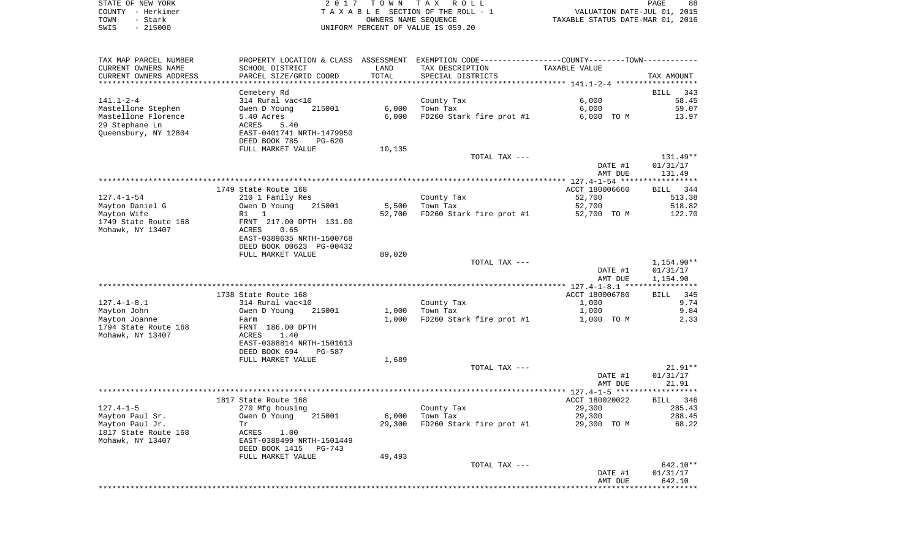STATE OF NEW YORK — COUNTY - Herkimer — TOWN - Stark — SWIS - 215000

2017 TOWN TAX ROLL
TAXABLE SECTION OF THE ROLL - 1
OWNERS NAME SEQUENCE
UNIFORM PERCENT OF VALUE IS 059.20

VALUATION DATE-JUL 01, 2015
TAXABLE STATUS DATE-MAR 01, 2016

| TAX MAP PARCEL NUMBER / CURRENT OWNERS NAME / CURRENT OWNERS ADDRESS | PROPERTY LOCATION & CLASS / SCHOOL DISTRICT / PARCEL SIZE/GRID COORD | ASSESSMENT LAND | TOTAL | EXEMPTION CODE / TAX DESCRIPTION / SPECIAL DISTRICTS | TAXABLE VALUE | TAX AMOUNT |
|---|---|---|---|---|---|---|
| **141.1-2-4** | Cemetery Rd | | | | | BILL 343 |
| 141.1-2-4 | 314 Rural vac<10 | | | County Tax | 6,000 | 58.45 |
| Mastellone Stephen | Owen D Young 215001 | 6,000 | | Town Tax | 6,000 | 59.07 |
| Mastellone Florence | 5.40 Acres | | 6,000 | FD260 Stark fire prot #1 | 6,000 TO M | 13.97 |
| 29 Stephane Ln | ACRES 5.40 | | | | | |
| Queensbury, NY 12804 | EAST-0401741 NRTH-1479950 | | | | | |
| | DEED BOOK 785 PG-620 | | | | | |
| | FULL MARKET VALUE | 10,135 | | | | |
| | | | | TOTAL TAX --- | | 131.49** |
| | | | | | DATE #1 | 01/31/17 |
| | | | | | AMT DUE | 131.49 |
| **127.4-1-54** | 1749 State Route 168 | | | | ACCT 180006660 | BILL 344 |
| 127.4-1-54 | 210 1 Family Res | | | County Tax | 52,700 | 513.38 |
| Mayton Daniel G | Owen D Young 215001 | 5,500 | | Town Tax | 52,700 | 518.82 |
| Mayton Wife | R1 1 | | 52,700 | FD260 Stark fire prot #1 | 52,700 TO M | 122.70 |
| 1749 State Route 168 | FRNT 217.00 DPTH 131.00 | | | | | |
| Mohawk, NY 13407 | ACRES 0.65 | | | | | |
| | EAST-0389635 NRTH-1500768 | | | | | |
| | DEED BOOK 00623 PG-00432 | | | | | |
| | FULL MARKET VALUE | 89,020 | | | | |
| | | | | TOTAL TAX --- | | 1,154.90** |
| | | | | | DATE #1 | 01/31/17 |
| | | | | | AMT DUE | 1,154.90 |
| **127.4-1-8.1** | 1738 State Route 168 | | | | ACCT 180006780 | BILL 345 |
| 127.4-1-8.1 | 314 Rural vac<10 | | | County Tax | 1,000 | 9.74 |
| Mayton John | Owen D Young 215001 | 1,000 | | Town Tax | 1,000 | 9.84 |
| Mayton Joanne | Farm | | 1,000 | FD260 Stark fire prot #1 | 1,000 TO M | 2.33 |
| 1794 State Route 168 | FRNT 186.00 DPTH | | | | | |
| Mohawk, NY 13407 | ACRES 1.40 | | | | | |
| | EAST-0388814 NRTH-1501613 | | | | | |
| | DEED BOOK 694 PG-587 | | | | | |
| | FULL MARKET VALUE | 1,689 | | | | |
| | | | | TOTAL TAX --- | | 21.91** |
| | | | | | DATE #1 | 01/31/17 |
| | | | | | AMT DUE | 21.91 |
| **127.4-1-5** | 1817 State Route 168 | | | | ACCT 180020022 | BILL 346 |
| 127.4-1-5 | 270 Mfg housing | | | County Tax | 29,300 | 285.43 |
| Mayton Paul Sr. | Owen D Young 215001 | 6,000 | | Town Tax | 29,300 | 288.45 |
| Mayton Paul Jr. | Tr | | 29,300 | FD260 Stark fire prot #1 | 29,300 TO M | 68.22 |
| 1817 State Route 168 | ACRES 1.00 | | | | | |
| Mohawk, NY 13407 | EAST-0388499 NRTH-1501449 | | | | | |
| | DEED BOOK 1415 PG-743 | | | | | |
| | FULL MARKET VALUE | 49,493 | | | | |
| | | | | TOTAL TAX --- | | 642.10** |
| | | | | | DATE #1 | 01/31/17 |
| | | | | | AMT DUE | 642.10 |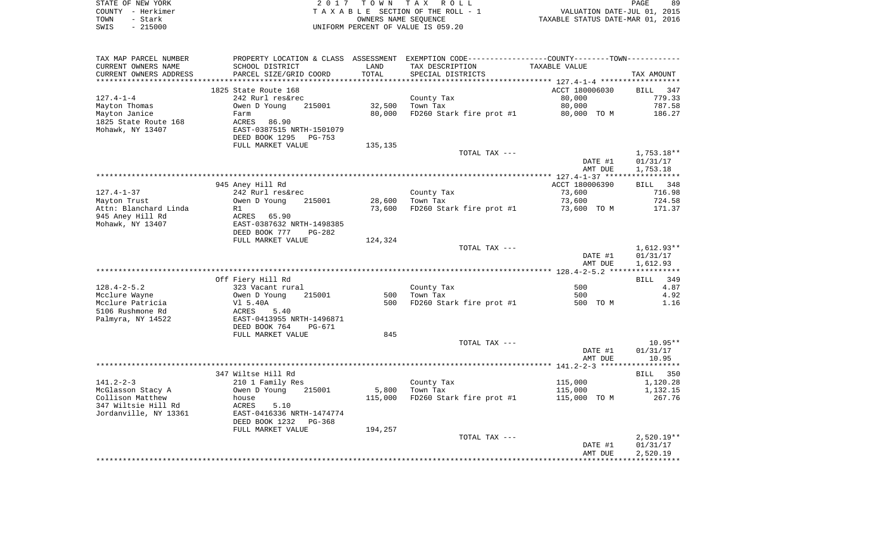STATE OF NEW YORK
COUNTY - Herkimer
TOWN - Stark
SWIS - 215000

2 0 1 7 T O W N T A X R O L L
T A X A B L E SECTION OF THE ROLL - 1
OWNERS NAME SEQUENCE
UNIFORM PERCENT OF VALUE IS 059.20

VALUATION DATE-JUL 01, 2015
TAXABLE STATUS DATE-MAR 01, 2016

| TAX MAP PARCEL NUMBER / CURRENT OWNERS NAME / CURRENT OWNERS ADDRESS | PROPERTY LOCATION & CLASS / SCHOOL DISTRICT / PARCEL SIZE/GRID COORD | ASSESSMENT LAND / TOTAL | EXEMPTION CODE / TAX DESCRIPTION / SPECIAL DISTRICTS | COUNTY--------TOWN / TAXABLE VALUE | TAX AMOUNT |
|---|---|---|---|---|---|
| **127.4-1-4** | 1825 State Route 168 | | | ACCT 180006030 | BILL 347 |
| 127.4-1-4 | 242 Rurl res&rec | | County Tax | 80,000 | 779.33 |
| Mayton Thomas | Owen D Young 215001 | 32,500 | Town Tax | 80,000 | 787.58 |
| Mayton Janice | Farm | 80,000 | FD260 Stark fire prot #1 | 80,000 TO M | 186.27 |
| 1825 State Route 168 | ACRES 86.90 | | | | |
| Mohawk, NY 13407 | EAST-0387515 NRTH-1501079 | | | | |
| | DEED BOOK 1295 PG-753 | | | | |
| | FULL MARKET VALUE | 135,135 | | | |
| | | | TOTAL TAX --- | | 1,753.18** |
| | | | | DATE #1 | 01/31/17 |
| | | | | AMT DUE | 1,753.18 |
| **127.4-1-37** | 945 Aney Hill Rd | | | ACCT 180006390 | BILL 348 |
| 127.4-1-37 | 242 Rurl res&rec | | County Tax | 73,600 | 716.98 |
| Mayton Trust | Owen D Young 215001 | 28,600 | Town Tax | 73,600 | 724.58 |
| Attn: Blanchard Linda | R1 | 73,600 | FD260 Stark fire prot #1 | 73,600 TO M | 171.37 |
| 945 Aney Hill Rd | ACRES 65.90 | | | | |
| Mohawk, NY 13407 | EAST-0387632 NRTH-1498385 | | | | |
| | DEED BOOK 777 PG-282 | | | | |
| | FULL MARKET VALUE | 124,324 | | | |
| | | | TOTAL TAX --- | | 1,612.93** |
| | | | | DATE #1 | 01/31/17 |
| | | | | AMT DUE | 1,612.93 |
| **128.4-2-5.2** | Off Fiery Hill Rd | | | | BILL 349 |
| 128.4-2-5.2 | 323 Vacant rural | | County Tax | 500 | 4.87 |
| Mcclure Wayne | Owen D Young 215001 | 500 | Town Tax | 500 | 4.92 |
| Mcclure Patricia | Vl 5.40A | 500 | FD260 Stark fire prot #1 | 500 TO M | 1.16 |
| 5106 Rushmone Rd | ACRES 5.40 | | | | |
| Palmyra, NY 14522 | EAST-0413955 NRTH-1496871 | | | | |
| | DEED BOOK 764 PG-671 | | | | |
| | FULL MARKET VALUE | 845 | | | |
| | | | TOTAL TAX --- | | 10.95** |
| | | | | DATE #1 | 01/31/17 |
| | | | | AMT DUE | 10.95 |
| **141.2-2-3** | 347 Wiltse Hill Rd | | | | BILL 350 |
| 141.2-2-3 | 210 1 Family Res | | County Tax | 115,000 | 1,120.28 |
| McGlasson Stacy A | Owen D Young 215001 | 5,800 | Town Tax | 115,000 | 1,132.15 |
| Collison Matthew | house | 115,000 | FD260 Stark fire prot #1 | 115,000 TO M | 267.76 |
| 347 Wiltsie Hill Rd | ACRES 5.10 | | | | |
| Jordanville, NY 13361 | EAST-0416336 NRTH-1474774 | | | | |
| | DEED BOOK 1232 PG-368 | | | | |
| | FULL MARKET VALUE | 194,257 | | | |
| | | | TOTAL TAX --- | | 2,520.19** |
| | | | | DATE #1 | 01/31/17 |
| | | | | AMT DUE | 2,520.19 |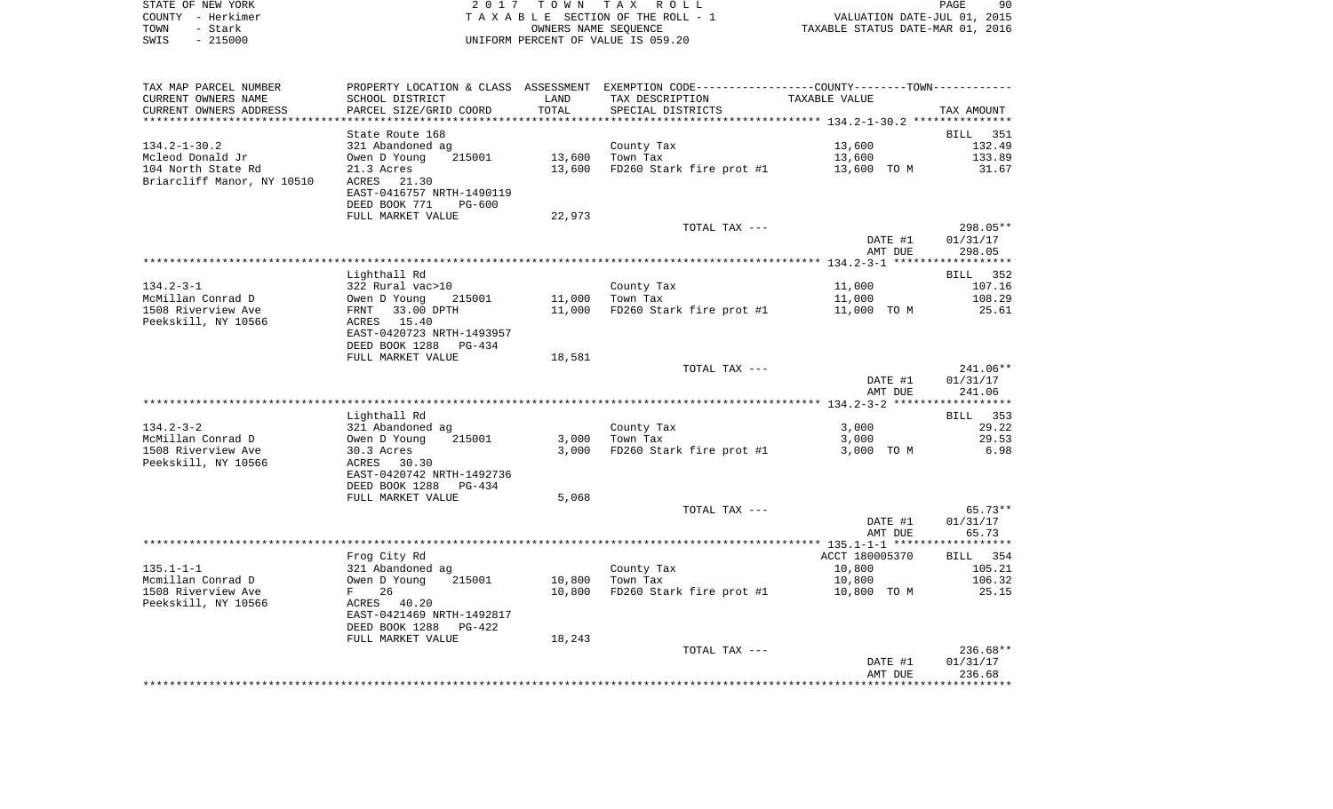STATE OF NEW YORK | COUNTY - Herkimer | TOWN - Stark | SWIS - 215000

2017 TOWN TAX ROLL
TAXABLE SECTION OF THE ROLL - 1
OWNERS NAME SEQUENCE
UNIFORM PERCENT OF VALUE IS 059.20

VALUATION DATE-JUL 01, 2015
TAXABLE STATUS DATE-MAR 01, 2016

| TAX MAP PARCEL NUMBER / CURRENT OWNERS NAME / CURRENT OWNERS ADDRESS | PROPERTY LOCATION & CLASS / SCHOOL DISTRICT / PARCEL SIZE/GRID COORD | ASSESSMENT LAND / TOTAL | EXEMPTION CODE / TAX DESCRIPTION / SPECIAL DISTRICTS | COUNTY--------TOWN TAXABLE VALUE | TAX AMOUNT |
|---|---|---|---|---|---|
| 134.2-1-30.2 | State Route 168 | | | | BILL 351 |
| Mcleod Donald Jr | 321 Abandoned ag | | County Tax | 13,600 | 132.49 |
| 104 North State Rd | Owen D Young 215001 | 13,600 | Town Tax | 13,600 | 133.89 |
| Briarcliff Manor, NY 10510 | 21.3 Acres | 13,600 | FD260 Stark fire prot #1 | 13,600 TO M | 31.67 |
| | ACRES 21.30 | | | | |
| | EAST-0416757 NRTH-1490119 | | | | |
| | DEED BOOK 771 PG-600 | | | | |
| | FULL MARKET VALUE | 22,973 | | | |
| | | | TOTAL TAX --- | | 298.05** |
| | | | | DATE #1 | 01/31/17 |
| | | | | AMT DUE | 298.05 |
| 134.2-3-1 | Lighthall Rd | | | | BILL 352 |
| McMillan Conrad D | 322 Rural vac>10 | | County Tax | 11,000 | 107.16 |
| 1508 Riverview Ave | Owen D Young 215001 | 11,000 | Town Tax | 11,000 | 108.29 |
| Peekskill, NY 10566 | FRNT 33.00 DPTH | 11,000 | FD260 Stark fire prot #1 | 11,000 TO M | 25.61 |
| | ACRES 15.40 | | | | |
| | EAST-0420723 NRTH-1493957 | | | | |
| | DEED BOOK 1288 PG-434 | | | | |
| | FULL MARKET VALUE | 18,581 | | | |
| | | | TOTAL TAX --- | | 241.06** |
| | | | | DATE #1 | 01/31/17 |
| | | | | AMT DUE | 241.06 |
| 134.2-3-2 | Lighthall Rd | | | | BILL 353 |
| McMillan Conrad D | 321 Abandoned ag | | County Tax | 3,000 | 29.22 |
| 1508 Riverview Ave | Owen D Young 215001 | 3,000 | Town Tax | 3,000 | 29.53 |
| Peekskill, NY 10566 | 30.3 Acres | 3,000 | FD260 Stark fire prot #1 | 3,000 TO M | 6.98 |
| | ACRES 30.30 | | | | |
| | EAST-0420742 NRTH-1492736 | | | | |
| | DEED BOOK 1288 PG-434 | | | | |
| | FULL MARKET VALUE | 5,068 | | | |
| | | | TOTAL TAX --- | | 65.73** |
| | | | | DATE #1 | 01/31/17 |
| | | | | AMT DUE | 65.73 |
| 135.1-1-1 | Frog City Rd | | | ACCT 180005370 | BILL 354 |
| Mcmillan Conrad D | 321 Abandoned ag | | County Tax | 10,800 | 105.21 |
| 1508 Riverview Ave | Owen D Young 215001 | 10,800 | Town Tax | 10,800 | 106.32 |
| Peekskill, NY 10566 | F 26 | 10,800 | FD260 Stark fire prot #1 | 10,800 TO M | 25.15 |
| | ACRES 40.20 | | | | |
| | EAST-0421469 NRTH-1492817 | | | | |
| | DEED BOOK 1288 PG-422 | | | | |
| | FULL MARKET VALUE | 18,243 | | | |
| | | | TOTAL TAX --- | | 236.68** |
| | | | | DATE #1 | 01/31/17 |
| | | | | AMT DUE | 236.68 |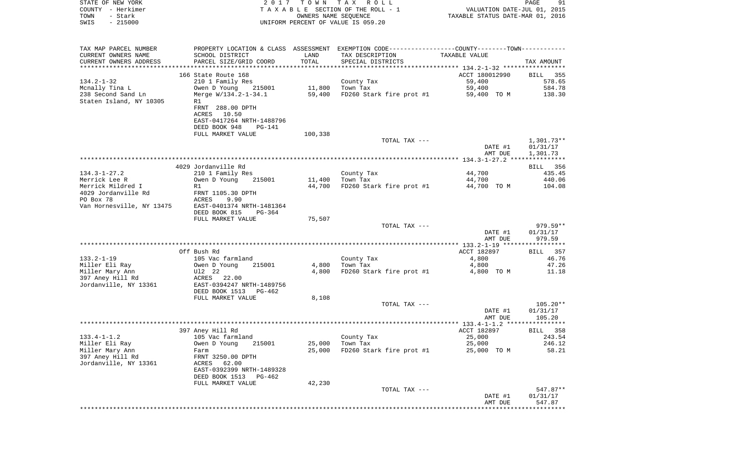STATE OF NEW YORK
COUNTY - Herkimer
TOWN - Stark
SWIS - 215000

2017 TOWN TAX ROLL
TAXABLE SECTION OF THE ROLL - 1
OWNERS NAME SEQUENCE
UNIFORM PERCENT OF VALUE IS 059.20

VALUATION DATE-JUL 01, 2015
TAXABLE STATUS DATE-MAR 01, 2016

| TAX MAP PARCEL NUMBER / CURRENT OWNERS NAME / CURRENT OWNERS ADDRESS | PROPERTY LOCATION & CLASS / SCHOOL DISTRICT / PARCEL SIZE/GRID COORD | ASSESSMENT LAND / TOTAL | EXEMPTION CODE / TAX DESCRIPTION / SPECIAL DISTRICTS | COUNTY--------TOWN / TAXABLE VALUE | TAX AMOUNT |
|---|---|---|---|---|---|
| | 166 State Route 168 | | | ACCT 180012990 | BILL 355 |
| 134.2-1-32 | 210 1 Family Res | | County Tax | 59,400 | 578.65 |
| Mcnally Tina L | Owen D Young 215001 | 11,800 | Town Tax | 59,400 | 584.78 |
| 238 Second Sand Ln | Merge W/134.2-1-34.1 | 59,400 | FD260 Stark fire prot #1 | 59,400 TO M | 138.30 |
| Staten Island, NY 10305 | R1 | | | | |
| | FRNT 288.00 DPTH | | | | |
| | ACRES 10.50 | | | | |
| | EAST-0417264 NRTH-1488796 | | | | |
| | DEED BOOK 948 PG-141 | | | | |
| | FULL MARKET VALUE | 100,338 | | | |
| | | | TOTAL TAX --- | | 1,301.73** |
| | | | | DATE #1 | 01/31/17 |
| | | | | AMT DUE | 1,301.73 |
| | 4029 Jordanville Rd | | | | BILL 356 |
| 134.3-1-27.2 | 210 1 Family Res | | County Tax | 44,700 | 435.45 |
| Merrick Lee R | Owen D Young 215001 | 11,400 | Town Tax | 44,700 | 440.06 |
| Merrick Mildred I | R1 | 44,700 | FD260 Stark fire prot #1 | 44,700 TO M | 104.08 |
| 4029 Jordanville Rd | FRNT 1105.30 DPTH | | | | |
| PO Box 78 | ACRES 9.90 | | | | |
| Van Hornesville, NY 13475 | EAST-0401374 NRTH-1481364 | | | | |
| | DEED BOOK 815 PG-364 | | | | |
| | FULL MARKET VALUE | 75,507 | | | |
| | | | TOTAL TAX --- | | 979.59** |
| | | | | DATE #1 | 01/31/17 |
| | | | | AMT DUE | 979.59 |
| | Off Bush Rd | | | ACCT 182897 | BILL 357 |
| 133.2-1-19 | 105 Vac farmland | | County Tax | 4,800 | 46.76 |
| Miller Eli Ray | Owen D Young 215001 | 4,800 | Town Tax | 4,800 | 47.26 |
| Miller Mary Ann | Ul2 22 | 4,800 | FD260 Stark fire prot #1 | 4,800 TO M | 11.18 |
| 397 Aney Hill Rd | ACRES 22.00 | | | | |
| Jordanville, NY 13361 | EAST-0394247 NRTH-1489756 | | | | |
| | DEED BOOK 1513 PG-462 | | | | |
| | FULL MARKET VALUE | 8,108 | | | |
| | | | TOTAL TAX --- | | 105.20** |
| | | | | DATE #1 | 01/31/17 |
| | | | | AMT DUE | 105.20 |
| | 397 Aney Hill Rd | | | ACCT 182897 | BILL 358 |
| 133.4-1-1.2 | 105 Vac farmland | | County Tax | 25,000 | 243.54 |
| Miller Eli Ray | Owen D Young 215001 | 25,000 | Town Tax | 25,000 | 246.12 |
| Miller Mary Ann | Farm | 25,000 | FD260 Stark fire prot #1 | 25,000 TO M | 58.21 |
| 397 Aney Hill Rd | FRNT 3250.00 DPTH | | | | |
| Jordanville, NY 13361 | ACRES 62.00 | | | | |
| | EAST-0392399 NRTH-1489328 | | | | |
| | DEED BOOK 1513 PG-462 | | | | |
| | FULL MARKET VALUE | 42,230 | | | |
| | | | TOTAL TAX --- | | 547.87** |
| | | | | DATE #1 | 01/31/17 |
| | | | | AMT DUE | 547.87 |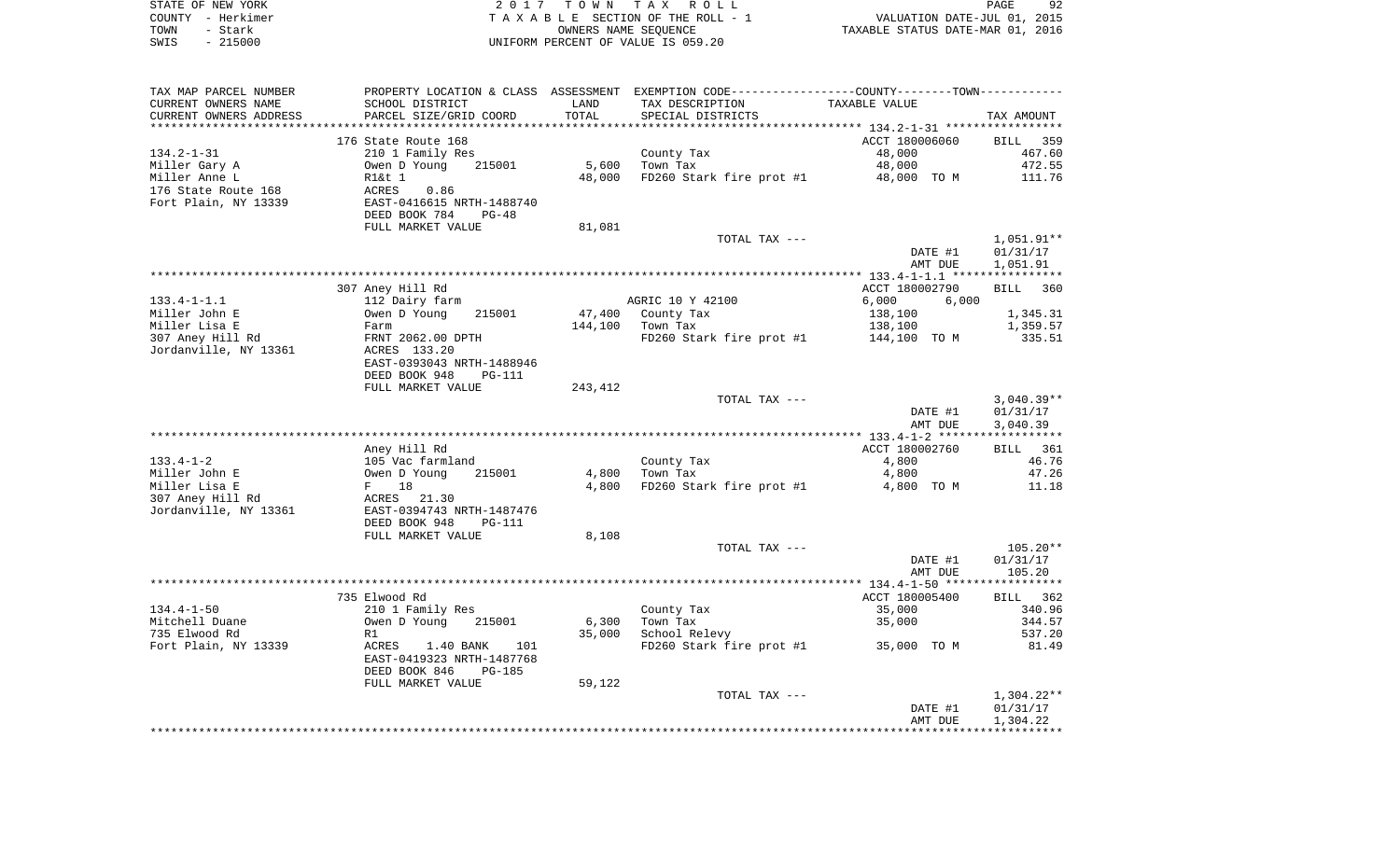STATE OF NEW YORK                    2017 TOWN TAX ROLL
COUNTY - Herkimer                    TAXABLE SECTION OF THE ROLL - 1                    VALUATION DATE-JUL 01, 2015
TOWN - Stark                         OWNERS NAME SEQUENCE                               TAXABLE STATUS DATE-MAR 01, 2016
SWIS - 215000                        UNIFORM PERCENT OF VALUE IS 059.20

| TAX MAP PARCEL NUMBER / CURRENT OWNERS NAME / CURRENT OWNERS ADDRESS | PROPERTY LOCATION & CLASS / SCHOOL DISTRICT / PARCEL SIZE/GRID COORD | ASSESSMENT LAND | ASSESSMENT TOTAL | EXEMPTION CODE / TAX DESCRIPTION / SPECIAL DISTRICTS | TAXABLE VALUE | TAX AMOUNT |
|---|---|---|---|---|---|---|
| **134.2-1-31** | 176 State Route 168 | | | | ACCT 180006060 | BILL 359 |
| 134.2-1-31 | 210 1 Family Res | | | County Tax | 48,000 | 467.60 |
| Miller Gary A | Owen D Young 215001 | 5,600 | | Town Tax | 48,000 | 472.55 |
| Miller Anne L | R1& 1 | | 48,000 | FD260 Stark fire prot #1 | 48,000 TO M | 111.76 |
| 176 State Route 168 | ACRES 0.86 | | | | | |
| Fort Plain, NY 13339 | EAST-0416615 NRTH-1488740 | | | | | |
| | DEED BOOK 784 PG-48 | | | | | |
| | FULL MARKET VALUE | | 81,081 | | | |
| | | | | TOTAL TAX --- | | 1,051.91** |
| | | | | | DATE #1 | 01/31/17 |
| | | | | | AMT DUE | 1,051.91 |
| **133.4-1-1.1** | 307 Aney Hill Rd | | | | ACCT 180002790 | BILL 360 |
| 133.4-1-1.1 | 112 Dairy farm | | | AGRIC 10 Y 42100 | 6,000 6,000 | |
| Miller John E | Owen D Young 215001 | 47,400 | | County Tax | 138,100 | 1,345.31 |
| Miller Lisa E | Farm | | 144,100 | Town Tax | 138,100 | 1,359.57 |
| 307 Aney Hill Rd | FRNT 2062.00 DPTH | | | FD260 Stark fire prot #1 | 144,100 TO M | 335.51 |
| Jordanville, NY 13361 | ACRES 133.20 | | | | | |
| | EAST-0393043 NRTH-1488946 | | | | | |
| | DEED BOOK 948 PG-111 | | | | | |
| | FULL MARKET VALUE | | 243,412 | | | |
| | | | | TOTAL TAX --- | | 3,040.39** |
| | | | | | DATE #1 | 01/31/17 |
| | | | | | AMT DUE | 3,040.39 |
| **133.4-1-2** | Aney Hill Rd | | | | ACCT 180002760 | BILL 361 |
| 133.4-1-2 | 105 Vac farmland | | | County Tax | 4,800 | 46.76 |
| Miller John E | Owen D Young 215001 | 4,800 | | Town Tax | 4,800 | 47.26 |
| Miller Lisa E | F 18 | | 4,800 | FD260 Stark fire prot #1 | 4,800 TO M | 11.18 |
| 307 Aney Hill Rd | ACRES 21.30 | | | | | |
| Jordanville, NY 13361 | EAST-0394743 NRTH-1487476 | | | | | |
| | DEED BOOK 948 PG-111 | | | | | |
| | FULL MARKET VALUE | | 8,108 | | | |
| | | | | TOTAL TAX --- | | 105.20** |
| | | | | | DATE #1 | 01/31/17 |
| | | | | | AMT DUE | 105.20 |
| **134.4-1-50** | 735 Elwood Rd | | | | ACCT 180005400 | BILL 362 |
| 134.4-1-50 | 210 1 Family Res | | | County Tax | 35,000 | 340.96 |
| Mitchell Duane | Owen D Young 215001 | 6,300 | | Town Tax | 35,000 | 344.57 |
| 735 Elwood Rd | R1 | | 35,000 | School Relevy | | 537.20 |
| Fort Plain, NY 13339 | ACRES 1.40 BANK 101 | | | FD260 Stark fire prot #1 | 35,000 TO M | 81.49 |
| | EAST-0419323 NRTH-1487768 | | | | | |
| | DEED BOOK 846 PG-185 | | | | | |
| | FULL MARKET VALUE | | 59,122 | | | |
| | | | | TOTAL TAX --- | | 1,304.22** |
| | | | | | DATE #1 | 01/31/17 |
| | | | | | AMT DUE | 1,304.22 |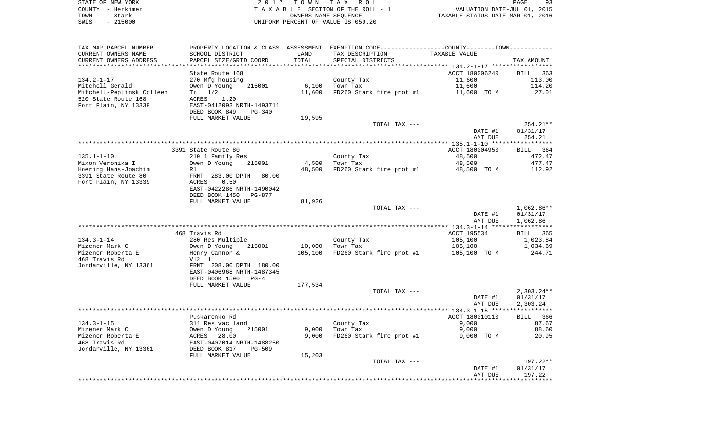STATE OF NEW YORK — COUNTY - Herkimer — TOWN - Stark — SWIS - 215000

2017 TOWN TAX ROLL
TAXABLE SECTION OF THE ROLL - 1
OWNERS NAME SEQUENCE
UNIFORM PERCENT OF VALUE IS 059.20

VALUATION DATE-JUL 01, 2015
TAXABLE STATUS DATE-MAR 01, 2016

| TAX MAP PARCEL NUMBER / CURRENT OWNERS NAME / CURRENT OWNERS ADDRESS | PROPERTY LOCATION & CLASS / SCHOOL DISTRICT / PARCEL SIZE/GRID COORD | ASSESSMENT LAND | ASSESSMENT TOTAL | EXEMPTION CODE / TAX DESCRIPTION / SPECIAL DISTRICTS | TAXABLE VALUE (COUNTY--------TOWN) | TAX AMOUNT |
|---|---|---|---|---|---|---|
| **134.2-1-17** | State Route 168 | | | | ACCT 180006240 | BILL 363 |
| Mitchell Gerald | 270 Mfg housing | | | County Tax | 11,600 | 113.00 |
| Mitchell-Peplinsk Colleen | Owen D Young 215001 | 6,100 | | Town Tax | 11,600 | 114.20 |
| 520 State Route 168 | Tr 1/2 | | 11,600 | FD260 Stark fire prot #1 | 11,600 TO M | 27.01 |
| Fort Plain, NY 13339 | ACRES 1.20 | | | | | |
| | EAST-0412093 NRTH-1493711 | | | | | |
| | DEED BOOK 849 PG-340 | | | | | |
| | FULL MARKET VALUE | | 19,595 | | | |
| | | | | TOTAL TAX --- | | 254.21** |
| | | | | | DATE #1 | 01/31/17 |
| | | | | | AMT DUE | 254.21 |
| **135.1-1-10** | 3391 State Route 80 | | | | ACCT 180004950 | BILL 364 |
| Mixon Veronika I | 210 1 Family Res | | | County Tax | 48,500 | 472.47 |
| Hoering Hans-Joachim | Owen D Young 215001 | 4,500 | | Town Tax | 48,500 | 477.47 |
| 3391 State Route 80 | R1 | | 48,500 | FD260 Stark fire prot #1 | 48,500 TO M | 112.92 |
| Fort Plain, NY 13339 | FRNT 283.00 DPTH 80.00 | | | | | |
| | ACRES 0.50 | | | | | |
| | EAST-0422286 NRTH-1490042 | | | | | |
| | DEED BOOK 1450 PG-877 | | | | | |
| | FULL MARKET VALUE | | 81,926 | | | |
| | | | | TOTAL TAX --- | | 1,062.86** |
| | | | | | DATE #1 | 01/31/17 |
| | | | | | AMT DUE | 1,062.86 |
| **134.3-1-14** | 468 Travis Rd | | | | ACCT 195534 | BILL 365 |
| Mizener Mark C | 280 Res Multiple | | | County Tax | 105,100 | 1,023.84 |
| Mizener Roberta E | Owen D Young 215001 | 10,000 | | Town Tax | 105,100 | 1,034.69 |
| 468 Travis Rd | Henry Cannon & | | 105,100 | FD260 Stark fire prot #1 | 105,100 TO M | 244.71 |
| Jordanville, NY 13361 | Vl2 1 | | | | | |
| | FRNT 208.00 DPTH 180.00 | | | | | |
| | EAST-0406968 NRTH-1487345 | | | | | |
| | DEED BOOK 1590 PG-4 | | | | | |
| | FULL MARKET VALUE | | 177,534 | | | |
| | | | | TOTAL TAX --- | | 2,303.24** |
| | | | | | DATE #1 | 01/31/17 |
| | | | | | AMT DUE | 2,303.24 |
| **134.3-1-15** | Puskarenko Rd | | | | ACCT 180010110 | BILL 366 |
| Mizener Mark C | 311 Res vac land | | | County Tax | 9,000 | 87.67 |
| Mizener Roberta E | Owen D Young 215001 | 9,000 | | Town Tax | 9,000 | 88.60 |
| 468 Travis Rd | ACRES 28.00 | | 9,000 | FD260 Stark fire prot #1 | 9,000 TO M | 20.95 |
| Jordanville, NY 13361 | EAST-0407014 NRTH-1488250 | | | | | |
| | DEED BOOK 817 PG-509 | | | | | |
| | FULL MARKET VALUE | | 15,203 | | | |
| | | | | TOTAL TAX --- | | 197.22** |
| | | | | | DATE #1 | 01/31/17 |
| | | | | | AMT DUE | 197.22 |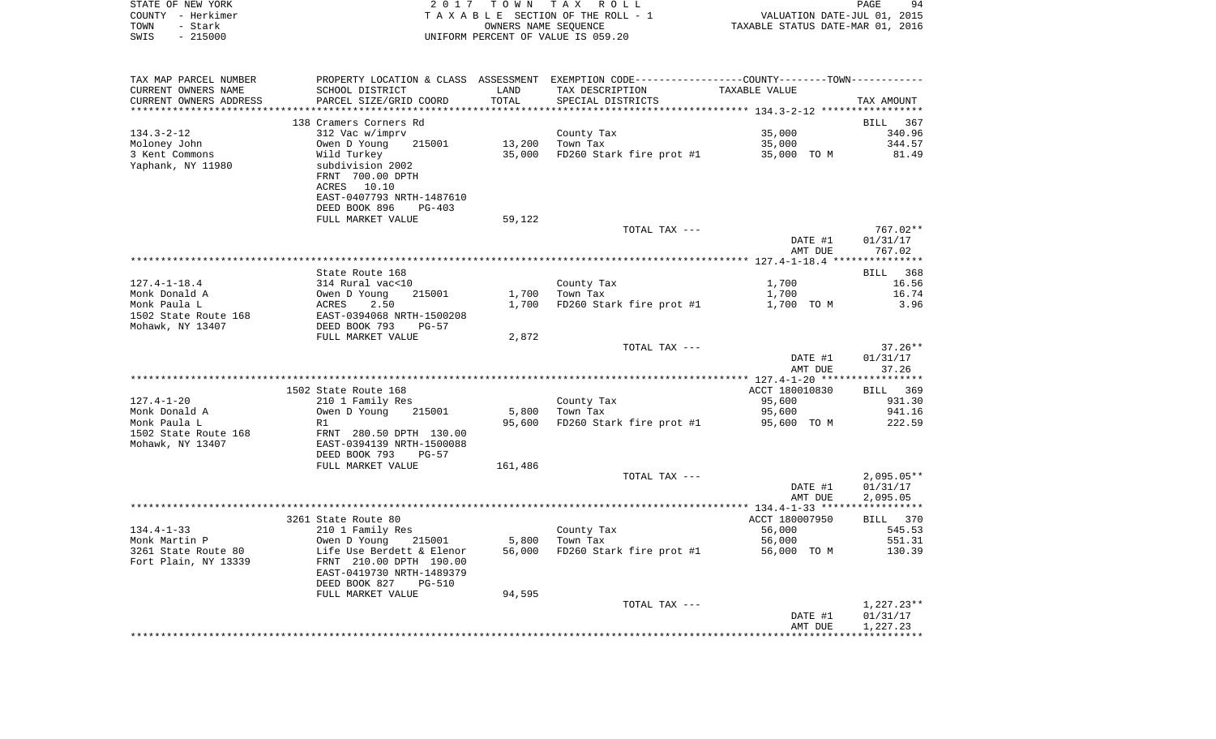STATE OF NEW YORK
COUNTY - Herkimer
TOWN - Stark
SWIS - 215000

2 0 1 7 T O W N T A X R O L L
T A X A B L E SECTION OF THE ROLL - 1
OWNERS NAME SEQUENCE
UNIFORM PERCENT OF VALUE IS 059.20

VALUATION DATE-JUL 01, 2015
TAXABLE STATUS DATE-MAR 01, 2016

| TAX MAP PARCEL NUMBER / CURRENT OWNERS NAME / CURRENT OWNERS ADDRESS | PROPERTY LOCATION & CLASS / SCHOOL DISTRICT / PARCEL SIZE/GRID COORD | ASSESSMENT LAND / TOTAL | EXEMPTION CODE / TAX DESCRIPTION / SPECIAL DISTRICTS | COUNTY--------TOWN / TAXABLE VALUE | TAX AMOUNT |
|---|---|---|---|---|---|
| ******* 134.3-2-12 ******* | 138 Cramers Corners Rd | | | | BILL 367 |
| 134.3-2-12 | 312 Vac w/imprv | | County Tax | 35,000 | 340.96 |
| Moloney John | Owen D Young 215001 | 13,200 | Town Tax | 35,000 | 344.57 |
| 3 Kent Commons | Wild Turkey | 35,000 | FD260 Stark fire prot #1 | 35,000 TO M | 81.49 |
| Yaphank, NY 11980 | subdivision 2002 | | | | |
| | FRNT 700.00 DPTH | | | | |
| | ACRES 10.10 | | | | |
| | EAST-0407793 NRTH-1487610 | | | | |
| | DEED BOOK 896 PG-403 | | | | |
| | FULL MARKET VALUE | 59,122 | | | |
| | | | TOTAL TAX --- | | 767.02** |
| | | | | DATE #1 | 01/31/17 |
| | | | | AMT DUE | 767.02 |
| ******* 127.4-1-18.4 ******* | State Route 168 | | | | BILL 368 |
| 127.4-1-18.4 | 314 Rural vac<10 | | County Tax | 1,700 | 16.56 |
| Monk Donald A | Owen D Young 215001 | 1,700 | Town Tax | 1,700 | 16.74 |
| Monk Paula L | ACRES 2.50 | 1,700 | FD260 Stark fire prot #1 | 1,700 TO M | 3.96 |
| 1502 State Route 168 | EAST-0394068 NRTH-1500208 | | | | |
| Mohawk, NY 13407 | DEED BOOK 793 PG-57 | | | | |
| | FULL MARKET VALUE | 2,872 | | | |
| | | | TOTAL TAX --- | | 37.26** |
| | | | | DATE #1 | 01/31/17 |
| | | | | AMT DUE | 37.26 |
| ******* 127.4-1-20 ******* | 1502 State Route 168 | | | ACCT 180010830 | BILL 369 |
| 127.4-1-20 | 210 1 Family Res | | County Tax | 95,600 | 931.30 |
| Monk Donald A | Owen D Young 215001 | 5,800 | Town Tax | 95,600 | 941.16 |
| Monk Paula L | R1 | 95,600 | FD260 Stark fire prot #1 | 95,600 TO M | 222.59 |
| 1502 State Route 168 | FRNT 280.50 DPTH 130.00 | | | | |
| Mohawk, NY 13407 | EAST-0394139 NRTH-1500088 | | | | |
| | DEED BOOK 793 PG-57 | | | | |
| | FULL MARKET VALUE | 161,486 | | | |
| | | | TOTAL TAX --- | | 2,095.05** |
| | | | | DATE #1 | 01/31/17 |
| | | | | AMT DUE | 2,095.05 |
| ******* 134.4-1-33 ******* | 3261 State Route 80 | | | ACCT 180007950 | BILL 370 |
| 134.4-1-33 | 210 1 Family Res | | County Tax | 56,000 | 545.53 |
| Monk Martin P | Owen D Young 215001 | 5,800 | Town Tax | 56,000 | 551.31 |
| 3261 State Route 80 | Life Use Berdett & Elenor | 56,000 | FD260 Stark fire prot #1 | 56,000 TO M | 130.39 |
| Fort Plain, NY 13339 | FRNT 210.00 DPTH 190.00 | | | | |
| | EAST-0419730 NRTH-1489379 | | | | |
| | DEED BOOK 827 PG-510 | | | | |
| | FULL MARKET VALUE | 94,595 | | | |
| | | | TOTAL TAX --- | | 1,227.23** |
| | | | | DATE #1 | 01/31/17 |
| | | | | AMT DUE | 1,227.23 |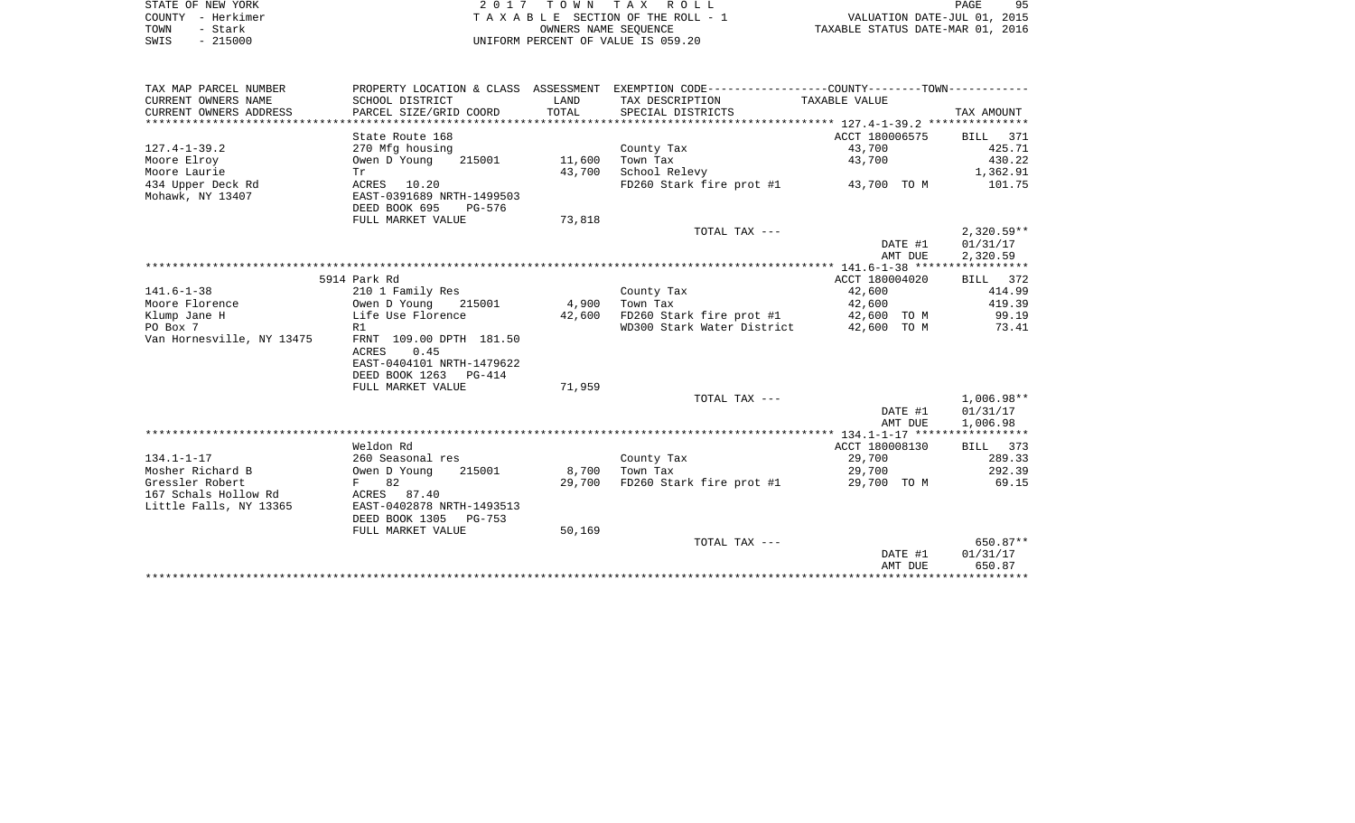STATE OF NEW YORK
COUNTY - Herkimer
TOWN - Stark
SWIS - 215000

**2017 TOWN TAX ROLL**
TAXABLE SECTION OF THE ROLL - 1
OWNERS NAME SEQUENCE
UNIFORM PERCENT OF VALUE IS 059.20

VALUATION DATE-JUL 01, 2015
TAXABLE STATUS DATE-MAR 01, 2016

| TAX MAP PARCEL NUMBER / CURRENT OWNERS NAME / CURRENT OWNERS ADDRESS | PROPERTY LOCATION & CLASS / SCHOOL DISTRICT / PARCEL SIZE/GRID COORD | ASSESSMENT LAND | TOTAL | EXEMPTION CODE / TAX DESCRIPTION / SPECIAL DISTRICTS | COUNTY/TOWN TAXABLE VALUE | TAX AMOUNT |
|---|---|---|---|---|---|---|
| 127.4-1-39.2 | State Route 168 | | | | ACCT 180006575 | BILL 371 |
| Moore Elroy | 270 Mfg housing | | | County Tax | 43,700 | 425.71 |
| Moore Laurie | Owen D Young 215001 | 11,600 | | Town Tax | 43,700 | 430.22 |
| 434 Upper Deck Rd | Tr | | 43,700 | School Relevy | | 1,362.91 |
| Mohawk, NY 13407 | ACRES 10.20 | | | FD260 Stark fire prot #1 | 43,700 TO M | 101.75 |
| | EAST-0391689 NRTH-1499503 | | | | | |
| | DEED BOOK 695 PG-576 | | | | | |
| | FULL MARKET VALUE | | 73,818 | | | |
| | | | | TOTAL TAX --- | | 2,320.59** |
| | | | | | DATE #1 | 01/31/17 |
| | | | | | AMT DUE | 2,320.59 |
| 141.6-1-38 | 5914 Park Rd | | | | ACCT 180004020 | BILL 372 |
| Moore Florence | 210 1 Family Res | | | County Tax | 42,600 | 414.99 |
| Klump Jane H | Owen D Young 215001 | 4,900 | | Town Tax | 42,600 | 419.39 |
| PO Box 7 | Life Use Florence | | 42,600 | FD260 Stark fire prot #1 | 42,600 TO M | 99.19 |
| Van Hornesville, NY 13475 | R1 | | | WD300 Stark Water District | 42,600 TO M | 73.41 |
| | FRNT 109.00 DPTH 181.50 | | | | | |
| | ACRES 0.45 | | | | | |
| | EAST-0404101 NRTH-1479622 | | | | | |
| | DEED BOOK 1263 PG-414 | | | | | |
| | FULL MARKET VALUE | | 71,959 | | | |
| | | | | TOTAL TAX --- | | 1,006.98** |
| | | | | | DATE #1 | 01/31/17 |
| | | | | | AMT DUE | 1,006.98 |
| 134.1-1-17 | Weldon Rd | | | | ACCT 180008130 | BILL 373 |
| Mosher Richard B | 260 Seasonal res | | | County Tax | 29,700 | 289.33 |
| Gressler Robert | Owen D Young 215001 | 8,700 | | Town Tax | 29,700 | 292.39 |
| 167 Schals Hollow Rd | F 82 | | 29,700 | FD260 Stark fire prot #1 | 29,700 TO M | 69.15 |
| Little Falls, NY 13365 | ACRES 87.40 | | | | | |
| | EAST-0402878 NRTH-1493513 | | | | | |
| | DEED BOOK 1305 PG-753 | | | | | |
| | FULL MARKET VALUE | | 50,169 | | | |
| | | | | TOTAL TAX --- | | 650.87** |
| | | | | | DATE #1 | 01/31/17 |
| | | | | | AMT DUE | 650.87 |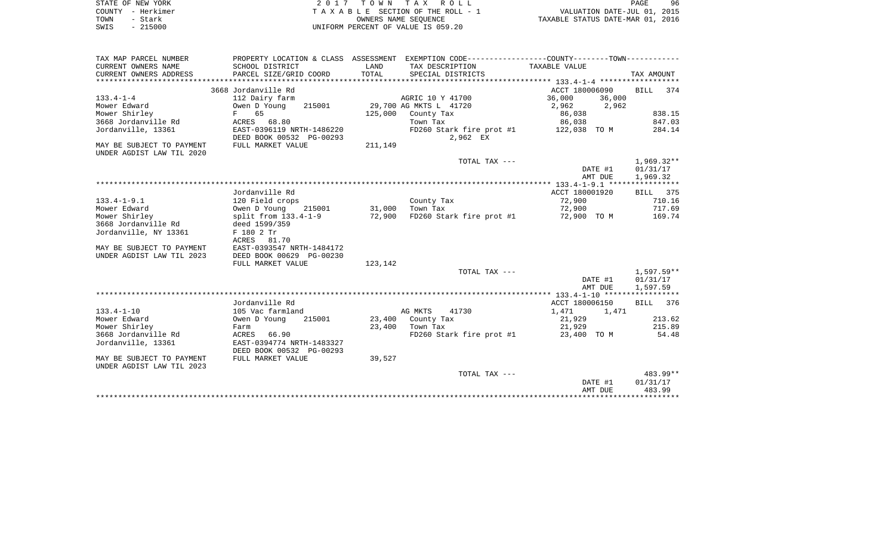STATE OF NEW YORK
COUNTY - Herkimer
TOWN - Stark
SWIS - 215000

2017 TOWN TAX ROLL
TAXABLE SECTION OF THE ROLL - 1
OWNERS NAME SEQUENCE
UNIFORM PERCENT OF VALUE IS 059.20

VALUATION DATE-JUL 01, 2015
TAXABLE STATUS DATE-MAR 01, 2016

| TAX MAP PARCEL NUMBER<br>CURRENT OWNERS NAME<br>CURRENT OWNERS ADDRESS | PROPERTY LOCATION & CLASS<br>SCHOOL DISTRICT<br>PARCEL SIZE/GRID COORD | ASSESSMENT<br>LAND<br>TOTAL | EXEMPTION CODE-----COUNTY-----TOWN<br>TAX DESCRIPTION<br>SPECIAL DISTRICTS | TAXABLE VALUE | TAX AMOUNT |
|---|---|---|---|---|---|
| | 3668 Jordanville Rd | | | ACCT 180006090 | BILL 374 |
| 133.4-1-4 | 112 Dairy farm | | AGRIC 10 Y 41700 | 36,000 36,000 | |
| Mower Edward | Owen D Young 215001 | 29,700 | AG MKTS L 41720 | 2,962 2,962 | |
| Mower Shirley | F 65 | 125,000 | County Tax | 86,038 | 838.15 |
| 3668 Jordanville Rd | ACRES 68.80 | | Town Tax | 86,038 | 847.03 |
| Jordanville, 13361 | EAST-0396119 NRTH-1486220 | | FD260 Stark fire prot #1 | 122,038 TO M | 284.14 |
| | DEED BOOK 00532 PG-00293 | | 2,962 EX | | |
| MAY BE SUBJECT TO PAYMENT | FULL MARKET VALUE | 211,149 | | | |
| UNDER AGDIST LAW TIL 2020 | | | | | |
| | | | TOTAL TAX --- | | 1,969.32** |
| | | | | DATE #1 | 01/31/17 |
| | | | | AMT DUE | 1,969.32 |
| | Jordanville Rd | | | ACCT 180001920 | BILL 375 |
| 133.4-1-9.1 | 120 Field crops | | County Tax | 72,900 | 710.16 |
| Mower Edward | Owen D Young 215001 | 31,000 | Town Tax | 72,900 | 717.69 |
| Mower Shirley | split from 133.4-1-9 | 72,900 | FD260 Stark fire prot #1 | 72,900 TO M | 169.74 |
| 3668 Jordanville Rd | deed 1599/359 | | | | |
| Jordanville, NY 13361 | F 180 2 Tr | | | | |
| | ACRES 81.70 | | | | |
| MAY BE SUBJECT TO PAYMENT | EAST-0393547 NRTH-1484172 | | | | |
| UNDER AGDIST LAW TIL 2023 | DEED BOOK 00629 PG-00230 | | | | |
| | FULL MARKET VALUE | 123,142 | | | |
| | | | TOTAL TAX --- | | 1,597.59** |
| | | | | DATE #1 | 01/31/17 |
| | | | | AMT DUE | 1,597.59 |
| | Jordanville Rd | | | ACCT 180006150 | BILL 376 |
| 133.4-1-10 | 105 Vac farmland | | AG MKTS 41730 | 1,471 1,471 | |
| Mower Edward | Owen D Young 215001 | 23,400 | County Tax | 21,929 | 213.62 |
| Mower Shirley | Farm | 23,400 | Town Tax | 21,929 | 215.89 |
| 3668 Jordanville Rd | ACRES 66.90 | | FD260 Stark fire prot #1 | 23,400 TO M | 54.48 |
| Jordanville, 13361 | EAST-0394774 NRTH-1483327 | | | | |
| | DEED BOOK 00532 PG-00293 | | | | |
| MAY BE SUBJECT TO PAYMENT | FULL MARKET VALUE | 39,527 | | | |
| UNDER AGDIST LAW TIL 2023 | | | | | |
| | | | TOTAL TAX --- | | 483.99** |
| | | | | DATE #1 | 01/31/17 |
| | | | | AMT DUE | 483.99 |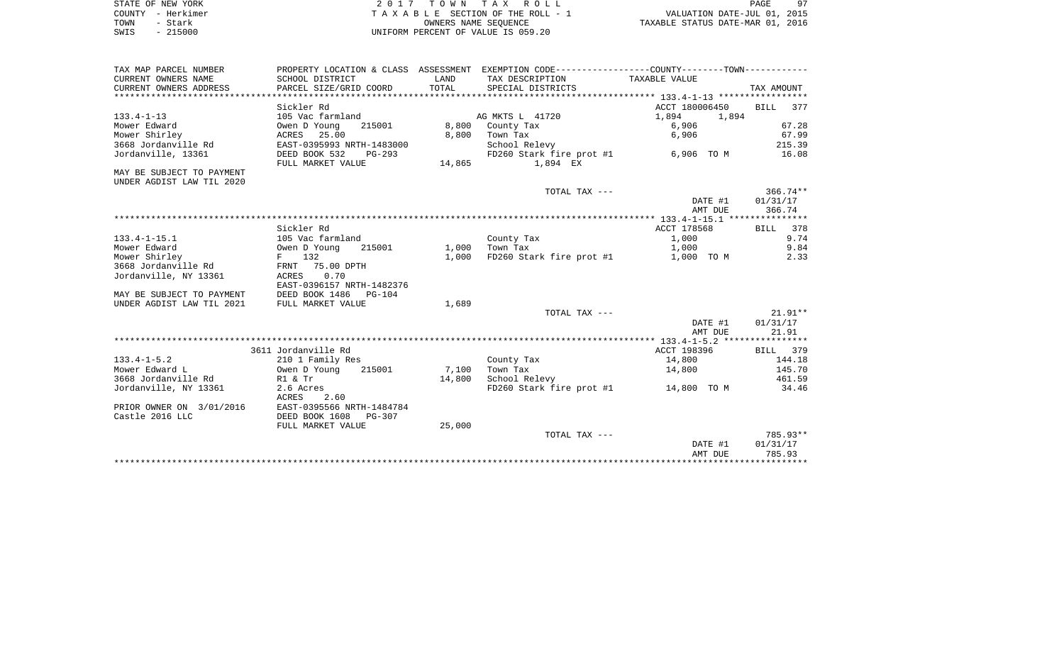STATE OF NEW YORK | 2 0 1 7 T O W N T A X R O L L
COUNTY - Herkimer | T A X A B L E SECTION OF THE ROLL - 1 | VALUATION DATE-JUL 01, 2015
TOWN - Stark | OWNERS NAME SEQUENCE | TAXABLE STATUS DATE-MAR 01, 2016
SWIS - 215000 | UNIFORM PERCENT OF VALUE IS 059.20

| TAX MAP PARCEL NUMBER<br>CURRENT OWNERS NAME<br>CURRENT OWNERS ADDRESS | PROPERTY LOCATION & CLASS<br>SCHOOL DISTRICT<br>PARCEL SIZE/GRID COORD | ASSESSMENT<br>LAND<br>TOTAL | EXEMPTION CODE<br>TAX DESCRIPTION<br>SPECIAL DISTRICTS | COUNTY--------TOWN<br>TAXABLE VALUE | TAX AMOUNT |
|---|---|---|---|---|---|
| **133.4-1-13** | Sickler Rd | | | ACCT 180006450 | BILL 377 |
| 133.4-1-13 | 105 Vac farmland | | AG MKTS L 41720 | 1,894 1,894 | |
| Mower Edward | Owen D Young 215001 | 8,800 | County Tax | 6,906 | 67.28 |
| Mower Shirley | ACRES 25.00 | 8,800 | Town Tax | 6,906 | 67.99 |
| 3668 Jordanville Rd | EAST-0395993 NRTH-1483000 | | School Relevy | | 215.39 |
| Jordanville, 13361 | DEED BOOK 532 PG-293 | | FD260 Stark fire prot #1 | 6,906 TO M | 16.08 |
| | FULL MARKET VALUE | 14,865 | 1,894 EX | | |
| MAY BE SUBJECT TO PAYMENT<br>UNDER AGDIST LAW TIL 2020 | | | | | |
| | | | TOTAL TAX --- | | 366.74** |
| | | | | DATE #1 | 01/31/17 |
| | | | | AMT DUE | 366.74 |
| **133.4-1-15.1** | Sickler Rd | | | ACCT 178568 | BILL 378 |
| 133.4-1-15.1 | 105 Vac farmland | | County Tax | 1,000 | 9.74 |
| Mower Edward | Owen D Young 215001 | 1,000 | Town Tax | 1,000 | 9.84 |
| Mower Shirley | F 132 | 1,000 | FD260 Stark fire prot #1 | 1,000 TO M | 2.33 |
| 3668 Jordanville Rd | FRNT 75.00 DPTH | | | | |
| Jordanville, NY 13361 | ACRES 0.70 | | | | |
| | EAST-0396157 NRTH-1482376 | | | | |
| MAY BE SUBJECT TO PAYMENT | DEED BOOK 1486 PG-104 | | | | |
| UNDER AGDIST LAW TIL 2021 | FULL MARKET VALUE | 1,689 | | | |
| | | | TOTAL TAX --- | | 21.91** |
| | | | | DATE #1 | 01/31/17 |
| | | | | AMT DUE | 21.91 |
| **133.4-1-5.2** | 3611 Jordanville Rd | | | ACCT 198396 | BILL 379 |
| 133.4-1-5.2 | 210 1 Family Res | | County Tax | 14,800 | 144.18 |
| Mower Edward L | Owen D Young 215001 | 7,100 | Town Tax | 14,800 | 145.70 |
| 3668 Jordanville Rd | R1 & Tr | 14,800 | School Relevy | | 461.59 |
| Jordanville, NY 13361 | 2.6 Acres | | FD260 Stark fire prot #1 | 14,800 TO M | 34.46 |
| | ACRES 2.60 | | | | |
| PRIOR OWNER ON 3/01/2016 | EAST-0395566 NRTH-1484784 | | | | |
| Castle 2016 LLC | DEED BOOK 1608 PG-307 | | | | |
| | FULL MARKET VALUE | 25,000 | | | |
| | | | TOTAL TAX --- | | 785.93** |
| | | | | DATE #1 | 01/31/17 |
| | | | | AMT DUE | 785.93 |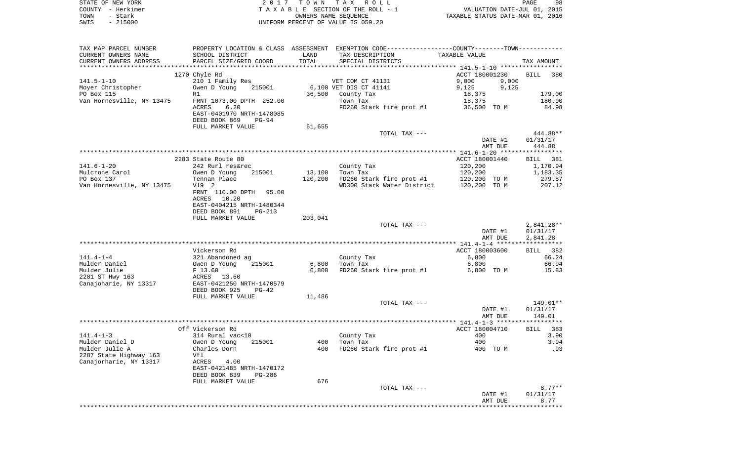STATE OF NEW YORK — 2017 TOWN TAX ROLL — PAGE 98
COUNTY - Herkimer — TAXABLE SECTION OF THE ROLL - 1 — VALUATION DATE-JUL 01, 2015
TOWN - Stark — OWNERS NAME SEQUENCE — TAXABLE STATUS DATE-MAR 01, 2016
SWIS - 215000 — UNIFORM PERCENT OF VALUE IS 059.20

| TAX MAP PARCEL NUMBER / CURRENT OWNERS NAME / CURRENT OWNERS ADDRESS | PROPERTY LOCATION & CLASS / SCHOOL DISTRICT / PARCEL SIZE/GRID COORD | ASSESSMENT LAND / TOTAL | EXEMPTION CODE / TAX DESCRIPTION / SPECIAL DISTRICTS | COUNTY / TOWN TAXABLE VALUE | TAX AMOUNT |
|---|---|---|---|---|---|
| | 1270 Chyle Rd | | | ACCT 180001230 | BILL 380 |
| 141.5-1-10 | 210 1 Family Res | | VET COM CT 41131 | 9,000 9,000 | |
| Moyer Christopher | Owen D Young 215001 | 6,100 | VET DIS CT 41141 | 9,125 9,125 | |
| PO Box 115 | R1 | 36,500 | County Tax | 18,375 | 179.00 |
| Van Hornesville, NY 13475 | FRNT 1073.00 DPTH 252.00 | | Town Tax | 18,375 | 180.90 |
| | ACRES 6.20 | | FD260 Stark fire prot #1 | 36,500 TO M | 84.98 |
| | EAST-0401970 NRTH-1478085 | | | | |
| | DEED BOOK 869 PG-94 | | | | |
| | FULL MARKET VALUE | 61,655 | | | |
| | | | TOTAL TAX --- | | 444.88** |
| | | | | DATE #1 | 01/31/17 |
| | | | | AMT DUE | 444.88 |
| | 2283 State Route 80 | | | ACCT 180001440 | BILL 381 |
| 141.6-1-20 | 242 Rurl res&rec | | County Tax | 120,200 | 1,170.94 |
| Mulcrone Carol | Owen D Young 215001 | 13,100 | Town Tax | 120,200 | 1,183.35 |
| PO Box 137 | Tennan Place | 120,200 | FD260 Stark fire prot #1 | 120,200 TO M | 279.87 |
| Van Hornesville, NY 13475 | Vl9 2 | | WD300 Stark Water District | 120,200 TO M | 207.12 |
| | FRNT 110.00 DPTH 95.00 | | | | |
| | ACRES 10.20 | | | | |
| | EAST-0404215 NRTH-1480344 | | | | |
| | DEED BOOK 891 PG-213 | | | | |
| | FULL MARKET VALUE | 203,041 | | | |
| | | | TOTAL TAX --- | | 2,841.28** |
| | | | | DATE #1 | 01/31/17 |
| | | | | AMT DUE | 2,841.28 |
| | Vickerson Rd | | | ACCT 180003600 | BILL 382 |
| 141.4-1-4 | 321 Abandoned ag | | County Tax | 6,800 | 66.24 |
| Mulder Daniel | Owen D Young 215001 | 6,800 | Town Tax | 6,800 | 66.94 |
| Mulder Julie | F 13.60 | 6,800 | FD260 Stark fire prot #1 | 6,800 TO M | 15.83 |
| 2281 ST Hwy 163 | ACRES 13.60 | | | | |
| Canajoharie, NY 13317 | EAST-0421250 NRTH-1470579 | | | | |
| | DEED BOOK 925 PG-42 | | | | |
| | FULL MARKET VALUE | 11,486 | | | |
| | | | TOTAL TAX --- | | 149.01** |
| | | | | DATE #1 | 01/31/17 |
| | | | | AMT DUE | 149.01 |
| | Off Vickerson Rd | | | ACCT 180004710 | BILL 383 |
| 141.4-1-3 | 314 Rural vac<10 | | County Tax | 400 | 3.90 |
| Mulder Daniel D | Owen D Young 215001 | 400 | Town Tax | 400 | 3.94 |
| Mulder Julie A | Charles Dorn | 400 | FD260 Stark fire prot #1 | 400 TO M | .93 |
| 2287 State Highway 163 | Vfl | | | | |
| Canajorharie, NY 13317 | ACRES 4.00 | | | | |
| | EAST-0421485 NRTH-1470172 | | | | |
| | DEED BOOK 839 PG-286 | | | | |
| | FULL MARKET VALUE | 676 | | | |
| | | | TOTAL TAX --- | | 8.77** |
| | | | | DATE #1 | 01/31/17 |
| | | | | AMT DUE | 8.77 |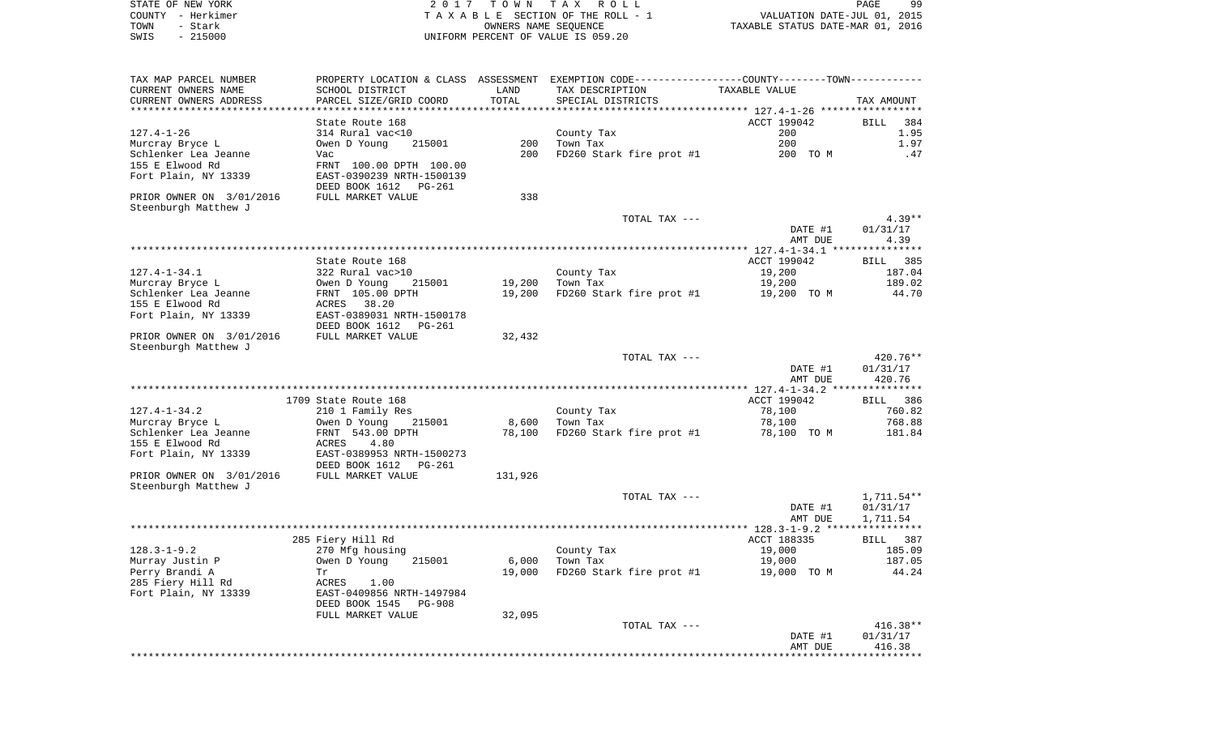STATE OF NEW YORK — 2017 TOWN TAX ROLL
COUNTY - Herkimer — TAXABLE SECTION OF THE ROLL - 1 — VALUATION DATE-JUL 01, 2015
TOWN - Stark — OWNERS NAME SEQUENCE — TAXABLE STATUS DATE-MAR 01, 2016
SWIS - 215000 — UNIFORM PERCENT OF VALUE IS 059.20

| TAX MAP PARCEL NUMBER / CURRENT OWNERS NAME / CURRENT OWNERS ADDRESS | PROPERTY LOCATION & CLASS / SCHOOL DISTRICT / PARCEL SIZE/GRID COORD | ASSESSMENT LAND | TOTAL | EXEMPTION CODE / TAX DESCRIPTION / SPECIAL DISTRICTS | COUNTY--------TOWN TAXABLE VALUE | TAX AMOUNT |
|---|---|---|---|---|---|---|
| **127.4-1-26** | State Route 168 | | | | ACCT 199042 | BILL 384 |
| Murcray Bryce L | 314 Rural vac<10 | | | County Tax | 200 | 1.95 |
| Schlenker Lea Jeanne | Owen D Young 215001 | 200 | | Town Tax | 200 | 1.97 |
| 155 E Elwood Rd | Vac | | 200 | FD260 Stark fire prot #1 | 200 TO M | .47 |
| Fort Plain, NY 13339 | FRNT 100.00 DPTH 100.00 | | | | | |
| | EAST-0390239 NRTH-1500139 | | | | | |
| | DEED BOOK 1612 PG-261 | | | | | |
| PRIOR OWNER ON 3/01/2016 | FULL MARKET VALUE | 338 | | | | |
| Steenburgh Matthew J | | | | | | |
| | | | | TOTAL TAX --- | | 4.39** |
| | | | | | DATE #1 | 01/31/17 |
| | | | | | AMT DUE | 4.39 |
| **127.4-1-34.1** | State Route 168 | | | | ACCT 199042 | BILL 385 |
| Murcray Bryce L | 322 Rural vac>10 | | | County Tax | 19,200 | 187.04 |
| Schlenker Lea Jeanne | Owen D Young 215001 | 19,200 | | Town Tax | 19,200 | 189.02 |
| 155 E Elwood Rd | FRNT 105.00 DPTH | | 19,200 | FD260 Stark fire prot #1 | 19,200 TO M | 44.70 |
| Fort Plain, NY 13339 | ACRES 38.20 | | | | | |
| | EAST-0389031 NRTH-1500178 | | | | | |
| | DEED BOOK 1612 PG-261 | | | | | |
| PRIOR OWNER ON 3/01/2016 | FULL MARKET VALUE | 32,432 | | | | |
| Steenburgh Matthew J | | | | | | |
| | | | | TOTAL TAX --- | | 420.76** |
| | | | | | DATE #1 | 01/31/17 |
| | | | | | AMT DUE | 420.76 |
| **127.4-1-34.2** | 1709 State Route 168 | | | | ACCT 199042 | BILL 386 |
| Murcray Bryce L | 210 1 Family Res | | | County Tax | 78,100 | 760.82 |
| Schlenker Lea Jeanne | Owen D Young 215001 | 8,600 | | Town Tax | 78,100 | 768.88 |
| 155 E Elwood Rd | FRNT 543.00 DPTH | | 78,100 | FD260 Stark fire prot #1 | 78,100 TO M | 181.84 |
| Fort Plain, NY 13339 | ACRES 4.80 | | | | | |
| | EAST-0389953 NRTH-1500273 | | | | | |
| | DEED BOOK 1612 PG-261 | | | | | |
| PRIOR OWNER ON 3/01/2016 | FULL MARKET VALUE | 131,926 | | | | |
| Steenburgh Matthew J | | | | | | |
| | | | | TOTAL TAX --- | | 1,711.54** |
| | | | | | DATE #1 | 01/31/17 |
| | | | | | AMT DUE | 1,711.54 |
| **128.3-1-9.2** | 285 Fiery Hill Rd | | | | ACCT 188335 | BILL 387 |
| Murray Justin P | 270 Mfg housing | | | County Tax | 19,000 | 185.09 |
| Perry Brandi A | Owen D Young 215001 | 6,000 | | Town Tax | 19,000 | 187.05 |
| 285 Fiery Hill Rd | Tr | | 19,000 | FD260 Stark fire prot #1 | 19,000 TO M | 44.24 |
| Fort Plain, NY 13339 | ACRES 1.00 | | | | | |
| | EAST-0409856 NRTH-1497984 | | | | | |
| | DEED BOOK 1545 PG-908 | | | | | |
| | FULL MARKET VALUE | 32,095 | | | | |
| | | | | TOTAL TAX --- | | 416.38** |
| | | | | | DATE #1 | 01/31/17 |
| | | | | | AMT DUE | 416.38 |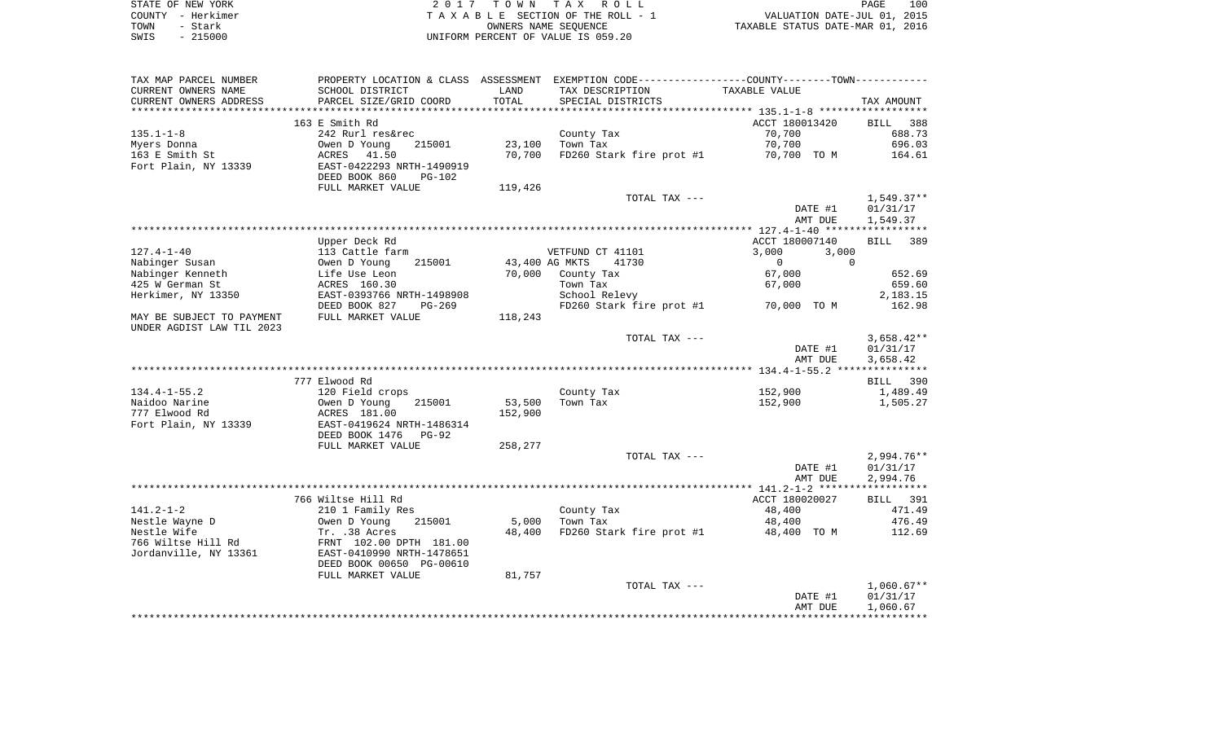STATE OF NEW YORK | 2 0 1 7 T O W N T A X R O L L
COUNTY - Herkimer | T A X A B L E SECTION OF THE ROLL - 1 | VALUATION DATE-JUL 01, 2015
TOWN - Stark | OWNERS NAME SEQUENCE | TAXABLE STATUS DATE-MAR 01, 2016
SWIS - 215000 | UNIFORM PERCENT OF VALUE IS 059.20

| TAX MAP PARCEL NUMBER<br>CURRENT OWNERS NAME<br>CURRENT OWNERS ADDRESS | PROPERTY LOCATION & CLASS<br>SCHOOL DISTRICT<br>PARCEL SIZE/GRID COORD | ASSESSMENT<br>LAND<br>TOTAL | EXEMPTION CODE-----COUNTY-----TOWN------<br>TAX DESCRIPTION<br>SPECIAL DISTRICTS | TAXABLE VALUE | TAX AMOUNT |
|---|---|---|---|---|---|
| | 163 E Smith Rd | | | ACCT 180013420 | BILL 388 |
| 135.1-1-8 | 242 Rurl res&rec | | County Tax | 70,700 | 688.73 |
| Myers Donna | Owen D Young 215001 | 23,100 | Town Tax | 70,700 | 696.03 |
| 163 E Smith St | ACRES 41.50 | 70,700 | FD260 Stark fire prot #1 | 70,700 TO M | 164.61 |
| Fort Plain, NY 13339 | EAST-0422293 NRTH-1490919 | | | | |
| | DEED BOOK 860 PG-102 | | | | |
| | FULL MARKET VALUE | 119,426 | | | |
| | | | TOTAL TAX --- | | 1,549.37** |
| | | | | DATE #1 | 01/31/17 |
| | | | | AMT DUE | 1,549.37 |
| | Upper Deck Rd | | | ACCT 180007140 | BILL 389 |
| 127.4-1-40 | 113 Cattle farm | | VETFUND CT 41101 | 3,000 3,000 | |
| Nabinger Susan | Owen D Young 215001 | 43,400 | AG MKTS 41730 | 0 0 | |
| Nabinger Kenneth | Life Use Leon | 70,000 | County Tax | 67,000 | 652.69 |
| 425 W German St | ACRES 160.30 | | Town Tax | 67,000 | 659.60 |
| Herkimer, NY 13350 | EAST-0393766 NRTH-1498908 | | School Relevy | | 2,183.15 |
| | DEED BOOK 827 PG-269 | | FD260 Stark fire prot #1 | 70,000 TO M | 162.98 |
| MAY BE SUBJECT TO PAYMENT UNDER AGDIST LAW TIL 2023 | FULL MARKET VALUE | 118,243 | | | |
| | | | TOTAL TAX --- | | 3,658.42** |
| | | | | DATE #1 | 01/31/17 |
| | | | | AMT DUE | 3,658.42 |
| | 777 Elwood Rd | | | | BILL 390 |
| 134.4-1-55.2 | 120 Field crops | | County Tax | 152,900 | 1,489.49 |
| Naidoo Narine | Owen D Young 215001 | 53,500 | Town Tax | 152,900 | 1,505.27 |
| 777 Elwood Rd | ACRES 181.00 | 152,900 | | | |
| Fort Plain, NY 13339 | EAST-0419624 NRTH-1486314 | | | | |
| | DEED BOOK 1476 PG-92 | | | | |
| | FULL MARKET VALUE | 258,277 | | | |
| | | | TOTAL TAX --- | | 2,994.76** |
| | | | | DATE #1 | 01/31/17 |
| | | | | AMT DUE | 2,994.76 |
| | 766 Wiltse Hill Rd | | | ACCT 180020027 | BILL 391 |
| 141.2-1-2 | 210 1 Family Res | | County Tax | 48,400 | 471.49 |
| Nestle Wayne D | Owen D Young 215001 | 5,000 | Town Tax | 48,400 | 476.49 |
| Nestle Wife | Tr. .38 Acres | 48,400 | FD260 Stark fire prot #1 | 48,400 TO M | 112.69 |
| 766 Wiltse Hill Rd | FRNT 102.00 DPTH 181.00 | | | | |
| Jordanville, NY 13361 | EAST-0410990 NRTH-1478651 | | | | |
| | DEED BOOK 00650 PG-00610 | | | | |
| | FULL MARKET VALUE | 81,757 | | | |
| | | | TOTAL TAX --- | | 1,060.67** |
| | | | | DATE #1 | 01/31/17 |
| | | | | AMT DUE | 1,060.67 |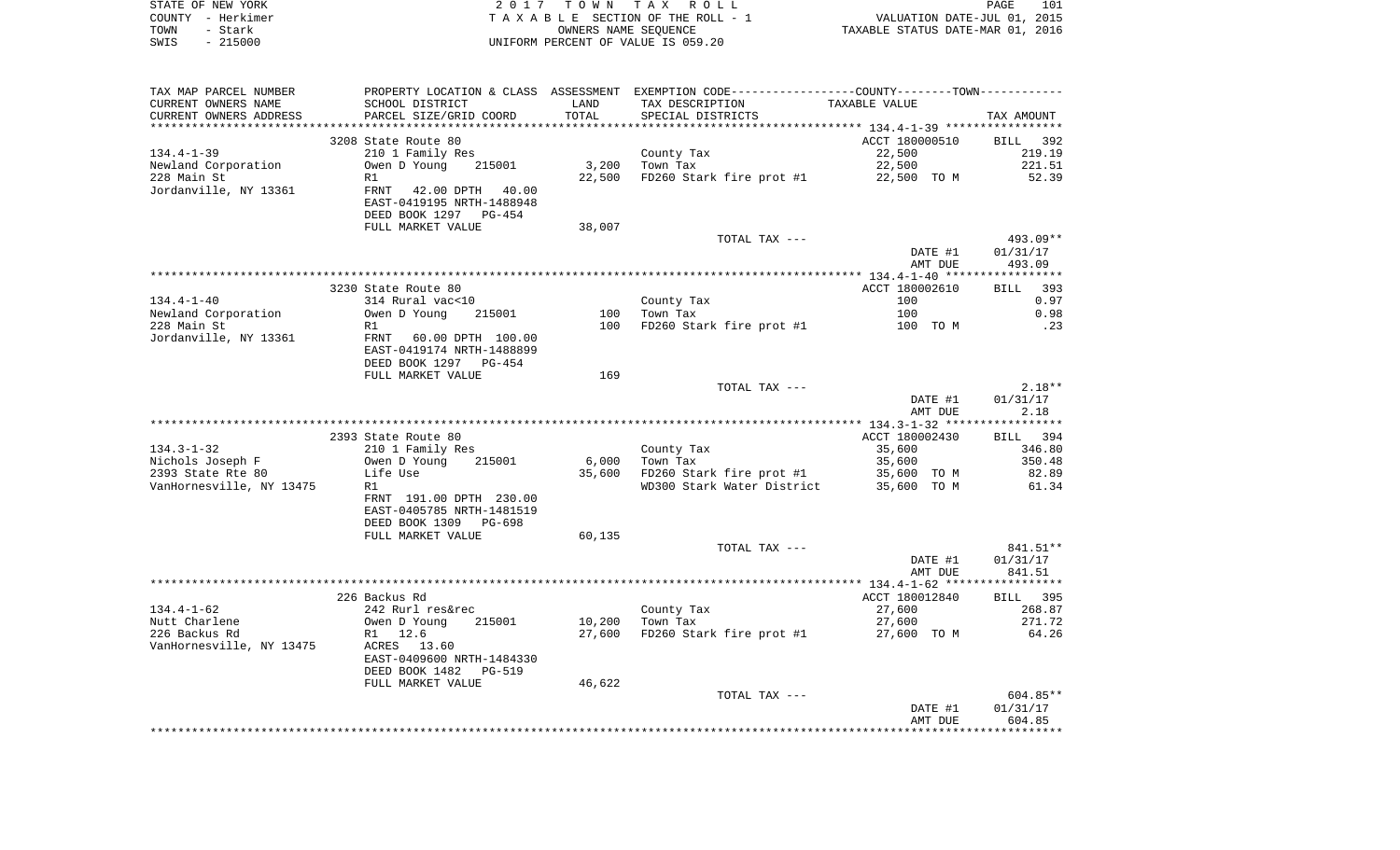STATE OF NEW YORK — COUNTY - Herkimer — TOWN - Stark — SWIS - 215000

2 0 1 7 T O W N T A X R O L L
T A X A B L E SECTION OF THE ROLL - 1
OWNERS NAME SEQUENCE
UNIFORM PERCENT OF VALUE IS 059.20

VALUATION DATE-JUL 01, 2015
TAXABLE STATUS DATE-MAR 01, 2016

| TAX MAP PARCEL NUMBER / CURRENT OWNERS NAME / CURRENT OWNERS ADDRESS | PROPERTY LOCATION & CLASS / SCHOOL DISTRICT / PARCEL SIZE/GRID COORD | ASSESSMENT LAND / TOTAL | EXEMPTION CODE / TAX DESCRIPTION / SPECIAL DISTRICTS | TAXABLE VALUE (COUNTY--TOWN) | TAX AMOUNT |
|---|---|---|---|---|---|
| **134.4-1-39** | 3208 State Route 80 | | | ACCT 180000510 | BILL 392 |
| Newland Corporation | 210 1 Family Res | | County Tax | 22,500 | 219.19 |
| 228 Main St | Owen D Young 215001 | 3,200 | Town Tax | 22,500 | 221.51 |
| Jordanville, NY 13361 | R1 | 22,500 | FD260 Stark fire prot #1 | 22,500 TO M | 52.39 |
| | FRNT 42.00 DPTH 40.00 | | | | |
| | EAST-0419195 NRTH-1488948 | | | | |
| | DEED BOOK 1297 PG-454 | | | | |
| | FULL MARKET VALUE | 38,007 | | | |
| | | | TOTAL TAX --- | | 493.09** |
| | | | | DATE #1 | 01/31/17 |
| | | | | AMT DUE | 493.09 |
| **134.4-1-40** | 3230 State Route 80 | | | ACCT 180002610 | BILL 393 |
| Newland Corporation | 314 Rural vac<10 | | County Tax | 100 | 0.97 |
| 228 Main St | Owen D Young 215001 | 100 | Town Tax | 100 | 0.98 |
| Jordanville, NY 13361 | R1 | 100 | FD260 Stark fire prot #1 | 100 TO M | .23 |
| | FRNT 60.00 DPTH 100.00 | | | | |
| | EAST-0419174 NRTH-1488899 | | | | |
| | DEED BOOK 1297 PG-454 | | | | |
| | FULL MARKET VALUE | 169 | | | |
| | | | TOTAL TAX --- | | 2.18** |
| | | | | DATE #1 | 01/31/17 |
| | | | | AMT DUE | 2.18 |
| **134.3-1-32** | 2393 State Route 80 | | | ACCT 180002430 | BILL 394 |
| Nichols Joseph F | 210 1 Family Res | | County Tax | 35,600 | 346.80 |
| 2393 State Rte 80 | Owen D Young 215001 | 6,000 | Town Tax | 35,600 | 350.48 |
| VanHornesville, NY 13475 | Life Use | 35,600 | FD260 Stark fire prot #1 | 35,600 TO M | 82.89 |
| | R1 | | WD300 Stark Water District | 35,600 TO M | 61.34 |
| | FRNT 191.00 DPTH 230.00 | | | | |
| | EAST-0405785 NRTH-1481519 | | | | |
| | DEED BOOK 1309 PG-698 | | | | |
| | FULL MARKET VALUE | 60,135 | | | |
| | | | TOTAL TAX --- | | 841.51** |
| | | | | DATE #1 | 01/31/17 |
| | | | | AMT DUE | 841.51 |
| **134.4-1-62** | 226 Backus Rd | | | ACCT 180012840 | BILL 395 |
| Nutt Charlene | 242 Rurl res&rec | | County Tax | 27,600 | 268.87 |
| 226 Backus Rd | Owen D Young 215001 | 10,200 | Town Tax | 27,600 | 271.72 |
| VanHornesville, NY 13475 | R1 12.6 | 27,600 | FD260 Stark fire prot #1 | 27,600 TO M | 64.26 |
| | ACRES 13.60 | | | | |
| | EAST-0409600 NRTH-1484330 | | | | |
| | DEED BOOK 1482 PG-519 | | | | |
| | FULL MARKET VALUE | 46,622 | | | |
| | | | TOTAL TAX --- | | 604.85** |
| | | | | DATE #1 | 01/31/17 |
| | | | | AMT DUE | 604.85 |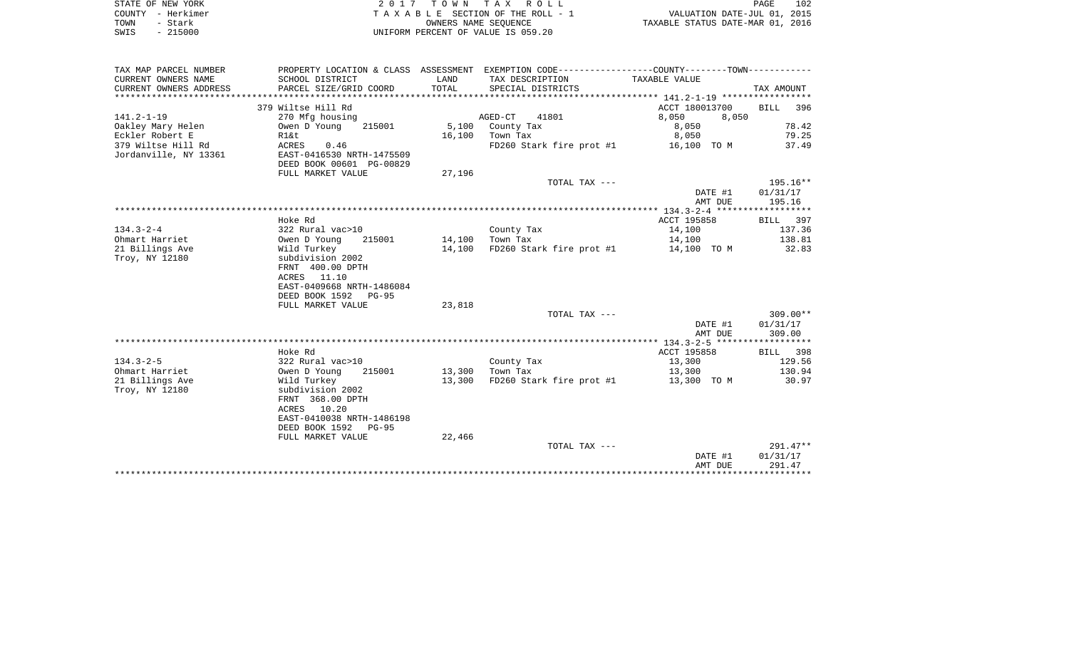STATE OF NEW YORK
COUNTY - Herkimer
TOWN - Stark
SWIS - 215000

2 0 1 7 T O W N T A X R O L L
T A X A B L E SECTION OF THE ROLL - 1
OWNERS NAME SEQUENCE
UNIFORM PERCENT OF VALUE IS 059.20

VALUATION DATE-JUL 01, 2015
TAXABLE STATUS DATE-MAR 01, 2016

| TAX MAP PARCEL NUMBER<br>CURRENT OWNERS NAME<br>CURRENT OWNERS ADDRESS | PROPERTY LOCATION & CLASS<br>SCHOOL DISTRICT<br>PARCEL SIZE/GRID COORD | ASSESSMENT<br>LAND<br>TOTAL | EXEMPTION CODE-----COUNTY-----TOWN-----<br>TAX DESCRIPTION<br>SPECIAL DISTRICTS | TAXABLE VALUE | TAX AMOUNT |
|---|---|---|---|---|---|
| | 379 Wiltse Hill Rd | | | ACCT 180013700 | BILL 396 |
| 141.2-1-19 | 270 Mfg housing | | AGED-CT 41801 | 8,050 8,050 | |
| Oakley Mary Helen | Owen D Young 215001 | 5,100 | County Tax | 8,050 | 78.42 |
| Eckler Robert E | R1&t | 16,100 | Town Tax | 8,050 | 79.25 |
| 379 Wiltse Hill Rd | ACRES 0.46 | | FD260 Stark fire prot #1 | 16,100 TO M | 37.49 |
| Jordanville, NY 13361 | EAST-0416530 NRTH-1475509 | | | | |
| | DEED BOOK 00601 PG-00829 | | | | |
| | FULL MARKET VALUE | 27,196 | | | |
| | | | TOTAL TAX --- | | 195.16** |
| | | | | DATE #1 | 01/31/17 |
| | | | | AMT DUE | 195.16 |
| | Hoke Rd | | | ACCT 195858 | BILL 397 |
| 134.3-2-4 | 322 Rural vac>10 | | County Tax | 14,100 | 137.36 |
| Ohmart Harriet | Owen D Young 215001 | 14,100 | Town Tax | 14,100 | 138.81 |
| 21 Billings Ave | Wild Turkey | 14,100 | FD260 Stark fire prot #1 | 14,100 TO M | 32.83 |
| Troy, NY 12180 | subdivision 2002 | | | | |
| | FRNT 400.00 DPTH | | | | |
| | ACRES 11.10 | | | | |
| | EAST-0409668 NRTH-1486084 | | | | |
| | DEED BOOK 1592 PG-95 | | | | |
| | FULL MARKET VALUE | 23,818 | | | |
| | | | TOTAL TAX --- | | 309.00** |
| | | | | DATE #1 | 01/31/17 |
| | | | | AMT DUE | 309.00 |
| | Hoke Rd | | | ACCT 195858 | BILL 398 |
| 134.3-2-5 | 322 Rural vac>10 | | County Tax | 13,300 | 129.56 |
| Ohmart Harriet | Owen D Young 215001 | 13,300 | Town Tax | 13,300 | 130.94 |
| 21 Billings Ave | Wild Turkey | 13,300 | FD260 Stark fire prot #1 | 13,300 TO M | 30.97 |
| Troy, NY 12180 | subdivision 2002 | | | | |
| | FRNT 368.00 DPTH | | | | |
| | ACRES 10.20 | | | | |
| | EAST-0410038 NRTH-1486198 | | | | |
| | DEED BOOK 1592 PG-95 | | | | |
| | FULL MARKET VALUE | 22,466 | | | |
| | | | TOTAL TAX --- | | 291.47** |
| | | | | DATE #1 | 01/31/17 |
| | | | | AMT DUE | 291.47 |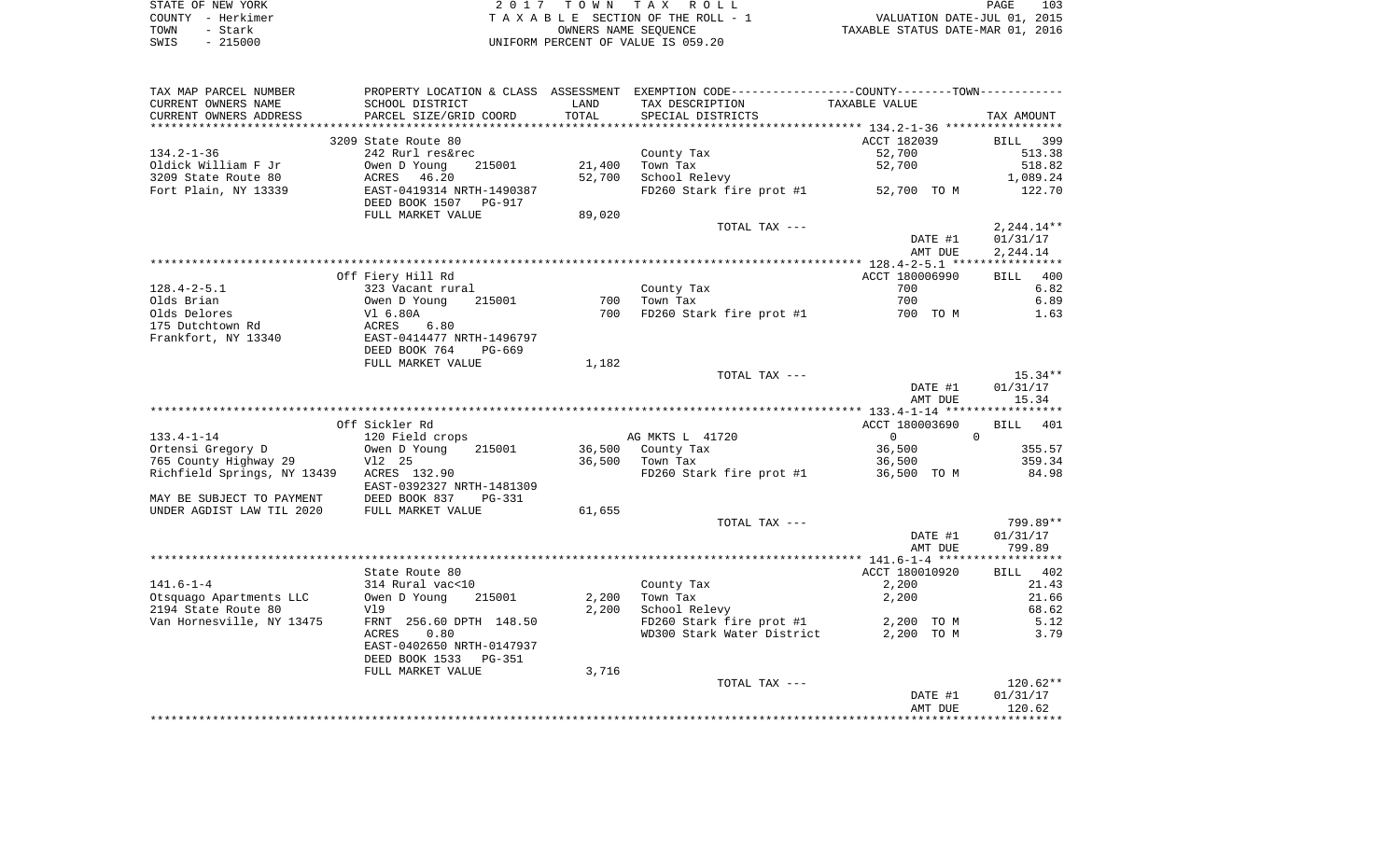STATE OF NEW YORK | COUNTY - Herkimer | TOWN - Stark | SWIS - 215000

2017 TOWN TAX ROLL
TAXABLE SECTION OF THE ROLL - 1
OWNERS NAME SEQUENCE
UNIFORM PERCENT OF VALUE IS 059.20

VALUATION DATE-JUL 01, 2015
TAXABLE STATUS DATE-MAR 01, 2016

| TAX MAP PARCEL NUMBER / CURRENT OWNERS NAME / CURRENT OWNERS ADDRESS | PROPERTY LOCATION & CLASS / SCHOOL DISTRICT / PARCEL SIZE/GRID COORD | ASSESSMENT LAND | TOTAL | EXEMPTION CODE / TAX DESCRIPTION / SPECIAL DISTRICTS | TAXABLE VALUE | TAX AMOUNT |
|---|---|---|---|---|---|---|
| 134.2-1-36 | 3209 State Route 80 | | | | ACCT 182039 | BILL 399 |
| | 242 Rurl res&rec | | | County Tax | 52,700 | 513.38 |
| Oldick William F Jr | Owen D Young 215001 | 21,400 | | Town Tax | 52,700 | 518.82 |
| 3209 State Route 80 | ACRES 46.20 | | 52,700 | School Relevy | | 1,089.24 |
| Fort Plain, NY 13339 | EAST-0419314 NRTH-1490387 | | | FD260 Stark fire prot #1 | 52,700 TO M | 122.70 |
| | DEED BOOK 1507 PG-917 | | | | | |
| | FULL MARKET VALUE | | 89,020 | | | |
| | | | | TOTAL TAX --- | | 2,244.14** |
| | | | | | DATE #1 | 01/31/17 |
| | | | | | AMT DUE | 2,244.14 |
| 128.4-2-5.1 | Off Fiery Hill Rd | | | | ACCT 180006990 | BILL 400 |
| | 323 Vacant rural | | | County Tax | 700 | 6.82 |
| Olds Brian | Owen D Young 215001 | 700 | | Town Tax | 700 | 6.89 |
| Olds Delores | Vl 6.80A | | 700 | FD260 Stark fire prot #1 | 700 TO M | 1.63 |
| 175 Dutchtown Rd | ACRES 6.80 | | | | | |
| Frankfort, NY 13340 | EAST-0414477 NRTH-1496797 | | | | | |
| | DEED BOOK 764 PG-669 | | | | | |
| | FULL MARKET VALUE | | 1,182 | | | |
| | | | | TOTAL TAX --- | | 15.34** |
| | | | | | DATE #1 | 01/31/17 |
| | | | | | AMT DUE | 15.34 |
| 133.4-1-14 | Off Sickler Rd | | | | ACCT 180003690 | BILL 401 |
| | 120 Field crops | | | AG MKTS L 41720 | 0 0 | |
| Ortensi Gregory D | Owen D Young 215001 | 36,500 | | County Tax | 36,500 | 355.57 |
| 765 County Highway 29 | Vl2 25 | | 36,500 | Town Tax | 36,500 | 359.34 |
| Richfield Springs, NY 13439 | ACRES 132.90 | | | FD260 Stark fire prot #1 | 36,500 TO M | 84.98 |
| | EAST-0392327 NRTH-1481309 | | | | | |
| MAY BE SUBJECT TO PAYMENT | DEED BOOK 837 PG-331 | | | | | |
| UNDER AGDIST LAW TIL 2020 | FULL MARKET VALUE | | 61,655 | | | |
| | | | | TOTAL TAX --- | | 799.89** |
| | | | | | DATE #1 | 01/31/17 |
| | | | | | AMT DUE | 799.89 |
| 141.6-1-4 | State Route 80 | | | | ACCT 180010920 | BILL 402 |
| | 314 Rural vac<10 | | | County Tax | 2,200 | 21.43 |
| Otsquago Apartments LLC | Owen D Young 215001 | 2,200 | | Town Tax | 2,200 | 21.66 |
| 2194 State Route 80 | Vl9 | | 2,200 | School Relevy | | 68.62 |
| Van Hornesville, NY 13475 | FRNT 256.60 DPTH 148.50 | | | FD260 Stark fire prot #1 | 2,200 TO M | 5.12 |
| | ACRES 0.80 | | | WD300 Stark Water District | 2,200 TO M | 3.79 |
| | EAST-0402650 NRTH-0147937 | | | | | |
| | DEED BOOK 1533 PG-351 | | | | | |
| | FULL MARKET VALUE | | 3,716 | | | |
| | | | | TOTAL TAX --- | | 120.62** |
| | | | | | DATE #1 | 01/31/17 |
| | | | | | AMT DUE | 120.62 |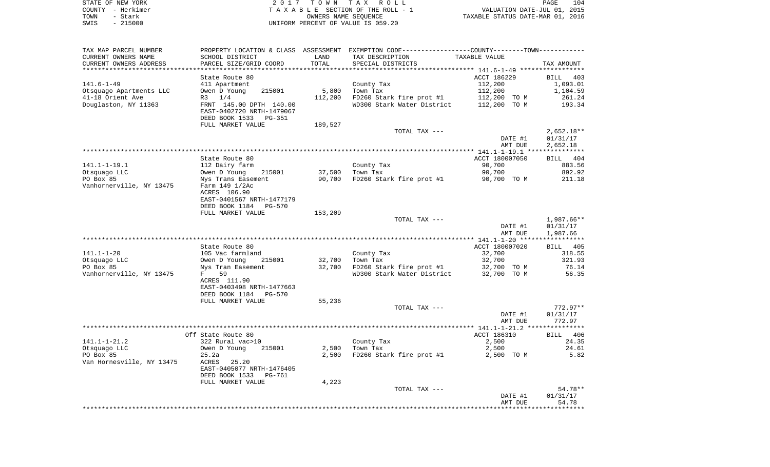STATE OF NEW YORK | 2017 TOWN TAX ROLL
COUNTY - Herkimer | TAXABLE SECTION OF THE ROLL - 1 | VALUATION DATE-JUL 01, 2015
TOWN - Stark | OWNERS NAME SEQUENCE | TAXABLE STATUS DATE-MAR 01, 2016
SWIS - 215000 | UNIFORM PERCENT OF VALUE IS 059.20

| TAX MAP PARCEL NUMBER / CURRENT OWNERS NAME / CURRENT OWNERS ADDRESS | PROPERTY LOCATION & CLASS / SCHOOL DISTRICT / PARCEL SIZE/GRID COORD | ASSESSMENT LAND | ASSESSMENT TOTAL | EXEMPTION CODE / TAX DESCRIPTION / SPECIAL DISTRICTS | TAXABLE VALUE | TAX AMOUNT |
|---|---|---|---|---|---|---|
| **141.6-1-49** | State Route 80 | | | | ACCT 186229 | BILL 403 |
| 141.6-1-49 | 411 Apartment | | | County Tax | 112,200 | 1,093.01 |
| Otsquago Apartments LLC | Owen D Young 215001 | 5,800 | | Town Tax | 112,200 | 1,104.59 |
| 41-18 Orient Ave | R3 1/4 | | 112,200 | FD260 Stark fire prot #1 | 112,200 TO M | 261.24 |
| Douglaston, NY 11363 | FRNT 145.00 DPTH 140.00 | | | WD300 Stark Water District | 112,200 TO M | 193.34 |
| | EAST-0402720 NRTH-1479067 | | | | | |
| | DEED BOOK 1533 PG-351 | | | | | |
| | FULL MARKET VALUE | | 189,527 | | | |
| | | | | TOTAL TAX --- | | 2,652.18** |
| | | | | | DATE #1 | 01/31/17 |
| | | | | | AMT DUE | 2,652.18 |
| **141.1-1-19.1** | State Route 80 | | | | ACCT 180007050 | BILL 404 |
| 141.1-1-19.1 | 112 Dairy farm | | | County Tax | 90,700 | 883.56 |
| Otsquago LLC | Owen D Young 215001 | 37,500 | | Town Tax | 90,700 | 892.92 |
| PO Box 85 | Nys Trans Easement | | 90,700 | FD260 Stark fire prot #1 | 90,700 TO M | 211.18 |
| Vanhornerville, NY 13475 | Farm 149 1/2Ac | | | | | |
| | ACRES 106.90 | | | | | |
| | EAST-0401567 NRTH-1477179 | | | | | |
| | DEED BOOK 1184 PG-570 | | | | | |
| | FULL MARKET VALUE | | 153,209 | | | |
| | | | | TOTAL TAX --- | | 1,987.66** |
| | | | | | DATE #1 | 01/31/17 |
| | | | | | AMT DUE | 1,987.66 |
| **141.1-1-20** | State Route 80 | | | | ACCT 180007020 | BILL 405 |
| 141.1-1-20 | 105 Vac farmland | | | County Tax | 32,700 | 318.55 |
| Otsquago LLC | Owen D Young 215001 | 32,700 | | Town Tax | 32,700 | 321.93 |
| PO Box 85 | Nys Tran Easement | | 32,700 | FD260 Stark fire prot #1 | 32,700 TO M | 76.14 |
| Vanhornerville, NY 13475 | F 59 | | | WD300 Stark Water District | 32,700 TO M | 56.35 |
| | ACRES 111.90 | | | | | |
| | EAST-0403498 NRTH-1477663 | | | | | |
| | DEED BOOK 1184 PG-570 | | | | | |
| | FULL MARKET VALUE | | 55,236 | | | |
| | | | | TOTAL TAX --- | | 772.97** |
| | | | | | DATE #1 | 01/31/17 |
| | | | | | AMT DUE | 772.97 |
| **141.1-1-21.2** | Off State Route 80 | | | | ACCT 186310 | BILL 406 |
| 141.1-1-21.2 | 322 Rural vac>10 | | | County Tax | 2,500 | 24.35 |
| Otsquago LLC | Owen D Young 215001 | 2,500 | | Town Tax | 2,500 | 24.61 |
| PO Box 85 | 25.2a | | 2,500 | FD260 Stark fire prot #1 | 2,500 TO M | 5.82 |
| Van Hornesville, NY 13475 | ACRES 25.20 | | | | | |
| | EAST-0405077 NRTH-1476405 | | | | | |
| | DEED BOOK 1533 PG-761 | | | | | |
| | FULL MARKET VALUE | | 4,223 | | | |
| | | | | TOTAL TAX --- | | 54.78** |
| | | | | | DATE #1 | 01/31/17 |
| | | | | | AMT DUE | 54.78 |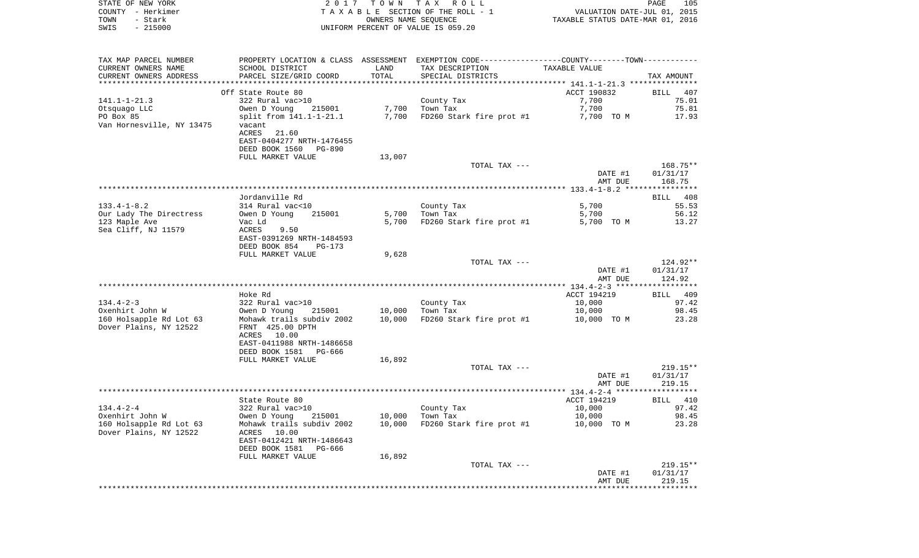STATE OF NEW YORK
COUNTY - Herkimer
TOWN - Stark
SWIS - 215000

2017 TOWN TAX ROLL
TAXABLE SECTION OF THE ROLL - 1
OWNERS NAME SEQUENCE
UNIFORM PERCENT OF VALUE IS 059.20

VALUATION DATE-JUL 01, 2015
TAXABLE STATUS DATE-MAR 01, 2016

| TAX MAP PARCEL NUMBER / CURRENT OWNERS NAME / CURRENT OWNERS ADDRESS | PROPERTY LOCATION & CLASS / SCHOOL DISTRICT / PARCEL SIZE/GRID COORD | ASSESSMENT LAND / TOTAL | EXEMPTION CODE / TAX DESCRIPTION / SPECIAL DISTRICTS | TAXABLE VALUE | TAX AMOUNT |
|---|---|---|---|---|---|
| **141.1-1-21.3** | Off State Route 80 | | | ACCT 190832 | BILL 407 |
| 141.1-1-21.3 | 322 Rural vac>10 | | County Tax | 7,700 | 75.01 |
| Otsquago LLC | Owen D Young 215001 | 7,700 | Town Tax | 7,700 | 75.81 |
| PO Box 85 | split from 141.1-1-21.1 | 7,700 | FD260 Stark fire prot #1 | 7,700 TO M | 17.93 |
| Van Hornesville, NY 13475 | vacant | | | | |
| | ACRES 21.60 | | | | |
| | EAST-0404277 NRTH-1476455 | | | | |
| | DEED BOOK 1560 PG-890 | | | | |
| | FULL MARKET VALUE | 13,007 | | | |
| | | | TOTAL TAX --- | | 168.75** |
| | | | | DATE #1 | 01/31/17 |
| | | | | AMT DUE | 168.75 |
| **133.4-1-8.2** | Jordanville Rd | | | | BILL 408 |
| 133.4-1-8.2 | 314 Rural vac<10 | | County Tax | 5,700 | 55.53 |
| Our Lady The Directress | Owen D Young 215001 | 5,700 | Town Tax | 5,700 | 56.12 |
| 123 Maple Ave | Vac Ld | 5,700 | FD260 Stark fire prot #1 | 5,700 TO M | 13.27 |
| Sea Cliff, NJ 11579 | ACRES 9.50 | | | | |
| | EAST-0391269 NRTH-1484593 | | | | |
| | DEED BOOK 854 PG-173 | | | | |
| | FULL MARKET VALUE | 9,628 | | | |
| | | | TOTAL TAX --- | | 124.92** |
| | | | | DATE #1 | 01/31/17 |
| | | | | AMT DUE | 124.92 |
| **134.4-2-3** | Hoke Rd | | | ACCT 194219 | BILL 409 |
| 134.4-2-3 | 322 Rural vac>10 | | County Tax | 10,000 | 97.42 |
| Oxenhirt John W | Owen D Young 215001 | 10,000 | Town Tax | 10,000 | 98.45 |
| 160 Holsapple Rd Lot 63 | Mohawk trails subdiv 2002 | 10,000 | FD260 Stark fire prot #1 | 10,000 TO M | 23.28 |
| Dover Plains, NY 12522 | FRNT 425.00 DPTH | | | | |
| | ACRES 10.00 | | | | |
| | EAST-0411988 NRTH-1486658 | | | | |
| | DEED BOOK 1581 PG-666 | | | | |
| | FULL MARKET VALUE | 16,892 | | | |
| | | | TOTAL TAX --- | | 219.15** |
| | | | | DATE #1 | 01/31/17 |
| | | | | AMT DUE | 219.15 |
| **134.4-2-4** | State Route 80 | | | ACCT 194219 | BILL 410 |
| 134.4-2-4 | 322 Rural vac>10 | | County Tax | 10,000 | 97.42 |
| Oxenhirt John W | Owen D Young 215001 | 10,000 | Town Tax | 10,000 | 98.45 |
| 160 Holsapple Rd Lot 63 | Mohawk trails subdiv 2002 | 10,000 | FD260 Stark fire prot #1 | 10,000 TO M | 23.28 |
| Dover Plains, NY 12522 | ACRES 10.00 | | | | |
| | EAST-0412421 NRTH-1486643 | | | | |
| | DEED BOOK 1581 PG-666 | | | | |
| | FULL MARKET VALUE | 16,892 | | | |
| | | | TOTAL TAX --- | | 219.15** |
| | | | | DATE #1 | 01/31/17 |
| | | | | AMT DUE | 219.15 |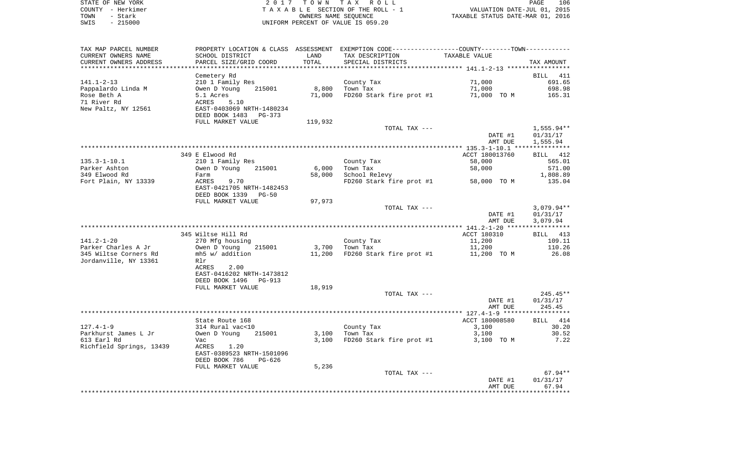STATE OF NEW YORK — 2 0 1 7 T O W N T A X R O L L
COUNTY - Herkimer — T A X A B L E SECTION OF THE ROLL - 1 — VALUATION DATE-JUL 01, 2015
TOWN - Stark — OWNERS NAME SEQUENCE — TAXABLE STATUS DATE-MAR 01, 2016
SWIS - 215000 — UNIFORM PERCENT OF VALUE IS 059.20

| TAX MAP PARCEL NUMBER<br>CURRENT OWNERS NAME<br>CURRENT OWNERS ADDRESS | PROPERTY LOCATION & CLASS<br>SCHOOL DISTRICT<br>PARCEL SIZE/GRID COORD | ASSESSMENT<br>LAND<br>TOTAL | EXEMPTION CODE<br>TAX DESCRIPTION<br>SPECIAL DISTRICTS | COUNTY--------TOWN<br>TAXABLE VALUE | TAX AMOUNT |
|---|---|---|---|---|---|
| 141.1-2-13 | Cemetery Rd | | | | BILL 411 |
| 141.1-2-13 | 210 1 Family Res | | County Tax | 71,000 | 691.65 |
| Pappalardo Linda M | Owen D Young 215001 | 8,800 | Town Tax | 71,000 | 698.98 |
| Rose Beth A | 5.1 Acres | 71,000 | FD260 Stark fire prot #1 | 71,000 TO M | 165.31 |
| 71 River Rd | ACRES 5.10 | | | | |
| New Paltz, NY 12561 | EAST-0403069 NRTH-1480234 | | | | |
| | DEED BOOK 1483 PG-373 | | | | |
| | FULL MARKET VALUE | 119,932 | | | |
| | | | TOTAL TAX --- | | 1,555.94** |
| | | | | DATE #1 | 01/31/17 |
| | | | | AMT DUE | 1,555.94 |
| 135.3-1-10.1 | 349 E Elwood Rd | | | ACCT 180013760 | BILL 412 |
| 135.3-1-10.1 | 210 1 Family Res | | County Tax | 58,000 | 565.01 |
| Parker Ashton | Owen D Young 215001 | 6,000 | Town Tax | 58,000 | 571.00 |
| 349 Elwood Rd | Farm | 58,000 | School Relevy | | 1,808.89 |
| Fort Plain, NY 13339 | ACRES 9.70 | | FD260 Stark fire prot #1 | 58,000 TO M | 135.04 |
| | EAST-0421705 NRTH-1482453 | | | | |
| | DEED BOOK 1339 PG-50 | | | | |
| | FULL MARKET VALUE | 97,973 | | | |
| | | | TOTAL TAX --- | | 3,079.94** |
| | | | | DATE #1 | 01/31/17 |
| | | | | AMT DUE | 3,079.94 |
| 141.2-1-20 | 345 Wiltse Hill Rd | | | ACCT 180310 | BILL 413 |
| 141.2-1-20 | 270 Mfg housing | | County Tax | 11,200 | 109.11 |
| Parker Charles A Jr | Owen D Young 215001 | 3,700 | Town Tax | 11,200 | 110.26 |
| 345 Wiltse Corners Rd | mh5 w/ addition | 11,200 | FD260 Stark fire prot #1 | 11,200 TO M | 26.08 |
| Jordanville, NY 13361 | Rlr | | | | |
| | ACRES 2.00 | | | | |
| | EAST-0416202 NRTH-1473812 | | | | |
| | DEED BOOK 1496 PG-913 | | | | |
| | FULL MARKET VALUE | 18,919 | | | |
| | | | TOTAL TAX --- | | 245.45** |
| | | | | DATE #1 | 01/31/17 |
| | | | | AMT DUE | 245.45 |
| 127.4-1-9 | State Route 168 | | | ACCT 180008580 | BILL 414 |
| 127.4-1-9 | 314 Rural vac<10 | | County Tax | 3,100 | 30.20 |
| Parkhurst James L Jr | Owen D Young 215001 | 3,100 | Town Tax | 3,100 | 30.52 |
| 613 Earl Rd | Vac | 3,100 | FD260 Stark fire prot #1 | 3,100 TO M | 7.22 |
| Richfield Springs, 13439 | ACRES 1.20 | | | | |
| | EAST-0389523 NRTH-1501096 | | | | |
| | DEED BOOK 786 PG-626 | | | | |
| | FULL MARKET VALUE | 5,236 | | | |
| | | | TOTAL TAX --- | | 67.94** |
| | | | | DATE #1 | 01/31/17 |
| | | | | AMT DUE | 67.94 |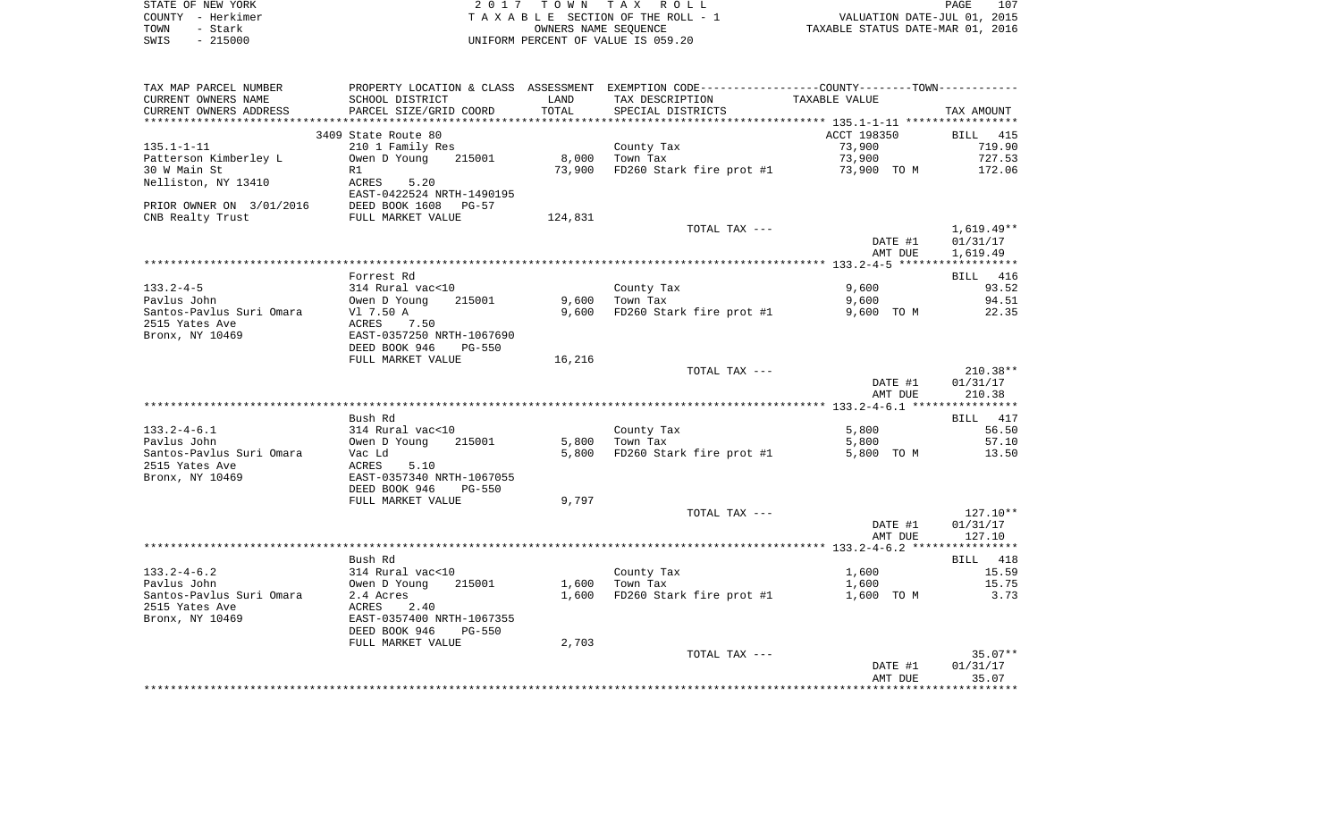STATE OF NEW YORK — 2017 TOWN TAX ROLL
COUNTY - Herkimer — TAXABLE SECTION OF THE ROLL - 1 — VALUATION DATE-JUL 01, 2015
TOWN - Stark — OWNERS NAME SEQUENCE — TAXABLE STATUS DATE-MAR 01, 2016
SWIS - 215000 — UNIFORM PERCENT OF VALUE IS 059.20

| TAX MAP PARCEL NUMBER / CURRENT OWNERS NAME / CURRENT OWNERS ADDRESS | PROPERTY LOCATION & CLASS / SCHOOL DISTRICT / PARCEL SIZE/GRID COORD | ASSESSMENT LAND | TOTAL | EXEMPTION CODE / TAX DESCRIPTION / SPECIAL DISTRICTS | TAXABLE VALUE | TAX AMOUNT |
|---|---|---|---|---|---|---|
| **135.1-1-11** | 3409 State Route 80 | | | | ACCT 198350 | BILL 415 |
| Patterson Kimberley L | 210 1 Family Res | | | County Tax | 73,900 | 719.90 |
| 30 W Main St | Owen D Young 215001 | 8,000 | | Town Tax | 73,900 | 727.53 |
| Nelliston, NY 13410 | R1 | | 73,900 | FD260 Stark fire prot #1 | 73,900 TO M | 172.06 |
| | ACRES 5.20 | | | | | |
| PRIOR OWNER ON 3/01/2016 | EAST-0422524 NRTH-1490195 | | | | | |
| CNB Realty Trust | DEED BOOK 1608 PG-57 | | | | | |
| | FULL MARKET VALUE | | 124,831 | | | |
| | | | | TOTAL TAX --- | | 1,619.49** |
| | | | | | DATE #1 | 01/31/17 |
| | | | | | AMT DUE | 1,619.49 |
| **133.2-4-5** | Forrest Rd | | | | | BILL 416 |
| Pavlus John | 314 Rural vac<10 | | | County Tax | 9,600 | 93.52 |
| Santos-Pavlus Suri Omara | Owen D Young 215001 | 9,600 | | Town Tax | 9,600 | 94.51 |
| 2515 Yates Ave | Vl 7.50 A | | 9,600 | FD260 Stark fire prot #1 | 9,600 TO M | 22.35 |
| Bronx, NY 10469 | ACRES 7.50 | | | | | |
| | EAST-0357250 NRTH-1067690 | | | | | |
| | DEED BOOK 946 PG-550 | | | | | |
| | FULL MARKET VALUE | | 16,216 | | | |
| | | | | TOTAL TAX --- | | 210.38** |
| | | | | | DATE #1 | 01/31/17 |
| | | | | | AMT DUE | 210.38 |
| **133.2-4-6.1** | Bush Rd | | | | | BILL 417 |
| Pavlus John | 314 Rural vac<10 | | | County Tax | 5,800 | 56.50 |
| Santos-Pavlus Suri Omara | Owen D Young 215001 | 5,800 | | Town Tax | 5,800 | 57.10 |
| 2515 Yates Ave | Vac Ld | | 5,800 | FD260 Stark fire prot #1 | 5,800 TO M | 13.50 |
| Bronx, NY 10469 | ACRES 5.10 | | | | | |
| | EAST-0357340 NRTH-1067055 | | | | | |
| | DEED BOOK 946 PG-550 | | | | | |
| | FULL MARKET VALUE | | 9,797 | | | |
| | | | | TOTAL TAX --- | | 127.10** |
| | | | | | DATE #1 | 01/31/17 |
| | | | | | AMT DUE | 127.10 |
| **133.2-4-6.2** | Bush Rd | | | | | BILL 418 |
| Pavlus John | 314 Rural vac<10 | | | County Tax | 1,600 | 15.59 |
| Santos-Pavlus Suri Omara | Owen D Young 215001 | 1,600 | | Town Tax | 1,600 | 15.75 |
| 2515 Yates Ave | 2.4 Acres | | 1,600 | FD260 Stark fire prot #1 | 1,600 TO M | 3.73 |
| Bronx, NY 10469 | ACRES 2.40 | | | | | |
| | EAST-0357400 NRTH-1067355 | | | | | |
| | DEED BOOK 946 PG-550 | | | | | |
| | FULL MARKET VALUE | | 2,703 | | | |
| | | | | TOTAL TAX --- | | 35.07** |
| | | | | | DATE #1 | 01/31/17 |
| | | | | | AMT DUE | 35.07 |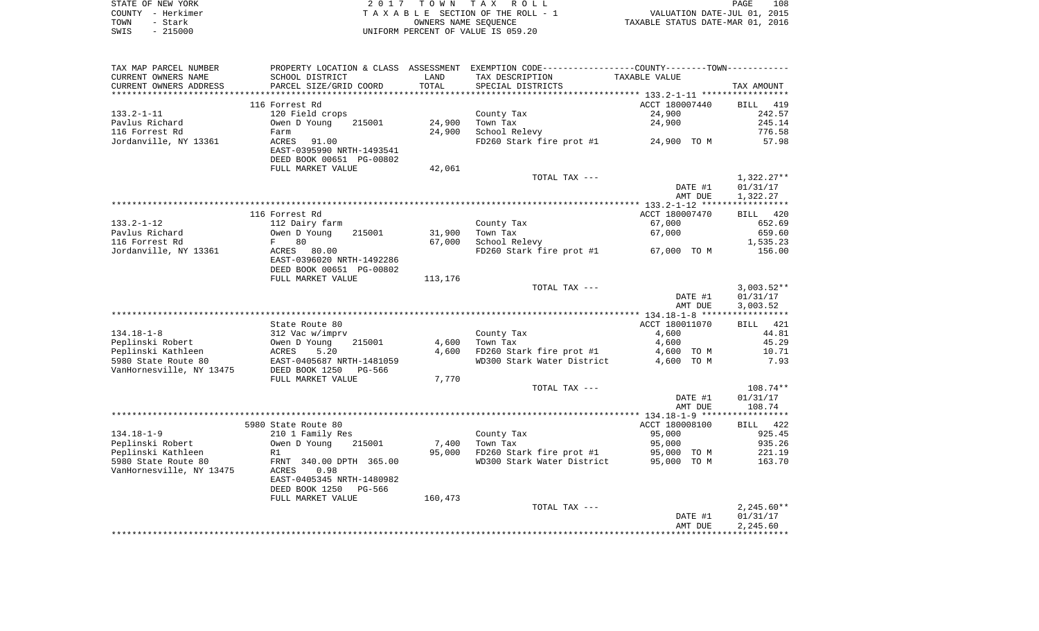STATE OF NEW YORK | 2 0 1 7 T O W N T A X R O L L | PAGE 108
COUNTY - Herkimer | T A X A B L E SECTION OF THE ROLL - 1 | VALUATION DATE-JUL 01, 2015
TOWN - Stark | OWNERS NAME SEQUENCE | TAXABLE STATUS DATE-MAR 01, 2016
SWIS - 215000 | UNIFORM PERCENT OF VALUE IS 059.20

| TAX MAP PARCEL NUMBER / CURRENT OWNERS NAME / CURRENT OWNERS ADDRESS | PROPERTY LOCATION & CLASS / SCHOOL DISTRICT / PARCEL SIZE/GRID COORD | ASSESSMENT LAND / TOTAL | EXEMPTION CODE / TAX DESCRIPTION / SPECIAL DISTRICTS | COUNTY--TOWN TAXABLE VALUE | TAX AMOUNT |
|---|---|---|---|---|---|
| **133.2-1-11** | 116 Forrest Rd | | | ACCT 180007440 | BILL 419 |
| 133.2-1-11 | 120 Field crops | | County Tax | 24,900 | 242.57 |
| Pavlus Richard | Owen D Young 215001 | 24,900 | Town Tax | 24,900 | 245.14 |
| 116 Forrest Rd | Farm | 24,900 | School Relevy | | 776.58 |
| Jordanville, NY 13361 | ACRES 91.00 | | FD260 Stark fire prot #1 | 24,900 TO M | 57.98 |
| | EAST-0395990 NRTH-1493541 | | | | |
| | DEED BOOK 00651 PG-00802 | | | | |
| | FULL MARKET VALUE | 42,061 | | | |
| | | | TOTAL TAX --- | | 1,322.27** |
| | | | | DATE #1 | 01/31/17 |
| | | | | AMT DUE | 1,322.27 |
| **133.2-1-12** | 116 Forrest Rd | | | ACCT 180007470 | BILL 420 |
| 133.2-1-12 | 112 Dairy farm | | County Tax | 67,000 | 652.69 |
| Pavlus Richard | Owen D Young 215001 | 31,900 | Town Tax | 67,000 | 659.60 |
| 116 Forrest Rd | F 80 | 67,000 | School Relevy | | 1,535.23 |
| Jordanville, NY 13361 | ACRES 80.00 | | FD260 Stark fire prot #1 | 67,000 TO M | 156.00 |
| | EAST-0396020 NRTH-1492286 | | | | |
| | DEED BOOK 00651 PG-00802 | | | | |
| | FULL MARKET VALUE | 113,176 | | | |
| | | | TOTAL TAX --- | | 3,003.52** |
| | | | | DATE #1 | 01/31/17 |
| | | | | AMT DUE | 3,003.52 |
| **134.18-1-8** | State Route 80 | | | ACCT 180011070 | BILL 421 |
| 134.18-1-8 | 312 Vac w/imprv | | County Tax | 4,600 | 44.81 |
| Peplinski Robert | Owen D Young 215001 | 4,600 | Town Tax | 4,600 | 45.29 |
| Peplinski Kathleen | ACRES 5.20 | 4,600 | FD260 Stark fire prot #1 | 4,600 TO M | 10.71 |
| 5980 State Route 80 | EAST-0405687 NRTH-1481059 | | WD300 Stark Water District | 4,600 TO M | 7.93 |
| VanHornesville, NY 13475 | DEED BOOK 1250 PG-566 | | | | |
| | FULL MARKET VALUE | 7,770 | | | |
| | | | TOTAL TAX --- | | 108.74** |
| | | | | DATE #1 | 01/31/17 |
| | | | | AMT DUE | 108.74 |
| **134.18-1-9** | 5980 State Route 80 | | | ACCT 180008100 | BILL 422 |
| 134.18-1-9 | 210 1 Family Res | | County Tax | 95,000 | 925.45 |
| Peplinski Robert | Owen D Young 215001 | 7,400 | Town Tax | 95,000 | 935.26 |
| Peplinski Kathleen | R1 | 95,000 | FD260 Stark fire prot #1 | 95,000 TO M | 221.19 |
| 5980 State Route 80 | FRNT 340.00 DPTH 365.00 | | WD300 Stark Water District | 95,000 TO M | 163.70 |
| VanHornesville, NY 13475 | ACRES 0.98 | | | | |
| | EAST-0405345 NRTH-1480982 | | | | |
| | DEED BOOK 1250 PG-566 | | | | |
| | FULL MARKET VALUE | 160,473 | | | |
| | | | TOTAL TAX --- | | 2,245.60** |
| | | | | DATE #1 | 01/31/17 |
| | | | | AMT DUE | 2,245.60 |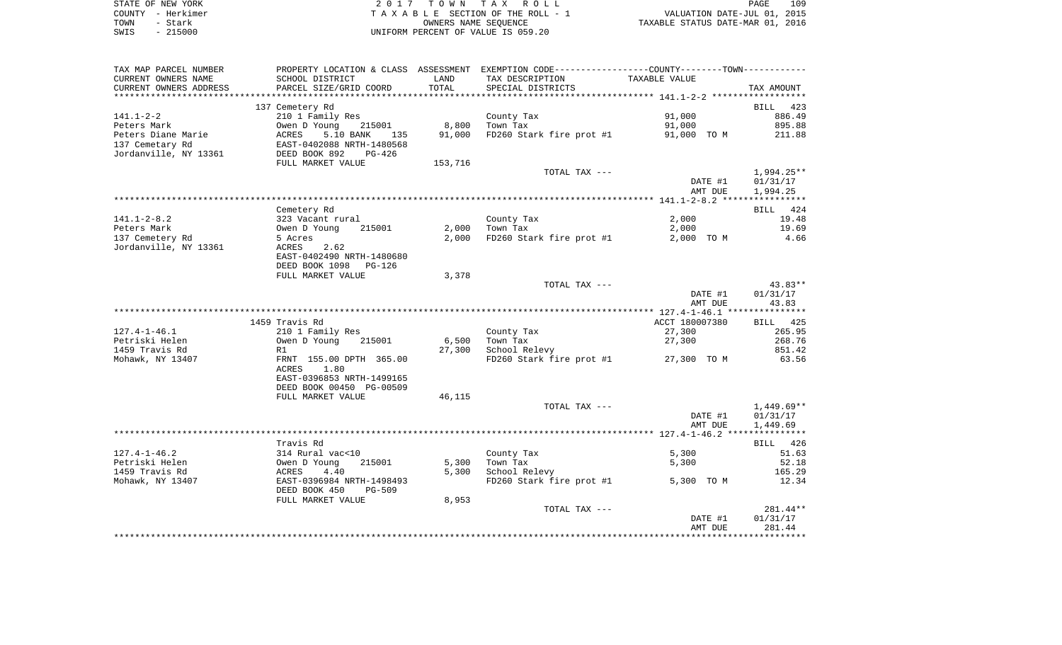STATE OF NEW YORK — 2017 TOWN TAX ROLL
COUNTY - Herkimer — TAXABLE SECTION OF THE ROLL - 1 — VALUATION DATE-JUL 01, 2015
TOWN - Stark — OWNERS NAME SEQUENCE — TAXABLE STATUS DATE-MAR 01, 2016
SWIS - 215000 — UNIFORM PERCENT OF VALUE IS 059.20

| TAX MAP PARCEL NUMBER / CURRENT OWNERS NAME / CURRENT OWNERS ADDRESS | PROPERTY LOCATION & CLASS / SCHOOL DISTRICT / PARCEL SIZE/GRID COORD | ASSESSMENT LAND / TOTAL | EXEMPTION CODE / TAX DESCRIPTION / SPECIAL DISTRICTS | TAXABLE VALUE | TAX AMOUNT |
|---|---|---|---|---|---|
| | 137 Cemetery Rd | | | | BILL 423 |
| 141.1-2-2 | 210 1 Family Res | | County Tax | 91,000 | 886.49 |
| Peters Mark | Owen D Young 215001 | 8,800 | Town Tax | 91,000 | 895.88 |
| Peters Diane Marie | ACRES 5.10 BANK 135 | 91,000 | FD260 Stark fire prot #1 | 91,000 TO M | 211.88 |
| 137 Cemetary Rd | EAST-0402088 NRTH-1480568 | | | | |
| Jordanville, NY 13361 | DEED BOOK 892 PG-426 | | | | |
| | FULL MARKET VALUE | 153,716 | | | |
| | | | TOTAL TAX --- | | 1,994.25** |
| | | | | DATE #1 | 01/31/17 |
| | | | | AMT DUE | 1,994.25 |
| | Cemetery Rd | | | | BILL 424 |
| 141.1-2-8.2 | 323 Vacant rural | | County Tax | 2,000 | 19.48 |
| Peters Mark | Owen D Young 215001 | 2,000 | Town Tax | 2,000 | 19.69 |
| 137 Cemetery Rd | 5 Acres | 2,000 | FD260 Stark fire prot #1 | 2,000 TO M | 4.66 |
| Jordanville, NY 13361 | ACRES 2.62 | | | | |
| | EAST-0402490 NRTH-1480680 | | | | |
| | DEED BOOK 1098 PG-126 | | | | |
| | FULL MARKET VALUE | 3,378 | | | |
| | | | TOTAL TAX --- | | 43.83** |
| | | | | DATE #1 | 01/31/17 |
| | | | | AMT DUE | 43.83 |
| | 1459 Travis Rd | | | ACCT 180007380 | BILL 425 |
| 127.4-1-46.1 | 210 1 Family Res | | County Tax | 27,300 | 265.95 |
| Petriski Helen | Owen D Young 215001 | 6,500 | Town Tax | 27,300 | 268.76 |
| 1459 Travis Rd | R1 | 27,300 | School Relevy | | 851.42 |
| Mohawk, NY 13407 | FRNT 155.00 DPTH 365.00 | | FD260 Stark fire prot #1 | 27,300 TO M | 63.56 |
| | ACRES 1.80 | | | | |
| | EAST-0396853 NRTH-1499165 | | | | |
| | DEED BOOK 00450 PG-00509 | | | | |
| | FULL MARKET VALUE | 46,115 | | | |
| | | | TOTAL TAX --- | | 1,449.69** |
| | | | | DATE #1 | 01/31/17 |
| | | | | AMT DUE | 1,449.69 |
| | Travis Rd | | | | BILL 426 |
| 127.4-1-46.2 | 314 Rural vac<10 | | County Tax | 5,300 | 51.63 |
| Petriski Helen | Owen D Young 215001 | 5,300 | Town Tax | 5,300 | 52.18 |
| 1459 Travis Rd | ACRES 4.40 | 5,300 | School Relevy | | 165.29 |
| Mohawk, NY 13407 | EAST-0396984 NRTH-1498493 | | FD260 Stark fire prot #1 | 5,300 TO M | 12.34 |
| | DEED BOOK 450 PG-509 | | | | |
| | FULL MARKET VALUE | 8,953 | | | |
| | | | TOTAL TAX --- | | 281.44** |
| | | | | DATE #1 | 01/31/17 |
| | | | | AMT DUE | 281.44 |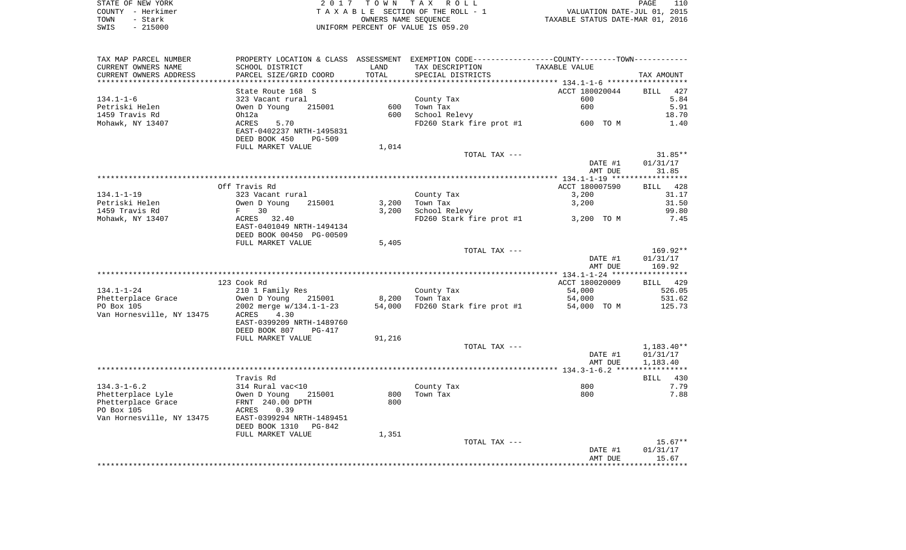STATE OF NEW YORK | 2017 TOWN TAX ROLL | PAGE 110
COUNTY - Herkimer | TAXABLE SECTION OF THE ROLL - 1 | VALUATION DATE-JUL 01, 2015
TOWN - Stark | OWNERS NAME SEQUENCE | TAXABLE STATUS DATE-MAR 01, 2016
SWIS - 215000 | UNIFORM PERCENT OF VALUE IS 059.20

| TAX MAP PARCEL NUMBER / CURRENT OWNERS NAME / CURRENT OWNERS ADDRESS | PROPERTY LOCATION & CLASS / SCHOOL DISTRICT / PARCEL SIZE/GRID COORD | ASSESSMENT LAND / TOTAL | EXEMPTION CODE / TAX DESCRIPTION / SPECIAL DISTRICTS | TAXABLE VALUE | TAX AMOUNT |
|---|---|---|---|---|---|
| | State Route 168 S | | | ACCT 180020044 | BILL 427 |
| 134.1-1-6 | 323 Vacant rural | | County Tax | 600 | 5.84 |
| Petriski Helen | Owen D Young 215001 | 600 | Town Tax | 600 | 5.91 |
| 1459 Travis Rd | Oh12a | 600 | School Relevy | | 18.70 |
| Mohawk, NY 13407 | ACRES 5.70 | | FD260 Stark fire prot #1 | 600 TO M | 1.40 |
| | EAST-0402237 NRTH-1495831 | | | | |
| | DEED BOOK 450 PG-509 | | | | |
| | FULL MARKET VALUE | 1,014 | | | |
| | | | TOTAL TAX --- | | 31.85** |
| | | | | DATE #1 | 01/31/17 |
| | | | | AMT DUE | 31.85 |
| | Off Travis Rd | | | ACCT 180007590 | BILL 428 |
| 134.1-1-19 | 323 Vacant rural | | County Tax | 3,200 | 31.17 |
| Petriski Helen | Owen D Young 215001 | 3,200 | Town Tax | 3,200 | 31.50 |
| 1459 Travis Rd | F 30 | 3,200 | School Relevy | | 99.80 |
| Mohawk, NY 13407 | ACRES 32.40 | | FD260 Stark fire prot #1 | 3,200 TO M | 7.45 |
| | EAST-0401049 NRTH-1494134 | | | | |
| | DEED BOOK 00450 PG-00509 | | | | |
| | FULL MARKET VALUE | 5,405 | | | |
| | | | TOTAL TAX --- | | 169.92** |
| | | | | DATE #1 | 01/31/17 |
| | | | | AMT DUE | 169.92 |
| | 123 Cook Rd | | | ACCT 180020009 | BILL 429 |
| 134.1-1-24 | 210 1 Family Res | | County Tax | 54,000 | 526.05 |
| Phetterplace Grace | Owen D Young 215001 | 8,200 | Town Tax | 54,000 | 531.62 |
| PO Box 105 | 2002 merge w/134.1-1-23 | 54,000 | FD260 Stark fire prot #1 | 54,000 TO M | 125.73 |
| Van Hornesville, NY 13475 | ACRES 4.30 | | | | |
| | EAST-0399209 NRTH-1489760 | | | | |
| | DEED BOOK 807 PG-417 | | | | |
| | FULL MARKET VALUE | 91,216 | | | |
| | | | TOTAL TAX --- | | 1,183.40** |
| | | | | DATE #1 | 01/31/17 |
| | | | | AMT DUE | 1,183.40 |
| | Travis Rd | | | | BILL 430 |
| 134.3-1-6.2 | 314 Rural vac<10 | | County Tax | 800 | 7.79 |
| Phetterplace Lyle | Owen D Young 215001 | 800 | Town Tax | 800 | 7.88 |
| Phetterplace Grace | FRNT 240.00 DPTH | 800 | | | |
| PO Box 105 | ACRES 0.39 | | | | |
| Van Hornesville, NY 13475 | EAST-0399294 NRTH-1489451 | | | | |
| | DEED BOOK 1310 PG-842 | | | | |
| | FULL MARKET VALUE | 1,351 | | | |
| | | | TOTAL TAX --- | | 15.67** |
| | | | | DATE #1 | 01/31/17 |
| | | | | AMT DUE | 15.67 |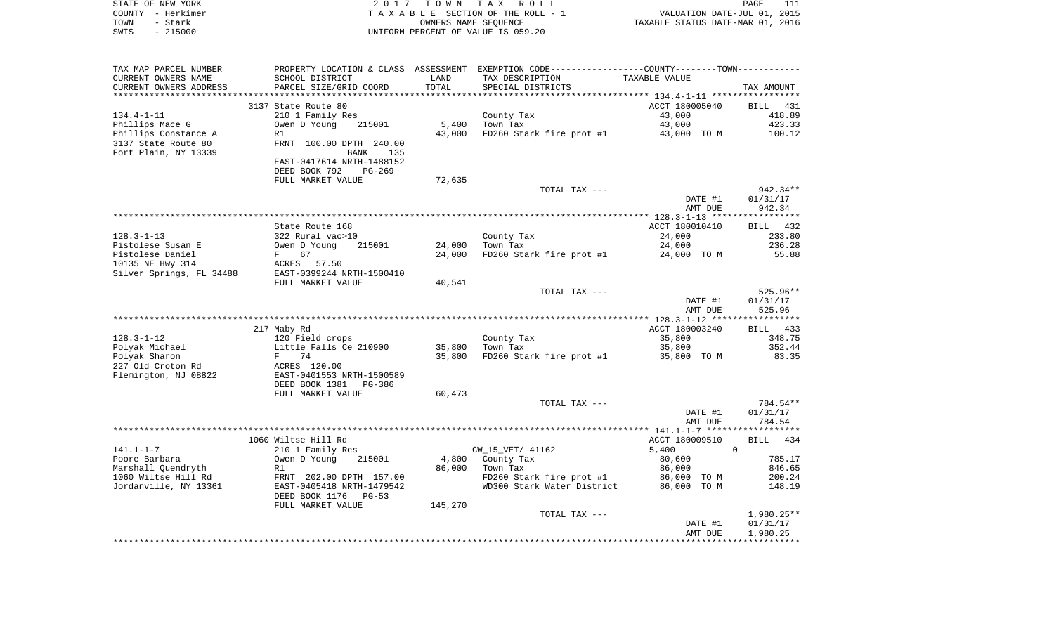STATE OF NEW YORK
COUNTY - Herkimer
TOWN - Stark
SWIS - 215000

2 0 1 7 T O W N T A X R O L L
T A X A B L E SECTION OF THE ROLL - 1
OWNERS NAME SEQUENCE
UNIFORM PERCENT OF VALUE IS 059.20

VALUATION DATE-JUL 01, 2015
TAXABLE STATUS DATE-MAR 01, 2016

| TAX MAP PARCEL NUMBER / CURRENT OWNERS NAME / CURRENT OWNERS ADDRESS | PROPERTY LOCATION & CLASS / SCHOOL DISTRICT / PARCEL SIZE/GRID COORD | ASSESSMENT LAND / TOTAL | EXEMPTION CODE / TAX DESCRIPTION / SPECIAL DISTRICTS | COUNTY--------TOWN TAXABLE VALUE | TAX AMOUNT |
|---|---|---|---|---|---|
| 134.4-1-11 | 3137 State Route 80 | | | ACCT 180005040 | BILL 431 |
| Phillips Mace G | 210 1 Family Res | | County Tax | 43,000 | 418.89 |
| Phillips Constance A | Owen D Young 215001 | 5,400 | Town Tax | 43,000 | 423.33 |
| 3137 State Route 80 | R1 | 43,000 | FD260 Stark fire prot #1 | 43,000 TO M | 100.12 |
| Fort Plain, NY 13339 | FRNT 100.00 DPTH 240.00 | | | | |
| | BANK 135 | | | | |
| | EAST-0417614 NRTH-1488152 | | | | |
| | DEED BOOK 792 PG-269 | | | | |
| | FULL MARKET VALUE | 72,635 | | | |
| | | | TOTAL TAX --- | | 942.34** |
| | | | | DATE #1 | 01/31/17 |
| | | | | AMT DUE | 942.34 |
| 128.3-1-13 | State Route 168 | | | ACCT 180010410 | BILL 432 |
| Pistolese Susan E | 322 Rural vac>10 | | County Tax | 24,000 | 233.80 |
| Pistolese Daniel | Owen D Young 215001 | 24,000 | Town Tax | 24,000 | 236.28 |
| 10135 NE Hwy 314 | F 67 | 24,000 | FD260 Stark fire prot #1 | 24,000 TO M | 55.88 |
| Silver Springs, FL 34488 | ACRES 57.50 | | | | |
| | EAST-0399244 NRTH-1500410 | | | | |
| | FULL MARKET VALUE | 40,541 | | | |
| | | | TOTAL TAX --- | | 525.96** |
| | | | | DATE #1 | 01/31/17 |
| | | | | AMT DUE | 525.96 |
| 128.3-1-12 | 217 Maby Rd | | | ACCT 180003240 | BILL 433 |
| Polyak Michael | 120 Field crops | | County Tax | 35,800 | 348.75 |
| Polyak Sharon | Little Falls Ce 210900 | 35,800 | Town Tax | 35,800 | 352.44 |
| 227 Old Croton Rd | F 74 | 35,800 | FD260 Stark fire prot #1 | 35,800 TO M | 83.35 |
| Flemington, NJ 08822 | ACRES 120.00 | | | | |
| | EAST-0401553 NRTH-1500589 | | | | |
| | DEED BOOK 1381 PG-386 | | | | |
| | FULL MARKET VALUE | 60,473 | | | |
| | | | TOTAL TAX --- | | 784.54** |
| | | | | DATE #1 | 01/31/17 |
| | | | | AMT DUE | 784.54 |
| 141.1-1-7 | 1060 Wiltse Hill Rd | | | ACCT 180009510 | BILL 434 |
| Poore Barbara | 210 1 Family Res | | CW_15_VET/ 41162 | 5,400 0 | |
| Marshall Quendryth | Owen D Young 215001 | 4,800 | County Tax | 80,600 | 785.17 |
| 1060 Wiltse Hill Rd | R1 | 86,000 | Town Tax | 86,000 | 846.65 |
| Jordanville, NY 13361 | FRNT 202.00 DPTH 157.00 | | FD260 Stark fire prot #1 | 86,000 TO M | 200.24 |
| | EAST-0405418 NRTH-1479542 | | WD300 Stark Water District | 86,000 TO M | 148.19 |
| | DEED BOOK 1176 PG-53 | | | | |
| | FULL MARKET VALUE | 145,270 | | | |
| | | | TOTAL TAX --- | | 1,980.25** |
| | | | | DATE #1 | 01/31/17 |
| | | | | AMT DUE | 1,980.25 |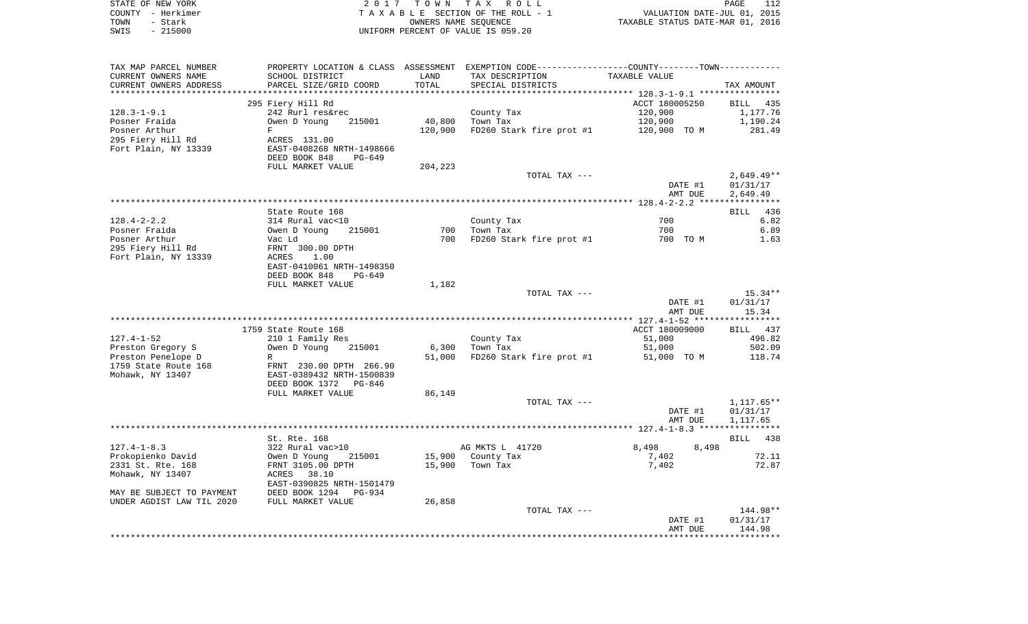STATE OF NEW YORK 2 0 1 7 T O W N T A X R O L L
COUNTY - Herkimer T A X A B L E SECTION OF THE ROLL - 1 VALUATION DATE-JUL 01, 2015
TOWN - Stark OWNERS NAME SEQUENCE TAXABLE STATUS DATE-MAR 01, 2016
SWIS - 215000 UNIFORM PERCENT OF VALUE IS 059.20

| TAX MAP PARCEL NUMBER / CURRENT OWNERS NAME / CURRENT OWNERS ADDRESS | PROPERTY LOCATION & CLASS / SCHOOL DISTRICT / PARCEL SIZE/GRID COORD | ASSESSMENT LAND | TOTAL | EXEMPTION CODE / TAX DESCRIPTION / SPECIAL DISTRICTS | COUNTY / TOWN TAXABLE VALUE | TAX AMOUNT |
|---|---|---|---|---|---|---|
| | 295 Fiery Hill Rd | | | | ACCT 180005250 | BILL 435 |
| 128.3-1-9.1 | 242 Rurl res&rec | | | County Tax | 120,900 | 1,177.76 |
| Posner Fraida | Owen D Young 215001 | 40,800 | | Town Tax | 120,900 | 1,190.24 |
| Posner Arthur | F | | 120,900 | FD260 Stark fire prot #1 | 120,900 TO M | 281.49 |
| 295 Fiery Hill Rd | ACRES 131.00 | | | | | |
| Fort Plain, NY 13339 | EAST-0408268 NRTH-1498666 | | | | | |
| | DEED BOOK 848 PG-649 | | | | | |
| | FULL MARKET VALUE | | 204,223 | | | |
| | | | | TOTAL TAX --- | | 2,649.49** |
| | | | | | DATE #1 | 01/31/17 |
| | | | | | AMT DUE | 2,649.49 |
| | State Route 168 | | | | | BILL 436 |
| 128.4-2-2.2 | 314 Rural vac<10 | | | County Tax | 700 | 6.82 |
| Posner Fraida | Owen D Young 215001 | 700 | | Town Tax | 700 | 6.89 |
| Posner Arthur | Vac Ld | | 700 | FD260 Stark fire prot #1 | 700 TO M | 1.63 |
| 295 Fiery Hill Rd | FRNT 300.00 DPTH | | | | | |
| Fort Plain, NY 13339 | ACRES 1.00 | | | | | |
| | EAST-0410061 NRTH-1498350 | | | | | |
| | DEED BOOK 848 PG-649 | | | | | |
| | FULL MARKET VALUE | | 1,182 | | | |
| | | | | TOTAL TAX --- | | 15.34** |
| | | | | | DATE #1 | 01/31/17 |
| | | | | | AMT DUE | 15.34 |
| | 1759 State Route 168 | | | | ACCT 180009000 | BILL 437 |
| 127.4-1-52 | 210 1 Family Res | | | County Tax | 51,000 | 496.82 |
| Preston Gregory S | Owen D Young 215001 | 6,300 | | Town Tax | 51,000 | 502.09 |
| Preston Penelope D | R | | 51,000 | FD260 Stark fire prot #1 | 51,000 TO M | 118.74 |
| 1759 State Route 168 | FRNT 230.00 DPTH 266.90 | | | | | |
| Mohawk, NY 13407 | EAST-0389432 NRTH-1500839 | | | | | |
| | DEED BOOK 1372 PG-846 | | | | | |
| | FULL MARKET VALUE | | 86,149 | | | |
| | | | | TOTAL TAX --- | | 1,117.65** |
| | | | | | DATE #1 | 01/31/17 |
| | | | | | AMT DUE | 1,117.65 |
| | St. Rte. 168 | | | | | BILL 438 |
| 127.4-1-8.3 | 322 Rural vac>10 | | | AG MKTS L 41720 | 8,498 8,498 | |
| Prokopienko David | Owen D Young 215001 | 15,900 | | County Tax | 7,402 | 72.11 |
| 2331 St. Rte. 168 | FRNT 3105.00 DPTH | | 15,900 | Town Tax | 7,402 | 72.87 |
| Mohawk, NY 13407 | ACRES 38.10 | | | | | |
| | EAST-0390825 NRTH-1501479 | | | | | |
| MAY BE SUBJECT TO PAYMENT | DEED BOOK 1294 PG-934 | | | | | |
| UNDER AGDIST LAW TIL 2020 | FULL MARKET VALUE | | 26,858 | | | |
| | | | | TOTAL TAX --- | | 144.98** |
| | | | | | DATE #1 | 01/31/17 |
| | | | | | AMT DUE | 144.98 |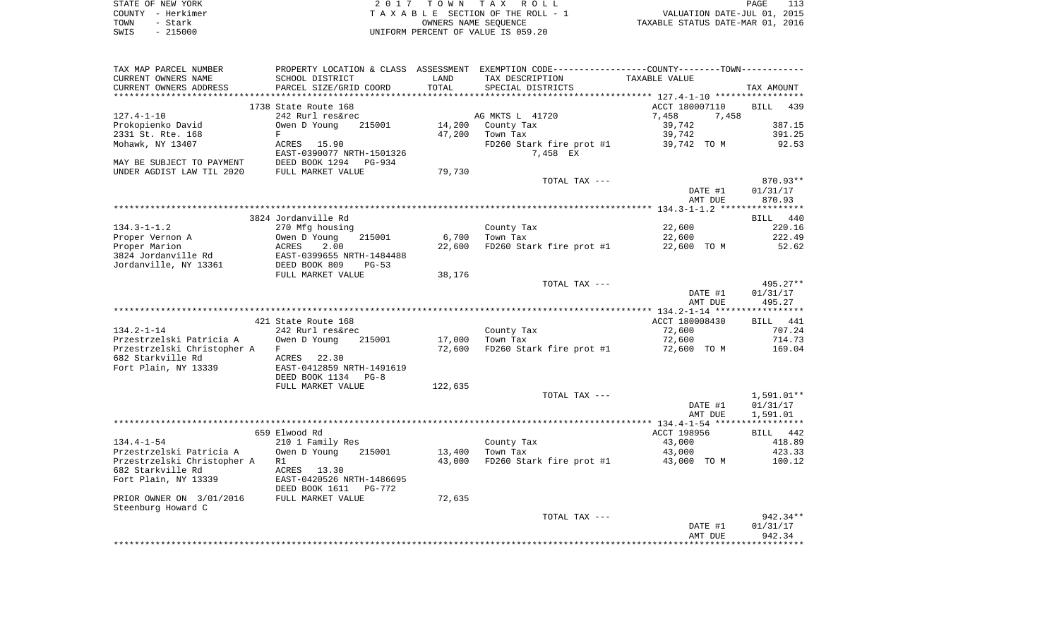STATE OF NEW YORK
COUNTY - Herkimer
TOWN - Stark
SWIS - 215000

2 0 1 7 T O W N T A X R O L L
T A X A B L E SECTION OF THE ROLL - 1
OWNERS NAME SEQUENCE
UNIFORM PERCENT OF VALUE IS 059.20

VALUATION DATE-JUL 01, 2015
TAXABLE STATUS DATE-MAR 01, 2016

```
TAX MAP PARCEL NUMBER          PROPERTY LOCATION & CLASS  ASSESSMENT  EXEMPTION CODE------------------COUNTY--------TOWN-----------
CURRENT OWNERS NAME            SCHOOL DISTRICT             LAND      TAX DESCRIPTION              TAXABLE VALUE
CURRENT OWNERS ADDRESS         PARCEL SIZE/GRID COORD      TOTAL     SPECIAL DISTRICTS                                       TAX AMOUNT
*********************************************************************************************** 127.4-1-10 *****************
                               1738 State Route 168                                                ACCT 180007110      BILL   439
127.4-1-10                     242 Rurl res&rec                      AG MKTS L  41720              7,458        7,458
Prokopienko David              Owen D Young     215001      14,200   County Tax                    39,742                 387.15
2331 St. Rte. 168              F                            47,200   Town Tax                      39,742                 391.25
Mohawk, NY 13407               ACRES    15.90                        FD260 Stark fire prot #1      39,742  TO M            92.53
                               EAST-0390077 NRTH-1501326                   7,458 EX
MAY BE SUBJECT TO PAYMENT      DEED BOOK 1294   PG-934
UNDER AGDIST LAW TIL 2020      FULL MARKET VALUE            79,730
                                                                     TOTAL TAX ---                                         870.93**
                                                                                                   DATE #1             01/31/17
                                                                                                   AMT DUE               870.93
*********************************************************************************************** 134.3-1-1.2 ****************
                               3824 Jordanville Rd                                                                     BILL   440
134.3-1-1.2                    270 Mfg housing                       County Tax                    22,600                 220.16
Proper Vernon A                Owen D Young     215001       6,700   Town Tax                      22,600                 222.49
Proper Marion                  ACRES     2.00               22,600   FD260 Stark fire prot #1      22,600  TO M            52.62
3824 Jordanville Rd            EAST-0399655 NRTH-1484488
Jordanville, NY 13361          DEED BOOK 809    PG-53
                               FULL MARKET VALUE            38,176
                                                                     TOTAL TAX ---                                         495.27**
                                                                                                   DATE #1             01/31/17
                                                                                                   AMT DUE               495.27
*********************************************************************************************** 134.2-1-14 *****************
                               421 State Route 168                                                 ACCT 180008430      BILL   441
134.2-1-14                     242 Rurl res&rec                      County Tax                    72,600                 707.24
Przestrzelski Patricia A       Owen D Young     215001      17,000   Town Tax                      72,600                 714.73
Przestrzelski Christopher A    F                            72,600   FD260 Stark fire prot #1      72,600  TO M           169.04
682 Starkville Rd              ACRES    22.30
Fort Plain, NY 13339           EAST-0412859 NRTH-1491619
                               DEED BOOK 1134   PG-8
                               FULL MARKET VALUE           122,635
                                                                     TOTAL TAX ---                                       1,591.01**
                                                                                                   DATE #1             01/31/17
                                                                                                   AMT DUE             1,591.01
*********************************************************************************************** 134.4-1-54 *****************
                               659 Elwood Rd                                                       ACCT 198956         BILL   442
134.4-1-54                     210 1 Family Res                      County Tax                    43,000                 418.89
Przestrzelski Patricia A       Owen D Young     215001      13,400   Town Tax                      43,000                 423.33
Przestrzelski Christopher A    R1                           43,000   FD260 Stark fire prot #1      43,000  TO M           100.12
682 Starkville Rd              ACRES    13.30
Fort Plain, NY 13339           EAST-0420526 NRTH-1486695
                               DEED BOOK 1611   PG-772
PRIOR OWNER ON 3/01/2016       FULL MARKET VALUE            72,635
Steenburg Howard C
                                                                     TOTAL TAX ---                                         942.34**
                                                                                                   DATE #1             01/31/17
                                                                                                   AMT DUE               942.34
************************************************************************************************************************************
```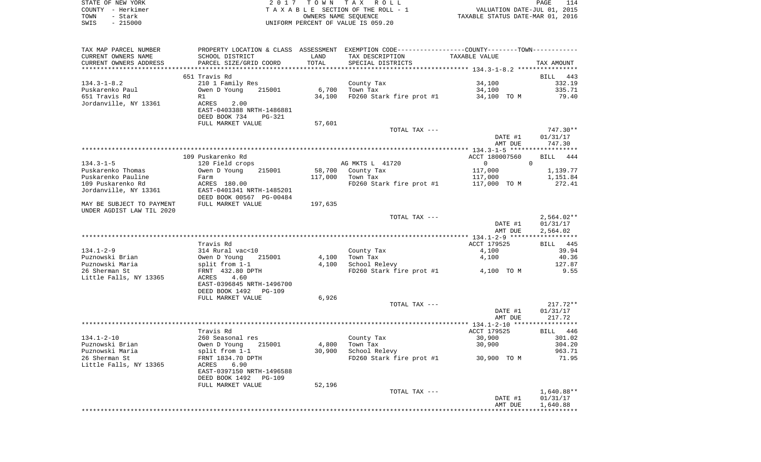STATE OF NEW YORK
COUNTY - Herkimer
TOWN - Stark
SWIS - 215000

2 0 1 7  T O W N  T A X  R O L L
T A X A B L E SECTION OF THE ROLL - 1
OWNERS NAME SEQUENCE
UNIFORM PERCENT OF VALUE IS 059.20

VALUATION DATE-JUL 01, 2015
TAXABLE STATUS DATE-MAR 01, 2016

| TAX MAP PARCEL NUMBER / CURRENT OWNERS NAME / CURRENT OWNERS ADDRESS | PROPERTY LOCATION & CLASS / SCHOOL DISTRICT / PARCEL SIZE/GRID COORD | ASSESSMENT LAND / TOTAL | EXEMPTION CODE / TAX DESCRIPTION / SPECIAL DISTRICTS | COUNTY--------TOWN / TAXABLE VALUE | TAX AMOUNT |
|---|---|---|---|---|---|
| | 651 Travis Rd | | | | BILL 443 |
| 134.3-1-8.2 | 210 1 Family Res | | County Tax | 34,100 | 332.19 |
| Puskarenko Paul | Owen D Young 215001 | 6,700 | Town Tax | 34,100 | 335.71 |
| 651 Travis Rd | R1 | 34,100 | FD260 Stark fire prot #1 | 34,100 TO M | 79.40 |
| Jordanville, NY 13361 | ACRES 2.00 | | | | |
| | EAST-0403388 NRTH-1486881 | | | | |
| | DEED BOOK 734 PG-321 | | | | |
| | FULL MARKET VALUE | 57,601 | | | |
| | | | TOTAL TAX --- | | 747.30** |
| | | | | DATE #1 | 01/31/17 |
| | | | | AMT DUE | 747.30 |
| | 109 Puskarenko Rd | | | ACCT 180007560 | BILL 444 |
| 134.3-1-5 | 120 Field crops | | AG MKTS L 41720 | 0 0 | |
| Puskarenko Thomas | Owen D Young 215001 | 58,700 | County Tax | 117,000 | 1,139.77 |
| Puskarenko Pauline | Farm | 117,000 | Town Tax | 117,000 | 1,151.84 |
| 109 Puskarenko Rd | ACRES 180.00 | | FD260 Stark fire prot #1 | 117,000 TO M | 272.41 |
| Jordanville, NY 13361 | EAST-0401341 NRTH-1485201 | | | | |
| | DEED BOOK 00567 PG-00484 | | | | |
| MAY BE SUBJECT TO PAYMENT | FULL MARKET VALUE | 197,635 | | | |
| UNDER AGDIST LAW TIL 2020 | | | | | |
| | | | TOTAL TAX --- | | 2,564.02** |
| | | | | DATE #1 | 01/31/17 |
| | | | | AMT DUE | 2,564.02 |
| | Travis Rd | | | ACCT 179525 | BILL 445 |
| 134.1-2-9 | 314 Rural vac<10 | | County Tax | 4,100 | 39.94 |
| Puznowski Brian | Owen D Young 215001 | 4,100 | Town Tax | 4,100 | 40.36 |
| Puznowski Maria | split from 1-1 | 4,100 | School Relevy | | 127.87 |
| 26 Sherman St | FRNT 432.80 DPTH | | FD260 Stark fire prot #1 | 4,100 TO M | 9.55 |
| Little Falls, NY 13365 | ACRES 4.60 | | | | |
| | EAST-0396845 NRTH-1496700 | | | | |
| | DEED BOOK 1492 PG-109 | | | | |
| | FULL MARKET VALUE | 6,926 | | | |
| | | | TOTAL TAX --- | | 217.72** |
| | | | | DATE #1 | 01/31/17 |
| | | | | AMT DUE | 217.72 |
| | Travis Rd | | | ACCT 179525 | BILL 446 |
| 134.1-2-10 | 260 Seasonal res | | County Tax | 30,900 | 301.02 |
| Puznowski Brian | Owen D Young 215001 | 4,800 | Town Tax | 30,900 | 304.20 |
| Puznowski Maria | split from 1-1 | 30,900 | School Relevy | | 963.71 |
| 26 Sherman St | FRNT 1834.70 DPTH | | FD260 Stark fire prot #1 | 30,900 TO M | 71.95 |
| Little Falls, NY 13365 | ACRES 6.90 | | | | |
| | EAST-0397150 NRTH-1496588 | | | | |
| | DEED BOOK 1492 PG-109 | | | | |
| | FULL MARKET VALUE | 52,196 | | | |
| | | | TOTAL TAX --- | | 1,640.88** |
| | | | | DATE #1 | 01/31/17 |
| | | | | AMT DUE | 1,640.88 |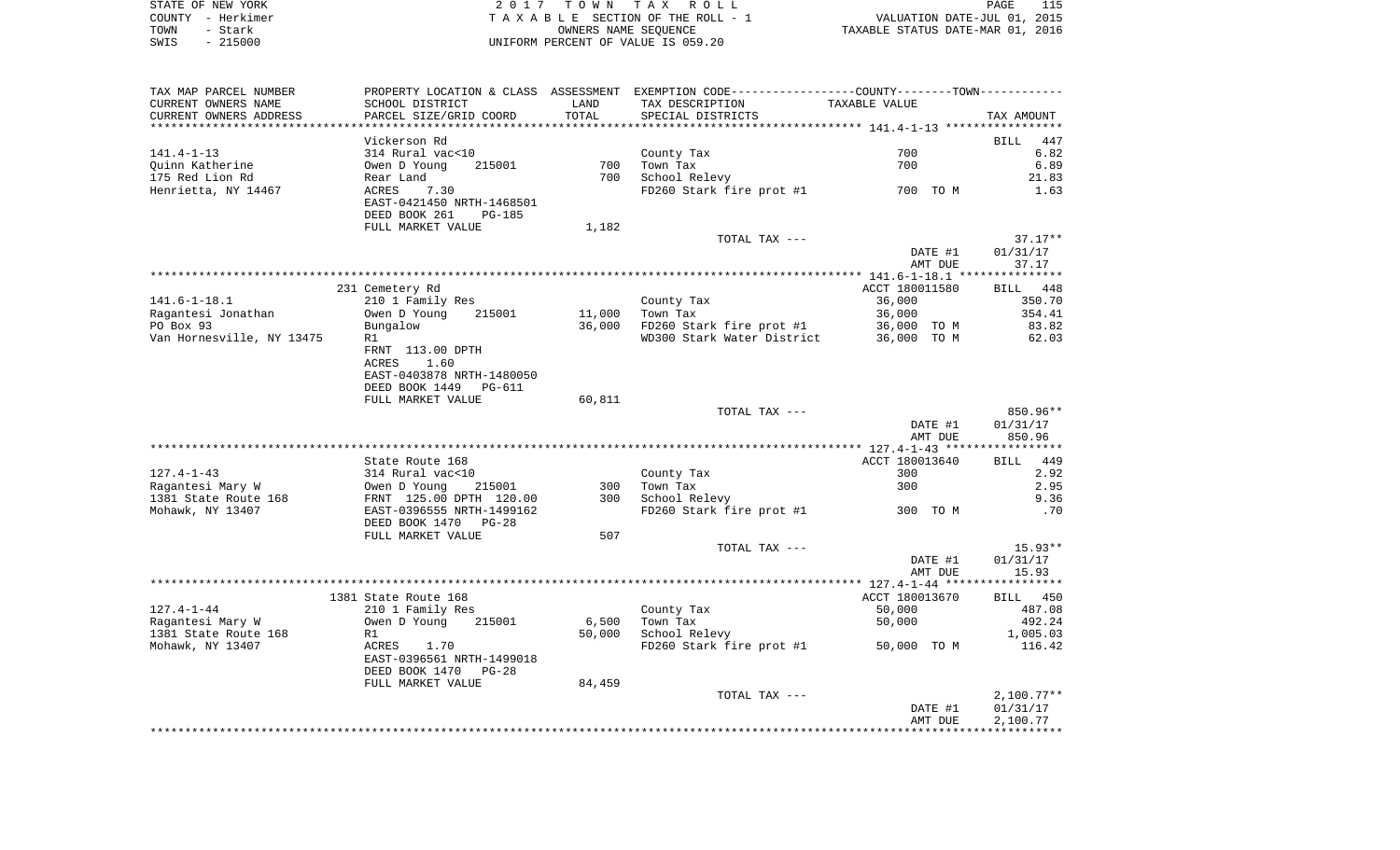STATE OF NEW YORK
COUNTY - Herkimer
TOWN - Stark
SWIS - 215000

2 0 1 7 T O W N T A X R O L L
T A X A B L E SECTION OF THE ROLL - 1
OWNERS NAME SEQUENCE
UNIFORM PERCENT OF VALUE IS 059.20

VALUATION DATE-JUL 01, 2015
TAXABLE STATUS DATE-MAR 01, 2016

| TAX MAP PARCEL NUMBER<br>CURRENT OWNERS NAME<br>CURRENT OWNERS ADDRESS | PROPERTY LOCATION & CLASS<br>SCHOOL DISTRICT<br>PARCEL SIZE/GRID COORD | ASSESSMENT<br>LAND<br>TOTAL | EXEMPTION CODE-----COUNTY-----TOWN-----<br>TAX DESCRIPTION<br>SPECIAL DISTRICTS | TAXABLE VALUE | TAX AMOUNT |
|---|---|---|---|---|---|
| 141.4-1-13 | Vickerson Rd | | | | BILL 447 |
| | 314 Rural vac<10 | | County Tax | 700 | 6.82 |
| Quinn Katherine | Owen D Young 215001 | 700 | Town Tax | 700 | 6.89 |
| 175 Red Lion Rd | Rear Land | 700 | School Relevy | | 21.83 |
| Henrietta, NY 14467 | ACRES 7.30 | | FD260 Stark fire prot #1 | 700 TO M | 1.63 |
| | EAST-0421450 NRTH-1468501 | | | | |
| | DEED BOOK 261 PG-185 | | | | |
| | FULL MARKET VALUE | 1,182 | | | |
| | | | TOTAL TAX --- | | 37.17** |
| | | | | DATE #1 | 01/31/17 |
| | | | | AMT DUE | 37.17 |
| 141.6-1-18.1 | 231 Cemetery Rd | | | ACCT 180011580 | BILL 448 |
| | 210 1 Family Res | | County Tax | 36,000 | 350.70 |
| Ragantesi Jonathan | Owen D Young 215001 | 11,000 | Town Tax | 36,000 | 354.41 |
| PO Box 93 | Bungalow | 36,000 | FD260 Stark fire prot #1 | 36,000 TO M | 83.82 |
| Van Hornesville, NY 13475 | R1 | | WD300 Stark Water District | 36,000 TO M | 62.03 |
| | FRNT 113.00 DPTH | | | | |
| | ACRES 1.60 | | | | |
| | EAST-0403878 NRTH-1480050 | | | | |
| | DEED BOOK 1449 PG-611 | | | | |
| | FULL MARKET VALUE | 60,811 | | | |
| | | | TOTAL TAX --- | | 850.96** |
| | | | | DATE #1 | 01/31/17 |
| | | | | AMT DUE | 850.96 |
| 127.4-1-43 | State Route 168 | | | ACCT 180013640 | BILL 449 |
| | 314 Rural vac<10 | | County Tax | 300 | 2.92 |
| Ragantesi Mary W | Owen D Young 215001 | 300 | Town Tax | 300 | 2.95 |
| 1381 State Route 168 | FRNT 125.00 DPTH 120.00 | 300 | School Relevy | | 9.36 |
| Mohawk, NY 13407 | EAST-0396555 NRTH-1499162 | | FD260 Stark fire prot #1 | 300 TO M | .70 |
| | DEED BOOK 1470 PG-28 | | | | |
| | FULL MARKET VALUE | 507 | | | |
| | | | TOTAL TAX --- | | 15.93** |
| | | | | DATE #1 | 01/31/17 |
| | | | | AMT DUE | 15.93 |
| 127.4-1-44 | 1381 State Route 168 | | | ACCT 180013670 | BILL 450 |
| | 210 1 Family Res | | County Tax | 50,000 | 487.08 |
| Ragantesi Mary W | Owen D Young 215001 | 6,500 | Town Tax | 50,000 | 492.24 |
| 1381 State Route 168 | R1 | 50,000 | School Relevy | | 1,005.03 |
| Mohawk, NY 13407 | ACRES 1.70 | | FD260 Stark fire prot #1 | 50,000 TO M | 116.42 |
| | EAST-0396561 NRTH-1499018 | | | | |
| | DEED BOOK 1470 PG-28 | | | | |
| | FULL MARKET VALUE | 84,459 | | | |
| | | | TOTAL TAX --- | | 2,100.77** |
| | | | | DATE #1 | 01/31/17 |
| | | | | AMT DUE | 2,100.77 |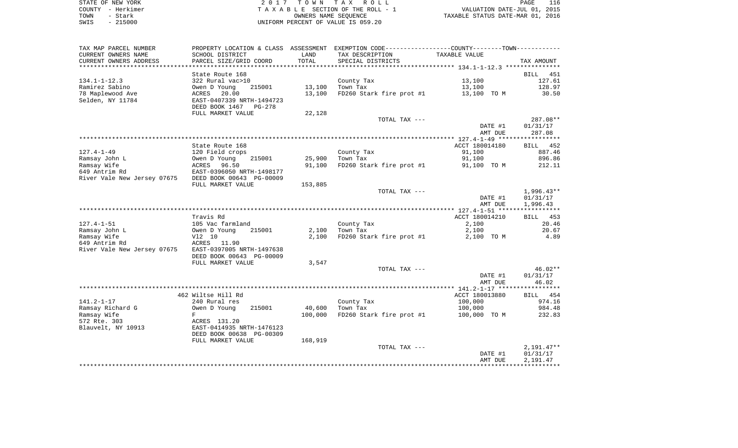STATE OF NEW YORK
COUNTY - Herkimer
TOWN - Stark
SWIS - 215000

2 0 1 7 T O W N T A X R O L L
T A X A B L E SECTION OF THE ROLL - 1
OWNERS NAME SEQUENCE
UNIFORM PERCENT OF VALUE IS 059.20

VALUATION DATE-JUL 01, 2015
TAXABLE STATUS DATE-MAR 01, 2016

| TAX MAP PARCEL NUMBER<br>CURRENT OWNERS NAME<br>CURRENT OWNERS ADDRESS | PROPERTY LOCATION & CLASS<br>SCHOOL DISTRICT<br>PARCEL SIZE/GRID COORD | ASSESSMENT<br>LAND<br>TOTAL | EXEMPTION CODE<br>TAX DESCRIPTION<br>SPECIAL DISTRICTS | COUNTY--------TOWN<br>TAXABLE VALUE | TAX AMOUNT |
|---|---|---|---|---|---|
| **134.1-1-12.3** | | | | | |
| | State Route 168 | | | | BILL 451 |
| 134.1-1-12.3 | 322 Rural vac>10 | | County Tax | 13,100 | 127.61 |
| Ramirez Sabino | Owen D Young 215001 | 13,100 | Town Tax | 13,100 | 128.97 |
| 78 Maplewood Ave | ACRES 20.00 | 13,100 | FD260 Stark fire prot #1 | 13,100 TO M | 30.50 |
| Selden, NY 11784 | EAST-0407339 NRTH-1494723 | | | | |
| | DEED BOOK 1467 PG-278 | | | | |
| | FULL MARKET VALUE | 22,128 | | | |
| | | | TOTAL TAX --- | | 287.08** |
| | | | | DATE #1 | 01/31/17 |
| | | | | AMT DUE | 287.08 |
| **127.4-1-49** | | | | | |
| | State Route 168 | | | ACCT 180014180 | BILL 452 |
| 127.4-1-49 | 120 Field crops | | County Tax | 91,100 | 887.46 |
| Ramsay John L | Owen D Young 215001 | 25,900 | Town Tax | 91,100 | 896.86 |
| Ramsay Wife | ACRES 96.50 | 91,100 | FD260 Stark fire prot #1 | 91,100 TO M | 212.11 |
| 649 Antrim Rd | EAST-0396050 NRTH-1498177 | | | | |
| River Vale New Jersey 07675 | DEED BOOK 00643 PG-00009 | | | | |
| | FULL MARKET VALUE | 153,885 | | | |
| | | | TOTAL TAX --- | | 1,996.43** |
| | | | | DATE #1 | 01/31/17 |
| | | | | AMT DUE | 1,996.43 |
| **127.4-1-51** | | | | | |
| | Travis Rd | | | ACCT 180014210 | BILL 453 |
| 127.4-1-51 | 105 Vac farmland | | County Tax | 2,100 | 20.46 |
| Ramsay John L | Owen D Young 215001 | 2,100 | Town Tax | 2,100 | 20.67 |
| Ramsay Wife | Vl2 10 | 2,100 | FD260 Stark fire prot #1 | 2,100 TO M | 4.89 |
| 649 Antrim Rd | ACRES 11.90 | | | | |
| River Vale New Jersey 07675 | EAST-0397005 NRTH-1497638 | | | | |
| | DEED BOOK 00643 PG-00009 | | | | |
| | FULL MARKET VALUE | 3,547 | | | |
| | | | TOTAL TAX --- | | 46.02** |
| | | | | DATE #1 | 01/31/17 |
| | | | | AMT DUE | 46.02 |
| **141.2-1-17** | | | | | |
| | 462 Wiltse Hill Rd | | | ACCT 180013880 | BILL 454 |
| 141.2-1-17 | 240 Rural res | | County Tax | 100,000 | 974.16 |
| Ramsay Richard G | Owen D Young 215001 | 40,600 | Town Tax | 100,000 | 984.48 |
| Ramsay Wife | F | 100,000 | FD260 Stark fire prot #1 | 100,000 TO M | 232.83 |
| 572 Rte. 303 | ACRES 131.20 | | | | |
| Blauvelt, NY 10913 | EAST-0414935 NRTH-1476123 | | | | |
| | DEED BOOK 00638 PG-00309 | | | | |
| | FULL MARKET VALUE | 168,919 | | | |
| | | | TOTAL TAX --- | | 2,191.47** |
| | | | | DATE #1 | 01/31/17 |
| | | | | AMT DUE | 2,191.47 |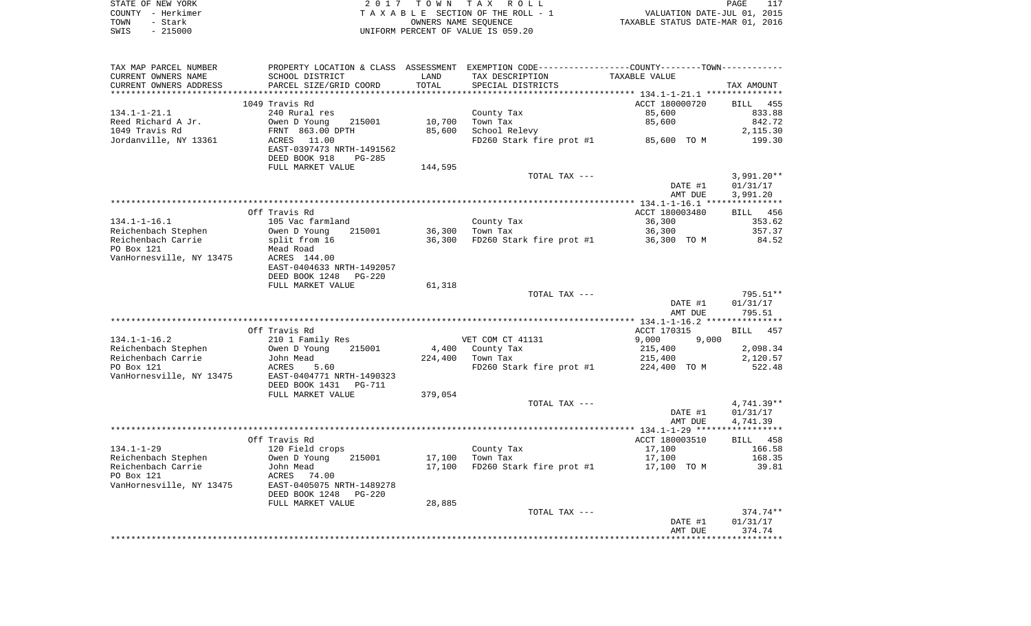STATE OF NEW YORK
COUNTY - Herkimer
TOWN - Stark
SWIS - 215000

2017 TOWN TAX ROLL
TAXABLE SECTION OF THE ROLL - 1
OWNERS NAME SEQUENCE
UNIFORM PERCENT OF VALUE IS 059.20

VALUATION DATE-JUL 01, 2015
TAXABLE STATUS DATE-MAR 01, 2016

| TAX MAP PARCEL NUMBER / CURRENT OWNERS NAME / CURRENT OWNERS ADDRESS | PROPERTY LOCATION & CLASS / SCHOOL DISTRICT / PARCEL SIZE/GRID COORD | ASSESSMENT LAND / TOTAL | EXEMPTION CODE / TAX DESCRIPTION / SPECIAL DISTRICTS | COUNTY / TOWN TAXABLE VALUE | TAX AMOUNT |
|---|---|---|---|---|---|
| 134.1-1-21.1 | 1049 Travis Rd | | | ACCT 180000720 | BILL 455 |
| Reed Richard A Jr. | 240 Rural res | | County Tax | 85,600 | 833.88 |
| 1049 Travis Rd | Owen D Young 215001 | 10,700 | Town Tax | 85,600 | 842.72 |
| Jordanville, NY 13361 | FRNT 863.00 DPTH | 85,600 | School Relevy | | 2,115.30 |
| | ACRES 11.00 | | FD260 Stark fire prot #1 | 85,600 TO M | 199.30 |
| | EAST-0397473 NRTH-1491562 | | | | |
| | DEED BOOK 918 PG-285 | | | | |
| | FULL MARKET VALUE | 144,595 | | | |
| | | | TOTAL TAX --- | | 3,991.20** |
| | | | | DATE #1 | 01/31/17 |
| | | | | AMT DUE | 3,991.20 |
| 134.1-1-16.1 | Off Travis Rd | | | ACCT 180003480 | BILL 456 |
| Reichenbach Stephen | 105 Vac farmland | | County Tax | 36,300 | 353.62 |
| Reichenbach Carrie | Owen D Young 215001 | 36,300 | Town Tax | 36,300 | 357.37 |
| PO Box 121 | split from 16 | 36,300 | FD260 Stark fire prot #1 | 36,300 TO M | 84.52 |
| VanHornesville, NY 13475 | Mead Road | | | | |
| | ACRES 144.00 | | | | |
| | EAST-0404633 NRTH-1492057 | | | | |
| | DEED BOOK 1248 PG-220 | | | | |
| | FULL MARKET VALUE | 61,318 | | | |
| | | | TOTAL TAX --- | | 795.51** |
| | | | | DATE #1 | 01/31/17 |
| | | | | AMT DUE | 795.51 |
| 134.1-1-16.2 | Off Travis Rd | | | ACCT 170315 | BILL 457 |
| Reichenbach Stephen | 210 1 Family Res | | VET COM CT 41131 | 9,000 9,000 | |
| Reichenbach Carrie | Owen D Young 215001 | 4,400 | County Tax | 215,400 | 2,098.34 |
| PO Box 121 | John Mead | 224,400 | Town Tax | 215,400 | 2,120.57 |
| VanHornesville, NY 13475 | ACRES 5.60 | | FD260 Stark fire prot #1 | 224,400 TO M | 522.48 |
| | EAST-0404771 NRTH-1490323 | | | | |
| | DEED BOOK 1431 PG-711 | | | | |
| | FULL MARKET VALUE | 379,054 | | | |
| | | | TOTAL TAX --- | | 4,741.39** |
| | | | | DATE #1 | 01/31/17 |
| | | | | AMT DUE | 4,741.39 |
| 134.1-1-29 | Off Travis Rd | | | ACCT 180003510 | BILL 458 |
| Reichenbach Stephen | 120 Field crops | | County Tax | 17,100 | 166.58 |
| Reichenbach Carrie | Owen D Young 215001 | 17,100 | Town Tax | 17,100 | 168.35 |
| PO Box 121 | John Mead | 17,100 | FD260 Stark fire prot #1 | 17,100 TO M | 39.81 |
| VanHornesville, NY 13475 | ACRES 74.00 | | | | |
| | EAST-0405075 NRTH-1489278 | | | | |
| | DEED BOOK 1248 PG-220 | | | | |
| | FULL MARKET VALUE | 28,885 | | | |
| | | | TOTAL TAX --- | | 374.74** |
| | | | | DATE #1 | 01/31/17 |
| | | | | AMT DUE | 374.74 |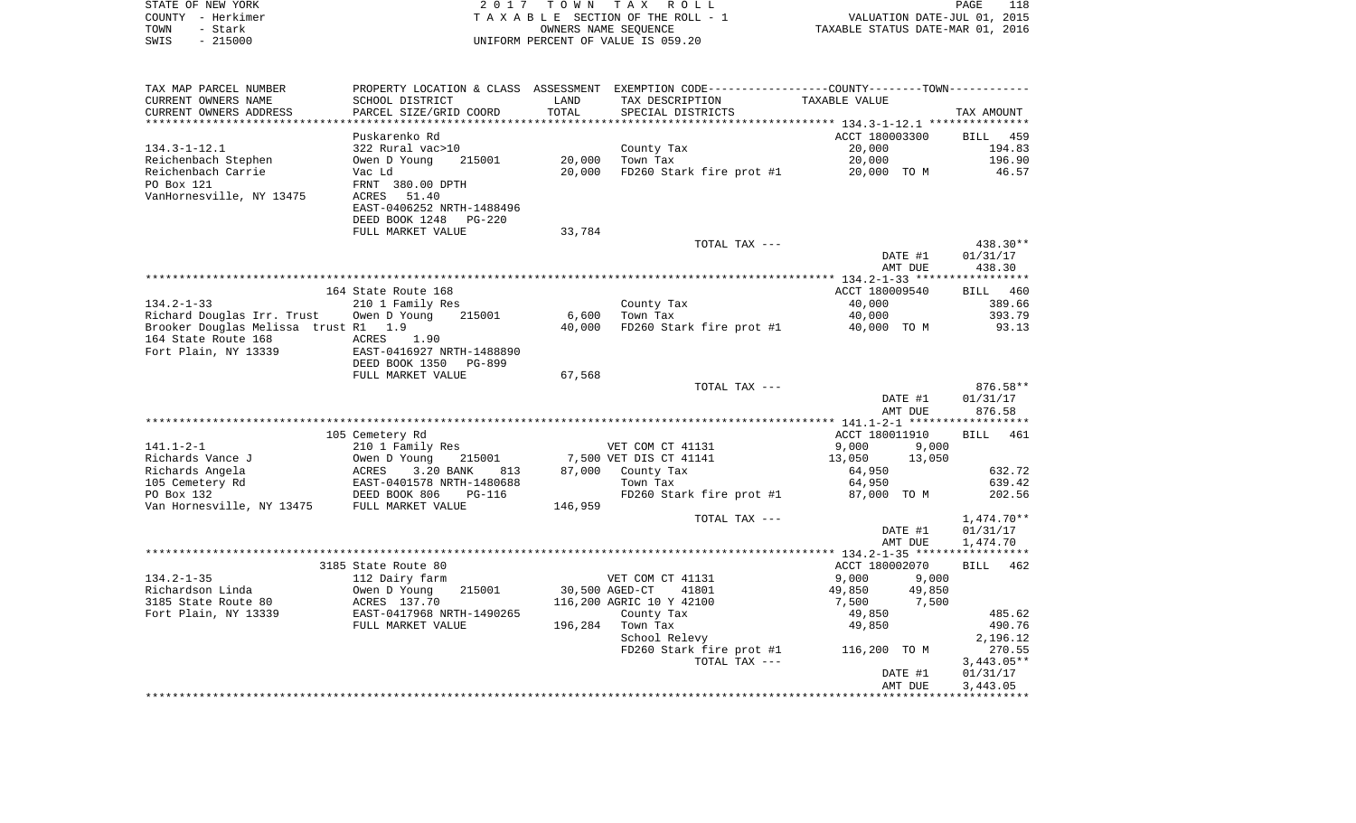STATE OF NEW YORK
COUNTY - Herkimer
TOWN - Stark
SWIS - 215000

2 0 1 7 T O W N T A X R O L L
T A X A B L E SECTION OF THE ROLL - 1
OWNERS NAME SEQUENCE
UNIFORM PERCENT OF VALUE IS 059.20

VALUATION DATE-JUL 01, 2015
TAXABLE STATUS DATE-MAR 01, 2016

| TAX MAP PARCEL NUMBER / CURRENT OWNERS NAME / CURRENT OWNERS ADDRESS | PROPERTY LOCATION & CLASS / SCHOOL DISTRICT / PARCEL SIZE/GRID COORD | ASSESSMENT LAND / TOTAL | EXEMPTION CODE / TAX DESCRIPTION / SPECIAL DISTRICTS | COUNTY / TOWN TAXABLE VALUE | TAX AMOUNT |
|---|---|---|---|---|---|
| **134.3-1-12.1** | Puskarenko Rd | | | ACCT 180003300 | BILL 459 |
| 134.3-1-12.1 | 322 Rural vac>10 | | County Tax | 20,000 | 194.83 |
| Reichenbach Stephen | Owen D Young 215001 | 20,000 | Town Tax | 20,000 | 196.90 |
| Reichenbach Carrie | Vac Ld | 20,000 | FD260 Stark fire prot #1 | 20,000 TO M | 46.57 |
| PO Box 121 | FRNT 380.00 DPTH | | | | |
| VanHornesville, NY 13475 | ACRES 51.40 | | | | |
| | EAST-0406252 NRTH-1488496 | | | | |
| | DEED BOOK 1248 PG-220 | | | | |
| | FULL MARKET VALUE | 33,784 | | | |
| | | | TOTAL TAX --- | | 438.30** |
| | | | | DATE #1 | 01/31/17 |
| | | | | AMT DUE | 438.30 |
| **134.2-1-33** | 164 State Route 168 | | | ACCT 180009540 | BILL 460 |
| 134.2-1-33 | 210 1 Family Res | | County Tax | 40,000 | 389.66 |
| Richard Douglas Irr. Trust | Owen D Young 215001 | 6,600 | Town Tax | 40,000 | 393.79 |
| Brooker Douglas Melissa trust | R1 1.9 | 40,000 | FD260 Stark fire prot #1 | 40,000 TO M | 93.13 |
| 164 State Route 168 | ACRES 1.90 | | | | |
| Fort Plain, NY 13339 | EAST-0416927 NRTH-1488890 | | | | |
| | DEED BOOK 1350 PG-899 | | | | |
| | FULL MARKET VALUE | 67,568 | | | |
| | | | TOTAL TAX --- | | 876.58** |
| | | | | DATE #1 | 01/31/17 |
| | | | | AMT DUE | 876.58 |
| **141.1-2-1** | 105 Cemetery Rd | | | ACCT 180011910 | BILL 461 |
| 141.1-2-1 | 210 1 Family Res | | VET COM CT 41131 | 9,000 9,000 | |
| Richards Vance J | Owen D Young 215001 | 7,500 | VET DIS CT 41141 | 13,050 13,050 | |
| Richards Angela | ACRES 3.20 BANK 813 | 87,000 | County Tax | 64,950 | 632.72 |
| 105 Cemetery Rd | EAST-0401578 NRTH-1480688 | | Town Tax | 64,950 | 639.42 |
| PO Box 132 | DEED BOOK 806 PG-116 | | FD260 Stark fire prot #1 | 87,000 TO M | 202.56 |
| Van Hornesville, NY 13475 | FULL MARKET VALUE | 146,959 | | | |
| | | | TOTAL TAX --- | | 1,474.70** |
| | | | | DATE #1 | 01/31/17 |
| | | | | AMT DUE | 1,474.70 |
| **134.2-1-35** | 3185 State Route 80 | | | ACCT 180002070 | BILL 462 |
| 134.2-1-35 | 112 Dairy farm | | VET COM CT 41131 | 9,000 9,000 | |
| Richardson Linda | Owen D Young 215001 | 30,500 | AGED-CT 41801 | 49,850 49,850 | |
| 3185 State Route 80 | ACRES 137.70 | 116,200 | AGRIC 10 Y 42100 | 7,500 7,500 | |
| Fort Plain, NY 13339 | EAST-0417968 NRTH-1490265 | | County Tax | 49,850 | 485.62 |
| | FULL MARKET VALUE | 196,284 | Town Tax | 49,850 | 490.76 |
| | | | School Relevy | | 2,196.12 |
| | | | FD260 Stark fire prot #1 | 116,200 TO M | 270.55 |
| | | | TOTAL TAX --- | | 3,443.05** |
| | | | | DATE #1 | 01/31/17 |
| | | | | AMT DUE | 3,443.05 |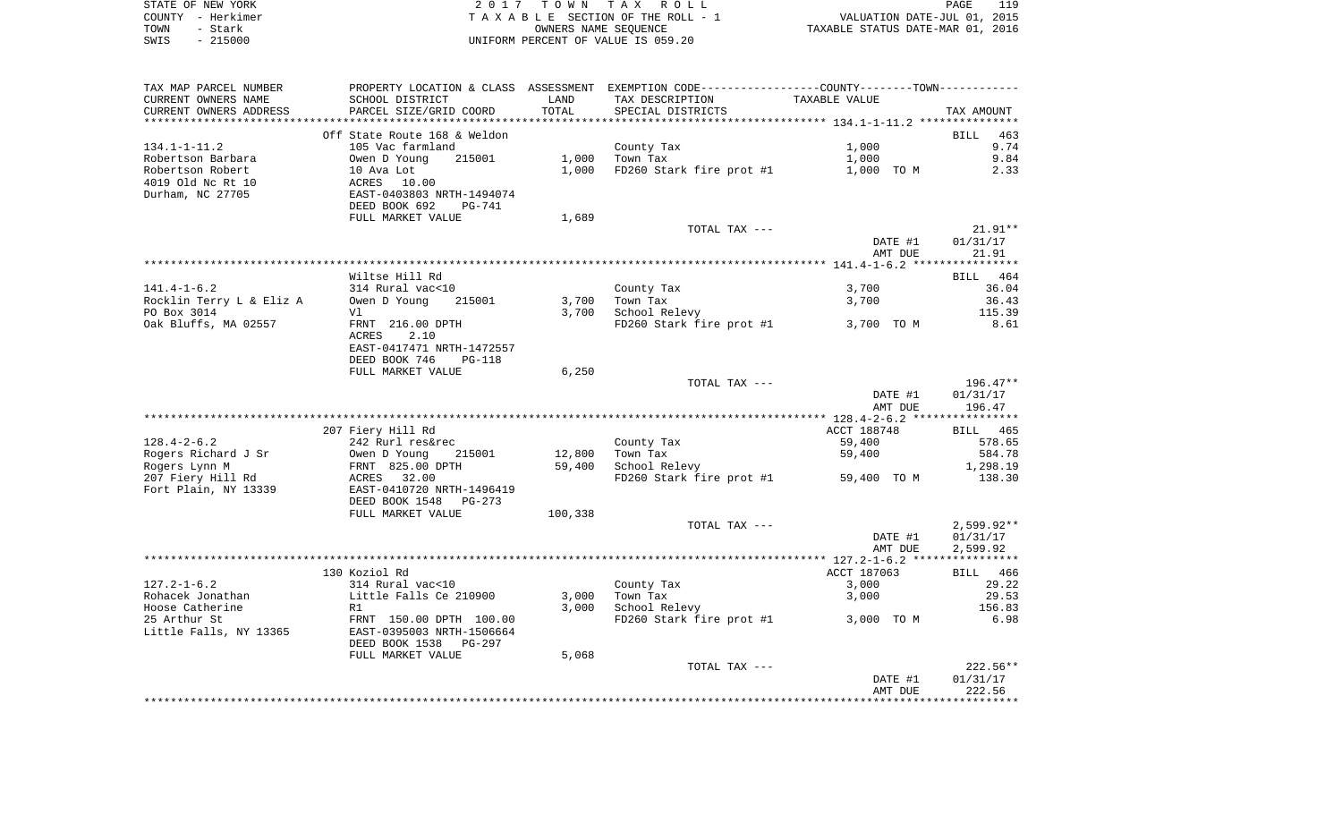STATE OF NEW YORK
COUNTY - Herkimer
TOWN - Stark
SWIS - 215000

2017 TOWN TAX ROLL
TAXABLE SECTION OF THE ROLL - 1
OWNERS NAME SEQUENCE
UNIFORM PERCENT OF VALUE IS 059.20

VALUATION DATE-JUL 01, 2015
TAXABLE STATUS DATE-MAR 01, 2016

| TAX MAP PARCEL NUMBER / CURRENT OWNERS NAME / CURRENT OWNERS ADDRESS | PROPERTY LOCATION & CLASS / SCHOOL DISTRICT / PARCEL SIZE/GRID COORD | ASSESSMENT LAND | TOTAL | EXEMPTION CODE / TAX DESCRIPTION / SPECIAL DISTRICTS | TAXABLE VALUE | TAX AMOUNT |
|---|---|---|---|---|---|---|
| 134.1-1-11.2 | Off State Route 168 & Weldon | | | | | BILL 463 |
| 134.1-1-11.2 | 105 Vac farmland | | | County Tax | 1,000 | 9.74 |
| Robertson Barbara | Owen D Young 215001 | 1,000 | | Town Tax | 1,000 | 9.84 |
| Robertson Robert | 10 Ava Lot | | 1,000 | FD260 Stark fire prot #1 | 1,000 TO M | 2.33 |
| 4019 Old Nc Rt 10 | ACRES 10.00 | | | | | |
| Durham, NC 27705 | EAST-0403803 NRTH-1494074 | | | | | |
| | DEED BOOK 692 PG-741 | | | | | |
| | FULL MARKET VALUE | 1,689 | | | | |
| | | | | TOTAL TAX --- | | 21.91** |
| | | | | | DATE #1 | 01/31/17 |
| | | | | | AMT DUE | 21.91 |
| 141.4-1-6.2 | Wiltse Hill Rd | | | | | BILL 464 |
| 141.4-1-6.2 | 314 Rural vac<10 | | | County Tax | 3,700 | 36.04 |
| Rocklin Terry L & Eliz A | Owen D Young 215001 | 3,700 | | Town Tax | 3,700 | 36.43 |
| PO Box 3014 | Vl | | 3,700 | School Relevy | | 115.39 |
| Oak Bluffs, MA 02557 | FRNT 216.00 DPTH | | | FD260 Stark fire prot #1 | 3,700 TO M | 8.61 |
| | ACRES 2.10 | | | | | |
| | EAST-0417471 NRTH-1472557 | | | | | |
| | DEED BOOK 746 PG-118 | | | | | |
| | FULL MARKET VALUE | 6,250 | | | | |
| | | | | TOTAL TAX --- | | 196.47** |
| | | | | | DATE #1 | 01/31/17 |
| | | | | | AMT DUE | 196.47 |
| 128.4-2-6.2 | 207 Fiery Hill Rd | | | | ACCT 188748 | BILL 465 |
| 128.4-2-6.2 | 242 Rurl res&rec | | | County Tax | 59,400 | 578.65 |
| Rogers Richard J Sr | Owen D Young 215001 | 12,800 | | Town Tax | 59,400 | 584.78 |
| Rogers Lynn M | FRNT 825.00 DPTH | | 59,400 | School Relevy | | 1,298.19 |
| 207 Fiery Hill Rd | ACRES 32.00 | | | FD260 Stark fire prot #1 | 59,400 TO M | 138.30 |
| Fort Plain, NY 13339 | EAST-0410720 NRTH-1496419 | | | | | |
| | DEED BOOK 1548 PG-273 | | | | | |
| | FULL MARKET VALUE | 100,338 | | | | |
| | | | | TOTAL TAX --- | | 2,599.92** |
| | | | | | DATE #1 | 01/31/17 |
| | | | | | AMT DUE | 2,599.92 |
| 127.2-1-6.2 | 130 Koziol Rd | | | | ACCT 187063 | BILL 466 |
| 127.2-1-6.2 | 314 Rural vac<10 | | | County Tax | 3,000 | 29.22 |
| Rohacek Jonathan | Little Falls Ce 210900 | 3,000 | | Town Tax | 3,000 | 29.53 |
| Hoose Catherine | R1 | | 3,000 | School Relevy | | 156.83 |
| 25 Arthur St | FRNT 150.00 DPTH 100.00 | | | FD260 Stark fire prot #1 | 3,000 TO M | 6.98 |
| Little Falls, NY 13365 | EAST-0395003 NRTH-1506664 | | | | | |
| | DEED BOOK 1538 PG-297 | | | | | |
| | FULL MARKET VALUE | 5,068 | | | | |
| | | | | TOTAL TAX --- | | 222.56** |
| | | | | | DATE #1 | 01/31/17 |
| | | | | | AMT DUE | 222.56 |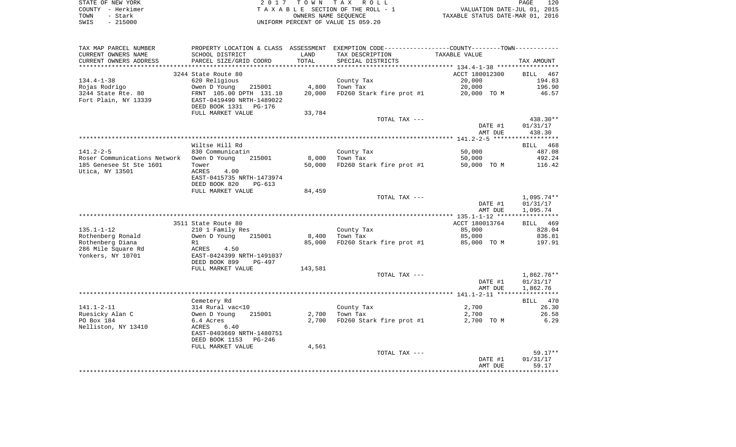STATE OF NEW YORK 2 0 1 7 T O W N T A X R O L L
COUNTY - Herkimer T A X A B L E SECTION OF THE ROLL - 1 VALUATION DATE-JUL 01, 2015
TOWN - Stark OWNERS NAME SEQUENCE TAXABLE STATUS DATE-MAR 01, 2016
SWIS - 215000 UNIFORM PERCENT OF VALUE IS 059.20

| TAX MAP PARCEL NUMBER / CURRENT OWNERS NAME / CURRENT OWNERS ADDRESS | PROPERTY LOCATION & CLASS / SCHOOL DISTRICT / PARCEL SIZE/GRID COORD | ASSESSMENT LAND / TOTAL | EXEMPTION CODE / TAX DESCRIPTION / SPECIAL DISTRICTS | TAXABLE VALUE | TAX AMOUNT |
|---|---|---|---|---|---|
| **134.4-1-38** | 3244 State Route 80 | | | ACCT 180012300 | BILL 467 |
| 134.4-1-38 | 620 Religious | | County Tax | 20,000 | 194.83 |
| Rojas Rodrigo | Owen D Young 215001 | 4,800 | Town Tax | 20,000 | 196.90 |
| 3244 State Rte. 80 | FRNT 105.00 DPTH 131.10 | 20,000 | FD260 Stark fire prot #1 | 20,000 TO M | 46.57 |
| Fort Plain, NY 13339 | EAST-0419490 NRTH-1489022 | | | | |
| | DEED BOOK 1331 PG-176 | | | | |
| | FULL MARKET VALUE | 33,784 | | | |
| | | | TOTAL TAX --- | | 438.30** |
| | | | | DATE #1 | 01/31/17 |
| | | | | AMT DUE | 438.30 |
| **141.2-2-5** | Wiltse Hill Rd | | | | BILL 468 |
| 141.2-2-5 | 830 Communicatin | | County Tax | 50,000 | 487.08 |
| Roser Communications Network | Owen D Young 215001 | 8,000 | Town Tax | 50,000 | 492.24 |
| 185 Genesee St Ste 1601 | Tower | 50,000 | FD260 Stark fire prot #1 | 50,000 TO M | 116.42 |
| Utica, NY 13501 | ACRES 4.00 | | | | |
| | EAST-0415735 NRTH-1473974 | | | | |
| | DEED BOOK 820 PG-613 | | | | |
| | FULL MARKET VALUE | 84,459 | | | |
| | | | TOTAL TAX --- | | 1,095.74** |
| | | | | DATE #1 | 01/31/17 |
| | | | | AMT DUE | 1,095.74 |
| **135.1-1-12** | 3511 State Route 80 | | | ACCT 180013764 | BILL 469 |
| 135.1-1-12 | 210 1 Family Res | | County Tax | 85,000 | 828.04 |
| Rothenberg Ronald | Owen D Young 215001 | 8,400 | Town Tax | 85,000 | 836.81 |
| Rothenberg Diana | R1 | 85,000 | FD260 Stark fire prot #1 | 85,000 TO M | 197.91 |
| 286 Mile Square Rd | ACRES 4.50 | | | | |
| Yonkers, NY 10701 | EAST-0424399 NRTH-1491037 | | | | |
| | DEED BOOK 899 PG-497 | | | | |
| | FULL MARKET VALUE | 143,581 | | | |
| | | | TOTAL TAX --- | | 1,862.76** |
| | | | | DATE #1 | 01/31/17 |
| | | | | AMT DUE | 1,862.76 |
| **141.1-2-11** | Cemetery Rd | | | | BILL 470 |
| 141.1-2-11 | 314 Rural vac<10 | | County Tax | 2,700 | 26.30 |
| Ruesicky Alan C | Owen D Young 215001 | 2,700 | Town Tax | 2,700 | 26.58 |
| PO Box 184 | 6.4 Acres | 2,700 | FD260 Stark fire prot #1 | 2,700 TO M | 6.29 |
| Nelliston, NY 13410 | ACRES 6.40 | | | | |
| | EAST-0403669 NRTH-1480751 | | | | |
| | DEED BOOK 1153 PG-246 | | | | |
| | FULL MARKET VALUE | 4,561 | | | |
| | | | TOTAL TAX --- | | 59.17** |
| | | | | DATE #1 | 01/31/17 |
| | | | | AMT DUE | 59.17 |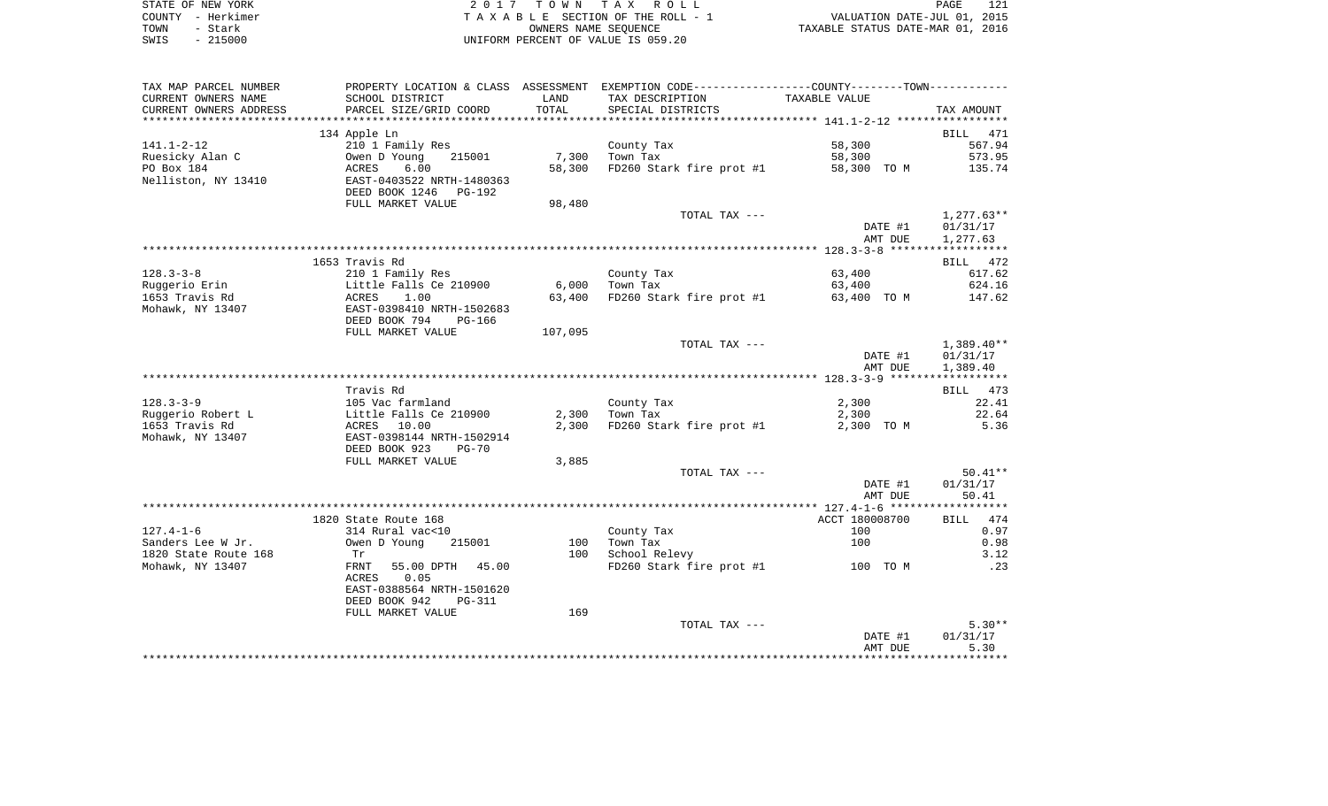STATE OF NEW YORK
COUNTY - Herkimer
TOWN - Stark
SWIS - 215000

2 0 1 7 T O W N T A X R O L L
T A X A B L E SECTION OF THE ROLL - 1
OWNERS NAME SEQUENCE
UNIFORM PERCENT OF VALUE IS 059.20

VALUATION DATE-JUL 01, 2015
TAXABLE STATUS DATE-MAR 01, 2016

| TAX MAP PARCEL NUMBER / CURRENT OWNERS NAME / CURRENT OWNERS ADDRESS | PROPERTY LOCATION & CLASS / SCHOOL DISTRICT / PARCEL SIZE/GRID COORD | ASSESSMENT LAND / TOTAL | EXEMPTION CODE / TAX DESCRIPTION / SPECIAL DISTRICTS | TAXABLE VALUE | TAX AMOUNT |
|---|---|---|---|---|---|
| **141.1-2-12** | 134 Apple Ln | | | | BILL 471 |
| Ruesicky Alan C | 210 1 Family Res | | County Tax | 58,300 | 567.94 |
| PO Box 184 | Owen D Young 215001 | 7,300 | Town Tax | 58,300 | 573.95 |
| Nelliston, NY 13410 | ACRES 6.00 | 58,300 | FD260 Stark fire prot #1 | 58,300 TO M | 135.74 |
| | EAST-0403522 NRTH-1480363 | | | | |
| | DEED BOOK 1246 PG-192 | | | | |
| | FULL MARKET VALUE | 98,480 | | | |
| | | | TOTAL TAX --- | | 1,277.63** |
| | | | | DATE #1 | 01/31/17 |
| | | | | AMT DUE | 1,277.63 |
| **128.3-3-8** | 1653 Travis Rd | | | | BILL 472 |
| Ruggerio Erin | 210 1 Family Res | | County Tax | 63,400 | 617.62 |
| 1653 Travis Rd | Little Falls Ce 210900 | 6,000 | Town Tax | 63,400 | 624.16 |
| Mohawk, NY 13407 | ACRES 1.00 | 63,400 | FD260 Stark fire prot #1 | 63,400 TO M | 147.62 |
| | EAST-0398410 NRTH-1502683 | | | | |
| | DEED BOOK 794 PG-166 | | | | |
| | FULL MARKET VALUE | 107,095 | | | |
| | | | TOTAL TAX --- | | 1,389.40** |
| | | | | DATE #1 | 01/31/17 |
| | | | | AMT DUE | 1,389.40 |
| **128.3-3-9** | Travis Rd | | | | BILL 473 |
| Ruggerio Robert L | 105 Vac farmland | | County Tax | 2,300 | 22.41 |
| 1653 Travis Rd | Little Falls Ce 210900 | 2,300 | Town Tax | 2,300 | 22.64 |
| Mohawk, NY 13407 | ACRES 10.00 | 2,300 | FD260 Stark fire prot #1 | 2,300 TO M | 5.36 |
| | EAST-0398144 NRTH-1502914 | | | | |
| | DEED BOOK 923 PG-70 | | | | |
| | FULL MARKET VALUE | 3,885 | | | |
| | | | TOTAL TAX --- | | 50.41** |
| | | | | DATE #1 | 01/31/17 |
| | | | | AMT DUE | 50.41 |
| **127.4-1-6** | 1820 State Route 168 | | | ACCT 180008700 | BILL 474 |
| Sanders Lee W Jr. | 314 Rural vac<10 | | County Tax | 100 | 0.97 |
| 1820 State Route 168 | Owen D Young 215001 | 100 | Town Tax | 100 | 0.98 |
| Mohawk, NY 13407 | Tr | 100 | School Relevy | | 3.12 |
| | FRNT 55.00 DPTH 45.00 | | FD260 Stark fire prot #1 | 100 TO M | .23 |
| | ACRES 0.05 | | | | |
| | EAST-0388564 NRTH-1501620 | | | | |
| | DEED BOOK 942 PG-311 | | | | |
| | FULL MARKET VALUE | 169 | | | |
| | | | TOTAL TAX --- | | 5.30** |
| | | | | DATE #1 | 01/31/17 |
| | | | | AMT DUE | 5.30 |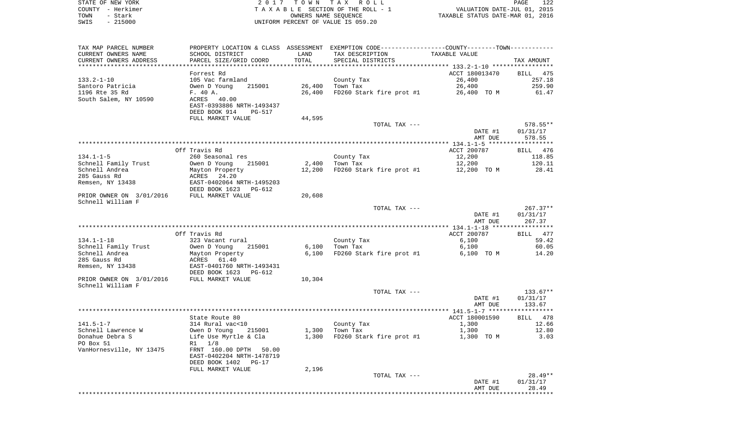STATE OF NEW YORK
COUNTY - Herkimer
TOWN - Stark
SWIS - 215000

2 0 1 7 T O W N T A X R O L L
T A X A B L E SECTION OF THE ROLL - 1
OWNERS NAME SEQUENCE
UNIFORM PERCENT OF VALUE IS 059.20

VALUATION DATE-JUL 01, 2015
TAXABLE STATUS DATE-MAR 01, 2016

| TAX MAP PARCEL NUMBER<br>CURRENT OWNERS NAME<br>CURRENT OWNERS ADDRESS | PROPERTY LOCATION & CLASS<br>SCHOOL DISTRICT<br>PARCEL SIZE/GRID COORD | ASSESSMENT<br>LAND<br>TOTAL | EXEMPTION CODE<br>TAX DESCRIPTION<br>SPECIAL DISTRICTS | COUNTY--------TOWN<br>TAXABLE VALUE | TAX AMOUNT |
|---|---|---|---|---|---|
| | Forrest Rd | | | ACCT 180013470 | BILL 475 |
| 133.2-1-10 | 105 Vac farmland | | County Tax | 26,400 | 257.18 |
| Santoro Patricia | Owen D Young 215001 | 26,400 | Town Tax | 26,400 | 259.90 |
| 1196 Rte 35 Rd | F. 40 A. | 26,400 | FD260 Stark fire prot #1 | 26,400 TO M | 61.47 |
| South Salem, NY 10590 | ACRES 40.00 | | | | |
| | EAST-0393886 NRTH-1493437 | | | | |
| | DEED BOOK 914 PG-517 | | | | |
| | FULL MARKET VALUE | 44,595 | | | |
| | | | TOTAL TAX --- | | 578.55** |
| | | | | DATE #1 | 01/31/17 |
| | | | | AMT DUE | 578.55 |
| | Off Travis Rd | | | ACCT 200787 | BILL 476 |
| 134.1-1-5 | 260 Seasonal res | | County Tax | 12,200 | 118.85 |
| Schnell Family Trust | Owen D Young 215001 | 2,400 | Town Tax | 12,200 | 120.11 |
| Schnell Andrea | Mayton Property | 12,200 | FD260 Stark fire prot #1 | 12,200 TO M | 28.41 |
| 285 Gauss Rd | ACRES 24.20 | | | | |
| Remsen, NY 13438 | EAST-0402064 NRTH-1495203 | | | | |
| | DEED BOOK 1623 PG-612 | | | | |
| PRIOR OWNER ON 3/01/2016 | FULL MARKET VALUE | 20,608 | | | |
| Schnell William F | | | | | |
| | | | TOTAL TAX --- | | 267.37** |
| | | | | DATE #1 | 01/31/17 |
| | | | | AMT DUE | 267.37 |
| | Off Travis Rd | | | ACCT 200787 | BILL 477 |
| 134.1-1-18 | 323 Vacant rural | | County Tax | 6,100 | 59.42 |
| Schnell Family Trust | Owen D Young 215001 | 6,100 | Town Tax | 6,100 | 60.05 |
| Schnell Andrea | Mayton Property | 6,100 | FD260 Stark fire prot #1 | 6,100 TO M | 14.20 |
| 285 Gauss Rd | ACRES 61.40 | | | | |
| Remsen, NY 13438 | EAST-0401760 NRTH-1493431 | | | | |
| | DEED BOOK 1623 PG-612 | | | | |
| PRIOR OWNER ON 3/01/2016 | FULL MARKET VALUE | 10,304 | | | |
| Schnell William F | | | | | |
| | | | TOTAL TAX --- | | 133.67** |
| | | | | DATE #1 | 01/31/17 |
| | | | | AMT DUE | 133.67 |
| | State Route 80 | | | ACCT 180001590 | BILL 478 |
| 141.5-1-7 | 314 Rural vac<10 | | County Tax | 1,300 | 12.66 |
| Schnell Lawrence W | Owen D Young 215001 | 1,300 | Town Tax | 1,300 | 12.80 |
| Donahue Debra S | Life Use Myrtle & Cla | 1,300 | FD260 Stark fire prot #1 | 1,300 TO M | 3.03 |
| PO Box 51 | R1 1/8 | | | | |
| VanHornesville, NY 13475 | FRNT 160.00 DPTH 50.00 | | | | |
| | EAST-0402204 NRTH-1478719 | | | | |
| | DEED BOOK 1402 PG-17 | | | | |
| | FULL MARKET VALUE | 2,196 | | | |
| | | | TOTAL TAX --- | | 28.49** |
| | | | | DATE #1 | 01/31/17 |
| | | | | AMT DUE | 28.49 |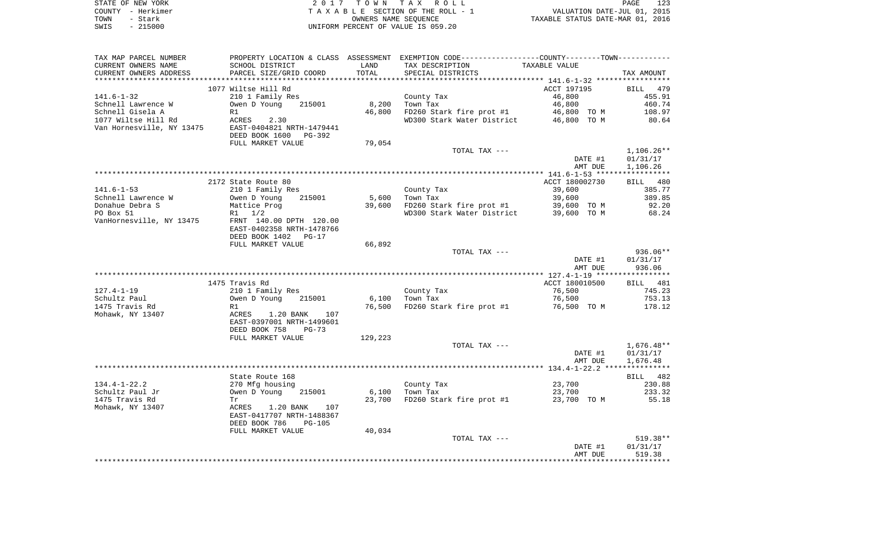STATE OF NEW YORK — 2017 TOWN TAX ROLL
COUNTY - Herkimer — TAXABLE SECTION OF THE ROLL - 1 — VALUATION DATE-JUL 01, 2015
TOWN - Stark — OWNERS NAME SEQUENCE — TAXABLE STATUS DATE-MAR 01, 2016
SWIS - 215000 — UNIFORM PERCENT OF VALUE IS 059.20

| TAX MAP PARCEL NUMBER / CURRENT OWNERS NAME / CURRENT OWNERS ADDRESS | PROPERTY LOCATION & CLASS / SCHOOL DISTRICT / PARCEL SIZE/GRID COORD | ASSESSMENT LAND / TOTAL | EXEMPTION CODE / TAX DESCRIPTION / SPECIAL DISTRICTS | COUNTY--------TOWN TAXABLE VALUE | TAX AMOUNT |
|---|---|---|---|---|---|
| **141.6-1-32** | 1077 Wiltse Hill Rd | | | ACCT 197195 | BILL 479 |
| 141.6-1-32 | 210 1 Family Res | | County Tax | 46,800 | 455.91 |
| Schnell Lawrence W | Owen D Young 215001 | 8,200 | Town Tax | 46,800 | 460.74 |
| Schnell Gisela A | R1 | 46,800 | FD260 Stark fire prot #1 | 46,800 TO M | 108.97 |
| 1077 Wiltse Hill Rd | ACRES 2.30 | | WD300 Stark Water District | 46,800 TO M | 80.64 |
| Van Hornesville, NY 13475 | EAST-0404821 NRTH-1479441 | | | | |
| | DEED BOOK 1600 PG-392 | | | | |
| | FULL MARKET VALUE | 79,054 | | | |
| | | | TOTAL TAX --- | | 1,106.26** |
| | | | | DATE #1 | 01/31/17 |
| | | | | AMT DUE | 1,106.26 |
| **141.6-1-53** | 2172 State Route 80 | | | ACCT 180002730 | BILL 480 |
| 141.6-1-53 | 210 1 Family Res | | County Tax | 39,600 | 385.77 |
| Schnell Lawrence W | Owen D Young 215001 | 5,600 | Town Tax | 39,600 | 389.85 |
| Donahue Debra S | Mattice Prog | 39,600 | FD260 Stark fire prot #1 | 39,600 TO M | 92.20 |
| PO Box 51 | R1 1/2 | | WD300 Stark Water District | 39,600 TO M | 68.24 |
| VanHornesville, NY 13475 | FRNT 140.00 DPTH 120.00 | | | | |
| | EAST-0402358 NRTH-1478766 | | | | |
| | DEED BOOK 1402 PG-17 | | | | |
| | FULL MARKET VALUE | 66,892 | | | |
| | | | TOTAL TAX --- | | 936.06** |
| | | | | DATE #1 | 01/31/17 |
| | | | | AMT DUE | 936.06 |
| **127.4-1-19** | 1475 Travis Rd | | | ACCT 180010500 | BILL 481 |
| 127.4-1-19 | 210 1 Family Res | | County Tax | 76,500 | 745.23 |
| Schultz Paul | Owen D Young 215001 | 6,100 | Town Tax | 76,500 | 753.13 |
| 1475 Travis Rd | R1 | 76,500 | FD260 Stark fire prot #1 | 76,500 TO M | 178.12 |
| Mohawk, NY 13407 | ACRES 1.20 BANK 107 | | | | |
| | EAST-0397001 NRTH-1499601 | | | | |
| | DEED BOOK 758 PG-73 | | | | |
| | FULL MARKET VALUE | 129,223 | | | |
| | | | TOTAL TAX --- | | 1,676.48** |
| | | | | DATE #1 | 01/31/17 |
| | | | | AMT DUE | 1,676.48 |
| **134.4-1-22.2** | State Route 168 | | | | BILL 482 |
| 134.4-1-22.2 | 270 Mfg housing | | County Tax | 23,700 | 230.88 |
| Schultz Paul Jr | Owen D Young 215001 | 6,100 | Town Tax | 23,700 | 233.32 |
| 1475 Travis Rd | Tr | 23,700 | FD260 Stark fire prot #1 | 23,700 TO M | 55.18 |
| Mohawk, NY 13407 | ACRES 1.20 BANK 107 | | | | |
| | EAST-0417707 NRTH-1488367 | | | | |
| | DEED BOOK 786 PG-105 | | | | |
| | FULL MARKET VALUE | 40,034 | | | |
| | | | TOTAL TAX --- | | 519.38** |
| | | | | DATE #1 | 01/31/17 |
| | | | | AMT DUE | 519.38 |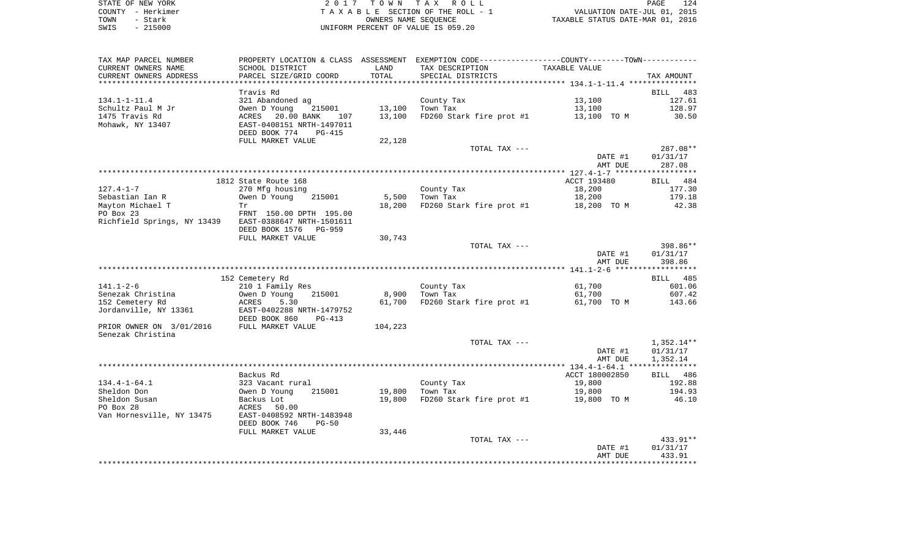STATE OF NEW YORK
COUNTY - Herkimer
TOWN - Stark
SWIS - 215000

2 0 1 7 T O W N T A X R O L L
T A X A B L E SECTION OF THE ROLL - 1
OWNERS NAME SEQUENCE
UNIFORM PERCENT OF VALUE IS 059.20

VALUATION DATE-JUL 01, 2015
TAXABLE STATUS DATE-MAR 01, 2016

| TAX MAP PARCEL NUMBER / CURRENT OWNERS NAME / CURRENT OWNERS ADDRESS | PROPERTY LOCATION & CLASS / SCHOOL DISTRICT / PARCEL SIZE/GRID COORD | ASSESSMENT LAND | TOTAL | EXEMPTION CODE / TAX DESCRIPTION / SPECIAL DISTRICTS | TAXABLE VALUE | TAX AMOUNT |
|---|---|---|---|---|---|---|
| 134.1-1-11.4 | Travis Rd | | | | | BILL 483 |
| 134.1-1-11.4 | 321 Abandoned ag | | | County Tax | 13,100 | 127.61 |
| Schultz Paul M Jr | Owen D Young 215001 | 13,100 | | Town Tax | 13,100 | 128.97 |
| 1475 Travis Rd | ACRES 20.00 BANK 107 | | 13,100 | FD260 Stark fire prot #1 | 13,100 TO M | 30.50 |
| Mohawk, NY 13407 | EAST-0408151 NRTH-1497011 | | | | | |
| | DEED BOOK 774 PG-415 | | | | | |
| | FULL MARKET VALUE | 22,128 | | | | |
| | | | | TOTAL TAX --- | | 287.08** |
| | | | | | DATE #1 | 01/31/17 |
| | | | | | AMT DUE | 287.08 |
| 127.4-1-7 | 1812 State Route 168 | | | | ACCT 193480 | BILL 484 |
| 127.4-1-7 | 270 Mfg housing | | | County Tax | 18,200 | 177.30 |
| Sebastian Ian R | Owen D Young 215001 | 5,500 | | Town Tax | 18,200 | 179.18 |
| Mayton Michael T | Tr | | 18,200 | FD260 Stark fire prot #1 | 18,200 TO M | 42.38 |
| PO Box 23 | FRNT 150.00 DPTH 195.00 | | | | | |
| Richfield Springs, NY 13439 | EAST-0388647 NRTH-1501611 | | | | | |
| | DEED BOOK 1576 PG-959 | | | | | |
| | FULL MARKET VALUE | 30,743 | | | | |
| | | | | TOTAL TAX --- | | 398.86** |
| | | | | | DATE #1 | 01/31/17 |
| | | | | | AMT DUE | 398.86 |
| 141.1-2-6 | 152 Cemetery Rd | | | | | BILL 485 |
| 141.1-2-6 | 210 1 Family Res | | | County Tax | 61,700 | 601.06 |
| Senezak Christina | Owen D Young 215001 | 8,900 | | Town Tax | 61,700 | 607.42 |
| 152 Cemetery Rd | ACRES 5.30 | | 61,700 | FD260 Stark fire prot #1 | 61,700 TO M | 143.66 |
| Jordanville, NY 13361 | EAST-0402288 NRTH-1479752 | | | | | |
| | DEED BOOK 860 PG-413 | | | | | |
| PRIOR OWNER ON 3/01/2016 Senezak Christina | FULL MARKET VALUE | 104,223 | | | | |
| | | | | TOTAL TAX --- | | 1,352.14** |
| | | | | | DATE #1 | 01/31/17 |
| | | | | | AMT DUE | 1,352.14 |
| 134.4-1-64.1 | Backus Rd | | | | ACCT 180002850 | BILL 486 |
| 134.4-1-64.1 | 323 Vacant rural | | | County Tax | 19,800 | 192.88 |
| Sheldon Don | Owen D Young 215001 | 19,800 | | Town Tax | 19,800 | 194.93 |
| Sheldon Susan | Backus Lot | | 19,800 | FD260 Stark fire prot #1 | 19,800 TO M | 46.10 |
| PO Box 28 | ACRES 50.00 | | | | | |
| Van Hornesville, NY 13475 | EAST-0408592 NRTH-1483948 | | | | | |
| | DEED BOOK 746 PG-50 | | | | | |
| | FULL MARKET VALUE | 33,446 | | | | |
| | | | | TOTAL TAX --- | | 433.91** |
| | | | | | DATE #1 | 01/31/17 |
| | | | | | AMT DUE | 433.91 |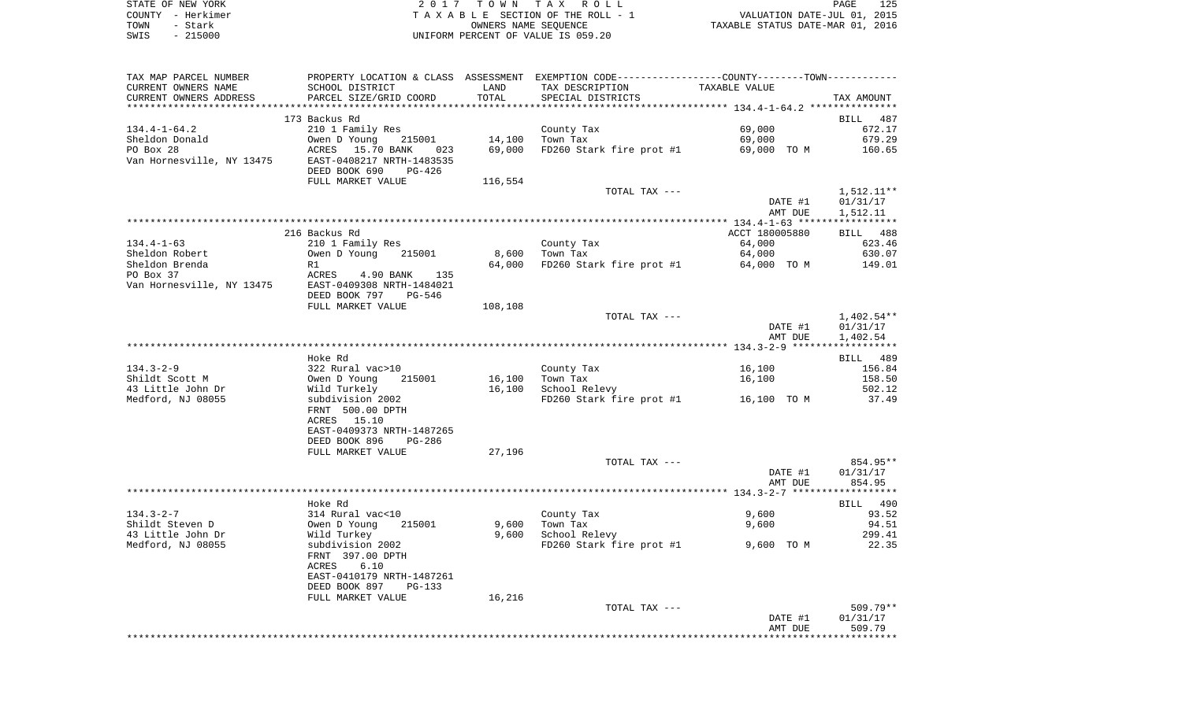STATE OF NEW YORK
COUNTY - Herkimer
TOWN - Stark
SWIS - 215000

2 0 1 7 T O W N T A X R O L L
T A X A B L E SECTION OF THE ROLL - 1
OWNERS NAME SEQUENCE
UNIFORM PERCENT OF VALUE IS 059.20

VALUATION DATE-JUL 01, 2015
TAXABLE STATUS DATE-MAR 01, 2016

| TAX MAP PARCEL NUMBER / CURRENT OWNERS NAME / CURRENT OWNERS ADDRESS | PROPERTY LOCATION & CLASS / SCHOOL DISTRICT / PARCEL SIZE/GRID COORD | ASSESSMENT LAND / TOTAL | EXEMPTION CODE / TAX DESCRIPTION / SPECIAL DISTRICTS | COUNTY--------TOWN / TAXABLE VALUE | TAX AMOUNT |
|---|---|---|---|---|---|
| **134.4-1-64.2** | 173 Backus Rd | | | | BILL 487 |
| | 210 1 Family Res | | County Tax | 69,000 | 672.17 |
| Sheldon Donald | Owen D Young 215001 | 14,100 | Town Tax | 69,000 | 679.29 |
| PO Box 28 | ACRES 15.70 BANK 023 | 69,000 | FD260 Stark fire prot #1 | 69,000 TO M | 160.65 |
| Van Hornesville, NY 13475 | EAST-0408217 NRTH-1483535 | | | | |
| | DEED BOOK 690 PG-426 | | | | |
| | FULL MARKET VALUE | 116,554 | | | |
| | | | TOTAL TAX --- | | 1,512.11** |
| | | | | DATE #1 | 01/31/17 |
| | | | | AMT DUE | 1,512.11 |
| **134.4-1-63** | 216 Backus Rd | | | ACCT 180005880 | BILL 488 |
| | 210 1 Family Res | | County Tax | 64,000 | 623.46 |
| Sheldon Robert | Owen D Young 215001 | 8,600 | Town Tax | 64,000 | 630.07 |
| Sheldon Brenda | R1 | 64,000 | FD260 Stark fire prot #1 | 64,000 TO M | 149.01 |
| PO Box 37 | ACRES 4.90 BANK 135 | | | | |
| Van Hornesville, NY 13475 | EAST-0409308 NRTH-1484021 | | | | |
| | DEED BOOK 797 PG-546 | | | | |
| | FULL MARKET VALUE | 108,108 | | | |
| | | | TOTAL TAX --- | | 1,402.54** |
| | | | | DATE #1 | 01/31/17 |
| | | | | AMT DUE | 1,402.54 |
| **134.3-2-9** | Hoke Rd | | | | BILL 489 |
| | 322 Rural vac>10 | | County Tax | 16,100 | 156.84 |
| Shildt Scott M | Owen D Young 215001 | 16,100 | Town Tax | 16,100 | 158.50 |
| 43 Little John Dr | Wild Turkely | 16,100 | School Relevy | | 502.12 |
| Medford, NJ 08055 | subdivision 2002 | | FD260 Stark fire prot #1 | 16,100 TO M | 37.49 |
| | FRNT 500.00 DPTH | | | | |
| | ACRES 15.10 | | | | |
| | EAST-0409373 NRTH-1487265 | | | | |
| | DEED BOOK 896 PG-286 | | | | |
| | FULL MARKET VALUE | 27,196 | | | |
| | | | TOTAL TAX --- | | 854.95** |
| | | | | DATE #1 | 01/31/17 |
| | | | | AMT DUE | 854.95 |
| **134.3-2-7** | Hoke Rd | | | | BILL 490 |
| | 314 Rural vac<10 | | County Tax | 9,600 | 93.52 |
| Shildt Steven D | Owen D Young 215001 | 9,600 | Town Tax | 9,600 | 94.51 |
| 43 Little John Dr | Wild Turkey | 9,600 | School Relevy | | 299.41 |
| Medford, NJ 08055 | subdivision 2002 | | FD260 Stark fire prot #1 | 9,600 TO M | 22.35 |
| | FRNT 397.00 DPTH | | | | |
| | ACRES 6.10 | | | | |
| | EAST-0410179 NRTH-1487261 | | | | |
| | DEED BOOK 897 PG-133 | | | | |
| | FULL MARKET VALUE | 16,216 | | | |
| | | | TOTAL TAX --- | | 509.79** |
| | | | | DATE #1 | 01/31/17 |
| | | | | AMT DUE | 509.79 |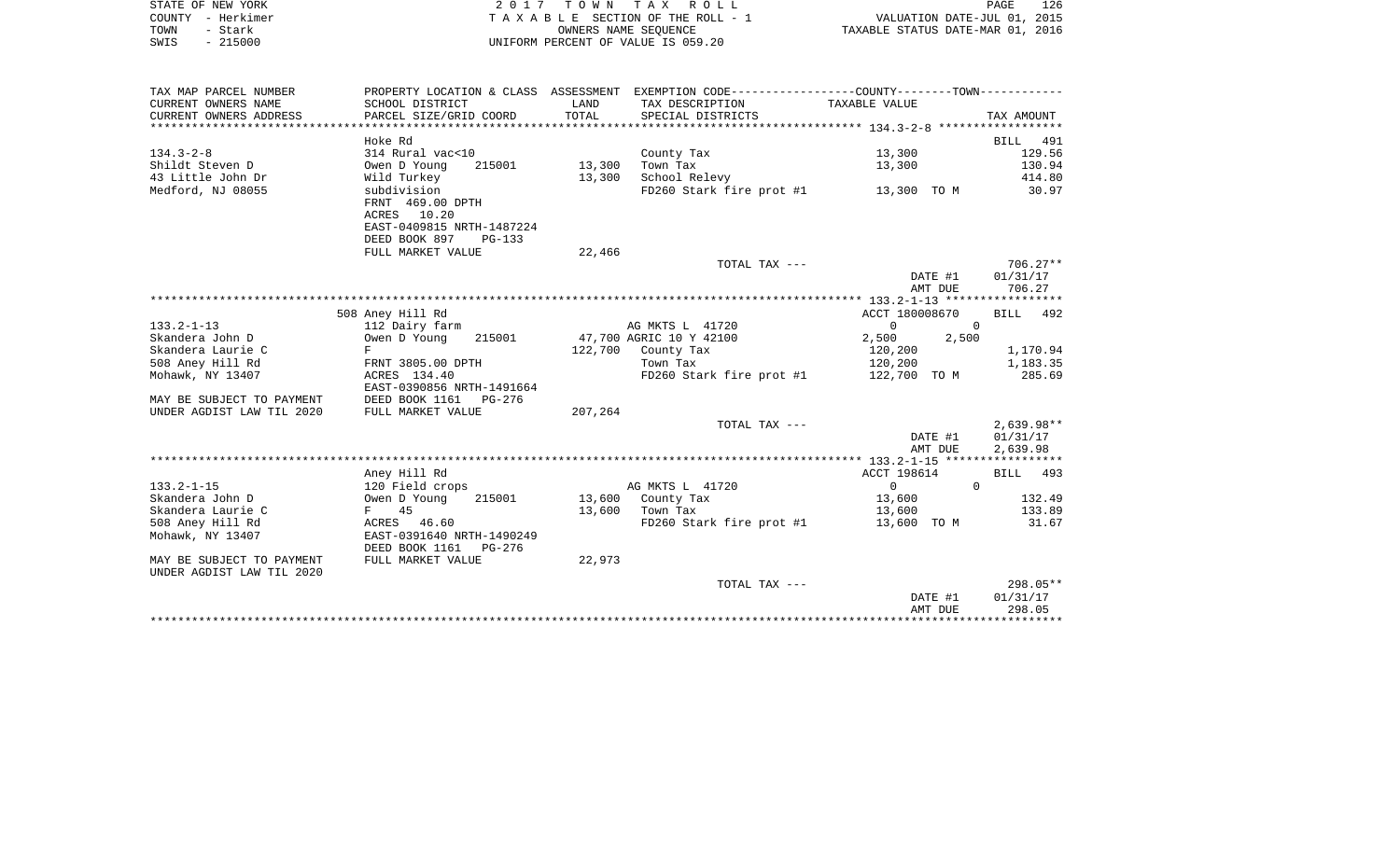STATE OF NEW YORK
COUNTY - Herkimer
TOWN - Stark
SWIS - 215000

2 0 1 7 T O W N T A X R O L L
T A X A B L E SECTION OF THE ROLL - 1
OWNERS NAME SEQUENCE
UNIFORM PERCENT OF VALUE IS 059.20

VALUATION DATE-JUL 01, 2015
TAXABLE STATUS DATE-MAR 01, 2016

| TAX MAP PARCEL NUMBER / CURRENT OWNERS NAME / CURRENT OWNERS ADDRESS | PROPERTY LOCATION & CLASS / SCHOOL DISTRICT / PARCEL SIZE/GRID COORD | ASSESSMENT LAND / TOTAL | EXEMPTION CODE / TAX DESCRIPTION / SPECIAL DISTRICTS | COUNTY / TOWN TAXABLE VALUE | TAX AMOUNT |
|---|---|---|---|---|---|
| **134.3-2-8** | Hoke Rd | | | | BILL 491 |
| 134.3-2-8 | 314 Rural vac<10 | | County Tax | 13,300 | 129.56 |
| Shildt Steven D | Owen D Young 215001 | 13,300 | Town Tax | 13,300 | 130.94 |
| 43 Little John Dr | Wild Turkey | 13,300 | School Relevy | | 414.80 |
| Medford, NJ 08055 | subdivision | | FD260 Stark fire prot #1 | 13,300 TO M | 30.97 |
| | FRNT 469.00 DPTH | | | | |
| | ACRES 10.20 | | | | |
| | EAST-0409815 NRTH-1487224 | | | | |
| | DEED BOOK 897 PG-133 | | | | |
| | FULL MARKET VALUE | 22,466 | | | |
| | | | TOTAL TAX --- | | 706.27** |
| | | | | DATE #1 | 01/31/17 |
| | | | | AMT DUE | 706.27 |
| **133.2-1-13** | 508 Aney Hill Rd | | | ACCT 180008670 | BILL 492 |
| 133.2-1-13 | 112 Dairy farm | | AG MKTS L 41720 | 0 / 0 | |
| Skandera John D | Owen D Young 215001 | 47,700 | AGRIC 10 Y 42100 | 2,500 / 2,500 | |
| Skandera Laurie C | F | 122,700 | County Tax | 120,200 | 1,170.94 |
| 508 Aney Hill Rd | FRNT 3805.00 DPTH | | Town Tax | 120,200 | 1,183.35 |
| Mohawk, NY 13407 | ACRES 134.40 | | FD260 Stark fire prot #1 | 122,700 TO M | 285.69 |
| | EAST-0390856 NRTH-1491664 | | | | |
| MAY BE SUBJECT TO PAYMENT | DEED BOOK 1161 PG-276 | | | | |
| UNDER AGDIST LAW TIL 2020 | FULL MARKET VALUE | 207,264 | | | |
| | | | TOTAL TAX --- | | 2,639.98** |
| | | | | DATE #1 | 01/31/17 |
| | | | | AMT DUE | 2,639.98 |
| **133.2-1-15** | Aney Hill Rd | | | ACCT 198614 | BILL 493 |
| 133.2-1-15 | 120 Field crops | | AG MKTS L 41720 | 0 / 0 | |
| Skandera John D | Owen D Young 215001 | 13,600 | County Tax | 13,600 | 132.49 |
| Skandera Laurie C | F 45 | 13,600 | Town Tax | 13,600 | 133.89 |
| 508 Aney Hill Rd | ACRES 46.60 | | FD260 Stark fire prot #1 | 13,600 TO M | 31.67 |
| Mohawk, NY 13407 | EAST-0391640 NRTH-1490249 | | | | |
| | DEED BOOK 1161 PG-276 | | | | |
| MAY BE SUBJECT TO PAYMENT | FULL MARKET VALUE | 22,973 | | | |
| UNDER AGDIST LAW TIL 2020 | | | | | |
| | | | TOTAL TAX --- | | 298.05** |
| | | | | DATE #1 | 01/31/17 |
| | | | | AMT DUE | 298.05 |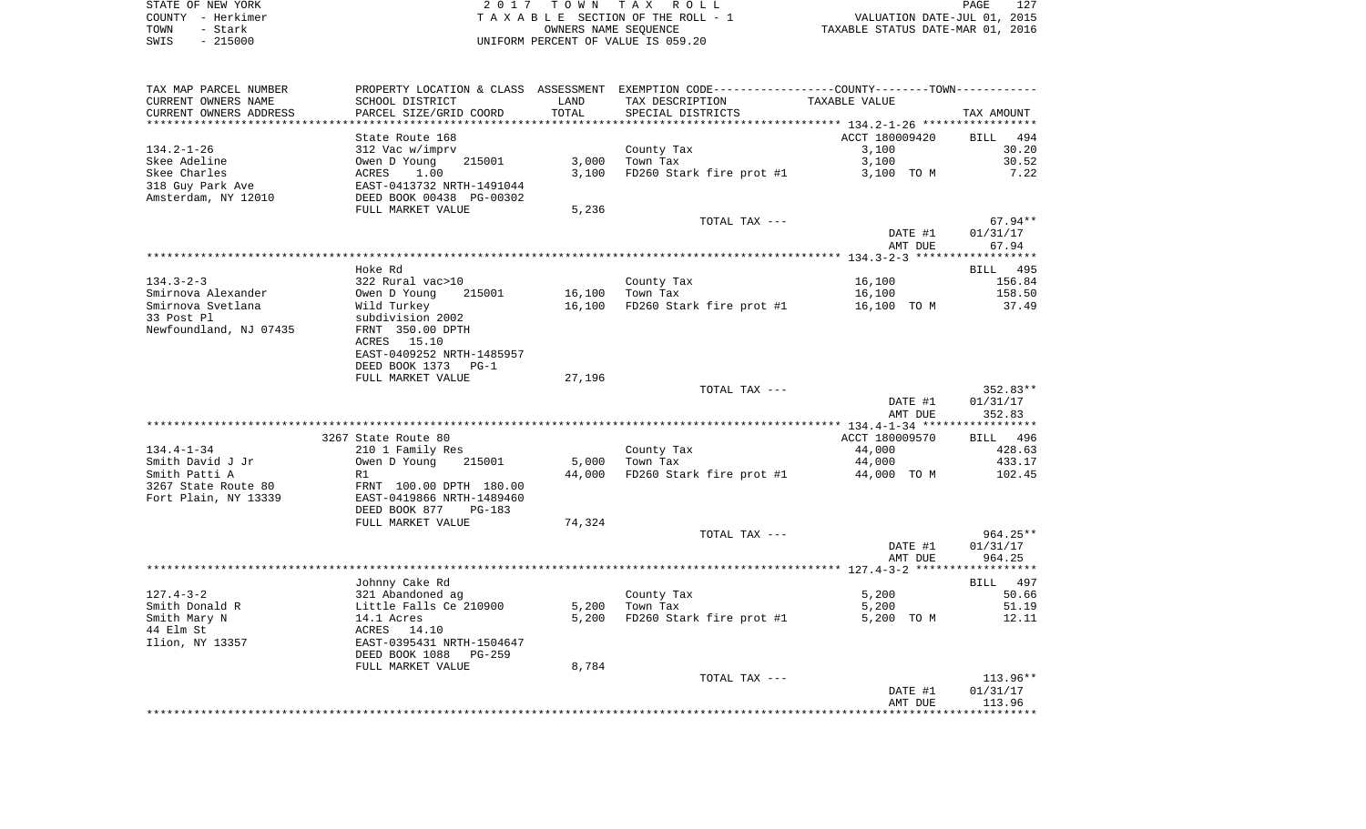STATE OF NEW YORK | COUNTY - Herkimer | TOWN - Stark | SWIS - 215000

2017 TOWN TAX ROLL
TAXABLE SECTION OF THE ROLL - 1
OWNERS NAME SEQUENCE
UNIFORM PERCENT OF VALUE IS 059.20

VALUATION DATE-JUL 01, 2015
TAXABLE STATUS DATE-MAR 01, 2016

| TAX MAP PARCEL NUMBER / CURRENT OWNERS NAME / CURRENT OWNERS ADDRESS | PROPERTY LOCATION & CLASS / SCHOOL DISTRICT / PARCEL SIZE/GRID COORD | ASSESSMENT LAND / TOTAL | EXEMPTION CODE / TAX DESCRIPTION / SPECIAL DISTRICTS | COUNTY--------TOWN TAXABLE VALUE | TAX AMOUNT |
|---|---|---|---|---|---|
| | State Route 168 | | | ACCT 180009420 | BILL 494 |
| 134.2-1-26 | 312 Vac w/imprv | | County Tax | 3,100 | 30.20 |
| Skee Adeline | Owen D Young 215001 | 3,000 | Town Tax | 3,100 | 30.52 |
| Skee Charles | ACRES 1.00 | 3,100 | FD260 Stark fire prot #1 | 3,100 TO M | 7.22 |
| 318 Guy Park Ave | EAST-0413732 NRTH-1491044 | | | | |
| Amsterdam, NY 12010 | DEED BOOK 00438 PG-00302 | | | | |
| | FULL MARKET VALUE | 5,236 | | | |
| | | | TOTAL TAX --- | | 67.94** |
| | | | | DATE #1 | 01/31/17 |
| | | | | AMT DUE | 67.94 |
| | Hoke Rd | | | | BILL 495 |
| 134.3-2-3 | 322 Rural vac>10 | | County Tax | 16,100 | 156.84 |
| Smirnova Alexander | Owen D Young 215001 | 16,100 | Town Tax | 16,100 | 158.50 |
| Smirnova Svetlana | Wild Turkey | 16,100 | FD260 Stark fire prot #1 | 16,100 TO M | 37.49 |
| 33 Post Pl | subdivision 2002 | | | | |
| Newfoundland, NJ 07435 | FRNT 350.00 DPTH | | | | |
| | ACRES 15.10 | | | | |
| | EAST-0409252 NRTH-1485957 | | | | |
| | DEED BOOK 1373 PG-1 | | | | |
| | FULL MARKET VALUE | 27,196 | | | |
| | | | TOTAL TAX --- | | 352.83** |
| | | | | DATE #1 | 01/31/17 |
| | | | | AMT DUE | 352.83 |
| | 3267 State Route 80 | | | ACCT 180009570 | BILL 496 |
| 134.4-1-34 | 210 1 Family Res | | County Tax | 44,000 | 428.63 |
| Smith David J Jr | Owen D Young 215001 | 5,000 | Town Tax | 44,000 | 433.17 |
| Smith Patti A | R1 | 44,000 | FD260 Stark fire prot #1 | 44,000 TO M | 102.45 |
| 3267 State Route 80 | FRNT 100.00 DPTH 180.00 | | | | |
| Fort Plain, NY 13339 | EAST-0419866 NRTH-1489460 | | | | |
| | DEED BOOK 877 PG-183 | | | | |
| | FULL MARKET VALUE | 74,324 | | | |
| | | | TOTAL TAX --- | | 964.25** |
| | | | | DATE #1 | 01/31/17 |
| | | | | AMT DUE | 964.25 |
| | Johnny Cake Rd | | | | BILL 497 |
| 127.4-3-2 | 321 Abandoned ag | | County Tax | 5,200 | 50.66 |
| Smith Donald R | Little Falls Ce 210900 | 5,200 | Town Tax | 5,200 | 51.19 |
| Smith Mary N | 14.1 Acres | 5,200 | FD260 Stark fire prot #1 | 5,200 TO M | 12.11 |
| 44 Elm St | ACRES 14.10 | | | | |
| Ilion, NY 13357 | EAST-0395431 NRTH-1504647 | | | | |
| | DEED BOOK 1088 PG-259 | | | | |
| | FULL MARKET VALUE | 8,784 | | | |
| | | | TOTAL TAX --- | | 113.96** |
| | | | | DATE #1 | 01/31/17 |
| | | | | AMT DUE | 113.96 |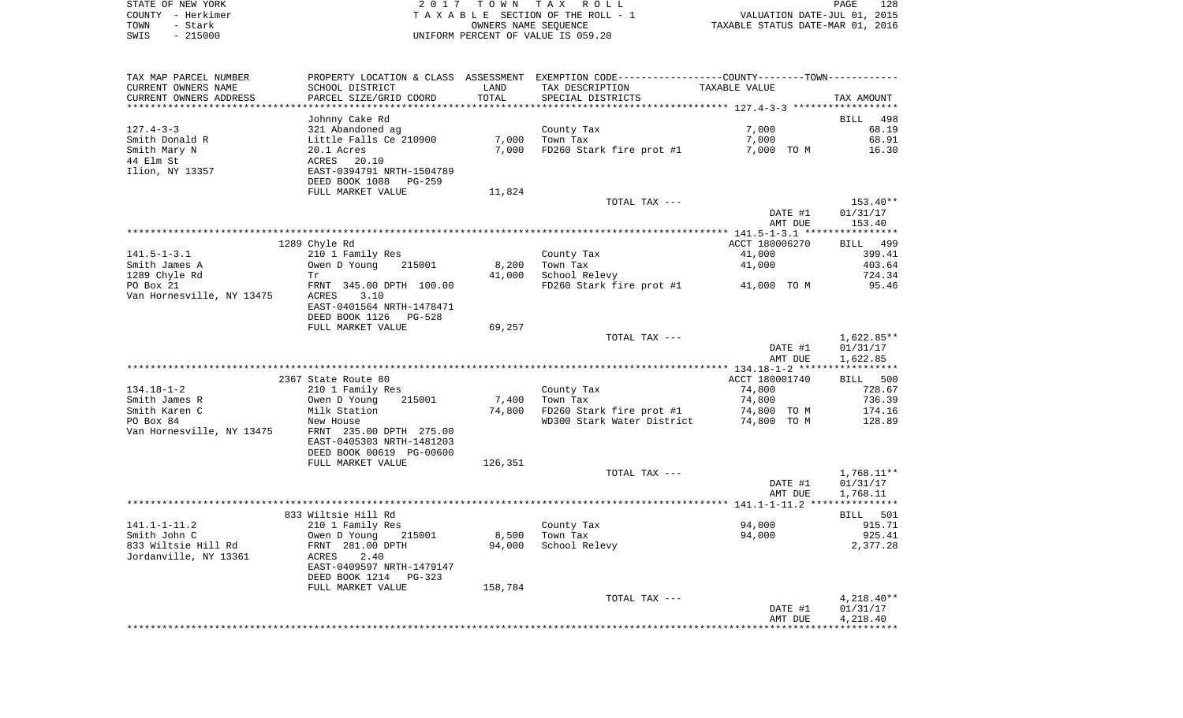STATE OF NEW YORK
COUNTY - Herkimer
TOWN - Stark
SWIS - 215000

2 0 1 7   T O W N   T A X   R O L L
T A X A B L E  SECTION OF THE ROLL - 1
OWNERS NAME SEQUENCE
UNIFORM PERCENT OF VALUE IS 059.20

VALUATION DATE-JUL 01, 2015
TAXABLE STATUS DATE-MAR 01, 2016

| TAX MAP PARCEL NUMBER / CURRENT OWNERS NAME / CURRENT OWNERS ADDRESS | PROPERTY LOCATION & CLASS / SCHOOL DISTRICT / PARCEL SIZE/GRID COORD | ASSESSMENT LAND | TOTAL | EXEMPTION CODE / TAX DESCRIPTION / SPECIAL DISTRICTS | TAXABLE VALUE | TAX AMOUNT |
|---|---|---|---|---|---|---|
| 127.4-3-3 ******************* | | | | | | |
| | Johnny Cake Rd | | | | | BILL 498 |
| 127.4-3-3 | 321 Abandoned ag | | | County Tax | 7,000 | 68.19 |
| Smith Donald R | Little Falls Ce 210900 | 7,000 | | Town Tax | 7,000 | 68.91 |
| Smith Mary N | 20.1 Acres | | 7,000 | FD260 Stark fire prot #1 | 7,000 TO M | 16.30 |
| 44 Elm St | ACRES 20.10 | | | | | |
| Ilion, NY 13357 | EAST-0394791 NRTH-1504789 | | | | | |
| | DEED BOOK 1088 PG-259 | | | | | |
| | FULL MARKET VALUE | 11,824 | | | | |
| | | | | TOTAL TAX --- | | 153.40** |
| | | | | | DATE #1 | 01/31/17 |
| | | | | | AMT DUE | 153.40 |
| 141.5-1-3.1 ***************** | | | | | | |
| | 1289 Chyle Rd | | | | ACCT 180006270 | BILL 499 |
| 141.5-1-3.1 | 210 1 Family Res | | | County Tax | 41,000 | 399.41 |
| Smith James A | Owen D Young 215001 | 8,200 | | Town Tax | 41,000 | 403.64 |
| 1289 Chyle Rd | Tr | | 41,000 | School Relevy | | 724.34 |
| PO Box 21 | FRNT 345.00 DPTH 100.00 | | | FD260 Stark fire prot #1 | 41,000 TO M | 95.46 |
| Van Hornesville, NY 13475 | ACRES 3.10 | | | | | |
| | EAST-0401564 NRTH-1478471 | | | | | |
| | DEED BOOK 1126 PG-528 | | | | | |
| | FULL MARKET VALUE | 69,257 | | | | |
| | | | | TOTAL TAX --- | | 1,622.85** |
| | | | | | DATE #1 | 01/31/17 |
| | | | | | AMT DUE | 1,622.85 |
| 134.18-1-2 ***************** | | | | | | |
| | 2367 State Route 80 | | | | ACCT 180001740 | BILL 500 |
| 134.18-1-2 | 210 1 Family Res | | | County Tax | 74,800 | 728.67 |
| Smith James R | Owen D Young 215001 | 7,400 | | Town Tax | 74,800 | 736.39 |
| Smith Karen C | Milk Station | | 74,800 | FD260 Stark fire prot #1 | 74,800 TO M | 174.16 |
| PO Box 84 | New House | | | WD300 Stark Water District | 74,800 TO M | 128.89 |
| Van Hornesville, NY 13475 | FRNT 235.00 DPTH 275.00 | | | | | |
| | EAST-0405303 NRTH-1481203 | | | | | |
| | DEED BOOK 00619 PG-00600 | | | | | |
| | FULL MARKET VALUE | 126,351 | | | | |
| | | | | TOTAL TAX --- | | 1,768.11** |
| | | | | | DATE #1 | 01/31/17 |
| | | | | | AMT DUE | 1,768.11 |
| 141.1-1-11.2 *************** | | | | | | |
| | 833 Wiltsie Hill Rd | | | | | BILL 501 |
| 141.1-1-11.2 | 210 1 Family Res | | | County Tax | 94,000 | 915.71 |
| Smith John C | Owen D Young 215001 | 8,500 | | Town Tax | 94,000 | 925.41 |
| 833 Wiltsie Hill Rd | FRNT 281.00 DPTH | | 94,000 | School Relevy | | 2,377.28 |
| Jordanville, NY 13361 | ACRES 2.40 | | | | | |
| | EAST-0409597 NRTH-1479147 | | | | | |
| | DEED BOOK 1214 PG-323 | | | | | |
| | FULL MARKET VALUE | 158,784 | | | | |
| | | | | TOTAL TAX --- | | 4,218.40** |
| | | | | | DATE #1 | 01/31/17 |
| | | | | | AMT DUE | 4,218.40 |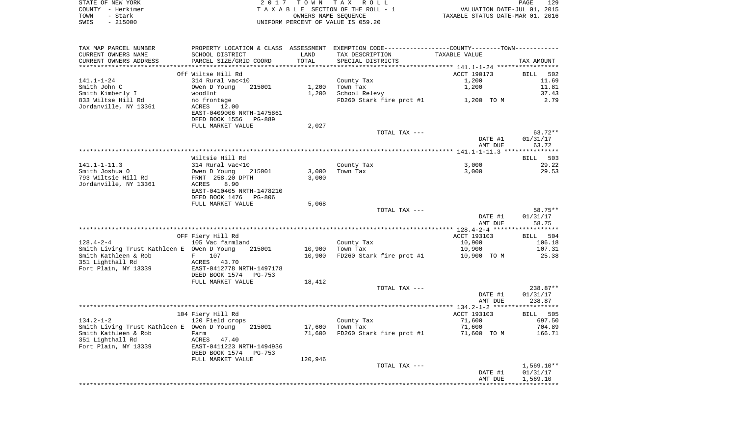STATE OF NEW YORK
COUNTY - Herkimer
TOWN - Stark
SWIS - 215000

2 0 1 7 T O W N T A X R O L L
T A X A B L E SECTION OF THE ROLL - 1
OWNERS NAME SEQUENCE
UNIFORM PERCENT OF VALUE IS 059.20

VALUATION DATE-JUL 01, 2015
TAXABLE STATUS DATE-MAR 01, 2016

| TAX MAP PARCEL NUMBER<br>CURRENT OWNERS NAME<br>CURRENT OWNERS ADDRESS | PROPERTY LOCATION & CLASS<br>SCHOOL DISTRICT<br>PARCEL SIZE/GRID COORD | ASSESSMENT<br>LAND<br>TOTAL | EXEMPTION CODE<br>TAX DESCRIPTION<br>SPECIAL DISTRICTS | COUNTY--------TOWN<br>TAXABLE VALUE | TAX AMOUNT |
|---|---|---|---|---|---|
| | Off Wiltse Hill Rd | | | ACCT 190173 | BILL 502 |
| 141.1-1-24 | 314 Rural vac<10 | | County Tax | 1,200 | 11.69 |
| Smith John C | Owen D Young 215001 | 1,200 | Town Tax | 1,200 | 11.81 |
| Smith Kimberly I | woodlot | 1,200 | School Relevy | | 37.43 |
| 833 Wiltse Hill Rd | no frontage | | FD260 Stark fire prot #1 | 1,200 TO M | 2.79 |
| Jordanville, NY 13361 | ACRES 12.00 | | | | |
| | EAST-0409006 NRTH-1475861 | | | | |
| | DEED BOOK 1556 PG-889 | | | | |
| | FULL MARKET VALUE | 2,027 | | | |
| | | | TOTAL TAX --- | | 63.72** |
| | | | | DATE #1 | 01/31/17 |
| | | | | AMT DUE | 63.72 |
| | Wiltsie Hill Rd | | | | BILL 503 |
| 141.1-1-11.3 | 314 Rural vac<10 | | County Tax | 3,000 | 29.22 |
| Smith Joshua O | Owen D Young 215001 | 3,000 | Town Tax | 3,000 | 29.53 |
| 793 Wiltsie Hill Rd | FRNT 258.20 DPTH | 3,000 | | | |
| Jordanville, NY 13361 | ACRES 8.90 | | | | |
| | EAST-0410405 NRTH-1478210 | | | | |
| | DEED BOOK 1476 PG-806 | | | | |
| | FULL MARKET VALUE | 5,068 | | | |
| | | | TOTAL TAX --- | | 58.75** |
| | | | | DATE #1 | 01/31/17 |
| | | | | AMT DUE | 58.75 |
| | OFF Fiery Hill Rd | | | ACCT 193103 | BILL 504 |
| 128.4-2-4 | 105 Vac farmland | | County Tax | 10,900 | 106.18 |
| Smith Living Trust Kathleen E | Owen D Young 215001 | 10,900 | Town Tax | 10,900 | 107.31 |
| Smith Kathleen & Rob | F 107 | 10,900 | FD260 Stark fire prot #1 | 10,900 TO M | 25.38 |
| 351 Lighthall Rd | ACRES 43.70 | | | | |
| Fort Plain, NY 13339 | EAST-0412778 NRTH-1497178 | | | | |
| | DEED BOOK 1574 PG-753 | | | | |
| | FULL MARKET VALUE | 18,412 | | | |
| | | | TOTAL TAX --- | | 238.87** |
| | | | | DATE #1 | 01/31/17 |
| | | | | AMT DUE | 238.87 |
| | 104 Fiery Hill Rd | | | ACCT 193103 | BILL 505 |
| 134.2-1-2 | 120 Field crops | | County Tax | 71,600 | 697.50 |
| Smith Living Trust Kathleen E | Owen D Young 215001 | 17,600 | Town Tax | 71,600 | 704.89 |
| Smith Kathleen & Rob | Farm | 71,600 | FD260 Stark fire prot #1 | 71,600 TO M | 166.71 |
| 351 Lighthall Rd | ACRES 47.40 | | | | |
| Fort Plain, NY 13339 | EAST-0411223 NRTH-1494936 | | | | |
| | DEED BOOK 1574 PG-753 | | | | |
| | FULL MARKET VALUE | 120,946 | | | |
| | | | TOTAL TAX --- | | 1,569.10** |
| | | | | DATE #1 | 01/31/17 |
| | | | | AMT DUE | 1,569.10 |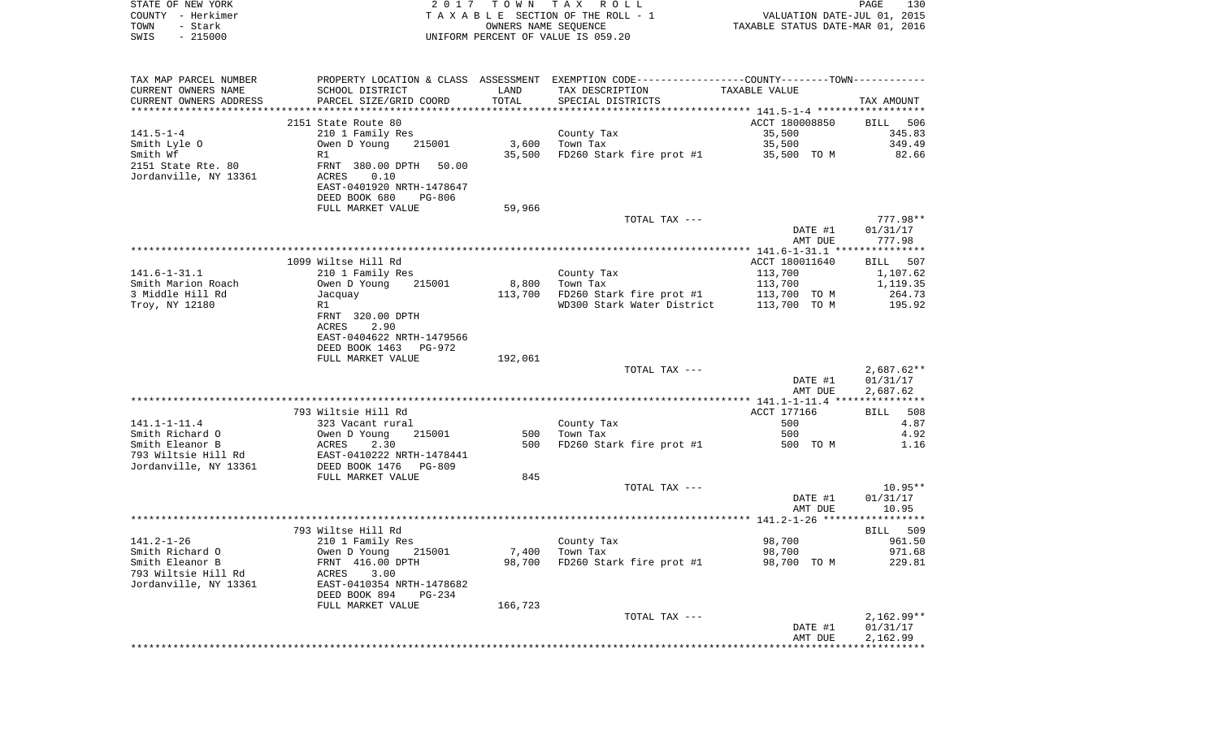STATE OF NEW YORK
COUNTY - Herkimer
TOWN - Stark
SWIS - 215000

2 0 1 7 T O W N T A X R O L L
T A X A B L E SECTION OF THE ROLL - 1
OWNERS NAME SEQUENCE
UNIFORM PERCENT OF VALUE IS 059.20

VALUATION DATE-JUL 01, 2015
TAXABLE STATUS DATE-MAR 01, 2016

| TAX MAP PARCEL NUMBER / CURRENT OWNERS NAME / CURRENT OWNERS ADDRESS | PROPERTY LOCATION & CLASS / SCHOOL DISTRICT / PARCEL SIZE/GRID COORD | ASSESSMENT LAND / TOTAL | EXEMPTION CODE / TAX DESCRIPTION / SPECIAL DISTRICTS | COUNTY--------TOWN TAXABLE VALUE | TAX AMOUNT |
|---|---|---|---|---|---|
| **141.5-1-4** | 2151 State Route 80 | | | ACCT 180008850 | BILL 506 |
| Smith Lyle O | 210 1 Family Res | | County Tax | 35,500 | 345.83 |
| Smith Wf | Owen D Young 215001 | 3,600 | Town Tax | 35,500 | 349.49 |
| 2151 State Rte. 80 | R1 | 35,500 | FD260 Stark fire prot #1 | 35,500 TO M | 82.66 |
| Jordanville, NY 13361 | FRNT 380.00 DPTH 50.00 | | | | |
| | ACRES 0.10 | | | | |
| | EAST-0401920 NRTH-1478647 | | | | |
| | DEED BOOK 680 PG-806 | | | | |
| | FULL MARKET VALUE | 59,966 | | | |
| | | | TOTAL TAX --- | | 777.98** |
| | | | | DATE #1 | 01/31/17 |
| | | | | AMT DUE | 777.98 |
| **141.6-1-31.1** | 1099 Wiltse Hill Rd | | | ACCT 180011640 | BILL 507 |
| Smith Marion Roach | 210 1 Family Res | | County Tax | 113,700 | 1,107.62 |
| 3 Middle Hill Rd | Owen D Young 215001 | 8,800 | Town Tax | 113,700 | 1,119.35 |
| Troy, NY 12180 | Jacquay | 113,700 | FD260 Stark fire prot #1 | 113,700 TO M | 264.73 |
| | R1 | | WD300 Stark Water District | 113,700 TO M | 195.92 |
| | FRNT 320.00 DPTH | | | | |
| | ACRES 2.90 | | | | |
| | EAST-0404622 NRTH-1479566 | | | | |
| | DEED BOOK 1463 PG-972 | | | | |
| | FULL MARKET VALUE | 192,061 | | | |
| | | | TOTAL TAX --- | | 2,687.62** |
| | | | | DATE #1 | 01/31/17 |
| | | | | AMT DUE | 2,687.62 |
| **141.1-1-11.4** | 793 Wiltsie Hill Rd | | | ACCT 177166 | BILL 508 |
| Smith Richard O | 323 Vacant rural | | County Tax | 500 | 4.87 |
| Smith Eleanor B | Owen D Young 215001 | 500 | Town Tax | 500 | 4.92 |
| 793 Wiltsie Hill Rd | ACRES 2.30 | 500 | FD260 Stark fire prot #1 | 500 TO M | 1.16 |
| Jordanville, NY 13361 | EAST-0410222 NRTH-1478441 | | | | |
| | DEED BOOK 1476 PG-809 | | | | |
| | FULL MARKET VALUE | 845 | | | |
| | | | TOTAL TAX --- | | 10.95** |
| | | | | DATE #1 | 01/31/17 |
| | | | | AMT DUE | 10.95 |
| **141.2-1-26** | 793 Wiltsie Hill Rd | | | | BILL 509 |
| Smith Richard O | 210 1 Family Res | | County Tax | 98,700 | 961.50 |
| Smith Eleanor B | Owen D Young 215001 | 7,400 | Town Tax | 98,700 | 971.68 |
| 793 Wiltsie Hill Rd | FRNT 416.00 DPTH | 98,700 | FD260 Stark fire prot #1 | 98,700 TO M | 229.81 |
| Jordanville, NY 13361 | ACRES 3.00 | | | | |
| | EAST-0410354 NRTH-1478682 | | | | |
| | DEED BOOK 894 PG-234 | | | | |
| | FULL MARKET VALUE | 166,723 | | | |
| | | | TOTAL TAX --- | | 2,162.99** |
| | | | | DATE #1 | 01/31/17 |
| | | | | AMT DUE | 2,162.99 |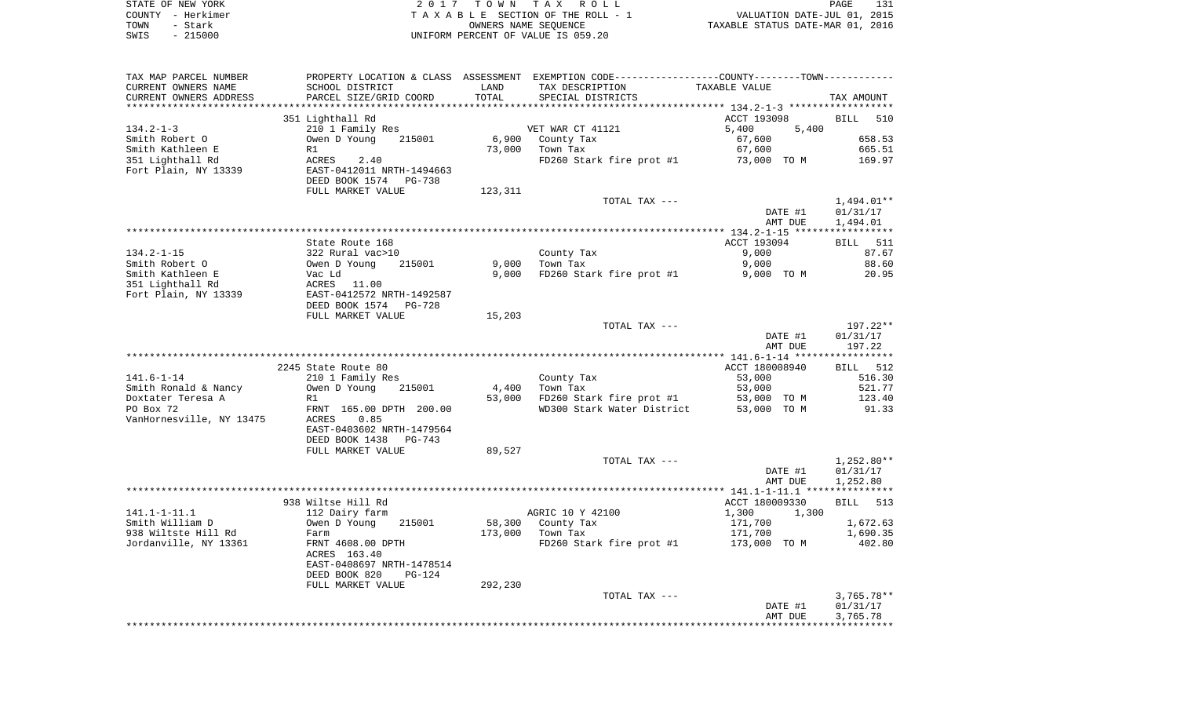STATE OF NEW YORK
COUNTY - Herkimer
TOWN - Stark
SWIS - 215000

2 0 1 7 T O W N T A X R O L L
T A X A B L E SECTION OF THE ROLL - 1
OWNERS NAME SEQUENCE
UNIFORM PERCENT OF VALUE IS 059.20

VALUATION DATE-JUL 01, 2015
TAXABLE STATUS DATE-MAR 01, 2016

| TAX MAP PARCEL NUMBER<br>CURRENT OWNERS NAME<br>CURRENT OWNERS ADDRESS | PROPERTY LOCATION & CLASS<br>SCHOOL DISTRICT<br>PARCEL SIZE/GRID COORD | ASSESSMENT<br>LAND<br>TOTAL | EXEMPTION CODE-----COUNTY-----TOWN-----<br>TAX DESCRIPTION<br>SPECIAL DISTRICTS | TAXABLE VALUE | TAX AMOUNT |
|---|---|---|---|---|---|
| | 351 Lighthall Rd | | | ACCT 193098 | BILL 510 |
| 134.2-1-3 | 210 1 Family Res | | VET WAR CT 41121 | 5,400 5,400 | |
| Smith Robert O | Owen D Young 215001 | 6,900 | County Tax | 67,600 | 658.53 |
| Smith Kathleen E | R1 | 73,000 | Town Tax | 67,600 | 665.51 |
| 351 Lighthall Rd | ACRES 2.40 | | FD260 Stark fire prot #1 | 73,000 TO M | 169.97 |
| Fort Plain, NY 13339 | EAST-0412011 NRTH-1494663 | | | | |
| | DEED BOOK 1574 PG-738 | | | | |
| | FULL MARKET VALUE | 123,311 | | | |
| | | | TOTAL TAX --- | | 1,494.01** |
| | | | | DATE #1 | 01/31/17 |
| | | | | AMT DUE | 1,494.01 |
| | State Route 168 | | | ACCT 193094 | BILL 511 |
| 134.2-1-15 | 322 Rural vac>10 | | County Tax | 9,000 | 87.67 |
| Smith Robert O | Owen D Young 215001 | 9,000 | Town Tax | 9,000 | 88.60 |
| Smith Kathleen E | Vac Ld | 9,000 | FD260 Stark fire prot #1 | 9,000 TO M | 20.95 |
| 351 Lighthall Rd | ACRES 11.00 | | | | |
| Fort Plain, NY 13339 | EAST-0412572 NRTH-1492587 | | | | |
| | DEED BOOK 1574 PG-728 | | | | |
| | FULL MARKET VALUE | 15,203 | | | |
| | | | TOTAL TAX --- | | 197.22** |
| | | | | DATE #1 | 01/31/17 |
| | | | | AMT DUE | 197.22 |
| | 2245 State Route 80 | | | ACCT 180008940 | BILL 512 |
| 141.6-1-14 | 210 1 Family Res | | County Tax | 53,000 | 516.30 |
| Smith Ronald & Nancy | Owen D Young 215001 | 4,400 | Town Tax | 53,000 | 521.77 |
| Doxtater Teresa A | R1 | 53,000 | FD260 Stark fire prot #1 | 53,000 TO M | 123.40 |
| PO Box 72 | FRNT 165.00 DPTH 200.00 | | WD300 Stark Water District | 53,000 TO M | 91.33 |
| VanHornesville, NY 13475 | ACRES 0.85 | | | | |
| | EAST-0403602 NRTH-1479564 | | | | |
| | DEED BOOK 1438 PG-743 | | | | |
| | FULL MARKET VALUE | 89,527 | | | |
| | | | TOTAL TAX --- | | 1,252.80** |
| | | | | DATE #1 | 01/31/17 |
| | | | | AMT DUE | 1,252.80 |
| | 938 Wiltse Hill Rd | | | ACCT 180009330 | BILL 513 |
| 141.1-1-11.1 | 112 Dairy farm | | AGRIC 10 Y 42100 | 1,300 1,300 | |
| Smith William D | Owen D Young 215001 | 58,300 | County Tax | 171,700 | 1,672.63 |
| 938 Wiltste Hill Rd | Farm | 173,000 | Town Tax | 171,700 | 1,690.35 |
| Jordanville, NY 13361 | FRNT 4608.00 DPTH | | FD260 Stark fire prot #1 | 173,000 TO M | 402.80 |
| | ACRES 163.40 | | | | |
| | EAST-0408697 NRTH-1478514 | | | | |
| | DEED BOOK 820 PG-124 | | | | |
| | FULL MARKET VALUE | 292,230 | | | |
| | | | TOTAL TAX --- | | 3,765.78** |
| | | | | DATE #1 | 01/31/17 |
| | | | | AMT DUE | 3,765.78 |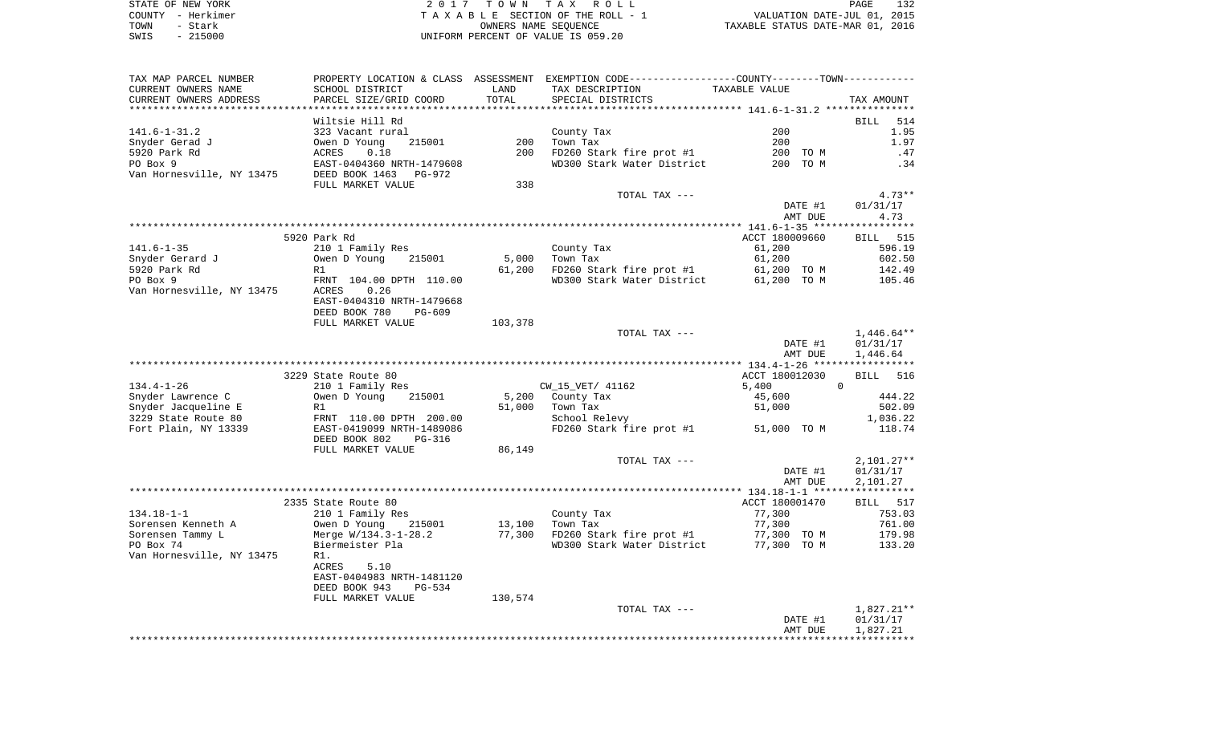STATE OF NEW YORK
COUNTY - Herkimer
TOWN - Stark
SWIS - 215000

2 0 1 7 T O W N T A X R O L L
T A X A B L E SECTION OF THE ROLL - 1
OWNERS NAME SEQUENCE
UNIFORM PERCENT OF VALUE IS 059.20

VALUATION DATE-JUL 01, 2015
TAXABLE STATUS DATE-MAR 01, 2016

| TAX MAP PARCEL NUMBER / CURRENT OWNERS NAME / CURRENT OWNERS ADDRESS | PROPERTY LOCATION & CLASS / SCHOOL DISTRICT / PARCEL SIZE/GRID COORD | ASSESSMENT LAND / TOTAL | EXEMPTION CODE / TAX DESCRIPTION / SPECIAL DISTRICTS | COUNTY/TOWN TAXABLE VALUE | TAX AMOUNT |
|---|---|---|---|---|---|
| **141.6-1-31.2** | Wiltsie Hill Rd | | | | BILL 514 |
| Snyder Gerad J | 323 Vacant rural | | County Tax | 200 | 1.95 |
| 5920 Park Rd | Owen D Young 215001 | 200 | Town Tax | 200 | 1.97 |
| PO Box 9 | ACRES 0.18 | 200 | FD260 Stark fire prot #1 | 200 TO M | .47 |
| Van Hornesville, NY 13475 | EAST-0404360 NRTH-1479608 | | WD300 Stark Water District | 200 TO M | .34 |
| | DEED BOOK 1463 PG-972 | | | | |
| | FULL MARKET VALUE | 338 | | | |
| | | | TOTAL TAX --- | | 4.73** |
| | | | | DATE #1 | 01/31/17 |
| | | | | AMT DUE | 4.73 |
| **141.6-1-35** | 5920 Park Rd | | | ACCT 180009660 | BILL 515 |
| Snyder Gerard J | 210 1 Family Res | | County Tax | 61,200 | 596.19 |
| 5920 Park Rd | Owen D Young 215001 | 5,000 | Town Tax | 61,200 | 602.50 |
| PO Box 9 | R1 | 61,200 | FD260 Stark fire prot #1 | 61,200 TO M | 142.49 |
| Van Hornesville, NY 13475 | FRNT 104.00 DPTH 110.00 | | WD300 Stark Water District | 61,200 TO M | 105.46 |
| | ACRES 0.26 | | | | |
| | EAST-0404310 NRTH-1479668 | | | | |
| | DEED BOOK 780 PG-609 | | | | |
| | FULL MARKET VALUE | 103,378 | | | |
| | | | TOTAL TAX --- | | 1,446.64** |
| | | | | DATE #1 | 01/31/17 |
| | | | | AMT DUE | 1,446.64 |
| **134.4-1-26** | 3229 State Route 80 | | | ACCT 180012030 | BILL 516 |
| Snyder Lawrence C | 210 1 Family Res | | CW_15_VET/ 41162 | 5,400 0 | |
| Snyder Jacqueline E | Owen D Young 215001 | 5,200 | County Tax | 45,600 | 444.22 |
| 3229 State Route 80 | R1 | 51,000 | Town Tax | 51,000 | 502.09 |
| Fort Plain, NY 13339 | FRNT 110.00 DPTH 200.00 | | School Relevy | | 1,036.22 |
| | EAST-0419099 NRTH-1489086 | | FD260 Stark fire prot #1 | 51,000 TO M | 118.74 |
| | DEED BOOK 802 PG-316 | | | | |
| | FULL MARKET VALUE | 86,149 | | | |
| | | | TOTAL TAX --- | | 2,101.27** |
| | | | | DATE #1 | 01/31/17 |
| | | | | AMT DUE | 2,101.27 |
| **134.18-1-1** | 2335 State Route 80 | | | ACCT 180001470 | BILL 517 |
| Sorensen Kenneth A | 210 1 Family Res | | County Tax | 77,300 | 753.03 |
| Sorensen Tammy L | Owen D Young 215001 | 13,100 | Town Tax | 77,300 | 761.00 |
| PO Box 74 | Merge W/134.3-1-28.2 | 77,300 | FD260 Stark fire prot #1 | 77,300 TO M | 179.98 |
| Van Hornesville, NY 13475 | Biermeister Pla | | WD300 Stark Water District | 77,300 TO M | 133.20 |
| | R1. | | | | |
| | ACRES 5.10 | | | | |
| | EAST-0404983 NRTH-1481120 | | | | |
| | DEED BOOK 943 PG-534 | | | | |
| | FULL MARKET VALUE | 130,574 | | | |
| | | | TOTAL TAX --- | | 1,827.21** |
| | | | | DATE #1 | 01/31/17 |
| | | | | AMT DUE | 1,827.21 |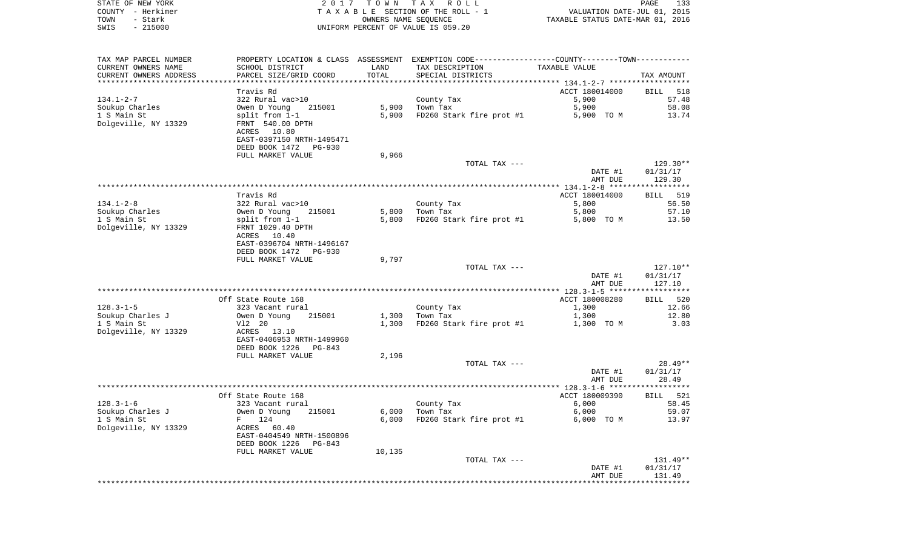STATE OF NEW YORK  
COUNTY - Herkimer  
TOWN - Stark  
SWIS - 215000

2 0 1 7 T O W N T A X R O L L  
T A X A B L E SECTION OF THE ROLL - 1  
OWNERS NAME SEQUENCE  
UNIFORM PERCENT OF VALUE IS 059.20

VALUATION DATE-JUL 01, 2015  
TAXABLE STATUS DATE-MAR 01, 2016

| TAX MAP PARCEL NUMBER<br>CURRENT OWNERS NAME<br>CURRENT OWNERS ADDRESS | PROPERTY LOCATION & CLASS<br>SCHOOL DISTRICT<br>PARCEL SIZE/GRID COORD | ASSESSMENT<br>LAND<br>TOTAL | EXEMPTION CODE-----COUNTY-----TOWN-----<br>TAX DESCRIPTION<br>SPECIAL DISTRICTS | TAXABLE VALUE | TAX AMOUNT |
|---|---|---|---|---|---|
| **134.1-2-7** | Travis Rd | | | ACCT 180014000 | BILL 518 |
| 134.1-2-7 | 322 Rural vac>10 | | County Tax | 5,900 | 57.48 |
| Soukup Charles | Owen D Young 215001 | 5,900 | Town Tax | 5,900 | 58.08 |
| 1 S Main St | split from 1-1 | 5,900 | FD260 Stark fire prot #1 | 5,900 TO M | 13.74 |
| Dolgeville, NY 13329 | FRNT 540.00 DPTH | | | | |
| | ACRES 10.80 | | | | |
| | EAST-0397150 NRTH-1495471 | | | | |
| | DEED BOOK 1472 PG-930 | | | | |
| | FULL MARKET VALUE | 9,966 | | | |
| | | | TOTAL TAX --- | | 129.30** |
| | | | | DATE #1 | 01/31/17 |
| | | | | AMT DUE | 129.30 |
| **134.1-2-8** | Travis Rd | | | ACCT 180014000 | BILL 519 |
| 134.1-2-8 | 322 Rural vac>10 | | County Tax | 5,800 | 56.50 |
| Soukup Charles | Owen D Young 215001 | 5,800 | Town Tax | 5,800 | 57.10 |
| 1 S Main St | split from 1-1 | 5,800 | FD260 Stark fire prot #1 | 5,800 TO M | 13.50 |
| Dolgeville, NY 13329 | FRNT 1029.40 DPTH | | | | |
| | ACRES 10.40 | | | | |
| | EAST-0396704 NRTH-1496167 | | | | |
| | DEED BOOK 1472 PG-930 | | | | |
| | FULL MARKET VALUE | 9,797 | | | |
| | | | TOTAL TAX --- | | 127.10** |
| | | | | DATE #1 | 01/31/17 |
| | | | | AMT DUE | 127.10 |
| **128.3-1-5** | Off State Route 168 | | | ACCT 180008280 | BILL 520 |
| 128.3-1-5 | 323 Vacant rural | | County Tax | 1,300 | 12.66 |
| Soukup Charles J | Owen D Young 215001 | 1,300 | Town Tax | 1,300 | 12.80 |
| 1 S Main St | Vl2 20 | 1,300 | FD260 Stark fire prot #1 | 1,300 TO M | 3.03 |
| Dolgeville, NY 13329 | ACRES 13.10 | | | | |
| | EAST-0406953 NRTH-1499960 | | | | |
| | DEED BOOK 1226 PG-843 | | | | |
| | FULL MARKET VALUE | 2,196 | | | |
| | | | TOTAL TAX --- | | 28.49** |
| | | | | DATE #1 | 01/31/17 |
| | | | | AMT DUE | 28.49 |
| **128.3-1-6** | Off State Route 168 | | | ACCT 180009390 | BILL 521 |
| 128.3-1-6 | 323 Vacant rural | | County Tax | 6,000 | 58.45 |
| Soukup Charles J | Owen D Young 215001 | 6,000 | Town Tax | 6,000 | 59.07 |
| 1 S Main St | F 124 | 6,000 | FD260 Stark fire prot #1 | 6,000 TO M | 13.97 |
| Dolgeville, NY 13329 | ACRES 60.40 | | | | |
| | EAST-0404549 NRTH-1500896 | | | | |
| | DEED BOOK 1226 PG-843 | | | | |
| | FULL MARKET VALUE | 10,135 | | | |
| | | | TOTAL TAX --- | | 131.49** |
| | | | | DATE #1 | 01/31/17 |
| | | | | AMT DUE | 131.49 |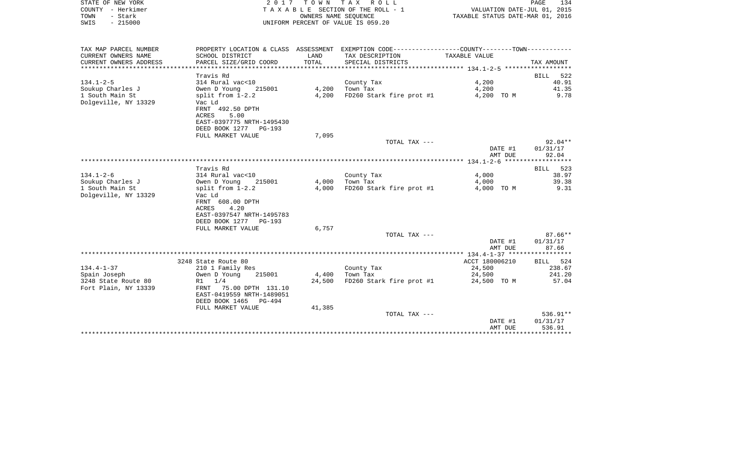STATE OF NEW YORK
COUNTY - Herkimer
TOWN - Stark
SWIS - 215000

2 0 1 7 T O W N T A X R O L L
T A X A B L E SECTION OF THE ROLL - 1
OWNERS NAME SEQUENCE
UNIFORM PERCENT OF VALUE IS 059.20

VALUATION DATE-JUL 01, 2015
TAXABLE STATUS DATE-MAR 01, 2016

| TAX MAP PARCEL NUMBER<br>CURRENT OWNERS NAME<br>CURRENT OWNERS ADDRESS | PROPERTY LOCATION & CLASS<br>SCHOOL DISTRICT<br>PARCEL SIZE/GRID COORD | ASSESSMENT<br>LAND<br>TOTAL | EXEMPTION CODE-----COUNTY--------TOWN------<br>TAX DESCRIPTION<br>SPECIAL DISTRICTS | TAXABLE VALUE | TAX AMOUNT |
|---|---|---|---|---|---|
| 134.1-2-5 | Travis Rd | | | | BILL 522 |
| 134.1-2-5 | 314 Rural vac<10 | | County Tax | 4,200 | 40.91 |
| Soukup Charles J | Owen D Young 215001 | 4,200 | Town Tax | 4,200 | 41.35 |
| 1 South Main St | split from 1-2.2 | 4,200 | FD260 Stark fire prot #1 | 4,200 TO M | 9.78 |
| Dolgeville, NY 13329 | Vac Ld | | | | |
| | FRNT 492.50 DPTH | | | | |
| | ACRES 5.00 | | | | |
| | EAST-0397775 NRTH-1495430 | | | | |
| | DEED BOOK 1277 PG-193 | | | | |
| | FULL MARKET VALUE | 7,095 | | | |
| | | | TOTAL TAX --- | | 92.04** |
| | | | | DATE #1 | 01/31/17 |
| | | | | AMT DUE | 92.04 |
| 134.1-2-6 | Travis Rd | | | | BILL 523 |
| 134.1-2-6 | 314 Rural vac<10 | | County Tax | 4,000 | 38.97 |
| Soukup Charles J | Owen D Young 215001 | 4,000 | Town Tax | 4,000 | 39.38 |
| 1 South Main St | split from 1-2.2 | 4,000 | FD260 Stark fire prot #1 | 4,000 TO M | 9.31 |
| Dolgeville, NY 13329 | Vac Ld | | | | |
| | FRNT 608.00 DPTH | | | | |
| | ACRES 4.20 | | | | |
| | EAST-0397547 NRTH-1495783 | | | | |
| | DEED BOOK 1277 PG-193 | | | | |
| | FULL MARKET VALUE | 6,757 | | | |
| | | | TOTAL TAX --- | | 87.66** |
| | | | | DATE #1 | 01/31/17 |
| | | | | AMT DUE | 87.66 |
| 134.4-1-37 | 3248 State Route 80 | | | ACCT 180006210 | BILL 524 |
| 134.4-1-37 | 210 1 Family Res | | County Tax | 24,500 | 238.67 |
| Spain Joseph | Owen D Young 215001 | 4,400 | Town Tax | 24,500 | 241.20 |
| 3248 State Route 80 | R1 1/4 | 24,500 | FD260 Stark fire prot #1 | 24,500 TO M | 57.04 |
| Fort Plain, NY 13339 | FRNT 75.00 DPTH 131.10 | | | | |
| | EAST-0419559 NRTH-1489051 | | | | |
| | DEED BOOK 1465 PG-494 | | | | |
| | FULL MARKET VALUE | 41,385 | | | |
| | | | TOTAL TAX --- | | 536.91** |
| | | | | DATE #1 | 01/31/17 |
| | | | | AMT DUE | 536.91 |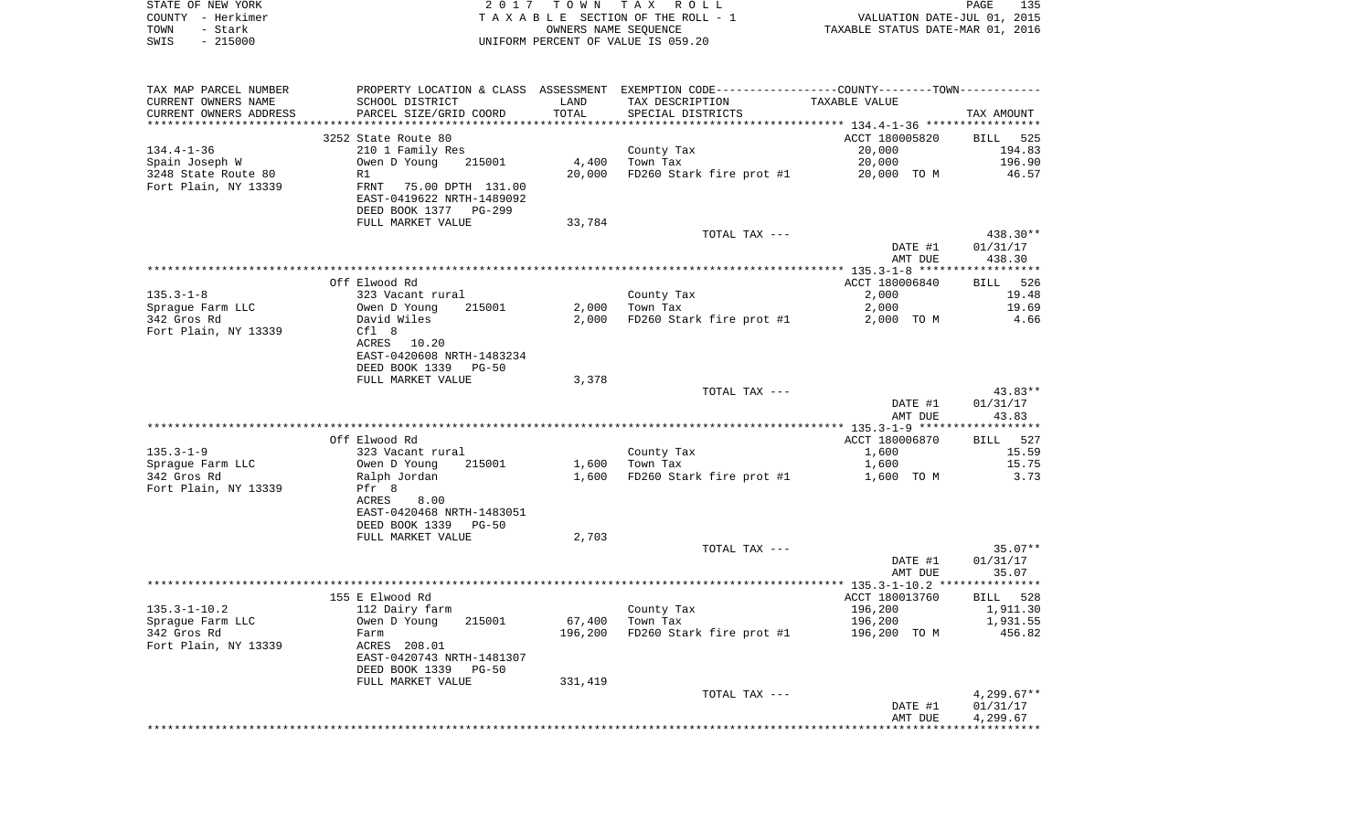STATE OF NEW YORK
COUNTY - Herkimer
TOWN - Stark
SWIS - 215000

2 0 1 7 T O W N T A X R O L L
T A X A B L E SECTION OF THE ROLL - 1
OWNERS NAME SEQUENCE
UNIFORM PERCENT OF VALUE IS 059.20

VALUATION DATE-JUL 01, 2015
TAXABLE STATUS DATE-MAR 01, 2016

| TAX MAP PARCEL NUMBER / CURRENT OWNERS NAME / CURRENT OWNERS ADDRESS | PROPERTY LOCATION & CLASS / SCHOOL DISTRICT / PARCEL SIZE/GRID COORD | ASSESSMENT LAND / TOTAL | EXEMPTION CODE / TAX DESCRIPTION / SPECIAL DISTRICTS | TAXABLE VALUE | TAX AMOUNT |
|---|---|---|---|---|---|
| | 3252 State Route 80 | | | ACCT 180005820 | BILL 525 |
| 134.4-1-36 | 210 1 Family Res | | County Tax | 20,000 | 194.83 |
| Spain Joseph W | Owen D Young 215001 | 4,400 | Town Tax | 20,000 | 196.90 |
| 3248 State Route 80 | R1 | 20,000 | FD260 Stark fire prot #1 | 20,000 TO M | 46.57 |
| Fort Plain, NY 13339 | FRNT 75.00 DPTH 131.00 | | | | |
| | EAST-0419622 NRTH-1489092 | | | | |
| | DEED BOOK 1377 PG-299 | | | | |
| | FULL MARKET VALUE | 33,784 | | | |
| | | | TOTAL TAX --- | | 438.30** |
| | | | | DATE #1 | 01/31/17 |
| | | | | AMT DUE | 438.30 |
| | Off Elwood Rd | | | ACCT 180006840 | BILL 526 |
| 135.3-1-8 | 323 Vacant rural | | County Tax | 2,000 | 19.48 |
| Sprague Farm LLC | Owen D Young 215001 | 2,000 | Town Tax | 2,000 | 19.69 |
| 342 Gros Rd | David Wiles | 2,000 | FD260 Stark fire prot #1 | 2,000 TO M | 4.66 |
| Fort Plain, NY 13339 | Cfl 8 | | | | |
| | ACRES 10.20 | | | | |
| | EAST-0420608 NRTH-1483234 | | | | |
| | DEED BOOK 1339 PG-50 | | | | |
| | FULL MARKET VALUE | 3,378 | | | |
| | | | TOTAL TAX --- | | 43.83** |
| | | | | DATE #1 | 01/31/17 |
| | | | | AMT DUE | 43.83 |
| | Off Elwood Rd | | | ACCT 180006870 | BILL 527 |
| 135.3-1-9 | 323 Vacant rural | | County Tax | 1,600 | 15.59 |
| Sprague Farm LLC | Owen D Young 215001 | 1,600 | Town Tax | 1,600 | 15.75 |
| 342 Gros Rd | Ralph Jordan | 1,600 | FD260 Stark fire prot #1 | 1,600 TO M | 3.73 |
| Fort Plain, NY 13339 | Pfr 8 | | | | |
| | ACRES 8.00 | | | | |
| | EAST-0420468 NRTH-1483051 | | | | |
| | DEED BOOK 1339 PG-50 | | | | |
| | FULL MARKET VALUE | 2,703 | | | |
| | | | TOTAL TAX --- | | 35.07** |
| | | | | DATE #1 | 01/31/17 |
| | | | | AMT DUE | 35.07 |
| | 155 E Elwood Rd | | | ACCT 180013760 | BILL 528 |
| 135.3-1-10.2 | 112 Dairy farm | | County Tax | 196,200 | 1,911.30 |
| Sprague Farm LLC | Owen D Young 215001 | 67,400 | Town Tax | 196,200 | 1,931.55 |
| 342 Gros Rd | Farm | 196,200 | FD260 Stark fire prot #1 | 196,200 TO M | 456.82 |
| Fort Plain, NY 13339 | ACRES 208.01 | | | | |
| | EAST-0420743 NRTH-1481307 | | | | |
| | DEED BOOK 1339 PG-50 | | | | |
| | FULL MARKET VALUE | 331,419 | | | |
| | | | TOTAL TAX --- | | 4,299.67** |
| | | | | DATE #1 | 01/31/17 |
| | | | | AMT DUE | 4,299.67 |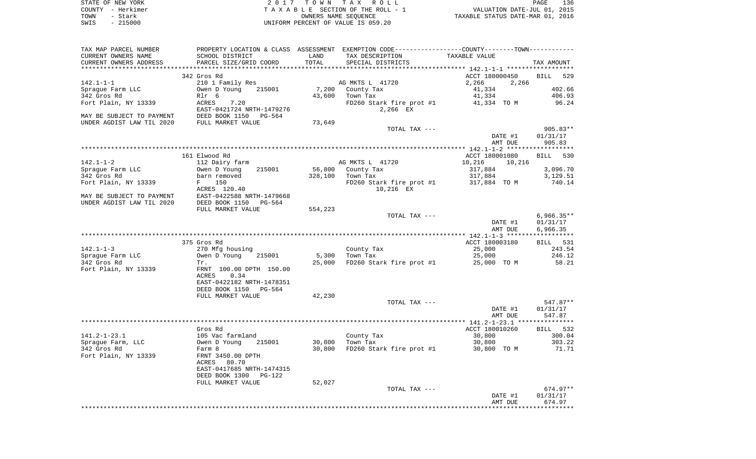STATE OF NEW YORK — 2 0 1 7 T O W N T A X R O L L
COUNTY - Herkimer — T A X A B L E SECTION OF THE ROLL - 1 — VALUATION DATE-JUL 01, 2015
TOWN - Stark — OWNERS NAME SEQUENCE — TAXABLE STATUS DATE-MAR 01, 2016
SWIS - 215000 — UNIFORM PERCENT OF VALUE IS 059.20

| TAX MAP PARCEL NUMBER / CURRENT OWNERS NAME / CURRENT OWNERS ADDRESS | PROPERTY LOCATION & CLASS / SCHOOL DISTRICT / PARCEL SIZE/GRID COORD | ASSESSMENT LAND / TOTAL | EXEMPTION CODE / TAX DESCRIPTION / SPECIAL DISTRICTS | COUNTY / TOWN TAXABLE VALUE | TAX AMOUNT |
|---|---|---|---|---|---|
| | 342 Gros Rd | | | ACCT 180000450 | BILL 529 |
| 142.1-1-1 | 210 1 Family Res | | AG MKTS L 41720 | 2,266 2,266 | |
| Sprague Farm LLC | Owen D Young 215001 | 7,200 | County Tax | 41,334 | 402.66 |
| 342 Gros Rd | Rlr 6 | 43,600 | Town Tax | 41,334 | 406.93 |
| Fort Plain, NY 13339 | ACRES 7.20 | | FD260 Stark fire prot #1 | 41,334 TO M | 96.24 |
| | EAST-0421724 NRTH-1479276 | | 2,266 EX | | |
| MAY BE SUBJECT TO PAYMENT | DEED BOOK 1150 PG-564 | | | | |
| UNDER AGDIST LAW TIL 2020 | FULL MARKET VALUE | 73,649 | | | |
| | | | TOTAL TAX --- | | 905.83** |
| | | | | DATE #1 | 01/31/17 |
| | | | | AMT DUE | 905.83 |
| | 161 Elwood Rd | | | ACCT 180001080 | BILL 530 |
| 142.1-1-2 | 112 Dairy farm | | AG MKTS L 41720 | 10,216 10,216 | |
| Sprague Farm LLC | Owen D Young 215001 | 56,800 | County Tax | 317,884 | 3,096.70 |
| 342 Gros Rd | barn removed | 328,100 | Town Tax | 317,884 | 3,129.51 |
| Fort Plain, NY 13339 | F 150 | | FD260 Stark fire prot #1 | 317,884 TO M | 740.14 |
| | ACRES 120.40 | | 10,216 EX | | |
| MAY BE SUBJECT TO PAYMENT | EAST-0422588 NRTH-1479668 | | | | |
| UNDER AGDIST LAW TIL 2020 | DEED BOOK 1150 PG-564 | | | | |
| | FULL MARKET VALUE | 554,223 | | | |
| | | | TOTAL TAX --- | | 6,966.35** |
| | | | | DATE #1 | 01/31/17 |
| | | | | AMT DUE | 6,966.35 |
| | 375 Gros Rd | | | ACCT 180003180 | BILL 531 |
| 142.1-1-3 | 270 Mfg housing | | County Tax | 25,000 | 243.54 |
| Sprague Farm LLC | Owen D Young 215001 | 5,300 | Town Tax | 25,000 | 246.12 |
| 342 Gros Rd | Tr. | 25,000 | FD260 Stark fire prot #1 | 25,000 TO M | 58.21 |
| Fort Plain, NY 13339 | FRNT 100.00 DPTH 150.00 | | | | |
| | ACRES 0.34 | | | | |
| | EAST-0422182 NRTH-1478351 | | | | |
| | DEED BOOK 1150 PG-564 | | | | |
| | FULL MARKET VALUE | 42,230 | | | |
| | | | TOTAL TAX --- | | 547.87** |
| | | | | DATE #1 | 01/31/17 |
| | | | | AMT DUE | 547.87 |
| | Gros Rd | | | ACCT 180010260 | BILL 532 |
| 141.2-1-23.1 | 105 Vac farmland | | County Tax | 30,800 | 300.04 |
| Sprague Farm, LLC | Owen D Young 215001 | 30,800 | Town Tax | 30,800 | 303.22 |
| 342 Gros Rd | Farm 8 | 30,800 | FD260 Stark fire prot #1 | 30,800 TO M | 71.71 |
| Fort Plain, NY 13339 | FRNT 3450.00 DPTH | | | | |
| | ACRES 80.70 | | | | |
| | EAST-0417685 NRTH-1474315 | | | | |
| | DEED BOOK 1300 PG-122 | | | | |
| | FULL MARKET VALUE | 52,027 | | | |
| | | | TOTAL TAX --- | | 674.97** |
| | | | | DATE #1 | 01/31/17 |
| | | | | AMT DUE | 674.97 |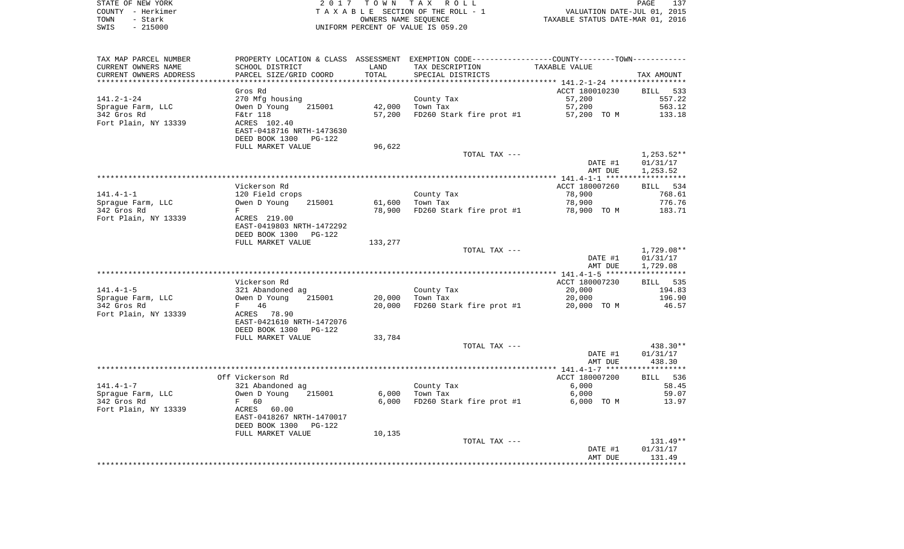STATE OF NEW YORK — 2017 TOWN TAX ROLL
COUNTY - Herkimer — TAXABLE SECTION OF THE ROLL - 1 — VALUATION DATE-JUL 01, 2015
TOWN - Stark — OWNERS NAME SEQUENCE — TAXABLE STATUS DATE-MAR 01, 2016
SWIS - 215000 — UNIFORM PERCENT OF VALUE IS 059.20

| TAX MAP PARCEL NUMBER / CURRENT OWNERS NAME / CURRENT OWNERS ADDRESS | PROPERTY LOCATION & CLASS / SCHOOL DISTRICT / PARCEL SIZE/GRID COORD | ASSESSMENT LAND / TOTAL | EXEMPTION CODE / TAX DESCRIPTION / SPECIAL DISTRICTS | COUNTY / TOWN TAXABLE VALUE | TAX AMOUNT |
|---|---|---|---|---|---|
| | Gros Rd | | | ACCT 180010230 | BILL 533 |
| 141.2-1-24 | 270 Mfg housing | | County Tax | 57,200 | 557.22 |
| Sprague Farm, LLC | Owen D Young 215001 | 42,000 | Town Tax | 57,200 | 563.12 |
| 342 Gros Rd | F&tr 118 | 57,200 | FD260 Stark fire prot #1 | 57,200 TO M | 133.18 |
| Fort Plain, NY 13339 | ACRES 102.40 | | | | |
| | EAST-0418716 NRTH-1473630 | | | | |
| | DEED BOOK 1300 PG-122 | | | | |
| | FULL MARKET VALUE | 96,622 | | | |
| | | | TOTAL TAX --- | | 1,253.52** |
| | | | | DATE #1 | 01/31/17 |
| | | | | AMT DUE | 1,253.52 |
| | Vickerson Rd | | | ACCT 180007260 | BILL 534 |
| 141.4-1-1 | 120 Field crops | | County Tax | 78,900 | 768.61 |
| Sprague Farm, LLC | Owen D Young 215001 | 61,600 | Town Tax | 78,900 | 776.76 |
| 342 Gros Rd | F | 78,900 | FD260 Stark fire prot #1 | 78,900 TO M | 183.71 |
| Fort Plain, NY 13339 | ACRES 219.00 | | | | |
| | EAST-0419803 NRTH-1472292 | | | | |
| | DEED BOOK 1300 PG-122 | | | | |
| | FULL MARKET VALUE | 133,277 | | | |
| | | | TOTAL TAX --- | | 1,729.08** |
| | | | | DATE #1 | 01/31/17 |
| | | | | AMT DUE | 1,729.08 |
| | Vickerson Rd | | | ACCT 180007230 | BILL 535 |
| 141.4-1-5 | 321 Abandoned ag | | County Tax | 20,000 | 194.83 |
| Sprague Farm, LLC | Owen D Young 215001 | 20,000 | Town Tax | 20,000 | 196.90 |
| 342 Gros Rd | F 46 | 20,000 | FD260 Stark fire prot #1 | 20,000 TO M | 46.57 |
| Fort Plain, NY 13339 | ACRES 78.90 | | | | |
| | EAST-0421610 NRTH-1472076 | | | | |
| | DEED BOOK 1300 PG-122 | | | | |
| | FULL MARKET VALUE | 33,784 | | | |
| | | | TOTAL TAX --- | | 438.30** |
| | | | | DATE #1 | 01/31/17 |
| | | | | AMT DUE | 438.30 |
| | Off Vickerson Rd | | | ACCT 180007200 | BILL 536 |
| 141.4-1-7 | 321 Abandoned ag | | County Tax | 6,000 | 58.45 |
| Sprague Farm, LLC | Owen D Young 215001 | 6,000 | Town Tax | 6,000 | 59.07 |
| 342 Gros Rd | F 60 | 6,000 | FD260 Stark fire prot #1 | 6,000 TO M | 13.97 |
| Fort Plain, NY 13339 | ACRES 60.00 | | | | |
| | EAST-0418267 NRTH-1470017 | | | | |
| | DEED BOOK 1300 PG-122 | | | | |
| | FULL MARKET VALUE | 10,135 | | | |
| | | | TOTAL TAX --- | | 131.49** |
| | | | | DATE #1 | 01/31/17 |
| | | | | AMT DUE | 131.49 |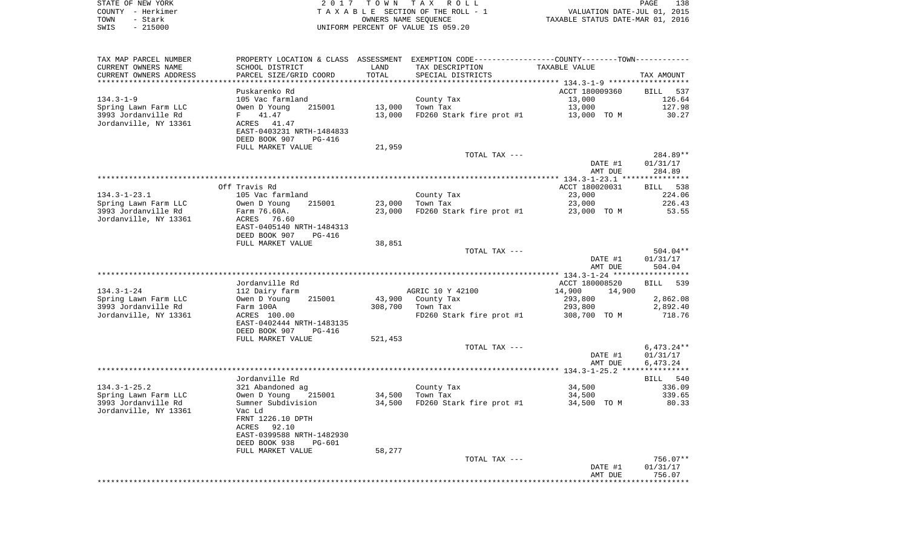STATE OF NEW YORK | COUNTY - Herkimer | TOWN - Stark | SWIS - 215000

2017 TOWN TAX ROLL
TAXABLE SECTION OF THE ROLL - 1
OWNERS NAME SEQUENCE
UNIFORM PERCENT OF VALUE IS 059.20

VALUATION DATE-JUL 01, 2015
TAXABLE STATUS DATE-MAR 01, 2016

| TAX MAP PARCEL NUMBER / CURRENT OWNERS NAME / CURRENT OWNERS ADDRESS | PROPERTY LOCATION & CLASS / SCHOOL DISTRICT / PARCEL SIZE/GRID COORD | ASSESSMENT LAND / TOTAL | EXEMPTION CODE / TAX DESCRIPTION / SPECIAL DISTRICTS | COUNTY--------TOWN / TAXABLE VALUE | TAX AMOUNT |
|---|---|---|---|---|---|
| | Puskarenko Rd | | | ACCT 180009360 | BILL 537 |
| 134.3-1-9 | 105 Vac farmland | | County Tax | 13,000 | 126.64 |
| Spring Lawn Farm LLC | Owen D Young 215001 | 13,000 | Town Tax | 13,000 | 127.98 |
| 3993 Jordanville Rd | F 41.47 | 13,000 | FD260 Stark fire prot #1 | 13,000 TO M | 30.27 |
| Jordanville, NY 13361 | ACRES 41.47 | | | | |
| | EAST-0403231 NRTH-1484833 | | | | |
| | DEED BOOK 907 PG-416 | | | | |
| | FULL MARKET VALUE | 21,959 | | | |
| | | | TOTAL TAX --- | | 284.89** |
| | | | | DATE #1 | 01/31/17 |
| | | | | AMT DUE | 284.89 |
| | Off Travis Rd | | | ACCT 180020031 | BILL 538 |
| 134.3-1-23.1 | 105 Vac farmland | | County Tax | 23,000 | 224.06 |
| Spring Lawn Farm LLC | Owen D Young 215001 | 23,000 | Town Tax | 23,000 | 226.43 |
| 3993 Jordanville Rd | Farm 76.60A. | 23,000 | FD260 Stark fire prot #1 | 23,000 TO M | 53.55 |
| Jordanville, NY 13361 | ACRES 76.60 | | | | |
| | EAST-0405140 NRTH-1484313 | | | | |
| | DEED BOOK 907 PG-416 | | | | |
| | FULL MARKET VALUE | 38,851 | | | |
| | | | TOTAL TAX --- | | 504.04** |
| | | | | DATE #1 | 01/31/17 |
| | | | | AMT DUE | 504.04 |
| | Jordanville Rd | | | ACCT 180008520 | BILL 539 |
| 134.3-1-24 | 112 Dairy farm | | AGRIC 10 Y 42100 | 14,900 14,900 | |
| Spring Lawn Farm LLC | Owen D Young 215001 | 43,900 | County Tax | 293,800 | 2,862.08 |
| 3993 Jordanville Rd | Farm 100A | 308,700 | Town Tax | 293,800 | 2,892.40 |
| Jordanville, NY 13361 | ACRES 100.00 | | FD260 Stark fire prot #1 | 308,700 TO M | 718.76 |
| | EAST-0402444 NRTH-1483135 | | | | |
| | DEED BOOK 907 PG-416 | | | | |
| | FULL MARKET VALUE | 521,453 | | | |
| | | | TOTAL TAX --- | | 6,473.24** |
| | | | | DATE #1 | 01/31/17 |
| | | | | AMT DUE | 6,473.24 |
| | Jordanville Rd | | | | BILL 540 |
| 134.3-1-25.2 | 321 Abandoned ag | | County Tax | 34,500 | 336.09 |
| Spring Lawn Farm LLC | Owen D Young 215001 | 34,500 | Town Tax | 34,500 | 339.65 |
| 3993 Jordanville Rd | Sumner Subdivision | 34,500 | FD260 Stark fire prot #1 | 34,500 TO M | 80.33 |
| Jordanville, NY 13361 | Vac Ld | | | | |
| | FRNT 1226.10 DPTH | | | | |
| | ACRES 92.10 | | | | |
| | EAST-0399588 NRTH-1482930 | | | | |
| | DEED BOOK 938 PG-601 | | | | |
| | FULL MARKET VALUE | 58,277 | | | |
| | | | TOTAL TAX --- | | 756.07** |
| | | | | DATE #1 | 01/31/17 |
| | | | | AMT DUE | 756.07 |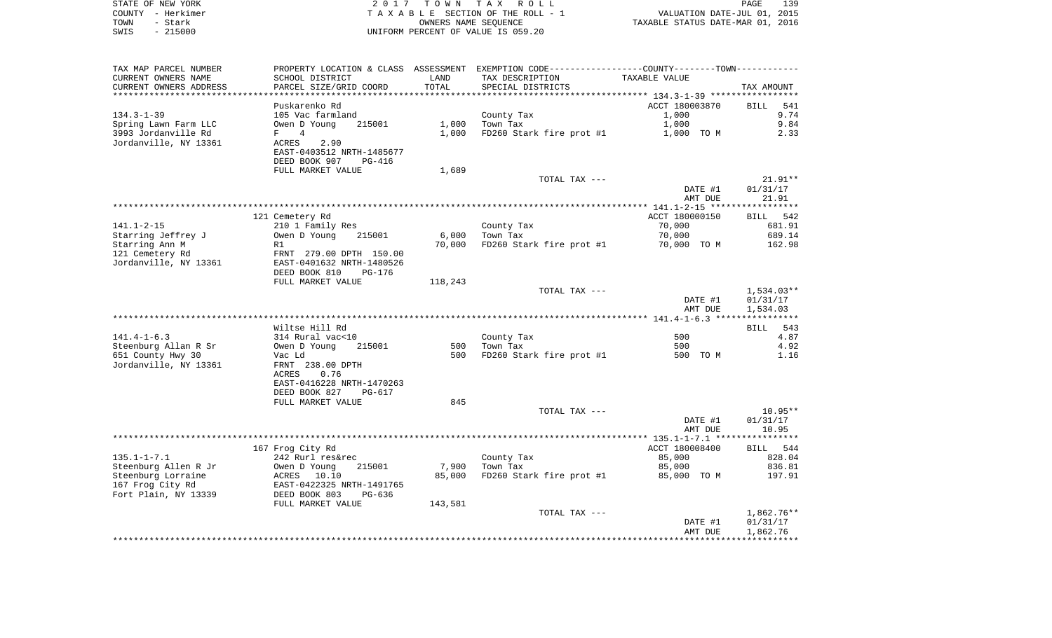STATE OF NEW YORK — 2017 TOWN TAX ROLL
COUNTY - Herkimer — TAXABLE SECTION OF THE ROLL - 1 — VALUATION DATE-JUL 01, 2015
TOWN - Stark — OWNERS NAME SEQUENCE — TAXABLE STATUS DATE-MAR 01, 2016
SWIS - 215000 — UNIFORM PERCENT OF VALUE IS 059.20

| TAX MAP PARCEL NUMBER / CURRENT OWNERS NAME / CURRENT OWNERS ADDRESS | PROPERTY LOCATION & CLASS / SCHOOL DISTRICT / PARCEL SIZE/GRID COORD | ASSESSMENT LAND / TOTAL | EXEMPTION CODE / TAX DESCRIPTION / SPECIAL DISTRICTS | COUNTY--------TOWN / TAXABLE VALUE | TAX AMOUNT |
|---|---|---|---|---|---|
| **134.3-1-39** | Puskarenko Rd | | | ACCT 180003870 | BILL 541 |
| Spring Lawn Farm LLC | 105 Vac farmland | | County Tax | 1,000 | 9.74 |
| 3993 Jordanville Rd | Owen D Young 215001 | 1,000 | Town Tax | 1,000 | 9.84 |
| Jordanville, NY 13361 | F 4 | 1,000 | FD260 Stark fire prot #1 | 1,000 TO M | 2.33 |
| | ACRES 2.90 | | | | |
| | EAST-0403512 NRTH-1485677 | | | | |
| | DEED BOOK 907 PG-416 | | | | |
| | FULL MARKET VALUE | 1,689 | | | |
| | | | TOTAL TAX --- | | 21.91** |
| | | | | DATE #1 | 01/31/17 |
| | | | | AMT DUE | 21.91 |
| **141.1-2-15** | 121 Cemetery Rd | | | ACCT 180000150 | BILL 542 |
| Starring Jeffrey J | 210 1 Family Res | | County Tax | 70,000 | 681.91 |
| Starring Ann M | Owen D Young 215001 | 6,000 | Town Tax | 70,000 | 689.14 |
| 121 Cemetery Rd | R1 | 70,000 | FD260 Stark fire prot #1 | 70,000 TO M | 162.98 |
| Jordanville, NY 13361 | FRNT 279.00 DPTH 150.00 | | | | |
| | EAST-0401632 NRTH-1480526 | | | | |
| | DEED BOOK 810 PG-176 | | | | |
| | FULL MARKET VALUE | 118,243 | | | |
| | | | TOTAL TAX --- | | 1,534.03** |
| | | | | DATE #1 | 01/31/17 |
| | | | | AMT DUE | 1,534.03 |
| **141.4-1-6.3** | Wiltse Hill Rd | | | | BILL 543 |
| Steenburg Allan R Sr | 314 Rural vac<10 | | County Tax | 500 | 4.87 |
| 651 County Hwy 30 | Owen D Young 215001 | 500 | Town Tax | 500 | 4.92 |
| Jordanville, NY 13361 | Vac Ld | 500 | FD260 Stark fire prot #1 | 500 TO M | 1.16 |
| | FRNT 238.00 DPTH | | | | |
| | ACRES 0.76 | | | | |
| | EAST-0416228 NRTH-1470263 | | | | |
| | DEED BOOK 827 PG-617 | | | | |
| | FULL MARKET VALUE | 845 | | | |
| | | | TOTAL TAX --- | | 10.95** |
| | | | | DATE #1 | 01/31/17 |
| | | | | AMT DUE | 10.95 |
| **135.1-1-7.1** | 167 Frog City Rd | | | ACCT 180008400 | BILL 544 |
| Steenburg Allen R Jr | 242 Rurl res&rec | | County Tax | 85,000 | 828.04 |
| Steenburg Lorraine | Owen D Young 215001 | 7,900 | Town Tax | 85,000 | 836.81 |
| 167 Frog City Rd | ACRES 10.10 | 85,000 | FD260 Stark fire prot #1 | 85,000 TO M | 197.91 |
| Fort Plain, NY 13339 | EAST-0422325 NRTH-1491765 | | | | |
| | DEED BOOK 803 PG-636 | | | | |
| | FULL MARKET VALUE | 143,581 | | | |
| | | | TOTAL TAX --- | | 1,862.76** |
| | | | | DATE #1 | 01/31/17 |
| | | | | AMT DUE | 1,862.76 |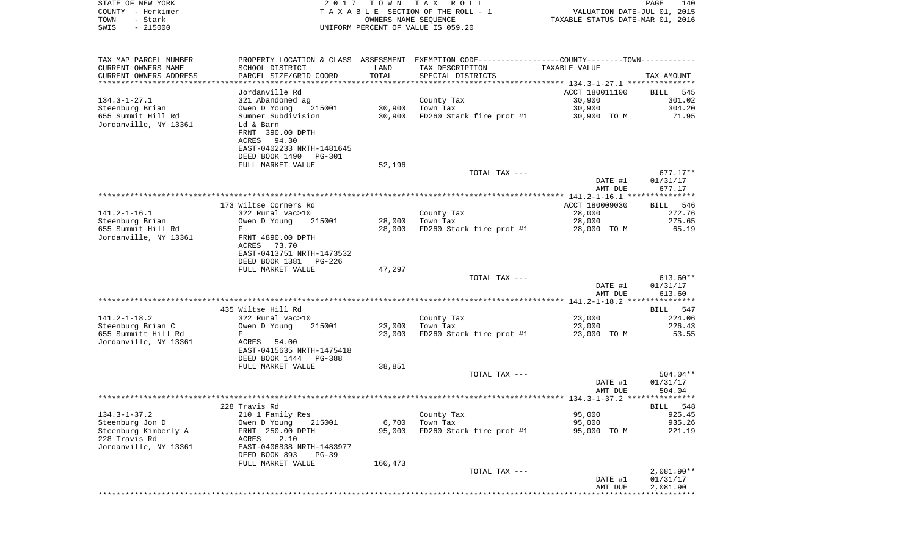STATE OF NEW YORK
COUNTY - Herkimer
TOWN - Stark
SWIS - 215000

2017 TOWN TAX ROLL
TAXABLE SECTION OF THE ROLL - 1
OWNERS NAME SEQUENCE
UNIFORM PERCENT OF VALUE IS 059.20

VALUATION DATE-JUL 01, 2015
TAXABLE STATUS DATE-MAR 01, 2016

| TAX MAP PARCEL NUMBER / CURRENT OWNERS NAME / CURRENT OWNERS ADDRESS | PROPERTY LOCATION & CLASS / SCHOOL DISTRICT / PARCEL SIZE/GRID COORD | ASSESSMENT LAND / TOTAL | EXEMPTION CODE / TAX DESCRIPTION / SPECIAL DISTRICTS | TAXABLE VALUE | TAX AMOUNT |
|---|---|---|---|---|---|
| | Jordanville Rd | | | ACCT 180011100 | BILL 545 |
| 134.3-1-27.1 | 321 Abandoned ag | | County Tax | 30,900 | 301.02 |
| Steenburg Brian | Owen D Young 215001 | 30,900 | Town Tax | 30,900 | 304.20 |
| 655 Summit Hill Rd | Sumner Subdivision | 30,900 | FD260 Stark fire prot #1 | 30,900 TO M | 71.95 |
| Jordanville, NY 13361 | Ld & Barn | | | | |
| | FRNT 390.00 DPTH | | | | |
| | ACRES 94.30 | | | | |
| | EAST-0402233 NRTH-1481645 | | | | |
| | DEED BOOK 1490 PG-301 | | | | |
| | FULL MARKET VALUE | 52,196 | | | |
| | | | TOTAL TAX --- | | 677.17** |
| | | | | DATE #1 | 01/31/17 |
| | | | | AMT DUE | 677.17 |
| | 173 Wiltse Corners Rd | | | ACCT 180009030 | BILL 546 |
| 141.2-1-16.1 | 322 Rural vac>10 | | County Tax | 28,000 | 272.76 |
| Steenburg Brian | Owen D Young 215001 | 28,000 | Town Tax | 28,000 | 275.65 |
| 655 Summit Hill Rd | F | 28,000 | FD260 Stark fire prot #1 | 28,000 TO M | 65.19 |
| Jordanville, NY 13361 | FRNT 4890.00 DPTH | | | | |
| | ACRES 73.70 | | | | |
| | EAST-0413751 NRTH-1473532 | | | | |
| | DEED BOOK 1381 PG-226 | | | | |
| | FULL MARKET VALUE | 47,297 | | | |
| | | | TOTAL TAX --- | | 613.60** |
| | | | | DATE #1 | 01/31/17 |
| | | | | AMT DUE | 613.60 |
| | 435 Wiltse Hill Rd | | | | BILL 547 |
| 141.2-1-18.2 | 322 Rural vac>10 | | County Tax | 23,000 | 224.06 |
| Steenburg Brian C | Owen D Young 215001 | 23,000 | Town Tax | 23,000 | 226.43 |
| 655 Summitt Hill Rd | F | 23,000 | FD260 Stark fire prot #1 | 23,000 TO M | 53.55 |
| Jordanville, NY 13361 | ACRES 54.00 | | | | |
| | EAST-0415635 NRTH-1475418 | | | | |
| | DEED BOOK 1444 PG-388 | | | | |
| | FULL MARKET VALUE | 38,851 | | | |
| | | | TOTAL TAX --- | | 504.04** |
| | | | | DATE #1 | 01/31/17 |
| | | | | AMT DUE | 504.04 |
| | 228 Travis Rd | | | | BILL 548 |
| 134.3-1-37.2 | 210 1 Family Res | | County Tax | 95,000 | 925.45 |
| Steenburg Jon D | Owen D Young 215001 | 6,700 | Town Tax | 95,000 | 935.26 |
| Steenburg Kimberly A | FRNT 250.00 DPTH | 95,000 | FD260 Stark fire prot #1 | 95,000 TO M | 221.19 |
| 228 Travis Rd | ACRES 2.10 | | | | |
| Jordanville, NY 13361 | EAST-0406838 NRTH-1483977 | | | | |
| | DEED BOOK 893 PG-39 | | | | |
| | FULL MARKET VALUE | 160,473 | | | |
| | | | TOTAL TAX --- | | 2,081.90** |
| | | | | DATE #1 | 01/31/17 |
| | | | | AMT DUE | 2,081.90 |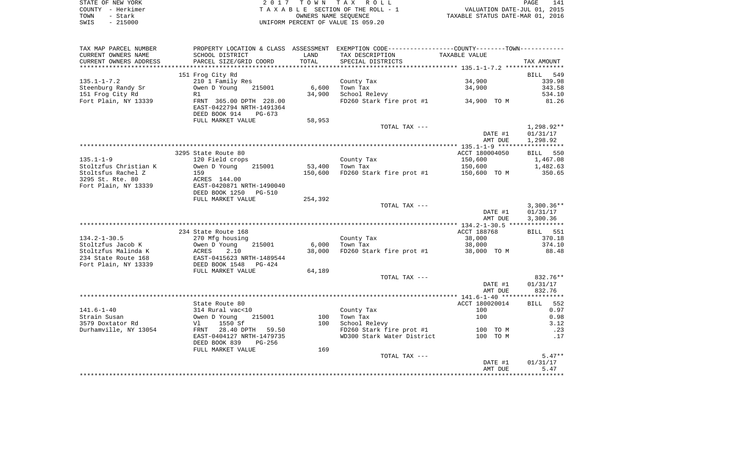STATE OF NEW YORK
COUNTY - Herkimer
TOWN - Stark
SWIS - 215000

2 0 1 7 T O W N T A X R O L L
T A X A B L E SECTION OF THE ROLL - 1
OWNERS NAME SEQUENCE
UNIFORM PERCENT OF VALUE IS 059.20

VALUATION DATE-JUL 01, 2015
TAXABLE STATUS DATE-MAR 01, 2016

| TAX MAP PARCEL NUMBER / CURRENT OWNERS NAME / CURRENT OWNERS ADDRESS | PROPERTY LOCATION & CLASS / SCHOOL DISTRICT / PARCEL SIZE/GRID COORD | ASSESSMENT LAND / TOTAL | EXEMPTION CODE / TAX DESCRIPTION / SPECIAL DISTRICTS | TAXABLE VALUE | TAX AMOUNT |
|---|---|---|---|---|---|
| | 151 Frog City Rd | | | | BILL 549 |
| 135.1-1-7.2 | 210 1 Family Res | | County Tax | 34,900 | 339.98 |
| Steenburg Randy Sr | Owen D Young 215001 | 6,600 | Town Tax | 34,900 | 343.58 |
| 151 Frog City Rd | R1 | 34,900 | School Relevy | | 534.10 |
| Fort Plain, NY 13339 | FRNT 365.00 DPTH 228.00 | | FD260 Stark fire prot #1 | 34,900 TO M | 81.26 |
| | EAST-0422794 NRTH-1491364 | | | | |
| | DEED BOOK 914 PG-673 | | | | |
| | FULL MARKET VALUE | 58,953 | | | |
| | | | TOTAL TAX --- | | 1,298.92** |
| | | | | DATE #1 | 01/31/17 |
| | | | | AMT DUE | 1,298.92 |
| | 3295 State Route 80 | | | ACCT 180004050 | BILL 550 |
| 135.1-1-9 | 120 Field crops | | County Tax | 150,600 | 1,467.08 |
| Stoltzfus Christian K | Owen D Young 215001 | 53,400 | Town Tax | 150,600 | 1,482.63 |
| Stoltsfus Rachel Z | 159 | 150,600 | FD260 Stark fire prot #1 | 150,600 TO M | 350.65 |
| 3295 St. Rte. 80 | ACRES 144.00 | | | | |
| Fort Plain, NY 13339 | EAST-0420871 NRTH-1490040 | | | | |
| | DEED BOOK 1250 PG-510 | | | | |
| | FULL MARKET VALUE | 254,392 | | | |
| | | | TOTAL TAX --- | | 3,300.36** |
| | | | | DATE #1 | 01/31/17 |
| | | | | AMT DUE | 3,300.36 |
| | 234 State Route 168 | | | ACCT 188768 | BILL 551 |
| 134.2-1-30.5 | 270 Mfg housing | | County Tax | 38,000 | 370.18 |
| Stoltzfus Jacob K | Owen D Young 215001 | 6,000 | Town Tax | 38,000 | 374.10 |
| Stoltzfus Malinda K | ACRES 2.10 | 38,000 | FD260 Stark fire prot #1 | 38,000 TO M | 88.48 |
| 234 State Route 168 | EAST-0415623 NRTH-1489544 | | | | |
| Fort Plain, NY 13339 | DEED BOOK 1548 PG-424 | | | | |
| | FULL MARKET VALUE | 64,189 | | | |
| | | | TOTAL TAX --- | | 832.76** |
| | | | | DATE #1 | 01/31/17 |
| | | | | AMT DUE | 832.76 |
| | State Route 80 | | | ACCT 180020014 | BILL 552 |
| 141.6-1-40 | 314 Rural vac<10 | | County Tax | 100 | 0.97 |
| Strain Susan | Owen D Young 215001 | 100 | Town Tax | 100 | 0.98 |
| 3579 Doxtator Rd | Vl 1550 Sf | 100 | School Relevy | | 3.12 |
| Durhamville, NY 13054 | FRNT 28.40 DPTH 59.50 | | FD260 Stark fire prot #1 | 100 TO M | .23 |
| | EAST-0404127 NRTH-1479735 | | WD300 Stark Water District | 100 TO M | .17 |
| | DEED BOOK 839 PG-256 | | | | |
| | FULL MARKET VALUE | 169 | | | |
| | | | TOTAL TAX --- | | 5.47** |
| | | | | DATE #1 | 01/31/17 |
| | | | | AMT DUE | 5.47 |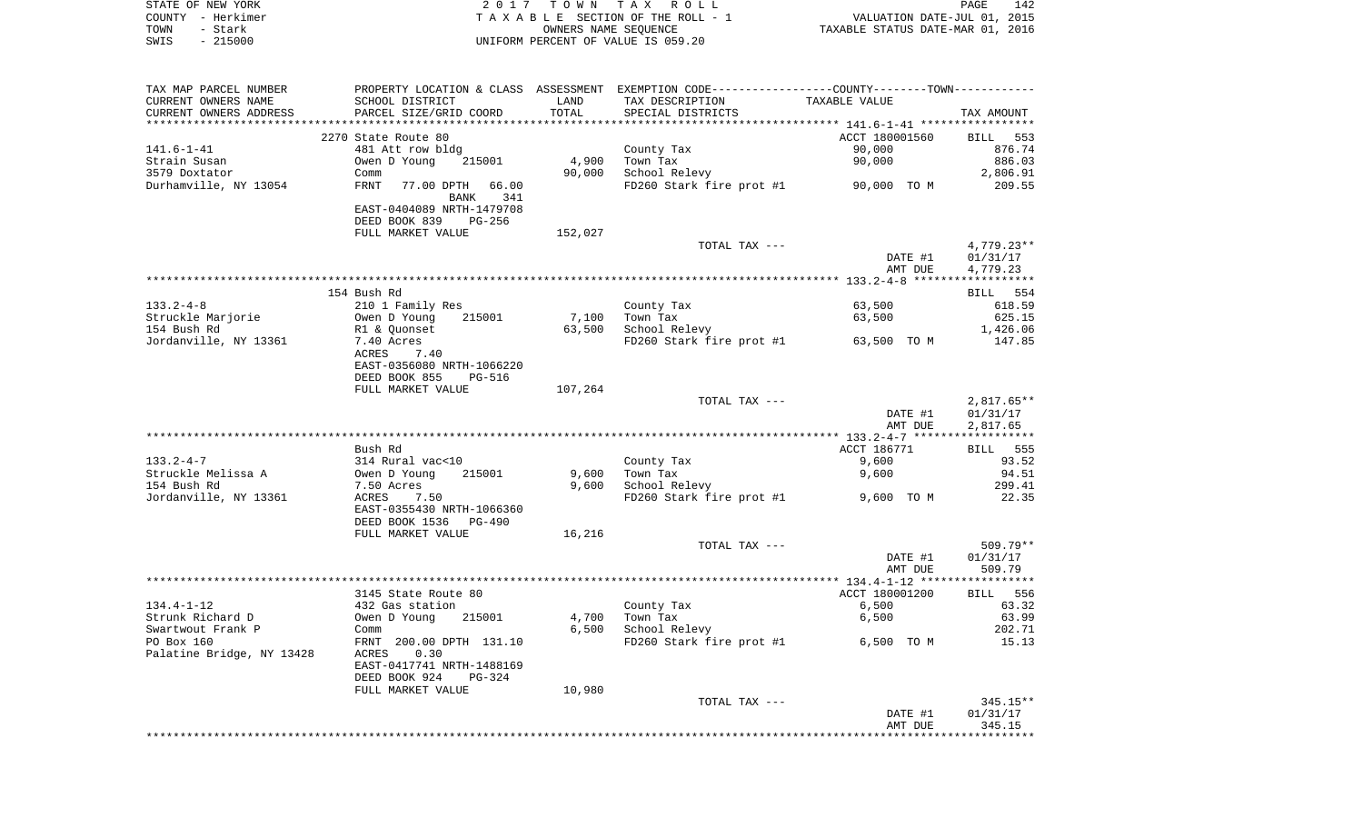STATE OF NEW YORK
COUNTY - Herkimer
TOWN - Stark
SWIS - 215000

2017 TOWN TAX ROLL
TAXABLE SECTION OF THE ROLL - 1
OWNERS NAME SEQUENCE
UNIFORM PERCENT OF VALUE IS 059.20

VALUATION DATE-JUL 01, 2015
TAXABLE STATUS DATE-MAR 01, 2016

| TAX MAP PARCEL NUMBER<br>CURRENT OWNERS NAME<br>CURRENT OWNERS ADDRESS | PROPERTY LOCATION & CLASS<br>SCHOOL DISTRICT<br>PARCEL SIZE/GRID COORD | ASSESSMENT<br>LAND<br>TOTAL | EXEMPTION CODE<br>TAX DESCRIPTION<br>SPECIAL DISTRICTS | COUNTY--------TOWN<br>TAXABLE VALUE | TAX AMOUNT |
|---|---|---|---|---|---|
| | 2270 State Route 80 | | | ACCT 180001560 | BILL 553 |
| 141.6-1-41 | 481 Att row bldg | | County Tax | 90,000 | 876.74 |
| Strain Susan | Owen D Young 215001 | 4,900 | Town Tax | 90,000 | 886.03 |
| 3579 Doxtator | Comm | 90,000 | School Relevy | | 2,806.91 |
| Durhamville, NY 13054 | FRNT 77.00 DPTH 66.00 BANK 341 | | FD260 Stark fire prot #1 | 90,000 TO M | 209.55 |
| | EAST-0404089 NRTH-1479708 | | | | |
| | DEED BOOK 839 PG-256 | | | | |
| | FULL MARKET VALUE | 152,027 | | | |
| | | | TOTAL TAX --- | | 4,779.23** |
| | | | | DATE #1 | 01/31/17 |
| | | | | AMT DUE | 4,779.23 |
| | 154 Bush Rd | | | | BILL 554 |
| 133.2-4-8 | 210 1 Family Res | | County Tax | 63,500 | 618.59 |
| Struckle Marjorie | Owen D Young 215001 | 7,100 | Town Tax | 63,500 | 625.15 |
| 154 Bush Rd | R1 & Quonset | 63,500 | School Relevy | | 1,426.06 |
| Jordanville, NY 13361 | 7.40 Acres | | FD260 Stark fire prot #1 | 63,500 TO M | 147.85 |
| | ACRES 7.40 | | | | |
| | EAST-0356080 NRTH-1066220 | | | | |
| | DEED BOOK 855 PG-516 | | | | |
| | FULL MARKET VALUE | 107,264 | | | |
| | | | TOTAL TAX --- | | 2,817.65** |
| | | | | DATE #1 | 01/31/17 |
| | | | | AMT DUE | 2,817.65 |
| | Bush Rd | | | ACCT 186771 | BILL 555 |
| 133.2-4-7 | 314 Rural vac<10 | | County Tax | 9,600 | 93.52 |
| Struckle Melissa A | Owen D Young 215001 | 9,600 | Town Tax | 9,600 | 94.51 |
| 154 Bush Rd | 7.50 Acres | 9,600 | School Relevy | | 299.41 |
| Jordanville, NY 13361 | ACRES 7.50 | | FD260 Stark fire prot #1 | 9,600 TO M | 22.35 |
| | EAST-0355430 NRTH-1066360 | | | | |
| | DEED BOOK 1536 PG-490 | | | | |
| | FULL MARKET VALUE | 16,216 | | | |
| | | | TOTAL TAX --- | | 509.79** |
| | | | | DATE #1 | 01/31/17 |
| | | | | AMT DUE | 509.79 |
| | 3145 State Route 80 | | | ACCT 180001200 | BILL 556 |
| 134.4-1-12 | 432 Gas station | | County Tax | 6,500 | 63.32 |
| Strunk Richard D | Owen D Young 215001 | 4,700 | Town Tax | 6,500 | 63.99 |
| Swartwout Frank P | Comm | 6,500 | School Relevy | | 202.71 |
| PO Box 160 | FRNT 200.00 DPTH 131.10 | | FD260 Stark fire prot #1 | 6,500 TO M | 15.13 |
| Palatine Bridge, NY 13428 | ACRES 0.30 | | | | |
| | EAST-0417741 NRTH-1488169 | | | | |
| | DEED BOOK 924 PG-324 | | | | |
| | FULL MARKET VALUE | 10,980 | | | |
| | | | TOTAL TAX --- | | 345.15** |
| | | | | DATE #1 | 01/31/17 |
| | | | | AMT DUE | 345.15 |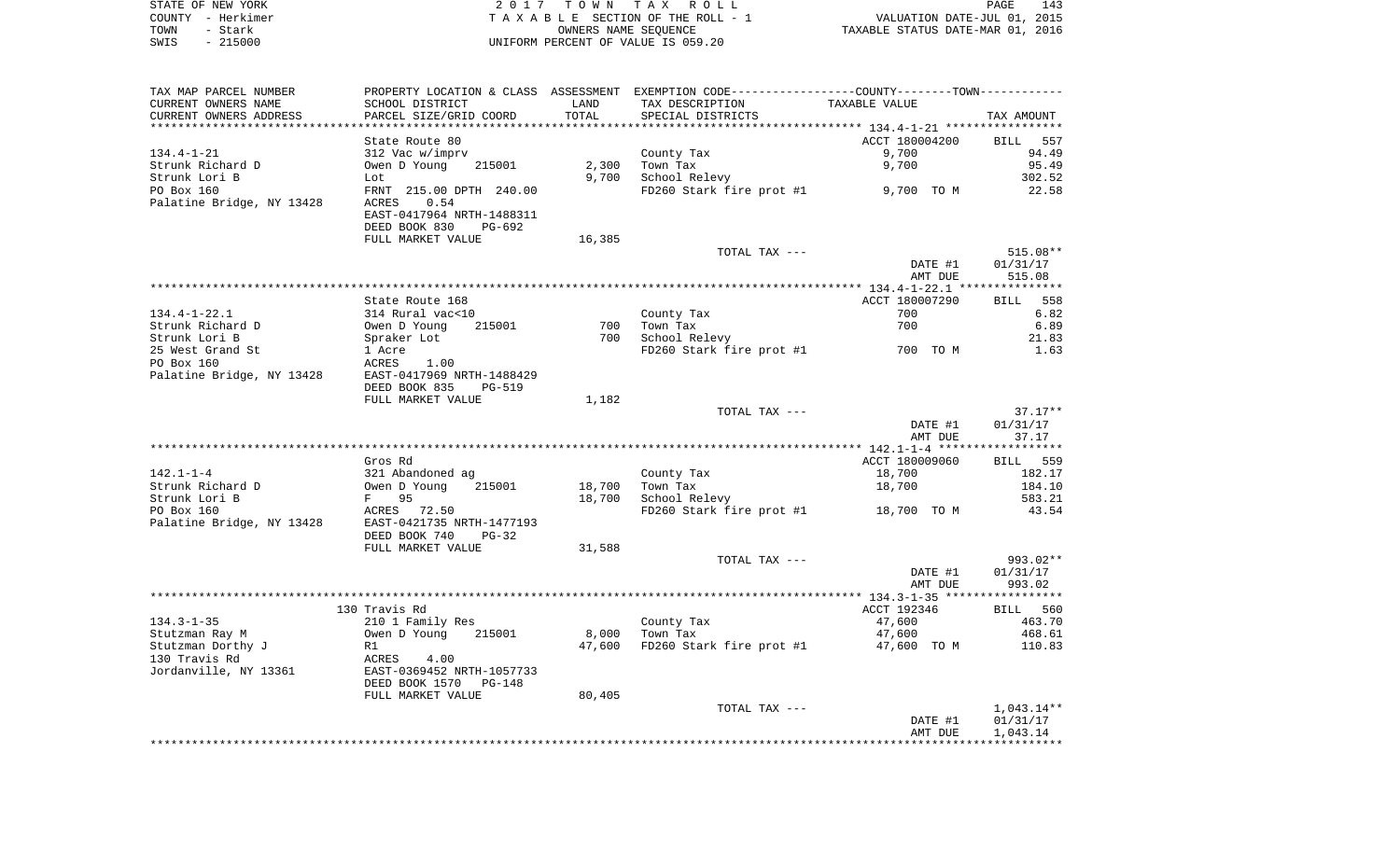STATE OF NEW YORK | 2 0 1 7 T O W N T A X R O L L
COUNTY - Herkimer | T A X A B L E SECTION OF THE ROLL - 1 | VALUATION DATE-JUL 01, 2015
TOWN - Stark | OWNERS NAME SEQUENCE | TAXABLE STATUS DATE-MAR 01, 2016
SWIS - 215000 | UNIFORM PERCENT OF VALUE IS 059.20

| TAX MAP PARCEL NUMBER / CURRENT OWNERS NAME / CURRENT OWNERS ADDRESS | PROPERTY LOCATION & CLASS / SCHOOL DISTRICT / PARCEL SIZE/GRID COORD | ASSESSMENT LAND | TOTAL | EXEMPTION CODE / TAX DESCRIPTION / SPECIAL DISTRICTS | COUNTY--------TOWN TAXABLE VALUE | TAX AMOUNT |
|---|---|---|---|---|---|---|
| 134.4-1-21 | State Route 80 | | | | ACCT 180004200 | BILL 557 |
| | 312 Vac w/imprv | | | County Tax | 9,700 | 94.49 |
| Strunk Richard D | Owen D Young 215001 | 2,300 | | Town Tax | 9,700 | 95.49 |
| Strunk Lori B | Lot | | 9,700 | School Relevy | | 302.52 |
| PO Box 160 | FRNT 215.00 DPTH 240.00 | | | FD260 Stark fire prot #1 | 9,700 TO M | 22.58 |
| Palatine Bridge, NY 13428 | ACRES 0.54 | | | | | |
| | EAST-0417964 NRTH-1488311 | | | | | |
| | DEED BOOK 830 PG-692 | | | | | |
| | FULL MARKET VALUE | | 16,385 | | | |
| | | | | TOTAL TAX --- | | 515.08** |
| | | | | | DATE #1 | 01/31/17 |
| | | | | | AMT DUE | 515.08 |
| 134.4-1-22.1 | State Route 168 | | | | ACCT 180007290 | BILL 558 |
| | 314 Rural vac<10 | | | County Tax | 700 | 6.82 |
| Strunk Richard D | Owen D Young 215001 | 700 | | Town Tax | 700 | 6.89 |
| Strunk Lori B | Spraker Lot | | 700 | School Relevy | | 21.83 |
| 25 West Grand St | 1 Acre | | | FD260 Stark fire prot #1 | 700 TO M | 1.63 |
| PO Box 160 | ACRES 1.00 | | | | | |
| Palatine Bridge, NY 13428 | EAST-0417969 NRTH-1488429 | | | | | |
| | DEED BOOK 835 PG-519 | | | | | |
| | FULL MARKET VALUE | | 1,182 | | | |
| | | | | TOTAL TAX --- | | 37.17** |
| | | | | | DATE #1 | 01/31/17 |
| | | | | | AMT DUE | 37.17 |
| 142.1-1-4 | Gros Rd | | | | ACCT 180009060 | BILL 559 |
| | 321 Abandoned ag | | | County Tax | 18,700 | 182.17 |
| Strunk Richard D | Owen D Young 215001 | 18,700 | | Town Tax | 18,700 | 184.10 |
| Strunk Lori B | F 95 | | 18,700 | School Relevy | | 583.21 |
| PO Box 160 | ACRES 72.50 | | | FD260 Stark fire prot #1 | 18,700 TO M | 43.54 |
| Palatine Bridge, NY 13428 | EAST-0421735 NRTH-1477193 | | | | | |
| | DEED BOOK 740 PG-32 | | | | | |
| | FULL MARKET VALUE | | 31,588 | | | |
| | | | | TOTAL TAX --- | | 993.02** |
| | | | | | DATE #1 | 01/31/17 |
| | | | | | AMT DUE | 993.02 |
| 134.3-1-35 | 130 Travis Rd | | | | ACCT 192346 | BILL 560 |
| | 210 1 Family Res | | | County Tax | 47,600 | 463.70 |
| Stutzman Ray M | Owen D Young 215001 | 8,000 | | Town Tax | 47,600 | 468.61 |
| Stutzman Dorthy J | R1 | | 47,600 | FD260 Stark fire prot #1 | 47,600 TO M | 110.83 |
| 130 Travis Rd | ACRES 4.00 | | | | | |
| Jordanville, NY 13361 | EAST-0369452 NRTH-1057733 | | | | | |
| | DEED BOOK 1570 PG-148 | | | | | |
| | FULL MARKET VALUE | | 80,405 | | | |
| | | | | TOTAL TAX --- | | 1,043.14** |
| | | | | | DATE #1 | 01/31/17 |
| | | | | | AMT DUE | 1,043.14 |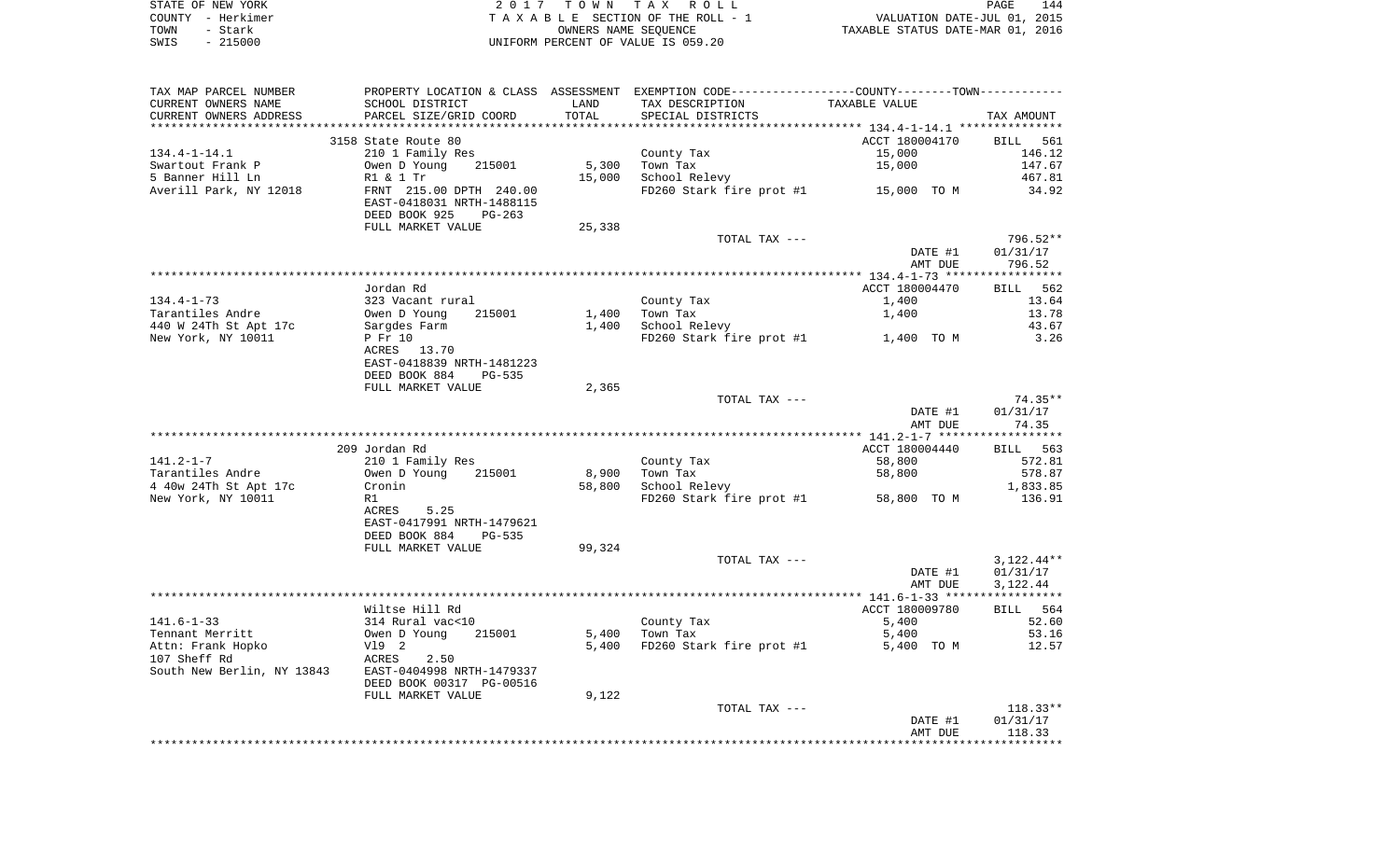STATE OF NEW YORK
COUNTY - Herkimer
TOWN - Stark
SWIS - 215000

2 0 1 7 T O W N T A X R O L L
T A X A B L E SECTION OF THE ROLL - 1
OWNERS NAME SEQUENCE
UNIFORM PERCENT OF VALUE IS 059.20

VALUATION DATE-JUL 01, 2015
TAXABLE STATUS DATE-MAR 01, 2016

| TAX MAP PARCEL NUMBER / CURRENT OWNERS NAME / CURRENT OWNERS ADDRESS | PROPERTY LOCATION & CLASS / SCHOOL DISTRICT / PARCEL SIZE/GRID COORD | ASSESSMENT LAND / TOTAL | EXEMPTION CODE / TAX DESCRIPTION / SPECIAL DISTRICTS | COUNTY--------TOWN TAXABLE VALUE | TAX AMOUNT |
|---|---|---|---|---|---|
| | 3158 State Route 80 | | | ACCT 180004170 | BILL 561 |
| 134.4-1-14.1 | 210 1 Family Res | | County Tax | 15,000 | 146.12 |
| Swartout Frank P | Owen D Young 215001 | 5,300 | Town Tax | 15,000 | 147.67 |
| 5 Banner Hill Ln | R1 & 1 Tr | 15,000 | School Relevy | | 467.81 |
| Averill Park, NY 12018 | FRNT 215.00 DPTH 240.00 | | FD260 Stark fire prot #1 | 15,000 TO M | 34.92 |
| | EAST-0418031 NRTH-1488115 | | | | |
| | DEED BOOK 925 PG-263 | | | | |
| | FULL MARKET VALUE | 25,338 | | | |
| | | | TOTAL TAX --- | | 796.52** |
| | | | | DATE #1 | 01/31/17 |
| | | | | AMT DUE | 796.52 |
| | Jordan Rd | | | ACCT 180004470 | BILL 562 |
| 134.4-1-73 | 323 Vacant rural | | County Tax | 1,400 | 13.64 |
| Tarantiles Andre | Owen D Young 215001 | 1,400 | Town Tax | 1,400 | 13.78 |
| 440 W 24Th St Apt 17c | Sargdes Farm | 1,400 | School Relevy | | 43.67 |
| New York, NY 10011 | P Fr 10 | | FD260 Stark fire prot #1 | 1,400 TO M | 3.26 |
| | ACRES 13.70 | | | | |
| | EAST-0418839 NRTH-1481223 | | | | |
| | DEED BOOK 884 PG-535 | | | | |
| | FULL MARKET VALUE | 2,365 | | | |
| | | | TOTAL TAX --- | | 74.35** |
| | | | | DATE #1 | 01/31/17 |
| | | | | AMT DUE | 74.35 |
| | 209 Jordan Rd | | | ACCT 180004440 | BILL 563 |
| 141.2-1-7 | 210 1 Family Res | | County Tax | 58,800 | 572.81 |
| Tarantiles Andre | Owen D Young 215001 | 8,900 | Town Tax | 58,800 | 578.87 |
| 4 40w 24Th St Apt 17c | Cronin | 58,800 | School Relevy | | 1,833.85 |
| New York, NY 10011 | R1 | | FD260 Stark fire prot #1 | 58,800 TO M | 136.91 |
| | ACRES 5.25 | | | | |
| | EAST-0417991 NRTH-1479621 | | | | |
| | DEED BOOK 884 PG-535 | | | | |
| | FULL MARKET VALUE | 99,324 | | | |
| | | | TOTAL TAX --- | | 3,122.44** |
| | | | | DATE #1 | 01/31/17 |
| | | | | AMT DUE | 3,122.44 |
| | Wiltse Hill Rd | | | ACCT 180009780 | BILL 564 |
| 141.6-1-33 | 314 Rural vac<10 | | County Tax | 5,400 | 52.60 |
| Tennant Merritt | Owen D Young 215001 | 5,400 | Town Tax | 5,400 | 53.16 |
| Attn: Frank Hopko | Vl9 2 | 5,400 | FD260 Stark fire prot #1 | 5,400 TO M | 12.57 |
| 107 Sheff Rd | ACRES 2.50 | | | | |
| South New Berlin, NY 13843 | EAST-0404998 NRTH-1479337 | | | | |
| | DEED BOOK 00317 PG-00516 | | | | |
| | FULL MARKET VALUE | 9,122 | | | |
| | | | TOTAL TAX --- | | 118.33** |
| | | | | DATE #1 | 01/31/17 |
| | | | | AMT DUE | 118.33 |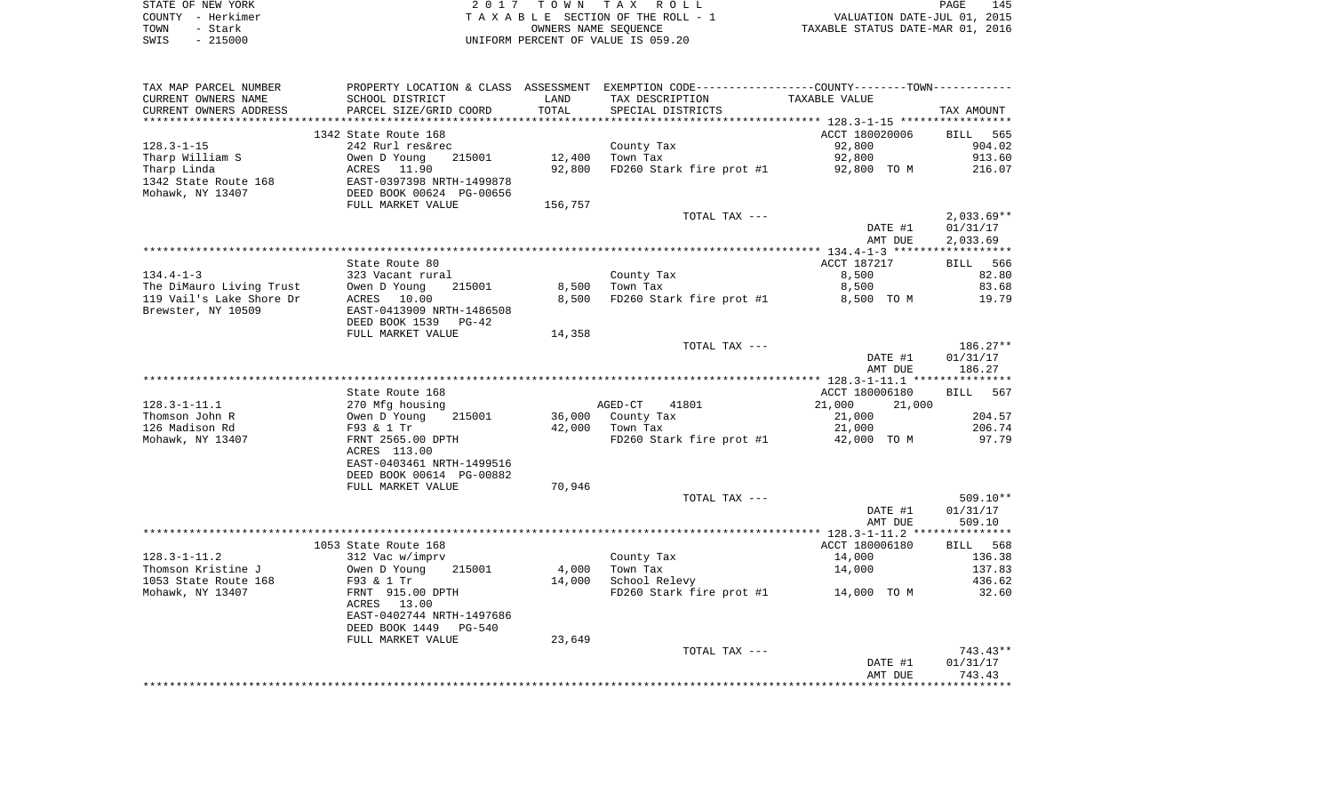STATE OF NEW YORK — 2017 TOWN TAX ROLL
COUNTY - Herkimer — TAXABLE SECTION OF THE ROLL - 1 — VALUATION DATE-JUL 01, 2015
TOWN - Stark — OWNERS NAME SEQUENCE — TAXABLE STATUS DATE-MAR 01, 2016
SWIS - 215000 — UNIFORM PERCENT OF VALUE IS 059.20

| TAX MAP PARCEL NUMBER / CURRENT OWNERS NAME / CURRENT OWNERS ADDRESS | PROPERTY LOCATION & CLASS / SCHOOL DISTRICT / PARCEL SIZE/GRID COORD | ASSESSMENT LAND / TOTAL | EXEMPTION CODE / TAX DESCRIPTION / SPECIAL DISTRICTS | COUNTY / TOWN TAXABLE VALUE | TAX AMOUNT |
|---|---|---|---|---|---|
| 128.3-1-15 | 1342 State Route 168 | | | ACCT 180020006 | BILL 565 |
| | 242 Rurl res&rec | | County Tax | 92,800 | 904.02 |
| Tharp William S | Owen D Young 215001 | 12,400 | Town Tax | 92,800 | 913.60 |
| Tharp Linda | ACRES 11.90 | 92,800 | FD260 Stark fire prot #1 | 92,800 TO M | 216.07 |
| 1342 State Route 168 | EAST-0397398 NRTH-1499878 | | | | |
| Mohawk, NY 13407 | DEED BOOK 00624 PG-00656 | | | | |
| | FULL MARKET VALUE | 156,757 | | | |
| | | | TOTAL TAX --- | | 2,033.69** |
| | | | | DATE #1 | 01/31/17 |
| | | | | AMT DUE | 2,033.69 |
| 134.4-1-3 | State Route 80 | | | ACCT 187217 | BILL 566 |
| | 323 Vacant rural | | County Tax | 8,500 | 82.80 |
| The DiMauro Living Trust | Owen D Young 215001 | 8,500 | Town Tax | 8,500 | 83.68 |
| 119 Vail's Lake Shore Dr | ACRES 10.00 | 8,500 | FD260 Stark fire prot #1 | 8,500 TO M | 19.79 |
| Brewster, NY 10509 | EAST-0413909 NRTH-1486508 | | | | |
| | DEED BOOK 1539 PG-42 | | | | |
| | FULL MARKET VALUE | 14,358 | | | |
| | | | TOTAL TAX --- | | 186.27** |
| | | | | DATE #1 | 01/31/17 |
| | | | | AMT DUE | 186.27 |
| 128.3-1-11.1 | State Route 168 | | | ACCT 180006180 | BILL 567 |
| | 270 Mfg housing | | AGED-CT 41801 | 21,000 21,000 | |
| Thomson John R | Owen D Young 215001 | 36,000 | County Tax | 21,000 | 204.57 |
| 126 Madison Rd | F93 & 1 Tr | 42,000 | Town Tax | 21,000 | 206.74 |
| Mohawk, NY 13407 | FRNT 2565.00 DPTH | | FD260 Stark fire prot #1 | 42,000 TO M | 97.79 |
| | ACRES 113.00 | | | | |
| | EAST-0403461 NRTH-1499516 | | | | |
| | DEED BOOK 00614 PG-00882 | | | | |
| | FULL MARKET VALUE | 70,946 | | | |
| | | | TOTAL TAX --- | | 509.10** |
| | | | | DATE #1 | 01/31/17 |
| | | | | AMT DUE | 509.10 |
| 128.3-1-11.2 | 1053 State Route 168 | | | ACCT 180006180 | BILL 568 |
| | 312 Vac w/imprv | | County Tax | 14,000 | 136.38 |
| Thomson Kristine J | Owen D Young 215001 | 4,000 | Town Tax | 14,000 | 137.83 |
| 1053 State Route 168 | F93 & 1 Tr | 14,000 | School Relevy | | 436.62 |
| Mohawk, NY 13407 | FRNT 915.00 DPTH | | FD260 Stark fire prot #1 | 14,000 TO M | 32.60 |
| | ACRES 13.00 | | | | |
| | EAST-0402744 NRTH-1497686 | | | | |
| | DEED BOOK 1449 PG-540 | | | | |
| | FULL MARKET VALUE | 23,649 | | | |
| | | | TOTAL TAX --- | | 743.43** |
| | | | | DATE #1 | 01/31/17 |
| | | | | AMT DUE | 743.43 |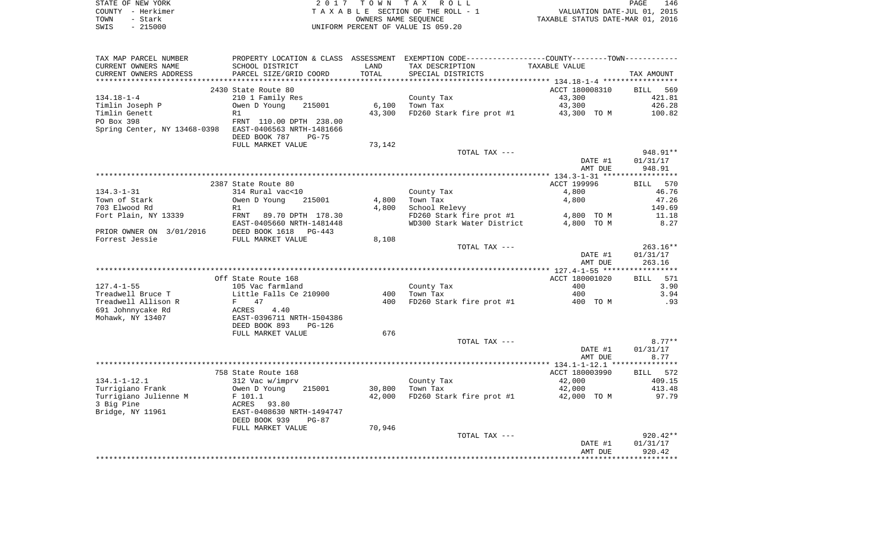STATE OF NEW YORK — COUNTY - Herkimer — TOWN - Stark — SWIS - 215000

2 0 1 7 T O W N T A X R O L L
T A X A B L E SECTION OF THE ROLL - 1
OWNERS NAME SEQUENCE
UNIFORM PERCENT OF VALUE IS 059.20

VALUATION DATE-JUL 01, 2015
TAXABLE STATUS DATE-MAR 01, 2016

| TAX MAP PARCEL NUMBER / CURRENT OWNERS NAME / CURRENT OWNERS ADDRESS | PROPERTY LOCATION & CLASS / SCHOOL DISTRICT / PARCEL SIZE/GRID COORD | ASSESSMENT LAND | TOTAL | EXEMPTION CODE / TAX DESCRIPTION / SPECIAL DISTRICTS | COUNTY--------TOWN TAXABLE VALUE | TAX AMOUNT |
|---|---|---|---|---|---|---|
| 134.18-1-4 | 2430 State Route 80 | | | | ACCT 180008310 | BILL 569 |
| | 210 1 Family Res | | | County Tax | 43,300 | 421.81 |
| Timlin Joseph P | Owen D Young 215001 | 6,100 | | Town Tax | 43,300 | 426.28 |
| Timlin Genett | R1 | | 43,300 | FD260 Stark fire prot #1 | 43,300 TO M | 100.82 |
| PO Box 398 | FRNT 110.00 DPTH 238.00 | | | | | |
| Spring Center, NY 13468-0398 | EAST-0406563 NRTH-1481666 | | | | | |
| | DEED BOOK 787 PG-75 | | | | | |
| | FULL MARKET VALUE | | 73,142 | | | |
| | | | | TOTAL TAX --- | | 948.91** |
| | | | | | DATE #1 | 01/31/17 |
| | | | | | AMT DUE | 948.91 |
| 134.3-1-31 | 2387 State Route 80 | | | | ACCT 199996 | BILL 570 |
| | 314 Rural vac<10 | | | County Tax | 4,800 | 46.76 |
| Town of Stark | Owen D Young 215001 | 4,800 | | Town Tax | 4,800 | 47.26 |
| 703 Elwood Rd | R1 | | 4,800 | School Relevy | | 149.69 |
| Fort Plain, NY 13339 | FRNT 89.70 DPTH 178.30 | | | FD260 Stark fire prot #1 | 4,800 TO M | 11.18 |
| | EAST-0405660 NRTH-1481448 | | | WD300 Stark Water District | 4,800 TO M | 8.27 |
| PRIOR OWNER ON 3/01/2016 | DEED BOOK 1618 PG-443 | | | | | |
| Forrest Jessie | FULL MARKET VALUE | | 8,108 | | | |
| | | | | TOTAL TAX --- | | 263.16** |
| | | | | | DATE #1 | 01/31/17 |
| | | | | | AMT DUE | 263.16 |
| 127.4-1-55 | Off State Route 168 | | | | ACCT 180001020 | BILL 571 |
| | 105 Vac farmland | | | County Tax | 400 | 3.90 |
| Treadwell Bruce T | Little Falls Ce 210900 | 400 | | Town Tax | 400 | 3.94 |
| Treadwell Allison R | F 47 | | 400 | FD260 Stark fire prot #1 | 400 TO M | .93 |
| 691 Johnnycake Rd | ACRES 4.40 | | | | | |
| Mohawk, NY 13407 | EAST-0396711 NRTH-1504386 | | | | | |
| | DEED BOOK 893 PG-126 | | | | | |
| | FULL MARKET VALUE | | 676 | | | |
| | | | | TOTAL TAX --- | | 8.77** |
| | | | | | DATE #1 | 01/31/17 |
| | | | | | AMT DUE | 8.77 |
| 134.1-1-12.1 | 758 State Route 168 | | | | ACCT 180003990 | BILL 572 |
| | 312 Vac w/imprv | | | County Tax | 42,000 | 409.15 |
| Turrigiano Frank | Owen D Young 215001 | 30,800 | | Town Tax | 42,000 | 413.48 |
| Turrigiano Julienne M | F 101.1 | | 42,000 | FD260 Stark fire prot #1 | 42,000 TO M | 97.79 |
| 3 Big Pine | ACRES 93.80 | | | | | |
| Bridge, NY 11961 | EAST-0408630 NRTH-1494747 | | | | | |
| | DEED BOOK 939 PG-87 | | | | | |
| | FULL MARKET VALUE | | 70,946 | | | |
| | | | | TOTAL TAX --- | | 920.42** |
| | | | | | DATE #1 | 01/31/17 |
| | | | | | AMT DUE | 920.42 |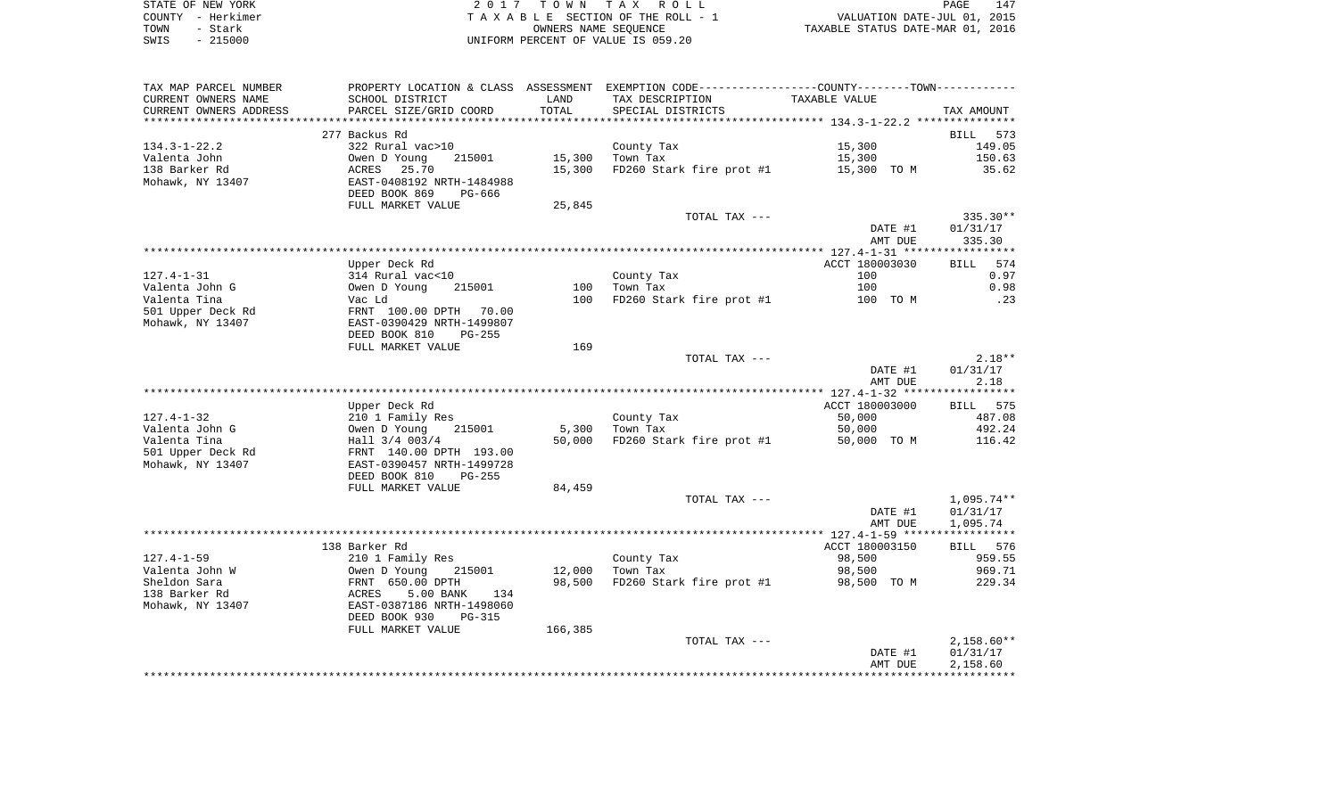STATE OF NEW YORK — 2017 TOWN TAX ROLL
COUNTY - Herkimer — TAXABLE SECTION OF THE ROLL - 1 — VALUATION DATE-JUL 01, 2015
TOWN - Stark — OWNERS NAME SEQUENCE — TAXABLE STATUS DATE-MAR 01, 2016
SWIS - 215000 — UNIFORM PERCENT OF VALUE IS 059.20

| TAX MAP PARCEL NUMBER / CURRENT OWNERS NAME / CURRENT OWNERS ADDRESS | PROPERTY LOCATION & CLASS / SCHOOL DISTRICT / PARCEL SIZE/GRID COORD | ASSESSMENT LAND | TOTAL | EXEMPTION CODE / TAX DESCRIPTION / SPECIAL DISTRICTS | TAXABLE VALUE | TAX AMOUNT |
|---|---|---|---|---|---|---|
| | 277 Backus Rd | | | | | BILL 573 |
| 134.3-1-22.2 | 322 Rural vac>10 | | | County Tax | 15,300 | 149.05 |
| Valenta John | Owen D Young 215001 | 15,300 | | Town Tax | 15,300 | 150.63 |
| 138 Barker Rd | ACRES 25.70 | | 15,300 | FD260 Stark fire prot #1 | 15,300 TO M | 35.62 |
| Mohawk, NY 13407 | EAST-0408192 NRTH-1484988 | | | | | |
| | DEED BOOK 869 PG-666 | | | | | |
| | FULL MARKET VALUE | | 25,845 | | | |
| | | | | TOTAL TAX --- | | 335.30** |
| | | | | | DATE #1 | 01/31/17 |
| | | | | | AMT DUE | 335.30 |
| | Upper Deck Rd | | | | ACCT 180003030 | BILL 574 |
| 127.4-1-31 | 314 Rural vac<10 | | | County Tax | 100 | 0.97 |
| Valenta John G | Owen D Young 215001 | 100 | | Town Tax | 100 | 0.98 |
| Valenta Tina | Vac Ld | | 100 | FD260 Stark fire prot #1 | 100 TO M | .23 |
| 501 Upper Deck Rd | FRNT 100.00 DPTH 70.00 | | | | | |
| Mohawk, NY 13407 | EAST-0390429 NRTH-1499807 | | | | | |
| | DEED BOOK 810 PG-255 | | | | | |
| | FULL MARKET VALUE | | 169 | | | |
| | | | | TOTAL TAX --- | | 2.18** |
| | | | | | DATE #1 | 01/31/17 |
| | | | | | AMT DUE | 2.18 |
| | Upper Deck Rd | | | | ACCT 180003000 | BILL 575 |
| 127.4-1-32 | 210 1 Family Res | | | County Tax | 50,000 | 487.08 |
| Valenta John G | Owen D Young 215001 | 5,300 | | Town Tax | 50,000 | 492.24 |
| Valenta Tina | Hall 3/4 003/4 | | 50,000 | FD260 Stark fire prot #1 | 50,000 TO M | 116.42 |
| 501 Upper Deck Rd | FRNT 140.00 DPTH 193.00 | | | | | |
| Mohawk, NY 13407 | EAST-0390457 NRTH-1499728 | | | | | |
| | DEED BOOK 810 PG-255 | | | | | |
| | FULL MARKET VALUE | | 84,459 | | | |
| | | | | TOTAL TAX --- | | 1,095.74** |
| | | | | | DATE #1 | 01/31/17 |
| | | | | | AMT DUE | 1,095.74 |
| | 138 Barker Rd | | | | ACCT 180003150 | BILL 576 |
| 127.4-1-59 | 210 1 Family Res | | | County Tax | 98,500 | 959.55 |
| Valenta John W | Owen D Young 215001 | 12,000 | | Town Tax | 98,500 | 969.71 |
| Sheldon Sara | FRNT 650.00 DPTH | | 98,500 | FD260 Stark fire prot #1 | 98,500 TO M | 229.34 |
| 138 Barker Rd | ACRES 5.00 BANK 134 | | | | | |
| Mohawk, NY 13407 | EAST-0387186 NRTH-1498060 | | | | | |
| | DEED BOOK 930 PG-315 | | | | | |
| | FULL MARKET VALUE | | 166,385 | | | |
| | | | | TOTAL TAX --- | | 2,158.60** |
| | | | | | DATE #1 | 01/31/17 |
| | | | | | AMT DUE | 2,158.60 |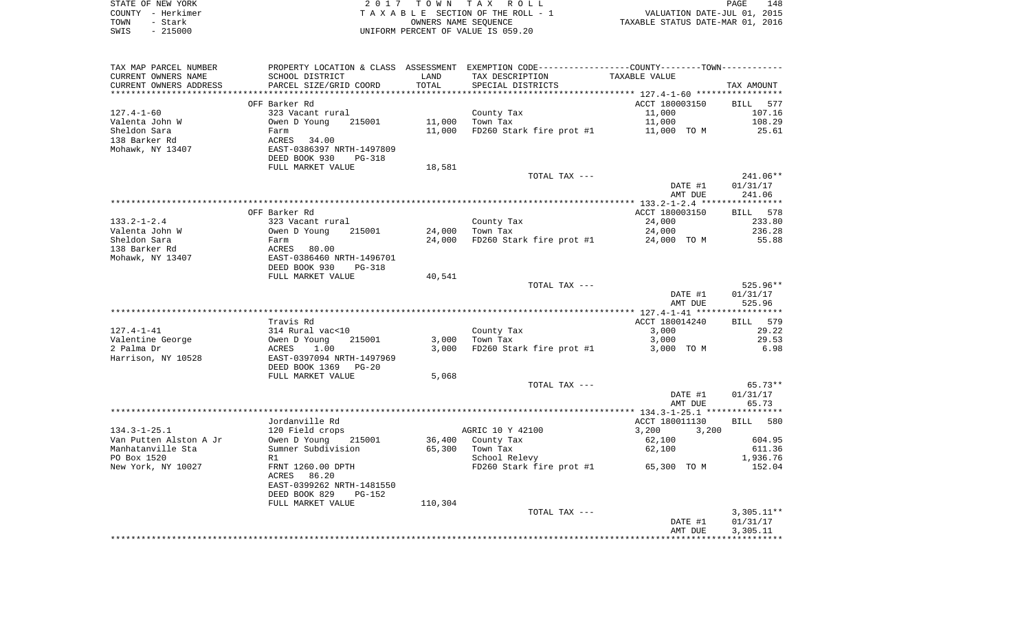STATE OF NEW YORK 2 0 1 7 T O W N T A X R O L L
COUNTY - Herkimer T A X A B L E SECTION OF THE ROLL - 1 VALUATION DATE-JUL 01, 2015
TOWN - Stark OWNERS NAME SEQUENCE TAXABLE STATUS DATE-MAR 01, 2016
SWIS - 215000 UNIFORM PERCENT OF VALUE IS 059.20

| TAX MAP PARCEL NUMBER / CURRENT OWNERS NAME / CURRENT OWNERS ADDRESS | PROPERTY LOCATION & CLASS / SCHOOL DISTRICT / PARCEL SIZE/GRID COORD | ASSESSMENT LAND | TOTAL | EXEMPTION CODE / TAX DESCRIPTION / SPECIAL DISTRICTS | COUNTY--------TOWN / TAXABLE VALUE | TAX AMOUNT |
|---|---|---|---|---|---|---|
| | OFF Barker Rd | | | | ACCT 180003150 | BILL 577 |
| 127.4-1-60 | 323 Vacant rural | | | County Tax | 11,000 | 107.16 |
| Valenta John W | Owen D Young 215001 | 11,000 | | Town Tax | 11,000 | 108.29 |
| Sheldon Sara | Farm | | 11,000 | FD260 Stark fire prot #1 | 11,000 TO M | 25.61 |
| 138 Barker Rd | ACRES 34.00 | | | | | |
| Mohawk, NY 13407 | EAST-0386397 NRTH-1497809 | | | | | |
| | DEED BOOK 930 PG-318 | | | | | |
| | FULL MARKET VALUE | | 18,581 | | | |
| | | | | TOTAL TAX --- | | 241.06** |
| | | | | | DATE #1 | 01/31/17 |
| | | | | | AMT DUE | 241.06 |
| | OFF Barker Rd | | | | ACCT 180003150 | BILL 578 |
| 133.2-1-2.4 | 323 Vacant rural | | | County Tax | 24,000 | 233.80 |
| Valenta John W | Owen D Young 215001 | 24,000 | | Town Tax | 24,000 | 236.28 |
| Sheldon Sara | Farm | | 24,000 | FD260 Stark fire prot #1 | 24,000 TO M | 55.88 |
| 138 Barker Rd | ACRES 80.00 | | | | | |
| Mohawk, NY 13407 | EAST-0386460 NRTH-1496701 | | | | | |
| | DEED BOOK 930 PG-318 | | | | | |
| | FULL MARKET VALUE | | 40,541 | | | |
| | | | | TOTAL TAX --- | | 525.96** |
| | | | | | DATE #1 | 01/31/17 |
| | | | | | AMT DUE | 525.96 |
| | Travis Rd | | | | ACCT 180014240 | BILL 579 |
| 127.4-1-41 | 314 Rural vac<10 | | | County Tax | 3,000 | 29.22 |
| Valentine George | Owen D Young 215001 | 3,000 | | Town Tax | 3,000 | 29.53 |
| 2 Palma Dr | ACRES 1.00 | | 3,000 | FD260 Stark fire prot #1 | 3,000 TO M | 6.98 |
| Harrison, NY 10528 | EAST-0397094 NRTH-1497969 | | | | | |
| | DEED BOOK 1369 PG-20 | | | | | |
| | FULL MARKET VALUE | | 5,068 | | | |
| | | | | TOTAL TAX --- | | 65.73** |
| | | | | | DATE #1 | 01/31/17 |
| | | | | | AMT DUE | 65.73 |
| | Jordanville Rd | | | | ACCT 180011130 | BILL 580 |
| 134.3-1-25.1 | 120 Field crops | | | AGRIC 10 Y 42100 | 3,200 3,200 | |
| Van Putten Alston A Jr | Owen D Young 215001 | 36,400 | | County Tax | 62,100 | 604.95 |
| Manhatanville Sta | Sumner Subdivision | | 65,300 | Town Tax | 62,100 | 611.36 |
| PO Box 1520 | R1 | | | School Relevy | | 1,936.76 |
| New York, NY 10027 | FRNT 1260.00 DPTH | | | FD260 Stark fire prot #1 | 65,300 TO M | 152.04 |
| | ACRES 86.20 | | | | | |
| | EAST-0399262 NRTH-1481550 | | | | | |
| | DEED BOOK 829 PG-152 | | | | | |
| | FULL MARKET VALUE | | 110,304 | | | |
| | | | | TOTAL TAX --- | | 3,305.11** |
| | | | | | DATE #1 | 01/31/17 |
| | | | | | AMT DUE | 3,305.11 |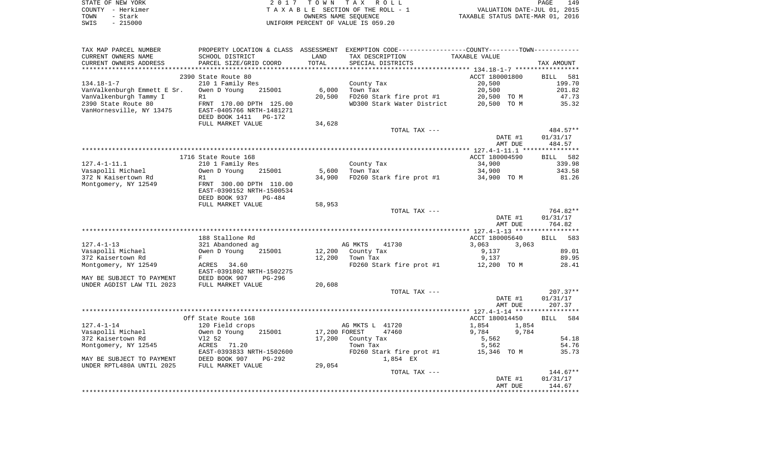```
TAX MAP PARCEL NUMBER          PROPERTY LOCATION & CLASS  ASSESSMENT  EXEMPTION CODE-----------------COUNTY--------TOWN-----------
CURRENT OWNERS NAME            SCHOOL DISTRICT              LAND      TAX DESCRIPTION              TAXABLE VALUE
CURRENT OWNERS ADDRESS         PARCEL SIZE/GRID COORD       TOTAL     SPECIAL DISTRICTS                                      TAX AMOUNT
*********************************************************************************************** 134.18-1-7 *****************
                               2390 State Route 80                                                 ACCT 180001800       BILL   581
134.18-1-7                     210 1 Family Res                        County Tax                     20,500                 199.70
VanValkenburgh Emmett E Sr.    Owen D Young     215001       6,000    Town Tax                       20,500                 201.82
VanValkenburgh Tammy I         R1                           20,500    FD260 Stark fire prot #1       20,500  TO M            47.73
2390 State Route 80            FRNT 170.00 DPTH 125.00                WD300 Stark Water District     20,500  TO M            35.32
VanHornesville, NY 13475       EAST-0405766 NRTH-1481271
                               DEED BOOK 1411   PG-172
                               FULL MARKET VALUE            34,628
                                                                       TOTAL TAX ---                                       484.57**
                                                                                                       DATE #1           01/31/17
                                                                                                       AMT DUE             484.57
*********************************************************************************************** 127.4-1-11.1 ***************
                               1716 State Route 168                                                ACCT 180004590       BILL   582
127.4-1-11.1                   210 1 Family Res                        County Tax                     34,900                 339.98
Vasapolli Michael              Owen D Young     215001       5,600    Town Tax                       34,900                 343.58
372 N Kaisertown Rd            R1                           34,900    FD260 Stark fire prot #1       34,900  TO M            81.26
Montgomery, NY 12549           FRNT 300.00 DPTH 110.00
                               EAST-0390152 NRTH-1500534
                               DEED BOOK 937    PG-484
                               FULL MARKET VALUE            58,953
                                                                       TOTAL TAX ---                                       764.82**
                                                                                                       DATE #1           01/31/17
                                                                                                       AMT DUE             764.82
*********************************************************************************************** 127.4-1-13 *****************
                               188 Stallone Rd                                                     ACCT 180005640       BILL   583
127.4-1-13                     321 Abandoned ag                        AG MKTS     41730               3,063      3,063
Vasapolli Michael              Owen D Young     215001      12,200    County Tax                      9,137                  89.01
372 Kaisertown Rd              F                            12,200    Town Tax                        9,137                  89.95
Montgomery, NY 12549           ACRES  34.60                           FD260 Stark fire prot #1       12,200  TO M            28.41
                               EAST-0391802 NRTH-1502275
MAY BE SUBJECT TO PAYMENT      DEED BOOK 907    PG-296
UNDER AGDIST LAW TIL 2023      FULL MARKET VALUE            20,608
                                                                       TOTAL TAX ---                                       207.37**
                                                                                                       DATE #1           01/31/17
                                                                                                       AMT DUE             207.37
*********************************************************************************************** 127.4-1-14 *****************
                               Off State Route 168                                                 ACCT 180014450       BILL   584
127.4-1-14                     120 Field crops                         AG MKTS L  41720                1,854      1,854
Vasapolli Michael              Owen D Young     215001      17,200 FOREST      47460               9,784      9,784
372 Kaisertown Rd              Vl2 52                       17,200    County Tax                      5,562                  54.18
Montgomery, NY 12545           ACRES  71.20                           Town Tax                        5,562                  54.76
                               EAST-0393833 NRTH-1502600              FD260 Stark fire prot #1       15,346  TO M            35.73
MAY BE SUBJECT TO PAYMENT      DEED BOOK 907    PG-292                     1,854 EX
UNDER RPTL480A UNTIL 2025      FULL MARKET VALUE            29,054
                                                                       TOTAL TAX ---                                       144.67**
                                                                                                       DATE #1           01/31/17
                                                                                                       AMT DUE             144.67
************************************************************************************************************************************
```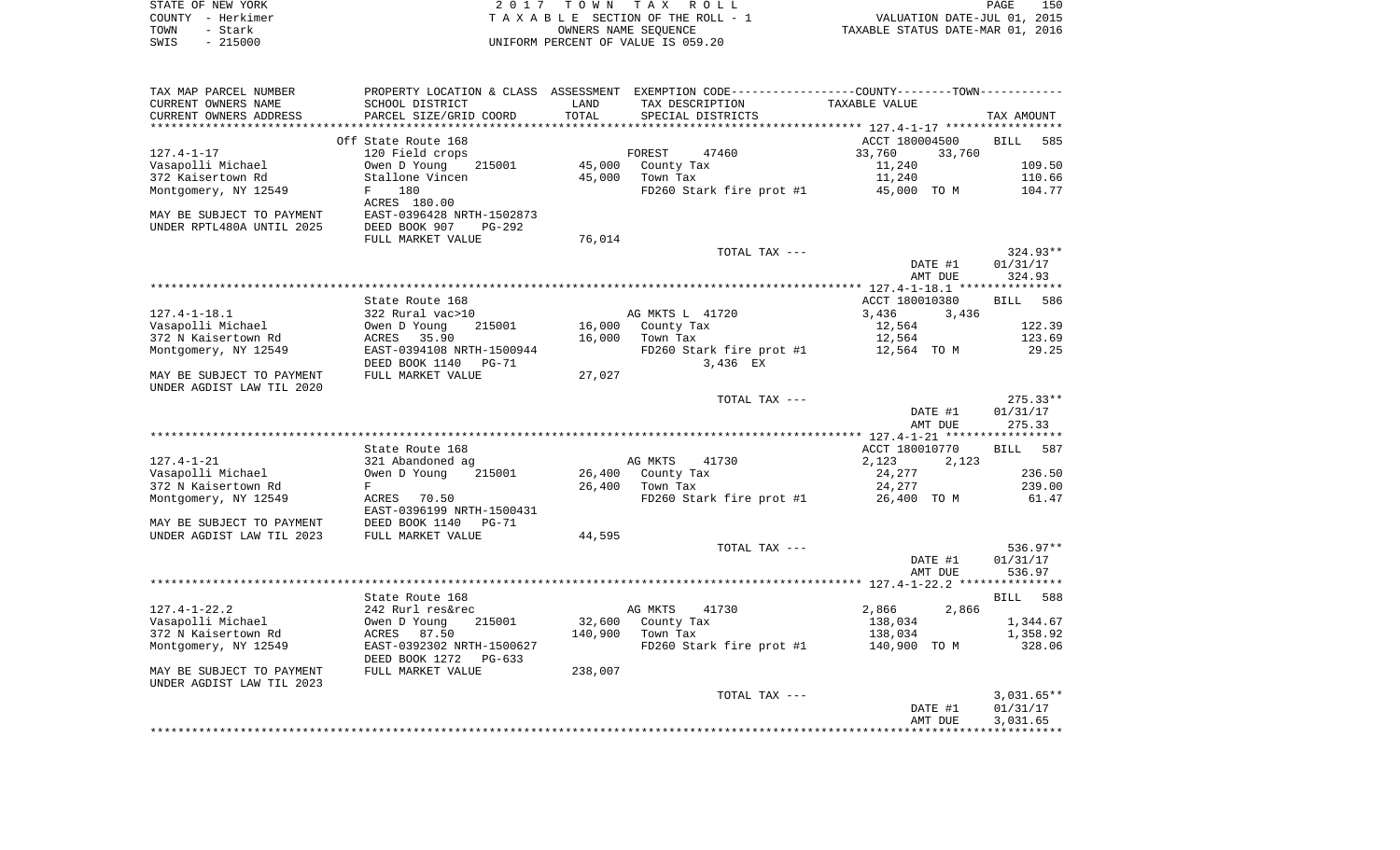STATE OF NEW YORK　　　　　　　　2 0 1 7　T O W N　T A X　R O L L
COUNTY - Herkimer　　　　　　　T A X A B L E SECTION OF THE ROLL - 1　　　VALUATION DATE-JUL 01, 2015
TOWN - Stark　　　　　　　　　　　OWNERS NAME SEQUENCE　　　　　　TAXABLE STATUS DATE-MAR 01, 2016
SWIS - 215000　　　　　　　　　UNIFORM PERCENT OF VALUE IS 059.20

| TAX MAP PARCEL NUMBER / CURRENT OWNERS NAME / CURRENT OWNERS ADDRESS | PROPERTY LOCATION & CLASS / SCHOOL DISTRICT / PARCEL SIZE/GRID COORD | ASSESSMENT LAND | ASSESSMENT TOTAL | EXEMPTION CODE / TAX DESCRIPTION / SPECIAL DISTRICTS | COUNTY TAXABLE VALUE | TOWN TAXABLE VALUE | TAX AMOUNT |
|---|---|---|---|---|---|---|---|
| **127.4-1-17** | Off State Route 168 | | | | ACCT 180004500 | | BILL 585 |
| | 120 Field crops | | | FOREST 47460 | 33,760 | 33,760 | |
| Vasapolli Michael | Owen D Young 215001 | 45,000 | | County Tax | 11,240 | | 109.50 |
| 372 Kaisertown Rd | Stallone Vincen | | 45,000 | Town Tax | 11,240 | | 110.66 |
| Montgomery, NY 12549 | F 180 | | | FD260 Stark fire prot #1 | 45,000 TO M | | 104.77 |
| | ACRES 180.00 | | | | | | |
| MAY BE SUBJECT TO PAYMENT | EAST-0396428 NRTH-1502873 | | | | | | |
| UNDER RPTL480A UNTIL 2025 | DEED BOOK 907 PG-292 | | | | | | |
| | FULL MARKET VALUE | 76,014 | | | | | |
| | | | | TOTAL TAX --- | | | 324.93** |
| | | | | | DATE #1 | | 01/31/17 |
| | | | | | AMT DUE | | 324.93 |
| **127.4-1-18.1** | State Route 168 | | | | ACCT 180010380 | | BILL 586 |
| | 322 Rural vac>10 | | | AG MKTS L 41720 | 3,436 | 3,436 | |
| Vasapolli Michael | Owen D Young 215001 | 16,000 | | County Tax | 12,564 | | 122.39 |
| 372 N Kaisertown Rd | ACRES 35.90 | | 16,000 | Town Tax | 12,564 | | 123.69 |
| Montgomery, NY 12549 | EAST-0394108 NRTH-1500944 | | | FD260 Stark fire prot #1 | 12,564 TO M | | 29.25 |
| | DEED BOOK 1140 PG-71 | | | 3,436 EX | | | |
| MAY BE SUBJECT TO PAYMENT | FULL MARKET VALUE | 27,027 | | | | | |
| UNDER AGDIST LAW TIL 2020 | | | | | | | |
| | | | | TOTAL TAX --- | | | 275.33** |
| | | | | | DATE #1 | | 01/31/17 |
| | | | | | AMT DUE | | 275.33 |
| **127.4-1-21** | State Route 168 | | | | ACCT 180010770 | | BILL 587 |
| | 321 Abandoned ag | | | AG MKTS 41730 | 2,123 | 2,123 | |
| Vasapolli Michael | Owen D Young 215001 | 26,400 | | County Tax | 24,277 | | 236.50 |
| 372 N Kaisertown Rd | F | | 26,400 | Town Tax | 24,277 | | 239.00 |
| Montgomery, NY 12549 | ACRES 70.50 | | | FD260 Stark fire prot #1 | 26,400 TO M | | 61.47 |
| | EAST-0396199 NRTH-1500431 | | | | | | |
| MAY BE SUBJECT TO PAYMENT | DEED BOOK 1140 PG-71 | | | | | | |
| UNDER AGDIST LAW TIL 2023 | FULL MARKET VALUE | 44,595 | | | | | |
| | | | | TOTAL TAX --- | | | 536.97** |
| | | | | | DATE #1 | | 01/31/17 |
| | | | | | AMT DUE | | 536.97 |
| **127.4-1-22.2** | State Route 168 | | | | | | BILL 588 |
| | 242 Rurl res&rec | | | AG MKTS 41730 | 2,866 | 2,866 | |
| Vasapolli Michael | Owen D Young 215001 | 32,600 | | County Tax | 138,034 | | 1,344.67 |
| 372 N Kaisertown Rd | ACRES 87.50 | | 140,900 | Town Tax | 138,034 | | 1,358.92 |
| Montgomery, NY 12549 | EAST-0392302 NRTH-1500627 | | | FD260 Stark fire prot #1 | 140,900 TO M | | 328.06 |
| | DEED BOOK 1272 PG-633 | | | | | | |
| MAY BE SUBJECT TO PAYMENT | FULL MARKET VALUE | 238,007 | | | | | |
| UNDER AGDIST LAW TIL 2023 | | | | | | | |
| | | | | TOTAL TAX --- | | | 3,031.65** |
| | | | | | DATE #1 | | 01/31/17 |
| | | | | | AMT DUE | | 3,031.65 |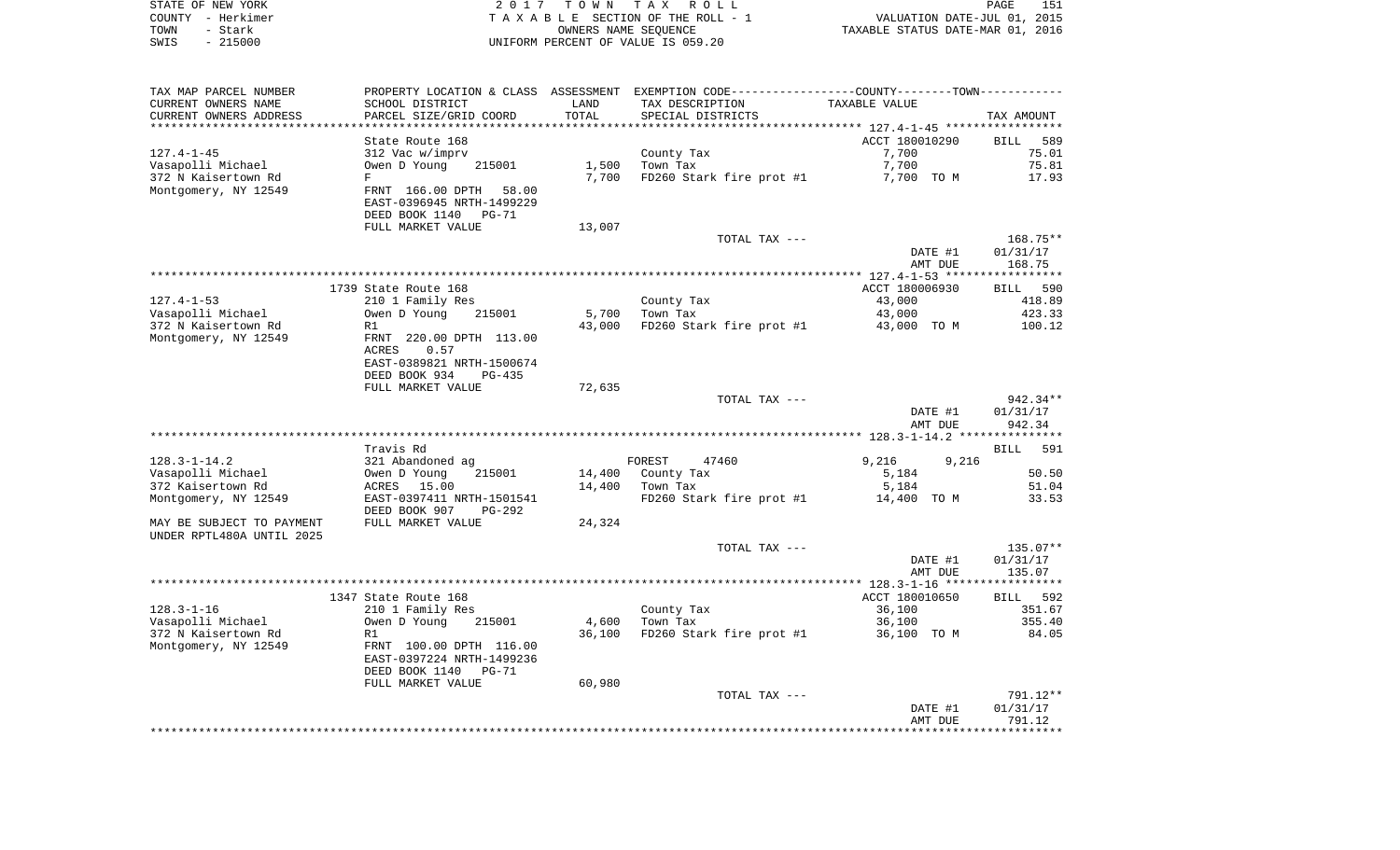STATE OF NEW YORK
COUNTY - Herkimer
TOWN - Stark
SWIS - 215000

2017 TOWN TAX ROLL
TAXABLE SECTION OF THE ROLL - 1
OWNERS NAME SEQUENCE
UNIFORM PERCENT OF VALUE IS 059.20

VALUATION DATE-JUL 01, 2015
TAXABLE STATUS DATE-MAR 01, 2016

| TAX MAP PARCEL NUMBER / CURRENT OWNERS NAME / CURRENT OWNERS ADDRESS | PROPERTY LOCATION & CLASS / SCHOOL DISTRICT / PARCEL SIZE/GRID COORD | ASSESSMENT LAND / TOTAL | EXEMPTION CODE / TAX DESCRIPTION / SPECIAL DISTRICTS | COUNTY-TOWN TAXABLE VALUE | TAX AMOUNT |
|---|---|---|---|---|---|
| **127.4-1-45** | State Route 168 | | | ACCT 180010290 | BILL 589 |
| 127.4-1-45 | 312 Vac w/imprv | | County Tax | 7,700 | 75.01 |
| Vasapolli Michael | Owen D Young 215001 | 1,500 | Town Tax | 7,700 | 75.81 |
| 372 N Kaisertown Rd | F | 7,700 | FD260 Stark fire prot #1 | 7,700 TO M | 17.93 |
| Montgomery, NY 12549 | FRNT 166.00 DPTH 58.00 | | | | |
| | EAST-0396945 NRTH-1499229 | | | | |
| | DEED BOOK 1140 PG-71 | | | | |
| | FULL MARKET VALUE | 13,007 | | | |
| | | | TOTAL TAX --- | | 168.75** |
| | | | | DATE #1 | 01/31/17 |
| | | | | AMT DUE | 168.75 |
| **127.4-1-53** | 1739 State Route 168 | | | ACCT 180006930 | BILL 590 |
| 127.4-1-53 | 210 1 Family Res | | County Tax | 43,000 | 418.89 |
| Vasapolli Michael | Owen D Young 215001 | 5,700 | Town Tax | 43,000 | 423.33 |
| 372 N Kaisertown Rd | R1 | 43,000 | FD260 Stark fire prot #1 | 43,000 TO M | 100.12 |
| Montgomery, NY 12549 | FRNT 220.00 DPTH 113.00 | | | | |
| | ACRES 0.57 | | | | |
| | EAST-0389821 NRTH-1500674 | | | | |
| | DEED BOOK 934 PG-435 | | | | |
| | FULL MARKET VALUE | 72,635 | | | |
| | | | TOTAL TAX --- | | 942.34** |
| | | | | DATE #1 | 01/31/17 |
| | | | | AMT DUE | 942.34 |
| **128.3-1-14.2** | Travis Rd | | | | BILL 591 |
| 128.3-1-14.2 | 321 Abandoned ag | | FOREST 47460 | 9,216 9,216 | |
| Vasapolli Michael | Owen D Young 215001 | 14,400 | County Tax | 5,184 | 50.50 |
| 372 Kaisertown Rd | ACRES 15.00 | 14,400 | Town Tax | 5,184 | 51.04 |
| Montgomery, NY 12549 | EAST-0397411 NRTH-1501541 | | FD260 Stark fire prot #1 | 14,400 TO M | 33.53 |
| | DEED BOOK 907 PG-292 | | | | |
| MAY BE SUBJECT TO PAYMENT | FULL MARKET VALUE | 24,324 | | | |
| UNDER RPTL480A UNTIL 2025 | | | | | |
| | | | TOTAL TAX --- | | 135.07** |
| | | | | DATE #1 | 01/31/17 |
| | | | | AMT DUE | 135.07 |
| **128.3-1-16** | 1347 State Route 168 | | | ACCT 180010650 | BILL 592 |
| 128.3-1-16 | 210 1 Family Res | | County Tax | 36,100 | 351.67 |
| Vasapolli Michael | Owen D Young 215001 | 4,600 | Town Tax | 36,100 | 355.40 |
| 372 N Kaisertown Rd | R1 | 36,100 | FD260 Stark fire prot #1 | 36,100 TO M | 84.05 |
| Montgomery, NY 12549 | FRNT 100.00 DPTH 116.00 | | | | |
| | EAST-0397224 NRTH-1499236 | | | | |
| | DEED BOOK 1140 PG-71 | | | | |
| | FULL MARKET VALUE | 60,980 | | | |
| | | | TOTAL TAX --- | | 791.12** |
| | | | | DATE #1 | 01/31/17 |
| | | | | AMT DUE | 791.12 |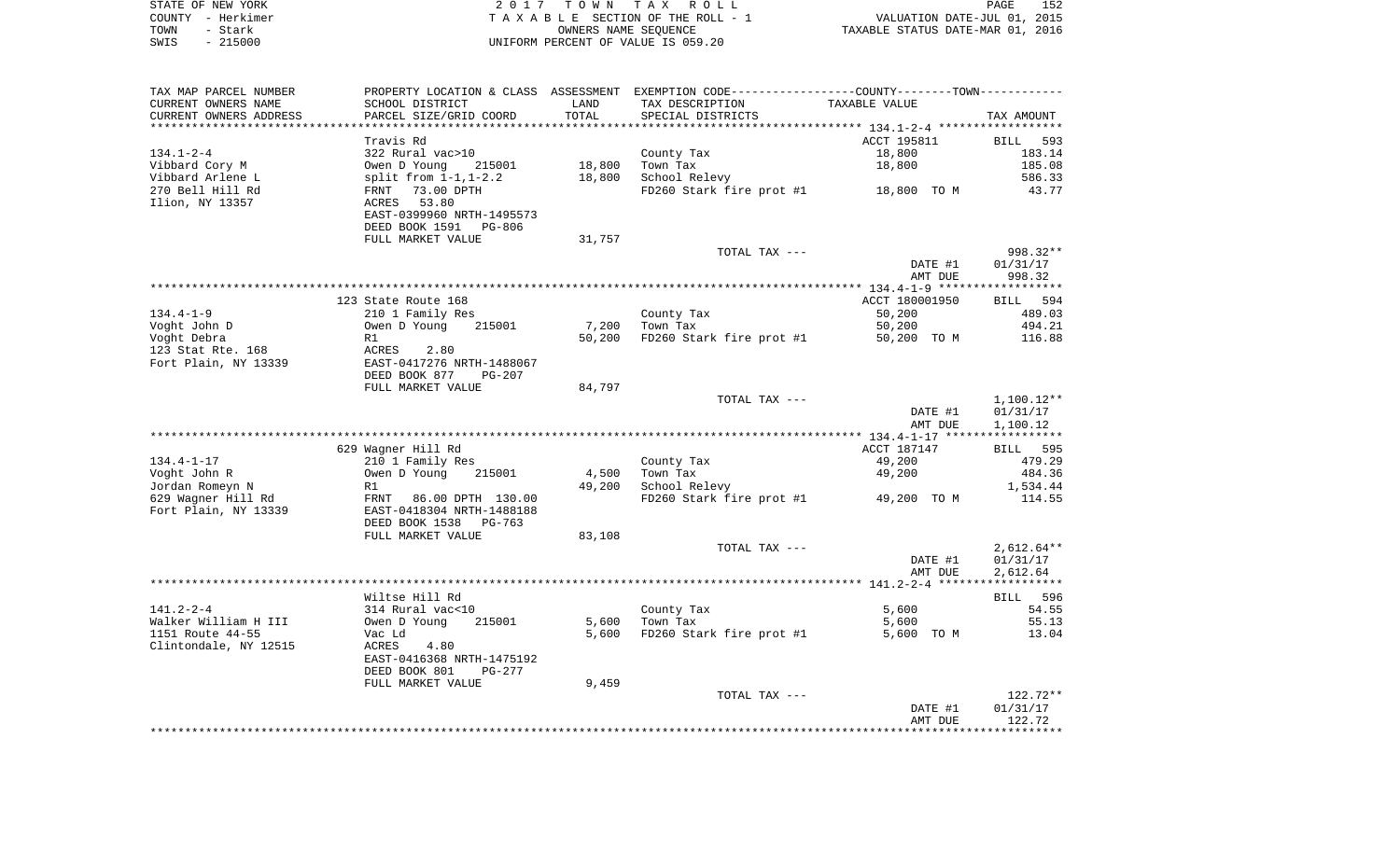STATE OF NEW YORK | COUNTY - Herkimer | TOWN - Stark | SWIS - 215000

**2017 TOWN TAX ROLL**
TAXABLE SECTION OF THE ROLL - 1
OWNERS NAME SEQUENCE
UNIFORM PERCENT OF VALUE IS 059.20

VALUATION DATE-JUL 01, 2015
TAXABLE STATUS DATE-MAR 01, 2016

| TAX MAP PARCEL NUMBER / CURRENT OWNERS NAME / CURRENT OWNERS ADDRESS | PROPERTY LOCATION & CLASS / SCHOOL DISTRICT / PARCEL SIZE/GRID COORD | ASSESSMENT LAND | TOTAL | TAX DESCRIPTION / SPECIAL DISTRICTS | TAXABLE VALUE | TAX AMOUNT |
|---|---|---|---|---|---|---|
| 134.1-2-4 | Travis Rd | | | | ACCT 195811 | BILL 593 |
| Vibbard Cory M | 322 Rural vac>10 | | | County Tax | 18,800 | 183.14 |
| Vibbard Arlene L | Owen D Young 215001 | 18,800 | | Town Tax | 18,800 | 185.08 |
| 270 Bell Hill Rd | split from 1-1,1-2.2 | | 18,800 | School Relevy | | 586.33 |
| Ilion, NY 13357 | FRNT 73.00 DPTH | | | FD260 Stark fire prot #1 | 18,800 TO M | 43.77 |
| | ACRES 53.80 | | | | | |
| | EAST-0399960 NRTH-1495573 | | | | | |
| | DEED BOOK 1591 PG-806 | | | | | |
| | FULL MARKET VALUE | | 31,757 | | | |
| | | | | TOTAL TAX --- | | 998.32** |
| | | | | | DATE #1 | 01/31/17 |
| | | | | | AMT DUE | 998.32 |
| 134.4-1-9 | 123 State Route 168 | | | | ACCT 180001950 | BILL 594 |
| Voght John D | 210 1 Family Res | | | County Tax | 50,200 | 489.03 |
| Voght Debra | Owen D Young 215001 | 7,200 | | Town Tax | 50,200 | 494.21 |
| 123 Stat Rte. 168 | R1 | | 50,200 | FD260 Stark fire prot #1 | 50,200 TO M | 116.88 |
| Fort Plain, NY 13339 | ACRES 2.80 | | | | | |
| | EAST-0417276 NRTH-1488067 | | | | | |
| | DEED BOOK 877 PG-207 | | | | | |
| | FULL MARKET VALUE | | 84,797 | | | |
| | | | | TOTAL TAX --- | | 1,100.12** |
| | | | | | DATE #1 | 01/31/17 |
| | | | | | AMT DUE | 1,100.12 |
| 134.4-1-17 | 629 Wagner Hill Rd | | | | ACCT 187147 | BILL 595 |
| Voght John R | 210 1 Family Res | | | County Tax | 49,200 | 479.29 |
| Jordan Romeyn N | Owen D Young 215001 | 4,500 | | Town Tax | 49,200 | 484.36 |
| 629 Wagner Hill Rd | R1 | | 49,200 | School Relevy | | 1,534.44 |
| Fort Plain, NY 13339 | FRNT 86.00 DPTH 130.00 | | | FD260 Stark fire prot #1 | 49,200 TO M | 114.55 |
| | EAST-0418304 NRTH-1488188 | | | | | |
| | DEED BOOK 1538 PG-763 | | | | | |
| | FULL MARKET VALUE | | 83,108 | | | |
| | | | | TOTAL TAX --- | | 2,612.64** |
| | | | | | DATE #1 | 01/31/17 |
| | | | | | AMT DUE | 2,612.64 |
| 141.2-2-4 | Wiltse Hill Rd | | | | | BILL 596 |
| Walker William H III | 314 Rural vac<10 | | | County Tax | 5,600 | 54.55 |
| 1151 Route 44-55 | Owen D Young 215001 | 5,600 | | Town Tax | 5,600 | 55.13 |
| Clintondale, NY 12515 | Vac Ld | | 5,600 | FD260 Stark fire prot #1 | 5,600 TO M | 13.04 |
| | ACRES 4.80 | | | | | |
| | EAST-0416368 NRTH-1475192 | | | | | |
| | DEED BOOK 801 PG-277 | | | | | |
| | FULL MARKET VALUE | | 9,459 | | | |
| | | | | TOTAL TAX --- | | 122.72** |
| | | | | | DATE #1 | 01/31/17 |
| | | | | | AMT DUE | 122.72 |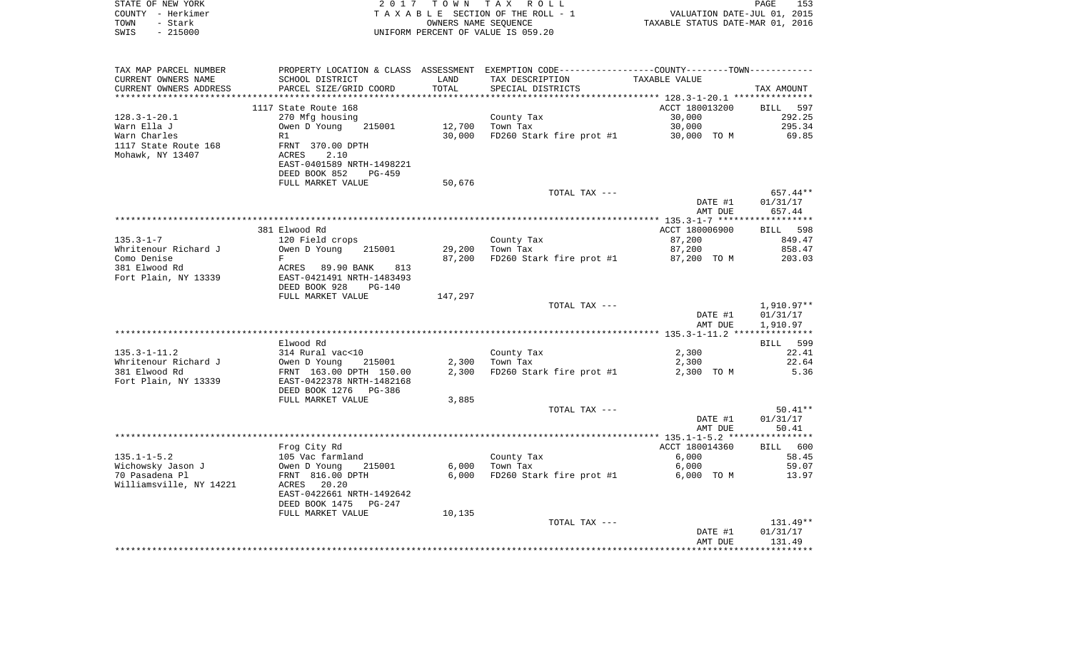STATE OF NEW YORK — 2017 TOWN TAX ROLL
COUNTY - Herkimer — TAXABLE SECTION OF THE ROLL - 1 — VALUATION DATE-JUL 01, 2015
TOWN - Stark — OWNERS NAME SEQUENCE — TAXABLE STATUS DATE-MAR 01, 2016
SWIS - 215000 — UNIFORM PERCENT OF VALUE IS 059.20

| TAX MAP PARCEL NUMBER / CURRENT OWNERS NAME / CURRENT OWNERS ADDRESS | PROPERTY LOCATION & CLASS / SCHOOL DISTRICT / PARCEL SIZE/GRID COORD | ASSESSMENT LAND / TOTAL | EXEMPTION CODE / TAX DESCRIPTION / SPECIAL DISTRICTS | COUNTY--------TOWN / TAXABLE VALUE | TAX AMOUNT |
|---|---|---|---|---|---|
| 128.3-1-20.1 | 1117 State Route 168 | | | ACCT 180013200 | BILL 597 |
| | 270 Mfg housing | | County Tax | 30,000 | 292.25 |
| Warn Ella J | Owen D Young 215001 | 12,700 | Town Tax | 30,000 | 295.34 |
| Warn Charles | R1 | 30,000 | FD260 Stark fire prot #1 | 30,000 TO M | 69.85 |
| 1117 State Route 168 | FRNT 370.00 DPTH | | | | |
| Mohawk, NY 13407 | ACRES 2.10 | | | | |
| | EAST-0401589 NRTH-1498221 | | | | |
| | DEED BOOK 852 PG-459 | | | | |
| | FULL MARKET VALUE | 50,676 | | | |
| | | | TOTAL TAX --- | | 657.44** |
| | | | | DATE #1 | 01/31/17 |
| | | | | AMT DUE | 657.44 |
| 135.3-1-7 | 381 Elwood Rd | | | ACCT 180006900 | BILL 598 |
| | 120 Field crops | | County Tax | 87,200 | 849.47 |
| Whritenour Richard J | Owen D Young 215001 | 29,200 | Town Tax | 87,200 | 858.47 |
| Como Denise | F | 87,200 | FD260 Stark fire prot #1 | 87,200 TO M | 203.03 |
| 381 Elwood Rd | ACRES 89.90 BANK 813 | | | | |
| Fort Plain, NY 13339 | EAST-0421491 NRTH-1483493 | | | | |
| | DEED BOOK 928 PG-140 | | | | |
| | FULL MARKET VALUE | 147,297 | | | |
| | | | TOTAL TAX --- | | 1,910.97** |
| | | | | DATE #1 | 01/31/17 |
| | | | | AMT DUE | 1,910.97 |
| 135.3-1-11.2 | Elwood Rd | | | | BILL 599 |
| | 314 Rural vac<10 | | County Tax | 2,300 | 22.41 |
| Whritenour Richard J | Owen D Young 215001 | 2,300 | Town Tax | 2,300 | 22.64 |
| 381 Elwood Rd | FRNT 163.00 DPTH 150.00 | 2,300 | FD260 Stark fire prot #1 | 2,300 TO M | 5.36 |
| Fort Plain, NY 13339 | EAST-0422378 NRTH-1482168 | | | | |
| | DEED BOOK 1276 PG-386 | | | | |
| | FULL MARKET VALUE | 3,885 | | | |
| | | | TOTAL TAX --- | | 50.41** |
| | | | | DATE #1 | 01/31/17 |
| | | | | AMT DUE | 50.41 |
| 135.1-1-5.2 | Frog City Rd | | | ACCT 180014360 | BILL 600 |
| | 105 Vac farmland | | County Tax | 6,000 | 58.45 |
| Wichowsky Jason J | Owen D Young 215001 | 6,000 | Town Tax | 6,000 | 59.07 |
| 70 Pasadena Pl | FRNT 816.00 DPTH | 6,000 | FD260 Stark fire prot #1 | 6,000 TO M | 13.97 |
| Williamsville, NY 14221 | ACRES 20.20 | | | | |
| | EAST-0422661 NRTH-1492642 | | | | |
| | DEED BOOK 1475 PG-247 | | | | |
| | FULL MARKET VALUE | 10,135 | | | |
| | | | TOTAL TAX --- | | 131.49** |
| | | | | DATE #1 | 01/31/17 |
| | | | | AMT DUE | 131.49 |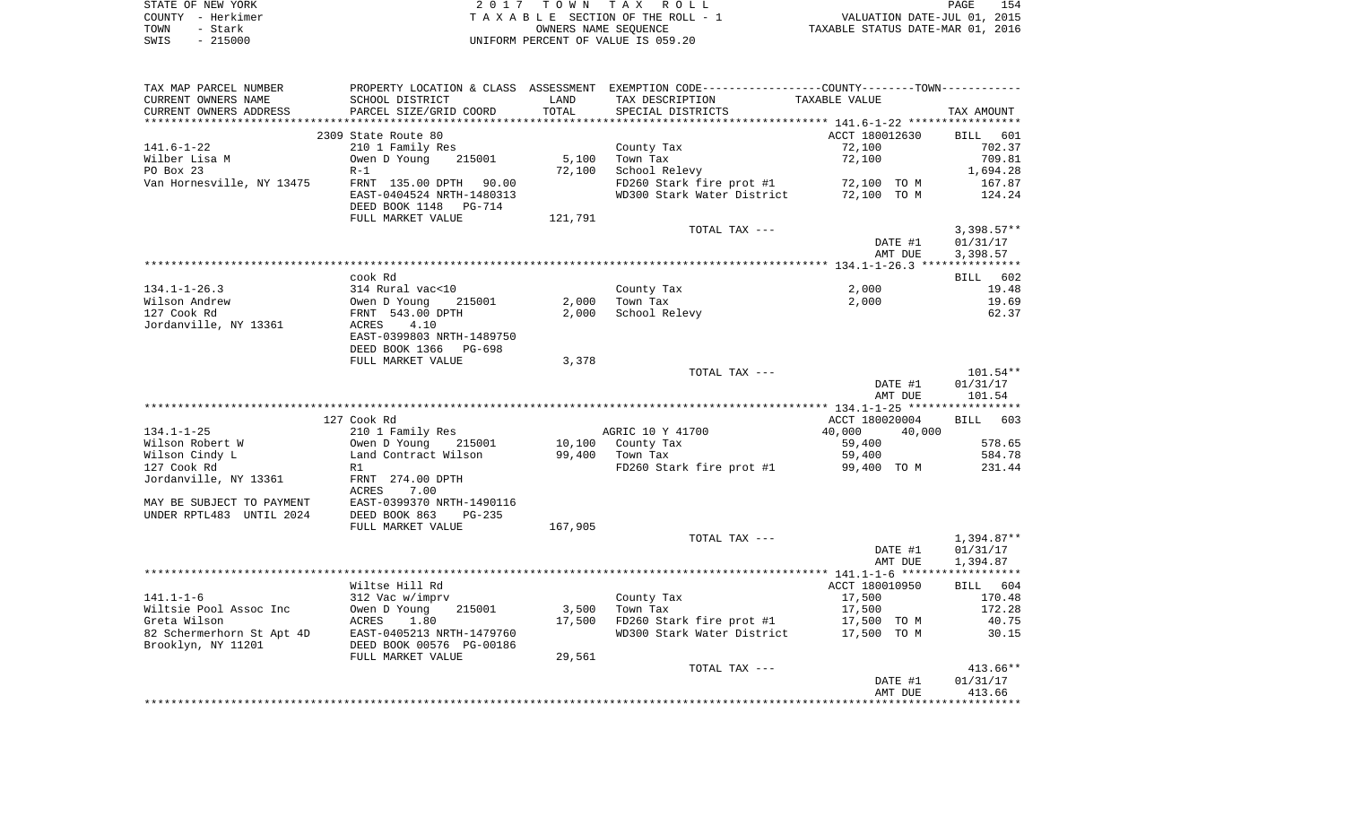STATE OF NEW YORK — COUNTY - Herkimer — TOWN - Stark — SWIS - 215000

2 0 1 7 T O W N T A X R O L L
T A X A B L E SECTION OF THE ROLL - 1
OWNERS NAME SEQUENCE
UNIFORM PERCENT OF VALUE IS 059.20

VALUATION DATE-JUL 01, 2015
TAXABLE STATUS DATE-MAR 01, 2016

| TAX MAP PARCEL NUMBER / CURRENT OWNERS NAME / CURRENT OWNERS ADDRESS | PROPERTY LOCATION & CLASS / SCHOOL DISTRICT / PARCEL SIZE/GRID COORD | ASSESSMENT LAND / TOTAL | EXEMPTION CODE / TAX DESCRIPTION / SPECIAL DISTRICTS | COUNTY / TOWN TAXABLE VALUE | TAX AMOUNT |
|---|---|---|---|---|---|
| **141.6-1-22** | 2309 State Route 80 | | | ACCT 180012630 | BILL 601 |
| Wilber Lisa M | 210 1 Family Res | | County Tax | 72,100 | 702.37 |
| PO Box 23 | Owen D Young 215001 | 5,100 | Town Tax | 72,100 | 709.81 |
| Van Hornesville, NY 13475 | R-1 | 72,100 | School Relevy | | 1,694.28 |
| | FRNT 135.00 DPTH 90.00 | | FD260 Stark fire prot #1 | 72,100 TO M | 167.87 |
| | EAST-0404524 NRTH-1480313 | | WD300 Stark Water District | 72,100 TO M | 124.24 |
| | DEED BOOK 1148 PG-714 | | | | |
| | FULL MARKET VALUE | 121,791 | | | |
| | | | TOTAL TAX --- | | 3,398.57** |
| | | | | DATE #1 | 01/31/17 |
| | | | | AMT DUE | 3,398.57 |
| **134.1-1-26.3** | cook Rd | | | | BILL 602 |
| Wilson Andrew | 314 Rural vac<10 | | County Tax | 2,000 | 19.48 |
| 127 Cook Rd | Owen D Young 215001 | 2,000 | Town Tax | 2,000 | 19.69 |
| Jordanville, NY 13361 | FRNT 543.00 DPTH | 2,000 | School Relevy | | 62.37 |
| | ACRES 4.10 | | | | |
| | EAST-0399803 NRTH-1489750 | | | | |
| | DEED BOOK 1366 PG-698 | | | | |
| | FULL MARKET VALUE | 3,378 | | | |
| | | | TOTAL TAX --- | | 101.54** |
| | | | | DATE #1 | 01/31/17 |
| | | | | AMT DUE | 101.54 |
| **134.1-1-25** | 127 Cook Rd | | | ACCT 180020004 | BILL 603 |
| Wilson Robert W | 210 1 Family Res | | AGRIC 10 Y 41700 | 40,000 40,000 | |
| Wilson Cindy L | Owen D Young 215001 | 10,100 | County Tax | 59,400 | 578.65 |
| 127 Cook Rd | Land Contract Wilson | 99,400 | Town Tax | 59,400 | 584.78 |
| Jordanville, NY 13361 | R1 | | FD260 Stark fire prot #1 | 99,400 TO M | 231.44 |
| | FRNT 274.00 DPTH | | | | |
| | ACRES 7.00 | | | | |
| MAY BE SUBJECT TO PAYMENT | EAST-0399370 NRTH-1490116 | | | | |
| UNDER RPTL483 UNTIL 2024 | DEED BOOK 863 PG-235 | | | | |
| | FULL MARKET VALUE | 167,905 | | | |
| | | | TOTAL TAX --- | | 1,394.87** |
| | | | | DATE #1 | 01/31/17 |
| | | | | AMT DUE | 1,394.87 |
| **141.1-1-6** | Wiltse Hill Rd | | | ACCT 180010950 | BILL 604 |
| Wiltsie Pool Assoc Inc | 312 Vac w/imprv | | County Tax | 17,500 | 170.48 |
| Greta Wilson | Owen D Young 215001 | 3,500 | Town Tax | 17,500 | 172.28 |
| 82 Schermerhorn St Apt 4D | ACRES 1.80 | 17,500 | FD260 Stark fire prot #1 | 17,500 TO M | 40.75 |
| Brooklyn, NY 11201 | EAST-0405213 NRTH-1479760 | | WD300 Stark Water District | 17,500 TO M | 30.15 |
| | DEED BOOK 00576 PG-00186 | | | | |
| | FULL MARKET VALUE | 29,561 | | | |
| | | | TOTAL TAX --- | | 413.66** |
| | | | | DATE #1 | 01/31/17 |
| | | | | AMT DUE | 413.66 |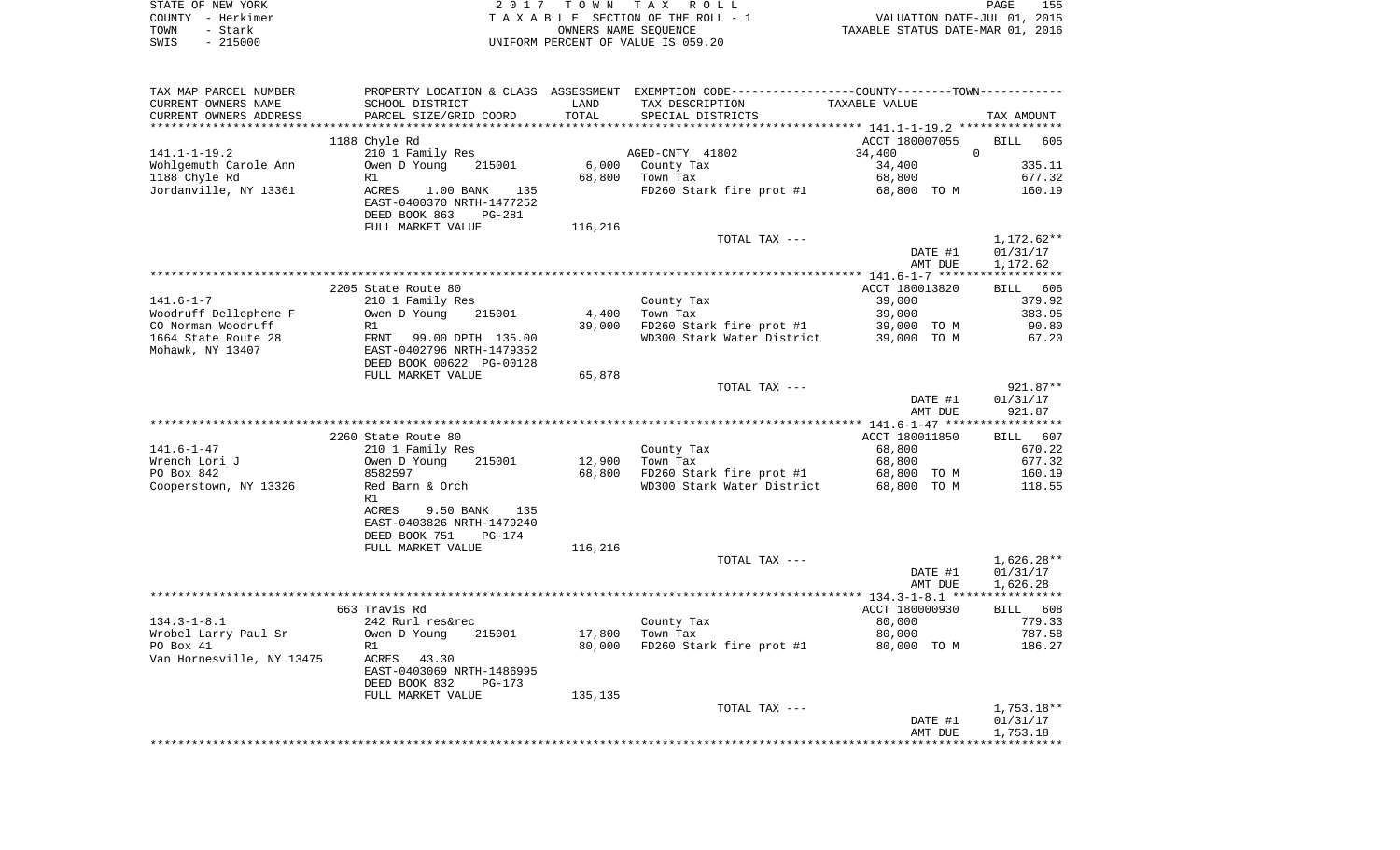STATE OF NEW YORK
COUNTY - Herkimer
TOWN - Stark
SWIS - 215000

2 0 1 7 T O W N T A X R O L L
T A X A B L E SECTION OF THE ROLL - 1
OWNERS NAME SEQUENCE
UNIFORM PERCENT OF VALUE IS 059.20

VALUATION DATE-JUL 01, 2015
TAXABLE STATUS DATE-MAR 01, 2016

| TAX MAP PARCEL NUMBER / CURRENT OWNERS NAME / CURRENT OWNERS ADDRESS | PROPERTY LOCATION & CLASS / SCHOOL DISTRICT / PARCEL SIZE/GRID COORD | ASSESSMENT LAND | TOTAL | EXEMPTION CODE / TAX DESCRIPTION / SPECIAL DISTRICTS | TAXABLE VALUE (COUNTY--TOWN) | TAX AMOUNT |
|---|---|---|---|---|---|---|
| **141.1-1-19.2** | 1188 Chyle Rd | | | | ACCT 180007055 | BILL 605 |
| 141.1-1-19.2 | 210 1 Family Res | | | AGED-CNTY 41802 | 34,400 0 | |
| Wohlgemuth Carole Ann | Owen D Young 215001 | 6,000 | | County Tax | 34,400 | 335.11 |
| 1188 Chyle Rd | R1 | | 68,800 | Town Tax | 68,800 | 677.32 |
| Jordanville, NY 13361 | ACRES 1.00 BANK 135 | | | FD260 Stark fire prot #1 | 68,800 TO M | 160.19 |
| | EAST-0400370 NRTH-1477252 | | | | | |
| | DEED BOOK 863 PG-281 | | | | | |
| | FULL MARKET VALUE | 116,216 | | | | |
| | | | | TOTAL TAX --- | | 1,172.62** |
| | | | | | DATE #1 | 01/31/17 |
| | | | | | AMT DUE | 1,172.62 |
| **141.6-1-7** | 2205 State Route 80 | | | | ACCT 180013820 | BILL 606 |
| 141.6-1-7 | 210 1 Family Res | | | County Tax | 39,000 | 379.92 |
| Woodruff Dellephene F | Owen D Young 215001 | 4,400 | | Town Tax | 39,000 | 383.95 |
| CO Norman Woodruff | R1 | | 39,000 | FD260 Stark fire prot #1 | 39,000 TO M | 90.80 |
| 1664 State Route 28 | FRNT 99.00 DPTH 135.00 | | | WD300 Stark Water District | 39,000 TO M | 67.20 |
| Mohawk, NY 13407 | EAST-0402796 NRTH-1479352 | | | | | |
| | DEED BOOK 00622 PG-00128 | | | | | |
| | FULL MARKET VALUE | 65,878 | | | | |
| | | | | TOTAL TAX --- | | 921.87** |
| | | | | | DATE #1 | 01/31/17 |
| | | | | | AMT DUE | 921.87 |
| **141.6-1-47** | 2260 State Route 80 | | | | ACCT 180011850 | BILL 607 |
| 141.6-1-47 | 210 1 Family Res | | | County Tax | 68,800 | 670.22 |
| Wrench Lori J | Owen D Young 215001 | 12,900 | | Town Tax | 68,800 | 677.32 |
| PO Box 842 | 8582597 | | 68,800 | FD260 Stark fire prot #1 | 68,800 TO M | 160.19 |
| Cooperstown, NY 13326 | Red Barn & Orch | | | WD300 Stark Water District | 68,800 TO M | 118.55 |
| | R1 | | | | | |
| | ACRES 9.50 BANK 135 | | | | | |
| | EAST-0403826 NRTH-1479240 | | | | | |
| | DEED BOOK 751 PG-174 | | | | | |
| | FULL MARKET VALUE | 116,216 | | | | |
| | | | | TOTAL TAX --- | | 1,626.28** |
| | | | | | DATE #1 | 01/31/17 |
| | | | | | AMT DUE | 1,626.28 |
| **134.3-1-8.1** | 663 Travis Rd | | | | ACCT 180000930 | BILL 608 |
| 134.3-1-8.1 | 242 Rurl res&rec | | | County Tax | 80,000 | 779.33 |
| Wrobel Larry Paul Sr | Owen D Young 215001 | 17,800 | | Town Tax | 80,000 | 787.58 |
| PO Box 41 | R1 | | 80,000 | FD260 Stark fire prot #1 | 80,000 TO M | 186.27 |
| Van Hornesville, NY 13475 | ACRES 43.30 | | | | | |
| | EAST-0403069 NRTH-1486995 | | | | | |
| | DEED BOOK 832 PG-173 | | | | | |
| | FULL MARKET VALUE | 135,135 | | | | |
| | | | | TOTAL TAX --- | | 1,753.18** |
| | | | | | DATE #1 | 01/31/17 |
| | | | | | AMT DUE | 1,753.18 |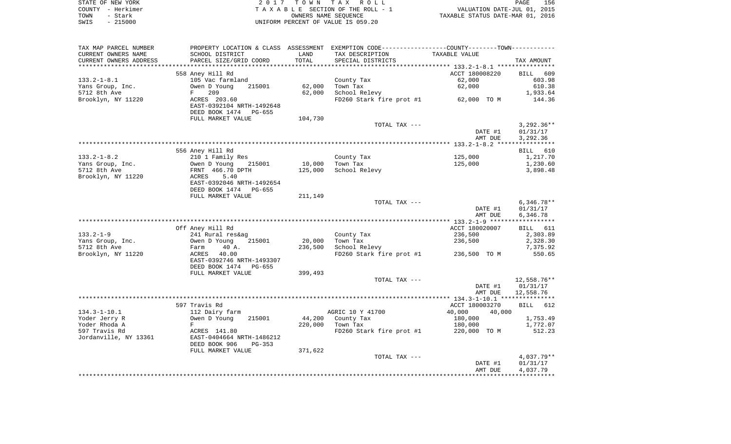STATE OF NEW YORK | COUNTY - Herkimer | TOWN - Stark | SWIS - 215000

2017 TOWN TAX ROLL
TAXABLE SECTION OF THE ROLL - 1
OWNERS NAME SEQUENCE
UNIFORM PERCENT OF VALUE IS 059.20

VALUATION DATE-JUL 01, 2015
TAXABLE STATUS DATE-MAR 01, 2016

| TAX MAP PARCEL NUMBER / CURRENT OWNERS NAME / CURRENT OWNERS ADDRESS | PROPERTY LOCATION & CLASS / SCHOOL DISTRICT / PARCEL SIZE/GRID COORD | ASSESSMENT LAND / TOTAL | EXEMPTION CODE / TAX DESCRIPTION / SPECIAL DISTRICTS | COUNTY--------TOWN / TAXABLE VALUE | TAX AMOUNT |
|---|---|---|---|---|---|
| **133.2-1-8.1** | 558 Aney Hill Rd | | | ACCT 180008220 | BILL 609 |
| | 105 Vac farmland | | County Tax | 62,000 | 603.98 |
| Yans Group, Inc. | Owen D Young 215001 | 62,000 | Town Tax | 62,000 | 610.38 |
| 5712 8th Ave | F 209 | 62,000 | School Relevy | | 1,933.64 |
| Brooklyn, NY 11220 | ACRES 203.60 | | FD260 Stark fire prot #1 | 62,000 TO M | 144.36 |
| | EAST-0392104 NRTH-1492648 | | | | |
| | DEED BOOK 1474 PG-655 | | | | |
| | FULL MARKET VALUE | 104,730 | | | |
| | | | TOTAL TAX --- | | 3,292.36** |
| | | | | DATE #1 | 01/31/17 |
| | | | | AMT DUE | 3,292.36 |
| **133.2-1-8.2** | 556 Aney Hill Rd | | | | BILL 610 |
| | 210 1 Family Res | | County Tax | 125,000 | 1,217.70 |
| Yans Group, Inc. | Owen D Young 215001 | 10,000 | Town Tax | 125,000 | 1,230.60 |
| 5712 8th Ave | FRNT 466.70 DPTH | 125,000 | School Relevy | | 3,898.48 |
| Brooklyn, NY 11220 | ACRES 5.40 | | | | |
| | EAST-0392046 NRTH-1492654 | | | | |
| | DEED BOOK 1474 PG-655 | | | | |
| | FULL MARKET VALUE | 211,149 | | | |
| | | | TOTAL TAX --- | | 6,346.78** |
| | | | | DATE #1 | 01/31/17 |
| | | | | AMT DUE | 6,346.78 |
| **133.2-1-9** | Off Aney Hill Rd | | | ACCT 180020007 | BILL 611 |
| | 241 Rural res&ag | | County Tax | 236,500 | 2,303.89 |
| Yans Group, Inc. | Owen D Young 215001 | 20,000 | Town Tax | 236,500 | 2,328.30 |
| 5712 8th Ave | Farm 40 A. | 236,500 | School Relevy | | 7,375.92 |
| Brooklyn, NY 11220 | ACRES 40.00 | | FD260 Stark fire prot #1 | 236,500 TO M | 550.65 |
| | EAST-0392746 NRTH-1493307 | | | | |
| | DEED BOOK 1474 PG-655 | | | | |
| | FULL MARKET VALUE | 399,493 | | | |
| | | | TOTAL TAX --- | | 12,558.76** |
| | | | | DATE #1 | 01/31/17 |
| | | | | AMT DUE | 12,558.76 |
| **134.3-1-10.1** | 597 Travis Rd | | | ACCT 180003270 | BILL 612 |
| | 112 Dairy farm | | AGRIC 10 Y 41700 | 40,000 40,000 | |
| Yoder Jerry R | Owen D Young 215001 | 44,200 | County Tax | 180,000 | 1,753.49 |
| Yoder Rhoda A | F | 220,000 | Town Tax | 180,000 | 1,772.07 |
| 597 Travis Rd | ACRES 141.80 | | FD260 Stark fire prot #1 | 220,000 TO M | 512.23 |
| Jordanville, NY 13361 | EAST-0404664 NRTH-1486212 | | | | |
| | DEED BOOK 906 PG-353 | | | | |
| | FULL MARKET VALUE | 371,622 | | | |
| | | | TOTAL TAX --- | | 4,037.79** |
| | | | | DATE #1 | 01/31/17 |
| | | | | AMT DUE | 4,037.79 |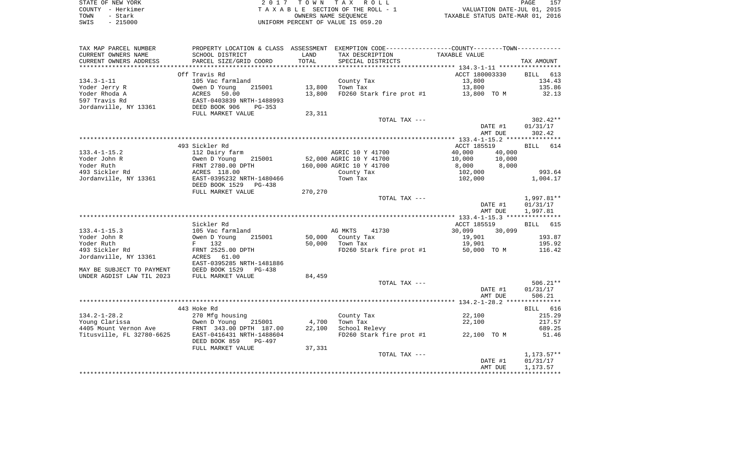STATE OF NEW YORK
COUNTY - Herkimer
TOWN - Stark
SWIS - 215000

2 0 1 7 T O W N T A X R O L L
T A X A B L E SECTION OF THE ROLL - 1
OWNERS NAME SEQUENCE
UNIFORM PERCENT OF VALUE IS 059.20

VALUATION DATE-JUL 01, 2015
TAXABLE STATUS DATE-MAR 01, 2016

| TAX MAP PARCEL NUMBER / CURRENT OWNERS NAME / CURRENT OWNERS ADDRESS | PROPERTY LOCATION & CLASS / SCHOOL DISTRICT / PARCEL SIZE/GRID COORD | ASSESSMENT LAND / TOTAL | EXEMPTION CODE / TAX DESCRIPTION / SPECIAL DISTRICTS | COUNTY / TOWN TAXABLE VALUE | TAX AMOUNT |
|---|---|---|---|---|---|
| **134.3-1-11** | Off Travis Rd | | | ACCT 180003330 | BILL 613 |
| 134.3-1-11 | 105 Vac farmland | | County Tax | 13,800 | 134.43 |
| Yoder Jerry R | Owen D Young 215001 | 13,800 | Town Tax | 13,800 | 135.86 |
| Yoder Rhoda A | ACRES 50.00 | 13,800 | FD260 Stark fire prot #1 | 13,800 TO M | 32.13 |
| 597 Travis Rd | EAST-0403839 NRTH-1488993 | | | | |
| Jordanville, NY 13361 | DEED BOOK 906 PG-353 | | | | |
| | FULL MARKET VALUE | 23,311 | | | |
| | | | TOTAL TAX --- | | 302.42** |
| | | | | DATE #1 | 01/31/17 |
| | | | | AMT DUE | 302.42 |
| **133.4-1-15.2** | 493 Sickler Rd | | | ACCT 185519 | BILL 614 |
| 133.4-1-15.2 | 112 Dairy farm | | AGRIC 10 Y 41700 | 40,000 40,000 | |
| Yoder John R | Owen D Young 215001 | 52,000 | AGRIC 10 Y 41700 | 10,000 10,000 | |
| Yoder Ruth | FRNT 2780.00 DPTH | 160,000 | AGRIC 10 Y 41700 | 8,000 8,000 | |
| 493 Sickler Rd | ACRES 118.00 | | County Tax | 102,000 | 993.64 |
| Jordanville, NY 13361 | EAST-0395232 NRTH-1480466 | | Town Tax | 102,000 | 1,004.17 |
| | DEED BOOK 1529 PG-438 | | | | |
| | FULL MARKET VALUE | 270,270 | | | |
| | | | TOTAL TAX --- | | 1,997.81** |
| | | | | DATE #1 | 01/31/17 |
| | | | | AMT DUE | 1,997.81 |
| **133.4-1-15.3** | Sickler Rd | | | ACCT 185519 | BILL 615 |
| 133.4-1-15.3 | 105 Vac farmland | | AG MKTS 41730 | 30,099 30,099 | |
| Yoder John R | Owen D Young 215001 | 50,000 | County Tax | 19,901 | 193.87 |
| Yoder Ruth | F 132 | 50,000 | Town Tax | 19,901 | 195.92 |
| 493 Sickler Rd | FRNT 2525.00 DPTH | | FD260 Stark fire prot #1 | 50,000 TO M | 116.42 |
| Jordanville, NY 13361 | ACRES 61.00 | | | | |
| | EAST-0395285 NRTH-1481886 | | | | |
| MAY BE SUBJECT TO PAYMENT | DEED BOOK 1529 PG-438 | | | | |
| UNDER AGDIST LAW TIL 2023 | FULL MARKET VALUE | 84,459 | | | |
| | | | TOTAL TAX --- | | 506.21** |
| | | | | DATE #1 | 01/31/17 |
| | | | | AMT DUE | 506.21 |
| **134.2-1-28.2** | 443 Hoke Rd | | | | BILL 616 |
| 134.2-1-28.2 | 270 Mfg housing | | County Tax | 22,100 | 215.29 |
| Young Clarissa | Owen D Young 215001 | 4,700 | Town Tax | 22,100 | 217.57 |
| 4405 Mount Vernon Ave | FRNT 343.00 DPTH 187.00 | 22,100 | School Relevy | | 689.25 |
| Titusville, FL 32780-6625 | EAST-0416431 NRTH-1488604 | | FD260 Stark fire prot #1 | 22,100 TO M | 51.46 |
| | DEED BOOK 859 PG-497 | | | | |
| | FULL MARKET VALUE | 37,331 | | | |
| | | | TOTAL TAX --- | | 1,173.57** |
| | | | | DATE #1 | 01/31/17 |
| | | | | AMT DUE | 1,173.57 |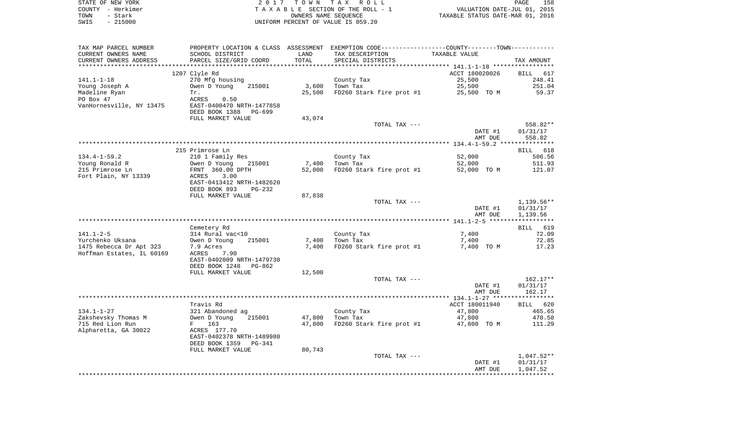STATE OF NEW YORK | COUNTY - Herkimer | TOWN - Stark | SWIS - 215000

2 0 1 7 T O W N T A X R O L L
T A X A B L E SECTION OF THE ROLL - 1
OWNERS NAME SEQUENCE
UNIFORM PERCENT OF VALUE IS 059.20

VALUATION DATE-JUL 01, 2015
TAXABLE STATUS DATE-MAR 01, 2016

| TAX MAP PARCEL NUMBER / CURRENT OWNERS NAME / CURRENT OWNERS ADDRESS | PROPERTY LOCATION & CLASS / SCHOOL DISTRICT / PARCEL SIZE/GRID COORD | ASSESSMENT LAND / TOTAL | EXEMPTION CODE / TAX DESCRIPTION / SPECIAL DISTRICTS | TAXABLE VALUE | TAX AMOUNT |
|---|---|---|---|---|---|
| | 1207 Clyle Rd | | | ACCT 180020026 | BILL 617 |
| 141.1-1-18 | 270 Mfg housing | | County Tax | 25,500 | 248.41 |
| Young Joseph A | Owen D Young 215001 | 3,600 | Town Tax | 25,500 | 251.04 |
| Madeline Ryan | Tr. | 25,500 | FD260 Stark fire prot #1 | 25,500 TO M | 59.37 |
| PO Box 47 | ACRES 0.50 | | | | |
| VanHornesville, NY 13475 | EAST-0400470 NRTH-1477858 | | | | |
| | DEED BOOK 1388 PG-699 | | | | |
| | FULL MARKET VALUE | 43,074 | | | |
| | | | TOTAL TAX --- | | 558.82** |
| | | | | DATE #1 | 01/31/17 |
| | | | | AMT DUE | 558.82 |
| | 215 Primrose Ln | | | | BILL 618 |
| 134.4-1-59.2 | 210 1 Family Res | | County Tax | 52,000 | 506.56 |
| Young Ronald R | Owen D Young 215001 | 7,400 | Town Tax | 52,000 | 511.93 |
| 215 Primrose Ln | FRNT 360.00 DPTH | 52,000 | FD260 Stark fire prot #1 | 52,000 TO M | 121.07 |
| Fort Plain, NY 13339 | ACRES 3.00 | | | | |
| | EAST-0413412 NRTH-1482620 | | | | |
| | DEED BOOK 893 PG-232 | | | | |
| | FULL MARKET VALUE | 87,838 | | | |
| | | | TOTAL TAX --- | | 1,139.56** |
| | | | | DATE #1 | 01/31/17 |
| | | | | AMT DUE | 1,139.56 |
| | Cemetery Rd | | | | BILL 619 |
| 141.1-2-5 | 314 Rural vac<10 | | County Tax | 7,400 | 72.09 |
| Yurchenko Uksana | Owen D Young 215001 | 7,400 | Town Tax | 7,400 | 72.85 |
| 1475 Rebecca Dr Apt 323 | 7.9 Acres | 7,400 | FD260 Stark fire prot #1 | 7,400 TO M | 17.23 |
| Hoffman Estates, IL 60169 | ACRES 7.90 | | | | |
| | EAST-0402009 NRTH-1479730 | | | | |
| | DEED BOOK 1248 PG-862 | | | | |
| | FULL MARKET VALUE | 12,500 | | | |
| | | | TOTAL TAX --- | | 162.17** |
| | | | | DATE #1 | 01/31/17 |
| | | | | AMT DUE | 162.17 |
| | Travis Rd | | | ACCT 180011940 | BILL 620 |
| 134.1-1-27 | 321 Abandoned ag | | County Tax | 47,800 | 465.65 |
| Zakshevsky Thomas M | Owen D Young 215001 | 47,800 | Town Tax | 47,800 | 470.58 |
| 715 Red Lion Run | F 163 | 47,800 | FD260 Stark fire prot #1 | 47,800 TO M | 111.29 |
| Alpharetta, GA 30022 | ACRES 177.70 | | | | |
| | EAST-0402378 NRTH-1489980 | | | | |
| | DEED BOOK 1359 PG-341 | | | | |
| | FULL MARKET VALUE | 80,743 | | | |
| | | | TOTAL TAX --- | | 1,047.52** |
| | | | | DATE #1 | 01/31/17 |
| | | | | AMT DUE | 1,047.52 |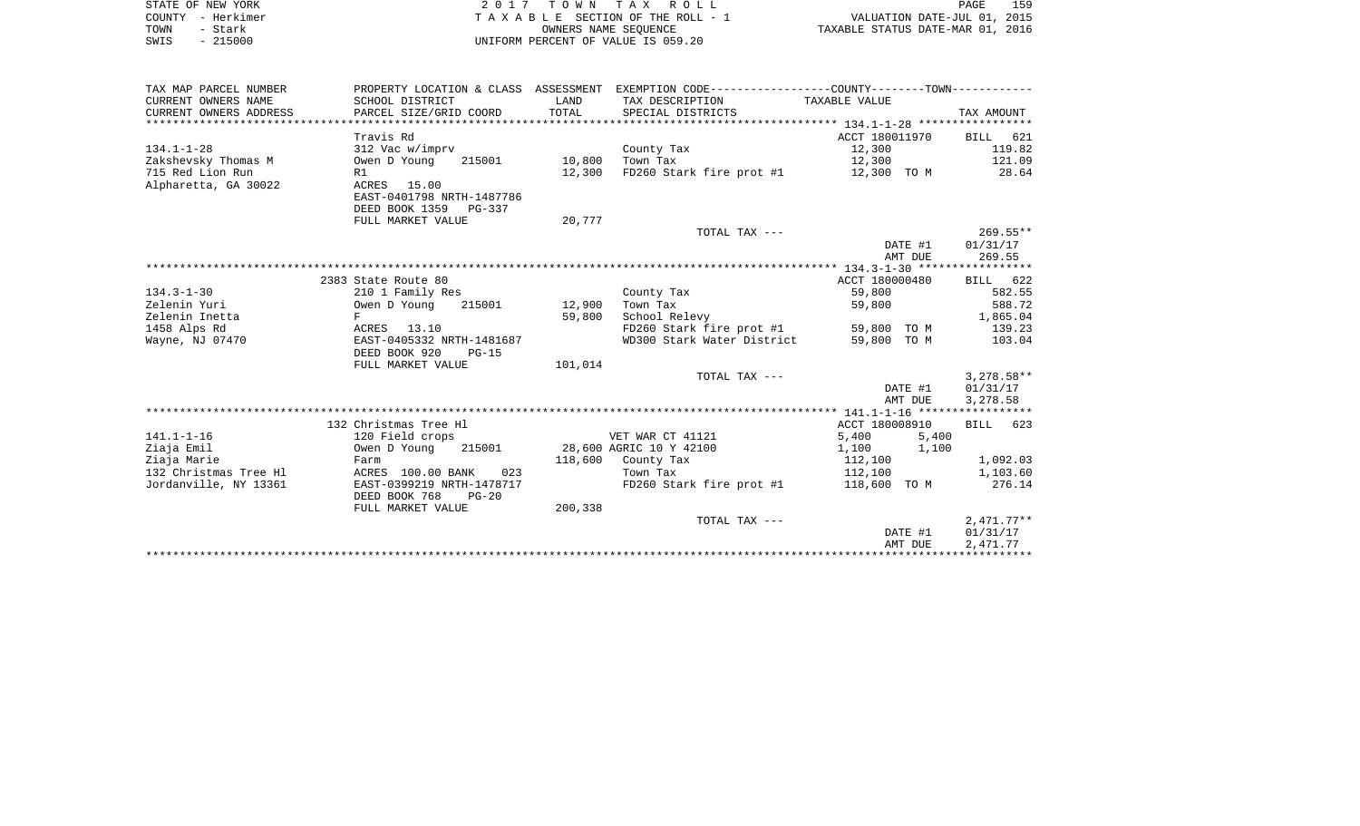STATE OF NEW YORK — 2017 TOWN TAX ROLL
COUNTY - Herkimer — TAXABLE SECTION OF THE ROLL - 1 — VALUATION DATE-JUL 01, 2015
TOWN - Stark — OWNERS NAME SEQUENCE — TAXABLE STATUS DATE-MAR 01, 2016
SWIS - 215000 — UNIFORM PERCENT OF VALUE IS 059.20

| TAX MAP PARCEL NUMBER / CURRENT OWNERS NAME / CURRENT OWNERS ADDRESS | PROPERTY LOCATION & CLASS / SCHOOL DISTRICT / PARCEL SIZE/GRID COORD | ASSESSMENT LAND / TOTAL | EXEMPTION CODE / TAX DESCRIPTION / SPECIAL DISTRICTS | COUNTY / TOWN TAXABLE VALUE | TAX AMOUNT |
|---|---|---|---|---|---|
| **134.1-1-28** | Travis Rd | | | ACCT 180011970 | BILL 621 |
| 134.1-1-28 | 312 Vac w/imprv | | County Tax | 12,300 | 119.82 |
| Zakshevsky Thomas M | Owen D Young 215001 | 10,800 | Town Tax | 12,300 | 121.09 |
| 715 Red Lion Run | R1 | 12,300 | FD260 Stark fire prot #1 | 12,300 TO M | 28.64 |
| Alpharetta, GA 30022 | ACRES 15.00 | | | | |
| | EAST-0401798 NRTH-1487786 | | | | |
| | DEED BOOK 1359 PG-337 | | | | |
| | FULL MARKET VALUE | 20,777 | | | |
| | | | TOTAL TAX --- | | 269.55** |
| | | | | DATE #1 | 01/31/17 |
| | | | | AMT DUE | 269.55 |
| **134.3-1-30** | 2383 State Route 80 | | | ACCT 180000480 | BILL 622 |
| 134.3-1-30 | 210 1 Family Res | | County Tax | 59,800 | 582.55 |
| Zelenin Yuri | Owen D Young 215001 | 12,900 | Town Tax | 59,800 | 588.72 |
| Zelenin Inetta | F | 59,800 | School Relevy | | 1,865.04 |
| 1458 Alps Rd | ACRES 13.10 | | FD260 Stark fire prot #1 | 59,800 TO M | 139.23 |
| Wayne, NJ 07470 | EAST-0405332 NRTH-1481687 | | WD300 Stark Water District | 59,800 TO M | 103.04 |
| | DEED BOOK 920 PG-15 | | | | |
| | FULL MARKET VALUE | 101,014 | | | |
| | | | TOTAL TAX --- | | 3,278.58** |
| | | | | DATE #1 | 01/31/17 |
| | | | | AMT DUE | 3,278.58 |
| **141.1-1-16** | 132 Christmas Tree Hl | | | ACCT 180008910 | BILL 623 |
| 141.1-1-16 | 120 Field crops | | VET WAR CT 41121 | 5,400 5,400 | |
| Ziaja Emil | Owen D Young 215001 | 28,600 | AGRIC 10 Y 42100 | 1,100 1,100 | |
| Ziaja Marie | Farm | 118,600 | County Tax | 112,100 | 1,092.03 |
| 132 Christmas Tree Hl | ACRES 100.00 BANK 023 | | Town Tax | 112,100 | 1,103.60 |
| Jordanville, NY 13361 | EAST-0399219 NRTH-1478717 | | FD260 Stark fire prot #1 | 118,600 TO M | 276.14 |
| | DEED BOOK 768 PG-20 | | | | |
| | FULL MARKET VALUE | 200,338 | | | |
| | | | TOTAL TAX --- | | 2,471.77** |
| | | | | DATE #1 | 01/31/17 |
| | | | | AMT DUE | 2,471.77 |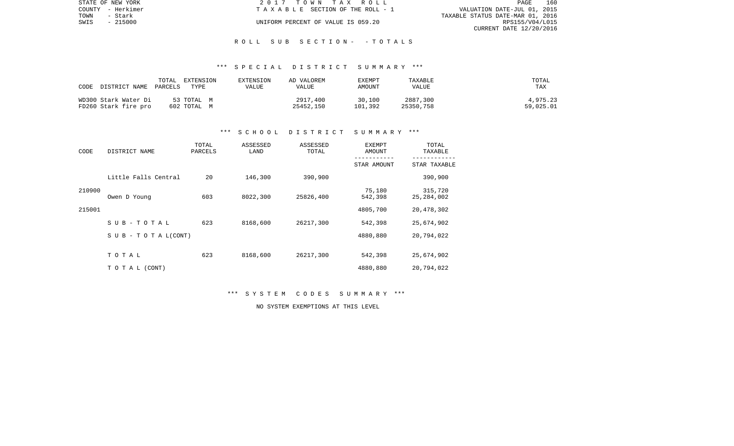STATE OF NEW YORK — 2017 TOWN TAX ROLL
COUNTY - Herkimer — TAXABLE SECTION OF THE ROLL - 1 — VALUATION DATE-JUL 01, 2015
TOWN - Stark — TAXABLE STATUS DATE-MAR 01, 2016
SWIS - 215000 — UNIFORM PERCENT OF VALUE IS 059.20 — RPS155/V04/L015
CURRENT DATE 12/20/2016

## ROLL SUB SECTION - - TOTALS

### *** SPECIAL DISTRICT SUMMARY ***

| CODE | DISTRICT NAME | TOTAL PARCELS | EXTENSION TYPE | EXTENSION VALUE | AD VALOREM VALUE | EXEMPT AMOUNT | TAXABLE VALUE | TOTAL TAX |
|---|---|---|---|---|---|---|---|---|
| WD300 | Stark Water Di | 53 | TOTAL M | | 2917,400 | 30,100 | 2887,300 | 4,975.23 |
| FD260 | Stark fire pro | 602 | TOTAL M | | 25452,150 | 101,392 | 25350,758 | 59,025.01 |

### *** SCHOOL DISTRICT SUMMARY ***

| CODE | DISTRICT NAME | TOTAL PARCELS | ASSESSED LAND | ASSESSED TOTAL | EXEMPT AMOUNT / STAR AMOUNT | TOTAL TAXABLE / STAR TAXABLE |
|---|---|---|---|---|---|---|
| 210900 | Little Falls Central | 20 | 146,300 | 390,900 | | 390,900 |
| | | | | | 75,180 | 315,720 |
| 215001 | Owen D Young | 603 | 8022,300 | 25826,400 | 542,398 | 25,284,002 |
| | | | | | 4805,700 | 20,478,302 |
| | SUB-TOTAL | 623 | 8168,600 | 26217,300 | 542,398 | 25,674,902 |
| | SUB-TOTAL(CONT) | | | | 4880,880 | 20,794,022 |
| | TOTAL | 623 | 8168,600 | 26217,300 | 542,398 | 25,674,902 |
| | TOTAL (CONT) | | | | 4880,880 | 20,794,022 |

### *** SYSTEM CODES SUMMARY ***

NO SYSTEM EXEMPTIONS AT THIS LEVEL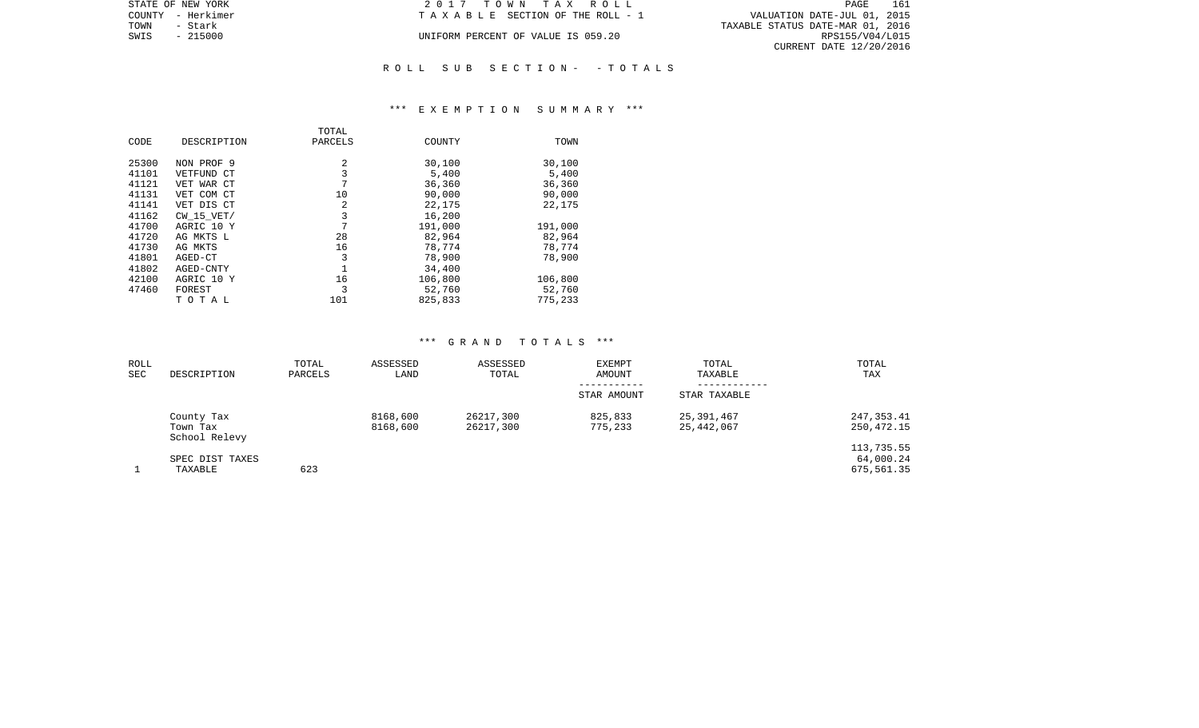STATE OF NEW YORK
COUNTY - Herkimer
TOWN - Stark
SWIS - 215000

2017 TOWN TAX ROLL
TAXABLE SECTION OF THE ROLL - 1
UNIFORM PERCENT OF VALUE IS 059.20

VALUATION DATE-JUL 01, 2015
TAXABLE STATUS DATE-MAR 01, 2016
RPS155/V04/L015
CURRENT DATE 12/20/2016

## ROLL SUB SECTION- - TOTALS

### *** EXEMPTION SUMMARY ***

| CODE | DESCRIPTION | TOTAL PARCELS | COUNTY | TOWN |
|---|---|---|---|---|
| 25300 | NON PROF 9 | 2 | 30,100 | 30,100 |
| 41101 | VETFUND CT | 3 | 5,400 | 5,400 |
| 41121 | VET WAR CT | 7 | 36,360 | 36,360 |
| 41131 | VET COM CT | 10 | 90,000 | 90,000 |
| 41141 | VET DIS CT | 2 | 22,175 | 22,175 |
| 41162 | CW_15_VET/ | 3 | 16,200 | |
| 41700 | AGRIC 10 Y | 7 | 191,000 | 191,000 |
| 41720 | AG MKTS L | 28 | 82,964 | 82,964 |
| 41730 | AG MKTS | 16 | 78,774 | 78,774 |
| 41801 | AGED-CT | 3 | 78,900 | 78,900 |
| 41802 | AGED-CNTY | 1 | 34,400 | |
| 42100 | AGRIC 10 Y | 16 | 106,800 | 106,800 |
| 47460 | FOREST | 3 | 52,760 | 52,760 |
| | TOTAL | 101 | 825,833 | 775,233 |

### *** GRAND TOTALS ***

| ROLL SEC | DESCRIPTION | TOTAL PARCELS | ASSESSED LAND | ASSESSED TOTAL | EXEMPT AMOUNT / STAR AMOUNT | TOTAL TAXABLE / STAR TAXABLE | TOTAL TAX |
|---|---|---|---|---|---|---|---|
| | County Tax | | 8168,600 | 26217,300 | 825,833 | 25,391,467 | 247,353.41 |
| | Town Tax | | 8168,600 | 26217,300 | 775,233 | 25,442,067 | 250,472.15 |
| | School Relevy | | | | | | 113,735.55 |
| | SPEC DIST TAXES | | | | | | 64,000.24 |
| 1 | TAXABLE | 623 | | | | | 675,561.35 |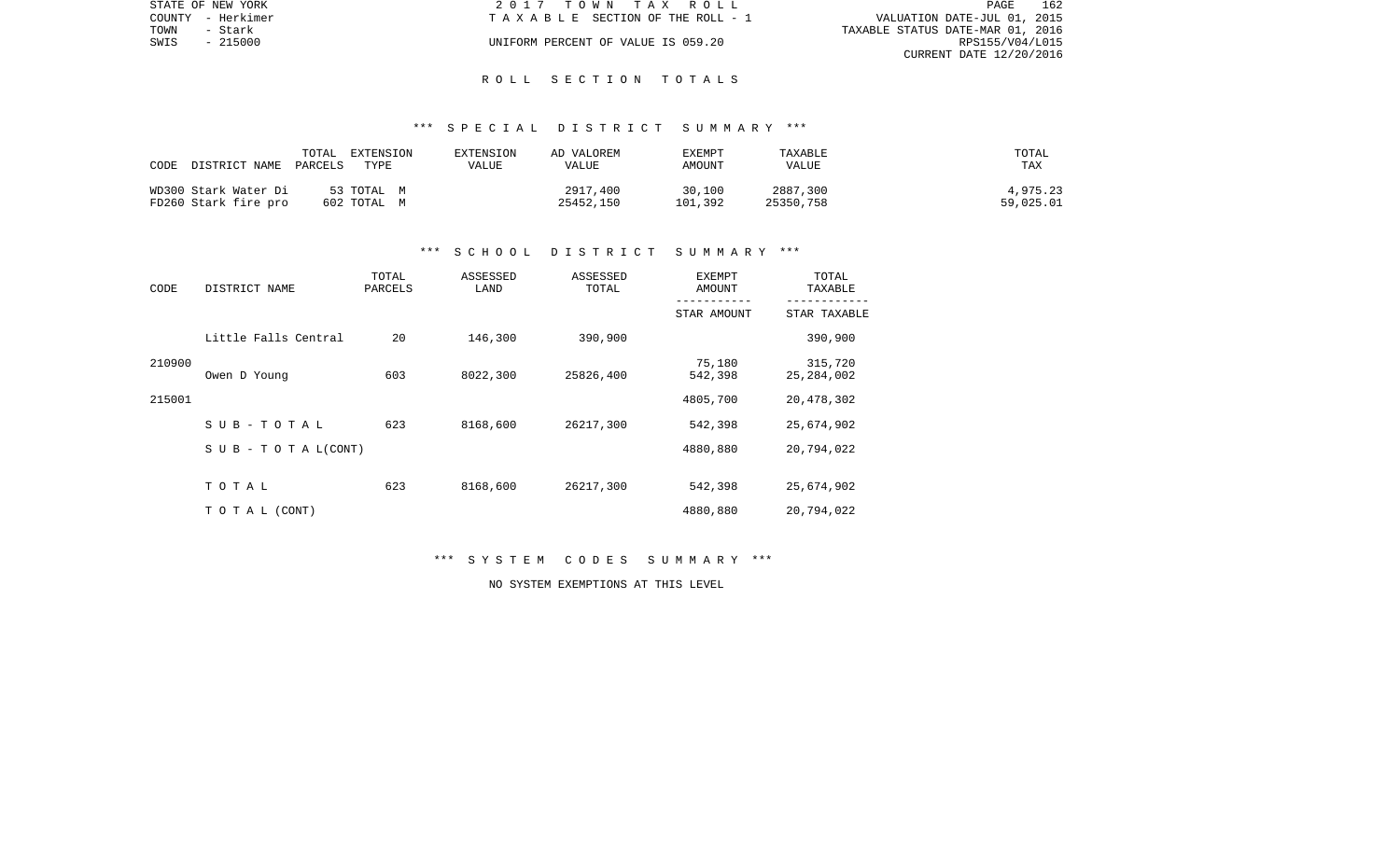STATE OF NEW YORK                2 0 1 7   T O W N   T A X   R O L L
COUNTY - Herkimer                T A X A B L E   SECTION OF THE ROLL - 1          VALUATION DATE-JUL 01, 2015
TOWN   - Stark                                                                    TAXABLE STATUS DATE-MAR 01, 2016
SWIS   - 215000                  UNIFORM PERCENT OF VALUE IS 059.20                RPS155/V04/L015
                                                                                   CURRENT DATE 12/20/2016

## R O L L   S E C T I O N   T O T A L S

### *** S P E C I A L   D I S T R I C T   S U M M A R Y ***

| CODE | DISTRICT NAME | TOTAL PARCELS | EXTENSION TYPE | EXTENSION VALUE | AD VALOREM VALUE | EXEMPT AMOUNT | TAXABLE VALUE | TOTAL TAX |
|---|---|---|---|---|---|---|---|---|
| WD300 | Stark Water Di | 53 | TOTAL M | | 2917,400 | 30,100 | 2887,300 | 4,975.23 |
| FD260 | Stark fire pro | 602 | TOTAL M | | 25452,150 | 101,392 | 25350,758 | 59,025.01 |

### *** S C H O O L   D I S T R I C T   S U M M A R Y ***

| CODE | DISTRICT NAME | TOTAL PARCELS | ASSESSED LAND | ASSESSED TOTAL | EXEMPT AMOUNT / STAR AMOUNT | TOTAL TAXABLE / STAR TAXABLE |
|---|---|---|---|---|---|---|
| | Little Falls Central | 20 | 146,300 | 390,900 | | 390,900 |
| 210900 | | | | | 75,180 | 315,720 |
| | Owen D Young | 603 | 8022,300 | 25826,400 | 542,398 | 25,284,002 |
| 215001 | | | | | 4805,700 | 20,478,302 |
| | S U B - T O T A L | 623 | 8168,600 | 26217,300 | 542,398 | 25,674,902 |
| | S U B - T O T A L(CONT) | | | | 4880,880 | 20,794,022 |
| | T O T A L | 623 | 8168,600 | 26217,300 | 542,398 | 25,674,902 |
| | T O T A L (CONT) | | | | 4880,880 | 20,794,022 |

### *** S Y S T E M   C O D E S   S U M M A R Y ***

NO SYSTEM EXEMPTIONS AT THIS LEVEL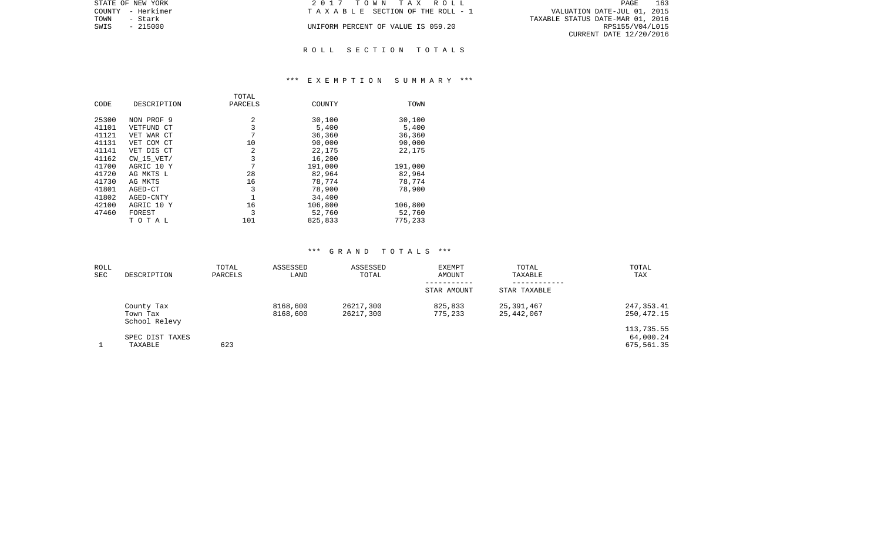STATE OF NEW YORK
COUNTY - Herkimer
TOWN - Stark
SWIS - 215000

2 0 1 7 T O W N T A X R O L L
T A X A B L E SECTION OF THE ROLL - 1
UNIFORM PERCENT OF VALUE IS 059.20

VALUATION DATE-JUL 01, 2015
TAXABLE STATUS DATE-MAR 01, 2016
RPS155/V04/L015
CURRENT DATE 12/20/2016

## R O L L S E C T I O N T O T A L S

### *** E X E M P T I O N S U M M A R Y ***

| CODE | DESCRIPTION | TOTAL PARCELS | COUNTY | TOWN |
|---|---|---|---|---|
| 25300 | NON PROF 9 | 2 | 30,100 | 30,100 |
| 41101 | VETFUND CT | 3 | 5,400 | 5,400 |
| 41121 | VET WAR CT | 7 | 36,360 | 36,360 |
| 41131 | VET COM CT | 10 | 90,000 | 90,000 |
| 41141 | VET DIS CT | 2 | 22,175 | 22,175 |
| 41162 | CW_15_VET/ | 3 | 16,200 | |
| 41700 | AGRIC 10 Y | 7 | 191,000 | 191,000 |
| 41720 | AG MKTS L | 28 | 82,964 | 82,964 |
| 41730 | AG MKTS | 16 | 78,774 | 78,774 |
| 41801 | AGED-CT | 3 | 78,900 | 78,900 |
| 41802 | AGED-CNTY | 1 | 34,400 | |
| 42100 | AGRIC 10 Y | 16 | 106,800 | 106,800 |
| 47460 | FOREST | 3 | 52,760 | 52,760 |
| | T O T A L | 101 | 825,833 | 775,233 |

### *** G R A N D T O T A L S ***

| ROLL SEC | DESCRIPTION | TOTAL PARCELS | ASSESSED LAND | ASSESSED TOTAL | EXEMPT AMOUNT / STAR AMOUNT | TOTAL TAXABLE / STAR TAXABLE | TOTAL TAX |
|---|---|---|---|---|---|---|---|
| | County Tax | | 8168,600 | 26217,300 | 825,833 | 25,391,467 | 247,353.41 |
| | Town Tax | | 8168,600 | 26217,300 | 775,233 | 25,442,067 | 250,472.15 |
| | School Relevy | | | | | | 113,735.55 |
| | SPEC DIST TAXES | | | | | | 64,000.24 |
| 1 | TAXABLE | 623 | | | | | 675,561.35 |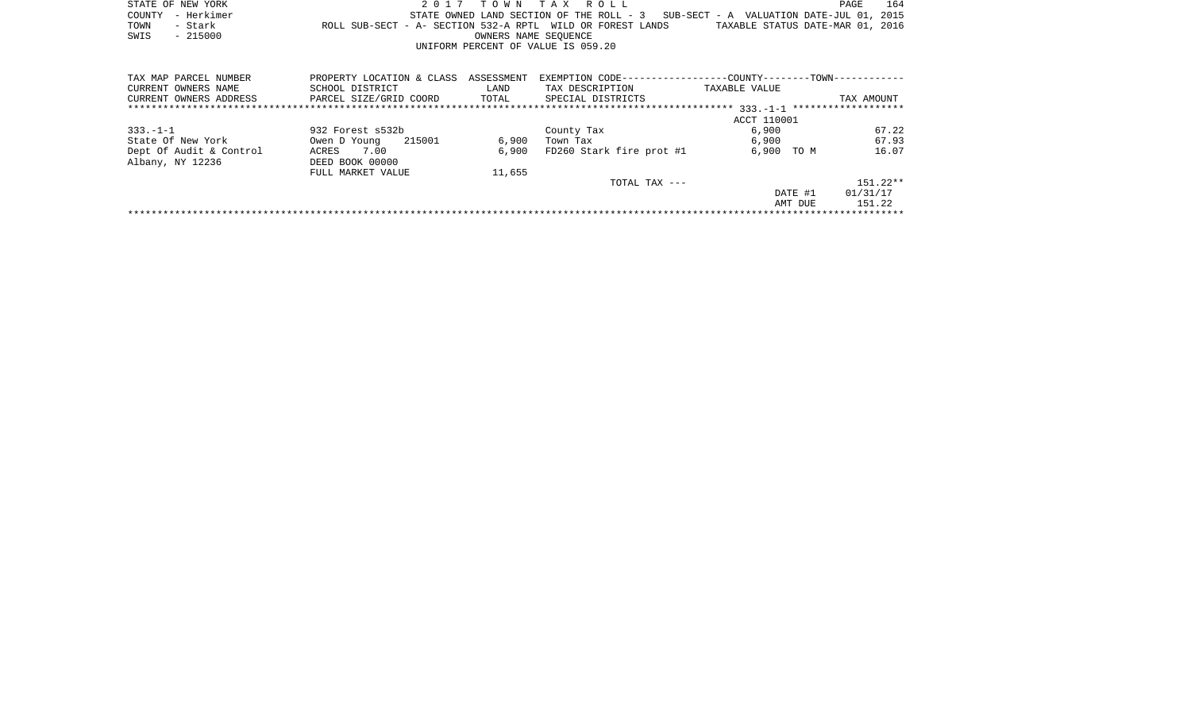STATE OF NEW YORK
COUNTY - Herkimer
TOWN - Stark
SWIS - 215000

2 0 1 7 T O W N T A X R O L L

STATE OWNED LAND SECTION OF THE ROLL - 3 SUB-SECT - A VALUATION DATE-JUL 01, 2015

ROLL SUB-SECT - A- SECTION 532-A RPTL WILD OR FOREST LANDS TAXABLE STATUS DATE-MAR 01, 2016

OWNERS NAME SEQUENCE

UNIFORM PERCENT OF VALUE IS 059.20

| TAX MAP PARCEL NUMBER<br>CURRENT OWNERS NAME<br>CURRENT OWNERS ADDRESS | PROPERTY LOCATION & CLASS<br>SCHOOL DISTRICT<br>PARCEL SIZE/GRID COORD | ASSESSMENT<br>LAND<br>TOTAL | EXEMPTION CODE-----COUNTY-----TOWN-----<br>TAX DESCRIPTION<br>SPECIAL DISTRICTS | TAXABLE VALUE | TAX AMOUNT |
|---|---|---|---|---|---|
| | | | | ACCT 110001 | |
| 333.-1-1 | 932 Forest s532b | | County Tax | 6,900 | 67.22 |
| State Of New York | Owen D Young 215001 | 6,900 | Town Tax | 6,900 | 67.93 |
| Dept Of Audit & Control | ACRES 7.00 | 6,900 | FD260 Stark fire prot #1 | 6,900 TO M | 16.07 |
| Albany, NY 12236 | DEED BOOK 00000 | | | | |
| | FULL MARKET VALUE | 11,655 | | | |
| | | | TOTAL TAX --- | | 151.22** |
| | | | | DATE #1 | 01/31/17 |
| | | | | AMT DUE | 151.22 |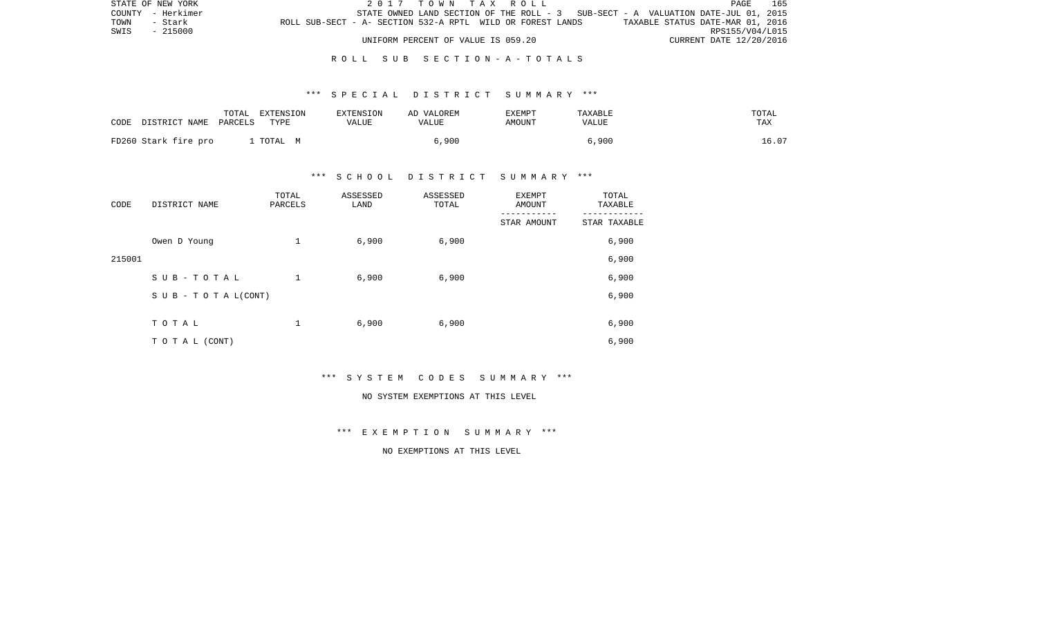STATE OF NEW YORK | 2 0 1 7 T O W N T A X R O L L
COUNTY - Herkimer | STATE OWNED LAND SECTION OF THE ROLL - 3 SUB-SECT - A VALUATION DATE-JUL 01, 2015
TOWN - Stark | ROLL SUB-SECT - A- SECTION 532-A RPTL WILD OR FOREST LANDS | TAXABLE STATUS DATE-MAR 01, 2016
SWIS - 215000 | RPS155/V04/L015
UNIFORM PERCENT OF VALUE IS 059.20 | CURRENT DATE 12/20/2016

## R O L L S U B S E C T I O N - A - T O T A L S

### *** S P E C I A L D I S T R I C T S U M M A R Y ***

| CODE DISTRICT NAME | TOTAL PARCELS | EXTENSION TYPE | EXTENSION VALUE | AD VALOREM VALUE | EXEMPT AMOUNT | TAXABLE VALUE | TOTAL TAX |
|---|---|---|---|---|---|---|---|
| FD260 Stark fire pro | 1 | TOTAL M | | 6,900 | | 6,900 | 16.07 |

### *** S C H O O L D I S T R I C T S U M M A R Y ***

| CODE | DISTRICT NAME | TOTAL PARCELS | ASSESSED LAND | ASSESSED TOTAL | EXEMPT AMOUNT / STAR AMOUNT | TOTAL TAXABLE / STAR TAXABLE |
|---|---|---|---|---|---|---|
| | Owen D Young | 1 | 6,900 | 6,900 | | 6,900 |
| 215001 | | | | | | 6,900 |
| | S U B - T O T A L | 1 | 6,900 | 6,900 | | 6,900 |
| | S U B - T O T A L (CONT) | | | | | 6,900 |
| | T O T A L | 1 | 6,900 | 6,900 | | 6,900 |
| | T O T A L (CONT) | | | | | 6,900 |

### *** S Y S T E M C O D E S S U M M A R Y ***

NO SYSTEM EXEMPTIONS AT THIS LEVEL

### *** E X E M P T I O N S U M M A R Y ***

NO EXEMPTIONS AT THIS LEVEL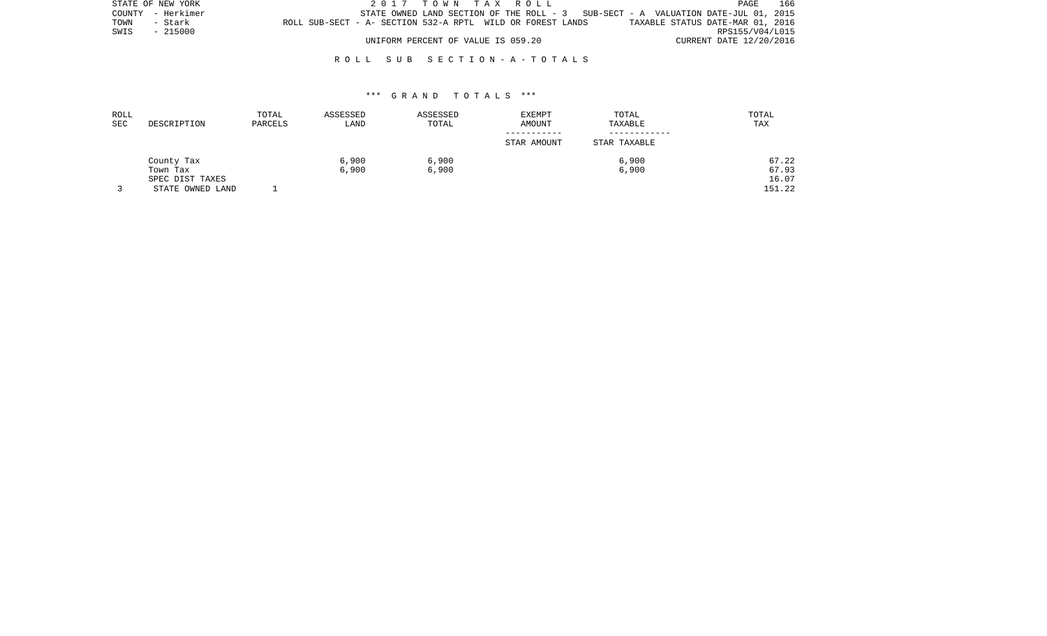STATE OF NEW YORK
COUNTY - Herkimer
TOWN - Stark
SWIS - 215000

2 0 1 7 T O W N T A X R O L L

STATE OWNED LAND SECTION OF THE ROLL - 3 SUB-SECT - A VALUATION DATE-JUL 01, 2015
ROLL SUB-SECT - A- SECTION 532-A RPTL WILD OR FOREST LANDS TAXABLE STATUS DATE-MAR 01, 2016
RPS155/V04/L015
UNIFORM PERCENT OF VALUE IS 059.20 CURRENT DATE 12/20/2016

R O L L S U B S E C T I O N - A - T O T A L S

\*\*\* G R A N D T O T A L S \*\*\*

| ROLL SEC | DESCRIPTION | TOTAL PARCELS | ASSESSED LAND | ASSESSED TOTAL | EXEMPT AMOUNT / STAR AMOUNT | TOTAL TAXABLE / STAR TAXABLE | TOTAL TAX |
|---|---|---|---|---|---|---|---|
| | County Tax | | 6,900 | 6,900 | | 6,900 | 67.22 |
| | Town Tax | | 6,900 | 6,900 | | 6,900 | 67.93 |
| | SPEC DIST TAXES | | | | | | 16.07 |
| 3 | STATE OWNED LAND | 1 | | | | | 151.22 |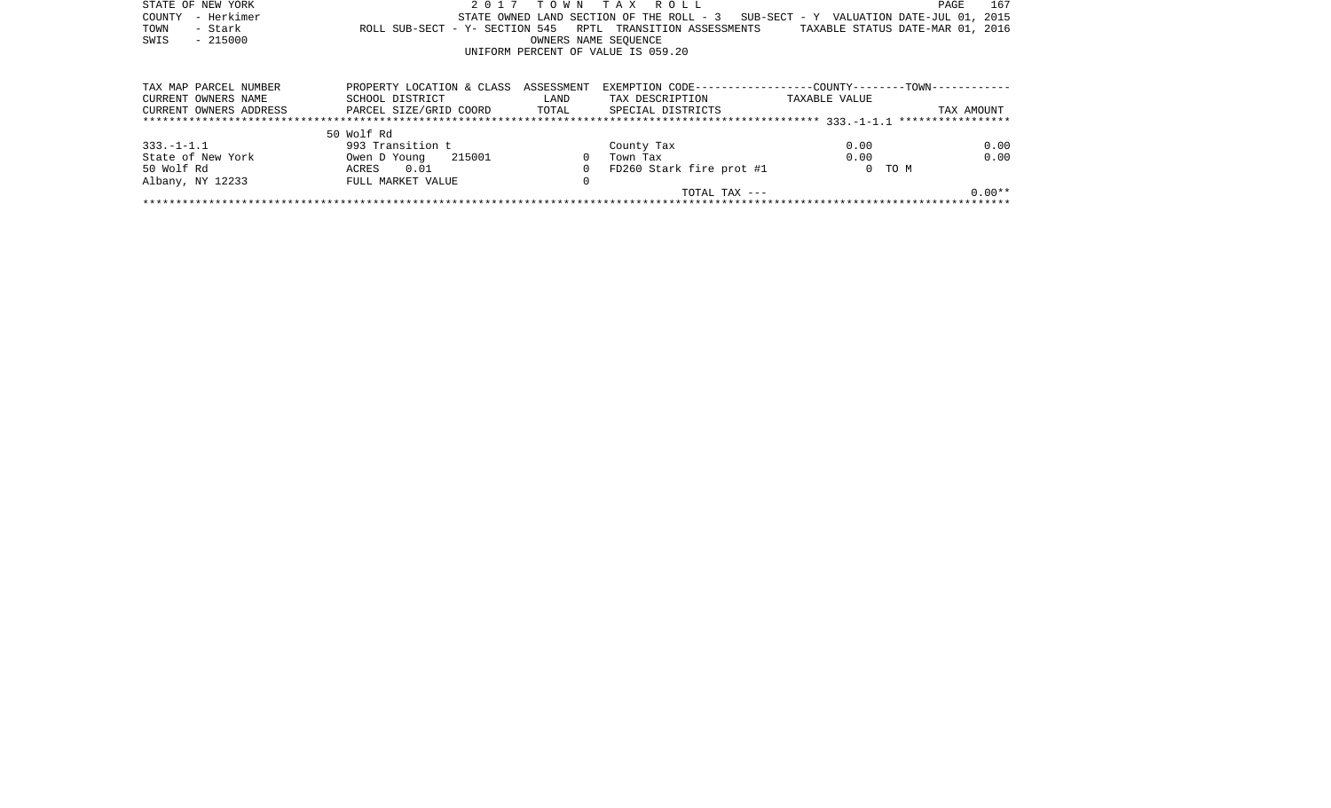STATE OF NEW YORK
COUNTY - Herkimer
TOWN - Stark
SWIS - 215000

2 0 1 7 T O W N T A X R O L L

STATE OWNED LAND SECTION OF THE ROLL - 3 SUB-SECT - Y VALUATION DATE-JUL 01, 2015

ROLL SUB-SECT - Y- SECTION 545 RPTL TRANSITION ASSESSMENTS TAXABLE STATUS DATE-MAR 01, 2016

OWNERS NAME SEQUENCE

UNIFORM PERCENT OF VALUE IS 059.20

| TAX MAP PARCEL NUMBER | PROPERTY LOCATION & CLASS | ASSESSMENT | EXEMPTION CODE-----------------COUNTY--------TOWN----------- | | |
|---|---|---|---|---|---|
| CURRENT OWNERS NAME | SCHOOL DISTRICT | LAND | TAX DESCRIPTION | TAXABLE VALUE | |
| CURRENT OWNERS ADDRESS | PARCEL SIZE/GRID COORD | TOTAL | SPECIAL DISTRICTS | | TAX AMOUNT |
| ***** 333.-1-1.1 ***** | | | | | |
| | 50 Wolf Rd | | | | |
| 333.-1-1.1 | 993 Transition t | | County Tax | 0.00 | 0.00 |
| State of New York | Owen D Young 215001 | 0 | Town Tax | 0.00 | 0.00 |
| 50 Wolf Rd | ACRES 0.01 | 0 | FD260 Stark fire prot #1 | 0 TO M | |
| Albany, NY 12233 | FULL MARKET VALUE | 0 | | | |
| | | | TOTAL TAX --- | | 0.00** |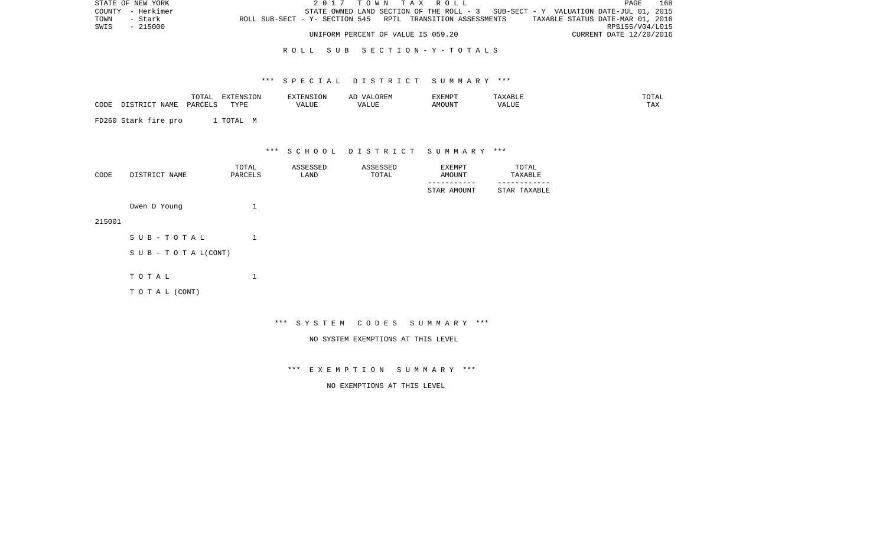STATE OF NEW YORK | 2 0 1 7 T O W N T A X R O L L
COUNTY - Herkimer | STATE OWNED LAND SECTION OF THE ROLL - 3 SUB-SECT - Y VALUATION DATE-JUL 01, 2015
TOWN - Stark | ROLL SUB-SECT - Y- SECTION 545 RPTL TRANSITION ASSESSMENTS TAXABLE STATUS DATE-MAR 01, 2016
SWIS - 215000 | RPS155/V04/L015
UNIFORM PERCENT OF VALUE IS 059.20 | CURRENT DATE 12/20/2016

R O L L S U B S E C T I O N - Y - T O T A L S

*** S P E C I A L D I S T R I C T S U M M A R Y ***

| CODE | DISTRICT NAME | TOTAL PARCELS | EXTENSION TYPE | EXTENSION VALUE | AD VALOREM VALUE | EXEMPT AMOUNT | TAXABLE VALUE | TOTAL TAX |
|---|---|---|---|---|---|---|---|---|
| FD260 | Stark fire pro | 1 | TOTAL M | | | | | |

*** S C H O O L D I S T R I C T S U M M A R Y ***

| CODE | DISTRICT NAME | TOTAL PARCELS | ASSESSED LAND | ASSESSED TOTAL | EXEMPT AMOUNT / STAR AMOUNT | TOTAL TAXABLE / STAR TAXABLE |
|---|---|---|---|---|---|---|
| 215001 | Owen D Young | 1 | | | | |
| | S U B - T O T A L | 1 | | | | |
| | S U B - T O T A L(CONT) | | | | | |
| | T O T A L | 1 | | | | |
| | T O T A L (CONT) | | | | | |

*** S Y S T E M C O D E S S U M M A R Y ***

NO SYSTEM EXEMPTIONS AT THIS LEVEL

*** E X E M P T I O N S U M M A R Y ***

NO EXEMPTIONS AT THIS LEVEL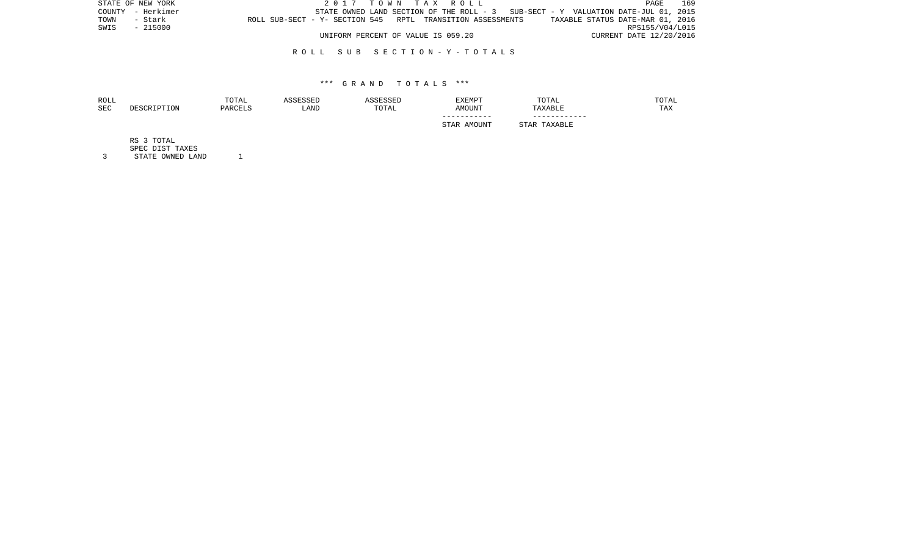STATE OF NEW YORK | 2017 TOWN TAX ROLL
COUNTY - Herkimer | STATE OWNED LAND SECTION OF THE ROLL - 3 SUB-SECT - Y VALUATION DATE-JUL 01, 2015
TOWN - Stark | ROLL SUB-SECT - Y- SECTION 545 RPTL TRANSITION ASSESSMENTS | TAXABLE STATUS DATE-MAR 01, 2016
SWIS - 215000 | RPS155/V04/L015
UNIFORM PERCENT OF VALUE IS 059.20 | CURRENT DATE 12/20/2016

## ROLL SUB SECTION - Y - TOTALS

### *** GRAND TOTALS ***

| ROLL SEC | DESCRIPTION | TOTAL PARCELS | ASSESSED LAND | ASSESSED TOTAL | EXEMPT AMOUNT<br>-----------<br>STAR AMOUNT | TOTAL TAXABLE<br>------------<br>STAR TAXABLE | TOTAL TAX |
|---|---|---|---|---|---|---|---|
| | RS 3 TOTAL | | | | | | |
| | SPEC DIST TAXES | | | | | | |
| 3 | STATE OWNED LAND | 1 | | | | | |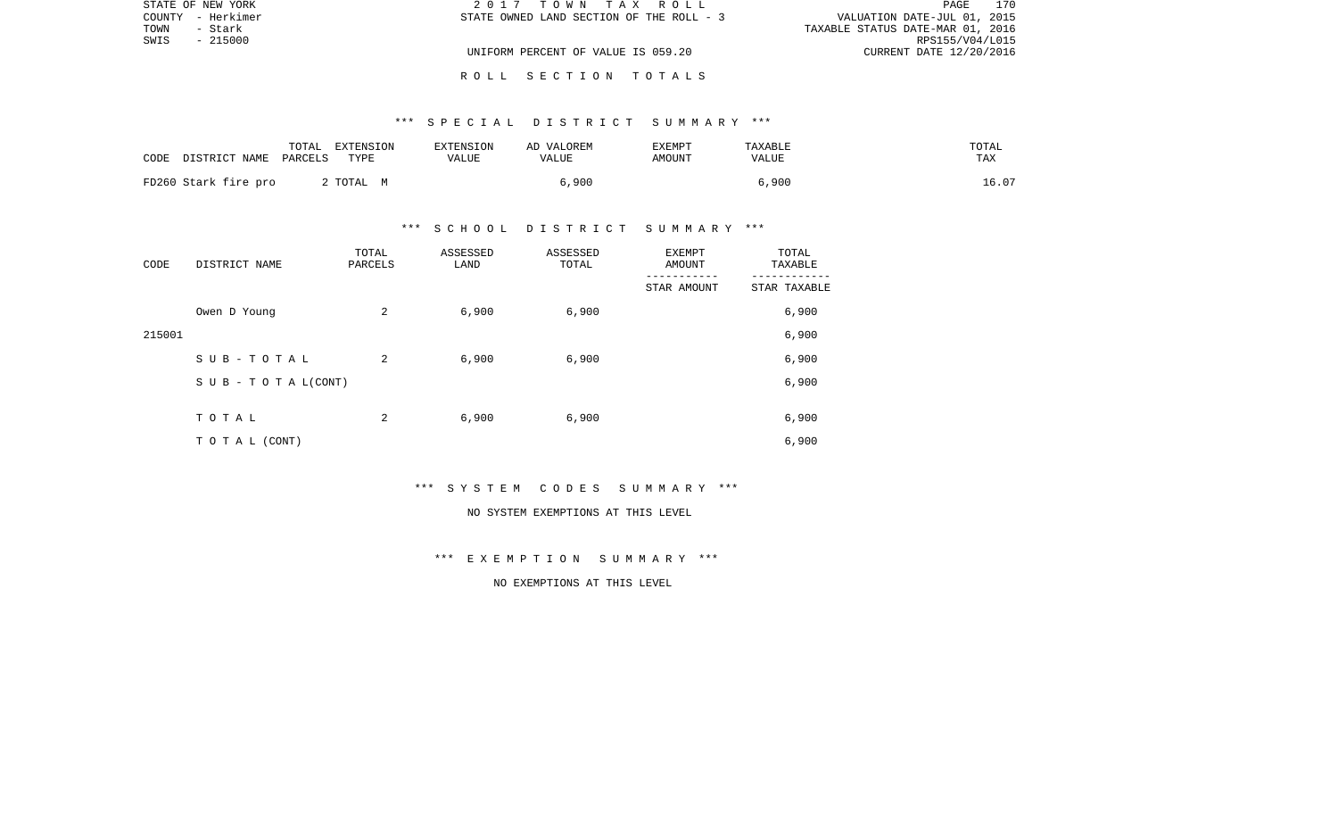STATE OF NEW YORK
COUNTY - Herkimer
TOWN - Stark
SWIS - 215000

2 0 1 7 T O W N T A X R O L L
STATE OWNED LAND SECTION OF THE ROLL - 3
UNIFORM PERCENT OF VALUE IS 059.20

VALUATION DATE-JUL 01, 2015
TAXABLE STATUS DATE-MAR 01, 2016
RPS155/V04/L015
CURRENT DATE 12/20/2016

R O L L S E C T I O N T O T A L S

*** S P E C I A L D I S T R I C T S U M M A R Y ***

| CODE DISTRICT NAME | TOTAL PARCELS | EXTENSION TYPE | EXTENSION VALUE | AD VALOREM VALUE | EXEMPT AMOUNT | TAXABLE VALUE | TOTAL TAX |
|---|---|---|---|---|---|---|---|
| FD260 Stark fire pro | 2 | TOTAL M | | 6,900 | | 6,900 | 16.07 |

*** S C H O O L D I S T R I C T S U M M A R Y ***

| CODE | DISTRICT NAME | TOTAL PARCELS | ASSESSED LAND | ASSESSED TOTAL | EXEMPT AMOUNT / STAR AMOUNT | TOTAL TAXABLE / STAR TAXABLE |
|---|---|---|---|---|---|---|
| | Owen D Young | 2 | 6,900 | 6,900 | | 6,900 |
| 215001 | | | | | | 6,900 |
| | S U B - T O T A L | 2 | 6,900 | 6,900 | | 6,900 |
| | S U B - T O T A L(CONT) | | | | | 6,900 |
| | T O T A L | 2 | 6,900 | 6,900 | | 6,900 |
| | T O T A L (CONT) | | | | | 6,900 |

*** S Y S T E M C O D E S S U M M A R Y ***

NO SYSTEM EXEMPTIONS AT THIS LEVEL

*** E X E M P T I O N S U M M A R Y ***

NO EXEMPTIONS AT THIS LEVEL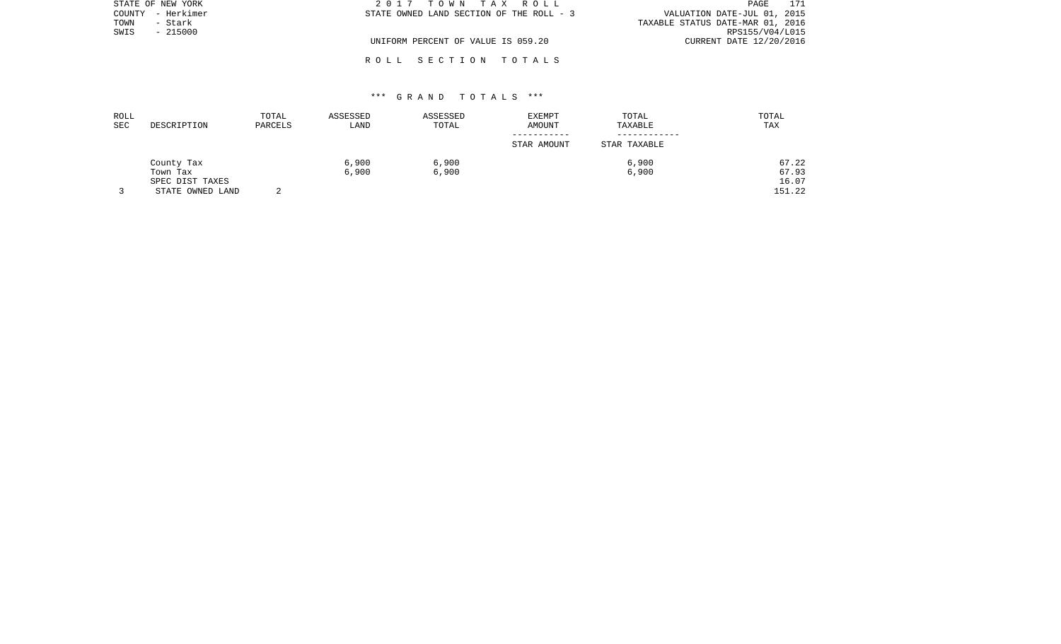STATE OF NEW YORK
COUNTY - Herkimer
TOWN - Stark
SWIS - 215000

2 0 1 7 T O W N T A X R O L L
STATE OWNED LAND SECTION OF THE ROLL - 3

UNIFORM PERCENT OF VALUE IS 059.20

VALUATION DATE-JUL 01, 2015
TAXABLE STATUS DATE-MAR 01, 2016
RPS155/V04/L015
CURRENT DATE 12/20/2016

R O L L S E C T I O N T O T A L S

*** G R A N D T O T A L S ***

| ROLL SEC | DESCRIPTION | TOTAL PARCELS | ASSESSED LAND | ASSESSED TOTAL | EXEMPT AMOUNT / STAR AMOUNT | TOTAL TAXABLE / STAR TAXABLE | TOTAL TAX |
|---|---|---|---|---|---|---|---|
| | County Tax | | 6,900 | 6,900 | | 6,900 | 67.22 |
| | Town Tax | | 6,900 | 6,900 | | 6,900 | 67.93 |
| | SPEC DIST TAXES | | | | | | 16.07 |
| 3 | STATE OWNED LAND | 2 | | | | | 151.22 |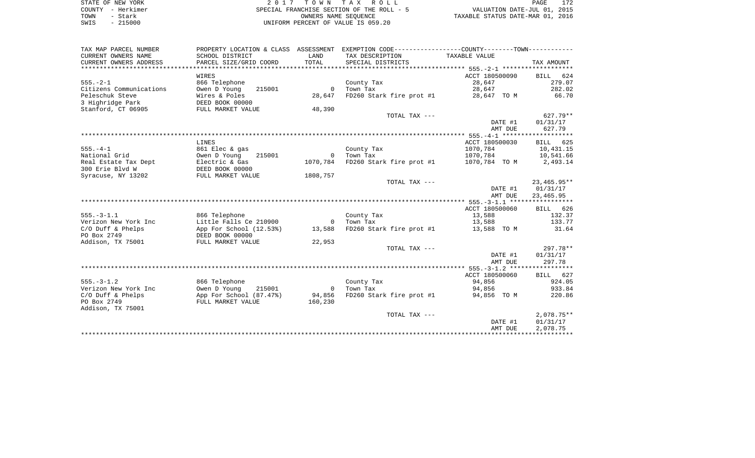STATE OF NEW YORK
COUNTY - Herkimer
TOWN - Stark
SWIS - 215000

2017 TOWN TAX ROLL
SPECIAL FRANCHISE SECTION OF THE ROLL - 5
OWNERS NAME SEQUENCE
UNIFORM PERCENT OF VALUE IS 059.20

VALUATION DATE-JUL 01, 2015
TAXABLE STATUS DATE-MAR 01, 2016

| TAX MAP PARCEL NUMBER / CURRENT OWNERS NAME / CURRENT OWNERS ADDRESS | PROPERTY LOCATION & CLASS / SCHOOL DISTRICT / PARCEL SIZE/GRID COORD | ASSESSMENT LAND / TOTAL | EXEMPTION CODE / TAX DESCRIPTION / SPECIAL DISTRICTS | TAXABLE VALUE | TAX AMOUNT |
|---|---|---|---|---|---|
| **555.-2-1** | WIRES | | | ACCT 180500090 | BILL 624 |
| 555.-2-1 | 866 Telephone | | County Tax | 28,647 | 279.07 |
| Citizens Communications | Owen D Young 215001 | 0 | Town Tax | 28,647 | 282.02 |
| Peleschuk Steve | Wires & Poles | 28,647 | FD260 Stark fire prot #1 | 28,647 TO M | 66.70 |
| 3 Highridge Park | DEED BOOK 00000 | | | | |
| Stanford, CT 06905 | FULL MARKET VALUE | 48,390 | | | |
| | | | TOTAL TAX --- | | 627.79** |
| | | | | DATE #1 | 01/31/17 |
| | | | | AMT DUE | 627.79 |
| **555.-4-1** | LINES | | | ACCT 180500030 | BILL 625 |
| 555.-4-1 | 861 Elec & gas | | County Tax | 1070,784 | 10,431.15 |
| National Grid | Owen D Young 215001 | 0 | Town Tax | 1070,784 | 10,541.66 |
| Real Estate Tax Dept | Electric & Gas | 1070,784 | FD260 Stark fire prot #1 | 1070,784 TO M | 2,493.14 |
| 300 Erie Blvd W | DEED BOOK 00000 | | | | |
| Syracuse, NY 13202 | FULL MARKET VALUE | 1808,757 | | | |
| | | | TOTAL TAX --- | | 23,465.95** |
| | | | | DATE #1 | 01/31/17 |
| | | | | AMT DUE | 23,465.95 |
| **555.-3-1.1** | | | | ACCT 180500060 | BILL 626 |
| 555.-3-1.1 | 866 Telephone | | County Tax | 13,588 | 132.37 |
| Verizon New York Inc | Little Falls Ce 210900 | 0 | Town Tax | 13,588 | 133.77 |
| C/O Duff & Phelps | App For School (12.53%) | 13,588 | FD260 Stark fire prot #1 | 13,588 TO M | 31.64 |
| PO Box 2749 | DEED BOOK 00000 | | | | |
| Addison, TX 75001 | FULL MARKET VALUE | 22,953 | | | |
| | | | TOTAL TAX --- | | 297.78** |
| | | | | DATE #1 | 01/31/17 |
| | | | | AMT DUE | 297.78 |
| **555.-3-1.2** | | | | ACCT 180500060 | BILL 627 |
| 555.-3-1.2 | 866 Telephone | | County Tax | 94,856 | 924.05 |
| Verizon New York Inc | Owen D Young 215001 | 0 | Town Tax | 94,856 | 933.84 |
| C/O Duff & Phelps | App For School (87.47%) | 94,856 | FD260 Stark fire prot #1 | 94,856 TO M | 220.86 |
| PO Box 2749 | FULL MARKET VALUE | 160,230 | | | |
| Addison, TX 75001 | | | | | |
| | | | TOTAL TAX --- | | 2,078.75** |
| | | | | DATE #1 | 01/31/17 |
| | | | | AMT DUE | 2,078.75 |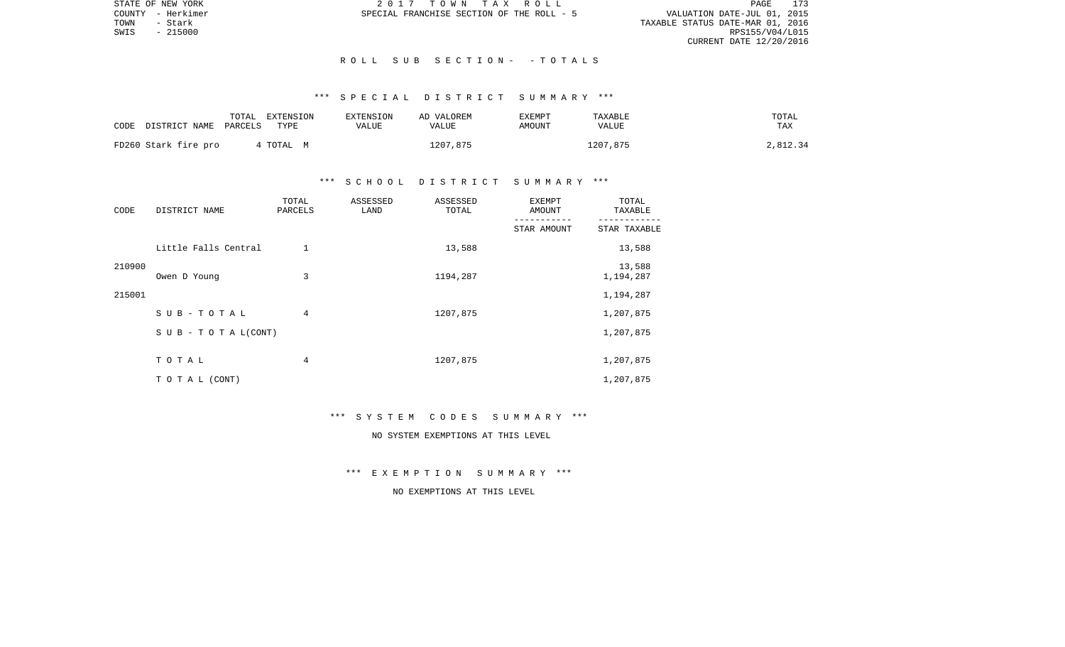STATE OF NEW YORK
COUNTY - Herkimer
TOWN - Stark
SWIS - 215000

2017 TOWN TAX ROLL
SPECIAL FRANCHISE SECTION OF THE ROLL - 5

VALUATION DATE-JUL 01, 2015
TAXABLE STATUS DATE-MAR 01, 2016
RPS155/V04/L015
CURRENT DATE 12/20/2016

## ROLL SUB SECTION - - TOTALS

### *** SPECIAL DISTRICT SUMMARY ***

| CODE DISTRICT NAME | TOTAL PARCELS | EXTENSION TYPE | EXTENSION VALUE | AD VALOREM VALUE | EXEMPT AMOUNT | TAXABLE VALUE | TOTAL TAX |
|---|---|---|---|---|---|---|---|
| FD260 Stark fire pro | 4 | TOTAL M | | 1207,875 | | 1207,875 | 2,812.34 |

### *** SCHOOL DISTRICT SUMMARY ***

| CODE | DISTRICT NAME | TOTAL PARCELS | ASSESSED LAND | ASSESSED TOTAL | EXEMPT AMOUNT / STAR AMOUNT | TOTAL TAXABLE / STAR TAXABLE |
|---|---|---|---|---|---|---|
| 210900 | Little Falls Central | 1 | | 13,588 | | 13,588 |
| | | | | | | 13,588 |
| 215001 | Owen D Young | 3 | | 1194,287 | | 1,194,287 |
| | | | | | | 1,194,287 |
| | SUB-TOTAL | 4 | | 1207,875 | | 1,207,875 |
| | SUB-TOTAL(CONT) | | | | | 1,207,875 |
| | TOTAL | 4 | | 1207,875 | | 1,207,875 |
| | TOTAL (CONT) | | | | | 1,207,875 |

### *** SYSTEM CODES SUMMARY ***

NO SYSTEM EXEMPTIONS AT THIS LEVEL

### *** EXEMPTION SUMMARY ***

NO EXEMPTIONS AT THIS LEVEL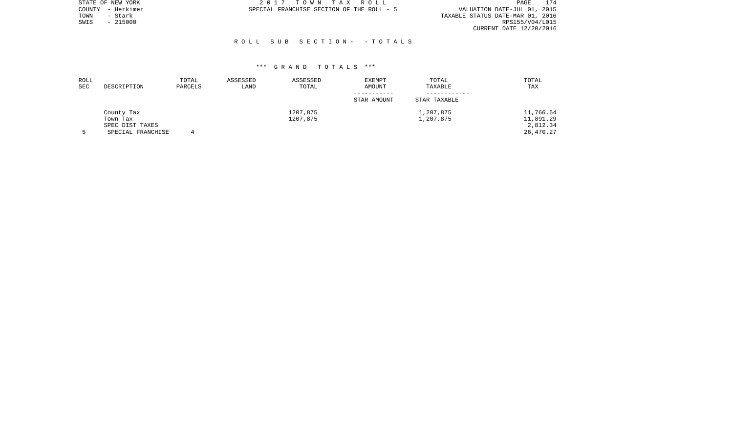STATE OF NEW YORK
COUNTY - Herkimer
TOWN - Stark
SWIS - 215000

2 0 1 7 T O W N T A X R O L L
SPECIAL FRANCHISE SECTION OF THE ROLL - 5

VALUATION DATE-JUL 01, 2015
TAXABLE STATUS DATE-MAR 01, 2016
RPS155/V04/L015
CURRENT DATE 12/20/2016

R O L L S U B S E C T I O N - - T O T A L S

*** G R A N D T O T A L S ***

| ROLL SEC | DESCRIPTION | TOTAL PARCELS | ASSESSED LAND | ASSESSED TOTAL | EXEMPT AMOUNT / STAR AMOUNT | TOTAL TAXABLE / STAR TAXABLE | TOTAL TAX |
|---|---|---|---|---|---|---|---|
| | County Tax | | | 1207,875 | | 1,207,875 | 11,766.64 |
| | Town Tax | | | 1207,875 | | 1,207,875 | 11,891.29 |
| | SPEC DIST TAXES | | | | | | 2,812.34 |
| 5 | SPECIAL FRANCHISE | 4 | | | | | 26,470.27 |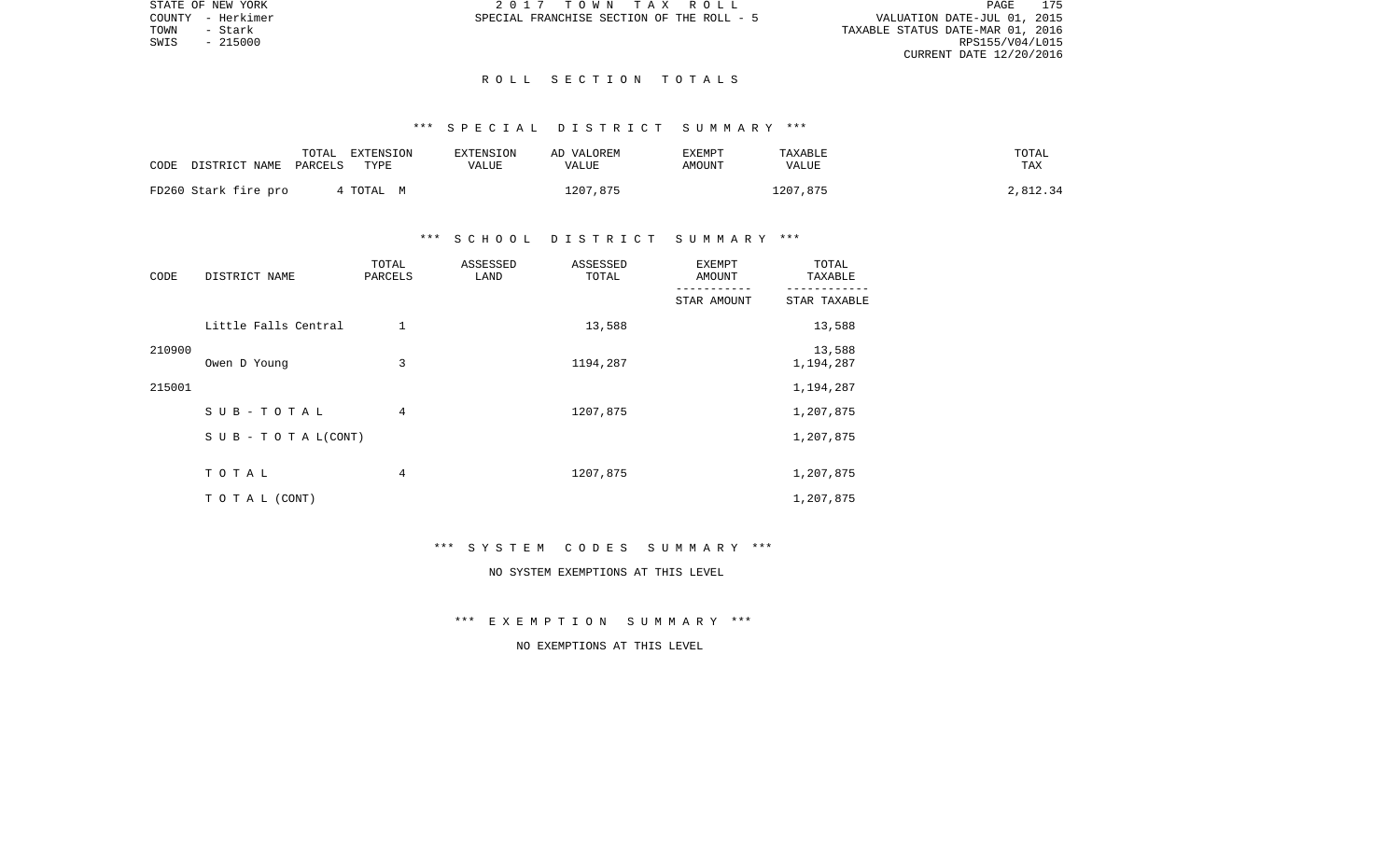STATE OF NEW YORK
COUNTY - Herkimer
TOWN - Stark
SWIS - 215000

2 0 1 7 T O W N T A X R O L L
SPECIAL FRANCHISE SECTION OF THE ROLL - 5

VALUATION DATE-JUL 01, 2015
TAXABLE STATUS DATE-MAR 01, 2016
RPS155/V04/L015
CURRENT DATE 12/20/2016

## R O L L S E C T I O N T O T A L S

### *** S P E C I A L D I S T R I C T S U M M A R Y ***

| CODE DISTRICT NAME | TOTAL PARCELS | EXTENSION TYPE | EXTENSION VALUE | AD VALOREM VALUE | EXEMPT AMOUNT | TAXABLE VALUE | TOTAL TAX |
|---|---|---|---|---|---|---|---|
| FD260 Stark fire pro | 4 | TOTAL M | | 1207,875 | | 1207,875 | 2,812.34 |

### *** S C H O O L D I S T R I C T S U M M A R Y ***

| CODE | DISTRICT NAME | TOTAL PARCELS | ASSESSED LAND | ASSESSED TOTAL | EXEMPT AMOUNT / STAR AMOUNT | TOTAL TAXABLE / STAR TAXABLE |
|---|---|---|---|---|---|---|
| 210900 | Little Falls Central | 1 | | 13,588 | | 13,588 |
| | | | | | | 13,588 |
| 215001 | Owen D Young | 3 | | 1194,287 | | 1,194,287 |
| | | | | | | 1,194,287 |
| | S U B - T O T A L | 4 | | 1207,875 | | 1,207,875 |
| | S U B - T O T A L(CONT) | | | | | 1,207,875 |
| | T O T A L | 4 | | 1207,875 | | 1,207,875 |
| | T O T A L (CONT) | | | | | 1,207,875 |

### *** S Y S T E M C O D E S S U M M A R Y ***

NO SYSTEM EXEMPTIONS AT THIS LEVEL

### *** E X E M P T I O N S U M M A R Y ***

NO EXEMPTIONS AT THIS LEVEL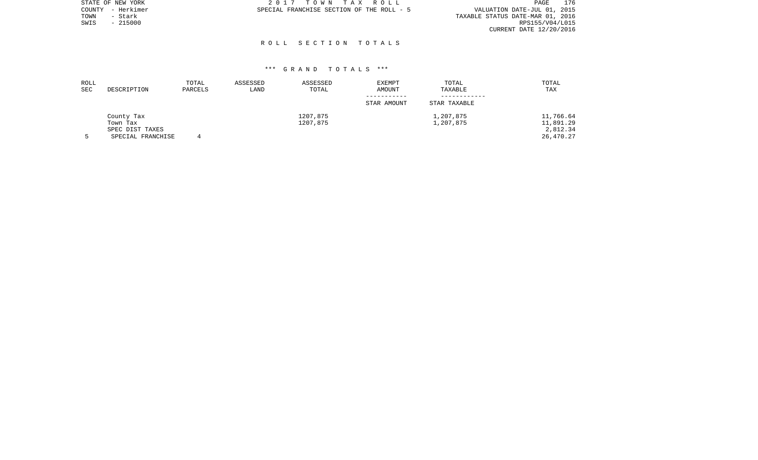STATE OF NEW YORK
COUNTY - Herkimer
TOWN - Stark
SWIS - 215000

2017 TOWN TAX ROLL
SPECIAL FRANCHISE SECTION OF THE ROLL - 5

VALUATION DATE-JUL 01, 2015
TAXABLE STATUS DATE-MAR 01, 2016
RPS155/V04/L015
CURRENT DATE 12/20/2016

## ROLL SECTION TOTALS

### *** GRAND TOTALS ***

| ROLL SEC | DESCRIPTION | TOTAL PARCELS | ASSESSED LAND | ASSESSED TOTAL | EXEMPT AMOUNT / STAR AMOUNT | TOTAL TAXABLE / STAR TAXABLE | TOTAL TAX |
|---|---|---|---|---|---|---|---|
| | County Tax | | | 1207,875 | | 1,207,875 | 11,766.64 |
| | Town Tax | | | 1207,875 | | 1,207,875 | 11,891.29 |
| | SPEC DIST TAXES | | | | | | 2,812.34 |
| 5 | SPECIAL FRANCHISE | 4 | | | | | 26,470.27 |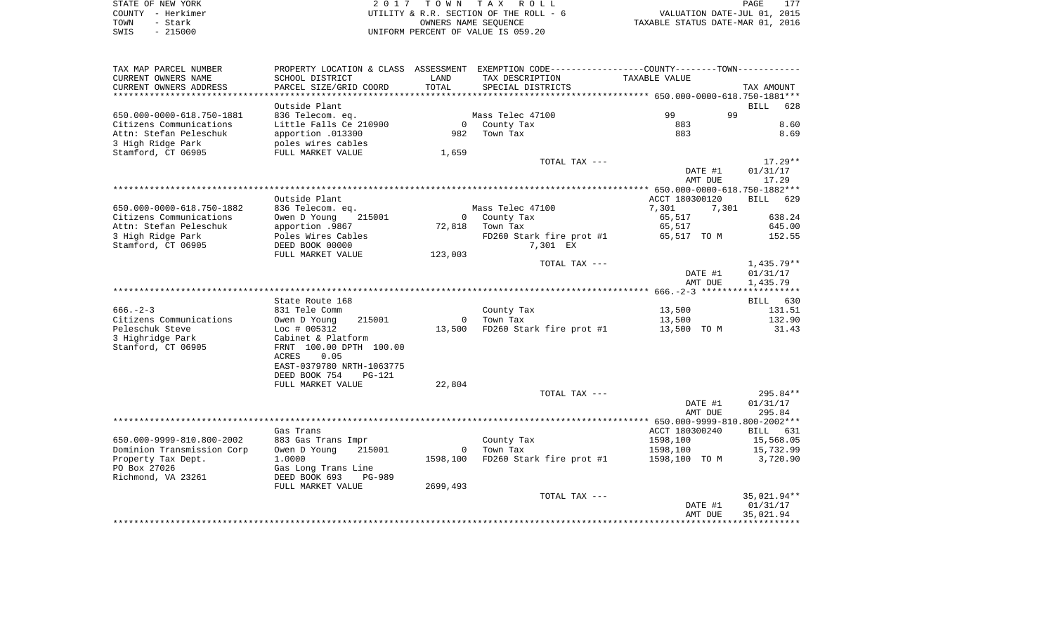STATE OF NEW YORK
COUNTY - Herkimer
TOWN - Stark
SWIS - 215000

2 0 1 7 T O W N T A X R O L L
UTILITY & R.R. SECTION OF THE ROLL - 6
OWNERS NAME SEQUENCE
UNIFORM PERCENT OF VALUE IS 059.20

VALUATION DATE-JUL 01, 2015
TAXABLE STATUS DATE-MAR 01, 2016

| TAX MAP PARCEL NUMBER / CURRENT OWNERS NAME / CURRENT OWNERS ADDRESS | PROPERTY LOCATION & CLASS / SCHOOL DISTRICT / PARCEL SIZE/GRID COORD | ASSESSMENT LAND / TOTAL | EXEMPTION CODE / TAX DESCRIPTION / SPECIAL DISTRICTS | COUNTY TAXABLE VALUE | TOWN | TAX AMOUNT |
|---|---|---|---|---|---|---|
| **650.000-0000-618.750-1881** | | | | | | BILL 628 |
| | Outside Plant | | | | | |
| 650.000-0000-618.750-1881 | 836 Telecom. eq. | | Mass Telec 47100 | 99 | 99 | |
| Citizens Communications | Little Falls Ce 210900 | 0 | County Tax | 883 | | 8.60 |
| Attn: Stefan Peleschuk | apportion .013300 | 982 | Town Tax | 883 | | 8.69 |
| 3 High Ridge Park | poles wires cables | | | | | |
| Stamford, CT 06905 | FULL MARKET VALUE | 1,659 | | | | |
| | | | TOTAL TAX --- | | | 17.29** |
| | | | | | DATE #1 | 01/31/17 |
| | | | | | AMT DUE | 17.29 |
| **650.000-0000-618.750-1882** | | | | | | BILL 629 |
| | Outside Plant | | | ACCT 180300120 | | |
| 650.000-0000-618.750-1882 | 836 Telecom. eq. | | Mass Telec 47100 | 7,301 | 7,301 | |
| Citizens Communications | Owen D Young 215001 | 0 | County Tax | 65,517 | | 638.24 |
| Attn: Stefan Peleschuk | apportion .9867 | 72,818 | Town Tax | 65,517 | | 645.00 |
| 3 High Ridge Park | Poles Wires Cables | | FD260 Stark fire prot #1 | 65,517 TO M | | 152.55 |
| Stamford, CT 06905 | DEED BOOK 00000 | | 7,301 EX | | | |
| | FULL MARKET VALUE | 123,003 | | | | |
| | | | TOTAL TAX --- | | | 1,435.79** |
| | | | | | DATE #1 | 01/31/17 |
| | | | | | AMT DUE | 1,435.79 |
| **666.-2-3** | | | | | | BILL 630 |
| | State Route 168 | | | | | |
| 666.-2-3 | 831 Tele Comm | | County Tax | 13,500 | | 131.51 |
| Citizens Communications | Owen D Young 215001 | 0 | Town Tax | 13,500 | | 132.90 |
| Peleschuk Steve | Loc # 005312 | 13,500 | FD260 Stark fire prot #1 | 13,500 TO M | | 31.43 |
| 3 Highridge Park | Cabinet & Platform | | | | | |
| Stanford, CT 06905 | FRNT 100.00 DPTH 100.00 | | | | | |
| | ACRES 0.05 | | | | | |
| | EAST-0379780 NRTH-1063775 | | | | | |
| | DEED BOOK 754 PG-121 | | | | | |
| | FULL MARKET VALUE | 22,804 | | | | |
| | | | TOTAL TAX --- | | | 295.84** |
| | | | | | DATE #1 | 01/31/17 |
| | | | | | AMT DUE | 295.84 |
| **650.000-9999-810.800-2002** | | | | | | BILL 631 |
| | Gas Trans | | | ACCT 180300240 | | |
| 650.000-9999-810.800-2002 | 883 Gas Trans Impr | | County Tax | 1598,100 | | 15,568.05 |
| Dominion Transmission Corp | Owen D Young 215001 | 0 | Town Tax | 1598,100 | | 15,732.99 |
| Property Tax Dept. | 1.0000 | 1598,100 | FD260 Stark fire prot #1 | 1598,100 TO M | | 3,720.90 |
| PO Box 27026 | Gas Long Trans Line | | | | | |
| Richmond, VA 23261 | DEED BOOK 693 PG-989 | | | | | |
| | FULL MARKET VALUE | 2699,493 | | | | |
| | | | TOTAL TAX --- | | | 35,021.94** |
| | | | | | DATE #1 | 01/31/17 |
| | | | | | AMT DUE | 35,021.94 |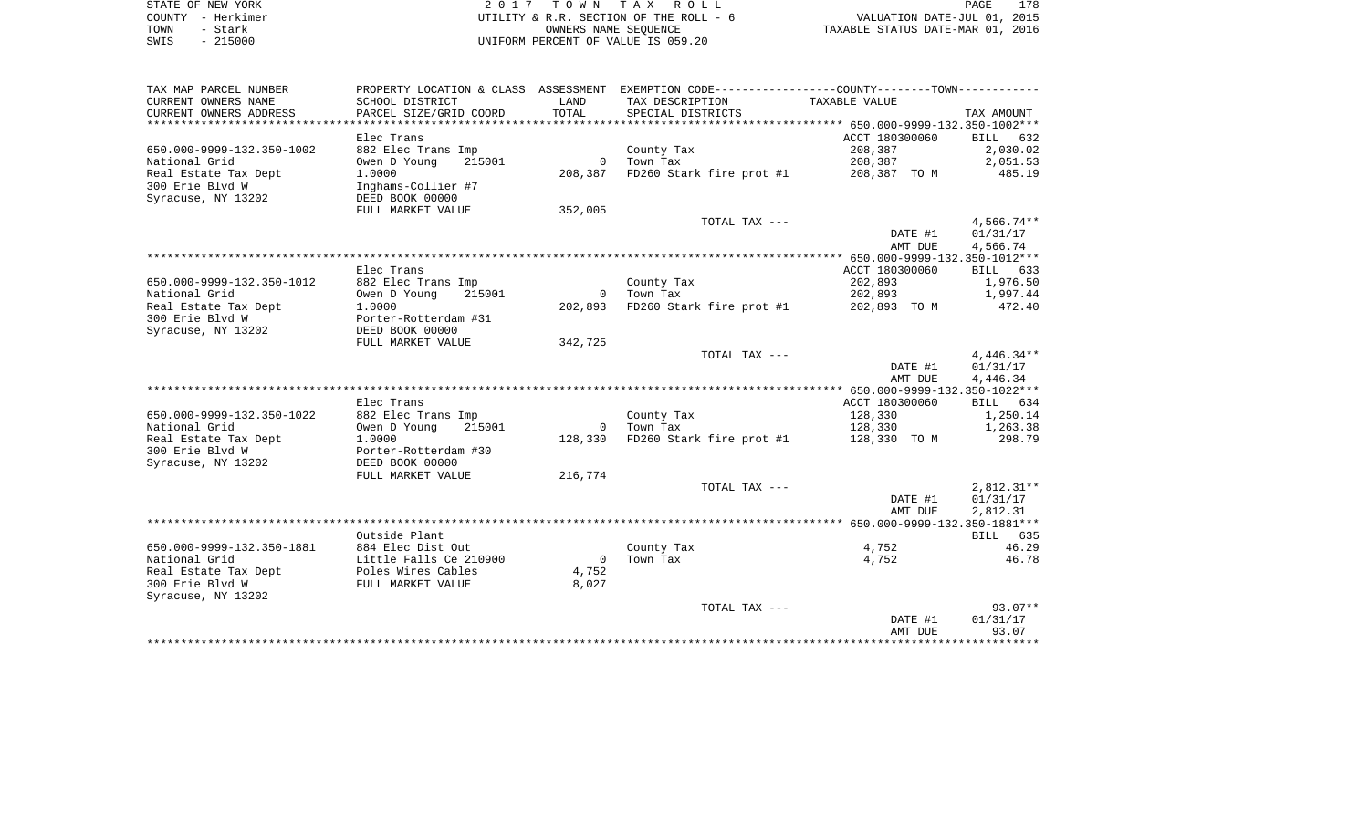STATE OF NEW YORK
COUNTY - Herkimer
TOWN - Stark
SWIS - 215000

2 0 1 7 T O W N T A X R O L L
UTILITY & R.R. SECTION OF THE ROLL - 6
OWNERS NAME SEQUENCE
UNIFORM PERCENT OF VALUE IS 059.20

VALUATION DATE-JUL 01, 2015
TAXABLE STATUS DATE-MAR 01, 2016

| TAX MAP PARCEL NUMBER / CURRENT OWNERS NAME / CURRENT OWNERS ADDRESS | PROPERTY LOCATION & CLASS / SCHOOL DISTRICT / PARCEL SIZE/GRID COORD | ASSESSMENT LAND / TOTAL | EXEMPTION CODE / TAX DESCRIPTION / SPECIAL DISTRICTS | COUNTY / TOWN TAXABLE VALUE | TAX AMOUNT |
|---|---|---|---|---|---|
| **650.000-9999-132.350-1002** | Elec Trans | | | ACCT 180300060 | BILL 632 |
| 650.000-9999-132.350-1002 | 882 Elec Trans Imp | | County Tax | 208,387 | 2,030.02 |
| National Grid | Owen D Young 215001 | 0 | Town Tax | 208,387 | 2,051.53 |
| Real Estate Tax Dept | 1.0000 | 208,387 | FD260 Stark fire prot #1 | 208,387 TO M | 485.19 |
| 300 Erie Blvd W | Inghams-Collier #7 | | | | |
| Syracuse, NY 13202 | DEED BOOK 00000 | | | | |
| | FULL MARKET VALUE | 352,005 | | | |
| | | | TOTAL TAX --- | | 4,566.74** |
| | | | | DATE #1 | 01/31/17 |
| | | | | AMT DUE | 4,566.74 |
| **650.000-9999-132.350-1012** | Elec Trans | | | ACCT 180300060 | BILL 633 |
| 650.000-9999-132.350-1012 | 882 Elec Trans Imp | | County Tax | 202,893 | 1,976.50 |
| National Grid | Owen D Young 215001 | 0 | Town Tax | 202,893 | 1,997.44 |
| Real Estate Tax Dept | 1.0000 | 202,893 | FD260 Stark fire prot #1 | 202,893 TO M | 472.40 |
| 300 Erie Blvd W | Porter-Rotterdam #31 | | | | |
| Syracuse, NY 13202 | DEED BOOK 00000 | | | | |
| | FULL MARKET VALUE | 342,725 | | | |
| | | | TOTAL TAX --- | | 4,446.34** |
| | | | | DATE #1 | 01/31/17 |
| | | | | AMT DUE | 4,446.34 |
| **650.000-9999-132.350-1022** | Elec Trans | | | ACCT 180300060 | BILL 634 |
| 650.000-9999-132.350-1022 | 882 Elec Trans Imp | | County Tax | 128,330 | 1,250.14 |
| National Grid | Owen D Young 215001 | 0 | Town Tax | 128,330 | 1,263.38 |
| Real Estate Tax Dept | 1.0000 | 128,330 | FD260 Stark fire prot #1 | 128,330 TO M | 298.79 |
| 300 Erie Blvd W | Porter-Rotterdam #30 | | | | |
| Syracuse, NY 13202 | DEED BOOK 00000 | | | | |
| | FULL MARKET VALUE | 216,774 | | | |
| | | | TOTAL TAX --- | | 2,812.31** |
| | | | | DATE #1 | 01/31/17 |
| | | | | AMT DUE | 2,812.31 |
| **650.000-9999-132.350-1881** | Outside Plant | | | | BILL 635 |
| 650.000-9999-132.350-1881 | 884 Elec Dist Out | | County Tax | 4,752 | 46.29 |
| National Grid | Little Falls Ce 210900 | 0 | Town Tax | 4,752 | 46.78 |
| Real Estate Tax Dept | Poles Wires Cables | 4,752 | | | |
| 300 Erie Blvd W | FULL MARKET VALUE | 8,027 | | | |
| Syracuse, NY 13202 | | | | | |
| | | | TOTAL TAX --- | | 93.07** |
| | | | | DATE #1 | 01/31/17 |
| | | | | AMT DUE | 93.07 |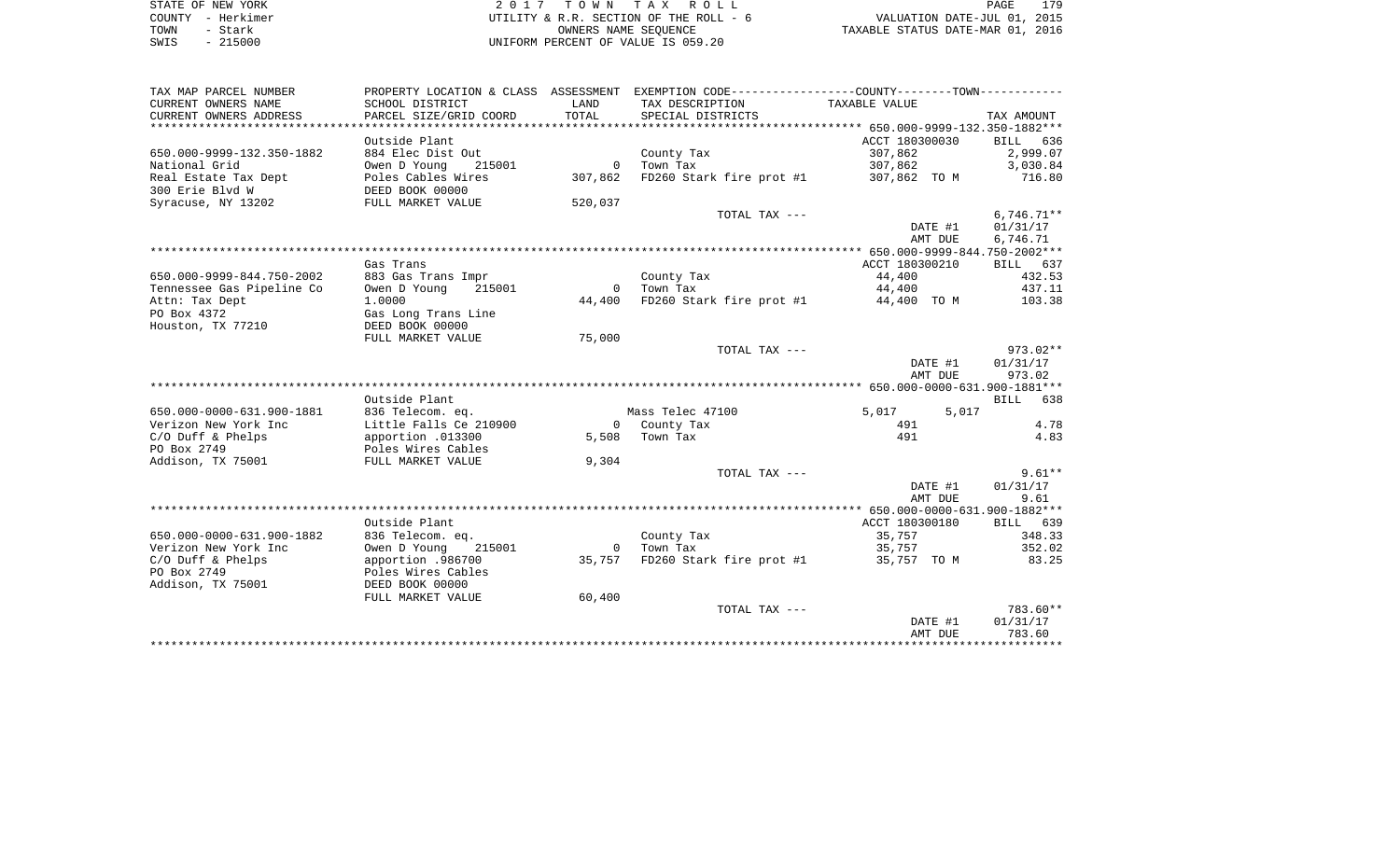| TAX MAP PARCEL NUMBER | PROPERTY LOCATION & CLASS | ASSESSMENT | EXEMPTION CODE-----------------COUNTY--------TOWN----------- | | |
|---|---|---|---|---|---|
| CURRENT OWNERS NAME | SCHOOL DISTRICT | LAND | TAX DESCRIPTION | TAXABLE VALUE | |
| CURRENT OWNERS ADDRESS | PARCEL SIZE/GRID COORD | TOTAL | SPECIAL DISTRICTS | | TAX AMOUNT |
| ******************** 650.000-9999-132.350-1882*** | | | | | |
| | Outside Plant | | | ACCT 180300030 | BILL 636 |
| 650.000-9999-132.350-1882 | 884 Elec Dist Out | | County Tax | 307,862 | 2,999.07 |
| National Grid | Owen D Young 215001 | 0 | Town Tax | 307,862 | 3,030.84 |
| Real Estate Tax Dept | Poles Cables Wires | 307,862 | FD260 Stark fire prot #1 | 307,862 TO M | 716.80 |
| 300 Erie Blvd W | DEED BOOK 00000 | | | | |
| Syracuse, NY 13202 | FULL MARKET VALUE | 520,037 | | | |
| | | | TOTAL TAX --- | | 6,746.71** |
| | | | | DATE #1 | 01/31/17 |
| | | | | AMT DUE | 6,746.71 |
| ******************** 650.000-9999-844.750-2002*** | | | | | |
| | Gas Trans | | | ACCT 180300210 | BILL 637 |
| 650.000-9999-844.750-2002 | 883 Gas Trans Impr | | County Tax | 44,400 | 432.53 |
| Tennessee Gas Pipeline Co | Owen D Young 215001 | 0 | Town Tax | 44,400 | 437.11 |
| Attn: Tax Dept | 1.0000 | 44,400 | FD260 Stark fire prot #1 | 44,400 TO M | 103.38 |
| PO Box 4372 | Gas Long Trans Line | | | | |
| Houston, TX 77210 | DEED BOOK 00000 | | | | |
| | FULL MARKET VALUE | 75,000 | | | |
| | | | TOTAL TAX --- | | 973.02** |
| | | | | DATE #1 | 01/31/17 |
| | | | | AMT DUE | 973.02 |
| ******************** 650.000-0000-631.900-1881*** | | | | | |
| | Outside Plant | | | | BILL 638 |
| 650.000-0000-631.900-1881 | 836 Telecom. eq. | | Mass Telec 47100 | 5,017 5,017 | |
| Verizon New York Inc | Little Falls Ce 210900 | 0 | County Tax | 491 | 4.78 |
| C/O Duff & Phelps | apportion .013300 | 5,508 | Town Tax | 491 | 4.83 |
| PO Box 2749 | Poles Wires Cables | | | | |
| Addison, TX 75001 | FULL MARKET VALUE | 9,304 | | | |
| | | | TOTAL TAX --- | | 9.61** |
| | | | | DATE #1 | 01/31/17 |
| | | | | AMT DUE | 9.61 |
| ******************** 650.000-0000-631.900-1882*** | | | | | |
| | Outside Plant | | | ACCT 180300180 | BILL 639 |
| 650.000-0000-631.900-1882 | 836 Telecom. eq. | | County Tax | 35,757 | 348.33 |
| Verizon New York Inc | Owen D Young 215001 | 0 | Town Tax | 35,757 | 352.02 |
| C/O Duff & Phelps | apportion .986700 | 35,757 | FD260 Stark fire prot #1 | 35,757 TO M | 83.25 |
| PO Box 2749 | Poles Wires Cables | | | | |
| Addison, TX 75001 | DEED BOOK 00000 | | | | |
| | FULL MARKET VALUE | 60,400 | | | |
| | | | TOTAL TAX --- | | 783.60** |
| | | | | DATE #1 | 01/31/17 |
| | | | | AMT DUE | 783.60 |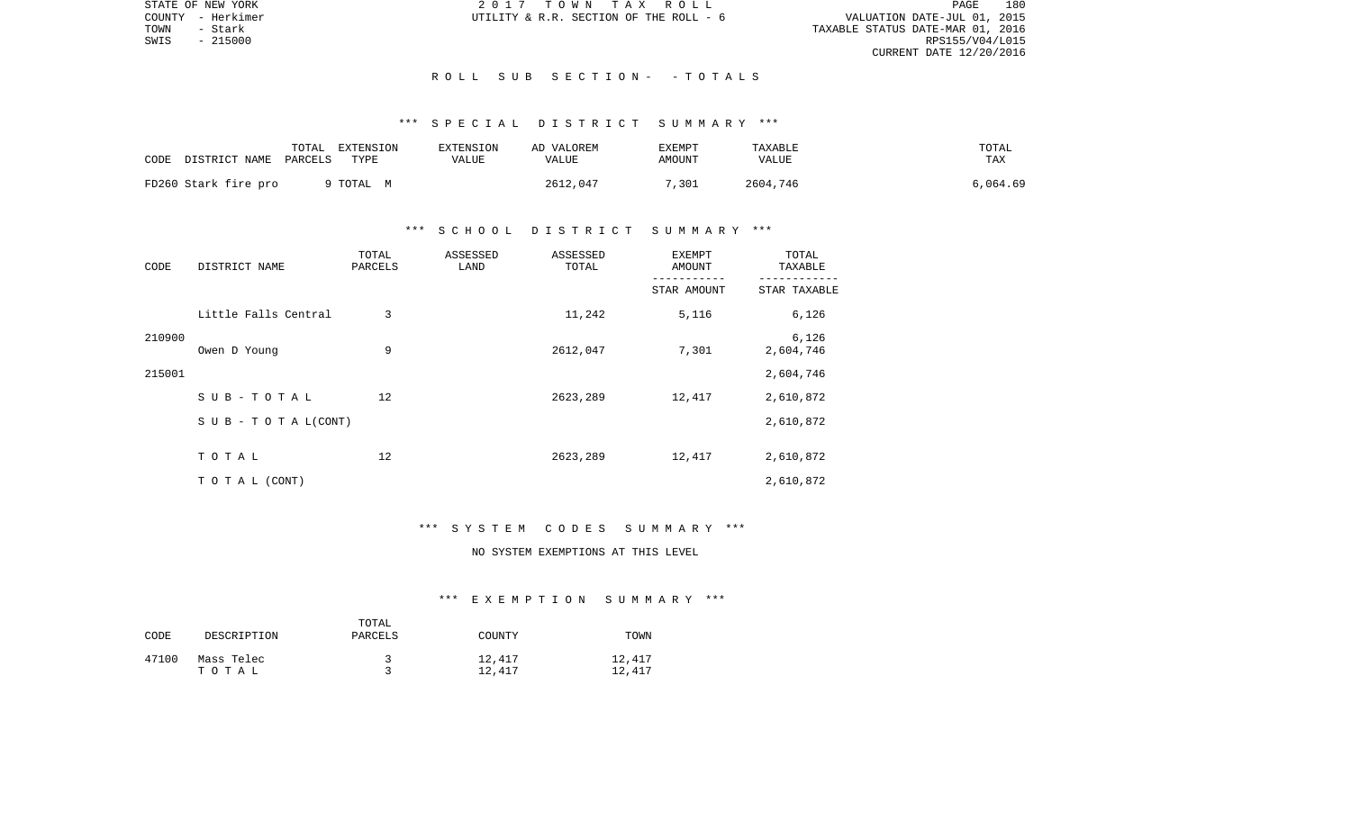STATE OF NEW YORK
COUNTY - Herkimer
TOWN - Stark
SWIS - 215000

2 0 1 7 T O W N T A X R O L L
UTILITY & R.R. SECTION OF THE ROLL - 6

VALUATION DATE-JUL 01, 2015
TAXABLE STATUS DATE-MAR 01, 2016
RPS155/V04/L015
CURRENT DATE 12/20/2016

## R O L L S U B S E C T I O N - - T O T A L S

### *** S P E C I A L D I S T R I C T S U M M A R Y ***

| CODE | DISTRICT NAME | TOTAL PARCELS | EXTENSION TYPE | EXTENSION VALUE | AD VALOREM VALUE | EXEMPT AMOUNT | TAXABLE VALUE | TOTAL TAX |
|---|---|---|---|---|---|---|---|---|
| FD260 | Stark fire pro | 9 | TOTAL M | | 2612,047 | 7,301 | 2604,746 | 6,064.69 |

### *** S C H O O L D I S T R I C T S U M M A R Y ***

| CODE | DISTRICT NAME | TOTAL PARCELS | ASSESSED LAND | ASSESSED TOTAL | EXEMPT AMOUNT / STAR AMOUNT | TOTAL TAXABLE / STAR TAXABLE |
|---|---|---|---|---|---|---|
| 210900 | Little Falls Central | 3 | | 11,242 | 5,116 | 6,126 |
| | | | | | | 6,126 |
| 215001 | Owen D Young | 9 | | 2612,047 | 7,301 | 2,604,746 |
| | | | | | | 2,604,746 |
| | S U B - T O T A L | 12 | | 2623,289 | 12,417 | 2,610,872 |
| | S U B - T O T A L(CONT) | | | | | 2,610,872 |
| | T O T A L | 12 | | 2623,289 | 12,417 | 2,610,872 |
| | T O T A L (CONT) | | | | | 2,610,872 |

### *** S Y S T E M C O D E S S U M M A R Y ***

NO SYSTEM EXEMPTIONS AT THIS LEVEL

### *** E X E M P T I O N S U M M A R Y ***

| CODE | DESCRIPTION | TOTAL PARCELS | COUNTY | TOWN |
|---|---|---|---|---|
| 47100 | Mass Telec | 3 | 12,417 | 12,417 |
| | T O T A L | 3 | 12,417 | 12,417 |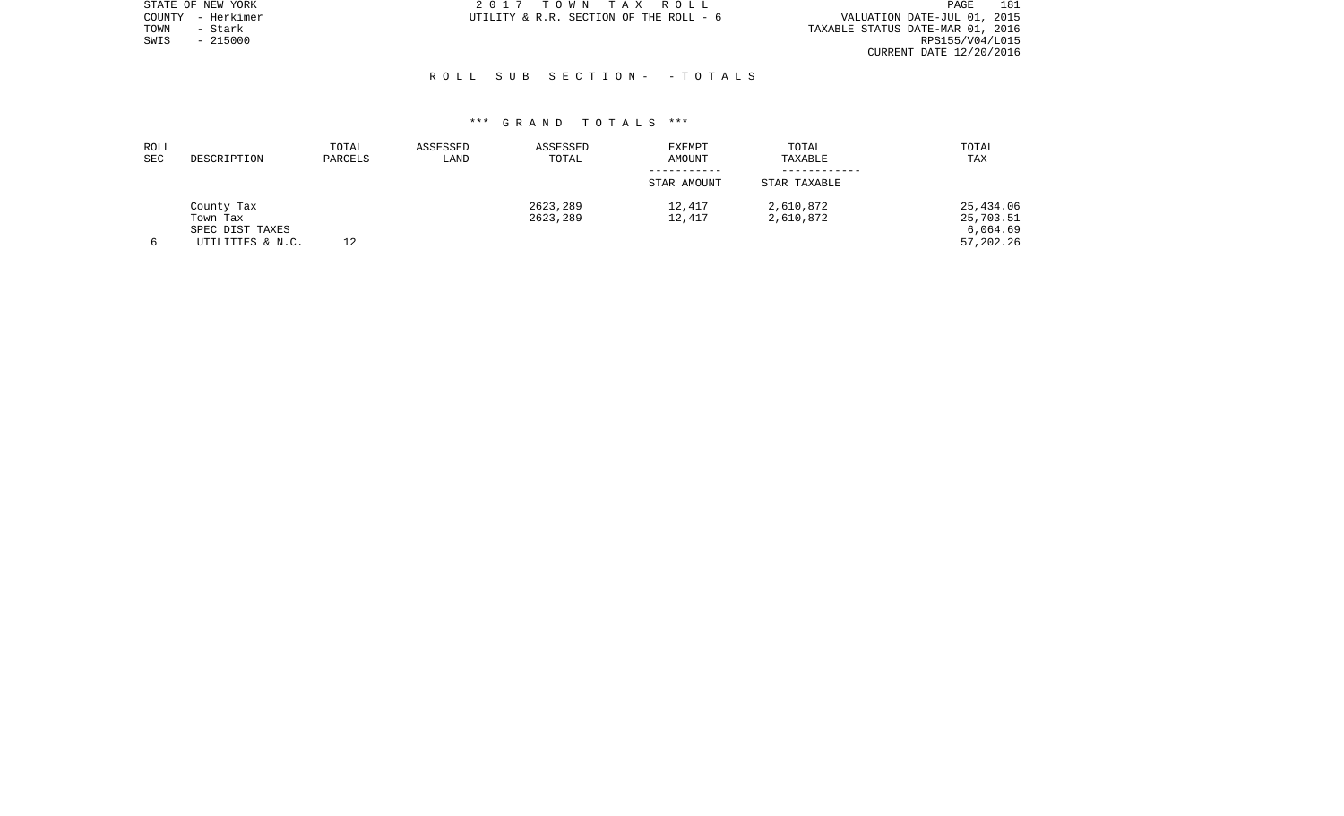STATE OF NEW YORK
COUNTY - Herkimer
TOWN - Stark
SWIS - 215000

2 0 1 7 T O W N T A X R O L L
UTILITY & R.R. SECTION OF THE ROLL - 6

VALUATION DATE-JUL 01, 2015
TAXABLE STATUS DATE-MAR 01, 2016
RPS155/V04/L015
CURRENT DATE 12/20/2016

R O L L S U B S E C T I O N - - T O T A L S

\*\*\* G R A N D T O T A L S \*\*\*

| ROLL SEC | DESCRIPTION | TOTAL PARCELS | ASSESSED LAND | ASSESSED TOTAL | EXEMPT AMOUNT | TOTAL TAXABLE | TOTAL TAX |
|---|---|---|---|---|---|---|---|
| | | | | | STAR AMOUNT | STAR TAXABLE | |
| | County Tax | | | 2623,289 | 12,417 | 2,610,872 | 25,434.06 |
| | Town Tax | | | 2623,289 | 12,417 | 2,610,872 | 25,703.51 |
| | SPEC DIST TAXES | | | | | | 6,064.69 |
| 6 | UTILITIES & N.C. | 12 | | | | | 57,202.26 |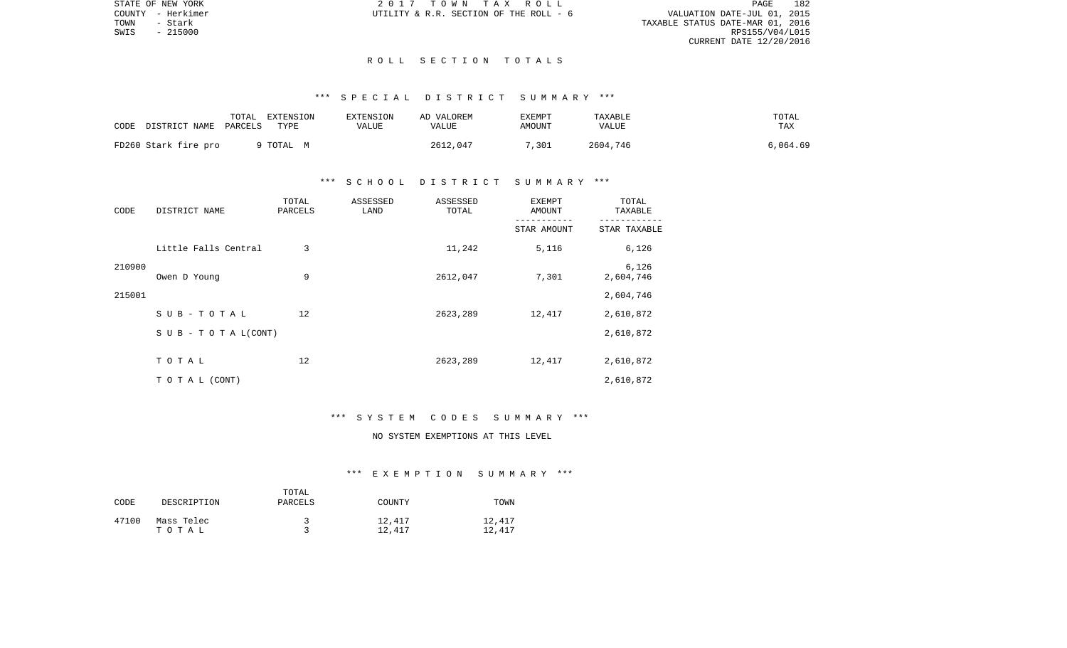STATE OF NEW YORK
COUNTY - Herkimer
TOWN - Stark
SWIS - 215000

2 0 1 7 T O W N T A X R O L L
UTILITY & R.R. SECTION OF THE ROLL - 6

VALUATION DATE-JUL 01, 2015
TAXABLE STATUS DATE-MAR 01, 2016
RPS155/V04/L015
CURRENT DATE 12/20/2016

## R O L L S E C T I O N T O T A L S

### *** S P E C I A L D I S T R I C T S U M M A R Y ***

| CODE DISTRICT NAME | TOTAL PARCELS | EXTENSION TYPE | EXTENSION VALUE | AD VALOREM VALUE | EXEMPT AMOUNT | TAXABLE VALUE | TOTAL TAX |
|---|---|---|---|---|---|---|---|
| FD260 Stark fire pro | 9 | TOTAL M | | 2612,047 | 7,301 | 2604,746 | 6,064.69 |

### *** S C H O O L D I S T R I C T S U M M A R Y ***

| CODE | DISTRICT NAME | TOTAL PARCELS | ASSESSED LAND | ASSESSED TOTAL | EXEMPT AMOUNT / STAR AMOUNT | TOTAL TAXABLE / STAR TAXABLE |
|---|---|---|---|---|---|---|
| | Little Falls Central | 3 | | 11,242 | 5,116 | 6,126 |
| 210900 | | | | | | 6,126 |
| | Owen D Young | 9 | | 2612,047 | 7,301 | 2,604,746 |
| 215001 | | | | | | 2,604,746 |
| | S U B - T O T A L | 12 | | 2623,289 | 12,417 | 2,610,872 |
| | S U B - T O T A L(CONT) | | | | | 2,610,872 |
| | T O T A L | 12 | | 2623,289 | 12,417 | 2,610,872 |
| | T O T A L (CONT) | | | | | 2,610,872 |

### *** S Y S T E M C O D E S S U M M A R Y ***

NO SYSTEM EXEMPTIONS AT THIS LEVEL

### *** E X E M P T I O N S U M M A R Y ***

| CODE | DESCRIPTION | TOTAL PARCELS | COUNTY | TOWN |
|---|---|---|---|---|
| 47100 | Mass Telec | 3 | 12,417 | 12,417 |
| | T O T A L | 3 | 12,417 | 12,417 |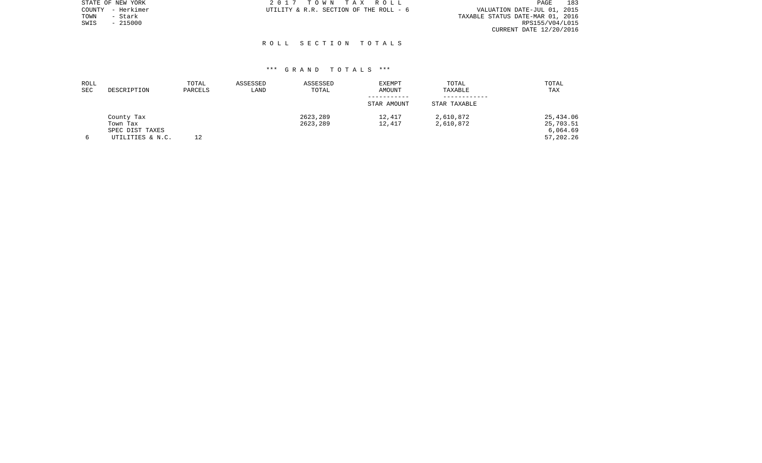STATE OF NEW YORK
COUNTY - Herkimer
TOWN - Stark
SWIS - 215000

2 0 1 7 T O W N T A X R O L L
UTILITY & R.R. SECTION OF THE ROLL - 6

VALUATION DATE-JUL 01, 2015
TAXABLE STATUS DATE-MAR 01, 2016
RPS155/V04/L015
CURRENT DATE 12/20/2016

## R O L L S E C T I O N T O T A L S

### \*\*\* G R A N D T O T A L S \*\*\*

| ROLL SEC | DESCRIPTION | TOTAL PARCELS | ASSESSED LAND | ASSESSED TOTAL | EXEMPT AMOUNT / STAR AMOUNT | TOTAL TAXABLE / STAR TAXABLE | TOTAL TAX |
|---|---|---|---|---|---|---|---|
| | County Tax | | | 2623,289 | 12,417 | 2,610,872 | 25,434.06 |
| | Town Tax | | | 2623,289 | 12,417 | 2,610,872 | 25,703.51 |
| | SPEC DIST TAXES | | | | | | 6,064.69 |
| 6 | UTILITIES & N.C. | 12 | | | | | 57,202.26 |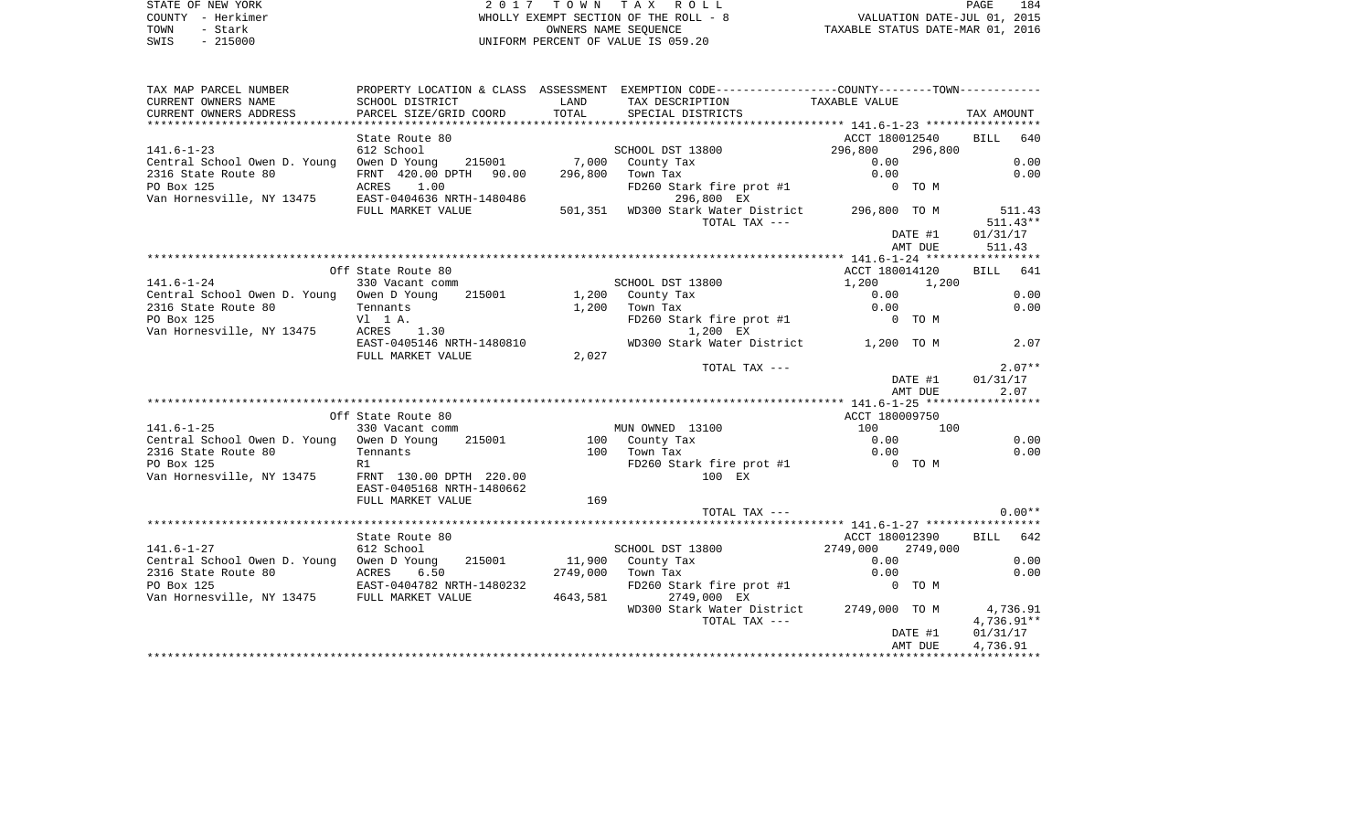STATE OF NEW YORK
COUNTY - Herkimer
TOWN - Stark
SWIS - 215000

2 0 1 7 T O W N T A X R O L L
WHOLLY EXEMPT SECTION OF THE ROLL - 8
OWNERS NAME SEQUENCE
UNIFORM PERCENT OF VALUE IS 059.20

VALUATION DATE-JUL 01, 2015
TAXABLE STATUS DATE-MAR 01, 2016

```
TAX MAP PARCEL NUMBER          PROPERTY LOCATION & CLASS  ASSESSMENT  EXEMPTION CODE-----------------COUNTY--------TOWN-----------
CURRENT OWNERS NAME            SCHOOL DISTRICT              LAND      TAX DESCRIPTION              TAXABLE VALUE
CURRENT OWNERS ADDRESS         PARCEL SIZE/GRID COORD       TOTAL     SPECIAL DISTRICTS                                    TAX AMOUNT
*********************************************************************************************** 141.6-1-23 *****************
                               State Route 80                                                   ACCT 180012540     BILL   640
141.6-1-23                     612 School                             SCHOOL DST 13800          296,800     296,800
Central School Owen D. Young   Owen D Young     215001       7,000    County Tax                    0.00                  0.00
2316 State Route 80            FRNT 420.00 DPTH   90.00    296,800    Town Tax                      0.00                  0.00
PO Box 125                     ACRES     1.00                         FD260 Stark fire prot #1          0 TO M
Van Hornesville, NY 13475      EAST-0404636 NRTH-1480486                    296,800 EX
                               FULL MARKET VALUE           501,351    WD300 Stark Water District    296,800 TO M          511.43
                                                                                 TOTAL TAX ---                            511.43**
                                                                                                        DATE #1       01/31/17
                                                                                                        AMT DUE         511.43
*********************************************************************************************** 141.6-1-24 *****************
                               Off State Route 80                                               ACCT 180014120     BILL   641
141.6-1-24                     330 Vacant comm                        SCHOOL DST 13800            1,200       1,200
Central School Owen D. Young   Owen D Young     215001       1,200    County Tax                    0.00                  0.00
2316 State Route 80            Tennants                      1,200    Town Tax                      0.00                  0.00
PO Box 125                     Vl  1 A.                               FD260 Stark fire prot #1          0 TO M
Van Hornesville, NY 13475      ACRES     1.30                                 1,200 EX
                               EAST-0405146 NRTH-1480810              WD300 Stark Water District      1,200 TO M            2.07
                               FULL MARKET VALUE             2,027
                                                                                 TOTAL TAX ---                              2.07**
                                                                                                        DATE #1       01/31/17
                                                                                                        AMT DUE           2.07
*********************************************************************************************** 141.6-1-25 *****************
                               Off State Route 80                                               ACCT 180009750
141.6-1-25                     330 Vacant comm                        MUN OWNED  13100              100         100
Central School Owen D. Young   Owen D Young     215001         100    County Tax                    0.00                  0.00
2316 State Route 80            Tennants                        100    Town Tax                      0.00                  0.00
PO Box 125                     R1                                     FD260 Stark fire prot #1          0 TO M
Van Hornesville, NY 13475      FRNT 130.00 DPTH 220.00                          100 EX
                               EAST-0405168 NRTH-1480662
                               FULL MARKET VALUE               169
                                                                                 TOTAL TAX ---                              0.00**
*********************************************************************************************** 141.6-1-27 *****************
                               State Route 80                                                   ACCT 180012390     BILL   642
141.6-1-27                     612 School                             SCHOOL DST 13800         2749,000    2749,000
Central School Owen D. Young   Owen D Young     215001      11,900    County Tax                    0.00                  0.00
2316 State Route 80            ACRES     6.50             2749,000    Town Tax                      0.00                  0.00
PO Box 125                     EAST-0404782 NRTH-1480232              FD260 Stark fire prot #1          0 TO M
Van Hornesville, NY 13475      FULL MARKET VALUE          4643,581          2749,000 EX
                                                                      WD300 Stark Water District   2749,000 TO M        4,736.91
                                                                                 TOTAL TAX ---                          4,736.91**
                                                                                                        DATE #1       01/31/17
                                                                                                        AMT DUE       4,736.91
************************************************************************************************************************************
```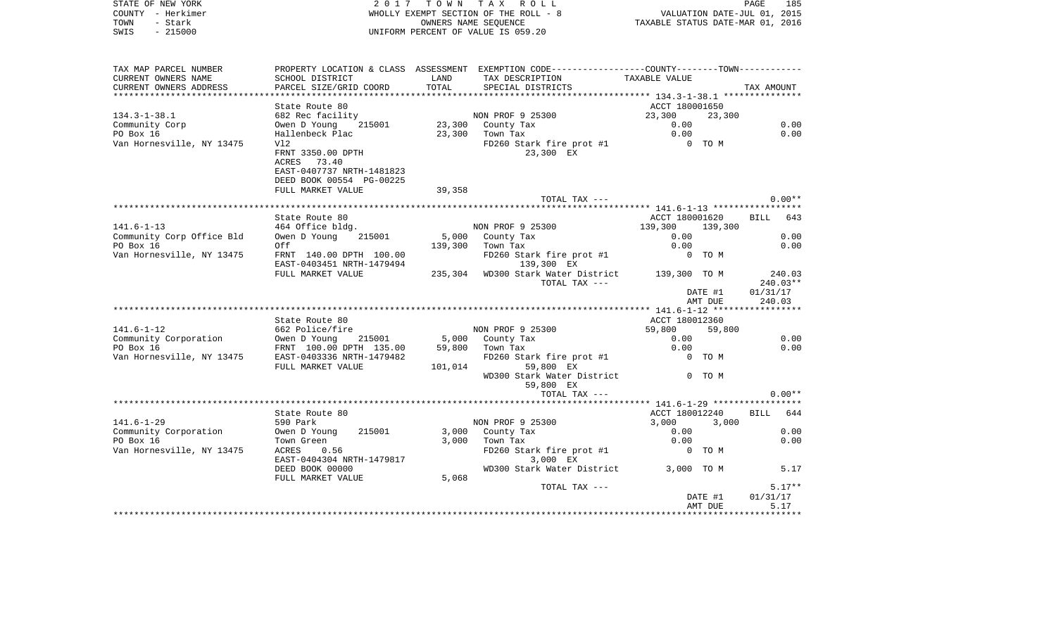STATE OF NEW YORK 2 0 1 7 T O W N T A X R O L L
COUNTY - Herkimer WHOLLY EXEMPT SECTION OF THE ROLL - 8 VALUATION DATE-JUL 01, 2015
TOWN - Stark OWNERS NAME SEQUENCE TAXABLE STATUS DATE-MAR 01, 2016
SWIS - 215000 UNIFORM PERCENT OF VALUE IS 059.20

```
TAX MAP PARCEL NUMBER          PROPERTY LOCATION & CLASS  ASSESSMENT  EXEMPTION CODE-----------------COUNTY--------TOWN-----------
CURRENT OWNERS NAME            SCHOOL DISTRICT            LAND        TAX DESCRIPTION              TAXABLE VALUE
CURRENT OWNERS ADDRESS         PARCEL SIZE/GRID COORD     TOTAL       SPECIAL DISTRICTS                                  TAX AMOUNT
*********************************************************************************************** 134.3-1-38.1 ***************
                               State Route 80                                                  ACCT 180001650
134.3-1-38.1                   682 Rec facility                       NON PROF 9 25300         23,300     23,300
Community Corp                 Owen D Young     215001      23,300    County Tax                 0.00                    0.00
PO Box 16                      Hallenbeck Plac              23,300    Town Tax                   0.00                    0.00
Van Hornesville, NY 13475      Vl2                                    FD260 Stark fire prot #1        0 TO M
                               FRNT 3350.00 DPTH                           23,300 EX
                               ACRES  73.40
                               EAST-0407737 NRTH-1481823
                               DEED BOOK 00554 PG-00225
                               FULL MARKET VALUE            39,358
                                                                          TOTAL TAX ---                                  0.00**
*********************************************************************************************** 141.6-1-13 *****************
                               State Route 80                                                  ACCT 180001620       BILL   643
141.6-1-13                     464 Office bldg.                       NON PROF 9 25300        139,300    139,300
Community Corp Office Bld      Owen D Young     215001       5,000    County Tax                 0.00                    0.00
PO Box 16                      Off                         139,300    Town Tax                   0.00                    0.00
Van Hornesville, NY 13475      FRNT 140.00 DPTH 100.00                FD260 Stark fire prot #1        0 TO M
                               EAST-0403451 NRTH-1479494                  139,300 EX
                               FULL MARKET VALUE           235,304    WD300 Stark Water District    139,300 TO M            240.03
                                                                          TOTAL TAX ---                                240.03**
                                                                                               DATE #1             01/31/17
                                                                                               AMT DUE               240.03
*********************************************************************************************** 141.6-1-12 *****************
                               State Route 80                                                  ACCT 180012360
141.6-1-12                     662 Police/fire                        NON PROF 9 25300         59,800     59,800
Community Corporation          Owen D Young     215001       5,000    County Tax                 0.00                    0.00
PO Box 16                      FRNT 100.00 DPTH 135.00      59,800    Town Tax                   0.00                    0.00
Van Hornesville, NY 13475      EAST-0403336 NRTH-1479482              FD260 Stark fire prot #1        0 TO M
                               FULL MARKET VALUE           101,014         59,800 EX
                                                                      WD300 Stark Water District        0 TO M
                                                                           59,800 EX
                                                                          TOTAL TAX ---                                  0.00**
*********************************************************************************************** 141.6-1-29 *****************
                               State Route 80                                                  ACCT 180012240       BILL   644
141.6-1-29                     590 Park                               NON PROF 9 25300          3,000      3,000
Community Corporation          Owen D Young     215001       3,000    County Tax                 0.00                    0.00
PO Box 16                      Town Green                    3,000    Town Tax                   0.00                    0.00
Van Hornesville, NY 13475      ACRES    0.56                          FD260 Stark fire prot #1        0 TO M
                               EAST-0404304 NRTH-1479817                    3,000 EX
                               DEED BOOK 00000                        WD300 Stark Water District      3,000 TO M              5.17
                               FULL MARKET VALUE             5,068
                                                                          TOTAL TAX ---                                  5.17**
                                                                                               DATE #1             01/31/17
                                                                                               AMT DUE                 5.17
****************************************************************************************************************************
```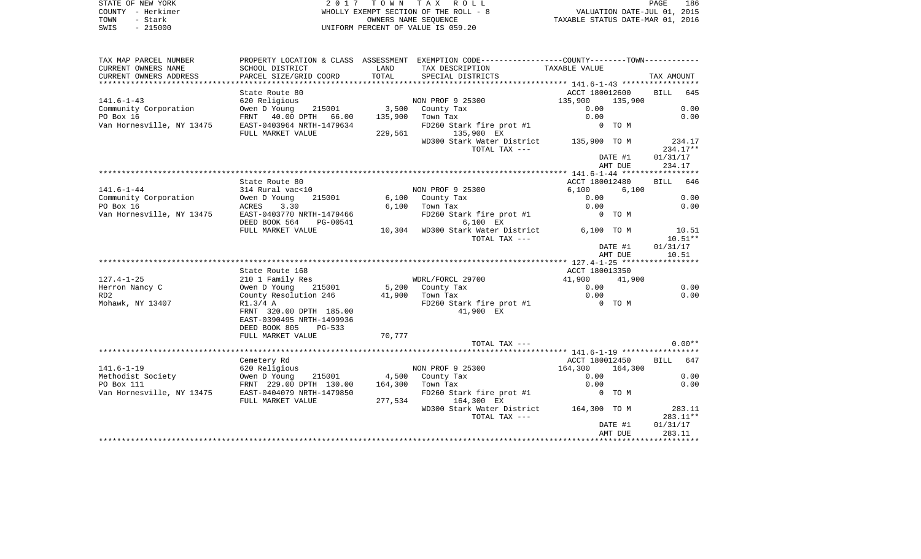STATE OF NEW YORK — 2 0 1 7 T O W N T A X R O L L
COUNTY - Herkimer — WHOLLY EXEMPT SECTION OF THE ROLL - 8 — VALUATION DATE-JUL 01, 2015
TOWN - Stark — OWNERS NAME SEQUENCE — TAXABLE STATUS DATE-MAR 01, 2016
SWIS - 215000 — UNIFORM PERCENT OF VALUE IS 059.20

| TAX MAP PARCEL NUMBER / CURRENT OWNERS NAME / CURRENT OWNERS ADDRESS | PROPERTY LOCATION & CLASS / SCHOOL DISTRICT / PARCEL SIZE/GRID COORD | ASSESSMENT LAND / TOTAL | EXEMPTION CODE / TAX DESCRIPTION / SPECIAL DISTRICTS | COUNTY--------TOWN / TAXABLE VALUE | TAX AMOUNT |
|---|---|---|---|---|---|
| | State Route 80 | | | ACCT 180012600 | BILL 645 |
| 141.6-1-43 | 620 Religious | | NON PROF 9 25300 | 135,900 135,900 | |
| Community Corporation | Owen D Young 215001 | 3,500 | County Tax | 0.00 | 0.00 |
| PO Box 16 | FRNT 40.00 DPTH 66.00 | 135,900 | Town Tax | 0.00 | 0.00 |
| Van Hornesville, NY 13475 | EAST-0403964 NRTH-1479634 | | FD260 Stark fire prot #1 | 0 TO M | |
| | FULL MARKET VALUE | 229,561 | 135,900 EX | | |
| | | | WD300 Stark Water District | 135,900 TO M | 234.17 |
| | | | TOTAL TAX --- | | 234.17** |
| | | | | DATE #1 | 01/31/17 |
| | | | | AMT DUE | 234.17 |
| | State Route 80 | | | ACCT 180012480 | BILL 646 |
| 141.6-1-44 | 314 Rural vac<10 | | NON PROF 9 25300 | 6,100 6,100 | |
| Community Corporation | Owen D Young 215001 | 6,100 | County Tax | 0.00 | 0.00 |
| PO Box 16 | ACRES 3.30 | 6,100 | Town Tax | 0.00 | 0.00 |
| Van Hornesville, NY 13475 | EAST-0403770 NRTH-1479466 | | FD260 Stark fire prot #1 | 0 TO M | |
| | DEED BOOK 564 PG-00541 | | 6,100 EX | | |
| | FULL MARKET VALUE | 10,304 | WD300 Stark Water District | 6,100 TO M | 10.51 |
| | | | TOTAL TAX --- | | 10.51** |
| | | | | DATE #1 | 01/31/17 |
| | | | | AMT DUE | 10.51 |
| | State Route 168 | | | ACCT 180013350 | |
| 127.4-1-25 | 210 1 Family Res | | WDRL/FORCL 29700 | 41,900 41,900 | |
| Herron Nancy C | Owen D Young 215001 | 5,200 | County Tax | 0.00 | 0.00 |
| RD2 | County Resolution 246 | 41,900 | Town Tax | 0.00 | 0.00 |
| Mohawk, NY 13407 | R1.3/4 A | | FD260 Stark fire prot #1 | 0 TO M | |
| | FRNT 320.00 DPTH 185.00 | | 41,900 EX | | |
| | EAST-0390495 NRTH-1499936 | | | | |
| | DEED BOOK 805 PG-533 | | | | |
| | FULL MARKET VALUE | 70,777 | | | |
| | | | TOTAL TAX --- | | 0.00** |
| | Cemetery Rd | | | ACCT 180012450 | BILL 647 |
| 141.6-1-19 | 620 Religious | | NON PROF 9 25300 | 164,300 164,300 | |
| Methodist Society | Owen D Young 215001 | 4,500 | County Tax | 0.00 | 0.00 |
| PO Box 111 | FRNT 229.00 DPTH 130.00 | 164,300 | Town Tax | 0.00 | 0.00 |
| Van Hornesville, NY 13475 | EAST-0404079 NRTH-1479850 | | FD260 Stark fire prot #1 | 0 TO M | |
| | FULL MARKET VALUE | 277,534 | 164,300 EX | | |
| | | | WD300 Stark Water District | 164,300 TO M | 283.11 |
| | | | TOTAL TAX --- | | 283.11** |
| | | | | DATE #1 | 01/31/17 |
| | | | | AMT DUE | 283.11 |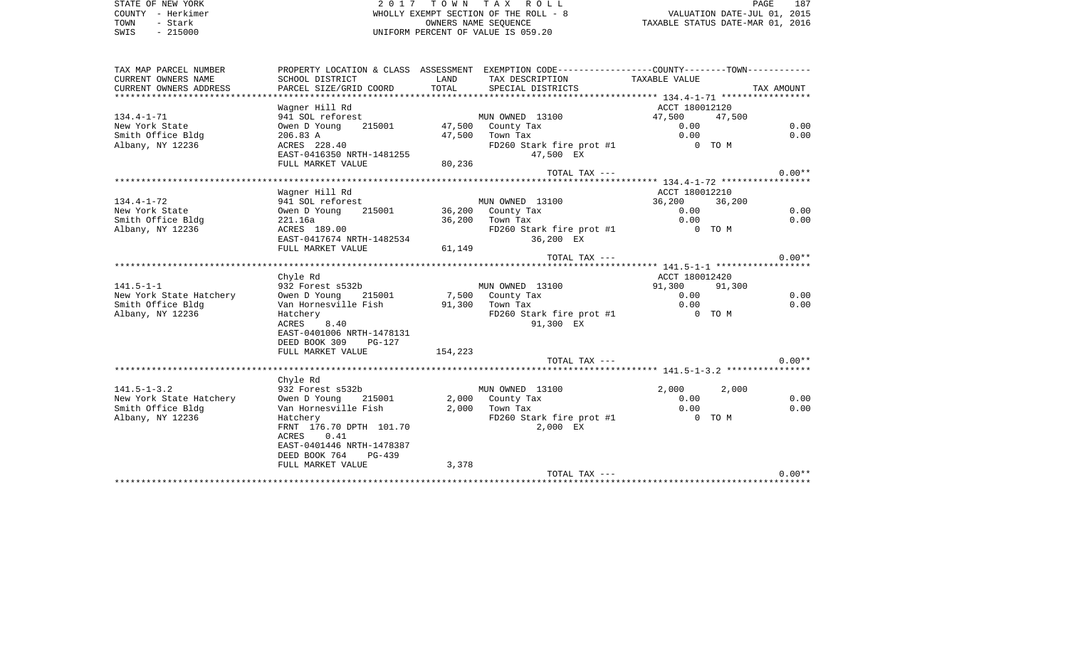STATE OF NEW YORK
COUNTY - Herkimer
TOWN - Stark
SWIS - 215000

2 0 1 7 T O W N T A X R O L L
WHOLLY EXEMPT SECTION OF THE ROLL - 8
OWNERS NAME SEQUENCE
UNIFORM PERCENT OF VALUE IS 059.20

VALUATION DATE-JUL 01, 2015
TAXABLE STATUS DATE-MAR 01, 2016

| TAX MAP PARCEL NUMBER<br>CURRENT OWNERS NAME<br>CURRENT OWNERS ADDRESS | PROPERTY LOCATION & CLASS<br>SCHOOL DISTRICT<br>PARCEL SIZE/GRID COORD | ASSESSMENT<br>LAND<br>TOTAL | EXEMPTION CODE-----COUNTY-----TOWN-----<br>TAX DESCRIPTION<br>SPECIAL DISTRICTS | TAXABLE VALUE | | TAX AMOUNT |
|---|---|---|---|---|---|---|
| **134.4-1-71** | | | | | | |
| | Wagner Hill Rd | | | ACCT 180012120 | | |
| 134.4-1-71 | 941 SOL reforest | | MUN OWNED 13100 | 47,500 | 47,500 | |
| New York State | Owen D Young 215001 | 47,500 | County Tax | 0.00 | | 0.00 |
| Smith Office Bldg | 206.83 A | 47,500 | Town Tax | 0.00 | | 0.00 |
| Albany, NY 12236 | ACRES 228.40 | | FD260 Stark fire prot #1 | 0 TO M | | |
| | EAST-0416350 NRTH-1481255 | | 47,500 EX | | | |
| | FULL MARKET VALUE | 80,236 | | | | |
| | | | TOTAL TAX --- | | | 0.00** |
| **134.4-1-72** | | | | | | |
| | Wagner Hill Rd | | | ACCT 180012210 | | |
| 134.4-1-72 | 941 SOL reforest | | MUN OWNED 13100 | 36,200 | 36,200 | |
| New York State | Owen D Young 215001 | 36,200 | County Tax | 0.00 | | 0.00 |
| Smith Office Bldg | 221.16a | 36,200 | Town Tax | 0.00 | | 0.00 |
| Albany, NY 12236 | ACRES 189.00 | | FD260 Stark fire prot #1 | 0 TO M | | |
| | EAST-0417674 NRTH-1482534 | | 36,200 EX | | | |
| | FULL MARKET VALUE | 61,149 | | | | |
| | | | TOTAL TAX --- | | | 0.00** |
| **141.5-1-1** | | | | | | |
| | Chyle Rd | | | ACCT 180012420 | | |
| 141.5-1-1 | 932 Forest s532b | | MUN OWNED 13100 | 91,300 | 91,300 | |
| New York State Hatchery | Owen D Young 215001 | 7,500 | County Tax | 0.00 | | 0.00 |
| Smith Office Bldg | Van Hornesville Fish | 91,300 | Town Tax | 0.00 | | 0.00 |
| Albany, NY 12236 | Hatchery | | FD260 Stark fire prot #1 | 0 TO M | | |
| | ACRES 8.40 | | 91,300 EX | | | |
| | EAST-0401006 NRTH-1478131 | | | | | |
| | DEED BOOK 309 PG-127 | | | | | |
| | FULL MARKET VALUE | 154,223 | | | | |
| | | | TOTAL TAX --- | | | 0.00** |
| **141.5-1-3.2** | | | | | | |
| | Chyle Rd | | | | | |
| 141.5-1-3.2 | 932 Forest s532b | | MUN OWNED 13100 | 2,000 | 2,000 | |
| New York State Hatchery | Owen D Young 215001 | 2,000 | County Tax | 0.00 | | 0.00 |
| Smith Office Bldg | Van Hornesville Fish | 2,000 | Town Tax | 0.00 | | 0.00 |
| Albany, NY 12236 | Hatchery | | FD260 Stark fire prot #1 | 0 TO M | | |
| | FRNT 176.70 DPTH 101.70 | | 2,000 EX | | | |
| | ACRES 0.41 | | | | | |
| | EAST-0401446 NRTH-1478387 | | | | | |
| | DEED BOOK 764 PG-439 | | | | | |
| | FULL MARKET VALUE | 3,378 | | | | |
| | | | TOTAL TAX --- | | | 0.00** |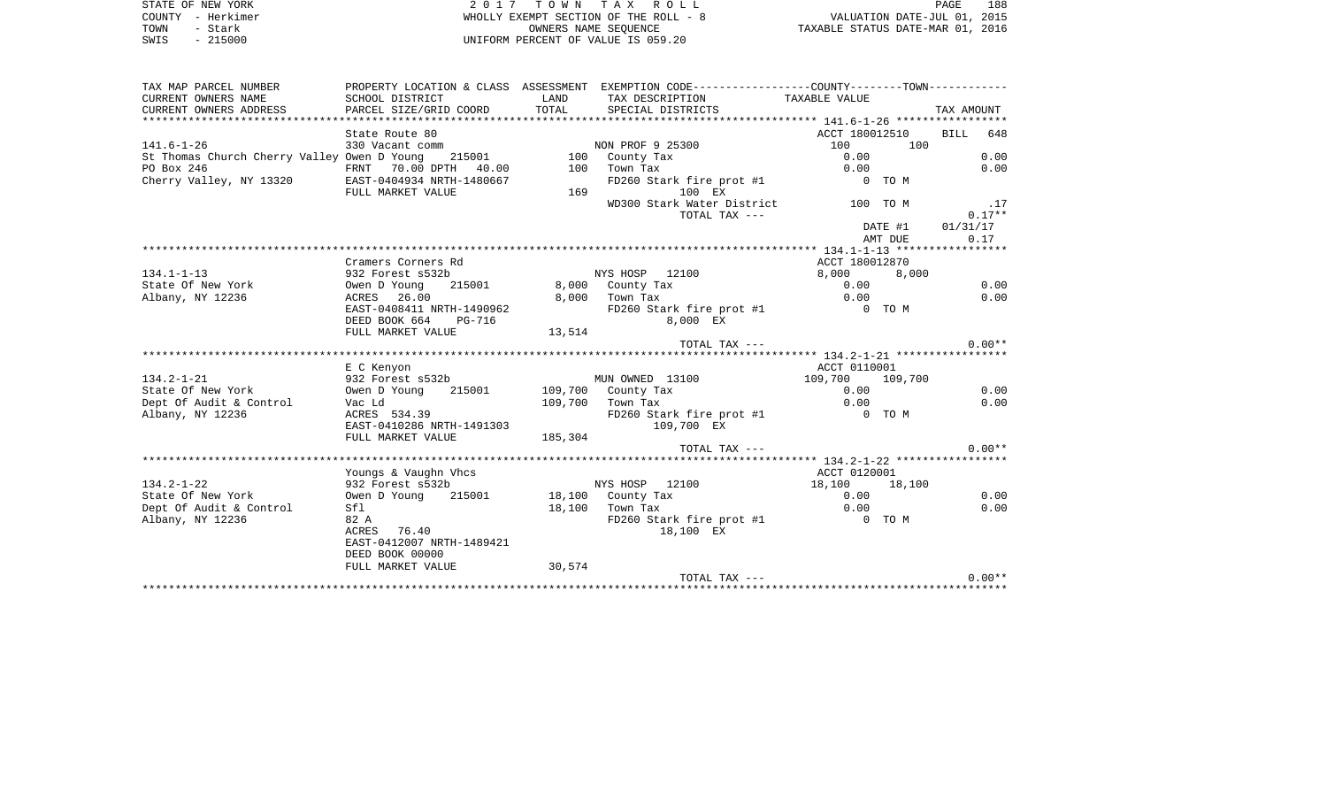STATE OF NEW YORK
COUNTY - Herkimer
TOWN - Stark
SWIS - 215000

2 0 1 7 T O W N T A X R O L L
WHOLLY EXEMPT SECTION OF THE ROLL - 8
OWNERS NAME SEQUENCE
UNIFORM PERCENT OF VALUE IS 059.20

VALUATION DATE-JUL 01, 2015
TAXABLE STATUS DATE-MAR 01, 2016

| TAX MAP PARCEL NUMBER / CURRENT OWNERS NAME / CURRENT OWNERS ADDRESS | PROPERTY LOCATION & CLASS / SCHOOL DISTRICT / PARCEL SIZE/GRID COORD | ASSESSMENT LAND / TOTAL | EXEMPTION CODE / TAX DESCRIPTION / SPECIAL DISTRICTS | COUNTY TAXABLE VALUE | TOWN | TAX AMOUNT |
|---|---|---|---|---|---|---|
| **141.6-1-26** | State Route 80 | | | ACCT 180012510 | | BILL 648 |
| 141.6-1-26 | 330 Vacant comm | | NON PROF 9 25300 | 100 | 100 | |
| St Thomas Church Cherry Valley | Owen D Young 215001 | 100 | County Tax | 0.00 | | 0.00 |
| PO Box 246 | FRNT 70.00 DPTH 40.00 | 100 | Town Tax | 0.00 | | 0.00 |
| Cherry Valley, NY 13320 | EAST-0404934 NRTH-1480667 | | FD260 Stark fire prot #1 | 0 TO M | | |
| | FULL MARKET VALUE | 169 | 100 EX | | | |
| | | | WD300 Stark Water District | 100 TO M | | .17 |
| | | | TOTAL TAX --- | | | 0.17** |
| | | | | DATE #1 | | 01/31/17 |
| | | | | AMT DUE | | 0.17 |
| **134.1-1-13** | Cramers Corners Rd | | | ACCT 180012870 | | |
| 134.1-1-13 | 932 Forest s532b | | NYS HOSP 12100 | 8,000 | 8,000 | |
| State Of New York | Owen D Young 215001 | 8,000 | County Tax | 0.00 | | 0.00 |
| Albany, NY 12236 | ACRES 26.00 | 8,000 | Town Tax | 0.00 | | 0.00 |
| | EAST-0408411 NRTH-1490962 | | FD260 Stark fire prot #1 | 0 TO M | | |
| | DEED BOOK 664 PG-716 | | 8,000 EX | | | |
| | FULL MARKET VALUE | 13,514 | | | | |
| | | | TOTAL TAX --- | | | 0.00** |
| **134.2-1-21** | E C Kenyon | | | ACCT 0110001 | | |
| 134.2-1-21 | 932 Forest s532b | | MUN OWNED 13100 | 109,700 | 109,700 | |
| State Of New York | Owen D Young 215001 | 109,700 | County Tax | 0.00 | | 0.00 |
| Dept Of Audit & Control | Vac Ld | 109,700 | Town Tax | 0.00 | | 0.00 |
| Albany, NY 12236 | ACRES 534.39 | | FD260 Stark fire prot #1 | 0 TO M | | |
| | EAST-0410286 NRTH-1491303 | | 109,700 EX | | | |
| | FULL MARKET VALUE | 185,304 | | | | |
| | | | TOTAL TAX --- | | | 0.00** |
| **134.2-1-22** | Youngs & Vaughn Vhcs | | | ACCT 0120001 | | |
| 134.2-1-22 | 932 Forest s532b | | NYS HOSP 12100 | 18,100 | 18,100 | |
| State Of New York | Owen D Young 215001 | 18,100 | County Tax | 0.00 | | 0.00 |
| Dept Of Audit & Control | Sfl | 18,100 | Town Tax | 0.00 | | 0.00 |
| Albany, NY 12236 | 82 A | | FD260 Stark fire prot #1 | 0 TO M | | |
| | ACRES 76.40 | | 18,100 EX | | | |
| | EAST-0412007 NRTH-1489421 | | | | | |
| | DEED BOOK 00000 | | | | | |
| | FULL MARKET VALUE | 30,574 | | | | |
| | | | TOTAL TAX --- | | | 0.00** |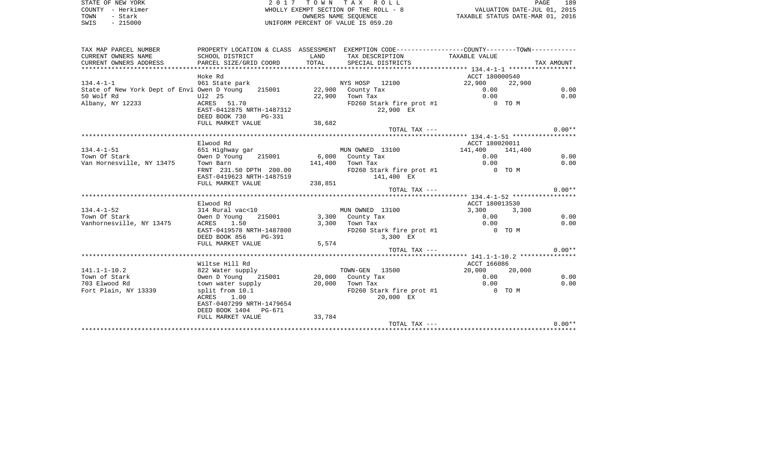STATE OF NEW YORK — 2017 TOWN TAX ROLL
COUNTY - Herkimer — WHOLLY EXEMPT SECTION OF THE ROLL - 8 — VALUATION DATE-JUL 01, 2015
TOWN - Stark — OWNERS NAME SEQUENCE — TAXABLE STATUS DATE-MAR 01, 2016
SWIS - 215000 — UNIFORM PERCENT OF VALUE IS 059.20

| TAX MAP PARCEL NUMBER / CURRENT OWNERS NAME / CURRENT OWNERS ADDRESS | PROPERTY LOCATION & CLASS / SCHOOL DISTRICT / PARCEL SIZE/GRID COORD | ASSESSMENT LAND / TOTAL | EXEMPTION CODE / TAX DESCRIPTION / SPECIAL DISTRICTS | COUNTY | TOWN | TAX AMOUNT |
|---|---|---|---|---|---|---|
| **134.4-1-1** | Hoke Rd | | | ACCT 180000540 | | |
| | 961 State park | | NYS HOSP 12100 | 22,900 | 22,900 | |
| State of New York Dept of Envi | Owen D Young 215001 | 22,900 | County Tax | 0.00 | | 0.00 |
| 50 Wolf Rd | Ul2 25 | 22,900 | Town Tax | 0.00 | | 0.00 |
| Albany, NY 12233 | ACRES 51.70 | | FD260 Stark fire prot #1 | 0 TO M | | |
| | EAST-0412875 NRTH-1487312 | | 22,900 EX | | | |
| | DEED BOOK 730 PG-331 | | | | | |
| | FULL MARKET VALUE | 38,682 | | | | |
| | | | TOTAL TAX --- | | | 0.00** |
| **134.4-1-51** | Elwood Rd | | | ACCT 180020011 | | |
| | 651 Highway gar | | MUN OWNED 13100 | 141,400 | 141,400 | |
| Town Of Stark | Owen D Young 215001 | 6,000 | County Tax | 0.00 | | 0.00 |
| Van Hornesville, NY 13475 | Town Barn | 141,400 | Town Tax | 0.00 | | 0.00 |
| | FRNT 231.50 DPTH 200.00 | | FD260 Stark fire prot #1 | 0 TO M | | |
| | EAST-0419623 NRTH-1487519 | | 141,400 EX | | | |
| | FULL MARKET VALUE | 238,851 | | | | |
| | | | TOTAL TAX --- | | | 0.00** |
| **134.4-1-52** | Elwood Rd | | | ACCT 180013530 | | |
| | 314 Rural vac<10 | | MUN OWNED 13100 | 3,300 | 3,300 | |
| Town Of Stark | Owen D Young 215001 | 3,300 | County Tax | 0.00 | | 0.00 |
| Vanhornesville, NY 13475 | ACRES 1.50 | 3,300 | Town Tax | 0.00 | | 0.00 |
| | EAST-0419578 NRTH-1487800 | | FD260 Stark fire prot #1 | 0 TO M | | |
| | DEED BOOK 856 PG-391 | | 3,300 EX | | | |
| | FULL MARKET VALUE | 5,574 | | | | |
| | | | TOTAL TAX --- | | | 0.00** |
| **141.1-1-10.2** | Wiltse Hill Rd | | | ACCT 166086 | | |
| | 822 Water supply | | TOWN-GEN 13500 | 20,000 | 20,000 | |
| Town of Stark | Owen D Young 215001 | 20,000 | County Tax | 0.00 | | 0.00 |
| 703 Elwood Rd | town water supply | 20,000 | Town Tax | 0.00 | | 0.00 |
| Fort Plain, NY 13339 | split from 10.1 | | FD260 Stark fire prot #1 | 0 TO M | | |
| | ACRES 1.00 | | 20,000 EX | | | |
| | EAST-0407299 NRTH-1479654 | | | | | |
| | DEED BOOK 1404 PG-671 | | | | | |
| | FULL MARKET VALUE | 33,784 | | | | |
| | | | TOTAL TAX --- | | | 0.00** |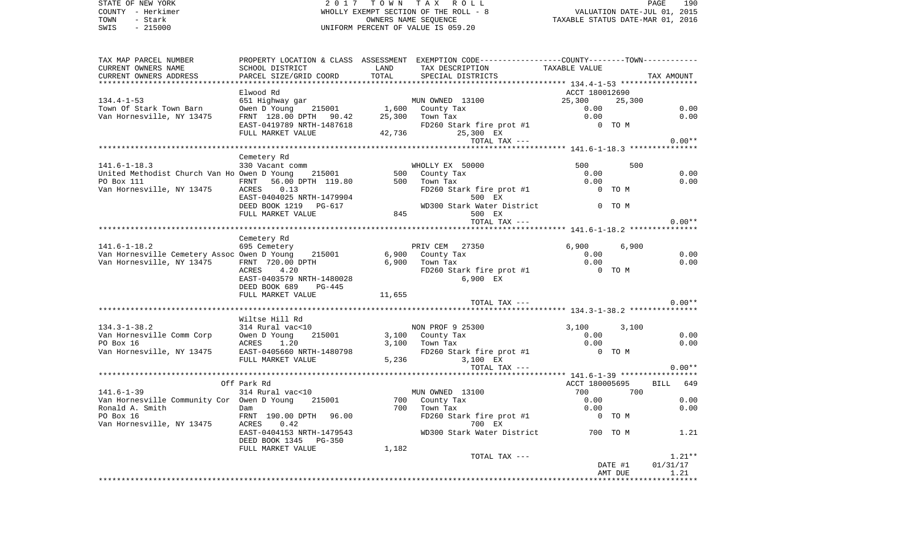STATE OF NEW YORK — 2017 TOWN TAX ROLL — PAGE 190
COUNTY - Herkimer — WHOLLY EXEMPT SECTION OF THE ROLL - 8 — VALUATION DATE-JUL 01, 2015
TOWN - Stark — OWNERS NAME SEQUENCE — TAXABLE STATUS DATE-MAR 01, 2016
SWIS - 215000 — UNIFORM PERCENT OF VALUE IS 059.20

| TAX MAP PARCEL NUMBER / CURRENT OWNERS NAME / CURRENT OWNERS ADDRESS | PROPERTY LOCATION & CLASS / SCHOOL DISTRICT / PARCEL SIZE/GRID COORD | ASSESSMENT LAND | TOTAL | EXEMPTION CODE / TAX DESCRIPTION / SPECIAL DISTRICTS | COUNTY / TOWN TAXABLE VALUE | | TAX AMOUNT |
|---|---|---|---|---|---|---|---|
| **134.4-1-53** | Elwood Rd | | | | ACCT 180012690 | | |
| | 651 Highway gar | | | MUN OWNED 13100 | 25,300 | 25,300 | |
| Town Of Stark Town Barn | Owen D Young 215001 | 1,600 | | County Tax | 0.00 | | 0.00 |
| Van Hornesville, NY 13475 | FRNT 128.00 DPTH 90.42 | | 25,300 | Town Tax | 0.00 | | 0.00 |
| | EAST-0419789 NRTH-1487618 | | | FD260 Stark fire prot #1 | 0 TO M | | |
| | FULL MARKET VALUE | | 42,736 | 25,300 EX | | | |
| | | | | TOTAL TAX --- | | | 0.00** |
| **141.6-1-18.3** | Cemetery Rd | | | | | | |
| | 330 Vacant comm | | | WHOLLY EX 50000 | 500 | 500 | |
| United Methodist Church Van Ho | Owen D Young 215001 | 500 | | County Tax | 0.00 | | 0.00 |
| PO Box 111 | FRNT 56.00 DPTH 119.80 | | 500 | Town Tax | 0.00 | | 0.00 |
| Van Hornesville, NY 13475 | ACRES 0.13 | | | FD260 Stark fire prot #1 | 0 TO M | | |
| | EAST-0404025 NRTH-1479904 | | | 500 EX | | | |
| | DEED BOOK 1219 PG-617 | | | WD300 Stark Water District | 0 TO M | | |
| | FULL MARKET VALUE | | 845 | 500 EX | | | |
| | | | | TOTAL TAX --- | | | 0.00** |
| **141.6-1-18.2** | Cemetery Rd | | | | | | |
| | 695 Cemetery | | | PRIV CEM 27350 | 6,900 | 6,900 | |
| Van Hornesville Cemetery Assoc | Owen D Young 215001 | 6,900 | | County Tax | 0.00 | | 0.00 |
| Van Hornesville, NY 13475 | FRNT 720.00 DPTH | | 6,900 | Town Tax | 0.00 | | 0.00 |
| | ACRES 4.20 | | | FD260 Stark fire prot #1 | 0 TO M | | |
| | EAST-0403579 NRTH-1480028 | | | 6,900 EX | | | |
| | DEED BOOK 689 PG-445 | | | | | | |
| | FULL MARKET VALUE | | 11,655 | | | | |
| | | | | TOTAL TAX --- | | | 0.00** |
| **134.3-1-38.2** | Wiltse Hill Rd | | | | | | |
| | 314 Rural vac<10 | | | NON PROF 9 25300 | 3,100 | 3,100 | |
| Van Hornesville Comm Corp | Owen D Young 215001 | 3,100 | | County Tax | 0.00 | | 0.00 |
| PO Box 16 | ACRES 1.20 | | 3,100 | Town Tax | 0.00 | | 0.00 |
| Van Hornesville, NY 13475 | EAST-0405660 NRTH-1480798 | | | FD260 Stark fire prot #1 | 0 TO M | | |
| | FULL MARKET VALUE | | 5,236 | 3,100 EX | | | |
| | | | | TOTAL TAX --- | | | 0.00** |
| **141.6-1-39** | Off Park Rd | | | | ACCT 180005695 | | BILL 649 |
| | 314 Rural vac<10 | | | MUN OWNED 13100 | 700 | 700 | |
| Van Hornesville Community Cor | Owen D Young 215001 | 700 | | County Tax | 0.00 | | 0.00 |
| Ronald A. Smith | Dam | | 700 | Town Tax | 0.00 | | 0.00 |
| PO Box 16 | FRNT 190.00 DPTH 96.00 | | | FD260 Stark fire prot #1 | 0 TO M | | |
| Van Hornesville, NY 13475 | ACRES 0.42 | | | 700 EX | | | |
| | EAST-0404153 NRTH-1479543 | | | WD300 Stark Water District | 700 TO M | | 1.21 |
| | DEED BOOK 1345 PG-350 | | | | | | |
| | FULL MARKET VALUE | | 1,182 | | | | |
| | | | | TOTAL TAX --- | | | 1.21** |
| | | | | | DATE #1 | | 01/31/17 |
| | | | | | AMT DUE | | 1.21 |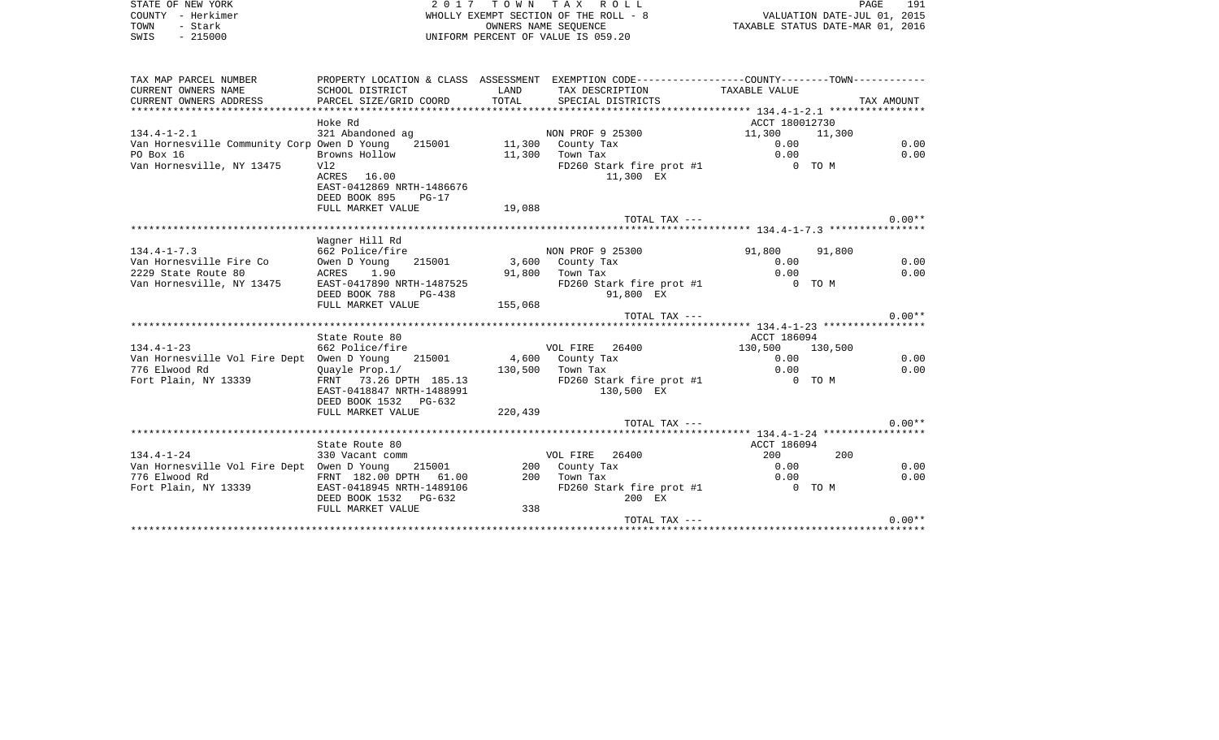STATE OF NEW YORK
COUNTY - Herkimer
TOWN - Stark
SWIS - 215000

2017 TOWN TAX ROLL
WHOLLY EXEMPT SECTION OF THE ROLL - 8
OWNERS NAME SEQUENCE
UNIFORM PERCENT OF VALUE IS 059.20

VALUATION DATE-JUL 01, 2015
TAXABLE STATUS DATE-MAR 01, 2016

| TAX MAP PARCEL NUMBER / CURRENT OWNERS NAME / CURRENT OWNERS ADDRESS | PROPERTY LOCATION & CLASS / SCHOOL DISTRICT / PARCEL SIZE/GRID COORD | ASSESSMENT LAND / TOTAL | EXEMPTION CODE / TAX DESCRIPTION / SPECIAL DISTRICTS | COUNTY TAXABLE VALUE | TOWN | TAX AMOUNT |
|---|---|---|---|---|---|---|
| **134.4-1-2.1** | Hoke Rd | | | ACCT 180012730 | | |
| 134.4-1-2.1 | 321 Abandoned ag | | NON PROF 9 25300 | 11,300 | 11,300 | |
| Van Hornesville Community Corp | Owen D Young 215001 | 11,300 | County Tax | 0.00 | | 0.00 |
| PO Box 16 | Browns Hollow | 11,300 | Town Tax | 0.00 | | 0.00 |
| Van Hornesville, NY 13475 | Vl2 | | FD260 Stark fire prot #1 | 0 TO M | | |
| | ACRES 16.00 | | 11,300 EX | | | |
| | EAST-0412869 NRTH-1486676 | | | | | |
| | DEED BOOK 895 PG-17 | | | | | |
| | FULL MARKET VALUE | 19,088 | | | | |
| | | | TOTAL TAX --- | | | 0.00** |
| **134.4-1-7.3** | Wagner Hill Rd | | | | | |
| 134.4-1-7.3 | 662 Police/fire | | NON PROF 9 25300 | 91,800 | 91,800 | |
| Van Hornesville Fire Co | Owen D Young 215001 | 3,600 | County Tax | 0.00 | | 0.00 |
| 2229 State Route 80 | ACRES 1.90 | 91,800 | Town Tax | 0.00 | | 0.00 |
| Van Hornesville, NY 13475 | EAST-0417890 NRTH-1487525 | | FD260 Stark fire prot #1 | 0 TO M | | |
| | DEED BOOK 788 PG-438 | | 91,800 EX | | | |
| | FULL MARKET VALUE | 155,068 | | | | |
| | | | TOTAL TAX --- | | | 0.00** |
| **134.4-1-23** | State Route 80 | | | ACCT 186094 | | |
| 134.4-1-23 | 662 Police/fire | | VOL FIRE 26400 | 130,500 | 130,500 | |
| Van Hornesville Vol Fire Dept | Owen D Young 215001 | 4,600 | County Tax | 0.00 | | 0.00 |
| 776 Elwood Rd | Quayle Prop.1/ | 130,500 | Town Tax | 0.00 | | 0.00 |
| Fort Plain, NY 13339 | FRNT 73.26 DPTH 185.13 | | FD260 Stark fire prot #1 | 0 TO M | | |
| | EAST-0418847 NRTH-1488991 | | 130,500 EX | | | |
| | DEED BOOK 1532 PG-632 | | | | | |
| | FULL MARKET VALUE | 220,439 | | | | |
| | | | TOTAL TAX --- | | | 0.00** |
| **134.4-1-24** | State Route 80 | | | ACCT 186094 | | |
| 134.4-1-24 | 330 Vacant comm | | VOL FIRE 26400 | 200 | 200 | |
| Van Hornesville Vol Fire Dept | Owen D Young 215001 | 200 | County Tax | 0.00 | | 0.00 |
| 776 Elwood Rd | FRNT 182.00 DPTH 61.00 | 200 | Town Tax | 0.00 | | 0.00 |
| Fort Plain, NY 13339 | EAST-0418945 NRTH-1489106 | | FD260 Stark fire prot #1 | 0 TO M | | |
| | DEED BOOK 1532 PG-632 | | 200 EX | | | |
| | FULL MARKET VALUE | 338 | | | | |
| | | | TOTAL TAX --- | | | 0.00** |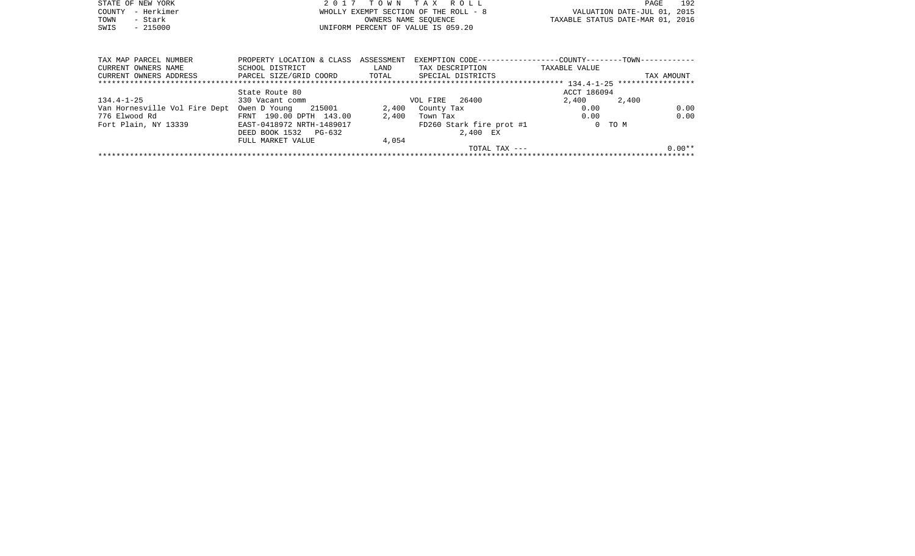STATE OF NEW YORK
COUNTY - Herkimer
TOWN - Stark
SWIS - 215000

2 0 1 7 T O W N T A X R O L L
WHOLLY EXEMPT SECTION OF THE ROLL - 8
OWNERS NAME SEQUENCE
UNIFORM PERCENT OF VALUE IS 059.20

VALUATION DATE-JUL 01, 2015
TAXABLE STATUS DATE-MAR 01, 2016

| TAX MAP PARCEL NUMBER<br>CURRENT OWNERS NAME<br>CURRENT OWNERS ADDRESS | PROPERTY LOCATION & CLASS<br>SCHOOL DISTRICT<br>PARCEL SIZE/GRID COORD | ASSESSMENT<br>LAND<br>TOTAL | EXEMPTION CODE<br>TAX DESCRIPTION<br>SPECIAL DISTRICTS | COUNTY<br>TAXABLE VALUE | TOWN | TAX AMOUNT |
|---|---|---|---|---|---|---|
| | State Route 80 | | | ACCT 186094 | | |
| 134.4-1-25 | 330 Vacant comm | | VOL FIRE 26400 | 2,400 | 2,400 | |
| Van Hornesville Vol Fire Dept | Owen D Young 215001 | 2,400 | County Tax | 0.00 | | 0.00 |
| 776 Elwood Rd | FRNT 190.00 DPTH 143.00 | 2,400 | Town Tax | 0.00 | | 0.00 |
| Fort Plain, NY 13339 | EAST-0418972 NRTH-1489017 | | FD260 Stark fire prot #1 | 0 TO M | | |
| | DEED BOOK 1532 PG-632 | | 2,400 EX | | | |
| | FULL MARKET VALUE | 4,054 | | | | |
| | | | TOTAL TAX --- | | | 0.00** |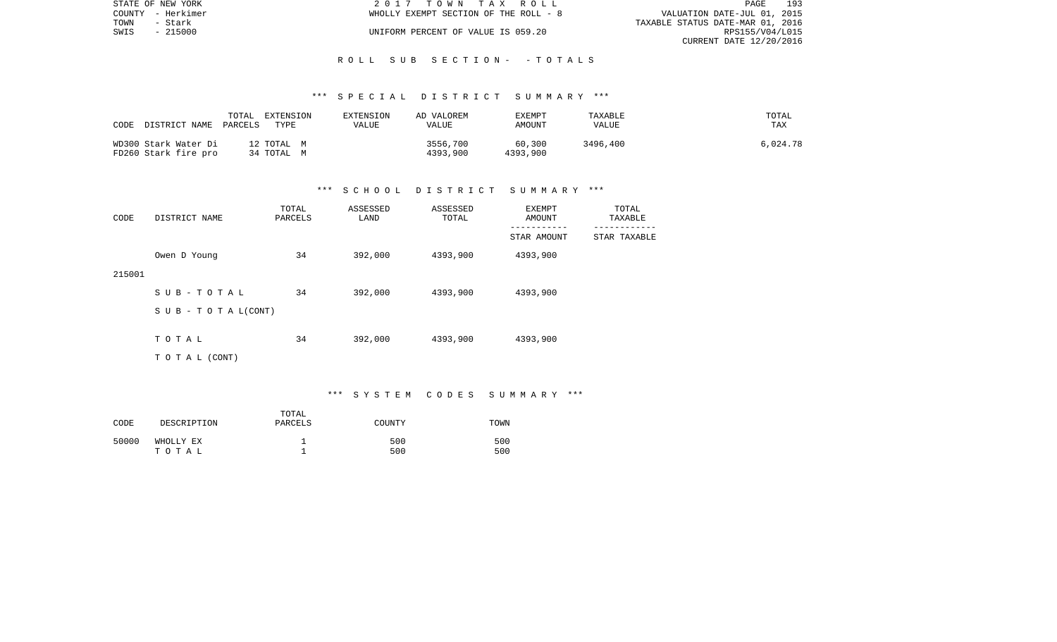STATE OF NEW YORK | COUNTY - Herkimer | TOWN - Stark | SWIS - 215000

2017 TOWN TAX ROLL
WHOLLY EXEMPT SECTION OF THE ROLL - 8
UNIFORM PERCENT OF VALUE IS 059.20

VALUATION DATE-JUL 01, 2015
TAXABLE STATUS DATE-MAR 01, 2016
RPS155/V04/L015
CURRENT DATE 12/20/2016

## R O L L   S U B   S E C T I O N -   - T O T A L S

### *** S P E C I A L   D I S T R I C T   S U M M A R Y ***

| CODE | DISTRICT NAME | TOTAL PARCELS | EXTENSION TYPE | EXTENSION VALUE | AD VALOREM VALUE | EXEMPT AMOUNT | TAXABLE VALUE | TOTAL TAX |
|---|---|---|---|---|---|---|---|---|
| WD300 | Stark Water Di | 12 | TOTAL M | | 3556,700 | 60,300 | 3496,400 | 6,024.78 |
| FD260 | Stark fire pro | 34 | TOTAL M | | 4393,900 | 4393,900 | | |

### *** S C H O O L   D I S T R I C T   S U M M A R Y ***

| CODE | DISTRICT NAME | TOTAL PARCELS | ASSESSED LAND | ASSESSED TOTAL | EXEMPT AMOUNT / STAR AMOUNT | TOTAL TAXABLE / STAR TAXABLE |
|---|---|---|---|---|---|---|
| 215001 | Owen D Young | 34 | 392,000 | 4393,900 | 4393,900 | |
| | S U B - T O T A L | 34 | 392,000 | 4393,900 | 4393,900 | |
| | S U B - T O T A L(CONT) | | | | | |
| | T O T A L | 34 | 392,000 | 4393,900 | 4393,900 | |
| | T O T A L (CONT) | | | | | |

### *** S Y S T E M   C O D E S   S U M M A R Y ***

| CODE | DESCRIPTION | TOTAL PARCELS | COUNTY | TOWN |
|---|---|---|---|---|
| 50000 | WHOLLY EX | 1 | 500 | 500 |
| | T O T A L | 1 | 500 | 500 |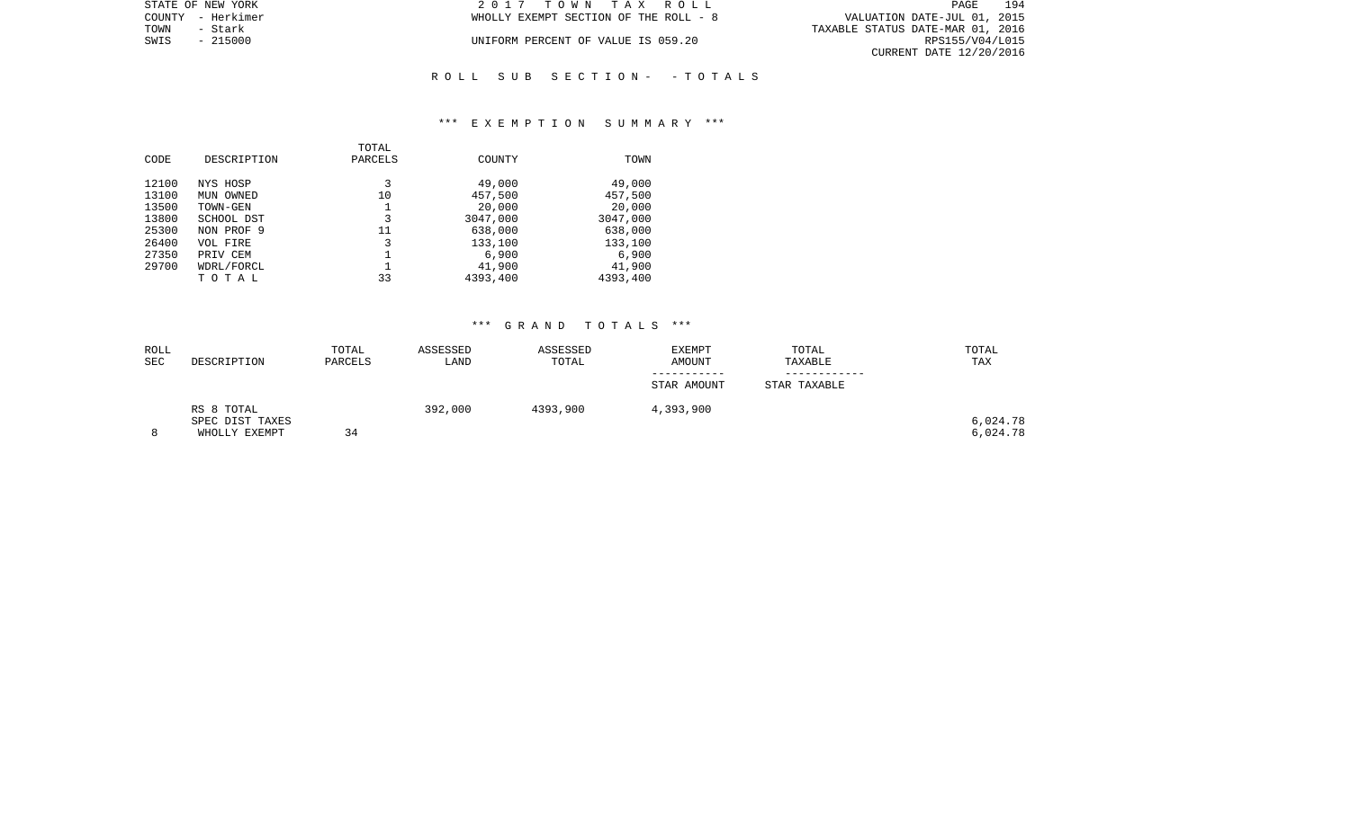STATE OF NEW YORK
COUNTY - Herkimer
TOWN - Stark
SWIS - 215000

2 0 1 7 T O W N T A X R O L L
WHOLLY EXEMPT SECTION OF THE ROLL - 8

UNIFORM PERCENT OF VALUE IS 059.20

VALUATION DATE-JUL 01, 2015
TAXABLE STATUS DATE-MAR 01, 2016
RPS155/V04/L015
CURRENT DATE 12/20/2016

## R O L L S U B S E C T I O N - - T O T A L S

### *** E X E M P T I O N S U M M A R Y ***

| CODE | DESCRIPTION | TOTAL PARCELS | COUNTY | TOWN |
|---|---|---|---|---|
| 12100 | NYS HOSP | 3 | 49,000 | 49,000 |
| 13100 | MUN OWNED | 10 | 457,500 | 457,500 |
| 13500 | TOWN-GEN | 1 | 20,000 | 20,000 |
| 13800 | SCHOOL DST | 3 | 3047,000 | 3047,000 |
| 25300 | NON PROF 9 | 11 | 638,000 | 638,000 |
| 26400 | VOL FIRE | 3 | 133,100 | 133,100 |
| 27350 | PRIV CEM | 1 | 6,900 | 6,900 |
| 29700 | WDRL/FORCL | 1 | 41,900 | 41,900 |
| | T O T A L | 33 | 4393,400 | 4393,400 |

### *** G R A N D T O T A L S ***

| ROLL SEC | DESCRIPTION | TOTAL PARCELS | ASSESSED LAND | ASSESSED TOTAL | EXEMPT AMOUNT / STAR AMOUNT | TOTAL TAXABLE / STAR TAXABLE | TOTAL TAX |
|---|---|---|---|---|---|---|---|
| | RS 8 TOTAL | | 392,000 | 4393,900 | 4,393,900 | | |
| | SPEC DIST TAXES | | | | | | 6,024.78 |
| 8 | WHOLLY EXEMPT | 34 | | | | | 6,024.78 |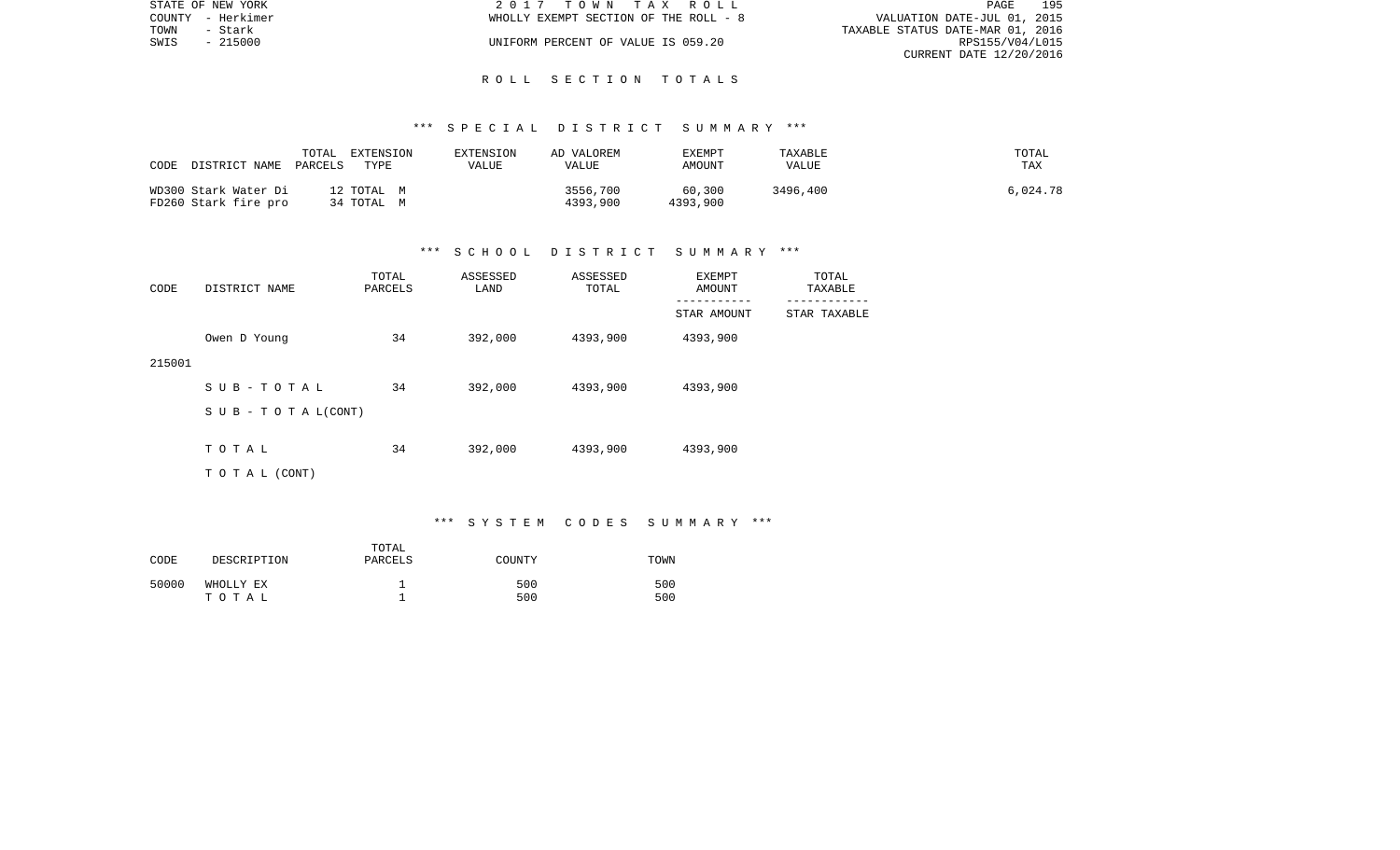STATE OF NEW YORK | 2017 TOWN TAX ROLL
COUNTY - Herkimer | WHOLLY EXEMPT SECTION OF THE ROLL - 8 | VALUATION DATE-JUL 01, 2015
TOWN - Stark | | TAXABLE STATUS DATE-MAR 01, 2016
SWIS - 215000 | UNIFORM PERCENT OF VALUE IS 059.20 | RPS155/V04/L015
CURRENT DATE 12/20/2016

# R O L L   S E C T I O N   T O T A L S

## *** S P E C I A L   D I S T R I C T   S U M M A R Y ***

| CODE DISTRICT NAME | TOTAL PARCELS | EXTENSION TYPE | EXTENSION VALUE | AD VALOREM VALUE | EXEMPT AMOUNT | TAXABLE VALUE | TOTAL TAX |
|---|---|---|---|---|---|---|---|
| WD300 Stark Water Di | 12 | TOTAL M | | 3556,700 | 60,300 | 3496,400 | 6,024.78 |
| FD260 Stark fire pro | 34 | TOTAL M | | 4393,900 | 4393,900 | | |

## *** S C H O O L   D I S T R I C T   S U M M A R Y ***

| CODE | DISTRICT NAME | TOTAL PARCELS | ASSESSED LAND | ASSESSED TOTAL | EXEMPT AMOUNT / STAR AMOUNT | TOTAL TAXABLE / STAR TAXABLE |
|---|---|---|---|---|---|---|
| 215001 | Owen D Young | 34 | 392,000 | 4393,900 | 4393,900 | |
| | S U B - T O T A L | 34 | 392,000 | 4393,900 | 4393,900 | |
| | S U B - T O T A L(CONT) | | | | | |
| | T O T A L | 34 | 392,000 | 4393,900 | 4393,900 | |
| | T O T A L (CONT) | | | | | |

## *** S Y S T E M   C O D E S   S U M M A R Y ***

| CODE | DESCRIPTION | TOTAL PARCELS | COUNTY | TOWN |
|---|---|---|---|---|
| 50000 | WHOLLY EX | 1 | 500 | 500 |
| | T O T A L | 1 | 500 | 500 |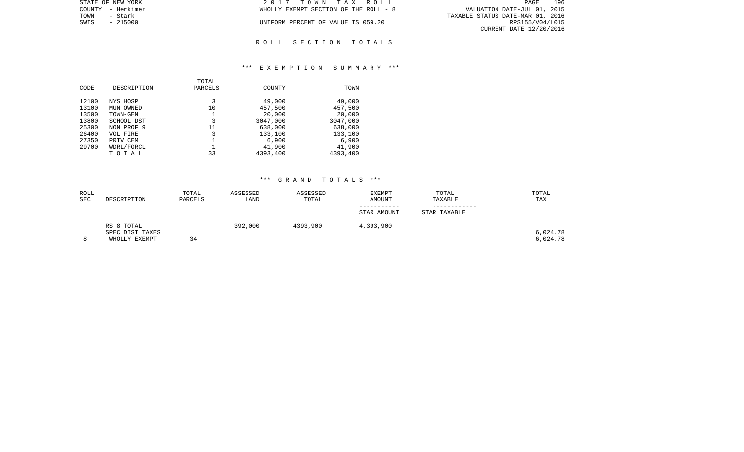STATE OF NEW YORK
COUNTY - Herkimer
TOWN - Stark
SWIS - 215000

2 0 1 7   T O W N   T A X   R O L L
WHOLLY EXEMPT SECTION OF THE ROLL - 8

UNIFORM PERCENT OF VALUE IS 059.20

VALUATION DATE-JUL 01, 2015
TAXABLE STATUS DATE-MAR 01, 2016
RPS155/V04/L015
CURRENT DATE 12/20/2016

# R O L L   S E C T I O N   T O T A L S

## \*\*\* E X E M P T I O N   S U M M A R Y \*\*\*

| CODE | DESCRIPTION | TOTAL PARCELS | COUNTY | TOWN |
|---|---|---|---|---|
| 12100 | NYS HOSP | 3 | 49,000 | 49,000 |
| 13100 | MUN OWNED | 10 | 457,500 | 457,500 |
| 13500 | TOWN-GEN | 1 | 20,000 | 20,000 |
| 13800 | SCHOOL DST | 3 | 3047,000 | 3047,000 |
| 25300 | NON PROF 9 | 11 | 638,000 | 638,000 |
| 26400 | VOL FIRE | 3 | 133,100 | 133,100 |
| 27350 | PRIV CEM | 1 | 6,900 | 6,900 |
| 29700 | WDRL/FORCL | 1 | 41,900 | 41,900 |
| | T O T A L | 33 | 4393,400 | 4393,400 |

## \*\*\* G R A N D   T O T A L S \*\*\*

| ROLL SEC | DESCRIPTION | TOTAL PARCELS | ASSESSED LAND | ASSESSED TOTAL | EXEMPT AMOUNT<br>-----------<br>STAR AMOUNT | TOTAL TAXABLE<br>------------<br>STAR TAXABLE | TOTAL TAX |
|---|---|---|---|---|---|---|---|
| | RS 8 TOTAL | | 392,000 | 4393,900 | 4,393,900 | | |
| | SPEC DIST TAXES | | | | | | 6,024.78 |
| 8 | WHOLLY EXEMPT | 34 | | | | | 6,024.78 |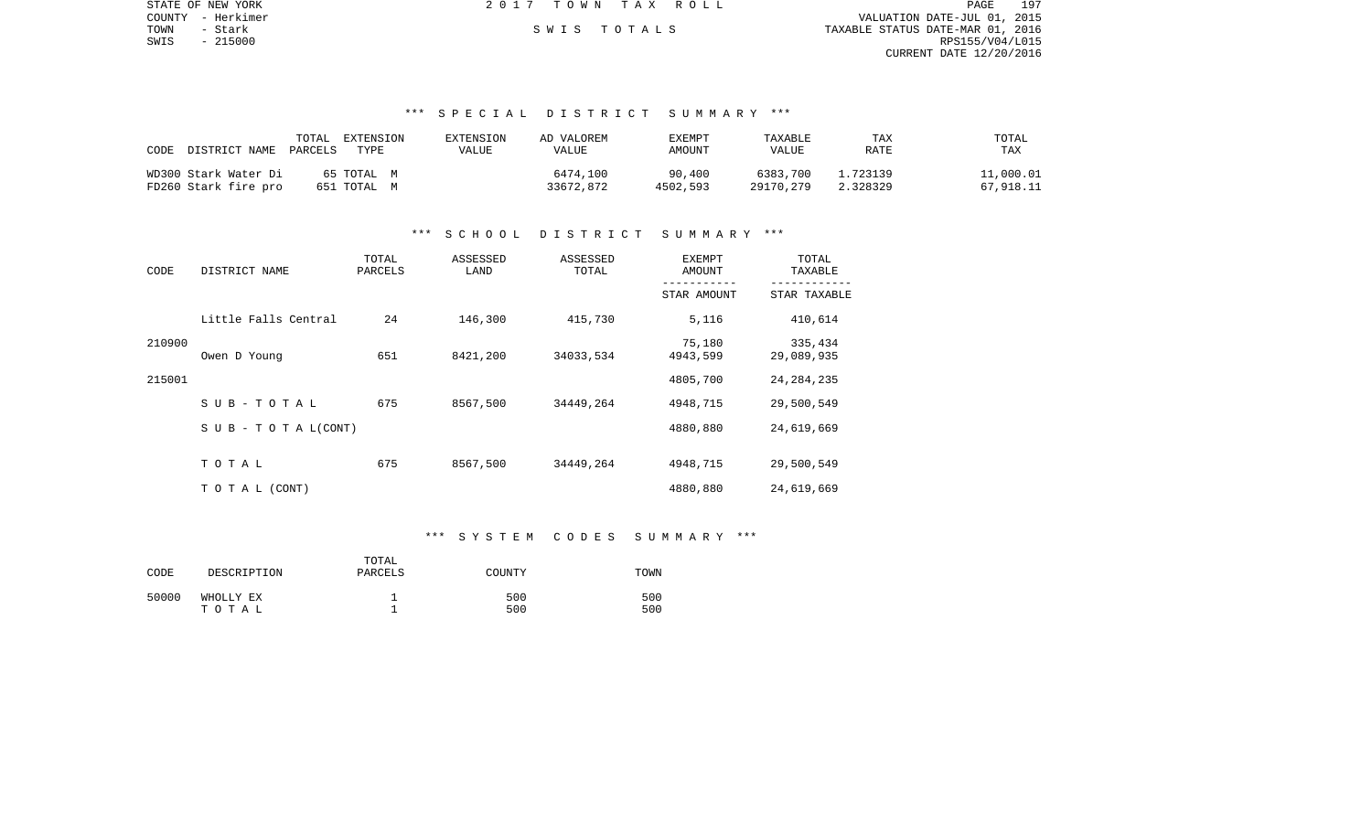STATE OF NEW YORK
COUNTY - Herkimer
TOWN - Stark
SWIS - 215000

2 0 1 7 T O W N T A X R O L L

S W I S T O T A L S

VALUATION DATE-JUL 01, 2015
TAXABLE STATUS DATE-MAR 01, 2016
RPS155/V04/L015
CURRENT DATE 12/20/2016

*** S P E C I A L D I S T R I C T S U M M A R Y ***

| CODE | DISTRICT NAME | TOTAL PARCELS | EXTENSION TYPE | EXTENSION VALUE | AD VALOREM VALUE | EXEMPT AMOUNT | TAXABLE VALUE | TAX RATE | TOTAL TAX |
|---|---|---|---|---|---|---|---|---|---|
| WD300 | Stark Water Di | 65 | TOTAL M | | 6474,100 | 90,400 | 6383,700 | 1.723139 | 11,000.01 |
| FD260 | Stark fire pro | 651 | TOTAL M | | 33672,872 | 4502,593 | 29170,279 | 2.328329 | 67,918.11 |

*** S C H O O L D I S T R I C T S U M M A R Y ***

| CODE | DISTRICT NAME | TOTAL PARCELS | ASSESSED LAND | ASSESSED TOTAL | EXEMPT AMOUNT / STAR AMOUNT | TOTAL TAXABLE / STAR TAXABLE |
|---|---|---|---|---|---|---|
| | Little Falls Central | 24 | 146,300 | 415,730 | 5,116 | 410,614 |
| 210900 | | | | | 75,180 | 335,434 |
| | Owen D Young | 651 | 8421,200 | 34033,534 | 4943,599 | 29,089,935 |
| 215001 | | | | | 4805,700 | 24,284,235 |
| | S U B - T O T A L | 675 | 8567,500 | 34449,264 | 4948,715 | 29,500,549 |
| | S U B - T O T A L (CONT) | | | | 4880,880 | 24,619,669 |
| | T O T A L | 675 | 8567,500 | 34449,264 | 4948,715 | 29,500,549 |
| | T O T A L (CONT) | | | | 4880,880 | 24,619,669 |

*** S Y S T E M C O D E S S U M M A R Y ***

| CODE | DESCRIPTION | TOTAL PARCELS | COUNTY | TOWN |
|---|---|---|---|---|
| 50000 | WHOLLY EX | 1 | 500 | 500 |
| | T O T A L | 1 | 500 | 500 |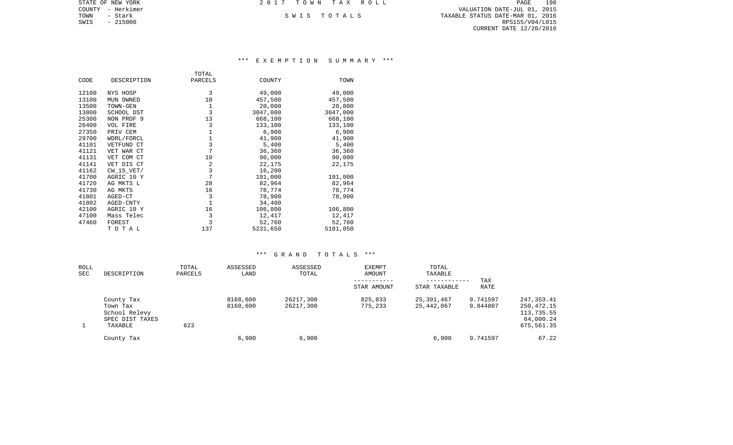STATE OF NEW YORK
COUNTY - Herkimer
TOWN - Stark
SWIS - 215000

2 0 1 7 T O W N T A X R O L L

S W I S T O T A L S

VALUATION DATE-JUL 01, 2015
TAXABLE STATUS DATE-MAR 01, 2016
RPS155/V04/L015
CURRENT DATE 12/20/2016

### *** E X E M P T I O N S U M M A R Y ***

| CODE | DESCRIPTION | TOTAL PARCELS | COUNTY | TOWN |
|---|---|---|---|---|
| 12100 | NYS HOSP | 3 | 49,000 | 49,000 |
| 13100 | MUN OWNED | 10 | 457,500 | 457,500 |
| 13500 | TOWN-GEN | 1 | 20,000 | 20,000 |
| 13800 | SCHOOL DST | 3 | 3047,000 | 3047,000 |
| 25300 | NON PROF 9 | 13 | 668,100 | 668,100 |
| 26400 | VOL FIRE | 3 | 133,100 | 133,100 |
| 27350 | PRIV CEM | 1 | 6,900 | 6,900 |
| 29700 | WDRL/FORCL | 1 | 41,900 | 41,900 |
| 41101 | VETFUND CT | 3 | 5,400 | 5,400 |
| 41121 | VET WAR CT | 7 | 36,360 | 36,360 |
| 41131 | VET COM CT | 10 | 90,000 | 90,000 |
| 41141 | VET DIS CT | 2 | 22,175 | 22,175 |
| 41162 | CW_15_VET/ | 3 | 16,200 | |
| 41700 | AGRIC 10 Y | 7 | 191,000 | 191,000 |
| 41720 | AG MKTS L | 28 | 82,964 | 82,964 |
| 41730 | AG MKTS | 16 | 78,774 | 78,774 |
| 41801 | AGED-CT | 3 | 78,900 | 78,900 |
| 41802 | AGED-CNTY | 1 | 34,400 | |
| 42100 | AGRIC 10 Y | 16 | 106,800 | 106,800 |
| 47100 | Mass Telec | 3 | 12,417 | 12,417 |
| 47460 | FOREST | 3 | 52,760 | 52,760 |
| | T O T A L | 137 | 5231,650 | 5181,050 |

### *** G R A N D T O T A L S ***

| ROLL SEC | DESCRIPTION | TOTAL PARCELS | ASSESSED LAND | ASSESSED TOTAL | EXEMPT AMOUNT<br>-----------<br>STAR AMOUNT | TOTAL TAXABLE<br>------------<br>STAR TAXABLE | TAX RATE | |
|---|---|---|---|---|---|---|---|---|
| | County Tax | | 8168,600 | 26217,300 | 825,833 | 25,391,467 | 9.741597 | 247,353.41 |
| | Town Tax | | 8168,600 | 26217,300 | 775,233 | 25,442,067 | 9.844807 | 250,472.15 |
| | School Relevy | | | | | | | 113,735.55 |
| | SPEC DIST TAXES | | | | | | | 64,000.24 |
| 1 | TAXABLE | 623 | | | | | | 675,561.35 |
| | County Tax | | 6,900 | 6,900 | | 6,900 | 9.741597 | 67.22 |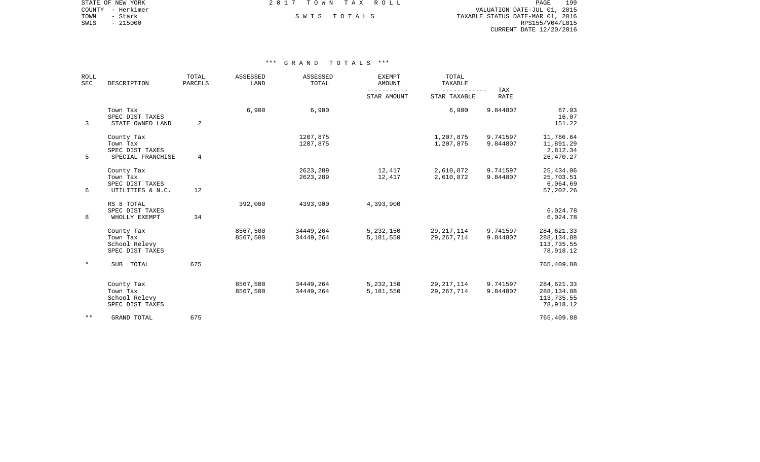STATE OF NEW YORK
COUNTY - Herkimer
TOWN - Stark
SWIS - 215000

2017 TOWN TAX ROLL

SWIS TOTALS

VALUATION DATE-JUL 01, 2015
TAXABLE STATUS DATE-MAR 01, 2016
RPS155/V04/L015
CURRENT DATE 12/20/2016

*** GRAND TOTALS ***

| ROLL SEC | DESCRIPTION | TOTAL PARCELS | ASSESSED LAND | ASSESSED TOTAL | EXEMPT AMOUNT / STAR AMOUNT | TOTAL TAXABLE / STAR TAXABLE | TAX RATE | |
|---|---|---|---|---|---|---|---|---|
| | Town Tax | | 6,900 | 6,900 | | 6,900 | 9.844807 | 67.93 |
| | SPEC DIST TAXES | | | | | | | 16.07 |
| 3 | STATE OWNED LAND | 2 | | | | | | 151.22 |
| | County Tax | | | 1207,875 | | 1,207,875 | 9.741597 | 11,766.64 |
| | Town Tax | | | 1207,875 | | 1,207,875 | 9.844807 | 11,891.29 |
| | SPEC DIST TAXES | | | | | | | 2,812.34 |
| 5 | SPECIAL FRANCHISE | 4 | | | | | | 26,470.27 |
| | County Tax | | | 2623,289 | 12,417 | 2,610,872 | 9.741597 | 25,434.06 |
| | Town Tax | | | 2623,289 | 12,417 | 2,610,872 | 9.844807 | 25,703.51 |
| | SPEC DIST TAXES | | | | | | | 6,064.69 |
| 6 | UTILITIES & N.C. | 12 | | | | | | 57,202.26 |
| | RS 8 TOTAL | | 392,000 | 4393,900 | 4,393,900 | | | |
| | SPEC DIST TAXES | | | | | | | 6,024.78 |
| 8 | WHOLLY EXEMPT | 34 | | | | | | 6,024.78 |
| | County Tax | | 8567,500 | 34449,264 | 5,232,150 | 29,217,114 | 9.741597 | 284,621.33 |
| | Town Tax | | 8567,500 | 34449,264 | 5,181,550 | 29,267,714 | 9.844807 | 288,134.88 |
| | School Relevy | | | | | | | 113,735.55 |
| | SPEC DIST TAXES | | | | | | | 78,918.12 |
| * | SUB TOTAL | 675 | | | | | | 765,409.88 |
| | County Tax | | 8567,500 | 34449,264 | 5,232,150 | 29,217,114 | 9.741597 | 284,621.33 |
| | Town Tax | | 8567,500 | 34449,264 | 5,181,550 | 29,267,714 | 9.844807 | 288,134.88 |
| | School Relevy | | | | | | | 113,735.55 |
| | SPEC DIST TAXES | | | | | | | 78,918.12 |
| ** | GRAND TOTAL | 675 | | | | | | 765,409.88 |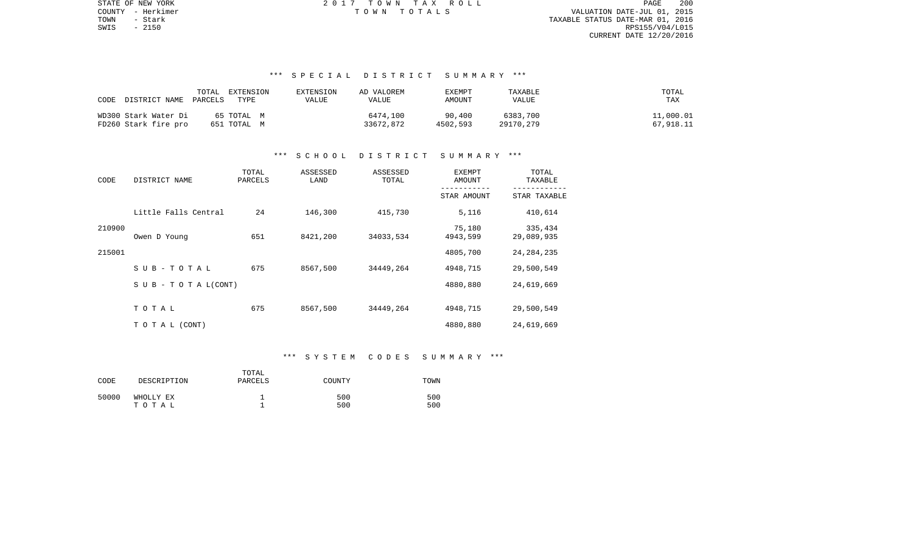STATE OF NEW YORK 2 0 1 7 T O W N T A X R O L L
COUNTY - Herkimer T O W N T O T A L S VALUATION DATE-JUL 01, 2015
TOWN - Stark TAXABLE STATUS DATE-MAR 01, 2016
SWIS - 2150 RPS155/V04/L015
CURRENT DATE 12/20/2016

### *** S P E C I A L D I S T R I C T S U M M A R Y ***

| CODE | DISTRICT NAME | TOTAL PARCELS | EXTENSION TYPE | EXTENSION VALUE | AD VALOREM VALUE | EXEMPT AMOUNT | TAXABLE VALUE | TOTAL TAX |
|---|---|---|---|---|---|---|---|---|
| WD300 | Stark Water Di | 65 | TOTAL M | | 6474,100 | 90,400 | 6383,700 | 11,000.01 |
| FD260 | Stark fire pro | 651 | TOTAL M | | 33672,872 | 4502,593 | 29170,279 | 67,918.11 |

### *** S C H O O L D I S T R I C T S U M M A R Y ***

| CODE | DISTRICT NAME | TOTAL PARCELS | ASSESSED LAND | ASSESSED TOTAL | EXEMPT AMOUNT / STAR AMOUNT | TOTAL TAXABLE / STAR TAXABLE |
|---|---|---|---|---|---|---|
| | Little Falls Central | 24 | 146,300 | 415,730 | 5,116 | 410,614 |
| 210900 | | | | | 75,180 | 335,434 |
| | Owen D Young | 651 | 8421,200 | 34033,534 | 4943,599 | 29,089,935 |
| 215001 | | | | | 4805,700 | 24,284,235 |
| | S U B - T O T A L | 675 | 8567,500 | 34449,264 | 4948,715 | 29,500,549 |
| | S U B - T O T A L(CONT) | | | | 4880,880 | 24,619,669 |
| | T O T A L | 675 | 8567,500 | 34449,264 | 4948,715 | 29,500,549 |
| | T O T A L (CONT) | | | | 4880,880 | 24,619,669 |

### *** S Y S T E M C O D E S S U M M A R Y ***

| CODE | DESCRIPTION | TOTAL PARCELS | COUNTY | TOWN |
|---|---|---|---|---|
| 50000 | WHOLLY EX | 1 | 500 | 500 |
| | T O T A L | 1 | 500 | 500 |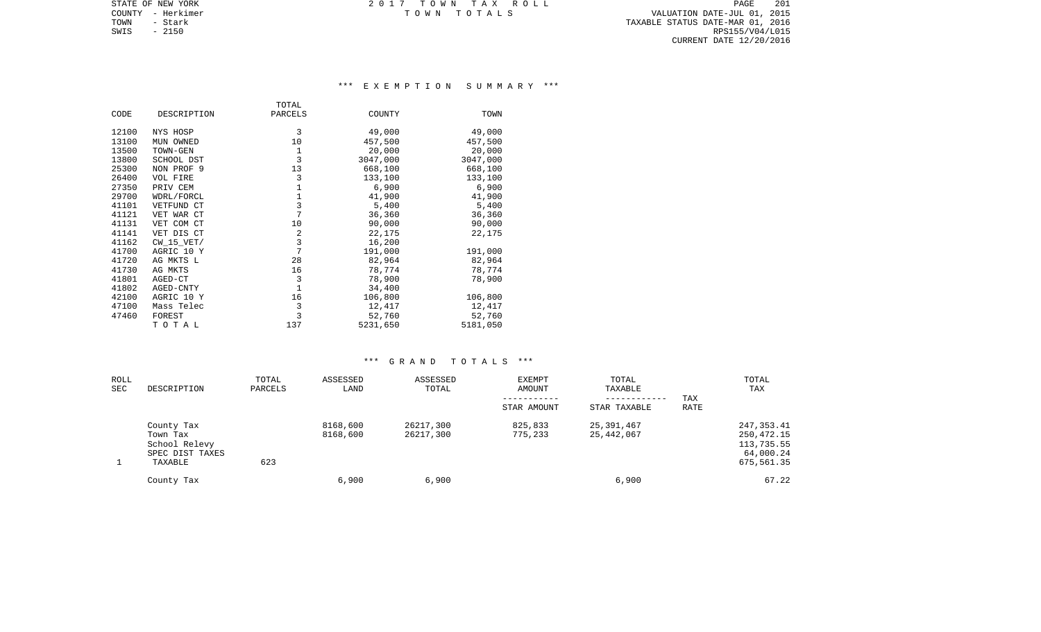STATE OF NEW YORK — 2017 TOWN TAX ROLL
COUNTY - Herkimer — TOWN TOTALS
TOWN - Stark
SWIS - 2150

VALUATION DATE-JUL 01, 2015
TAXABLE STATUS DATE-MAR 01, 2016
RPS155/V04/L015
CURRENT DATE 12/20/2016

## *** EXEMPTION SUMMARY ***

| CODE | DESCRIPTION | TOTAL PARCELS | COUNTY | TOWN |
|---|---|---|---|---|
| 12100 | NYS HOSP | 3 | 49,000 | 49,000 |
| 13100 | MUN OWNED | 10 | 457,500 | 457,500 |
| 13500 | TOWN-GEN | 1 | 20,000 | 20,000 |
| 13800 | SCHOOL DST | 3 | 3047,000 | 3047,000 |
| 25300 | NON PROF 9 | 13 | 668,100 | 668,100 |
| 26400 | VOL FIRE | 3 | 133,100 | 133,100 |
| 27350 | PRIV CEM | 1 | 6,900 | 6,900 |
| 29700 | WDRL/FORCL | 1 | 41,900 | 41,900 |
| 41101 | VETFUND CT | 3 | 5,400 | 5,400 |
| 41121 | VET WAR CT | 7 | 36,360 | 36,360 |
| 41131 | VET COM CT | 10 | 90,000 | 90,000 |
| 41141 | VET DIS CT | 2 | 22,175 | 22,175 |
| 41162 | CW_15_VET/ | 3 | 16,200 | |
| 41700 | AGRIC 10 Y | 7 | 191,000 | 191,000 |
| 41720 | AG MKTS L | 28 | 82,964 | 82,964 |
| 41730 | AG MKTS | 16 | 78,774 | 78,774 |
| 41801 | AGED-CT | 3 | 78,900 | 78,900 |
| 41802 | AGED-CNTY | 1 | 34,400 | |
| 42100 | AGRIC 10 Y | 16 | 106,800 | 106,800 |
| 47100 | Mass Telec | 3 | 12,417 | 12,417 |
| 47460 | FOREST | 3 | 52,760 | 52,760 |
| | T O T A L | 137 | 5231,650 | 5181,050 |

## *** GRAND TOTALS ***

| ROLL SEC | DESCRIPTION | TOTAL PARCELS | ASSESSED LAND | ASSESSED TOTAL | EXEMPT AMOUNT / STAR AMOUNT | TOTAL TAXABLE / STAR TAXABLE | TAX RATE | TOTAL TAX |
|---|---|---|---|---|---|---|---|---|
| | County Tax | | 8168,600 | 26217,300 | 825,833 | 25,391,467 | | 247,353.41 |
| | Town Tax | | 8168,600 | 26217,300 | 775,233 | 25,442,067 | | 250,472.15 |
| | School Relevy | | | | | | | 113,735.55 |
| | SPEC DIST TAXES | | | | | | | 64,000.24 |
| 1 | TAXABLE | 623 | | | | | | 675,561.35 |
| | County Tax | | 6,900 | 6,900 | | 6,900 | | 67.22 |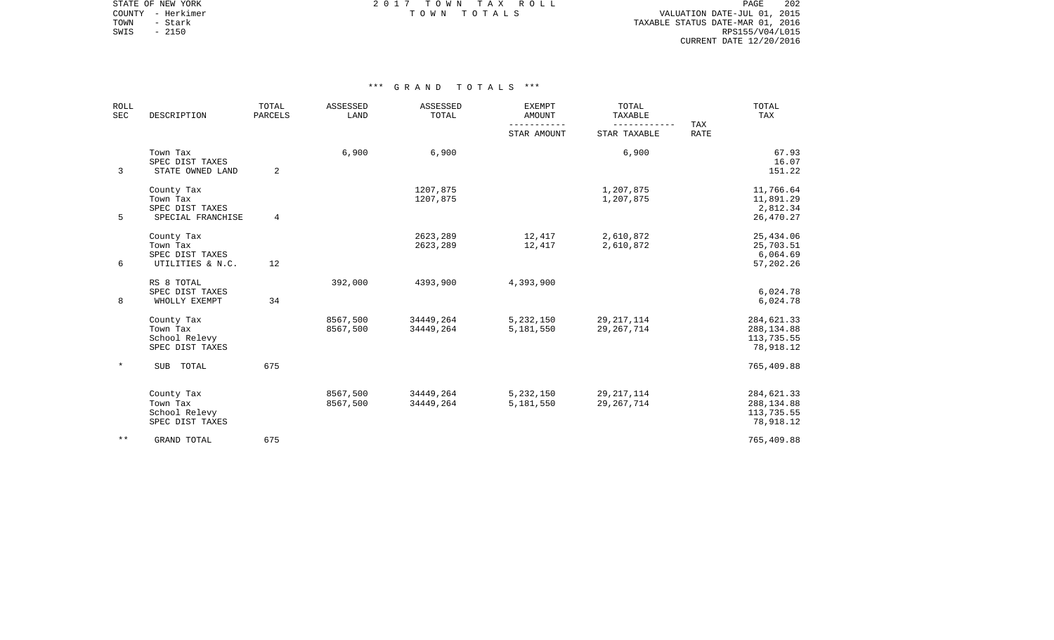STATE OF NEW YORK
COUNTY - Herkimer
TOWN - Stark
SWIS - 2150

# 2017 TOWN TAX ROLL
TOWN TOTALS

VALUATION DATE-JUL 01, 2015
TAXABLE STATUS DATE-MAR 01, 2016
RPS155/V04/L015
CURRENT DATE 12/20/2016

## *** GRAND TOTALS ***

| ROLL SEC | DESCRIPTION | TOTAL PARCELS | ASSESSED LAND | ASSESSED TOTAL | EXEMPT AMOUNT / STAR AMOUNT | TOTAL TAXABLE / STAR TAXABLE | TAX RATE | TOTAL TAX |
|---|---|---|---|---|---|---|---|---|
| | Town Tax | | 6,900 | 6,900 | | 6,900 | | 67.93 |
| | SPEC DIST TAXES | | | | | | | 16.07 |
| 3 | STATE OWNED LAND | 2 | | | | | | 151.22 |
| | County Tax | | | 1207,875 | | 1,207,875 | | 11,766.64 |
| | Town Tax | | | 1207,875 | | 1,207,875 | | 11,891.29 |
| | SPEC DIST TAXES | | | | | | | 2,812.34 |
| 5 | SPECIAL FRANCHISE | 4 | | | | | | 26,470.27 |
| | County Tax | | | 2623,289 | 12,417 | 2,610,872 | | 25,434.06 |
| | Town Tax | | | 2623,289 | 12,417 | 2,610,872 | | 25,703.51 |
| | SPEC DIST TAXES | | | | | | | 6,064.69 |
| 6 | UTILITIES & N.C. | 12 | | | | | | 57,202.26 |
| | RS 8 TOTAL | | 392,000 | 4393,900 | 4,393,900 | | | |
| | SPEC DIST TAXES | | | | | | | 6,024.78 |
| 8 | WHOLLY EXEMPT | 34 | | | | | | 6,024.78 |
| | County Tax | | 8567,500 | 34449,264 | 5,232,150 | 29,217,114 | | 284,621.33 |
| | Town Tax | | 8567,500 | 34449,264 | 5,181,550 | 29,267,714 | | 288,134.88 |
| | School Relevy | | | | | | | 113,735.55 |
| | SPEC DIST TAXES | | | | | | | 78,918.12 |
| * | SUB TOTAL | 675 | | | | | | 765,409.88 |
| | County Tax | | 8567,500 | 34449,264 | 5,232,150 | 29,217,114 | | 284,621.33 |
| | Town Tax | | 8567,500 | 34449,264 | 5,181,550 | 29,267,714 | | 288,134.88 |
| | School Relevy | | | | | | | 113,735.55 |
| | SPEC DIST TAXES | | | | | | | 78,918.12 |
| ** | GRAND TOTAL | 675 | | | | | | 765,409.88 |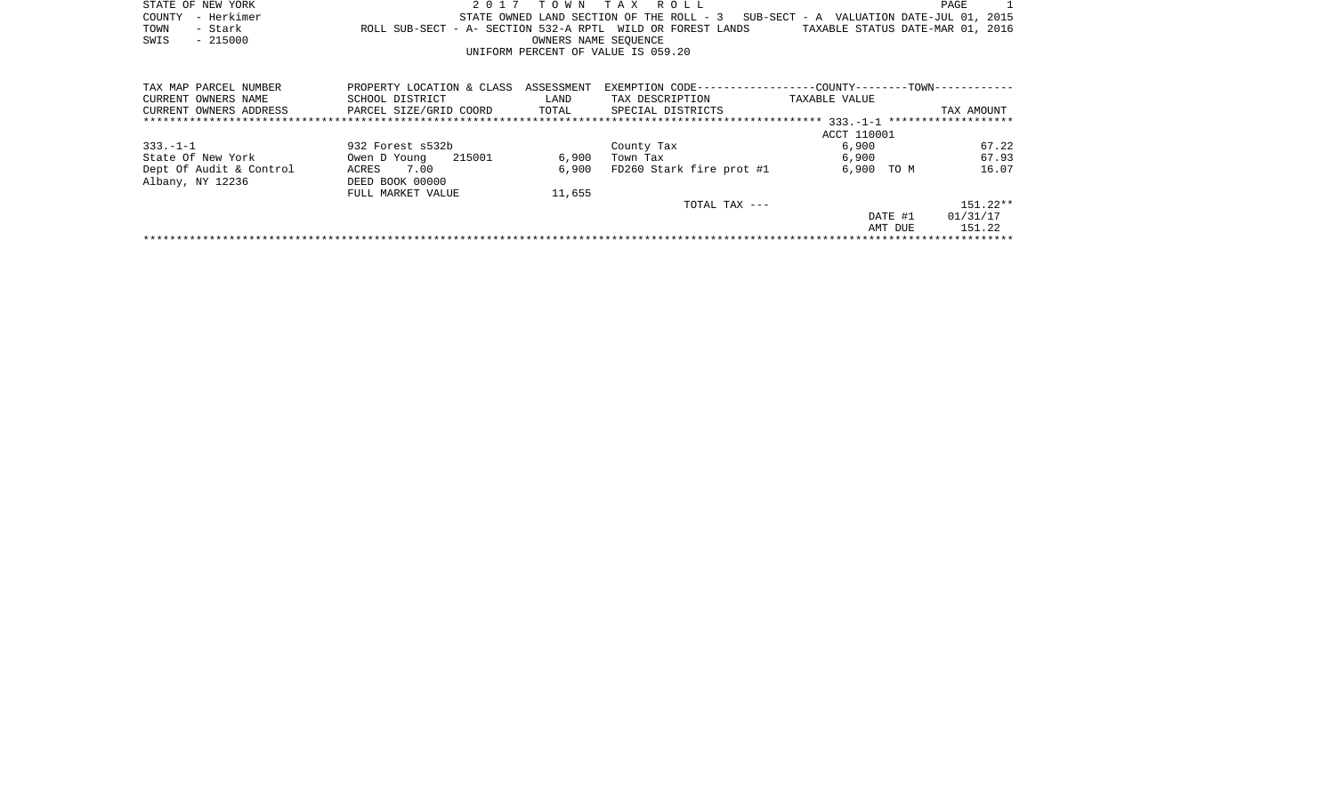STATE OF NEW YORK
COUNTY - Herkimer
TOWN - Stark
SWIS - 215000

# 2017 TOWN TAX ROLL

STATE OWNED LAND SECTION OF THE ROLL - 3 SUB-SECT - A VALUATION DATE-JUL 01, 2015
ROLL SUB-SECT - A- SECTION 532-A RPTL WILD OR FOREST LANDS TAXABLE STATUS DATE-MAR 01, 2016
OWNERS NAME SEQUENCE
UNIFORM PERCENT OF VALUE IS 059.20

| TAX MAP PARCEL NUMBER / CURRENT OWNERS NAME / CURRENT OWNERS ADDRESS | PROPERTY LOCATION & CLASS / SCHOOL DISTRICT / PARCEL SIZE/GRID COORD | ASSESSMENT LAND / TOTAL | EXEMPTION CODE / TAX DESCRIPTION / SPECIAL DISTRICTS | COUNTY--------TOWN TAXABLE VALUE | TAX AMOUNT |
|---|---|---|---|---|---|
| | | | | ACCT 110001 | |
| 333.-1-1 | 932 Forest s532b | | County Tax | 6,900 | 67.22 |
| State Of New York | Owen D Young 215001 | 6,900 | Town Tax | 6,900 | 67.93 |
| Dept Of Audit & Control | ACRES 7.00 | 6,900 | FD260 Stark fire prot #1 | 6,900 TO M | 16.07 |
| Albany, NY 12236 | DEED BOOK 00000 | | | | |
| | FULL MARKET VALUE | 11,655 | | | |
| | | | TOTAL TAX --- | | 151.22** |
| | | | | DATE #1 | 01/31/17 |
| | | | | AMT DUE | 151.22 |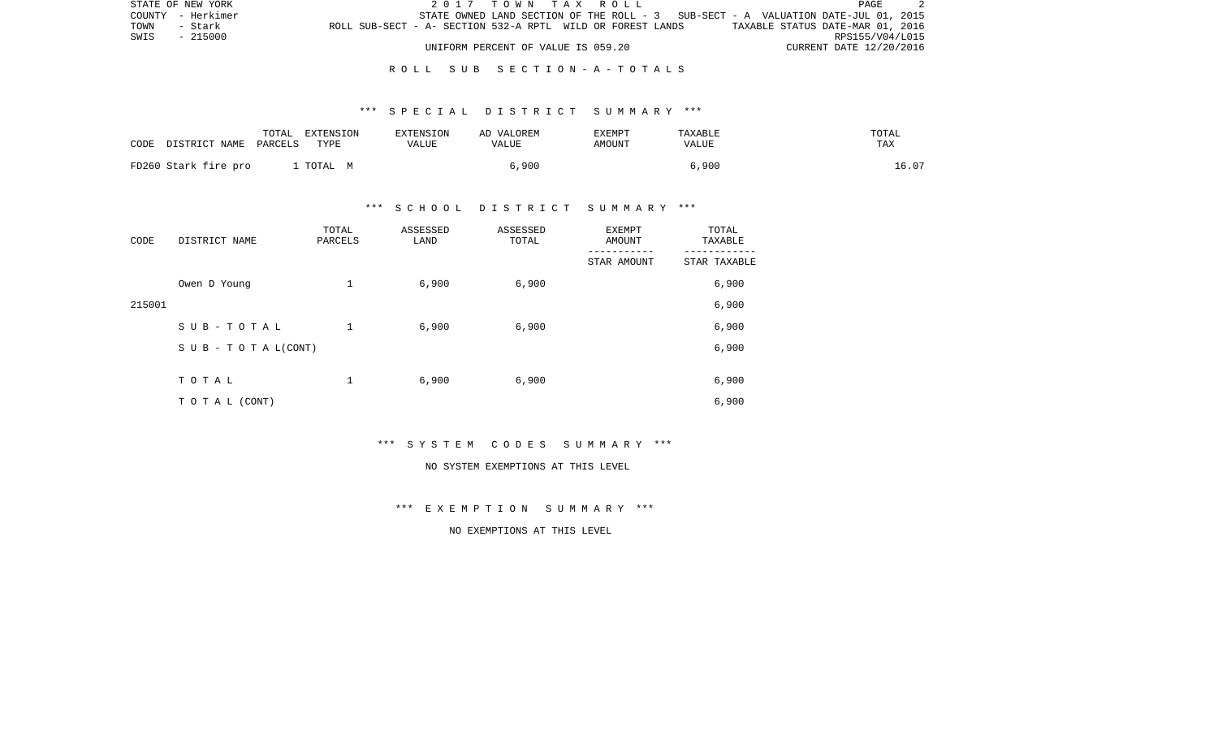STATE OF NEW YORK | 2 0 1 7 T O W N T A X R O L L | PAGE 2
COUNTY - Herkimer | STATE OWNED LAND SECTION OF THE ROLL - 3 SUB-SECT - A VALUATION DATE-JUL 01, 2015
TOWN - Stark | ROLL SUB-SECT - A- SECTION 532-A RPTL WILD OR FOREST LANDS | TAXABLE STATUS DATE-MAR 01, 2016
SWIS - 215000 | RPS155/V04/L015
UNIFORM PERCENT OF VALUE IS 059.20 | CURRENT DATE 12/20/2016

## R O L L S U B S E C T I O N - A - T O T A L S

### *** S P E C I A L D I S T R I C T S U M M A R Y ***

| CODE DISTRICT NAME | TOTAL PARCELS | EXTENSION TYPE | EXTENSION VALUE | AD VALOREM VALUE | EXEMPT AMOUNT | TAXABLE VALUE | TOTAL TAX |
|---|---|---|---|---|---|---|---|
| FD260 Stark fire pro | 1 | TOTAL M | | 6,900 | | 6,900 | 16.07 |

### *** S C H O O L D I S T R I C T S U M M A R Y ***

| CODE | DISTRICT NAME | TOTAL PARCELS | ASSESSED LAND | ASSESSED TOTAL | EXEMPT AMOUNT / STAR AMOUNT | TOTAL TAXABLE / STAR TAXABLE |
|---|---|---|---|---|---|---|
| | Owen D Young | 1 | 6,900 | 6,900 | | 6,900 |
| 215001 | | | | | | 6,900 |
| | S U B - T O T A L | 1 | 6,900 | 6,900 | | 6,900 |
| | S U B - T O T A L(CONT) | | | | | 6,900 |
| | T O T A L | 1 | 6,900 | 6,900 | | 6,900 |
| | T O T A L (CONT) | | | | | 6,900 |

### *** S Y S T E M C O D E S S U M M A R Y ***

NO SYSTEM EXEMPTIONS AT THIS LEVEL

### *** E X E M P T I O N S U M M A R Y ***

NO EXEMPTIONS AT THIS LEVEL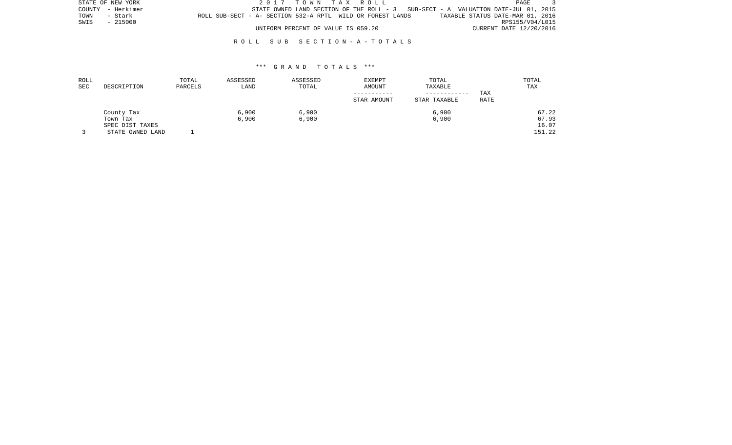STATE OF NEW YORK                    2017 TOWN TAX ROLL
COUNTY - Herkimer                    STATE OWNED LAND SECTION OF THE ROLL - 3   SUB-SECT - A  VALUATION DATE-JUL 01, 2015
TOWN - Stark                         ROLL SUB-SECT - A- SECTION 532-A RPTL  WILD OR FOREST LANDS   TAXABLE STATUS DATE-MAR 01, 2016
SWIS - 215000                                                                                      RPS155/V04/L015
                                     UNIFORM PERCENT OF VALUE IS 059.20                             CURRENT DATE 12/20/2016

## ROLL SUB SECTION - A - TOTALS

### *** GRAND TOTALS ***

| ROLL SEC | DESCRIPTION | TOTAL PARCELS | ASSESSED LAND | ASSESSED TOTAL | EXEMPT AMOUNT / STAR AMOUNT | TOTAL TAXABLE / STAR TAXABLE | TAX RATE | TOTAL TAX |
|---|---|---|---|---|---|---|---|---|
| | County Tax | | 6,900 | 6,900 | | 6,900 | | 67.22 |
| | Town Tax | | 6,900 | 6,900 | | 6,900 | | 67.93 |
| | SPEC DIST TAXES | | | | | | | 16.07 |
| 3 | STATE OWNED LAND | 1 | | | | | | 151.22 |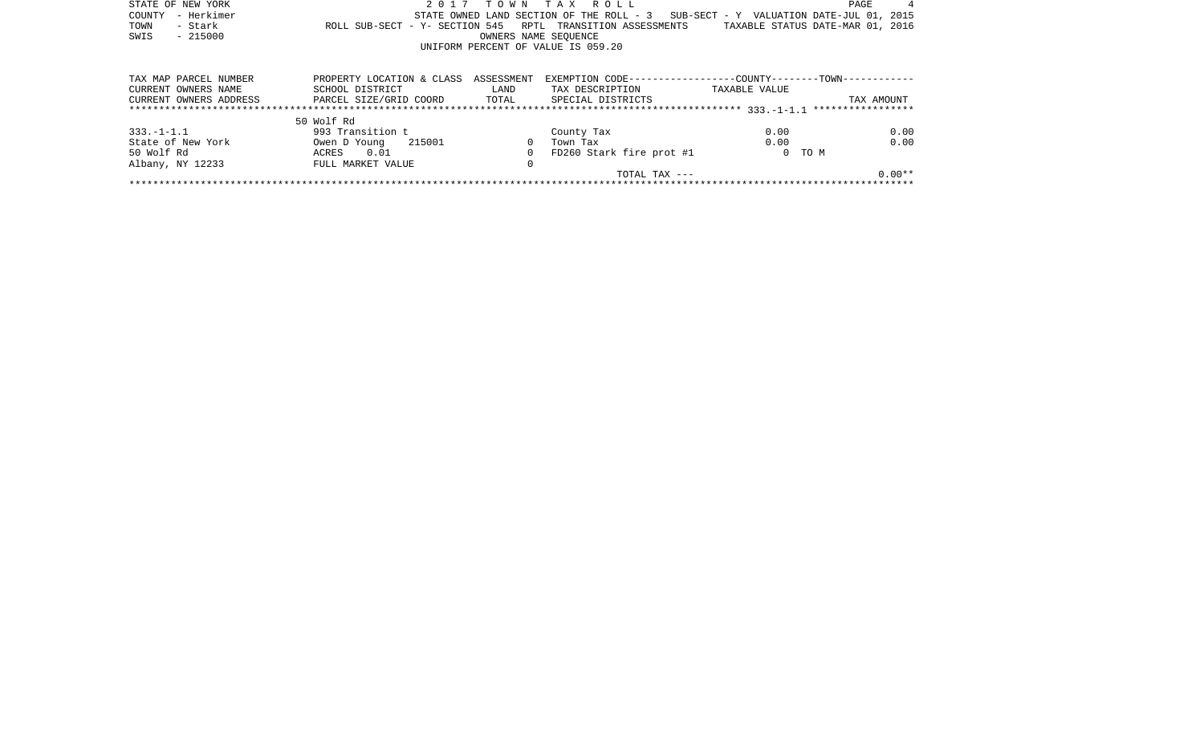STATE OF NEW YORK
COUNTY - Herkimer
TOWN - Stark
SWIS - 215000

2 0 1 7 T O W N T A X R O L L
STATE OWNED LAND SECTION OF THE ROLL - 3 SUB-SECT - Y VALUATION DATE-JUL 01, 2015
ROLL SUB-SECT - Y- SECTION 545 RPTL TRANSITION ASSESSMENTS TAXABLE STATUS DATE-MAR 01, 2016
OWNERS NAME SEQUENCE
UNIFORM PERCENT OF VALUE IS 059.20

| TAX MAP PARCEL NUMBER<br>CURRENT OWNERS NAME<br>CURRENT OWNERS ADDRESS | PROPERTY LOCATION & CLASS<br>SCHOOL DISTRICT<br>PARCEL SIZE/GRID COORD | ASSESSMENT<br>LAND<br>TOTAL | EXEMPTION CODE-----COUNTY-----TOWN-----<br>TAX DESCRIPTION<br>SPECIAL DISTRICTS | TAXABLE VALUE | TAX AMOUNT |
|---|---|---|---|---|---|
| ******************** | | | | 333.-1-1.1 | ***************** |
| | 50 Wolf Rd | | | | |
| 333.-1-1.1 | 993 Transition t | | County Tax | 0.00 | 0.00 |
| State of New York | Owen D Young 215001 | 0 | Town Tax | 0.00 | 0.00 |
| 50 Wolf Rd | ACRES 0.01 | 0 | FD260 Stark fire prot #1 | 0 TO M | |
| Albany, NY 12233 | FULL MARKET VALUE | 0 | | | |
| | | | TOTAL TAX --- | | 0.00** |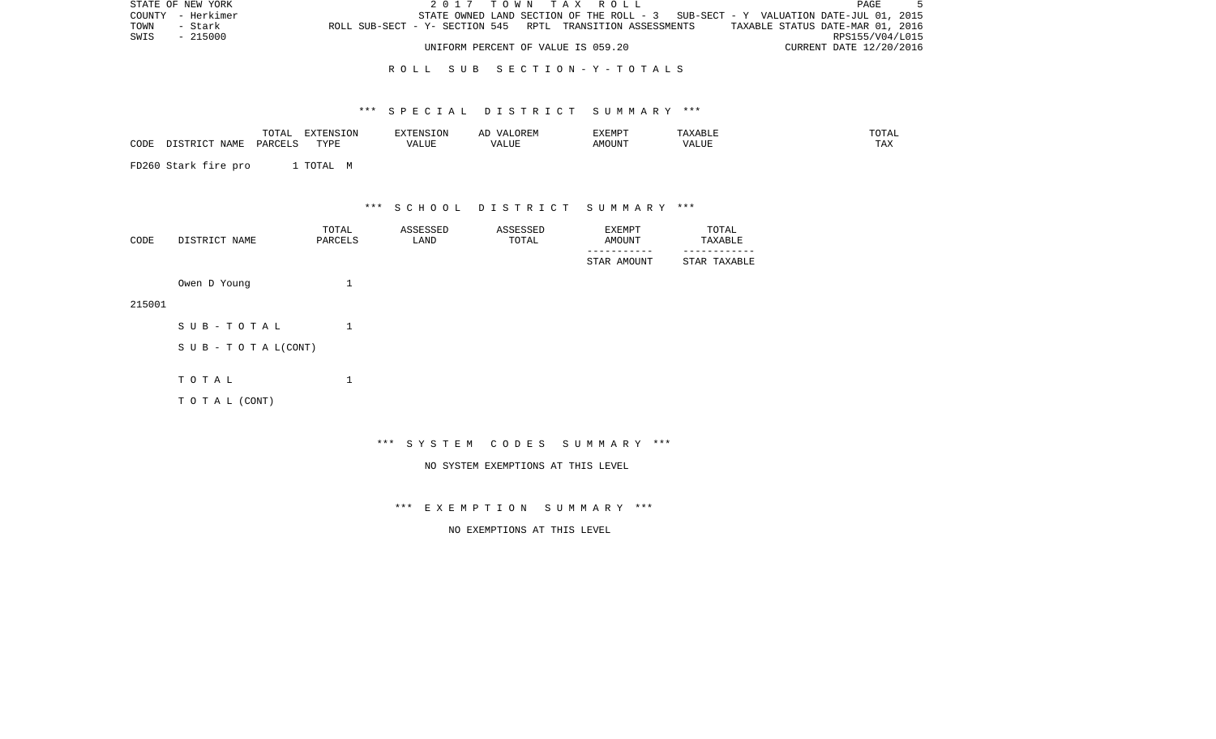STATE OF NEW YORK
COUNTY - Herkimer
TOWN - Stark
SWIS - 215000

2 0 1 7 T O W N T A X R O L L
STATE OWNED LAND SECTION OF THE ROLL - 3 SUB-SECT - Y VALUATION DATE-JUL 01, 2015
ROLL SUB-SECT - Y- SECTION 545 RPTL TRANSITION ASSESSMENTS TAXABLE STATUS DATE-MAR 01, 2016
RPS155/V04/L015
UNIFORM PERCENT OF VALUE IS 059.20 CURRENT DATE 12/20/2016

R O L L S U B S E C T I O N - Y - T O T A L S

*** S P E C I A L D I S T R I C T S U M M A R Y ***

| CODE | DISTRICT NAME | TOTAL PARCELS | EXTENSION TYPE | EXTENSION VALUE | AD VALOREM VALUE | EXEMPT AMOUNT | TAXABLE VALUE | TOTAL TAX |
|---|---|---|---|---|---|---|---|---|
| FD260 | Stark fire pro | 1 | TOTAL M | | | | | |

*** S C H O O L D I S T R I C T S U M M A R Y ***

| CODE | DISTRICT NAME | TOTAL PARCELS | ASSESSED LAND | ASSESSED TOTAL | EXEMPT AMOUNT / STAR AMOUNT | TOTAL TAXABLE / STAR TAXABLE |
|---|---|---|---|---|---|---|
| 215001 | Owen D Young | 1 | | | | |
| | S U B - T O T A L | 1 | | | | |
| | S U B - T O T A L(CONT) | | | | | |
| | T O T A L | 1 | | | | |
| | T O T A L (CONT) | | | | | |

*** S Y S T E M C O D E S S U M M A R Y ***

NO SYSTEM EXEMPTIONS AT THIS LEVEL

*** E X E M P T I O N S U M M A R Y ***

NO EXEMPTIONS AT THIS LEVEL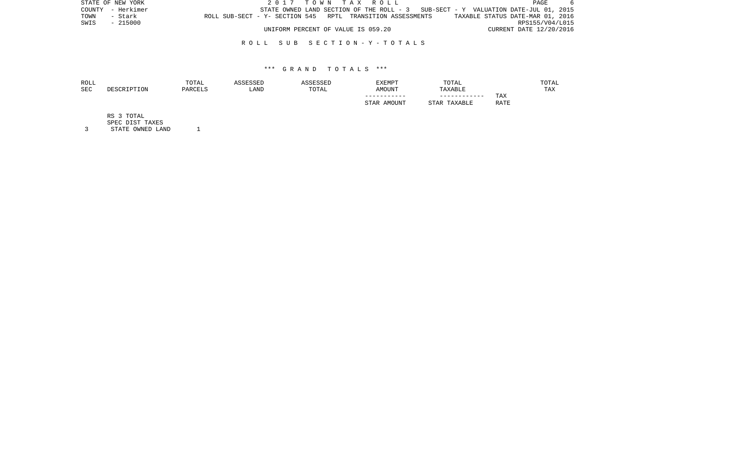STATE OF NEW YORK
COUNTY - Herkimer
TOWN - Stark
SWIS - 215000

2 0 1 7 T O W N T A X R O L L
STATE OWNED LAND SECTION OF THE ROLL - 3 SUB-SECT - Y VALUATION DATE-JUL 01, 2015
ROLL SUB-SECT - Y- SECTION 545 RPTL TRANSITION ASSESSMENTS TAXABLE STATUS DATE-MAR 01, 2016
RPS155/V04/L015
UNIFORM PERCENT OF VALUE IS 059.20 CURRENT DATE 12/20/2016

R O L L S U B S E C T I O N - Y - T O T A L S

*** G R A N D T O T A L S ***

| ROLL SEC | DESCRIPTION | TOTAL PARCELS | ASSESSED LAND | ASSESSED TOTAL | EXEMPT AMOUNT<br>-----------<br>STAR AMOUNT | TOTAL TAXABLE<br>------------<br>STAR TAXABLE | TAX RATE | TOTAL TAX |
|---|---|---|---|---|---|---|---|---|
| | RS 3 TOTAL | | | | | | | |
| | SPEC DIST TAXES | | | | | | | |
| 3 | STATE OWNED LAND | 1 | | | | | | |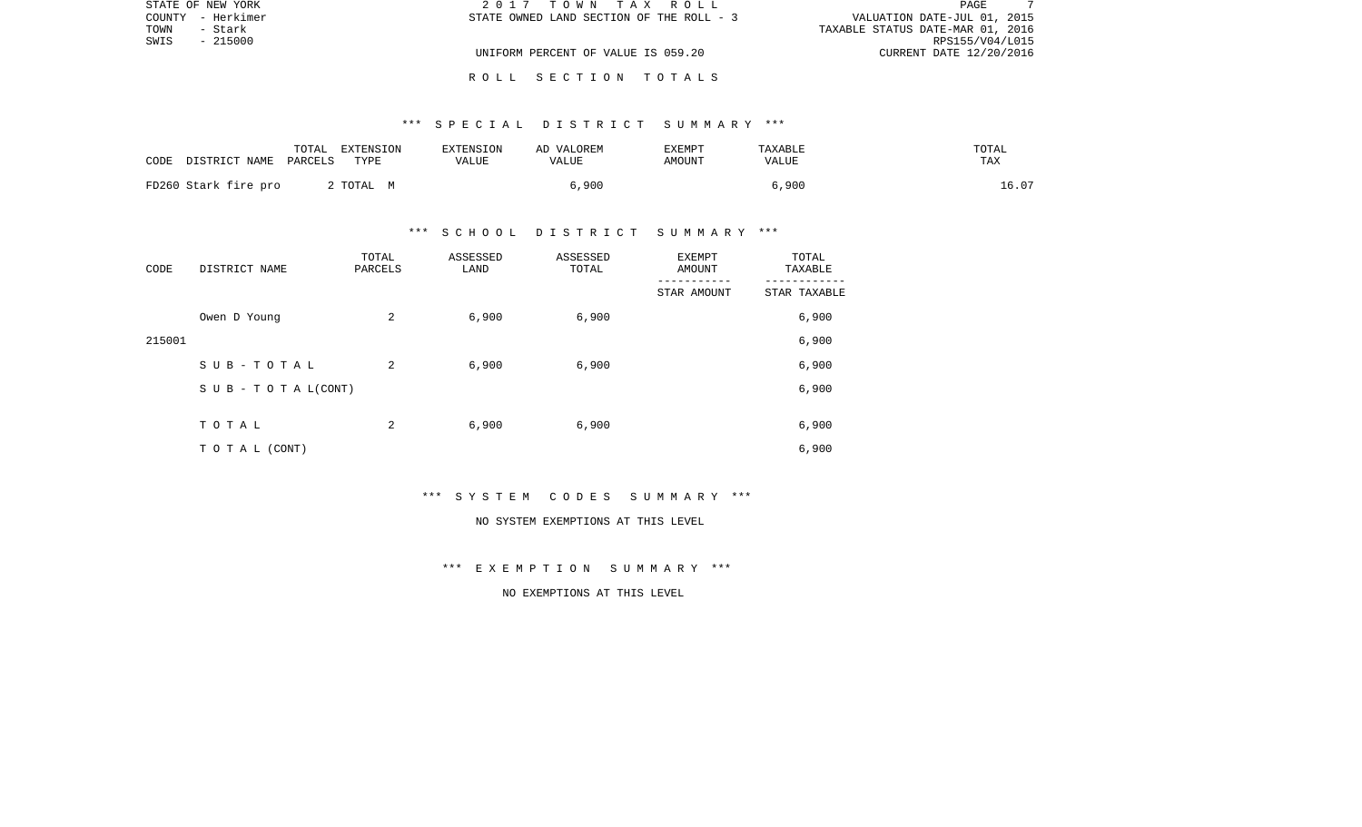STATE OF NEW YORK
COUNTY - Herkimer
TOWN - Stark
SWIS - 215000

2 0 1 7 T O W N T A X R O L L
STATE OWNED LAND SECTION OF THE ROLL - 3

UNIFORM PERCENT OF VALUE IS 059.20

VALUATION DATE-JUL 01, 2015
TAXABLE STATUS DATE-MAR 01, 2016
RPS155/V04/L015
CURRENT DATE 12/20/2016

R O L L S E C T I O N T O T A L S

*** S P E C I A L D I S T R I C T S U M M A R Y ***

| CODE DISTRICT NAME | TOTAL PARCELS | EXTENSION TYPE | EXTENSION VALUE | AD VALOREM VALUE | EXEMPT AMOUNT | TAXABLE VALUE | TOTAL TAX |
|---|---|---|---|---|---|---|---|
| FD260 Stark fire pro | 2 | TOTAL M | | 6,900 | | 6,900 | 16.07 |

*** S C H O O L D I S T R I C T S U M M A R Y ***

| CODE | DISTRICT NAME | TOTAL PARCELS | ASSESSED LAND | ASSESSED TOTAL | EXEMPT AMOUNT / STAR AMOUNT | TOTAL TAXABLE / STAR TAXABLE |
|---|---|---|---|---|---|---|
| | Owen D Young | 2 | 6,900 | 6,900 | | 6,900 |
| 215001 | | | | | | 6,900 |
| | S U B - T O T A L | 2 | 6,900 | 6,900 | | 6,900 |
| | S U B - T O T A L(CONT) | | | | | 6,900 |
| | T O T A L | 2 | 6,900 | 6,900 | | 6,900 |
| | T O T A L (CONT) | | | | | 6,900 |

*** S Y S T E M C O D E S S U M M A R Y ***

NO SYSTEM EXEMPTIONS AT THIS LEVEL

*** E X E M P T I O N S U M M A R Y ***

NO EXEMPTIONS AT THIS LEVEL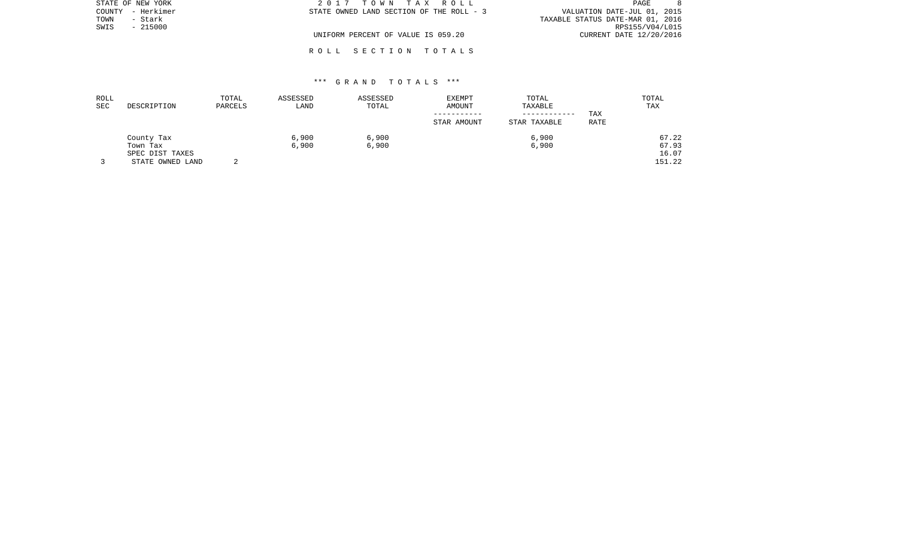STATE OF NEW YORK
COUNTY - Herkimer
TOWN - Stark
SWIS - 215000

2 0 1 7 T O W N T A X R O L L
STATE OWNED LAND SECTION OF THE ROLL - 3

UNIFORM PERCENT OF VALUE IS 059.20

VALUATION DATE-JUL 01, 2015
TAXABLE STATUS DATE-MAR 01, 2016
RPS155/V04/L015
CURRENT DATE 12/20/2016

R O L L S E C T I O N T O T A L S

\*\*\* G R A N D T O T A L S \*\*\*

| ROLL SEC | DESCRIPTION | TOTAL PARCELS | ASSESSED LAND | ASSESSED TOTAL | EXEMPT AMOUNT ----------- STAR AMOUNT | TOTAL TAXABLE ------------ STAR TAXABLE | TAX RATE | TOTAL TAX |
|---|---|---|---|---|---|---|---|---|
| | County Tax | | 6,900 | 6,900 | | 6,900 | | 67.22 |
| | Town Tax | | 6,900 | 6,900 | | 6,900 | | 67.93 |
| | SPEC DIST TAXES | | | | | | | 16.07 |
| 3 | STATE OWNED LAND | 2 | | | | | | 151.22 |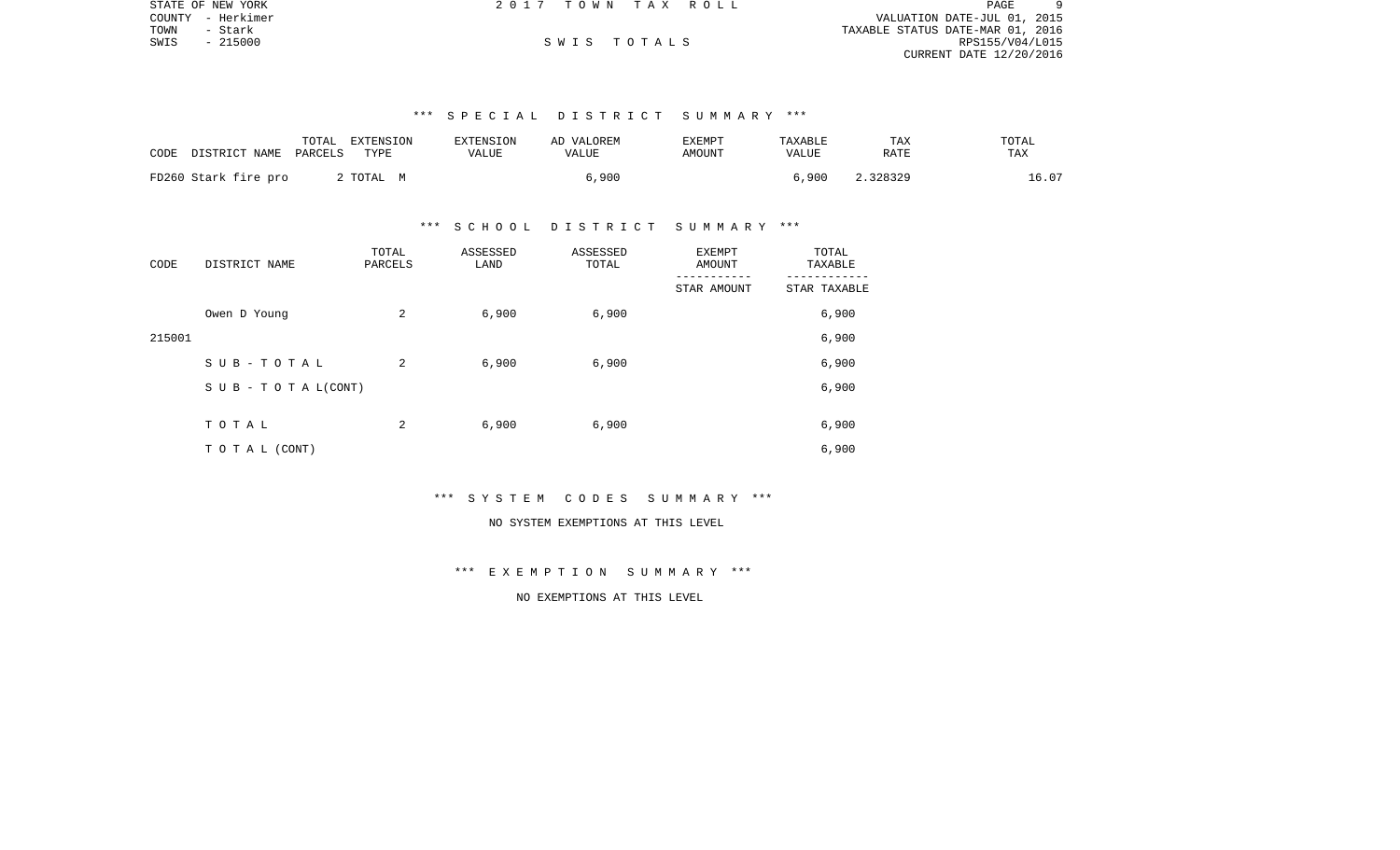STATE OF NEW YORK | 2017 TOWN TAX ROLL | VALUATION DATE-JUL 01, 2015
COUNTY - Herkimer | | TAXABLE STATUS DATE-MAR 01, 2016
TOWN - Stark | | RPS155/V04/L015
SWIS - 215000 | SWIS TOTALS | CURRENT DATE 12/20/2016

### *** SPECIAL DISTRICT SUMMARY ***

| CODE DISTRICT NAME | TOTAL PARCELS | EXTENSION TYPE | EXTENSION VALUE | AD VALOREM VALUE | EXEMPT AMOUNT | TAXABLE VALUE | TAX RATE | TOTAL TAX |
|---|---|---|---|---|---|---|---|---|
| FD260 Stark fire pro | 2 | TOTAL M | | 6,900 | | 6,900 | 2.328329 | 16.07 |

### *** SCHOOL DISTRICT SUMMARY ***

| CODE | DISTRICT NAME | TOTAL PARCELS | ASSESSED LAND | ASSESSED TOTAL | EXEMPT AMOUNT / STAR AMOUNT | TOTAL TAXABLE / STAR TAXABLE |
|---|---|---|---|---|---|---|
| | Owen D Young | 2 | 6,900 | 6,900 | | 6,900 |
| 215001 | | | | | | 6,900 |
| | S U B - T O T A L | 2 | 6,900 | 6,900 | | 6,900 |
| | S U B - T O T A L(CONT) | | | | | 6,900 |
| | T O T A L | 2 | 6,900 | 6,900 | | 6,900 |
| | T O T A L (CONT) | | | | | 6,900 |

### *** SYSTEM CODES SUMMARY ***

NO SYSTEM EXEMPTIONS AT THIS LEVEL

### *** EXEMPTION SUMMARY ***

NO EXEMPTIONS AT THIS LEVEL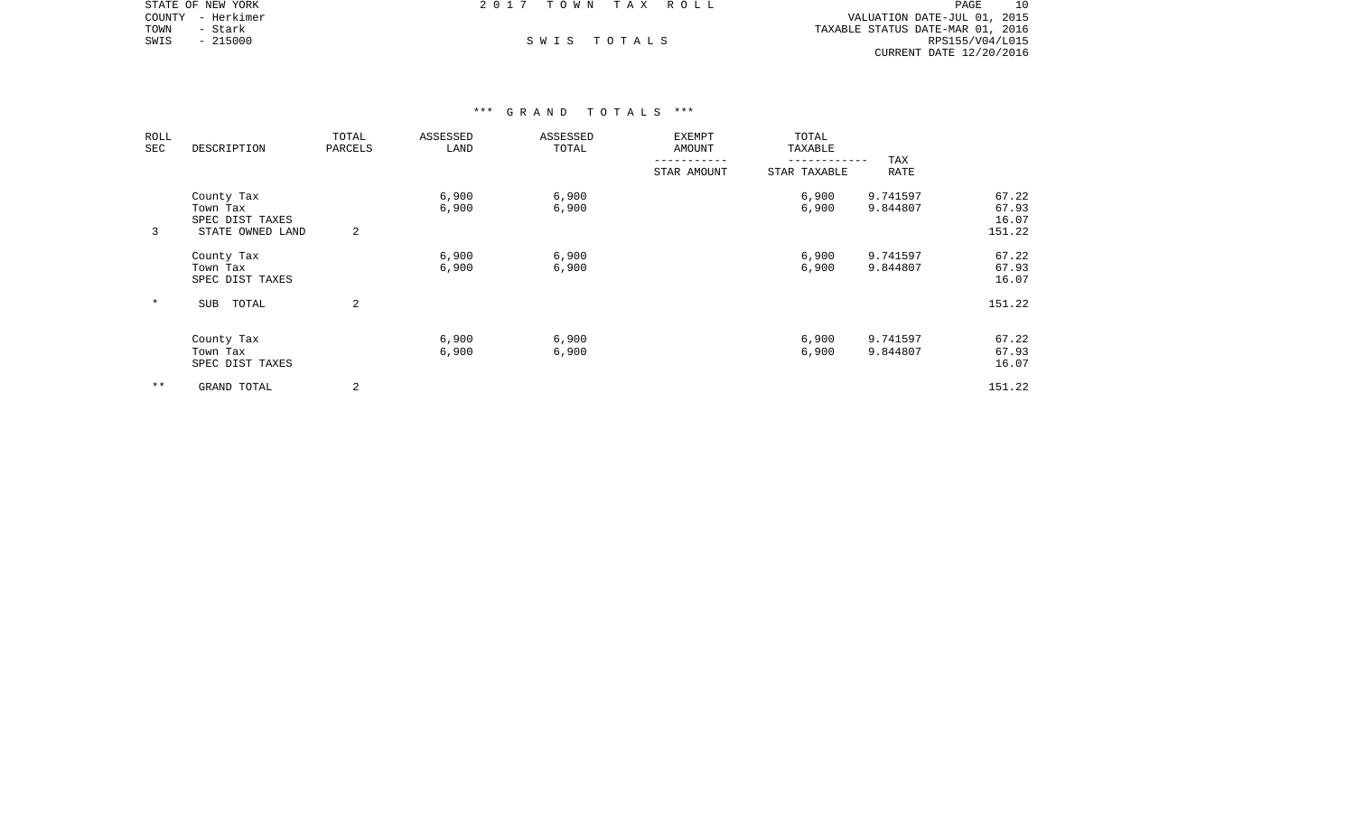STATE OF NEW YORK
COUNTY - Herkimer
TOWN - Stark
SWIS - 215000

2 0 1 7 T O W N T A X R O L L

S W I S T O T A L S

VALUATION DATE-JUL 01, 2015
TAXABLE STATUS DATE-MAR 01, 2016
RPS155/V04/L015
CURRENT DATE 12/20/2016

\*\*\* G R A N D T O T A L S \*\*\*

| ROLL SEC | DESCRIPTION | TOTAL PARCELS | ASSESSED LAND | ASSESSED TOTAL | EXEMPT AMOUNT / STAR AMOUNT | TOTAL TAXABLE / STAR TAXABLE | TAX RATE | |
|---|---|---|---|---|---|---|---|---|
| | County Tax | | 6,900 | 6,900 | | 6,900 | 9.741597 | 67.22 |
| | Town Tax | | 6,900 | 6,900 | | 6,900 | 9.844807 | 67.93 |
| | SPEC DIST TAXES | | | | | | | 16.07 |
| 3 | STATE OWNED LAND | 2 | | | | | | 151.22 |
| | County Tax | | 6,900 | 6,900 | | 6,900 | 9.741597 | 67.22 |
| | Town Tax | | 6,900 | 6,900 | | 6,900 | 9.844807 | 67.93 |
| | SPEC DIST TAXES | | | | | | | 16.07 |
| * | SUB TOTAL | 2 | | | | | | 151.22 |
| | County Tax | | 6,900 | 6,900 | | 6,900 | 9.741597 | 67.22 |
| | Town Tax | | 6,900 | 6,900 | | 6,900 | 9.844807 | 67.93 |
| | SPEC DIST TAXES | | | | | | | 16.07 |
| ** | GRAND TOTAL | 2 | | | | | | 151.22 |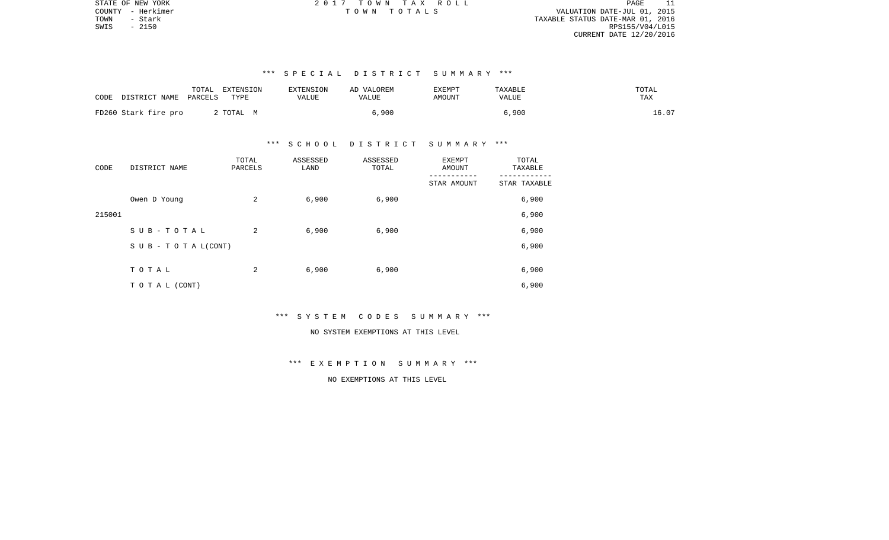STATE OF NEW YORK
COUNTY - Herkimer
TOWN - Stark
SWIS - 2150

2 0 1 7 T O W N T A X R O L L
T O W N T O T A L S

VALUATION DATE-JUL 01, 2015
TAXABLE STATUS DATE-MAR 01, 2016
RPS155/V04/L015
CURRENT DATE 12/20/2016

### *** S P E C I A L D I S T R I C T S U M M A R Y ***

| CODE DISTRICT NAME | TOTAL PARCELS | EXTENSION TYPE | EXTENSION VALUE | AD VALOREM VALUE | EXEMPT AMOUNT | TAXABLE VALUE | TOTAL TAX |
|---|---|---|---|---|---|---|---|
| FD260 Stark fire pro | 2 | TOTAL M | | 6,900 | | 6,900 | 16.07 |

### *** S C H O O L D I S T R I C T S U M M A R Y ***

| CODE | DISTRICT NAME | TOTAL PARCELS | ASSESSED LAND | ASSESSED TOTAL | EXEMPT AMOUNT / STAR AMOUNT | TOTAL TAXABLE / STAR TAXABLE |
|---|---|---|---|---|---|---|
| | Owen D Young | 2 | 6,900 | 6,900 | | 6,900 |
| 215001 | | | | | | 6,900 |
| | S U B - T O T A L | 2 | 6,900 | 6,900 | | 6,900 |
| | S U B - T O T A L(CONT) | | | | | 6,900 |
| | T O T A L | 2 | 6,900 | 6,900 | | 6,900 |
| | T O T A L (CONT) | | | | | 6,900 |

### *** S Y S T E M C O D E S S U M M A R Y ***

NO SYSTEM EXEMPTIONS AT THIS LEVEL

### *** E X E M P T I O N S U M M A R Y ***

NO EXEMPTIONS AT THIS LEVEL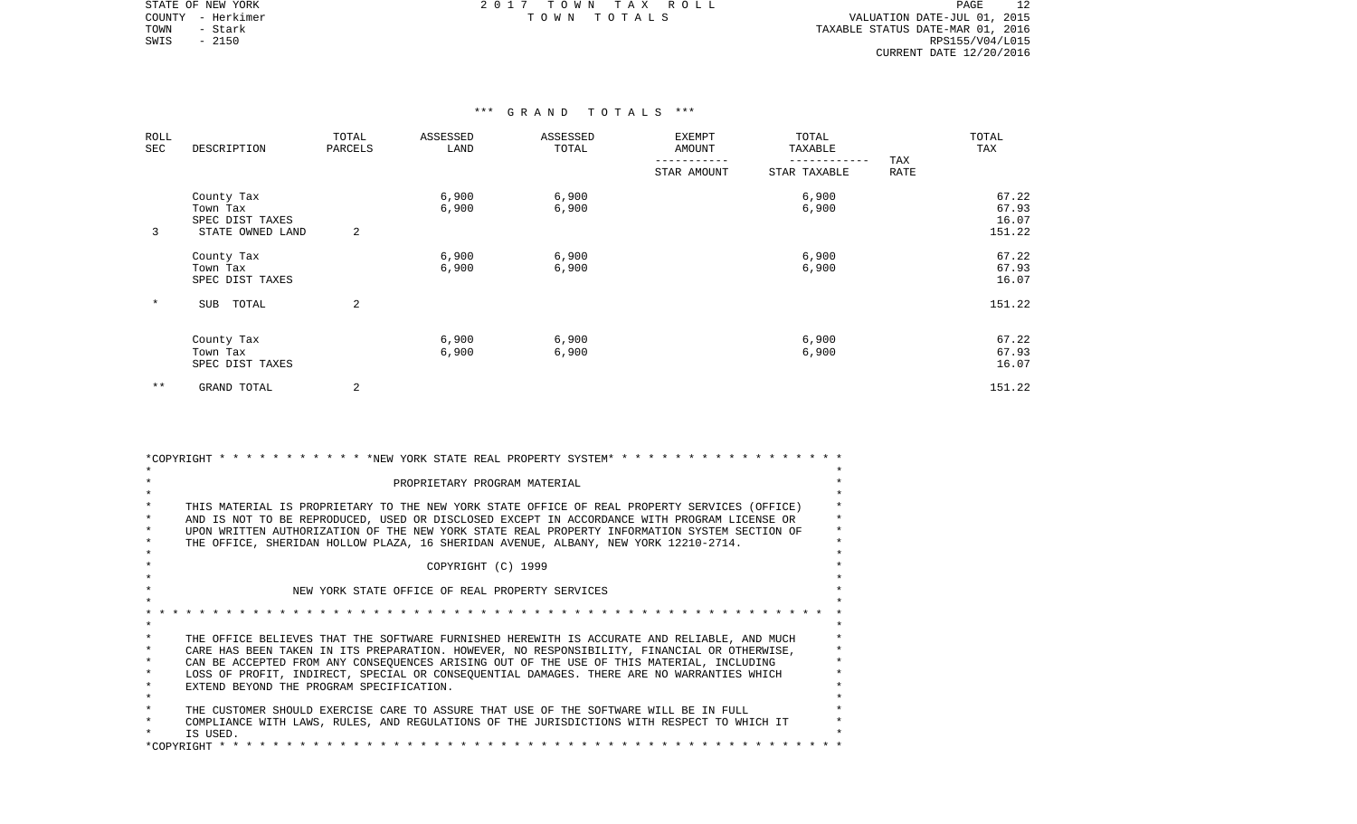STATE OF NEW YORK
COUNTY - Herkimer
TOWN - Stark
SWIS - 2150

2 0 1 7 T O W N T A X R O L L
T O W N T O T A L S

VALUATION DATE-JUL 01, 2015
TAXABLE STATUS DATE-MAR 01, 2016
RPS155/V04/L015
CURRENT DATE 12/20/2016

## *** G R A N D T O T A L S ***

| ROLL SEC | DESCRIPTION | TOTAL PARCELS | ASSESSED LAND | ASSESSED TOTAL | EXEMPT AMOUNT / STAR AMOUNT | TOTAL TAXABLE / STAR TAXABLE | TAX RATE | TOTAL TAX |
|---|---|---|---|---|---|---|---|---|
| | County Tax | | 6,900 | 6,900 | | 6,900 | | 67.22 |
| | Town Tax | | 6,900 | 6,900 | | 6,900 | | 67.93 |
| | SPEC DIST TAXES | | | | | | | 16.07 |
| 3 | STATE OWNED LAND | 2 | | | | | | 151.22 |
| | County Tax | | 6,900 | 6,900 | | 6,900 | | 67.22 |
| | Town Tax | | 6,900 | 6,900 | | 6,900 | | 67.93 |
| | SPEC DIST TAXES | | | | | | | 16.07 |
| * | SUB TOTAL | 2 | | | | | | 151.22 |
| | County Tax | | 6,900 | 6,900 | | 6,900 | | 67.22 |
| | Town Tax | | 6,900 | 6,900 | | 6,900 | | 67.93 |
| | SPEC DIST TAXES | | | | | | | 16.07 |
| ** | GRAND TOTAL | 2 | | | | | | 151.22 |

*COPYRIGHT * * * * * * * * * * * *NEW YORK STATE REAL PROPERTY SYSTEM* * * * * * * * * * * * * * * * * *

PROPRIETARY PROGRAM MATERIAL

THIS MATERIAL IS PROPRIETARY TO THE NEW YORK STATE OFFICE OF REAL PROPERTY SERVICES (OFFICE) AND IS NOT TO BE REPRODUCED, USED OR DISCLOSED EXCEPT IN ACCORDANCE WITH PROGRAM LICENSE OR UPON WRITTEN AUTHORIZATION OF THE NEW YORK STATE REAL PROPERTY INFORMATION SYSTEM SECTION OF THE OFFICE, SHERIDAN HOLLOW PLAZA, 16 SHERIDAN AVENUE, ALBANY, NEW YORK 12210-2714.

COPYRIGHT (C) 1999

NEW YORK STATE OFFICE OF REAL PROPERTY SERVICES

THE OFFICE BELIEVES THAT THE SOFTWARE FURNISHED HEREWITH IS ACCURATE AND RELIABLE, AND MUCH CARE HAS BEEN TAKEN IN ITS PREPARATION. HOWEVER, NO RESPONSIBILITY, FINANCIAL OR OTHERWISE, CAN BE ACCEPTED FROM ANY CONSEQUENCES ARISING OUT OF THE USE OF THIS MATERIAL, INCLUDING LOSS OF PROFIT, INDIRECT, SPECIAL OR CONSEQUENTIAL DAMAGES. THERE ARE NO WARRANTIES WHICH EXTEND BEYOND THE PROGRAM SPECIFICATION.

THE CUSTOMER SHOULD EXERCISE CARE TO ASSURE THAT USE OF THE SOFTWARE WILL BE IN FULL COMPLIANCE WITH LAWS, RULES, AND REGULATIONS OF THE JURISDICTIONS WITH RESPECT TO WHICH IT IS USED.

*COPYRIGHT * * * * * * * * * * * * * * * * * * * * * * * * * * * * * * * * * * * * * * * * * * * * *